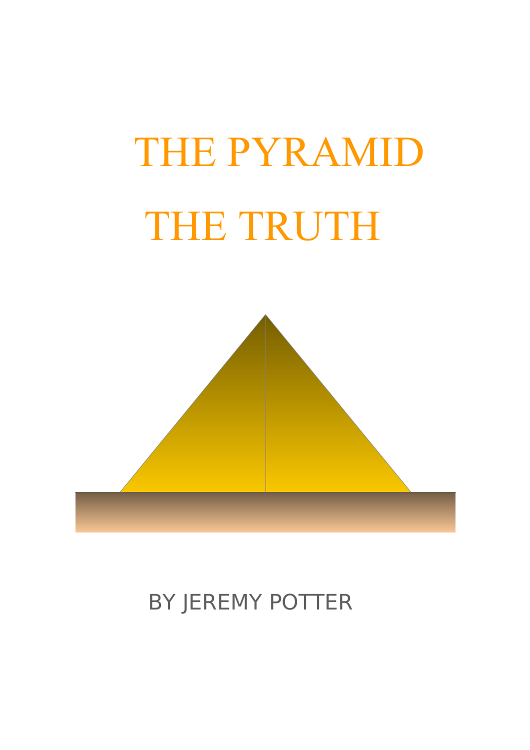# THE PYRAMID

# THE TRUTH

BY JEREMY POTTER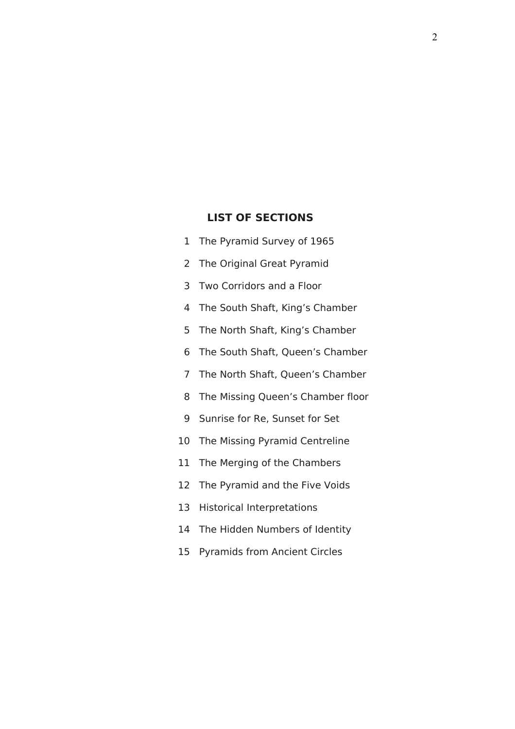## LIST OF SECTIONS

1 The Pyramid Survey of 1965

2 The Original Great Pyramid

3 Two Corridors and a Floor

4 The South Shaft, King's Chamber

5 The North Shaft, King's Chamber

6 The South Shaft, Queen's Chamber

7 The North Shaft, Queen's Chamber

8 The Missing Queen's Chamber floor

9 Sunrise for Re, Sunset for Set

10 The Missing Pyramid Centreline

11 The Merging of the Chambers

12 The Pyramid and the Five Voids

13 Historical Interpretations

14 The Hidden Numbers of Identity

15 Pyramids from Ancient Circles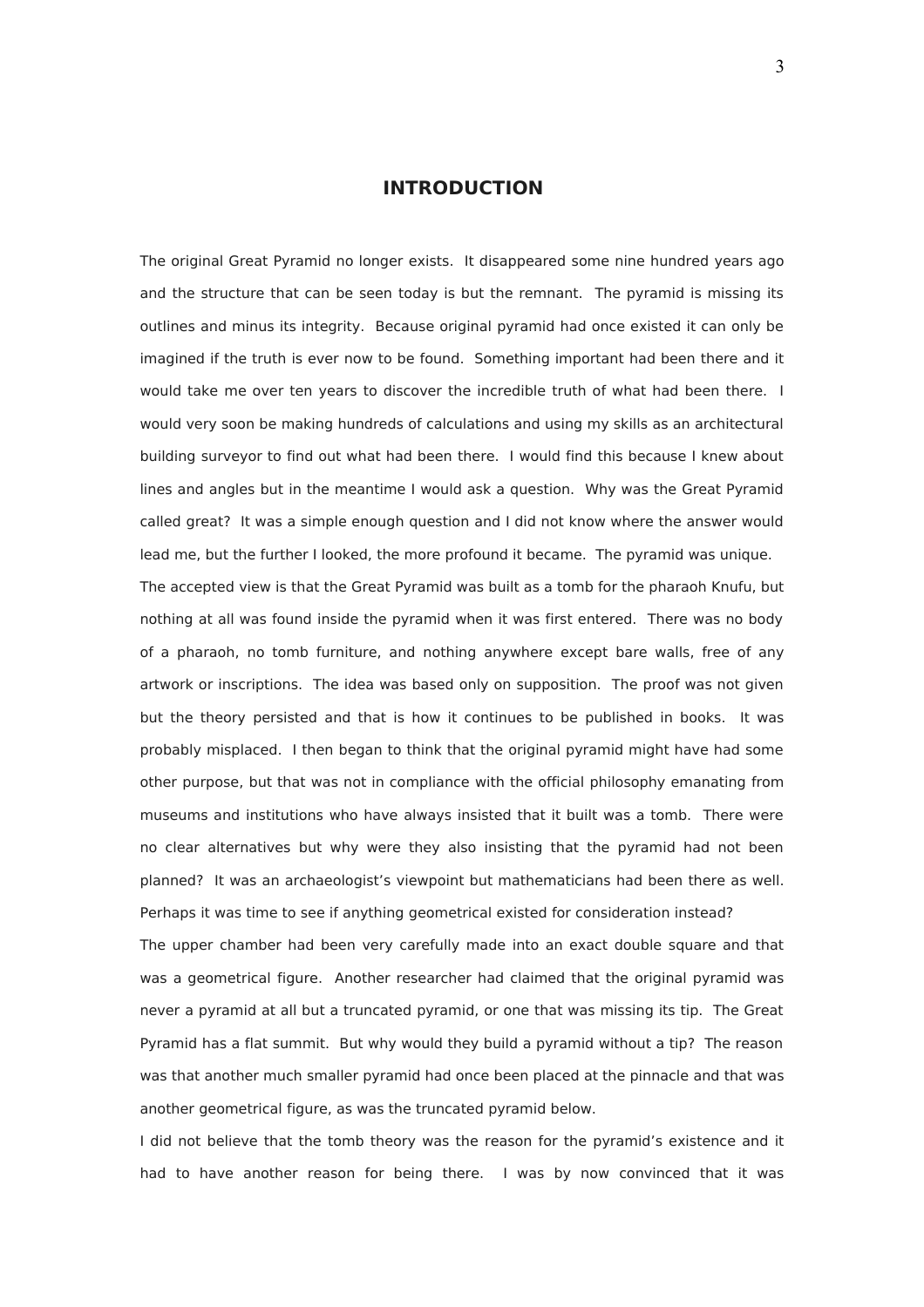# INTRODUCTION

The original Great Pyramid no longer exists. It disappeared some nine hundred years ago and the structure that can be seen today is but the remnant. The pyramid is missing its outlines and minus its integrity. Because original pyramid had once existed it can only be imagined if the truth is ever now to be found. Something important had been there and it would take me over ten years to discover the incredible truth of what had been there. I would very soon be making hundreds of calculations and using my skills as an architectural building surveyor to find out what had been there. I would find this because I knew about lines and angles but in the meantime I would ask a question. Why was the Great Pyramid called great? It was a simple enough question and I did not know where the answer would lead me, but the further I looked, the more profound it became. The pyramid was unique.

The accepted view is that the Great Pyramid was built as a tomb for the pharaoh Knufu, but nothing at all was found inside the pyramid when it was first entered. There was no body of a pharaoh, no tomb furniture, and nothing anywhere except bare walls, free of any artwork or inscriptions. The idea was based only on supposition. The proof was not given but the theory persisted and that is how it continues to be published in books. It was probably misplaced. I then began to think that the original pyramid might have had some other purpose, but that was not in compliance with the official philosophy emanating from museums and institutions who have always insisted that it built was a tomb. There were no clear alternatives but why were they also insisting that the pyramid had not been planned? It was an archaeologist's viewpoint but mathematicians had been there as well. Perhaps it was time to see if anything geometrical existed for consideration instead?

The upper chamber had been very carefully made into an exact double square and that was a geometrical figure. Another researcher had claimed that the original pyramid was never a pyramid at all but a truncated pyramid, or one that was missing its tip. The Great Pyramid has a flat summit. But why would they build a pyramid without a tip? The reason was that another much smaller pyramid had once been placed at the pinnacle and that was another geometrical figure, as was the truncated pyramid below.

I did not believe that the tomb theory was the reason for the pyramid's existence and it had to have another reason for being there. I was by now convinced that it was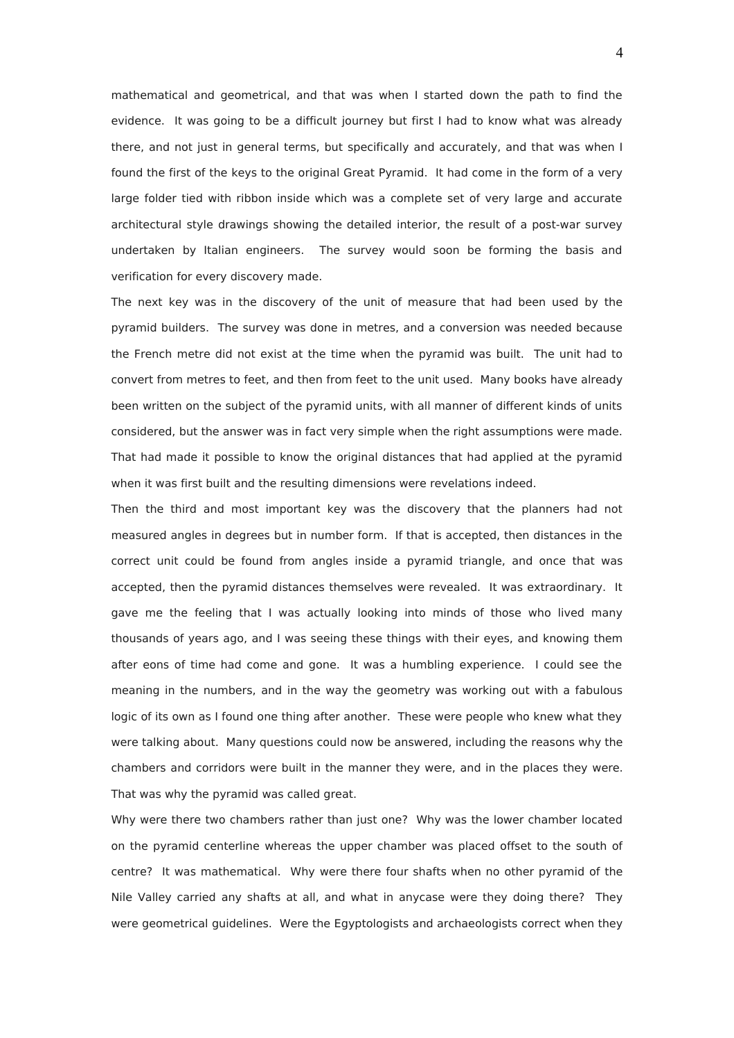mathematical and geometrical, and that was when I started down the path to find the evidence. It was going to be a difficult journey but first I had to know what was already there, and not just in general terms, but specifically and accurately, and that was when I found the first of the keys to the original Great Pyramid. It had come in the form of a very large folder tied with ribbon inside which was a complete set of very large and accurate architectural style drawings showing the detailed interior, the result of a post-war survey undertaken by Italian engineers. The survey would soon be forming the basis and verification for every discovery made.

The next key was in the discovery of the unit of measure that had been used by the pyramid builders. The survey was done in metres, and a conversion was needed because the French metre did not exist at the time when the pyramid was built. The unit had to convert from metres to feet, and then from feet to the unit used. Many books have already been written on the subject of the pyramid units, with all manner of different kinds of units considered, but the answer was in fact very simple when the right assumptions were made. That had made it possible to know the original distances that had applied at the pyramid when it was first built and the resulting dimensions were revelations indeed.

Then the third and most important key was the discovery that the planners had not measured angles in degrees but in number form. If that is accepted, then distances in the correct unit could be found from angles inside a pyramid triangle, and once that was accepted, then the pyramid distances themselves were revealed. It was extraordinary. It gave me the feeling that I was actually looking into minds of those who lived many thousands of years ago, and I was seeing these things with their eyes, and knowing them after eons of time had come and gone. It was a humbling experience. I could see the meaning in the numbers, and in the way the geometry was working out with a fabulous logic of its own as I found one thing after another. These were people who knew what they were talking about. Many questions could now be answered, including the reasons why the chambers and corridors were built in the manner they were, and in the places they were. That was why the pyramid was called great.

Why were there two chambers rather than just one? Why was the lower chamber located on the pyramid centerline whereas the upper chamber was placed offset to the south of centre? It was mathematical. Why were there four shafts when no other pyramid of the Nile Valley carried any shafts at all, and what in anycase were they doing there? They were geometrical guidelines. Were the Egyptologists and archaeologists correct when they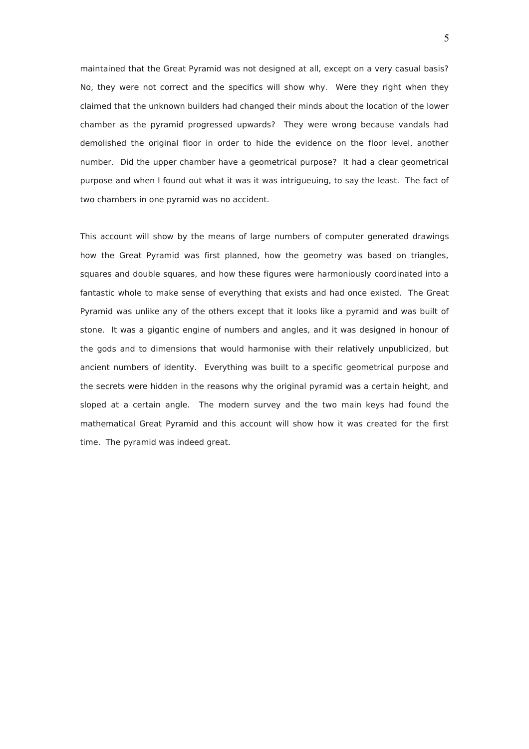maintained that the Great Pyramid was not designed at all, except on a very casual basis? No, they were not correct and the specifics will show why. Were they right when they claimed that the unknown builders had changed their minds about the location of the lower chamber as the pyramid progressed upwards? They were wrong because vandals had demolished the original floor in order to hide the evidence on the floor level, another number. Did the upper chamber have a geometrical purpose? It had a clear geometrical purpose and when I found out what it was it was intrigueuing, to say the least. The fact of two chambers in one pyramid was no accident.

This account will show by the means of large numbers of computer generated drawings how the Great Pyramid was first planned, how the geometry was based on triangles, squares and double squares, and how these figures were harmoniously coordinated into a fantastic whole to make sense of everything that exists and had once existed. The Great Pyramid was unlike any of the others except that it looks like a pyramid and was built of stone. It was a gigantic engine of numbers and angles, and it was designed in honour of the gods and to dimensions that would harmonise with their relatively unpublicized, but ancient numbers of identity. Everything was built to a specific geometrical purpose and the secrets were hidden in the reasons why the original pyramid was a certain height, and sloped at a certain angle. The modern survey and the two main keys had found the mathematical Great Pyramid and this account will show how it was created for the first time. The pyramid was indeed great.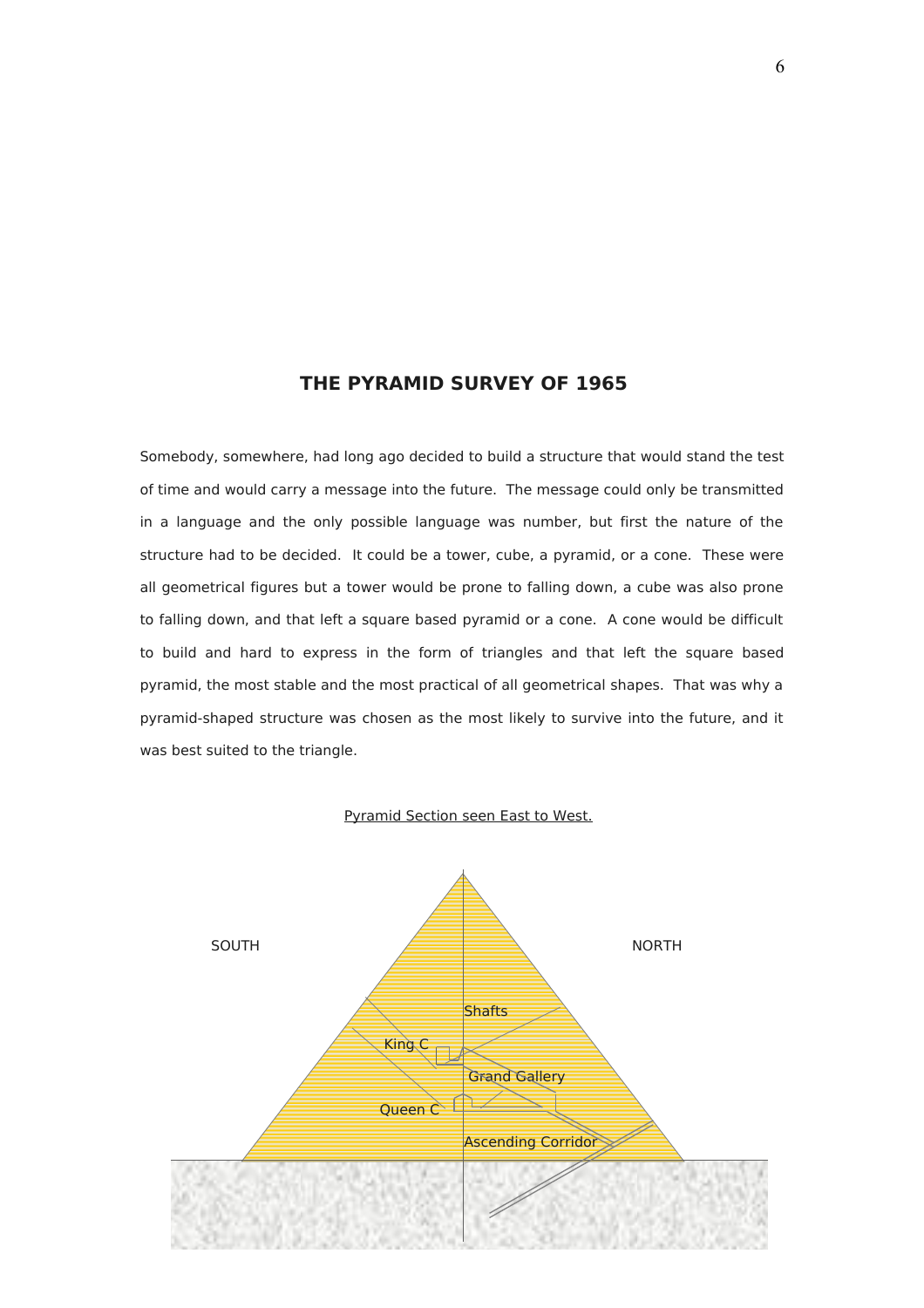## THE PYRAMID SURVEY OF 1965

Somebody, somewhere, had long ago decided to build a structure that would stand the test of time and would carry a message into the future. The message could only be transmitted in a language and the only possible language was number, but first the nature of the structure had to be decided. It could be a tower, cube, a pyramid, or a cone. These were all geometrical figures but a tower would be prone to falling down, a cube was also prone to falling down, and that left a square based pyramid or a cone. A cone would be difficult to build and hard to express in the form of triangles and that left the square based pyramid, the most stable and the most practical of all geometrical shapes. That was why a pyramid-shaped structure was chosen as the most likely to survive into the future, and it was best suited to the triangle.

Pyramid Section seen East to West.

SOUTH NORTH

Shafts

King C

Grand Gallery

Queen C

Ascending Corridor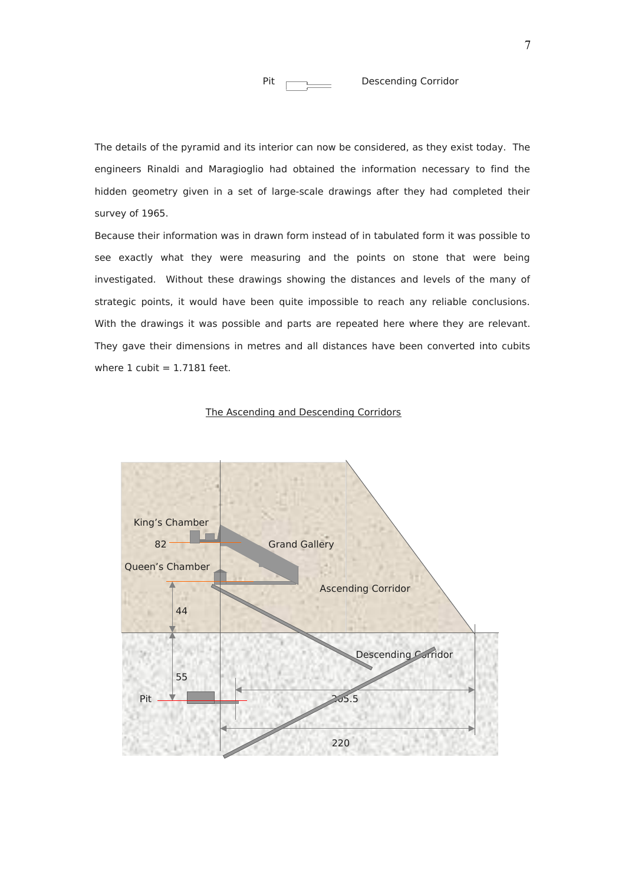Pit Descending Corridor

The details of the pyramid and its interior can now be considered, as they exist today. The engineers Rinaldi and Maragioglio had obtained the information necessary to find the hidden geometry given in a set of large-scale drawings after they had completed their survey of 1965.

Because their information was in drawn form instead of in tabulated form it was possible to see exactly what they were measuring and the points on stone that were being investigated. Without these drawings showing the distances and levels of the many of strategic points, it would have been quite impossible to reach any reliable conclusions. With the drawings it was possible and parts are repeated here where they are relevant. They gave their dimensions in metres and all distances have been converted into cubits where 1 cubit = 1.7181 feet.

## The Ascending and Descending Corridors

King's Chamber

82

Grand Gallery

Queen's Chamber

Ascending Corridor

44

Descending Corridor

55

Pit

205.5

220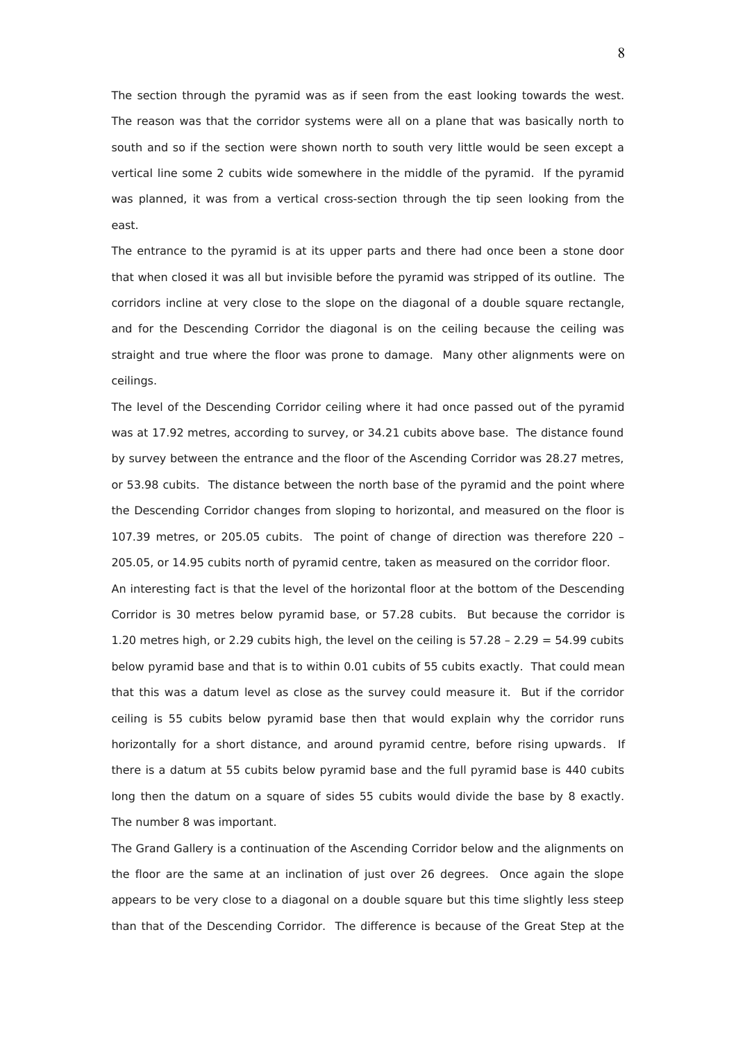The section through the pyramid was as if seen from the east looking towards the west. The reason was that the corridor systems were all on a plane that was basically north to south and so if the section were shown north to south very little would be seen except a vertical line some 2 cubits wide somewhere in the middle of the pyramid. If the pyramid was planned, it was from a vertical cross-section through the tip seen looking from the east.

The entrance to the pyramid is at its upper parts and there had once been a stone door that when closed it was all but invisible before the pyramid was stripped of its outline. The corridors incline at very close to the slope on the diagonal of a double square rectangle, and for the Descending Corridor the diagonal is on the ceiling because the ceiling was straight and true where the floor was prone to damage. Many other alignments were on ceilings.

The level of the Descending Corridor ceiling where it had once passed out of the pyramid was at 17.92 metres, according to survey, or 34.21 cubits above base. The distance found by survey between the entrance and the floor of the Ascending Corridor was 28.27 metres, or 53.98 cubits. The distance between the north base of the pyramid and the point where the Descending Corridor changes from sloping to horizontal, and measured on the floor is 107.39 metres, or 205.05 cubits. The point of change of direction was therefore 220 – 205.05, or 14.95 cubits north of pyramid centre, taken as measured on the corridor floor.

An interesting fact is that the level of the horizontal floor at the bottom of the Descending Corridor is 30 metres below pyramid base, or 57.28 cubits. But because the corridor is 1.20 metres high, or 2.29 cubits high, the level on the ceiling is 57.28 – 2.29 = 54.99 cubits below pyramid base and that is to within 0.01 cubits of 55 cubits exactly. That could mean that this was a datum level as close as the survey could measure it. But if the corridor ceiling is 55 cubits below pyramid base then that would explain why the corridor runs horizontally for a short distance, and around pyramid centre, before rising upwards. If there is a datum at 55 cubits below pyramid base and the full pyramid base is 440 cubits long then the datum on a square of sides 55 cubits would divide the base by 8 exactly. The number 8 was important.

The Grand Gallery is a continuation of the Ascending Corridor below and the alignments on the floor are the same at an inclination of just over 26 degrees. Once again the slope appears to be very close to a diagonal on a double square but this time slightly less steep than that of the Descending Corridor. The difference is because of the Great Step at the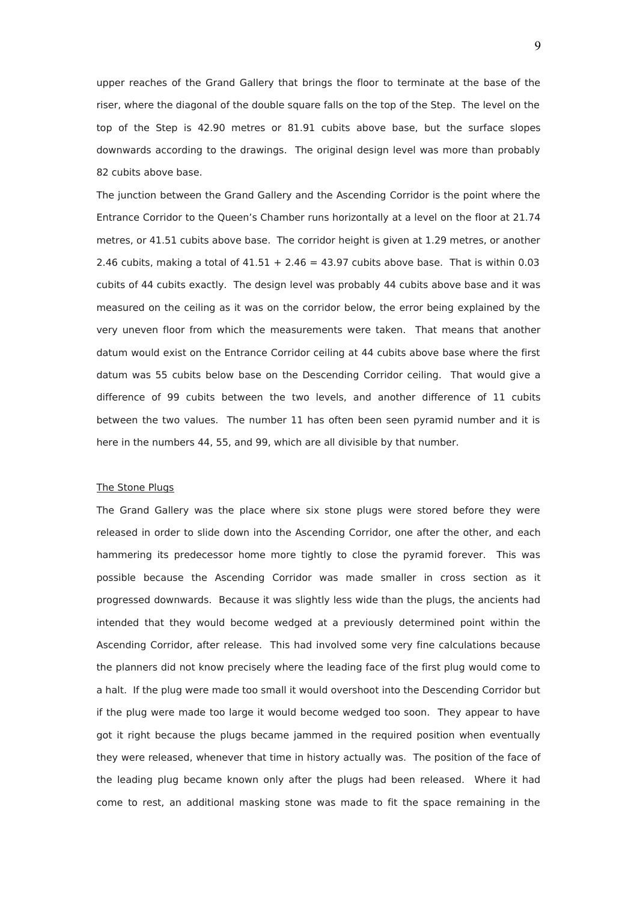upper reaches of the Grand Gallery that brings the floor to terminate at the base of the riser, where the diagonal of the double square falls on the top of the Step. The level on the top of the Step is 42.90 metres or 81.91 cubits above base, but the surface slopes downwards according to the drawings. The original design level was more than probably 82 cubits above base.

The junction between the Grand Gallery and the Ascending Corridor is the point where the Entrance Corridor to the Queen's Chamber runs horizontally at a level on the floor at 21.74 metres, or 41.51 cubits above base. The corridor height is given at 1.29 metres, or another 2.46 cubits, making a total of 41.51 + 2.46 = 43.97 cubits above base. That is within 0.03 cubits of 44 cubits exactly. The design level was probably 44 cubits above base and it was measured on the ceiling as it was on the corridor below, the error being explained by the very uneven floor from which the measurements were taken. That means that another datum would exist on the Entrance Corridor ceiling at 44 cubits above base where the first datum was 55 cubits below base on the Descending Corridor ceiling. That would give a difference of 99 cubits between the two levels, and another difference of 11 cubits between the two values. The number 11 has often been seen pyramid number and it is here in the numbers 44, 55, and 99, which are all divisible by that number.

## The Stone Plugs

The Grand Gallery was the place where six stone plugs were stored before they were released in order to slide down into the Ascending Corridor, one after the other, and each hammering its predecessor home more tightly to close the pyramid forever. This was possible because the Ascending Corridor was made smaller in cross section as it progressed downwards. Because it was slightly less wide than the plugs, the ancients had intended that they would become wedged at a previously determined point within the Ascending Corridor, after release. This had involved some very fine calculations because the planners did not know precisely where the leading face of the first plug would come to a halt. If the plug were made too small it would overshoot into the Descending Corridor but if the plug were made too large it would become wedged too soon. They appear to have got it right because the plugs became jammed in the required position when eventually they were released, whenever that time in history actually was. The position of the face of the leading plug became known only after the plugs had been released. Where it had come to rest, an additional masking stone was made to fit the space remaining in the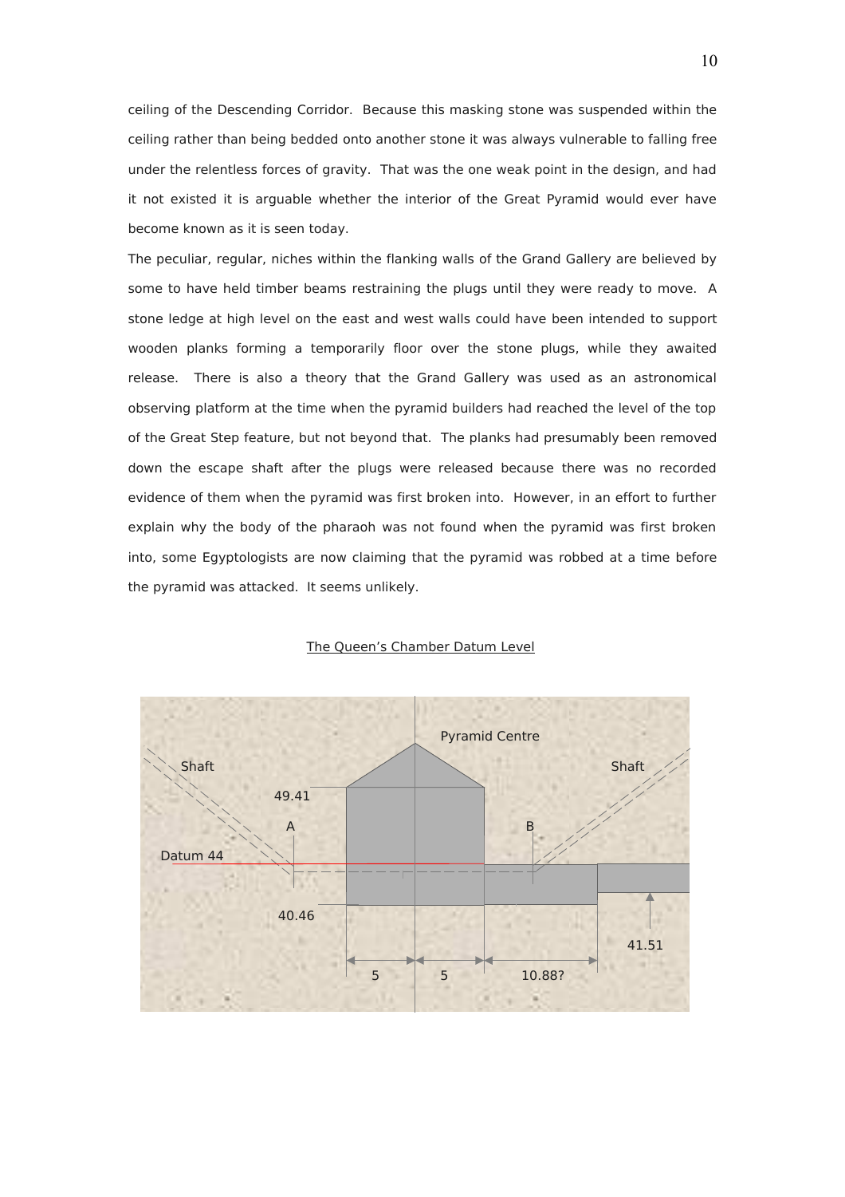ceiling of the Descending Corridor. Because this masking stone was suspended within the ceiling rather than being bedded onto another stone it was always vulnerable to falling free under the relentless forces of gravity. That was the one weak point in the design, and had it not existed it is arguable whether the interior of the Great Pyramid would ever have become known as it is seen today.

The peculiar, regular, niches within the flanking walls of the Grand Gallery are believed by some to have held timber beams restraining the plugs until they were ready to move. A stone ledge at high level on the east and west walls could have been intended to support wooden planks forming a temporarily floor over the stone plugs, while they awaited release. There is also a theory that the Grand Gallery was used as an astronomical observing platform at the time when the pyramid builders had reached the level of the top of the Great Step feature, but not beyond that. The planks had presumably been removed down the escape shaft after the plugs were released because there was no recorded evidence of them when the pyramid was first broken into. However, in an effort to further explain why the body of the pharaoh was not found when the pyramid was first broken into, some Egyptologists are now claiming that the pyramid was robbed at a time before the pyramid was attacked. It seems unlikely.

<u>The Queen's Chamber Datum Level</u>

Pyramid Centre

Shaft

Shaft

49.41

A

B

Datum 44

40.46

41.51

5 5 10.88?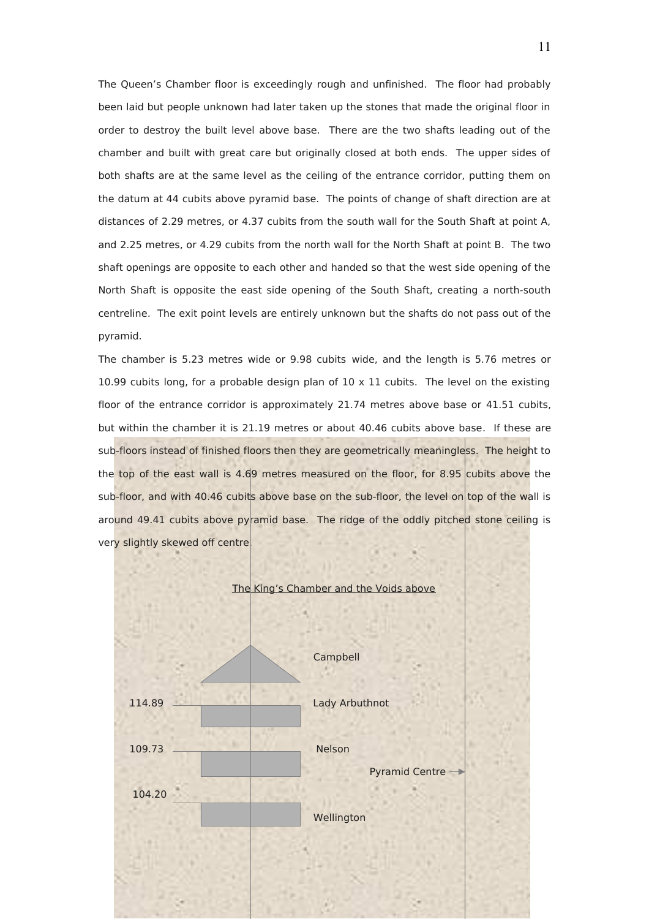The Queen's Chamber floor is exceedingly rough and unfinished. The floor had probably been laid but people unknown had later taken up the stones that made the original floor in order to destroy the built level above base. There are the two shafts leading out of the chamber and built with great care but originally closed at both ends. The upper sides of both shafts are at the same level as the ceiling of the entrance corridor, putting them on the datum at 44 cubits above pyramid base. The points of change of shaft direction are at distances of 2.29 metres, or 4.37 cubits from the south wall for the South Shaft at point A, and 2.25 metres, or 4.29 cubits from the north wall for the North Shaft at point B. The two shaft openings are opposite to each other and handed so that the west side opening of the North Shaft is opposite the east side opening of the South Shaft, creating a north-south centreline. The exit point levels are entirely unknown but the shafts do not pass out of the pyramid.

The chamber is 5.23 metres wide or 9.98 cubits wide, and the length is 5.76 metres or 10.99 cubits long, for a probable design plan of 10 x 11 cubits. The level on the existing floor of the entrance corridor is approximately 21.74 metres above base or 41.51 cubits, but within the chamber it is 21.19 metres or about 40.46 cubits above base. If these are sub-floors instead of finished floors then they are geometrically meaningless. The height to the top of the east wall is 4.69 metres measured on the floor, for 8.95 cubits above the sub-floor, and with 40.46 cubits above base on the sub-floor, the level on top of the wall is around 49.41 cubits above pyramid base. The ridge of the oddly pitched stone ceiling is very slightly skewed off centre.

The King's Chamber and the Voids above

Campbell

114.89 Lady Arbuthnot

109.73 Nelson

Pyramid Centre →

104.20 Wellington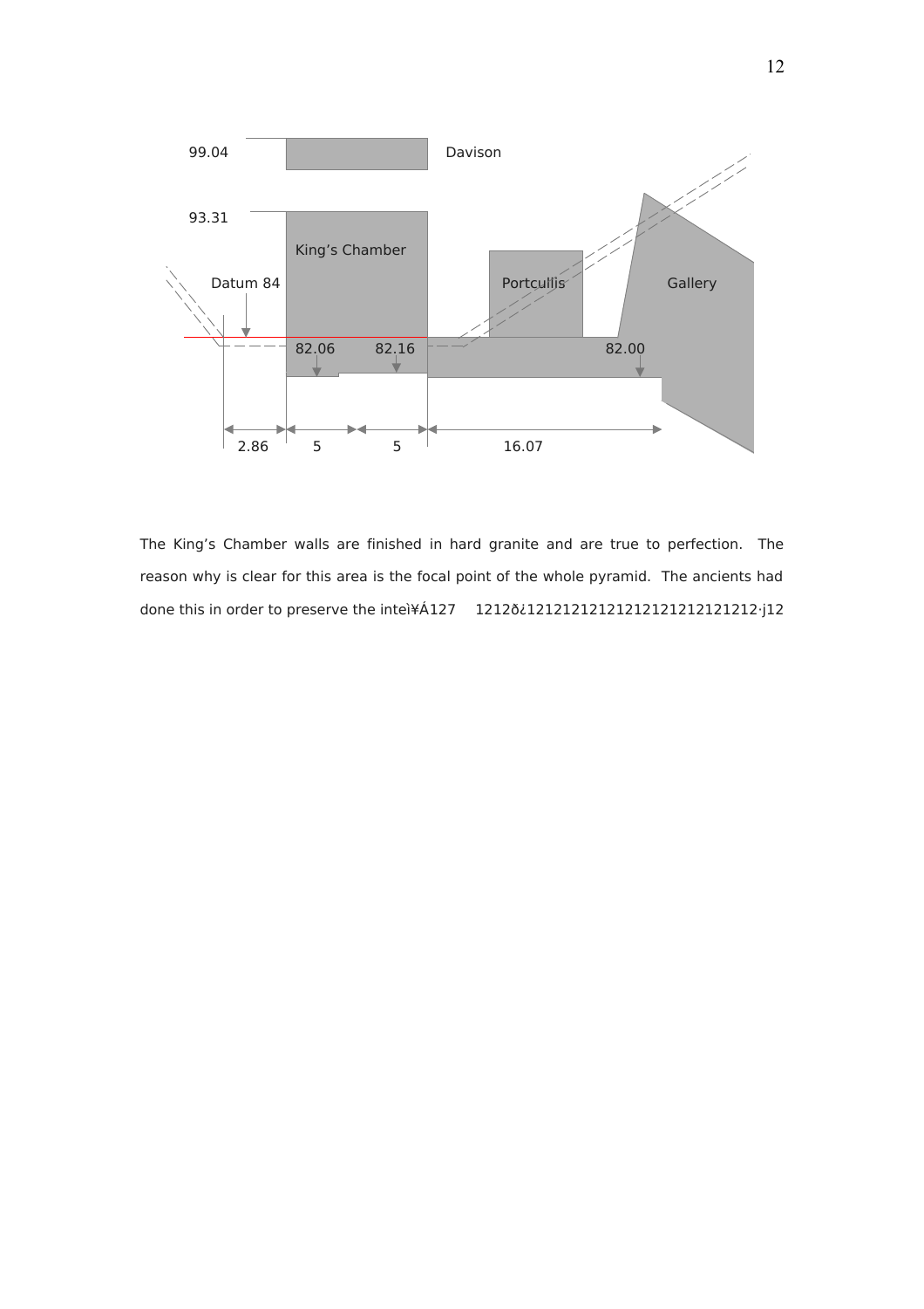99.04 Davison

93.31 King's Chamber

Datum 84 Portcullis Gallery

82.06 82.16 82.00

2.86 5 5 16.07

The King's Chamber walls are finished in hard granite and are true to perfection. The reason why is clear for this area is the focal point of the whole pyramid. The ancients had done this in order to preserve the inteì¥Á127 1212ð¿12121212121212121212121212·j12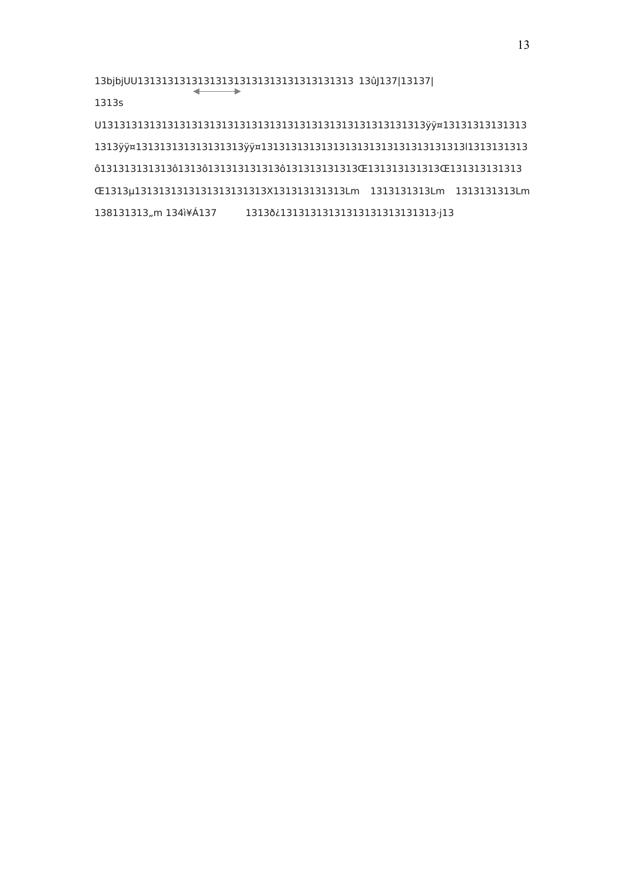13bjbjUU1313131313131313131313131313131313131313 13ûJ137|13137|

1313s

U131313131313131313131313131313131313131313131313131313131313ÿÿ¤13131313131313

1313ÿÿ¤131313131313131313ÿÿ¤131313131313131313131313131313131313l1313131313

ô131313131313ô1313ô131313131313ô131313131313Œ131313131313Œ131313131313

Œ1313µ1313131313131313131313X131313131313Lm 1313131313Lm 1313131313Lm

138131313„m 134ì¥Á137 1313ð¿13131313131313131313131313·j13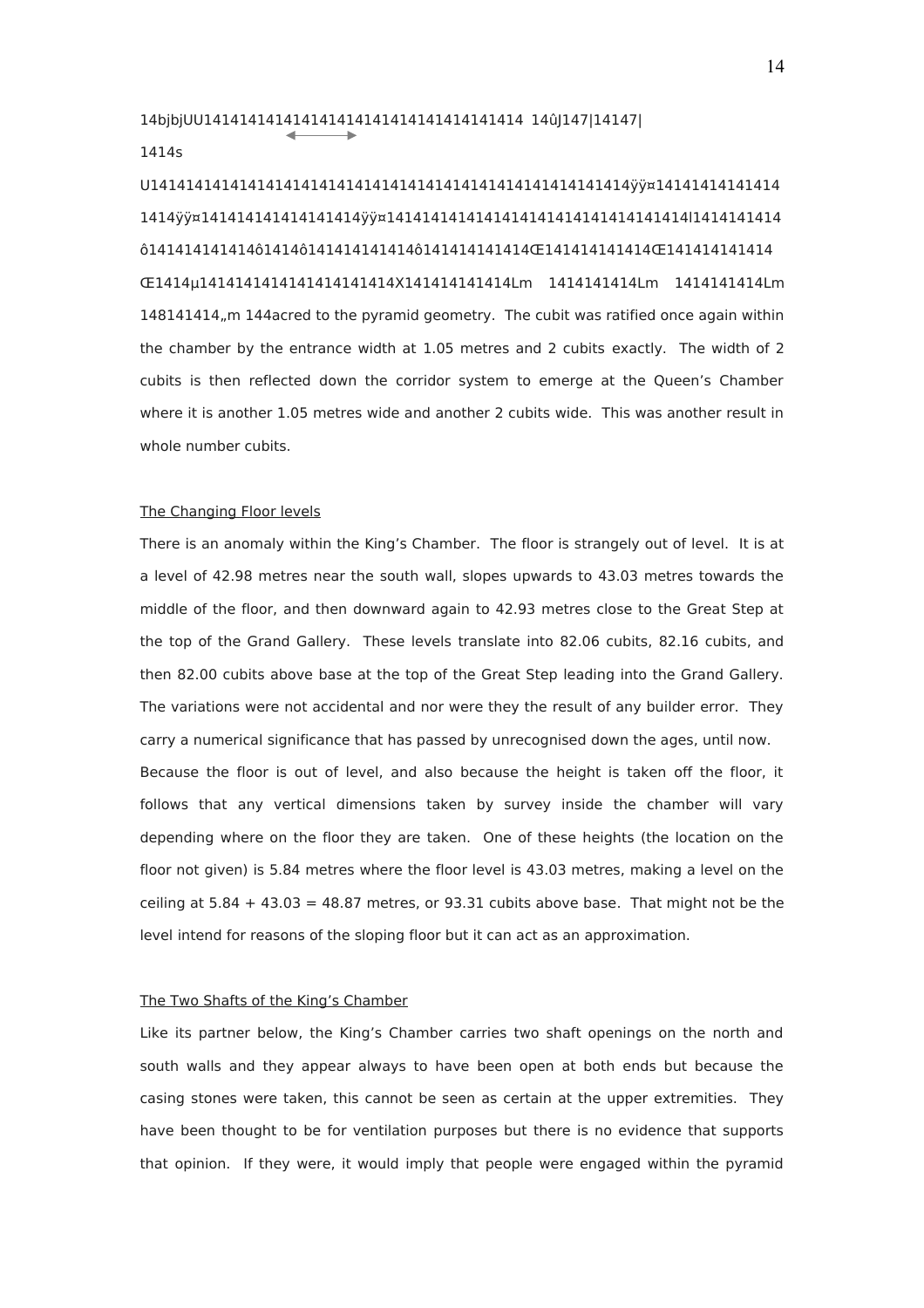14bjbjUU14141414141414141414141414141414141414 14ûJ147|14147|

1414s

U141414141414141414141414141414141414141414141414141414ÿÿ¤14141414141414 1414ÿÿ¤1414141414141414141414ÿÿ¤1414141414141414141414141414141414l1414141414 ô141414141414ô1414ô141414141414ô141414141414Œ141414141414Œ141414141414 Œ1414µ14141414141414141414X141414141414Lm 1414141414Lm 1414141414Lm 148141414„m 144acred to the pyramid geometry. The cubit was ratified once again within the chamber by the entrance width at 1.05 metres and 2 cubits exactly. The width of 2 cubits is then reflected down the corridor system to emerge at the Queen's Chamber where it is another 1.05 metres wide and another 2 cubits wide. This was another result in whole number cubits.

The Changing Floor levels

There is an anomaly within the King's Chamber. The floor is strangely out of level. It is at a level of 42.98 metres near the south wall, slopes upwards to 43.03 metres towards the middle of the floor, and then downward again to 42.93 metres close to the Great Step at the top of the Grand Gallery. These levels translate into 82.06 cubits, 82.16 cubits, and then 82.00 cubits above base at the top of the Great Step leading into the Grand Gallery. The variations were not accidental and nor were they the result of any builder error. They carry a numerical significance that has passed by unrecognised down the ages, until now.
Because the floor is out of level, and also because the height is taken off the floor, it follows that any vertical dimensions taken by survey inside the chamber will vary depending where on the floor they are taken. One of these heights (the location on the floor not given) is 5.84 metres where the floor level is 43.03 metres, making a level on the ceiling at 5.84 + 43.03 = 48.87 metres, or 93.31 cubits above base. That might not be the level intend for reasons of the sloping floor but it can act as an approximation.

The Two Shafts of the King's Chamber

Like its partner below, the King's Chamber carries two shaft openings on the north and south walls and they appear always to have been open at both ends but because the casing stones were taken, this cannot be seen as certain at the upper extremities. They have been thought to be for ventilation purposes but there is no evidence that supports that opinion. If they were, it would imply that people were engaged within the pyramid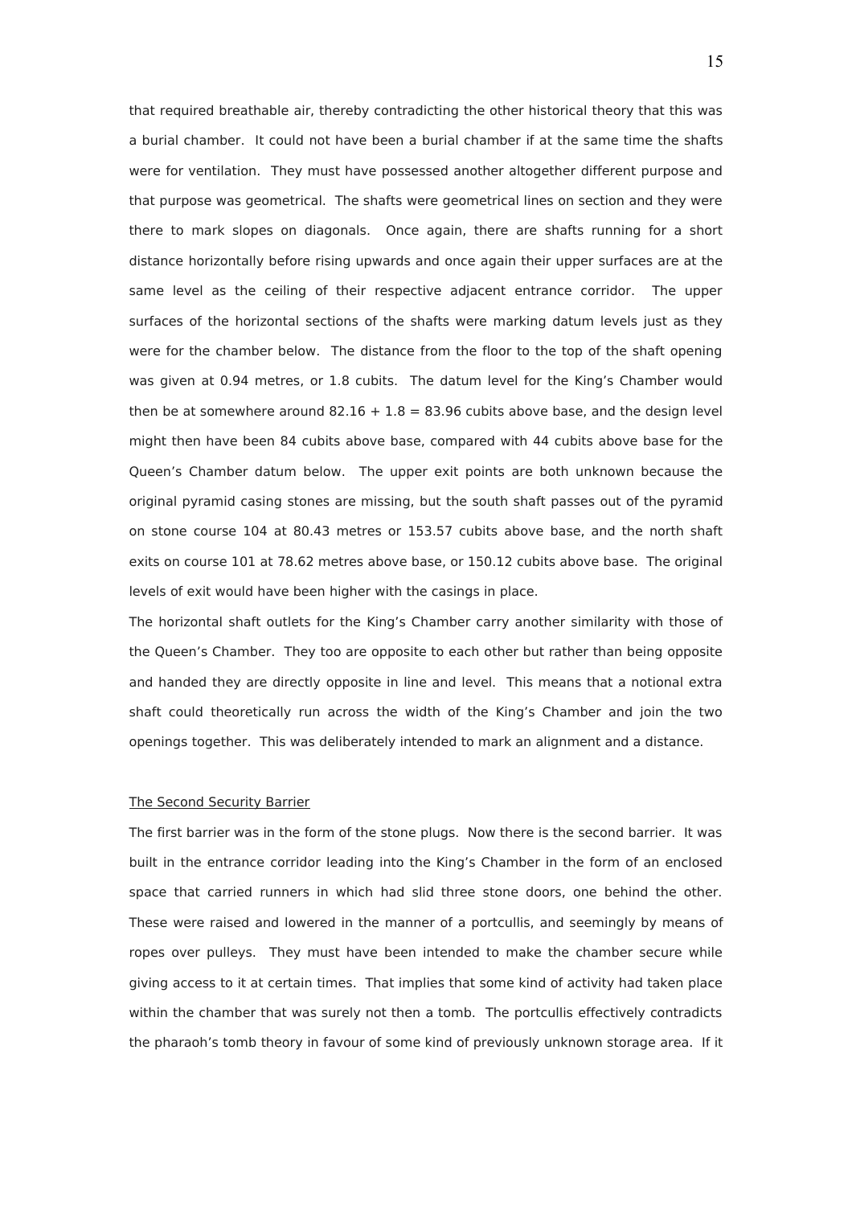that required breathable air, thereby contradicting the other historical theory that this was a burial chamber. It could not have been a burial chamber if at the same time the shafts were for ventilation. They must have possessed another altogether different purpose and that purpose was geometrical. The shafts were geometrical lines on section and they were there to mark slopes on diagonals. Once again, there are shafts running for a short distance horizontally before rising upwards and once again their upper surfaces are at the same level as the ceiling of their respective adjacent entrance corridor. The upper surfaces of the horizontal sections of the shafts were marking datum levels just as they were for the chamber below. The distance from the floor to the top of the shaft opening was given at 0.94 metres, or 1.8 cubits. The datum level for the King's Chamber would then be at somewhere around $82.16 + 1.8 = 83.96$ cubits above base, and the design level might then have been 84 cubits above base, compared with 44 cubits above base for the Queen's Chamber datum below. The upper exit points are both unknown because the original pyramid casing stones are missing, but the south shaft passes out of the pyramid on stone course 104 at 80.43 metres or 153.57 cubits above base, and the north shaft exits on course 101 at 78.62 metres above base, or 150.12 cubits above base. The original levels of exit would have been higher with the casings in place.

The horizontal shaft outlets for the King's Chamber carry another similarity with those of the Queen's Chamber. They too are opposite to each other but rather than being opposite and handed they are directly opposite in line and level. This means that a notional extra shaft could theoretically run across the width of the King's Chamber and join the two openings together. This was deliberately intended to mark an alignment and a distance.

<u>The Second Security Barrier</u>

The first barrier was in the form of the stone plugs. Now there is the second barrier. It was built in the entrance corridor leading into the King's Chamber in the form of an enclosed space that carried runners in which had slid three stone doors, one behind the other. These were raised and lowered in the manner of a portcullis, and seemingly by means of ropes over pulleys. They must have been intended to make the chamber secure while giving access to it at certain times. That implies that some kind of activity had taken place within the chamber that was surely not then a tomb. The portcullis effectively contradicts the pharaoh's tomb theory in favour of some kind of previously unknown storage area. If it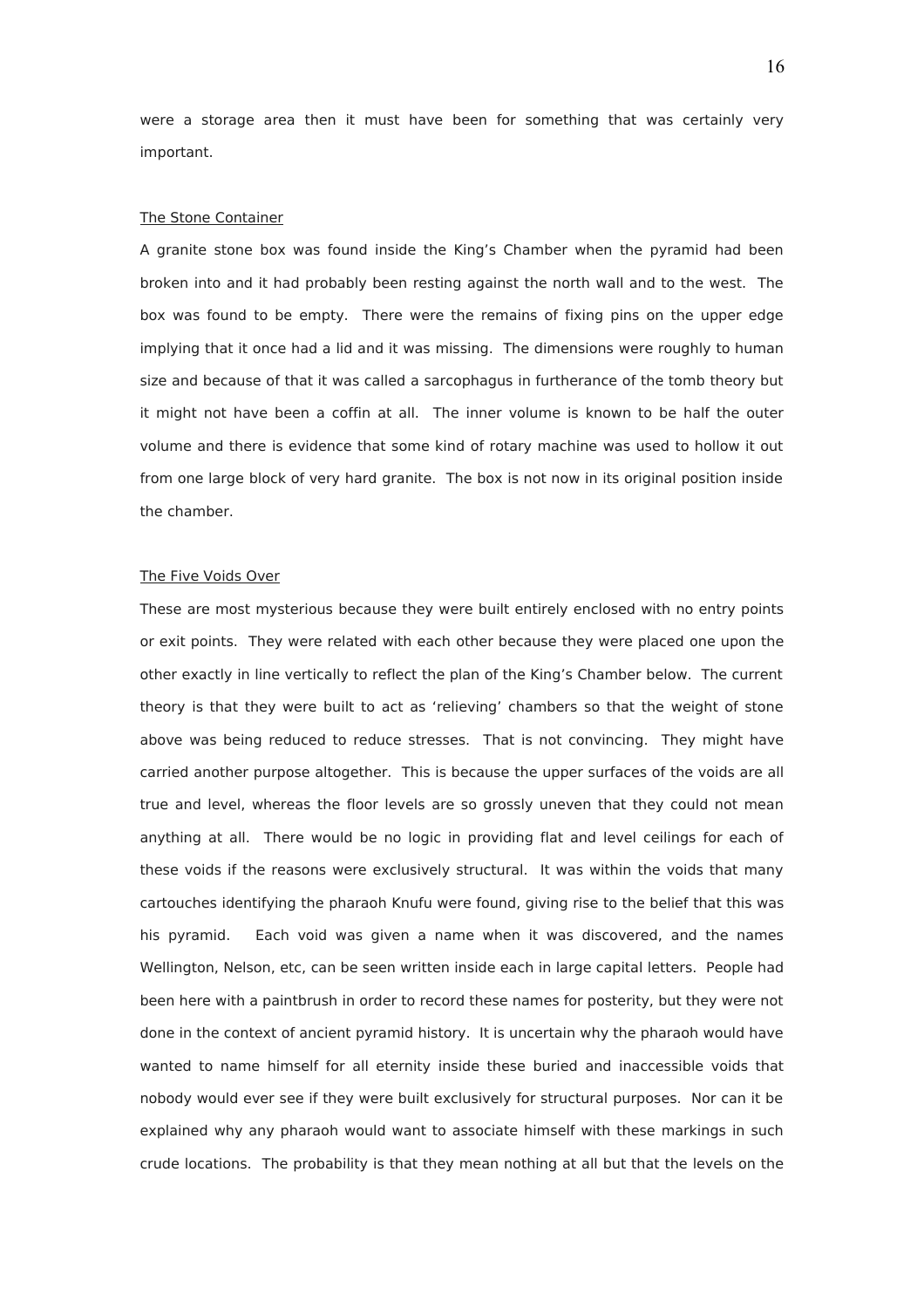were a storage area then it must have been for something that was certainly very important.

<u>The Stone Container</u>

A granite stone box was found inside the King's Chamber when the pyramid had been broken into and it had probably been resting against the north wall and to the west. The box was found to be empty. There were the remains of fixing pins on the upper edge implying that it once had a lid and it was missing. The dimensions were roughly to human size and because of that it was called a sarcophagus in furtherance of the tomb theory but it might not have been a coffin at all. The inner volume is known to be half the outer volume and there is evidence that some kind of rotary machine was used to hollow it out from one large block of very hard granite. The box is not now in its original position inside the chamber.

<u>The Five Voids Over</u>

These are most mysterious because they were built entirely enclosed with no entry points or exit points. They were related with each other because they were placed one upon the other exactly in line vertically to reflect the plan of the King's Chamber below. The current theory is that they were built to act as 'relieving' chambers so that the weight of stone above was being reduced to reduce stresses. That is not convincing. They might have carried another purpose altogether. This is because the upper surfaces of the voids are all true and level, whereas the floor levels are so grossly uneven that they could not mean anything at all. There would be no logic in providing flat and level ceilings for each of these voids if the reasons were exclusively structural. It was within the voids that many cartouches identifying the pharaoh Knufu were found, giving rise to the belief that this was his pyramid. Each void was given a name when it was discovered, and the names Wellington, Nelson, etc, can be seen written inside each in large capital letters. People had been here with a paintbrush in order to record these names for posterity, but they were not done in the context of ancient pyramid history. It is uncertain why the pharaoh would have wanted to name himself for all eternity inside these buried and inaccessible voids that nobody would ever see if they were built exclusively for structural purposes. Nor can it be explained why any pharaoh would want to associate himself with these markings in such crude locations. The probability is that they mean nothing at all but that the levels on the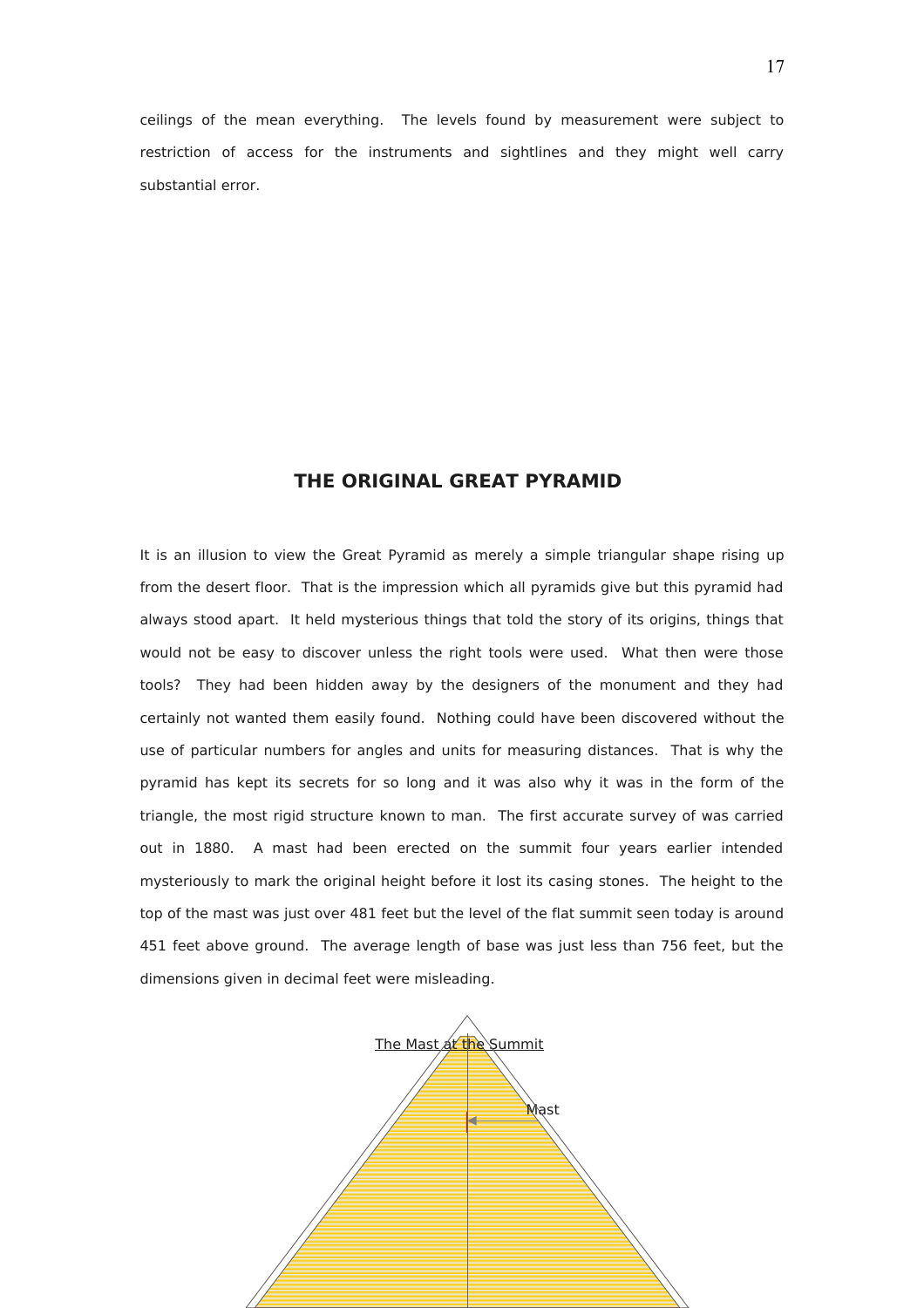ceilings of the mean everything. The levels found by measurement were subject to restriction of access for the instruments and sightlines and they might well carry substantial error.

## THE ORIGINAL GREAT PYRAMID

It is an illusion to view the Great Pyramid as merely a simple triangular shape rising up from the desert floor. That is the impression which all pyramids give but this pyramid had always stood apart. It held mysterious things that told the story of its origins, things that would not be easy to discover unless the right tools were used. What then were those tools? They had been hidden away by the designers of the monument and they had certainly not wanted them easily found. Nothing could have been discovered without the use of particular numbers for angles and units for measuring distances. That is why the pyramid has kept its secrets for so long and it was also why it was in the form of the triangle, the most rigid structure known to man. The first accurate survey of was carried out in 1880. A mast had been erected on the summit four years earlier intended mysteriously to mark the original height before it lost its casing stones. The height to the top of the mast was just over 481 feet but the level of the flat summit seen today is around 451 feet above ground. The average length of base was just less than 756 feet, but the dimensions given in decimal feet were misleading.

The Mast at the Summit

Mast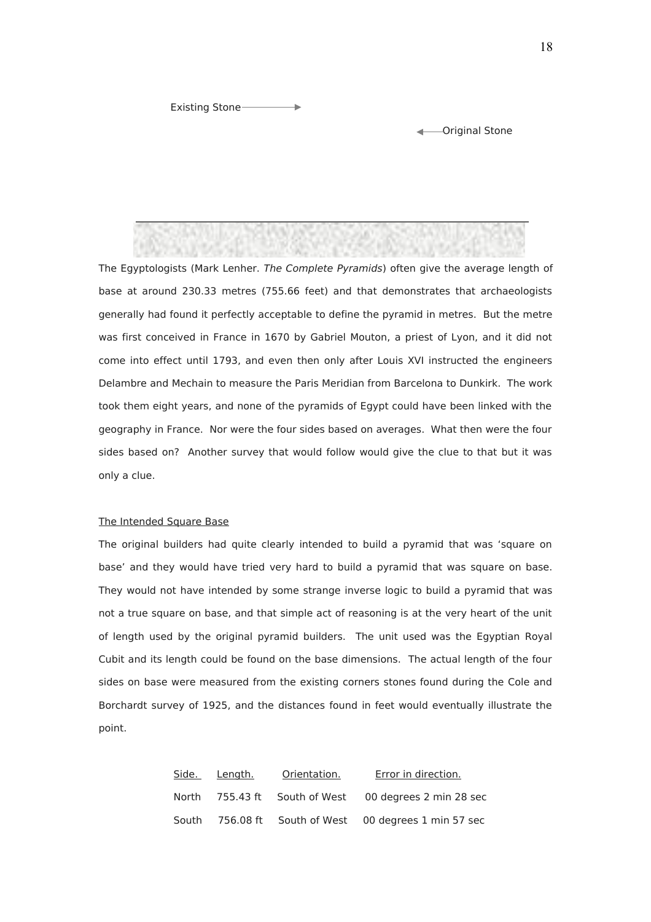Existing Stone

Original Stone

The Egyptologists (Mark Lenher. *The Complete Pyramids*) often give the average length of base at around 230.33 metres (755.66 feet) and that demonstrates that archaeologists generally had found it perfectly acceptable to define the pyramid in metres. But the metre was first conceived in France in 1670 by Gabriel Mouton, a priest of Lyon, and it did not come into effect until 1793, and even then only after Louis XVI instructed the engineers Delambre and Mechain to measure the Paris Meridian from Barcelona to Dunkirk. The work took them eight years, and none of the pyramids of Egypt could have been linked with the geography in France. Nor were the four sides based on averages. What then were the four sides based on? Another survey that would follow would give the clue to that but it was only a clue.

## The Intended Square Base

The original builders had quite clearly intended to build a pyramid that was 'square on base' and they would have tried very hard to build a pyramid that was square on base. They would not have intended by some strange inverse logic to build a pyramid that was not a true square on base, and that simple act of reasoning is at the very heart of the unit of length used by the original pyramid builders. The unit used was the Egyptian Royal Cubit and its length could be found on the base dimensions. The actual length of the four sides on base were measured from the existing corners stones found during the Cole and Borchardt survey of 1925, and the distances found in feet would eventually illustrate the point.

| Side. | Length. | Orientation. | Error in direction. |
|---|---|---|---|
| North | 755.43 ft | South of West | 00 degrees 2 min 28 sec |
| South | 756.08 ft | South of West | 00 degrees 1 min 57 sec |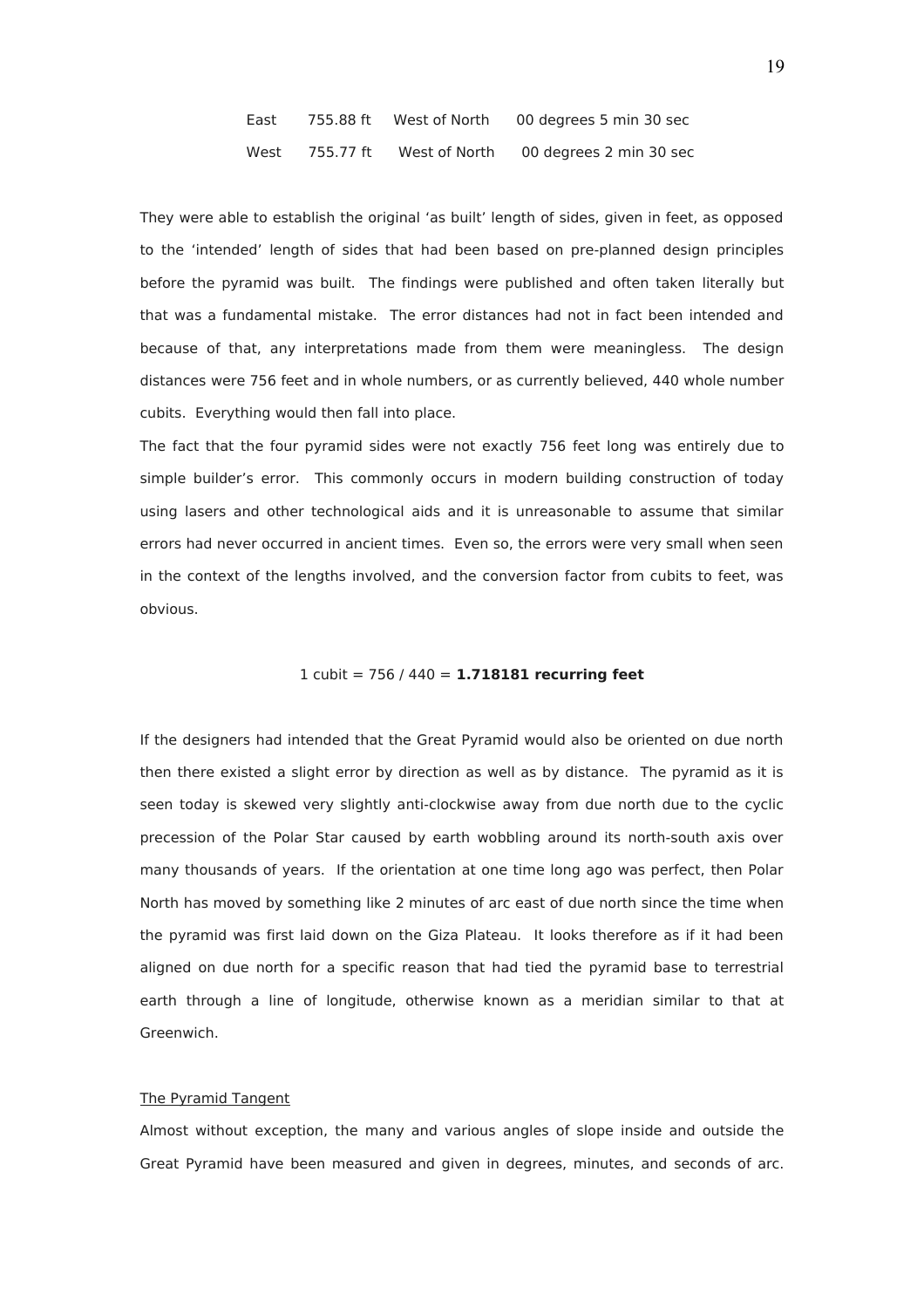| | | | |
|---|---|---|---|
| East | 755.88 ft | West of North | 00 degrees 5 min 30 sec |
| West | 755.77 ft | West of North | 00 degrees 2 min 30 sec |

They were able to establish the original 'as built' length of sides, given in feet, as opposed to the 'intended' length of sides that had been based on pre-planned design principles before the pyramid was built. The findings were published and often taken literally but that was a fundamental mistake. The error distances had not in fact been intended and because of that, any interpretations made from them were meaningless. The design distances were 756 feet and in whole numbers, or as currently believed, 440 whole number cubits. Everything would then fall into place.

The fact that the four pyramid sides were not exactly 756 feet long was entirely due to simple builder's error. This commonly occurs in modern building construction of today using lasers and other technological aids and it is unreasonable to assume that similar errors had never occurred in ancient times. Even so, the errors were very small when seen in the context of the lengths involved, and the conversion factor from cubits to feet, was obvious.

1 cubit = 756 / 440 = **1.718181 recurring feet**

If the designers had intended that the Great Pyramid would also be oriented on due north then there existed a slight error by direction as well as by distance. The pyramid as it is seen today is skewed very slightly anti-clockwise away from due north due to the cyclic precession of the Polar Star caused by earth wobbling around its north-south axis over many thousands of years. If the orientation at one time long ago was perfect, then Polar North has moved by something like 2 minutes of arc east of due north since the time when the pyramid was first laid down on the Giza Plateau. It looks therefore as if it had been aligned on due north for a specific reason that had tied the pyramid base to terrestrial earth through a line of longitude, otherwise known as a meridian similar to that at Greenwich.

<u>The Pyramid Tangent</u>

Almost without exception, the many and various angles of slope inside and outside the Great Pyramid have been measured and given in degrees, minutes, and seconds of arc.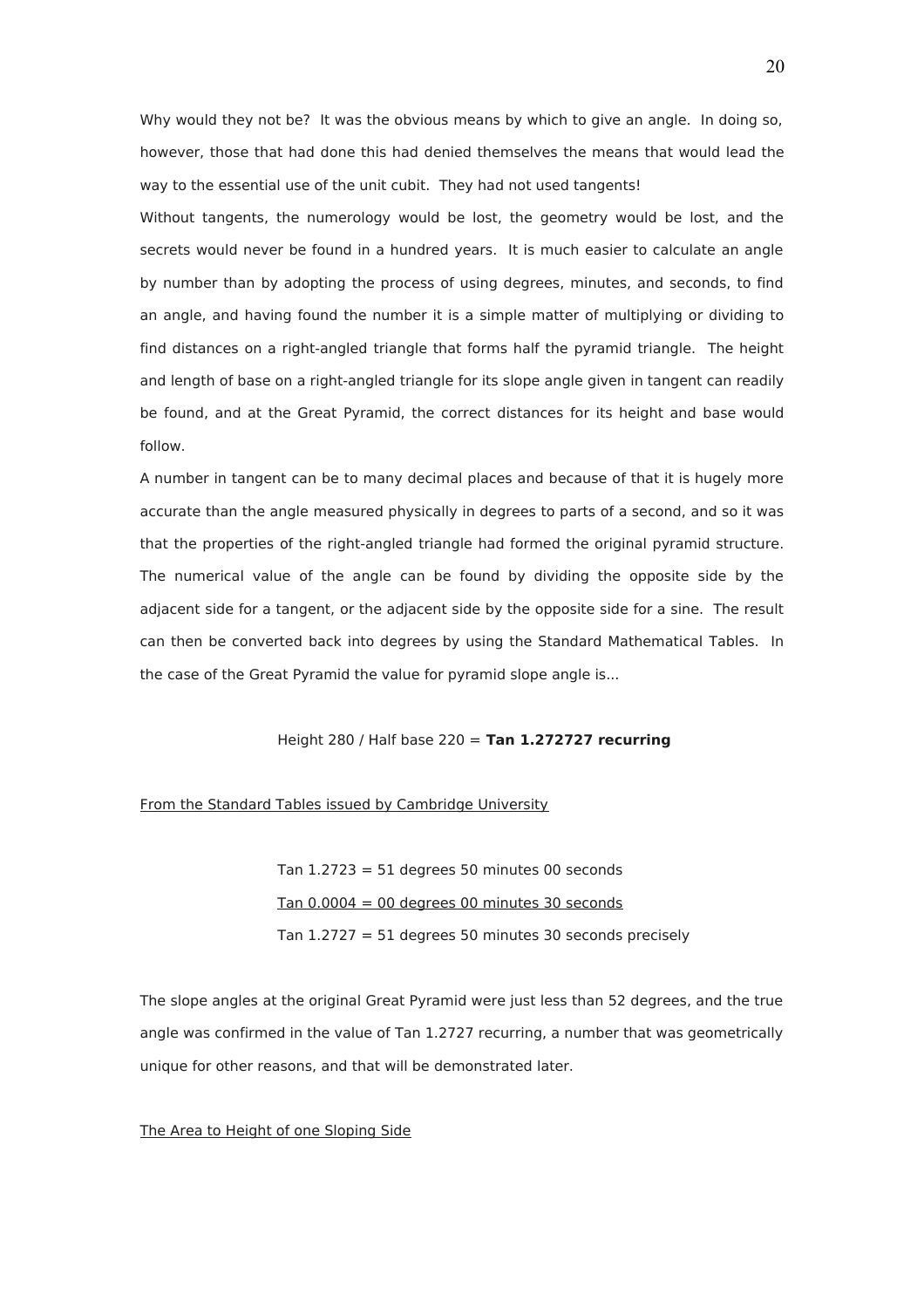Why would they not be? It was the obvious means by which to give an angle. In doing so, however, those that had done this had denied themselves the means that would lead the way to the essential use of the unit cubit. They had not used tangents!

Without tangents, the numerology would be lost, the geometry would be lost, and the secrets would never be found in a hundred years. It is much easier to calculate an angle by number than by adopting the process of using degrees, minutes, and seconds, to find an angle, and having found the number it is a simple matter of multiplying or dividing to find distances on a right-angled triangle that forms half the pyramid triangle. The height and length of base on a right-angled triangle for its slope angle given in tangent can readily be found, and at the Great Pyramid, the correct distances for its height and base would follow.

A number in tangent can be to many decimal places and because of that it is hugely more accurate than the angle measured physically in degrees to parts of a second, and so it was that the properties of the right-angled triangle had formed the original pyramid structure. The numerical value of the angle can be found by dividing the opposite side by the adjacent side for a tangent, or the adjacent side by the opposite side for a sine. The result can then be converted back into degrees by using the Standard Mathematical Tables. In the case of the Great Pyramid the value for pyramid slope angle is...

Height 280 / Half base 220 = **Tan 1.272727 recurring**

From the Standard Tables issued by Cambridge University

Tan 1.2723 = 51 degrees 50 minutes 00 seconds

Tan 0.0004 = 00 degrees 00 minutes 30 seconds

Tan 1.2727 = 51 degrees 50 minutes 30 seconds precisely

The slope angles at the original Great Pyramid were just less than 52 degrees, and the true angle was confirmed in the value of Tan 1.2727 recurring, a number that was geometrically unique for other reasons, and that will be demonstrated later.

The Area to Height of one Sloping Side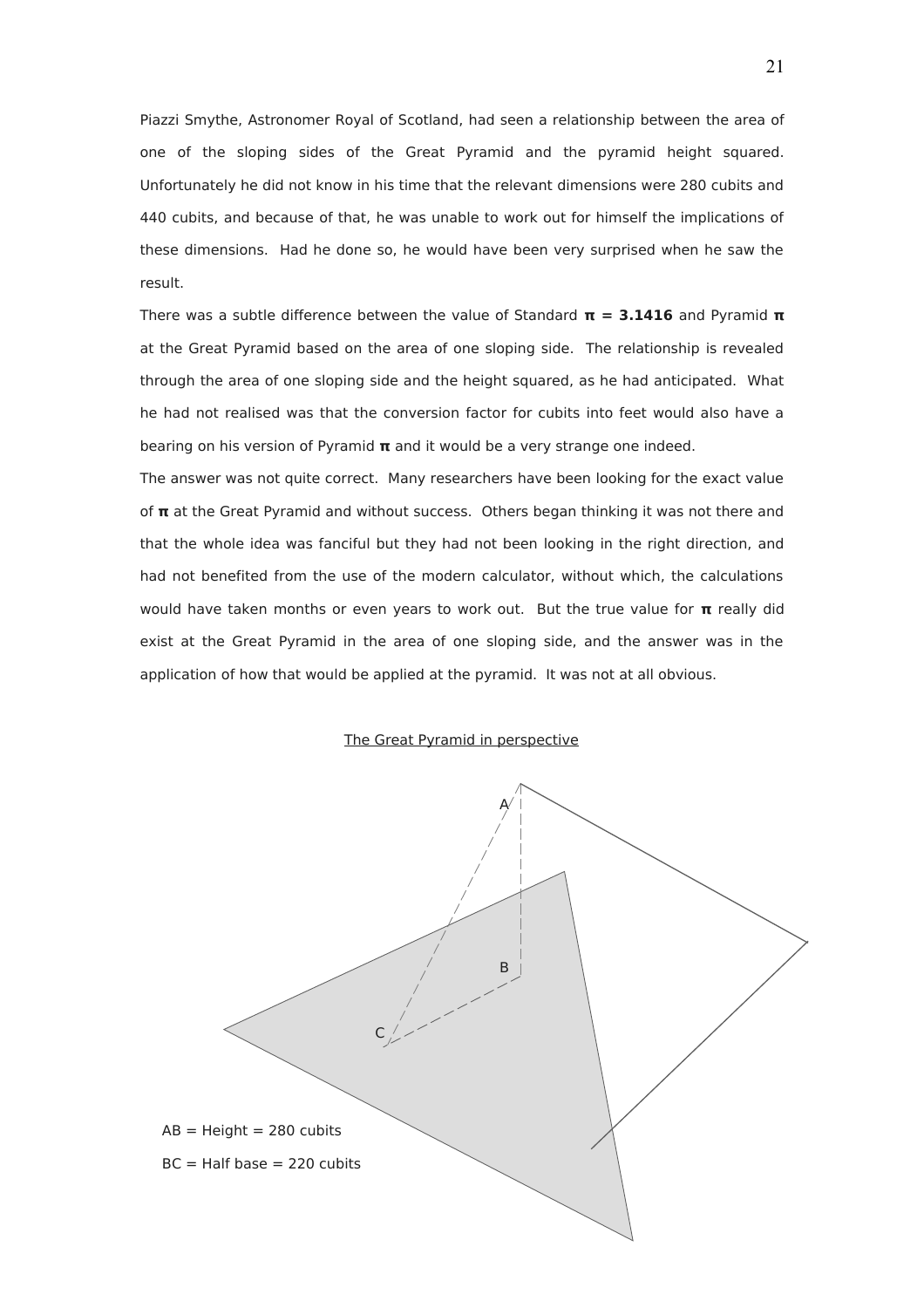Piazzi Smythe, Astronomer Royal of Scotland, had seen a relationship between the area of one of the sloping sides of the Great Pyramid and the pyramid height squared. Unfortunately he did not know in his time that the relevant dimensions were 280 cubits and 440 cubits, and because of that, he was unable to work out for himself the implications of these dimensions. Had he done so, he would have been very surprised when he saw the result.

There was a subtle difference between the value of Standard **π = 3.1416** and Pyramid **π** at the Great Pyramid based on the area of one sloping side. The relationship is revealed through the area of one sloping side and the height squared, as he had anticipated. What he had not realised was that the conversion factor for cubits into feet would also have a bearing on his version of Pyramid **π** and it would be a very strange one indeed.

The answer was not quite correct. Many researchers have been looking for the exact value of **π** at the Great Pyramid and without success. Others began thinking it was not there and that the whole idea was fanciful but they had not been looking in the right direction, and had not benefited from the use of the modern calculator, without which, the calculations would have taken months or even years to work out. But the true value for **π** really did exist at the Great Pyramid in the area of one sloping side, and the answer was in the application of how that would be applied at the pyramid. It was not at all obvious.

The Great Pyramid in perspective

A

B

C

AB = Height = 280 cubits

BC = Half base = 220 cubits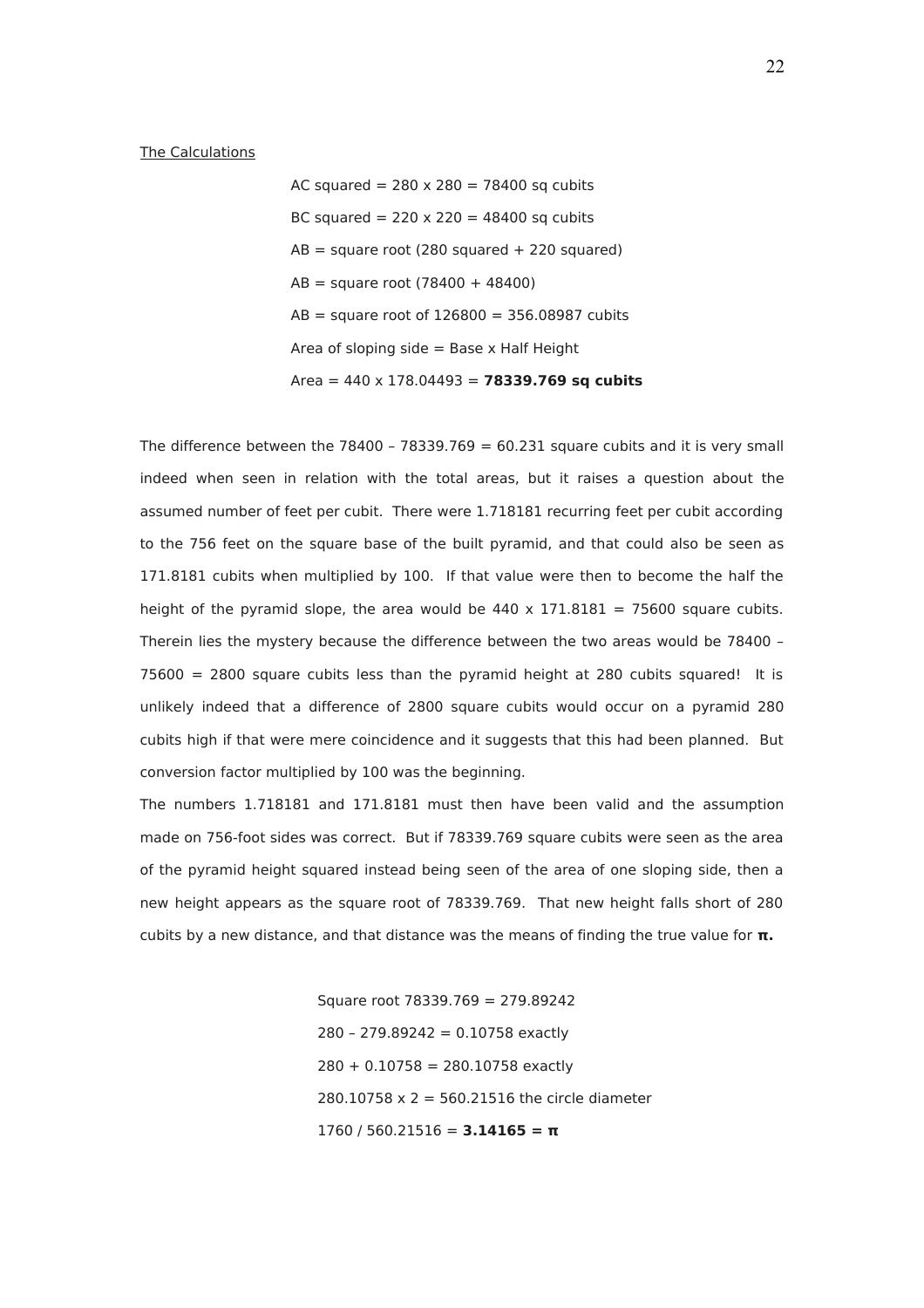The Calculations

AC squared = 280 x 280 = 78400 sq cubits

BC squared = 220 x 220 = 48400 sq cubits

AB = square root (280 squared + 220 squared)

AB = square root (78400 + 48400)

AB = square root of 126800 = 356.08987 cubits

Area of sloping side = Base x Half Height

Area = 440 x 178.04493 = **78339.769 sq cubits**

The difference between the 78400 – 78339.769 = 60.231 square cubits and it is very small indeed when seen in relation with the total areas, but it raises a question about the assumed number of feet per cubit. There were 1.718181 recurring feet per cubit according to the 756 feet on the square base of the built pyramid, and that could also be seen as 171.8181 cubits when multiplied by 100. If that value were then to become the half the height of the pyramid slope, the area would be 440 x 171.8181 = 75600 square cubits. Therein lies the mystery because the difference between the two areas would be 78400 – 75600 = 2800 square cubits less than the pyramid height at 280 cubits squared! It is unlikely indeed that a difference of 2800 square cubits would occur on a pyramid 280 cubits high if that were mere coincidence and it suggests that this had been planned. But conversion factor multiplied by 100 was the beginning.

The numbers 1.718181 and 171.8181 must then have been valid and the assumption made on 756-foot sides was correct. But if 78339.769 square cubits were seen as the area of the pyramid height squared instead being seen of the area of one sloping side, then a new height appears as the square root of 78339.769. That new height falls short of 280 cubits by a new distance, and that distance was the means of finding the true value for **π.**

Square root 78339.769 = 279.89242

280 – 279.89242 = 0.10758 exactly

280 + 0.10758 = 280.10758 exactly

280.10758 x 2 = 560.21516 the circle diameter

1760 / 560.21516 = **3.14165 = π**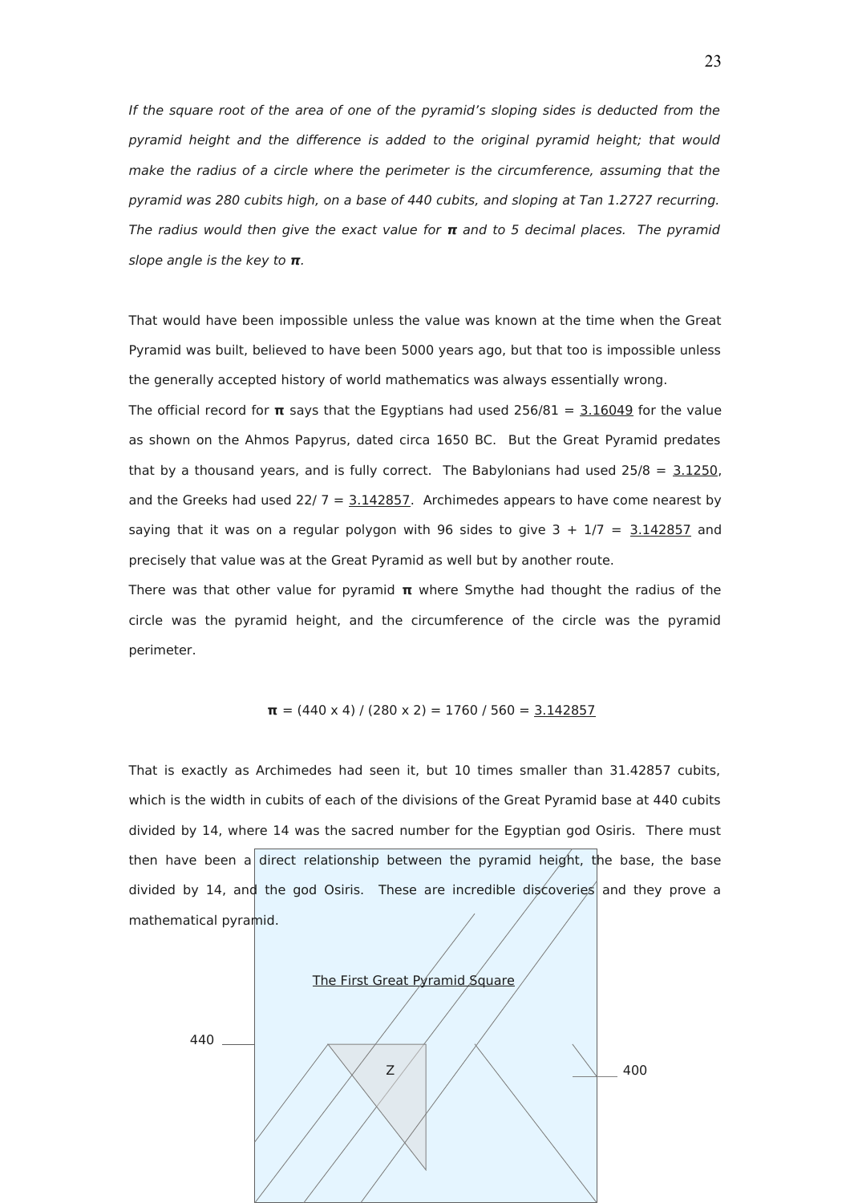*If the square root of the area of one of the pyramid's sloping sides is deducted from the pyramid height and the difference is added to the original pyramid height; that would make the radius of a circle where the perimeter is the circumference, assuming that the pyramid was 280 cubits high, on a base of 440 cubits, and sloping at Tan 1.2727 recurring. The radius would then give the exact value for* **π** *and to 5 decimal places. The pyramid slope angle is the key to* **π***.*

That would have been impossible unless the value was known at the time when the Great Pyramid was built, believed to have been 5000 years ago, but that too is impossible unless the generally accepted history of world mathematics was always essentially wrong.

The official record for **π** says that the Egyptians had used 256/81 = <u>3.16049</u> for the value as shown on the Ahmos Papyrus, dated circa 1650 BC. But the Great Pyramid predates that by a thousand years, and is fully correct. The Babylonians had used 25/8 = <u>3.1250</u>, and the Greeks had used 22/ 7 = <u>3.142857</u>. Archimedes appears to have come nearest by saying that it was on a regular polygon with 96 sides to give 3 + 1/7 = <u>3.142857</u> and precisely that value was at the Great Pyramid as well but by another route.

There was that other value for pyramid **π** where Smythe had thought the radius of the circle was the pyramid height, and the circumference of the circle was the pyramid perimeter.

$$\pi = (440 \times 4) / (280 \times 2) = 1760 / 560 = \underline{3.142857}$$

That is exactly as Archimedes had seen it, but 10 times smaller than 31.42857 cubits, which is the width in cubits of each of the divisions of the Great Pyramid base at 440 cubits divided by 14, where 14 was the sacred number for the Egyptian god Osiris. There must then have been a direct relationship between the pyramid height, the base, the base divided by 14, and the god Osiris. These are incredible discoveries and they prove a mathematical pyramid.

<u>The First Great Pyramid Square</u>

440

Z

400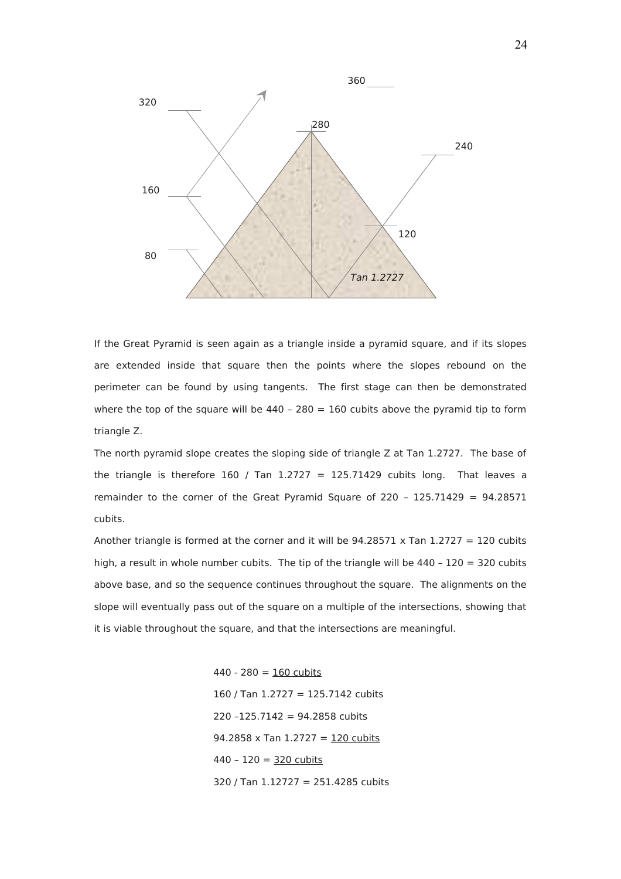If the Great Pyramid is seen again as a triangle inside a pyramid square, and if its slopes are extended inside that square then the points where the slopes rebound on the perimeter can be found by using tangents. The first stage can then be demonstrated where the top of the square will be 440 – 280 = 160 cubits above the pyramid tip to form triangle Z.

The north pyramid slope creates the sloping side of triangle Z at Tan 1.2727. The base of the triangle is therefore 160 / Tan 1.2727 = 125.71429 cubits long. That leaves a remainder to the corner of the Great Pyramid Square of 220 – 125.71429 = 94.28571 cubits.

Another triangle is formed at the corner and it will be 94.28571 x Tan 1.2727 = 120 cubits high, a result in whole number cubits. The tip of the triangle will be 440 – 120 = 320 cubits above base, and so the sequence continues throughout the square. The alignments on the slope will eventually pass out of the square on a multiple of the intersections, showing that it is viable throughout the square, and that the intersections are meaningful.

440 - 280 = <u>160 cubits</u>

160 / Tan 1.2727 = 125.7142 cubits

220 –125.7142 = 94.2858 cubits

94.2858 x Tan 1.2727 = <u>120 cubits</u>

440 – 120 = <u>320 cubits</u>

320 / Tan 1.12727 = 251.4285 cubits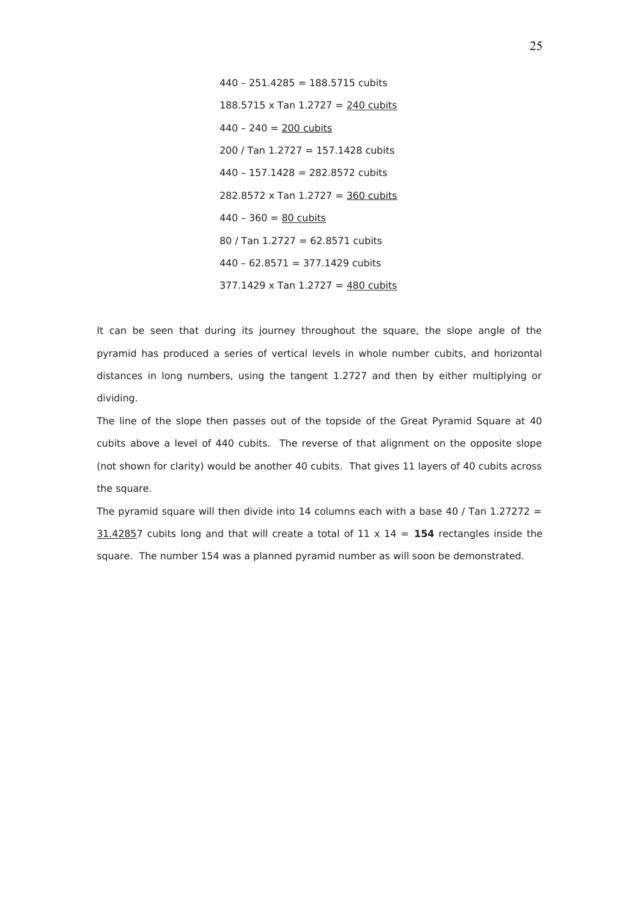440 – 251.4285 = 188.5715 cubits

188.5715 x Tan 1.2727 = <u>240 cubits</u>

440 – 240 = <u>200 cubits</u>

200 / Tan 1.2727 = 157.1428 cubits

440 – 157.1428 = 282.8572 cubits

282.8572 x Tan 1.2727 = <u>360 cubits</u>

440 – 360 = <u>80 cubits</u>

80 / Tan 1.2727 = 62.8571 cubits

440 – 62.8571 = 377.1429 cubits

377.1429 x Tan 1.2727 = <u>480 cubits</u>

It can be seen that during its journey throughout the square, the slope angle of the pyramid has produced a series of vertical levels in whole number cubits, and horizontal distances in long numbers, using the tangent 1.2727 and then by either multiplying or dividing.

The line of the slope then passes out of the topside of the Great Pyramid Square at 40 cubits above a level of 440 cubits. The reverse of that alignment on the opposite slope (not shown for clarity) would be another 40 cubits. That gives 11 layers of 40 cubits across the square.

The pyramid square will then divide into 14 columns each with a base 40 / Tan 1.27272 = <u>31.4285</u>7 cubits long and that will create a total of 11 x 14 = **154** rectangles inside the square. The number 154 was a planned pyramid number as will soon be demonstrated.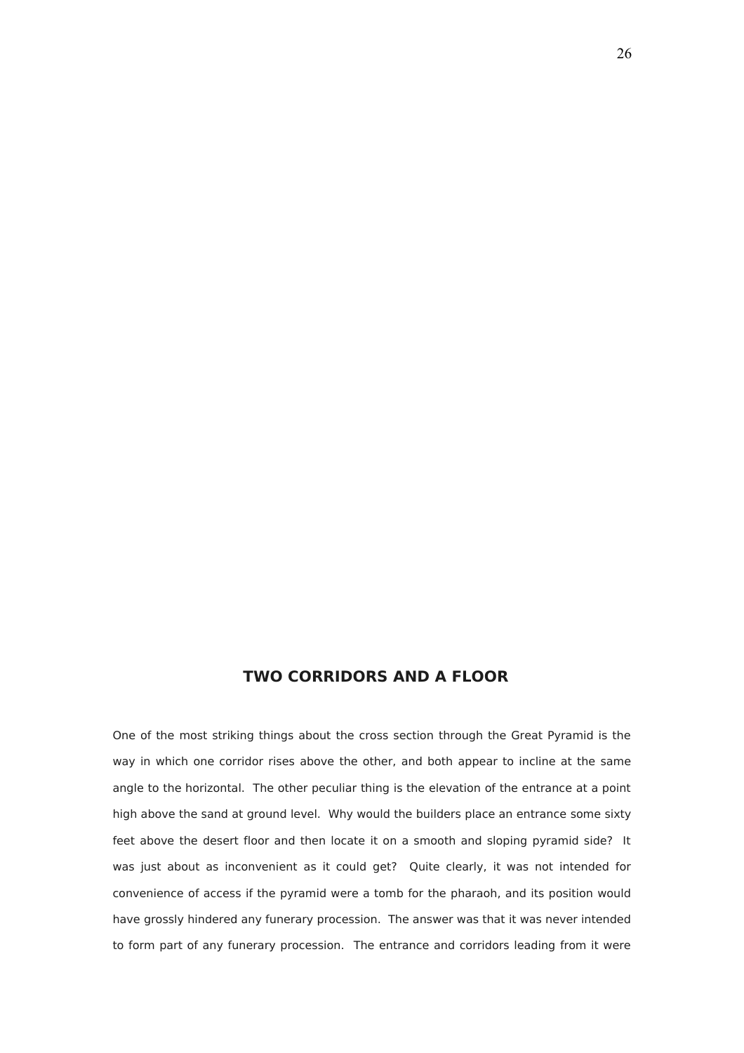## TWO CORRIDORS AND A FLOOR

One of the most striking things about the cross section through the Great Pyramid is the way in which one corridor rises above the other, and both appear to incline at the same angle to the horizontal. The other peculiar thing is the elevation of the entrance at a point high above the sand at ground level. Why would the builders place an entrance some sixty feet above the desert floor and then locate it on a smooth and sloping pyramid side? It was just about as inconvenient as it could get? Quite clearly, it was not intended for convenience of access if the pyramid were a tomb for the pharaoh, and its position would have grossly hindered any funerary procession. The answer was that it was never intended to form part of any funerary procession. The entrance and corridors leading from it were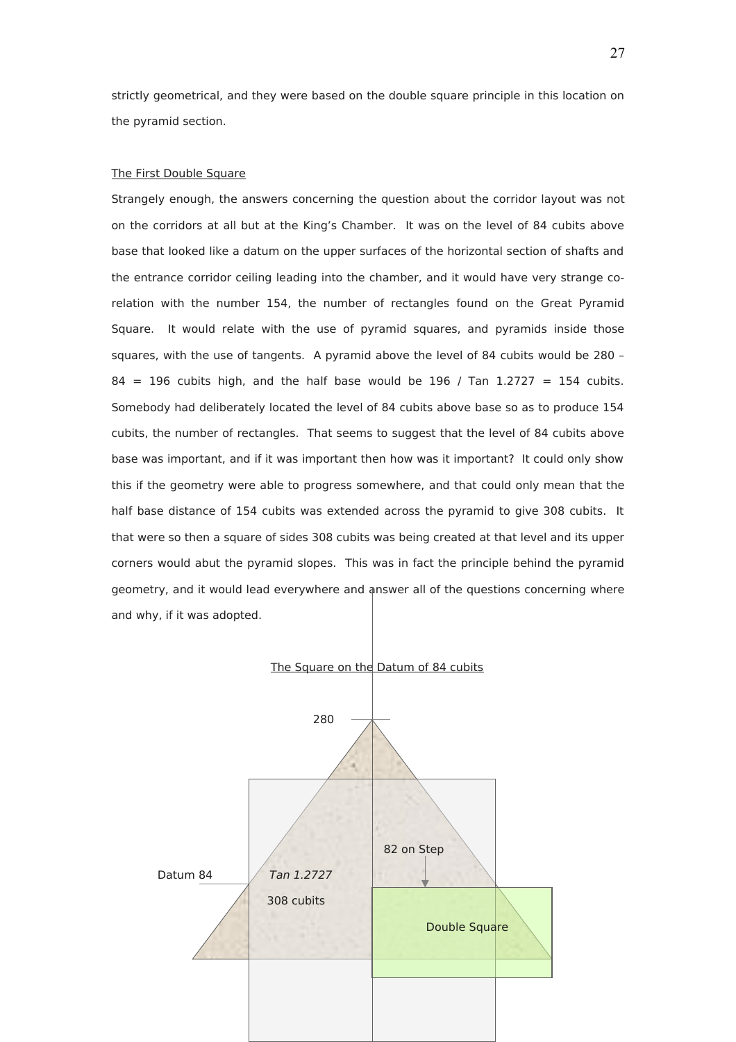strictly geometrical, and they were based on the double square principle in this location on the pyramid section.

## The First Double Square

Strangely enough, the answers concerning the question about the corridor layout was not on the corridors at all but at the King's Chamber. It was on the level of 84 cubits above base that looked like a datum on the upper surfaces of the horizontal section of shafts and the entrance corridor ceiling leading into the chamber, and it would have very strange co-relation with the number 154, the number of rectangles found on the Great Pyramid Square. It would relate with the use of pyramid squares, and pyramids inside those squares, with the use of tangents. A pyramid above the level of 84 cubits would be 280 – 84 = 196 cubits high, and the half base would be 196 / Tan 1.2727 = 154 cubits. Somebody had deliberately located the level of 84 cubits above base so as to produce 154 cubits, the number of rectangles. That seems to suggest that the level of 84 cubits above base was important, and if it was important then how was it important? It could only show this if the geometry were able to progress somewhere, and that could only mean that the half base distance of 154 cubits was extended across the pyramid to give 308 cubits. It that were so then a square of sides 308 cubits was being created at that level and its upper corners would abut the pyramid slopes. This was in fact the principle behind the pyramid geometry, and it would lead everywhere and answer all of the questions concerning where and why, if it was adopted.

The Square on the Datum of 84 cubits

280

82 on Step

Datum 84

*Tan 1.2727*

308 cubits

Double Square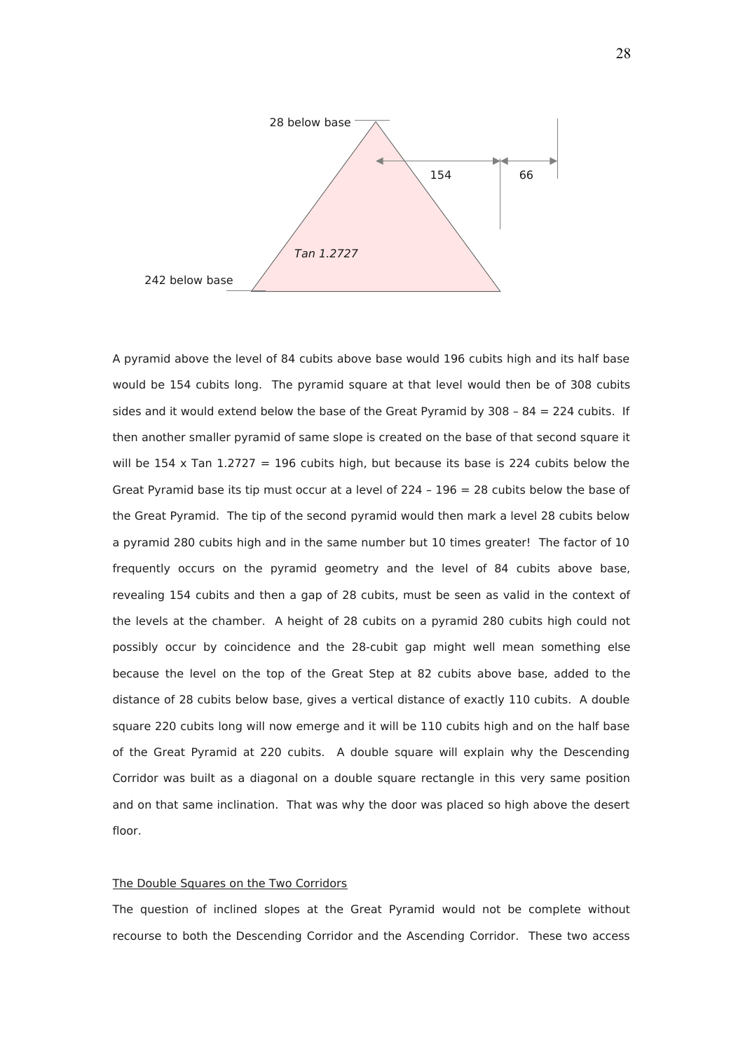28 below base

154 66

*Tan 1.2727*

242 below base

A pyramid above the level of 84 cubits above base would 196 cubits high and its half base would be 154 cubits long. The pyramid square at that level would then be of 308 cubits sides and it would extend below the base of the Great Pyramid by 308 – 84 = 224 cubits. If then another smaller pyramid of same slope is created on the base of that second square it will be 154 x Tan 1.2727 = 196 cubits high, but because its base is 224 cubits below the Great Pyramid base its tip must occur at a level of 224 – 196 = 28 cubits below the base of the Great Pyramid. The tip of the second pyramid would then mark a level 28 cubits below a pyramid 280 cubits high and in the same number but 10 times greater! The factor of 10 frequently occurs on the pyramid geometry and the level of 84 cubits above base, revealing 154 cubits and then a gap of 28 cubits, must be seen as valid in the context of the levels at the chamber. A height of 28 cubits on a pyramid 280 cubits high could not possibly occur by coincidence and the 28-cubit gap might well mean something else because the level on the top of the Great Step at 82 cubits above base, added to the distance of 28 cubits below base, gives a vertical distance of exactly 110 cubits. A double square 220 cubits long will now emerge and it will be 110 cubits high and on the half base of the Great Pyramid at 220 cubits. A double square will explain why the Descending Corridor was built as a diagonal on a double square rectangle in this very same position and on that same inclination. That was why the door was placed so high above the desert floor.

<u>The Double Squares on the Two Corridors</u>

The question of inclined slopes at the Great Pyramid would not be complete without recourse to both the Descending Corridor and the Ascending Corridor. These two access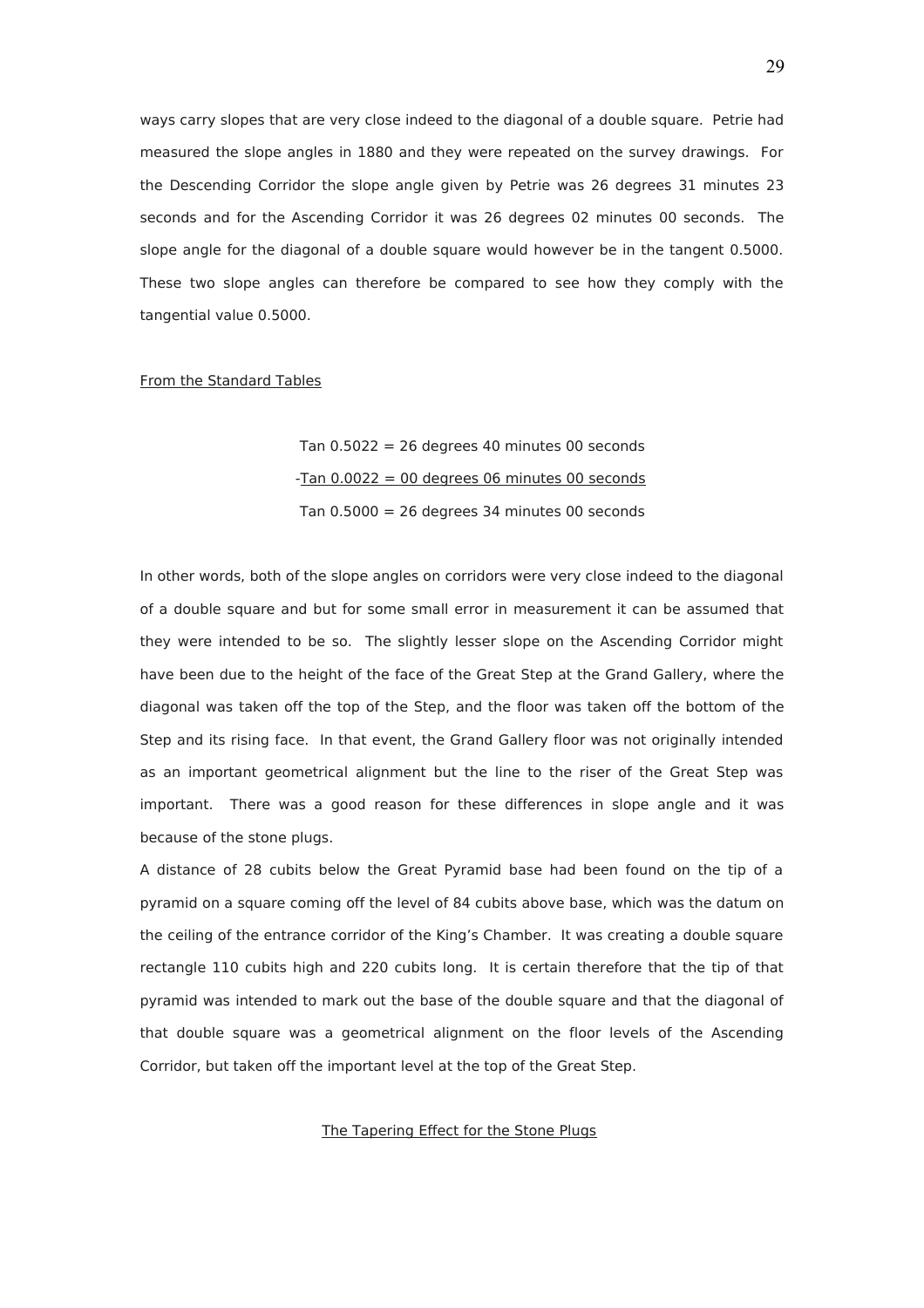ways carry slopes that are very close indeed to the diagonal of a double square. Petrie had measured the slope angles in 1880 and they were repeated on the survey drawings. For the Descending Corridor the slope angle given by Petrie was 26 degrees 31 minutes 23 seconds and for the Ascending Corridor it was 26 degrees 02 minutes 00 seconds. The slope angle for the diagonal of a double square would however be in the tangent 0.5000. These two slope angles can therefore be compared to see how they comply with the tangential value 0.5000.

<u>From the Standard Tables</u>

Tan 0.5022 = 26 degrees 40 minutes 00 seconds
-<u>Tan 0.0022 = 00 degrees 06 minutes 00 seconds</u>
Tan 0.5000 = 26 degrees 34 minutes 00 seconds

In other words, both of the slope angles on corridors were very close indeed to the diagonal of a double square and but for some small error in measurement it can be assumed that they were intended to be so. The slightly lesser slope on the Ascending Corridor might have been due to the height of the face of the Great Step at the Grand Gallery, where the diagonal was taken off the top of the Step, and the floor was taken off the bottom of the Step and its rising face. In that event, the Grand Gallery floor was not originally intended as an important geometrical alignment but the line to the riser of the Great Step was important. There was a good reason for these differences in slope angle and it was because of the stone plugs.

A distance of 28 cubits below the Great Pyramid base had been found on the tip of a pyramid on a square coming off the level of 84 cubits above base, which was the datum on the ceiling of the entrance corridor of the King's Chamber. It was creating a double square rectangle 110 cubits high and 220 cubits long. It is certain therefore that the tip of that pyramid was intended to mark out the base of the double square and that the diagonal of that double square was a geometrical alignment on the floor levels of the Ascending Corridor, but taken off the important level at the top of the Great Step.

<u>The Tapering Effect for the Stone Plugs</u>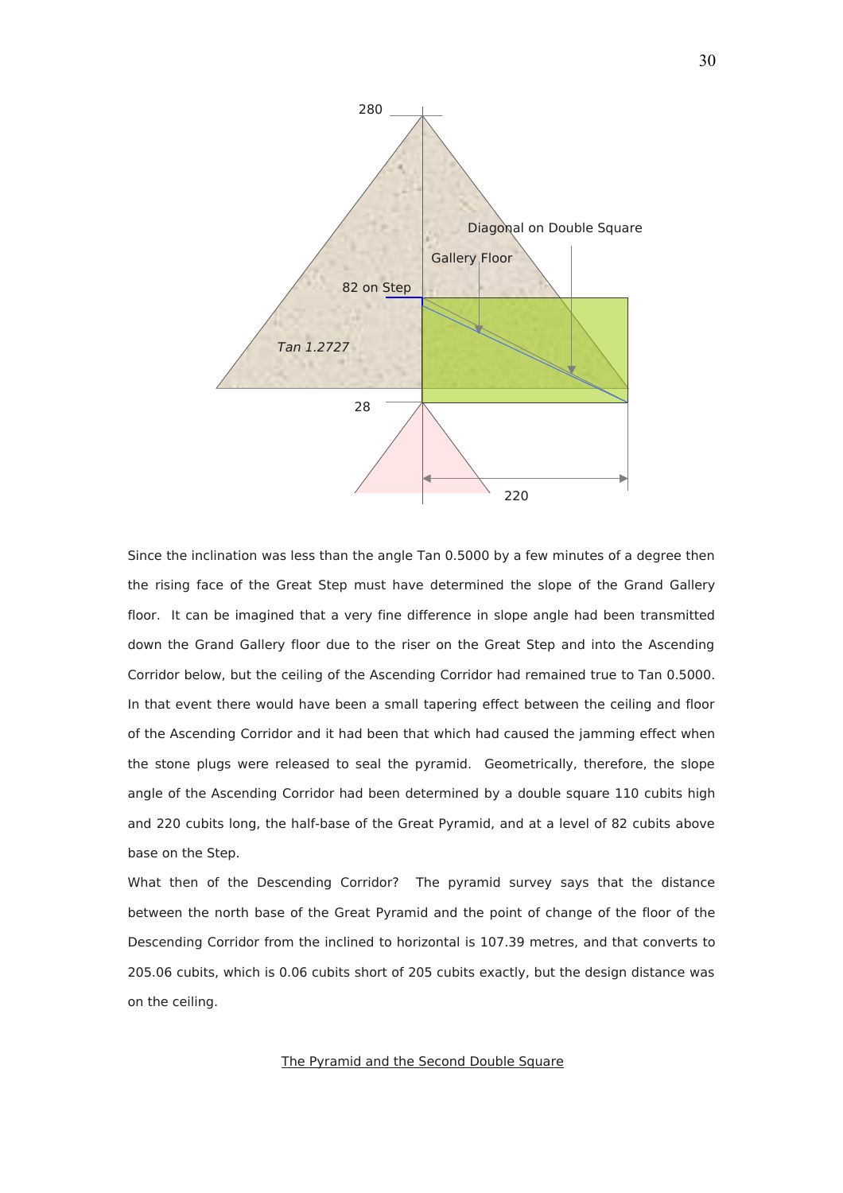Since the inclination was less than the angle Tan 0.5000 by a few minutes of a degree then the rising face of the Great Step must have determined the slope of the Grand Gallery floor. It can be imagined that a very fine difference in slope angle had been transmitted down the Grand Gallery floor due to the riser on the Great Step and into the Ascending Corridor below, but the ceiling of the Ascending Corridor had remained true to Tan 0.5000. In that event there would have been a small tapering effect between the ceiling and floor of the Ascending Corridor and it had been that which had caused the jamming effect when the stone plugs were released to seal the pyramid. Geometrically, therefore, the slope angle of the Ascending Corridor had been determined by a double square 110 cubits high and 220 cubits long, the half-base of the Great Pyramid, and at a level of 82 cubits above base on the Step.

What then of the Descending Corridor? The pyramid survey says that the distance between the north base of the Great Pyramid and the point of change of the floor of the Descending Corridor from the inclined to horizontal is 107.39 metres, and that converts to 205.06 cubits, which is 0.06 cubits short of 205 cubits exactly, but the design distance was on the ceiling.

<u>The Pyramid and the Second Double Square</u>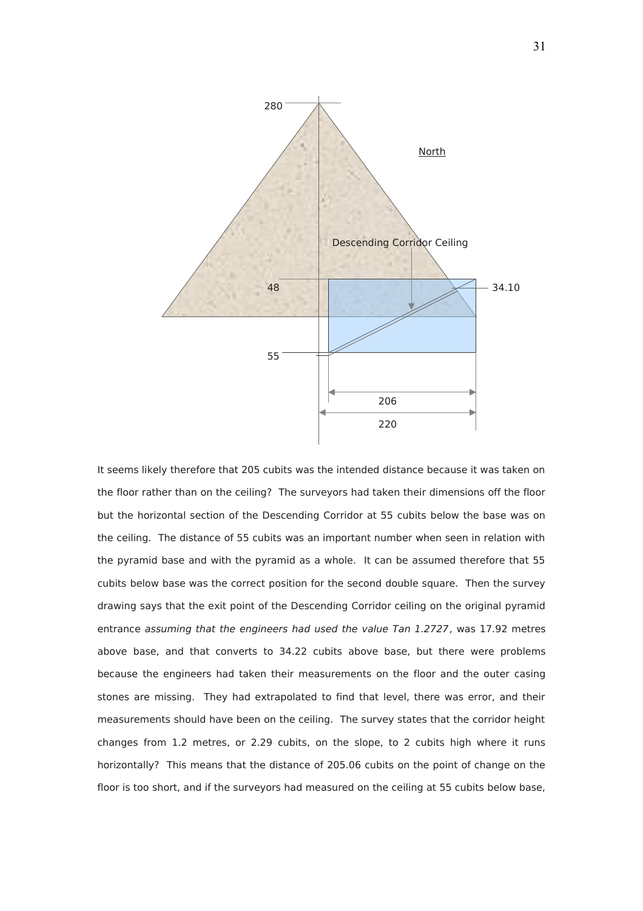It seems likely therefore that 205 cubits was the intended distance because it was taken on the floor rather than on the ceiling? The surveyors had taken their dimensions off the floor but the horizontal section of the Descending Corridor at 55 cubits below the base was on the ceiling. The distance of 55 cubits was an important number when seen in relation with the pyramid base and with the pyramid as a whole. It can be assumed therefore that 55 cubits below base was the correct position for the second double square. Then the survey drawing says that the exit point of the Descending Corridor ceiling on the original pyramid entrance *assuming that the engineers had used the value Tan 1.2727*, was 17.92 metres above base, and that converts to 34.22 cubits above base, but there were problems because the engineers had taken their measurements on the floor and the outer casing stones are missing. They had extrapolated to find that level, there was error, and their measurements should have been on the ceiling. The survey states that the corridor height changes from 1.2 metres, or 2.29 cubits, on the slope, to 2 cubits high where it runs horizontally? This means that the distance of 205.06 cubits on the point of change on the floor is too short, and if the surveyors had measured on the ceiling at 55 cubits below base,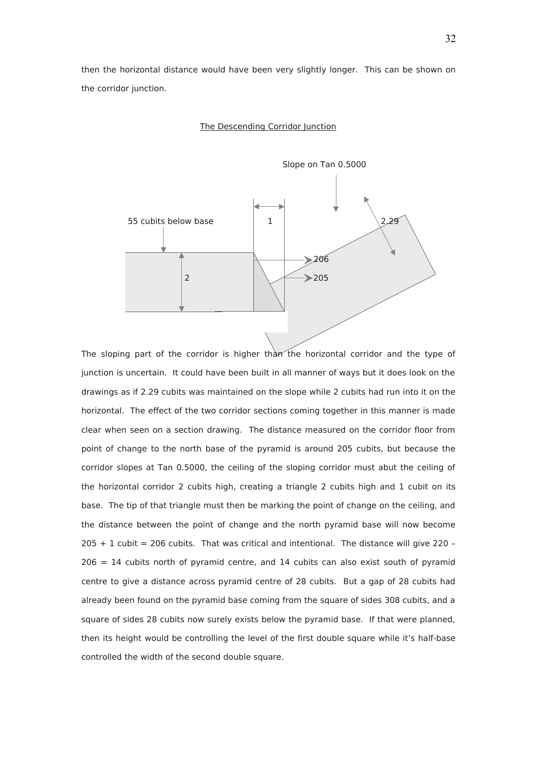then the horizontal distance would have been very slightly longer. This can be shown on the corridor junction.

The Descending Corridor Junction

Slope on Tan 0.5000

55 cubits below base

1

2.29

206

205

2

The sloping part of the corridor is higher than the horizontal corridor and the type of junction is uncertain. It could have been built in all manner of ways but it does look on the drawings as if 2.29 cubits was maintained on the slope while 2 cubits had run into it on the horizontal. The effect of the two corridor sections coming together in this manner is made clear when seen on a section drawing. The distance measured on the corridor floor from point of change to the north base of the pyramid is around 205 cubits, but because the corridor slopes at Tan 0.5000, the ceiling of the sloping corridor must abut the ceiling of the horizontal corridor 2 cubits high, creating a triangle 2 cubits high and 1 cubit on its base. The tip of that triangle must then be marking the point of change on the ceiling, and the distance between the point of change and the north pyramid base will now become 205 + 1 cubit = 206 cubits. That was critical and intentional. The distance will give 220 – 206 = 14 cubits north of pyramid centre, and 14 cubits can also exist south of pyramid centre to give a distance across pyramid centre of 28 cubits. But a gap of 28 cubits had already been found on the pyramid base coming from the square of sides 308 cubits, and a square of sides 28 cubits now surely exists below the pyramid base. If that were planned, then its height would be controlling the level of the first double square while it's half-base controlled the width of the second double square.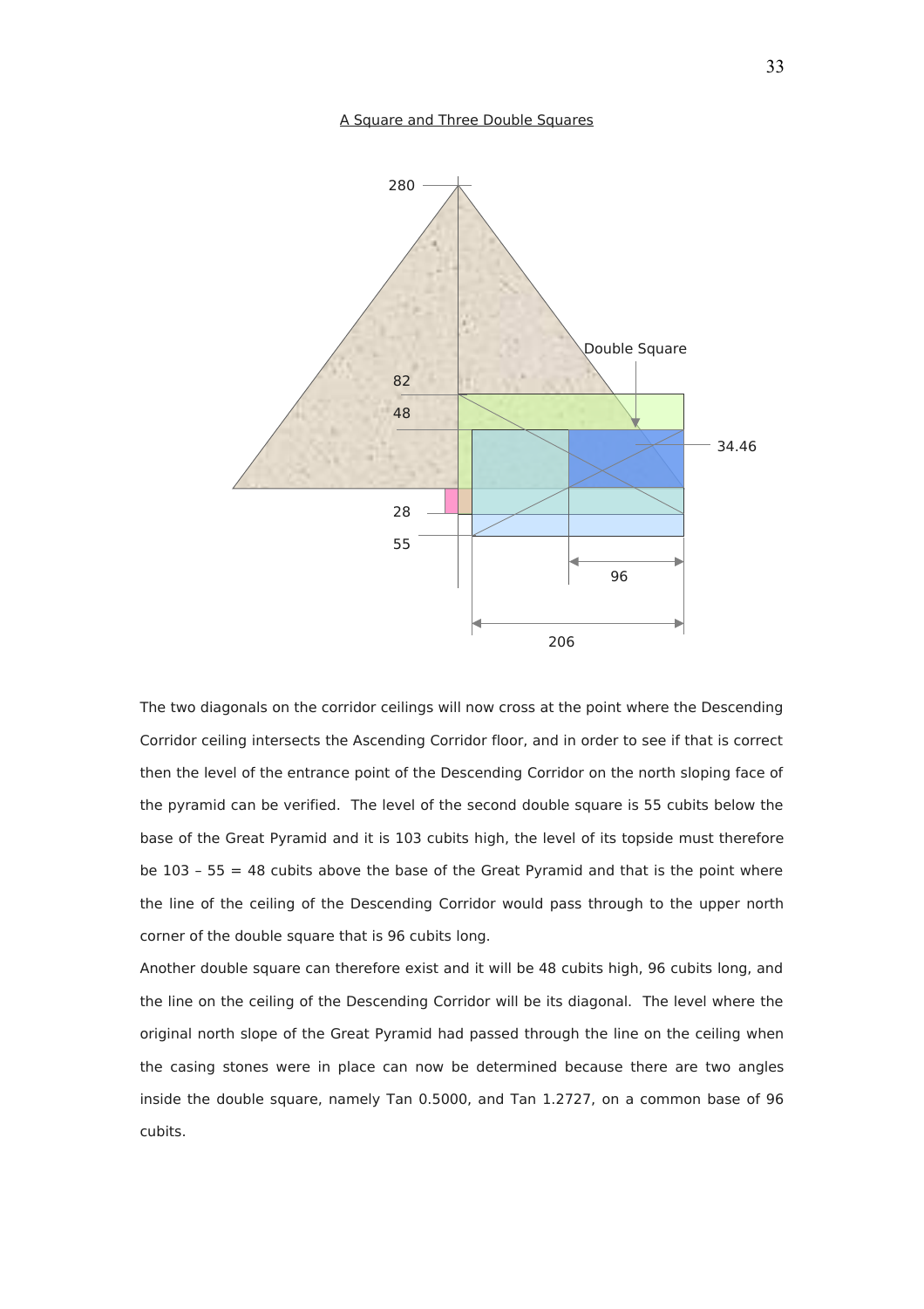A Square and Three Double Squares

The two diagonals on the corridor ceilings will now cross at the point where the Descending Corridor ceiling intersects the Ascending Corridor floor, and in order to see if that is correct then the level of the entrance point of the Descending Corridor on the north sloping face of the pyramid can be verified. The level of the second double square is 55 cubits below the base of the Great Pyramid and it is 103 cubits high, the level of its topside must therefore be 103 – 55 = 48 cubits above the base of the Great Pyramid and that is the point where the line of the ceiling of the Descending Corridor would pass through to the upper north corner of the double square that is 96 cubits long.

Another double square can therefore exist and it will be 48 cubits high, 96 cubits long, and the line on the ceiling of the Descending Corridor will be its diagonal. The level where the original north slope of the Great Pyramid had passed through the line on the ceiling when the casing stones were in place can now be determined because there are two angles inside the double square, namely Tan 0.5000, and Tan 1.2727, on a common base of 96 cubits.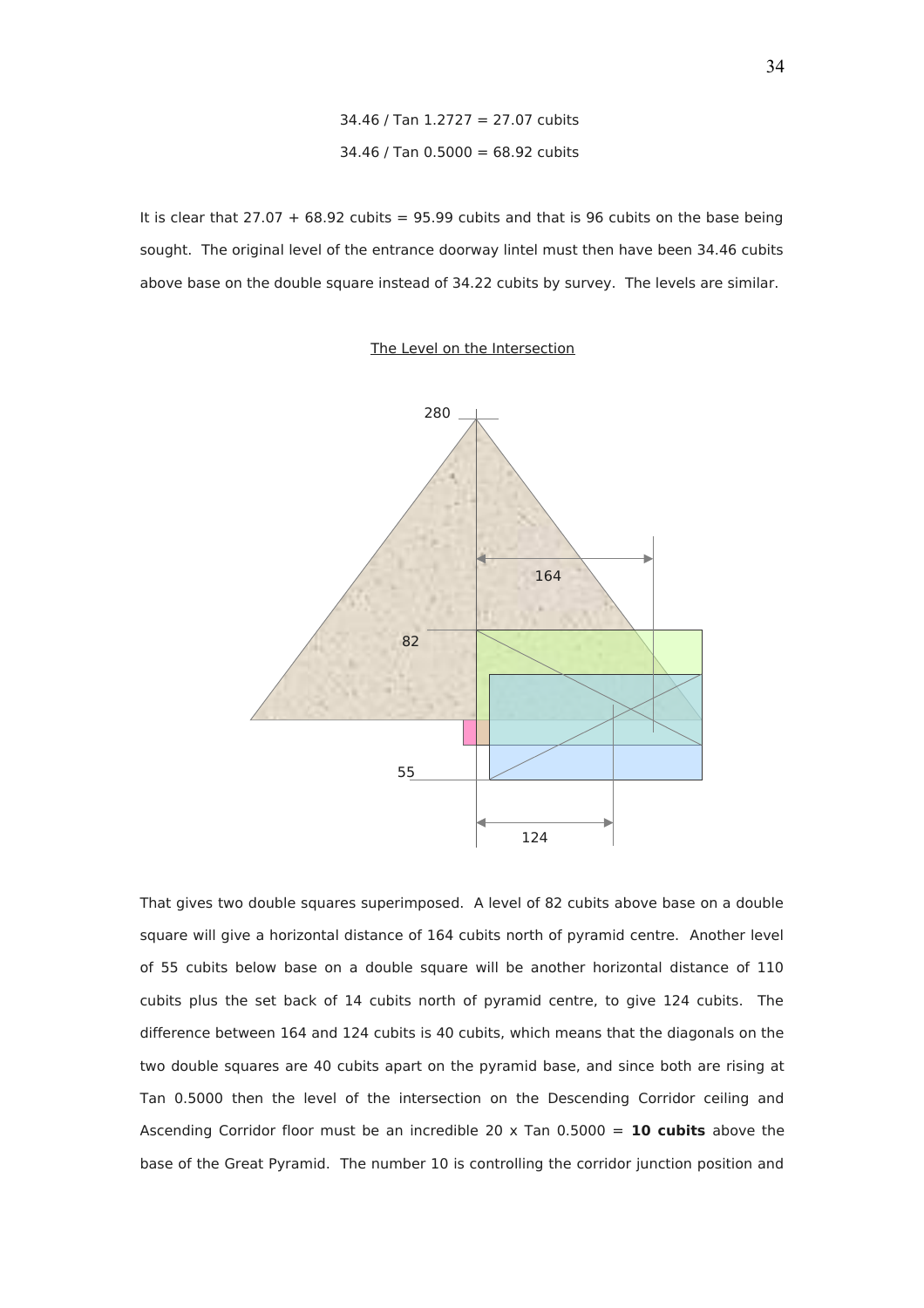34.46 / Tan 1.2727 = 27.07 cubits

34.46 / Tan 0.5000 = 68.92 cubits

It is clear that 27.07 + 68.92 cubits = 95.99 cubits and that is 96 cubits on the base being sought. The original level of the entrance doorway lintel must then have been 34.46 cubits above base on the double square instead of 34.22 cubits by survey. The levels are similar.

## The Level on the Intersection

That gives two double squares superimposed. A level of 82 cubits above base on a double square will give a horizontal distance of 164 cubits north of pyramid centre. Another level of 55 cubits below base on a double square will be another horizontal distance of 110 cubits plus the set back of 14 cubits north of pyramid centre, to give 124 cubits. The difference between 164 and 124 cubits is 40 cubits, which means that the diagonals on the two double squares are 40 cubits apart on the pyramid base, and since both are rising at Tan 0.5000 then the level of the intersection on the Descending Corridor ceiling and Ascending Corridor floor must be an incredible 20 x Tan 0.5000 = **10 cubits** above the base of the Great Pyramid. The number 10 is controlling the corridor junction position and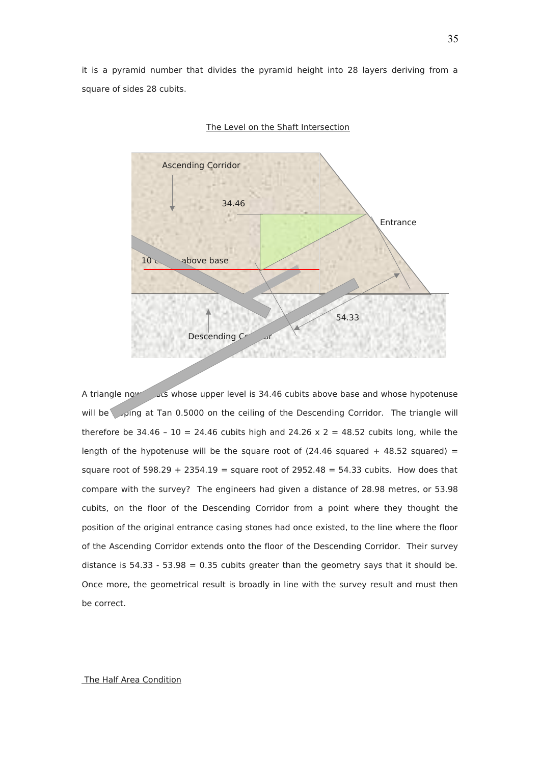it is a pyramid number that divides the pyramid height into 28 layers deriving from a square of sides 28 cubits.

The Level on the Shaft Intersection

A triangle now exists whose upper level is 34.46 cubits above base and whose hypotenuse will be sloping at Tan 0.5000 on the ceiling of the Descending Corridor. The triangle will therefore be 34.46 – 10 = 24.46 cubits high and 24.26 x 2 = 48.52 cubits long, while the length of the hypotenuse will be the square root of (24.46 squared + 48.52 squared) = square root of 598.29 + 2354.19 = square root of 2952.48 = 54.33 cubits. How does that compare with the survey? The engineers had given a distance of 28.98 metres, or 53.98 cubits, on the floor of the Descending Corridor from a point where they thought the position of the original entrance casing stones had once existed, to the line where the floor of the Ascending Corridor extends onto the floor of the Descending Corridor. Their survey distance is 54.33 - 53.98 = 0.35 cubits greater than the geometry says that it should be. Once more, the geometrical result is broadly in line with the survey result and must then be correct.

The Half Area Condition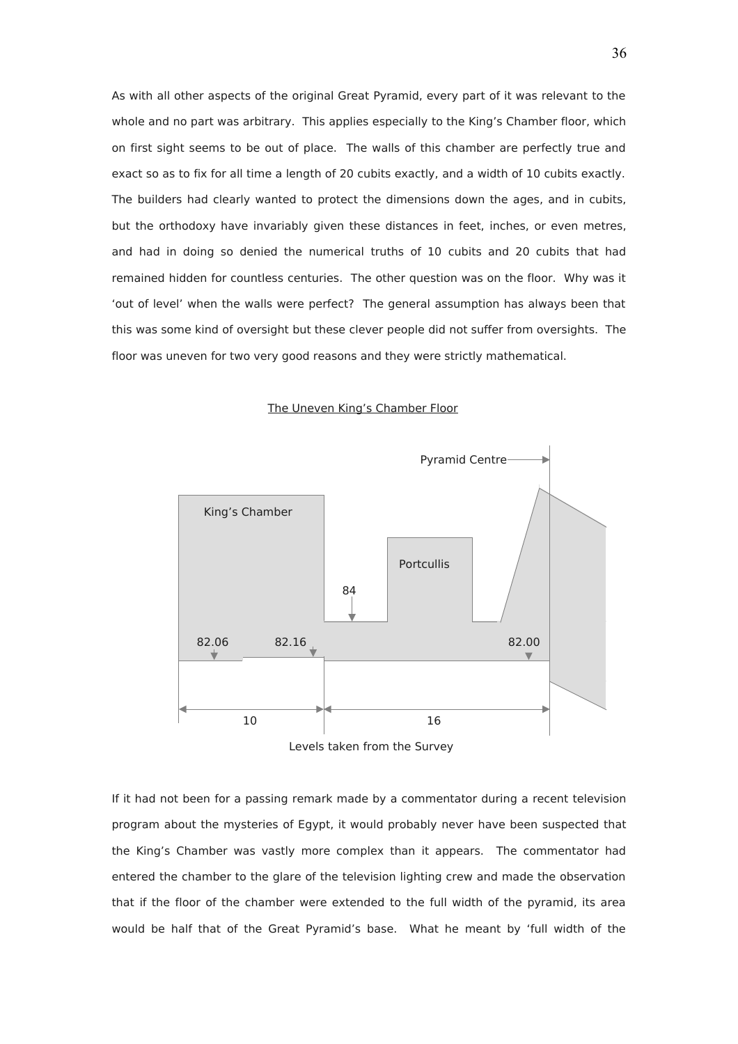As with all other aspects of the original Great Pyramid, every part of it was relevant to the whole and no part was arbitrary. This applies especially to the King's Chamber floor, which on first sight seems to be out of place. The walls of this chamber are perfectly true and exact so as to fix for all time a length of 20 cubits exactly, and a width of 10 cubits exactly. The builders had clearly wanted to protect the dimensions down the ages, and in cubits, but the orthodoxy have invariably given these distances in feet, inches, or even metres, and had in doing so denied the numerical truths of 10 cubits and 20 cubits that had remained hidden for countless centuries. The other question was on the floor. Why was it 'out of level' when the walls were perfect? The general assumption has always been that this was some kind of oversight but these clever people did not suffer from oversights. The floor was uneven for two very good reasons and they were strictly mathematical.

The Uneven King's Chamber Floor

Pyramid Centre

King's Chamber

Portcullis

84

82.06 82.16 82.00

10 16

Levels taken from the Survey

If it had not been for a passing remark made by a commentator during a recent television program about the mysteries of Egypt, it would probably never have been suspected that the King's Chamber was vastly more complex than it appears. The commentator had entered the chamber to the glare of the television lighting crew and made the observation that if the floor of the chamber were extended to the full width of the pyramid, its area would be half that of the Great Pyramid's base. What he meant by 'full width of the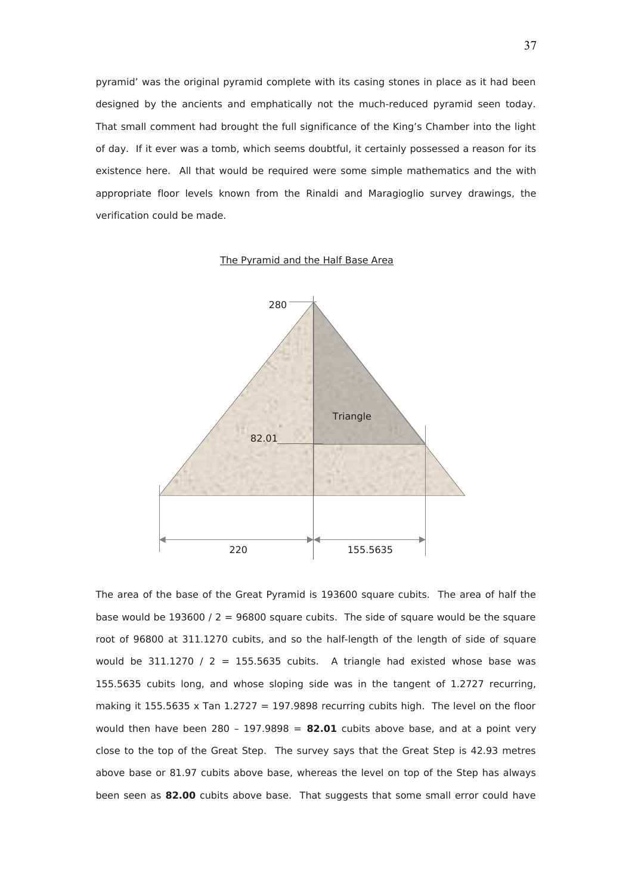pyramid' was the original pyramid complete with its casing stones in place as it had been designed by the ancients and emphatically not the much-reduced pyramid seen today. That small comment had brought the full significance of the King's Chamber into the light of day. If it ever was a tomb, which seems doubtful, it certainly possessed a reason for its existence here. All that would be required were some simple mathematics and the with appropriate floor levels known from the Rinaldi and Maragioglio survey drawings, the verification could be made.

The Pyramid and the Half Base Area

280

Triangle

82.01

220

155.5635

The area of the base of the Great Pyramid is 193600 square cubits. The area of half the base would be 193600 / 2 = 96800 square cubits. The side of square would be the square root of 96800 at 311.1270 cubits, and so the half-length of the length of side of square would be 311.1270 / 2 = 155.5635 cubits. A triangle had existed whose base was 155.5635 cubits long, and whose sloping side was in the tangent of 1.2727 recurring, making it 155.5635 x Tan 1.2727 = 197.9898 recurring cubits high. The level on the floor would then have been 280 – 197.9898 = **82.01** cubits above base, and at a point very close to the top of the Great Step. The survey says that the Great Step is 42.93 metres above base or 81.97 cubits above base, whereas the level on top of the Step has always been seen as **82.00** cubits above base. That suggests that some small error could have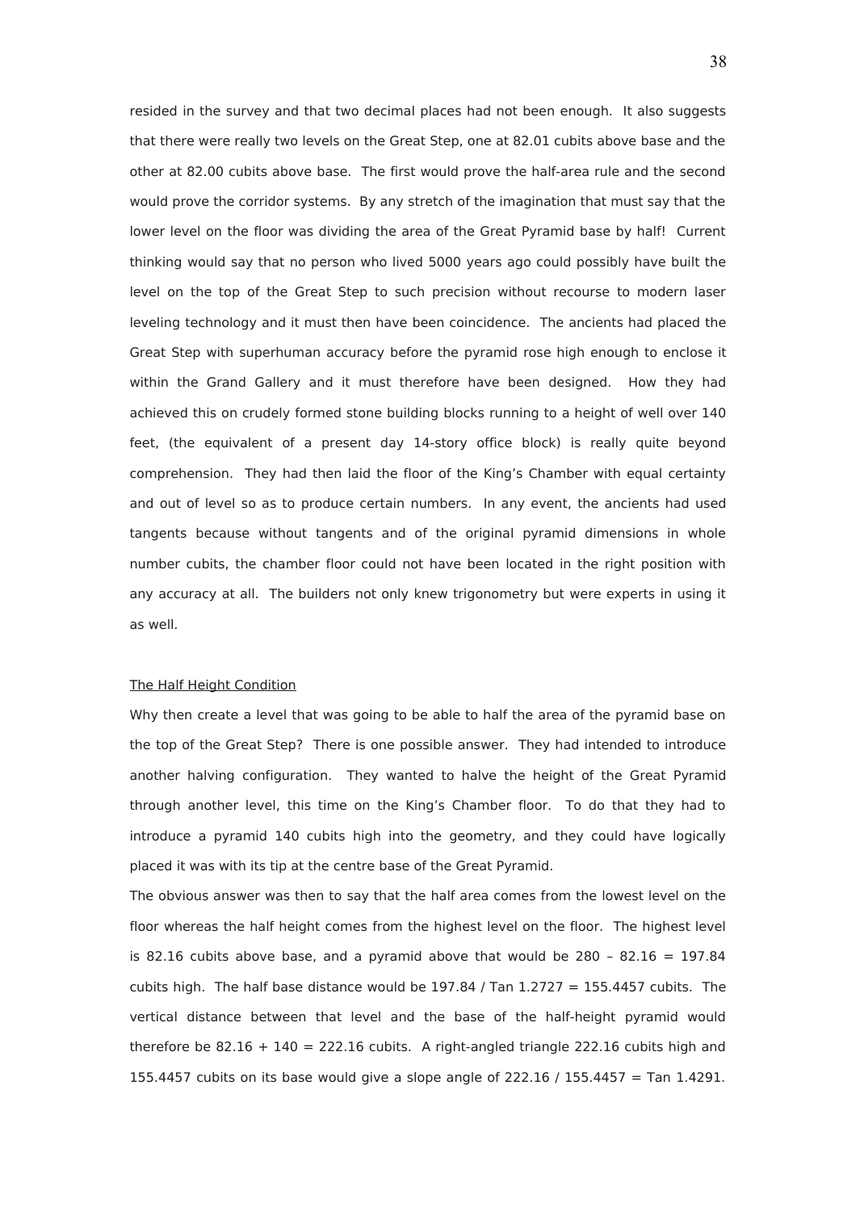resided in the survey and that two decimal places had not been enough. It also suggests that there were really two levels on the Great Step, one at 82.01 cubits above base and the other at 82.00 cubits above base. The first would prove the half-area rule and the second would prove the corridor systems. By any stretch of the imagination that must say that the lower level on the floor was dividing the area of the Great Pyramid base by half! Current thinking would say that no person who lived 5000 years ago could possibly have built the level on the top of the Great Step to such precision without recourse to modern laser leveling technology and it must then have been coincidence. The ancients had placed the Great Step with superhuman accuracy before the pyramid rose high enough to enclose it within the Grand Gallery and it must therefore have been designed. How they had achieved this on crudely formed stone building blocks running to a height of well over 140 feet, (the equivalent of a present day 14-story office block) is really quite beyond comprehension. They had then laid the floor of the King's Chamber with equal certainty and out of level so as to produce certain numbers. In any event, the ancients had used tangents because without tangents and of the original pyramid dimensions in whole number cubits, the chamber floor could not have been located in the right position with any accuracy at all. The builders not only knew trigonometry but were experts in using it as well.

<u>The Half Height Condition</u>

Why then create a level that was going to be able to half the area of the pyramid base on the top of the Great Step? There is one possible answer. They had intended to introduce another halving configuration. They wanted to halve the height of the Great Pyramid through another level, this time on the King's Chamber floor. To do that they had to introduce a pyramid 140 cubits high into the geometry, and they could have logically placed it was with its tip at the centre base of the Great Pyramid.

The obvious answer was then to say that the half area comes from the lowest level on the floor whereas the half height comes from the highest level on the floor. The highest level is 82.16 cubits above base, and a pyramid above that would be 280 – 82.16 = 197.84 cubits high. The half base distance would be 197.84 / Tan 1.2727 = 155.4457 cubits. The vertical distance between that level and the base of the half-height pyramid would therefore be 82.16 + 140 = 222.16 cubits. A right-angled triangle 222.16 cubits high and 155.4457 cubits on its base would give a slope angle of 222.16 / 155.4457 = Tan 1.4291.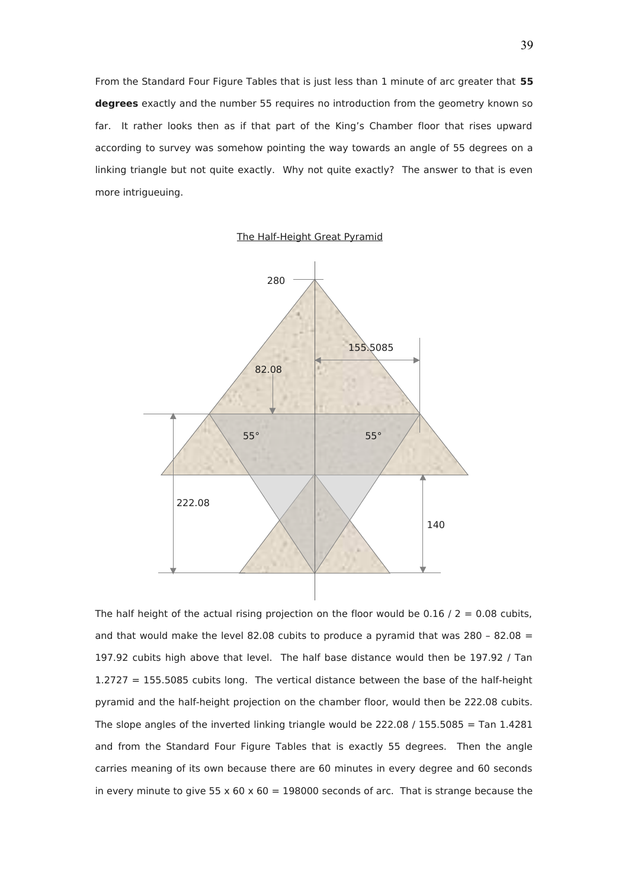From the Standard Four Figure Tables that is just less than 1 minute of arc greater that **55 degrees** exactly and the number 55 requires no introduction from the geometry known so far. It rather looks then as if that part of the King's Chamber floor that rises upward according to survey was somehow pointing the way towards an angle of 55 degrees on a linking triangle but not quite exactly. Why not quite exactly? The answer to that is even more intrigueuing.

The Half-Height Great Pyramid

The half height of the actual rising projection on the floor would be 0.16 / 2 = 0.08 cubits, and that would make the level 82.08 cubits to produce a pyramid that was 280 – 82.08 = 197.92 cubits high above that level. The half base distance would then be 197.92 / Tan 1.2727 = 155.5085 cubits long. The vertical distance between the base of the half-height pyramid and the half-height projection on the chamber floor, would then be 222.08 cubits. The slope angles of the inverted linking triangle would be 222.08 / 155.5085 = Tan 1.4281 and from the Standard Four Figure Tables that is exactly 55 degrees. Then the angle carries meaning of its own because there are 60 minutes in every degree and 60 seconds in every minute to give 55 x 60 x 60 = 198000 seconds of arc. That is strange because the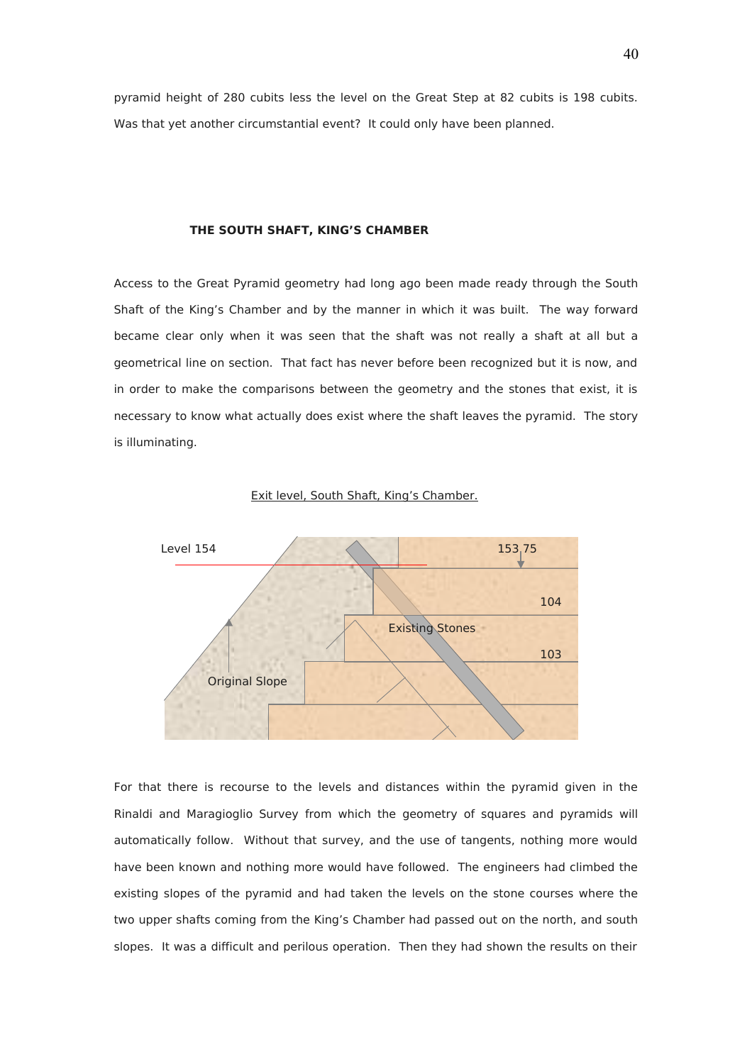pyramid height of 280 cubits less the level on the Great Step at 82 cubits is 198 cubits. Was that yet another circumstantial event? It could only have been planned.

### THE SOUTH SHAFT, KING'S CHAMBER

Access to the Great Pyramid geometry had long ago been made ready through the South Shaft of the King's Chamber and by the manner in which it was built. The way forward became clear only when it was seen that the shaft was not really a shaft at all but a geometrical line on section. That fact has never before been recognized but it is now, and in order to make the comparisons between the geometry and the stones that exist, it is necessary to know what actually does exist where the shaft leaves the pyramid. The story is illuminating.

Exit level, South Shaft, King's Chamber.

Level 154

153.75

104

Existing Stones

103

Original Slope

For that there is recourse to the levels and distances within the pyramid given in the Rinaldi and Maragioglio Survey from which the geometry of squares and pyramids will automatically follow. Without that survey, and the use of tangents, nothing more would have been known and nothing more would have followed. The engineers had climbed the existing slopes of the pyramid and had taken the levels on the stone courses where the two upper shafts coming from the King's Chamber had passed out on the north, and south slopes. It was a difficult and perilous operation. Then they had shown the results on their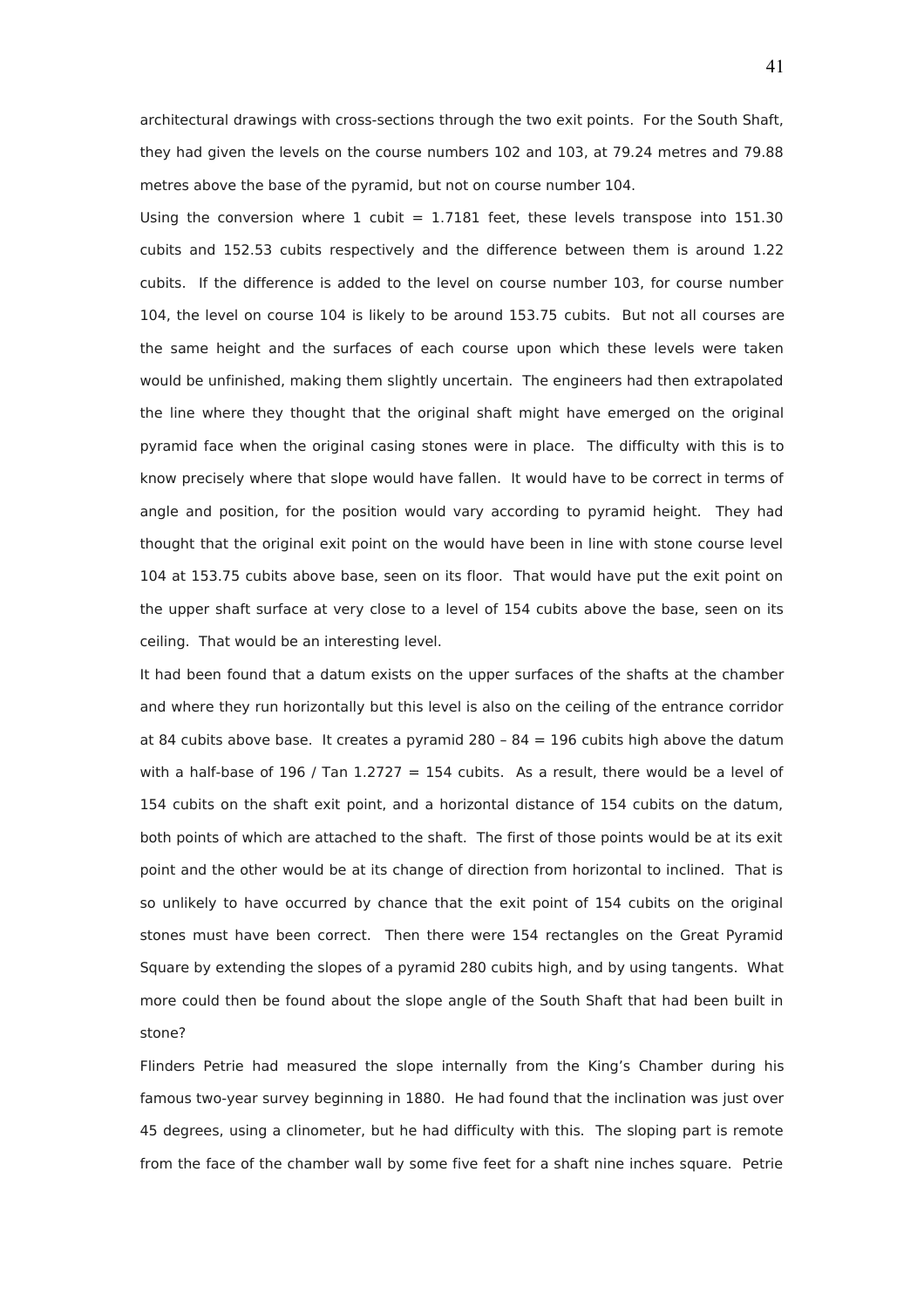architectural drawings with cross-sections through the two exit points. For the South Shaft, they had given the levels on the course numbers 102 and 103, at 79.24 metres and 79.88 metres above the base of the pyramid, but not on course number 104.

Using the conversion where 1 cubit = 1.7181 feet, these levels transpose into 151.30 cubits and 152.53 cubits respectively and the difference between them is around 1.22 cubits. If the difference is added to the level on course number 103, for course number 104, the level on course 104 is likely to be around 153.75 cubits. But not all courses are the same height and the surfaces of each course upon which these levels were taken would be unfinished, making them slightly uncertain. The engineers had then extrapolated the line where they thought that the original shaft might have emerged on the original pyramid face when the original casing stones were in place. The difficulty with this is to know precisely where that slope would have fallen. It would have to be correct in terms of angle and position, for the position would vary according to pyramid height. They had thought that the original exit point on the would have been in line with stone course level 104 at 153.75 cubits above base, seen on its floor. That would have put the exit point on the upper shaft surface at very close to a level of 154 cubits above the base, seen on its ceiling. That would be an interesting level.

It had been found that a datum exists on the upper surfaces of the shafts at the chamber and where they run horizontally but this level is also on the ceiling of the entrance corridor at 84 cubits above base. It creates a pyramid 280 – 84 = 196 cubits high above the datum with a half-base of 196 / Tan 1.2727 = 154 cubits. As a result, there would be a level of 154 cubits on the shaft exit point, and a horizontal distance of 154 cubits on the datum, both points of which are attached to the shaft. The first of those points would be at its exit point and the other would be at its change of direction from horizontal to inclined. That is so unlikely to have occurred by chance that the exit point of 154 cubits on the original stones must have been correct. Then there were 154 rectangles on the Great Pyramid Square by extending the slopes of a pyramid 280 cubits high, and by using tangents. What more could then be found about the slope angle of the South Shaft that had been built in stone?

Flinders Petrie had measured the slope internally from the King's Chamber during his famous two-year survey beginning in 1880. He had found that the inclination was just over 45 degrees, using a clinometer, but he had difficulty with this. The sloping part is remote from the face of the chamber wall by some five feet for a shaft nine inches square. Petrie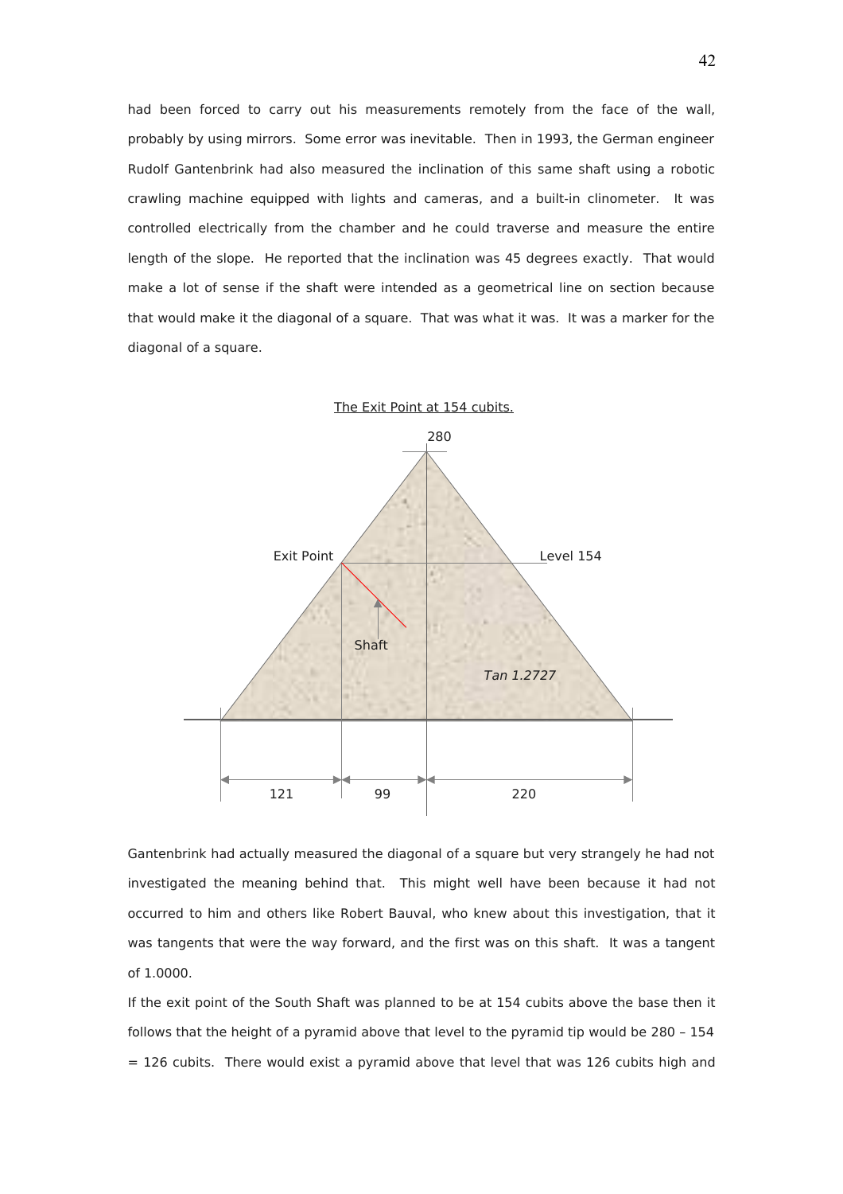had been forced to carry out his measurements remotely from the face of the wall, probably by using mirrors. Some error was inevitable. Then in 1993, the German engineer Rudolf Gantenbrink had also measured the inclination of this same shaft using a robotic crawling machine equipped with lights and cameras, and a built-in clinometer. It was controlled electrically from the chamber and he could traverse and measure the entire length of the slope. He reported that the inclination was 45 degrees exactly. That would make a lot of sense if the shaft were intended as a geometrical line on section because that would make it the diagonal of a square. That was what it was. It was a marker for the diagonal of a square.

The Exit Point at 154 cubits.

280

Exit Point

Level 154

Shaft

*Tan 1.2727*

121 | 99 | 220

Gantenbrink had actually measured the diagonal of a square but very strangely he had not investigated the meaning behind that. This might well have been because it had not occurred to him and others like Robert Bauval, who knew about this investigation, that it was tangents that were the way forward, and the first was on this shaft. It was a tangent of 1.0000.

If the exit point of the South Shaft was planned to be at 154 cubits above the base then it follows that the height of a pyramid above that level to the pyramid tip would be 280 – 154 = 126 cubits. There would exist a pyramid above that level that was 126 cubits high and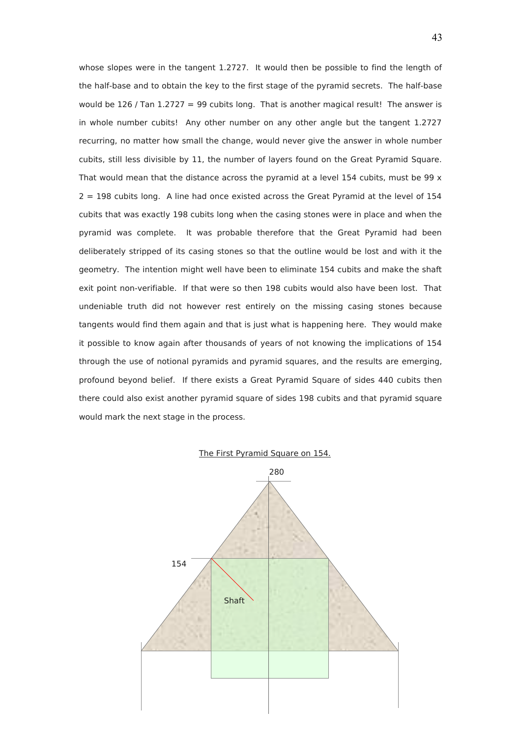whose slopes were in the tangent 1.2727. It would then be possible to find the length of the half-base and to obtain the key to the first stage of the pyramid secrets. The half-base would be 126 / Tan 1.2727 = 99 cubits long. That is another magical result! The answer is in whole number cubits! Any other number on any other angle but the tangent 1.2727 recurring, no matter how small the change, would never give the answer in whole number cubits, still less divisible by 11, the number of layers found on the Great Pyramid Square. That would mean that the distance across the pyramid at a level 154 cubits, must be 99 x 2 = 198 cubits long. A line had once existed across the Great Pyramid at the level of 154 cubits that was exactly 198 cubits long when the casing stones were in place and when the pyramid was complete. It was probable therefore that the Great Pyramid had been deliberately stripped of its casing stones so that the outline would be lost and with it the geometry. The intention might well have been to eliminate 154 cubits and make the shaft exit point non-verifiable. If that were so then 198 cubits would also have been lost. That undeniable truth did not however rest entirely on the missing casing stones because tangents would find them again and that is just what is happening here. They would make it possible to know again after thousands of years of not knowing the implications of 154 through the use of notional pyramids and pyramid squares, and the results are emerging, profound beyond belief. If there exists a Great Pyramid Square of sides 440 cubits then there could also exist another pyramid square of sides 198 cubits and that pyramid square would mark the next stage in the process.

The First Pyramid Square on 154.

280

154

Shaft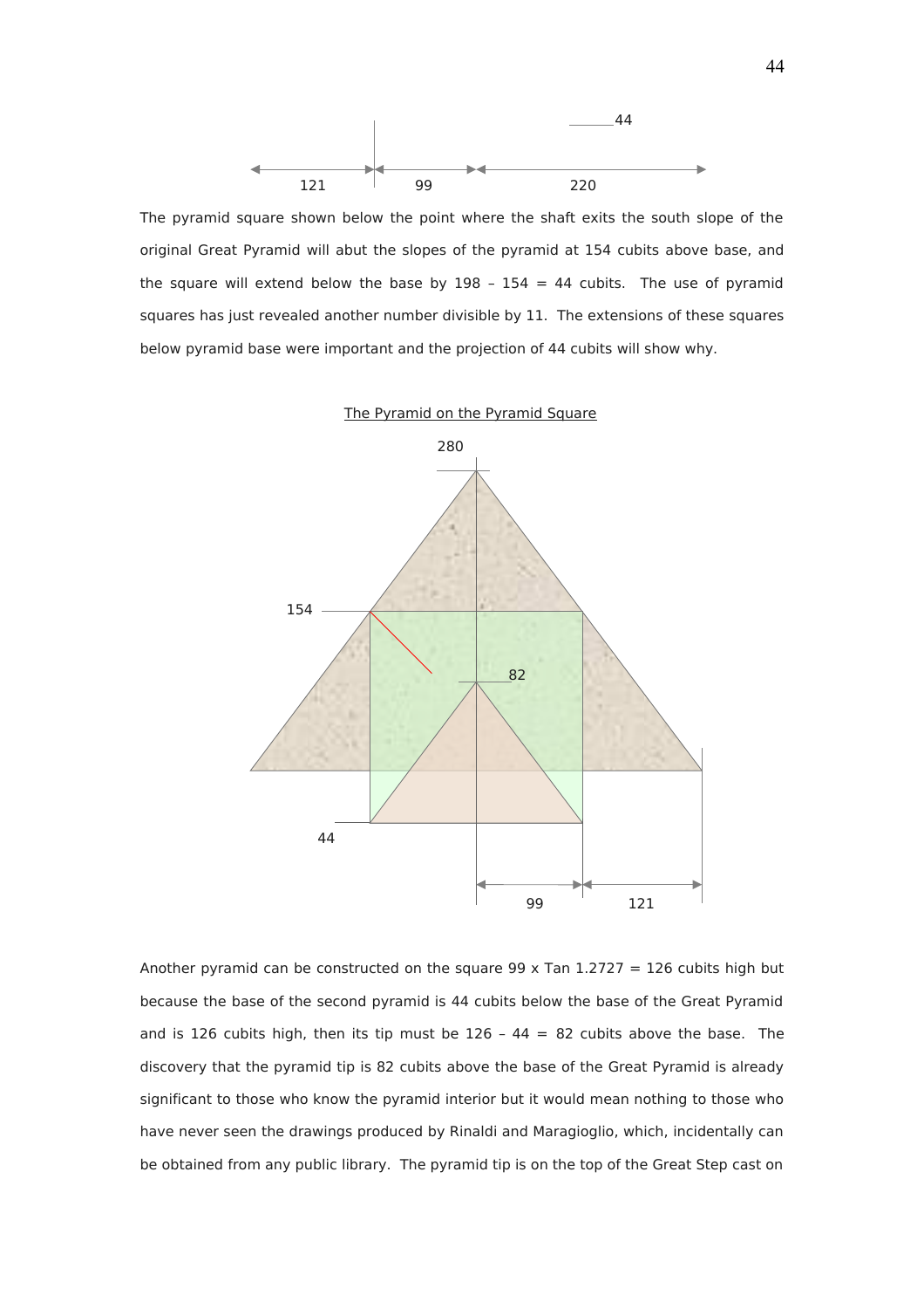The pyramid square shown below the point where the shaft exits the south slope of the original Great Pyramid will abut the slopes of the pyramid at 154 cubits above base, and the square will extend below the base by 198 – 154 = 44 cubits. The use of pyramid squares has just revealed another number divisible by 11. The extensions of these squares below pyramid base were important and the projection of 44 cubits will show why.

The Pyramid on the Pyramid Square

Another pyramid can be constructed on the square 99 x Tan 1.2727 = 126 cubits high but because the base of the second pyramid is 44 cubits below the base of the Great Pyramid and is 126 cubits high, then its tip must be 126 – 44 = 82 cubits above the base. The discovery that the pyramid tip is 82 cubits above the base of the Great Pyramid is already significant to those who know the pyramid interior but it would mean nothing to those who have never seen the drawings produced by Rinaldi and Maragioglio, which, incidentally can be obtained from any public library. The pyramid tip is on the top of the Great Step cast on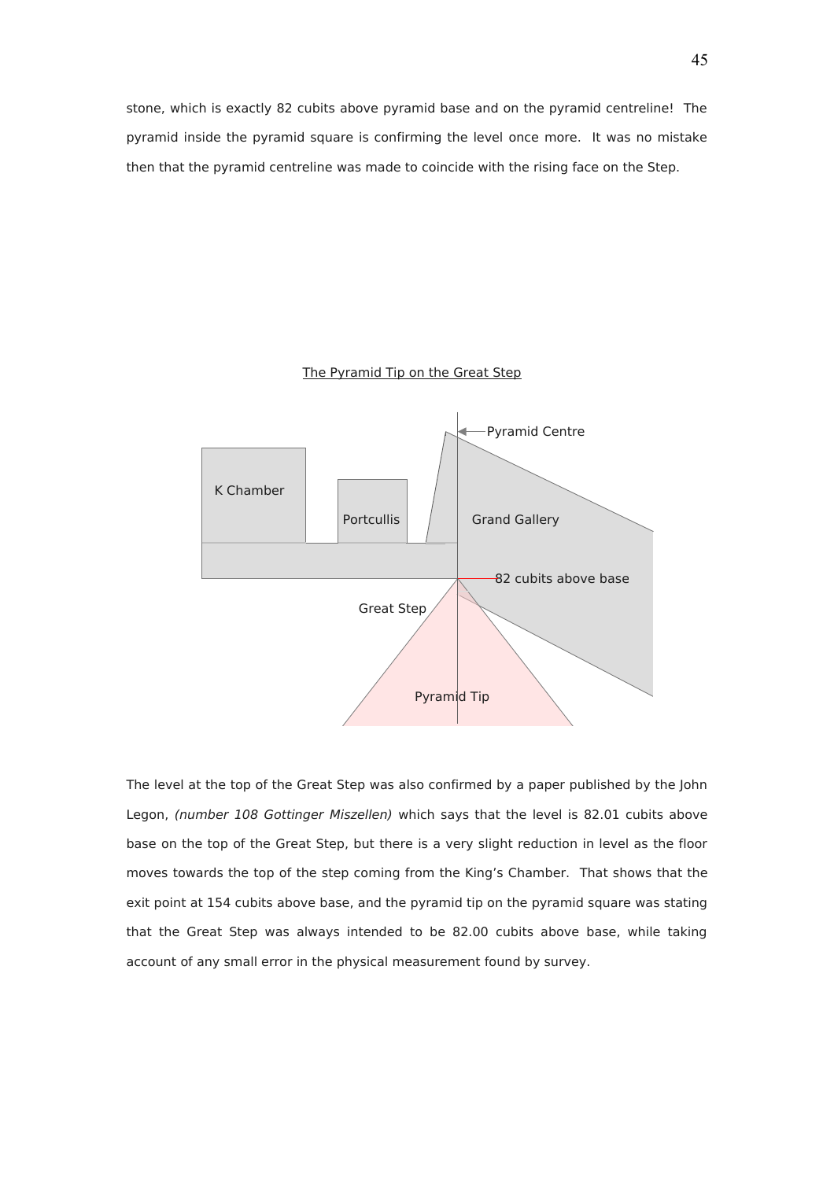stone, which is exactly 82 cubits above pyramid base and on the pyramid centreline! The pyramid inside the pyramid square is confirming the level once more. It was no mistake then that the pyramid centreline was made to coincide with the rising face on the Step.

The Pyramid Tip on the Great Step

The level at the top of the Great Step was also confirmed by a paper published by the John Legon, *(number 108 Gottinger Miszellen)* which says that the level is 82.01 cubits above base on the top of the Great Step, but there is a very slight reduction in level as the floor moves towards the top of the step coming from the King's Chamber. That shows that the exit point at 154 cubits above base, and the pyramid tip on the pyramid square was stating that the Great Step was always intended to be 82.00 cubits above base, while taking account of any small error in the physical measurement found by survey.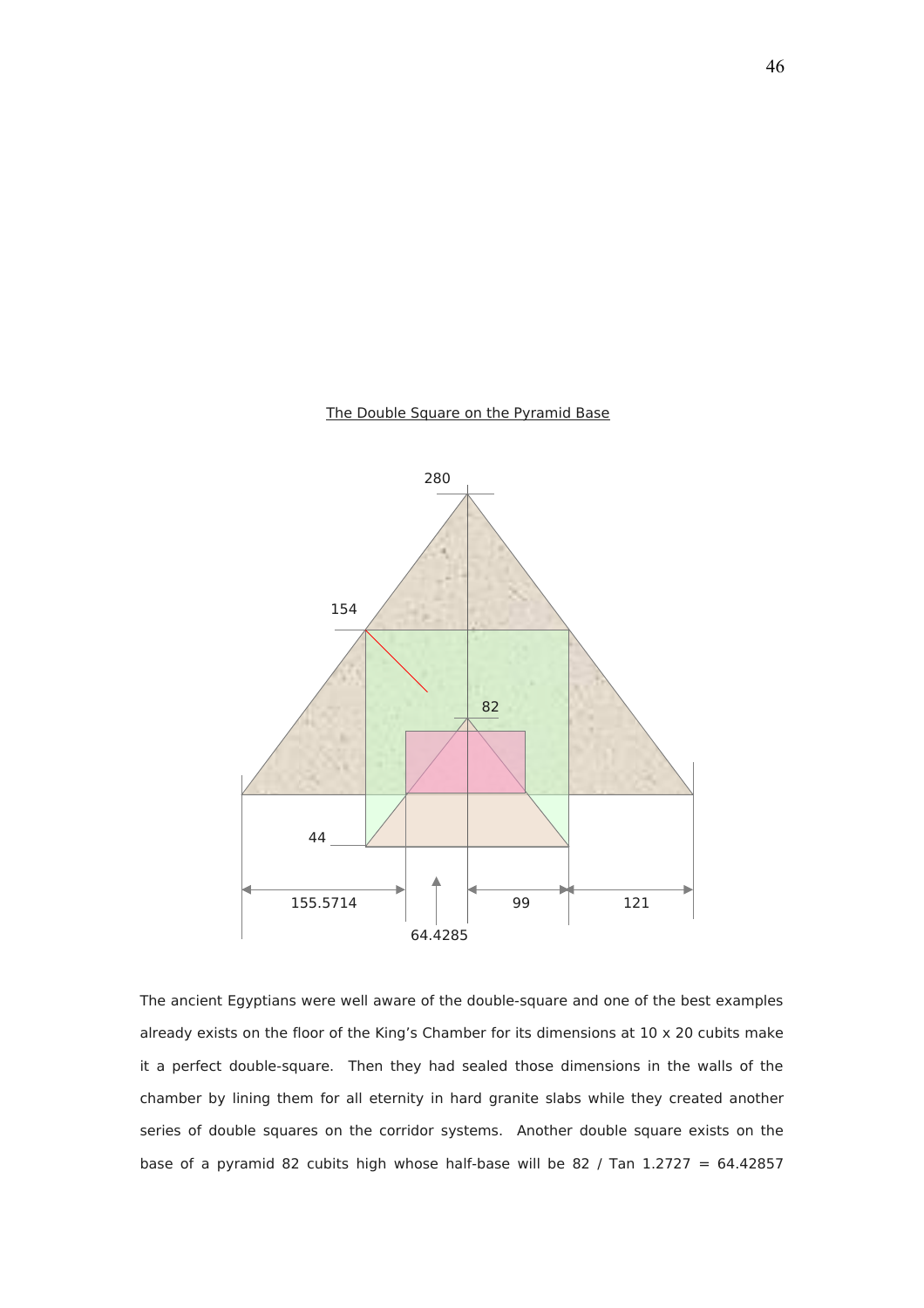The Double Square on the Pyramid Base

280

154

82

44

155.5714 | 64.4285 | 99 | 121

The ancient Egyptians were well aware of the double-square and one of the best examples already exists on the floor of the King's Chamber for its dimensions at 10 x 20 cubits make it a perfect double-square. Then they had sealed those dimensions in the walls of the chamber by lining them for all eternity in hard granite slabs while they created another series of double squares on the corridor systems. Another double square exists on the base of a pyramid 82 cubits high whose half-base will be 82 / Tan 1.2727 = 64.42857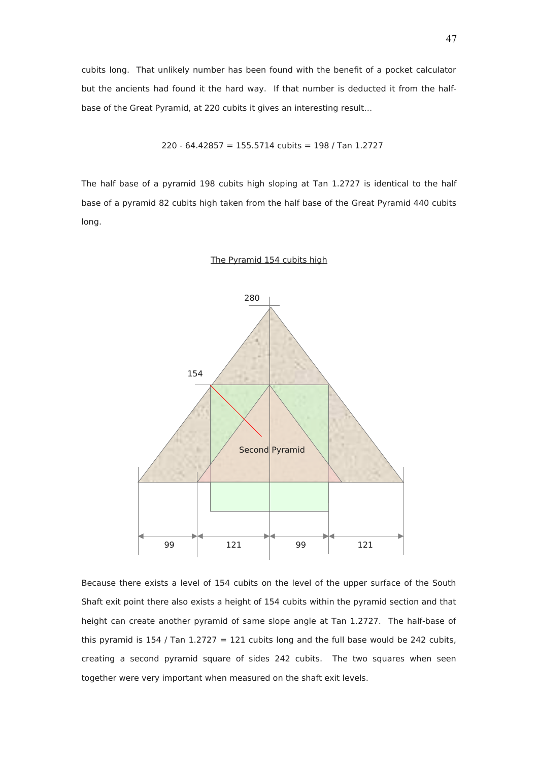cubits long. That unlikely number has been found with the benefit of a pocket calculator but the ancients had found it the hard way. If that number is deducted it from the half-base of the Great Pyramid, at 220 cubits it gives an interesting result...

$$220 - 64.42857 = 155.5714 \text{ cubits} = 198 / \text{Tan } 1.2727$$

The half base of a pyramid 198 cubits high sloping at Tan 1.2727 is identical to the half base of a pyramid 82 cubits high taken from the half base of the Great Pyramid 440 cubits long.

The Pyramid 154 cubits high

Because there exists a level of 154 cubits on the level of the upper surface of the South Shaft exit point there also exists a height of 154 cubits within the pyramid section and that height can create another pyramid of same slope angle at Tan 1.2727. The half-base of this pyramid is 154 / Tan 1.2727 = 121 cubits long and the full base would be 242 cubits, creating a second pyramid square of sides 242 cubits. The two squares when seen together were very important when measured on the shaft exit levels.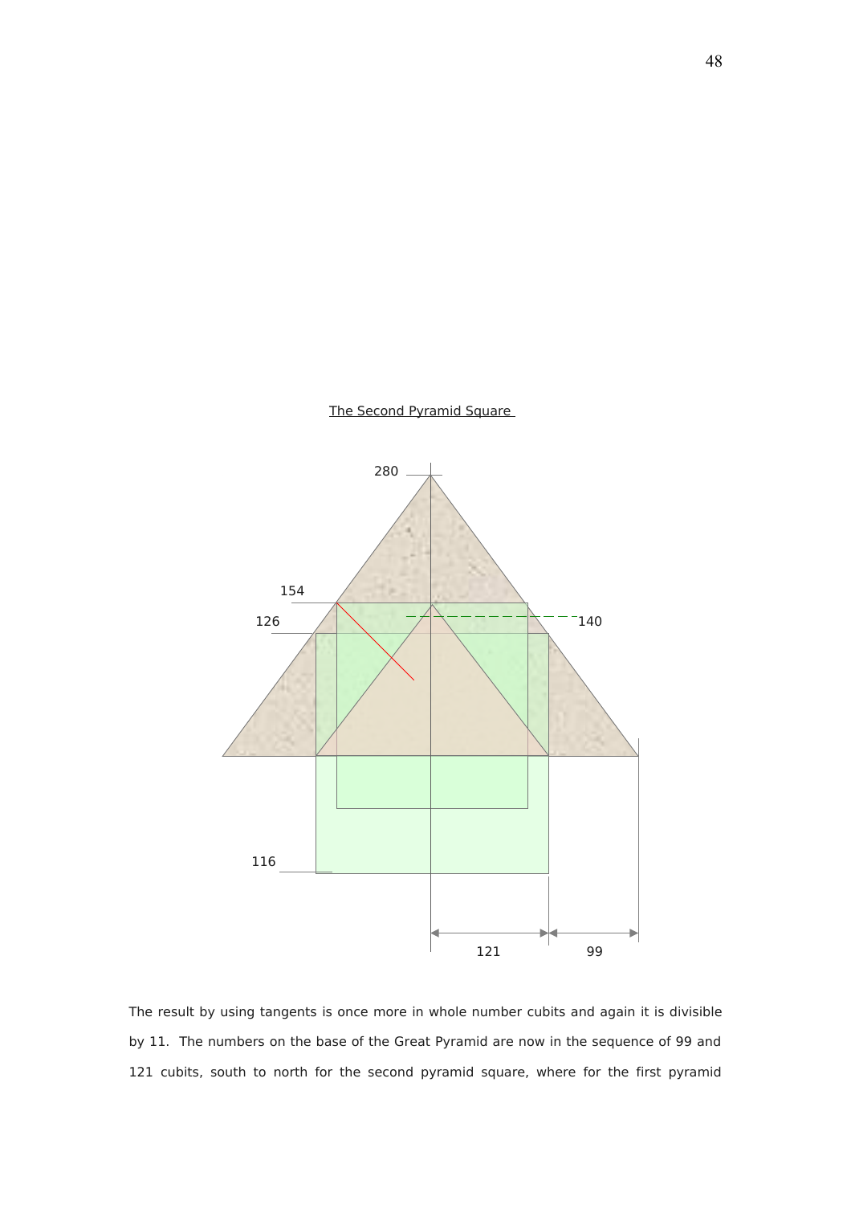The Second Pyramid Square

280

154

126

140

116

121

99

The result by using tangents is once more in whole number cubits and again it is divisible by 11. The numbers on the base of the Great Pyramid are now in the sequence of 99 and 121 cubits, south to north for the second pyramid square, where for the first pyramid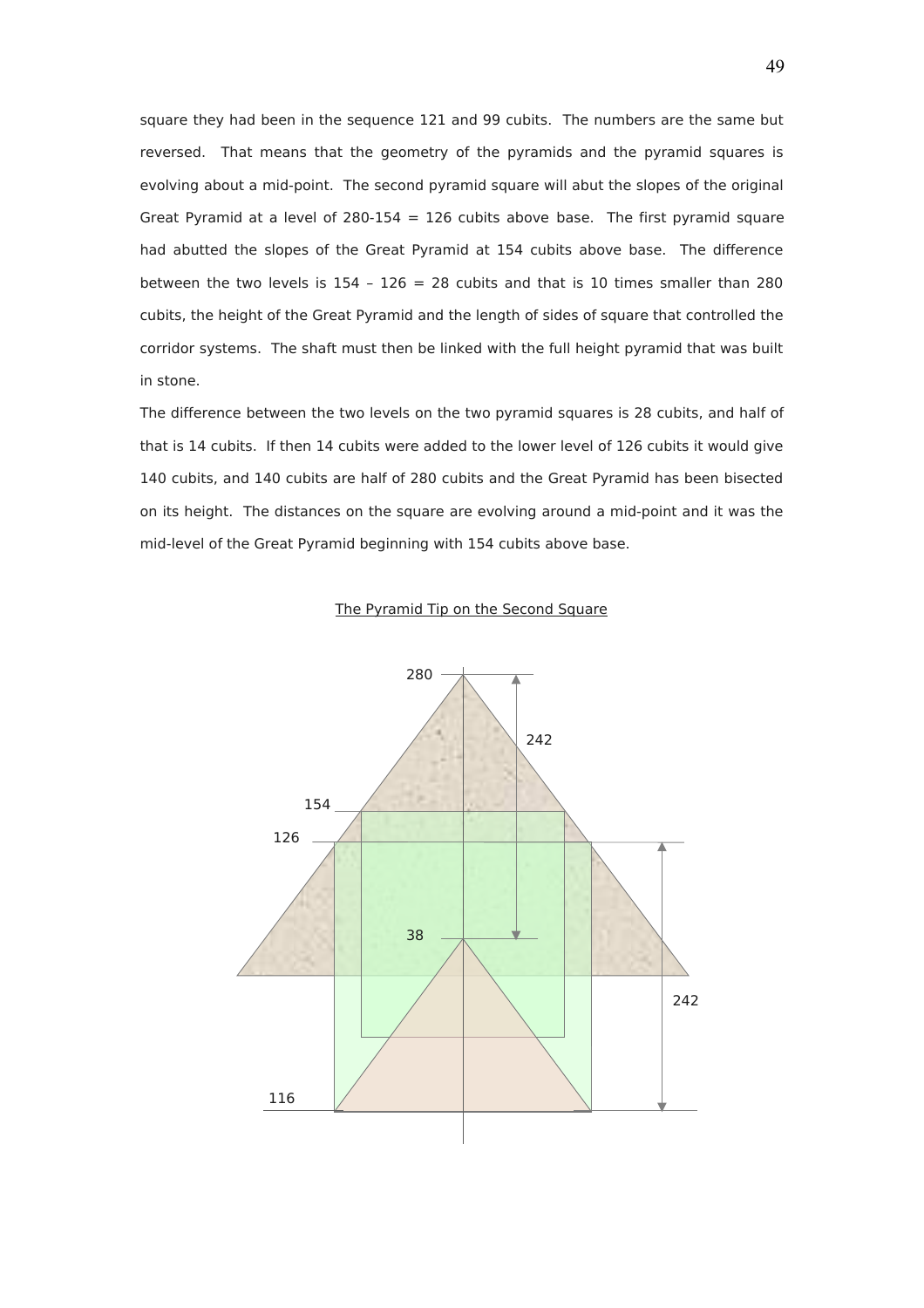square they had been in the sequence 121 and 99 cubits. The numbers are the same but reversed. That means that the geometry of the pyramids and the pyramid squares is evolving about a mid-point. The second pyramid square will abut the slopes of the original Great Pyramid at a level of 280-154 = 126 cubits above base. The first pyramid square had abutted the slopes of the Great Pyramid at 154 cubits above base. The difference between the two levels is 154 – 126 = 28 cubits and that is 10 times smaller than 280 cubits, the height of the Great Pyramid and the length of sides of square that controlled the corridor systems. The shaft must then be linked with the full height pyramid that was built in stone.

The difference between the two levels on the two pyramid squares is 28 cubits, and half of that is 14 cubits. If then 14 cubits were added to the lower level of 126 cubits it would give 140 cubits, and 140 cubits are half of 280 cubits and the Great Pyramid has been bisected on its height. The distances on the square are evolving around a mid-point and it was the mid-level of the Great Pyramid beginning with 154 cubits above base.

The Pyramid Tip on the Second Square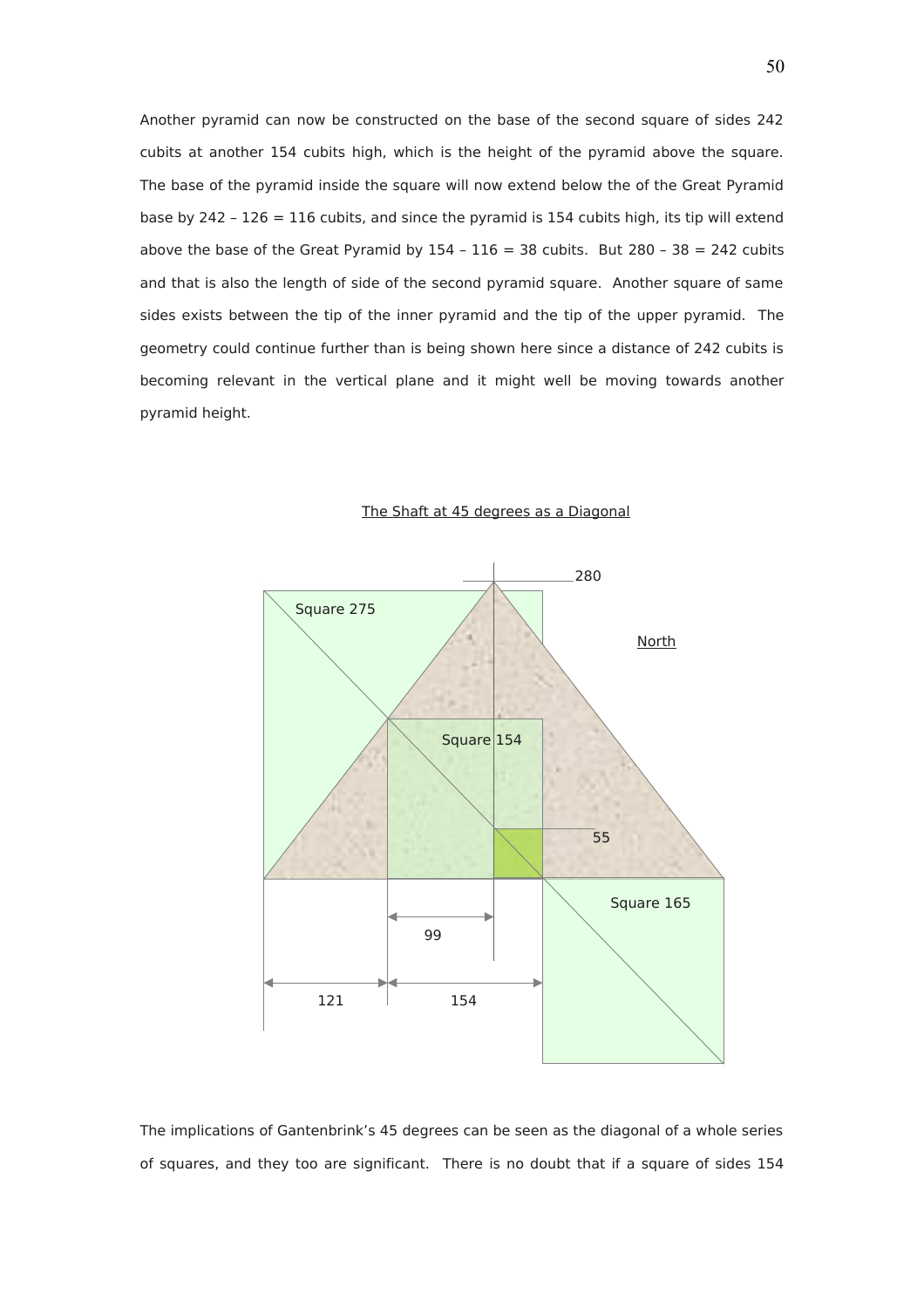Another pyramid can now be constructed on the base of the second square of sides 242 cubits at another 154 cubits high, which is the height of the pyramid above the square. The base of the pyramid inside the square will now extend below the of the Great Pyramid base by 242 – 126 = 116 cubits, and since the pyramid is 154 cubits high, its tip will extend above the base of the Great Pyramid by 154 – 116 = 38 cubits. But 280 – 38 = 242 cubits and that is also the length of side of the second pyramid square. Another square of same sides exists between the tip of the inner pyramid and the tip of the upper pyramid. The geometry could continue further than is being shown here since a distance of 242 cubits is becoming relevant in the vertical plane and it might well be moving towards another pyramid height.

The Shaft at 45 degrees as a Diagonal

280

Square 275

North

Square 154

55

Square 165

99

121

154

The implications of Gantenbrink's 45 degrees can be seen as the diagonal of a whole series of squares, and they too are significant. There is no doubt that if a square of sides 154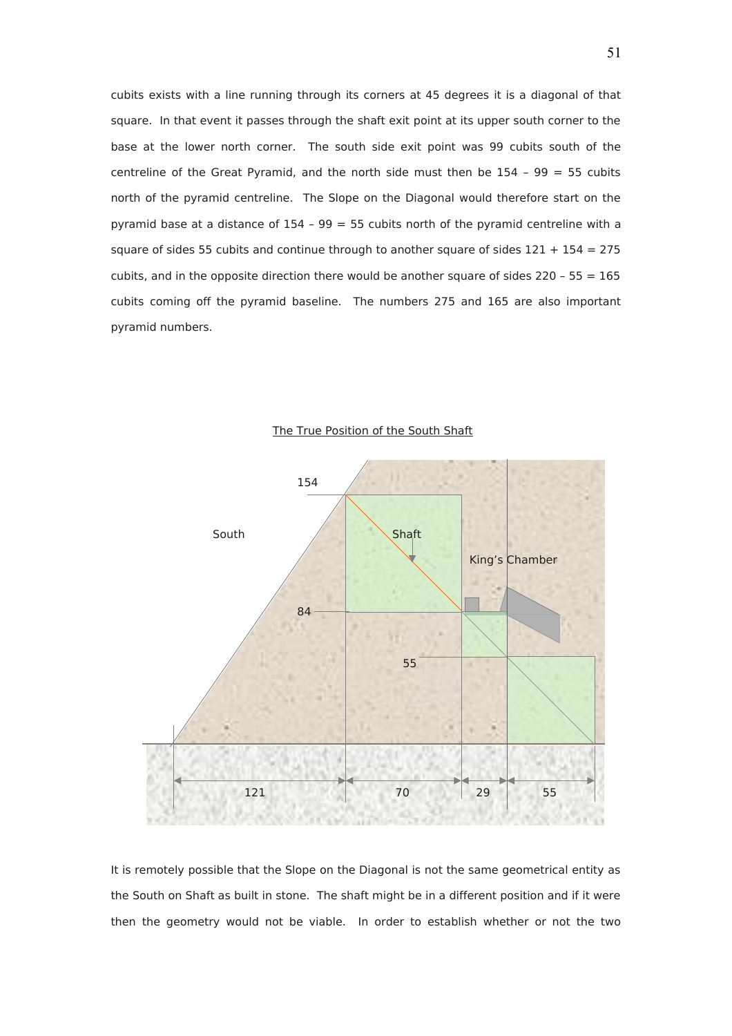cubits exists with a line running through its corners at 45 degrees it is a diagonal of that square. In that event it passes through the shaft exit point at its upper south corner to the base at the lower north corner. The south side exit point was 99 cubits south of the centreline of the Great Pyramid, and the north side must then be 154 – 99 = 55 cubits north of the pyramid centreline. The Slope on the Diagonal would therefore start on the pyramid base at a distance of 154 – 99 = 55 cubits north of the pyramid centreline with a square of sides 55 cubits and continue through to another square of sides 121 + 154 = 275 cubits, and in the opposite direction there would be another square of sides 220 – 55 = 165 cubits coming off the pyramid baseline. The numbers 275 and 165 are also important pyramid numbers.

The True Position of the South Shaft

It is remotely possible that the Slope on the Diagonal is not the same geometrical entity as the South on Shaft as built in stone. The shaft might be in a different position and if it were then the geometry would not be viable. In order to establish whether or not the two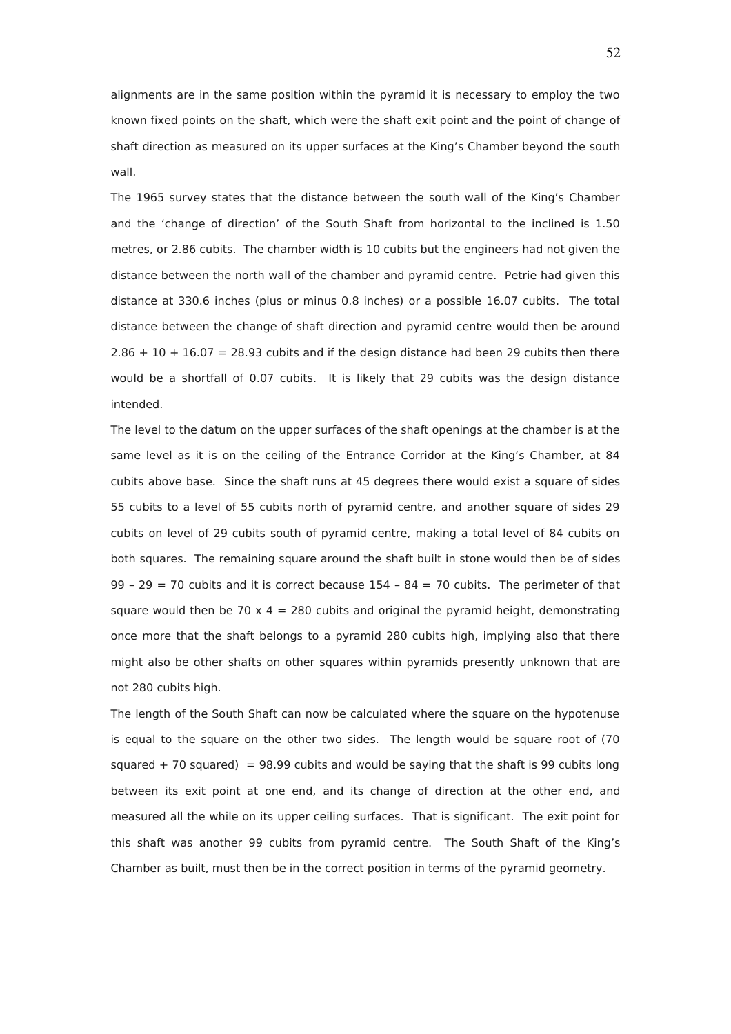alignments are in the same position within the pyramid it is necessary to employ the two known fixed points on the shaft, which were the shaft exit point and the point of change of shaft direction as measured on its upper surfaces at the King's Chamber beyond the south wall.

The 1965 survey states that the distance between the south wall of the King's Chamber and the 'change of direction' of the South Shaft from horizontal to the inclined is 1.50 metres, or 2.86 cubits. The chamber width is 10 cubits but the engineers had not given the distance between the north wall of the chamber and pyramid centre. Petrie had given this distance at 330.6 inches (plus or minus 0.8 inches) or a possible 16.07 cubits. The total distance between the change of shaft direction and pyramid centre would then be around 2.86 + 10 + 16.07 = 28.93 cubits and if the design distance had been 29 cubits then there would be a shortfall of 0.07 cubits. It is likely that 29 cubits was the design distance intended.

The level to the datum on the upper surfaces of the shaft openings at the chamber is at the same level as it is on the ceiling of the Entrance Corridor at the King's Chamber, at 84 cubits above base. Since the shaft runs at 45 degrees there would exist a square of sides 55 cubits to a level of 55 cubits north of pyramid centre, and another square of sides 29 cubits on level of 29 cubits south of pyramid centre, making a total level of 84 cubits on both squares. The remaining square around the shaft built in stone would then be of sides 99 – 29 = 70 cubits and it is correct because 154 – 84 = 70 cubits. The perimeter of that square would then be 70 x 4 = 280 cubits and original the pyramid height, demonstrating once more that the shaft belongs to a pyramid 280 cubits high, implying also that there might also be other shafts on other squares within pyramids presently unknown that are not 280 cubits high.

The length of the South Shaft can now be calculated where the square on the hypotenuse is equal to the square on the other two sides. The length would be square root of (70 squared + 70 squared) = 98.99 cubits and would be saying that the shaft is 99 cubits long between its exit point at one end, and its change of direction at the other end, and measured all the while on its upper ceiling surfaces. That is significant. The exit point for this shaft was another 99 cubits from pyramid centre. The South Shaft of the King's Chamber as built, must then be in the correct position in terms of the pyramid geometry.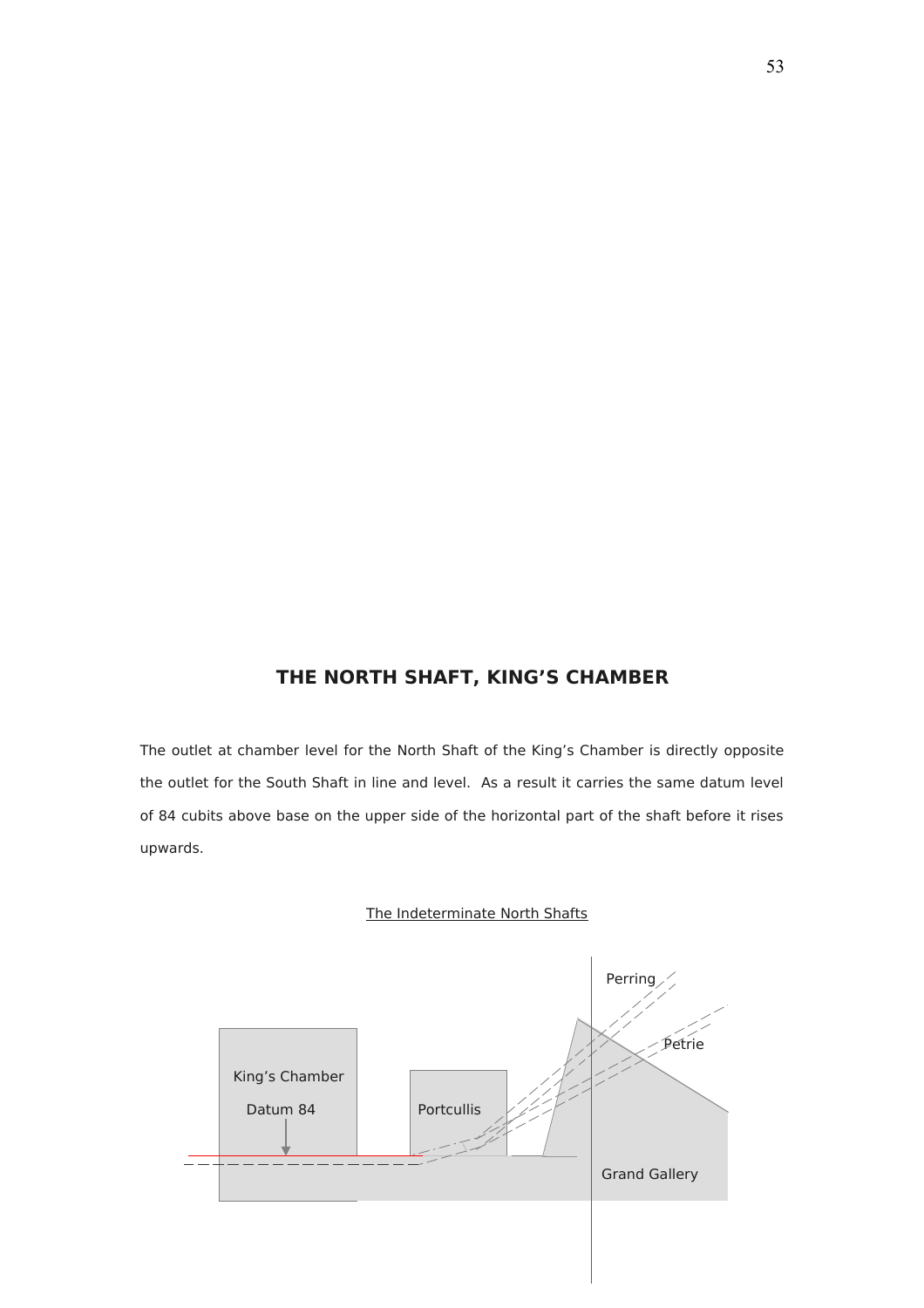## THE NORTH SHAFT, KING'S CHAMBER

The outlet at chamber level for the North Shaft of the King's Chamber is directly opposite the outlet for the South Shaft in line and level. As a result it carries the same datum level of 84 cubits above base on the upper side of the horizontal part of the shaft before it rises upwards.

The Indeterminate North Shafts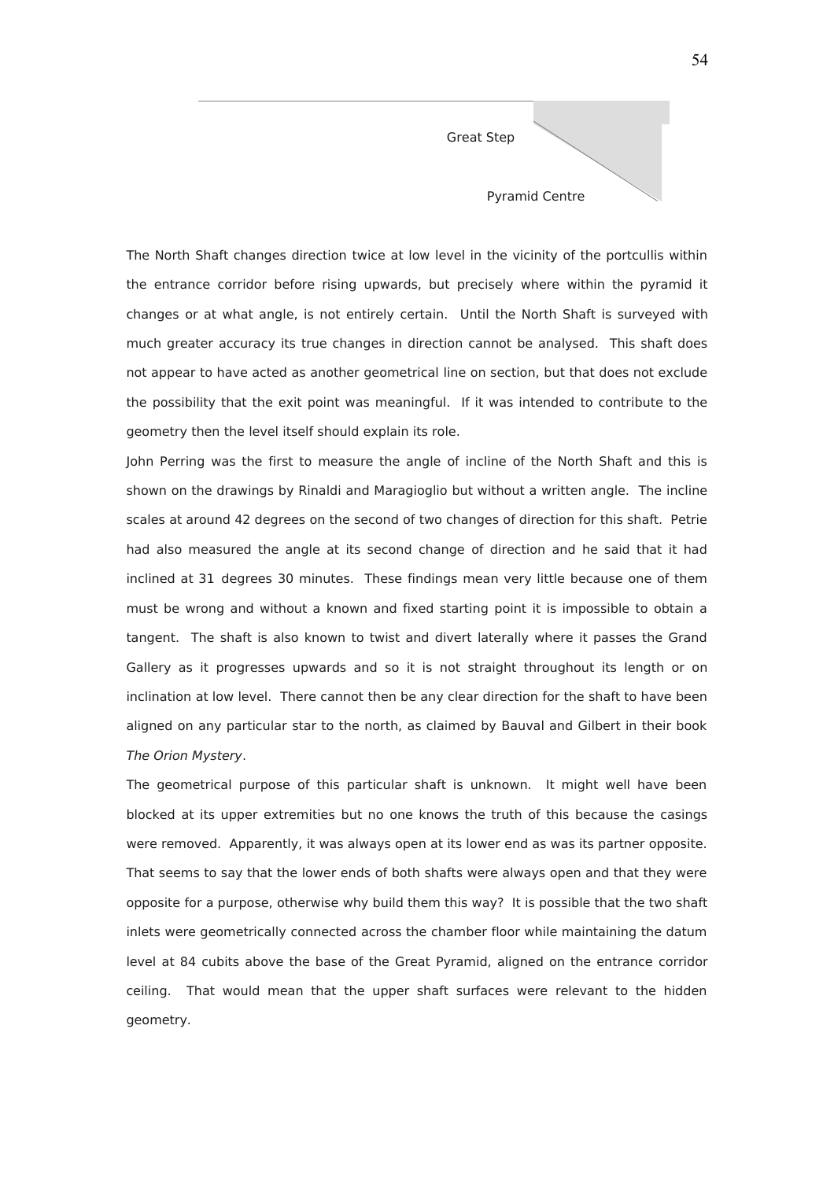Great Step

Pyramid Centre

The North Shaft changes direction twice at low level in the vicinity of the portcullis within the entrance corridor before rising upwards, but precisely where within the pyramid it changes or at what angle, is not entirely certain. Until the North Shaft is surveyed with much greater accuracy its true changes in direction cannot be analysed. This shaft does not appear to have acted as another geometrical line on section, but that does not exclude the possibility that the exit point was meaningful. If it was intended to contribute to the geometry then the level itself should explain its role.

John Perring was the first to measure the angle of incline of the North Shaft and this is shown on the drawings by Rinaldi and Maragioglio but without a written angle. The incline scales at around 42 degrees on the second of two changes of direction for this shaft. Petrie had also measured the angle at its second change of direction and he said that it had inclined at 31 degrees 30 minutes. These findings mean very little because one of them must be wrong and without a known and fixed starting point it is impossible to obtain a tangent. The shaft is also known to twist and divert laterally where it passes the Grand Gallery as it progresses upwards and so it is not straight throughout its length or on inclination at low level. There cannot then be any clear direction for the shaft to have been aligned on any particular star to the north, as claimed by Bauval and Gilbert in their book *The Orion Mystery*.

The geometrical purpose of this particular shaft is unknown. It might well have been blocked at its upper extremities but no one knows the truth of this because the casings were removed. Apparently, it was always open at its lower end as was its partner opposite. That seems to say that the lower ends of both shafts were always open and that they were opposite for a purpose, otherwise why build them this way? It is possible that the two shaft inlets were geometrically connected across the chamber floor while maintaining the datum level at 84 cubits above the base of the Great Pyramid, aligned on the entrance corridor ceiling. That would mean that the upper shaft surfaces were relevant to the hidden geometry.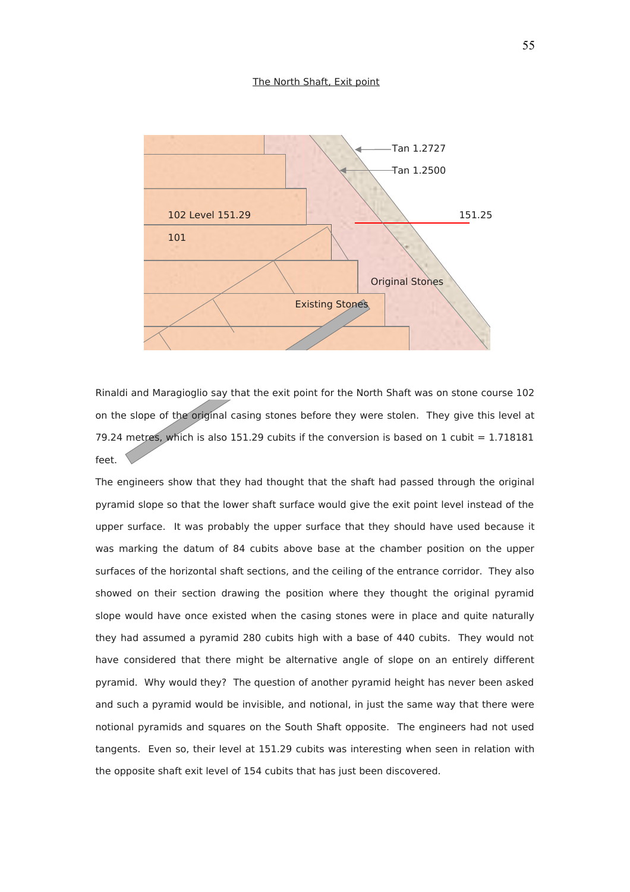The North Shaft, Exit point

Tan 1.2727

Tan 1.2500

102 Level 151.29

151.25

101

Original Stones

Existing Stones

Rinaldi and Maragioglio say that the exit point for the North Shaft was on stone course 102 on the slope of the original casing stones before they were stolen. They give this level at 79.24 metres, which is also 151.29 cubits if the conversion is based on 1 cubit = 1.718181 feet.

The engineers show that they had thought that the shaft had passed through the original pyramid slope so that the lower shaft surface would give the exit point level instead of the upper surface. It was probably the upper surface that they should have used because it was marking the datum of 84 cubits above base at the chamber position on the upper surfaces of the horizontal shaft sections, and the ceiling of the entrance corridor. They also showed on their section drawing the position where they thought the original pyramid slope would have once existed when the casing stones were in place and quite naturally they had assumed a pyramid 280 cubits high with a base of 440 cubits. They would not have considered that there might be alternative angle of slope on an entirely different pyramid. Why would they? The question of another pyramid height has never been asked and such a pyramid would be invisible, and notional, in just the same way that there were notional pyramids and squares on the South Shaft opposite. The engineers had not used tangents. Even so, their level at 151.29 cubits was interesting when seen in relation with the opposite shaft exit level of 154 cubits that has just been discovered.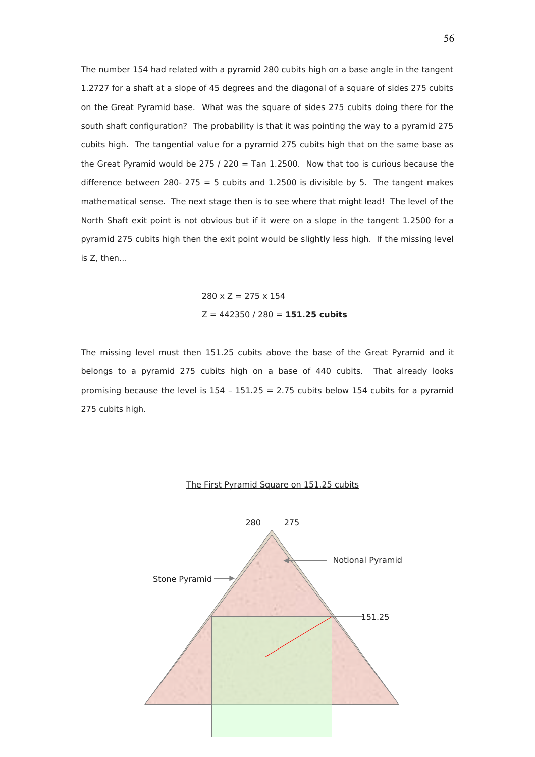The number 154 had related with a pyramid 280 cubits high on a base angle in the tangent 1.2727 for a shaft at a slope of 45 degrees and the diagonal of a square of sides 275 cubits on the Great Pyramid base. What was the square of sides 275 cubits doing there for the south shaft configuration? The probability is that it was pointing the way to a pyramid 275 cubits high. The tangential value for a pyramid 275 cubits high that on the same base as the Great Pyramid would be 275 / 220 = Tan 1.2500. Now that too is curious because the difference between 280- 275 = 5 cubits and 1.2500 is divisible by 5. The tangent makes mathematical sense. The next stage then is to see where that might lead! The level of the North Shaft exit point is not obvious but if it were on a slope in the tangent 1.2500 for a pyramid 275 cubits high then the exit point would be slightly less high. If the missing level is Z, then...

$$280 \times Z = 275 \times 154$$

$$Z = 442350 / 280 = \mathbf{151.25\ cubits}$$

The missing level must then 151.25 cubits above the base of the Great Pyramid and it belongs to a pyramid 275 cubits high on a base of 440 cubits. That already looks promising because the level is 154 – 151.25 = 2.75 cubits below 154 cubits for a pyramid 275 cubits high.

The First Pyramid Square on 151.25 cubits

280 | 275

Notional Pyramid

Stone Pyramid

151.25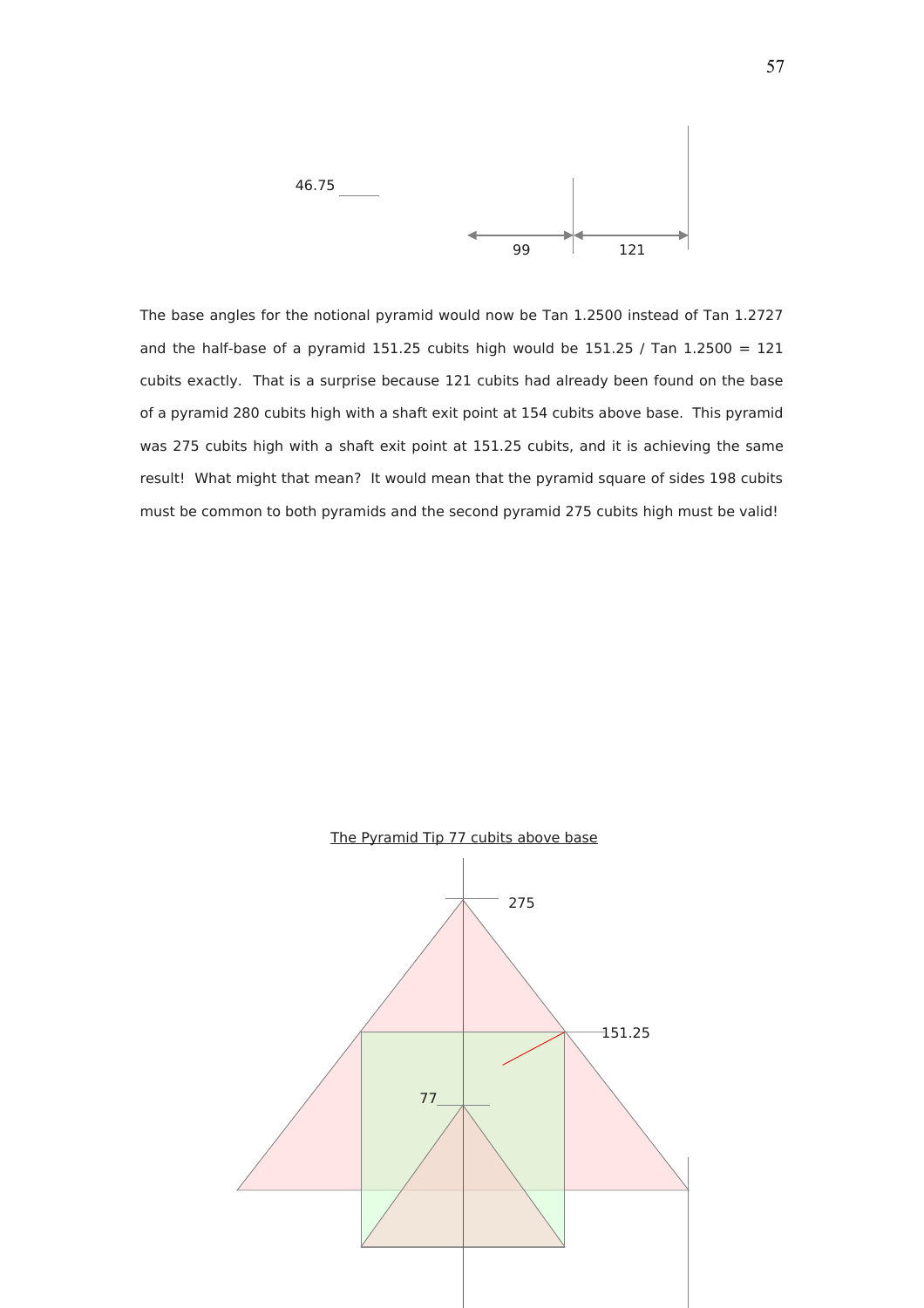46.75

99 &nbsp;&nbsp;&nbsp; 121

The base angles for the notional pyramid would now be Tan 1.2500 instead of Tan 1.2727 and the half-base of a pyramid 151.25 cubits high would be 151.25 / Tan 1.2500 = 121 cubits exactly. That is a surprise because 121 cubits had already been found on the base of a pyramid 280 cubits high with a shaft exit point at 154 cubits above base. This pyramid was 275 cubits high with a shaft exit point at 151.25 cubits, and it is achieving the same result! What might that mean? It would mean that the pyramid square of sides 198 cubits must be common to both pyramids and the second pyramid 275 cubits high must be valid!

The Pyramid Tip 77 cubits above base

275

151.25

77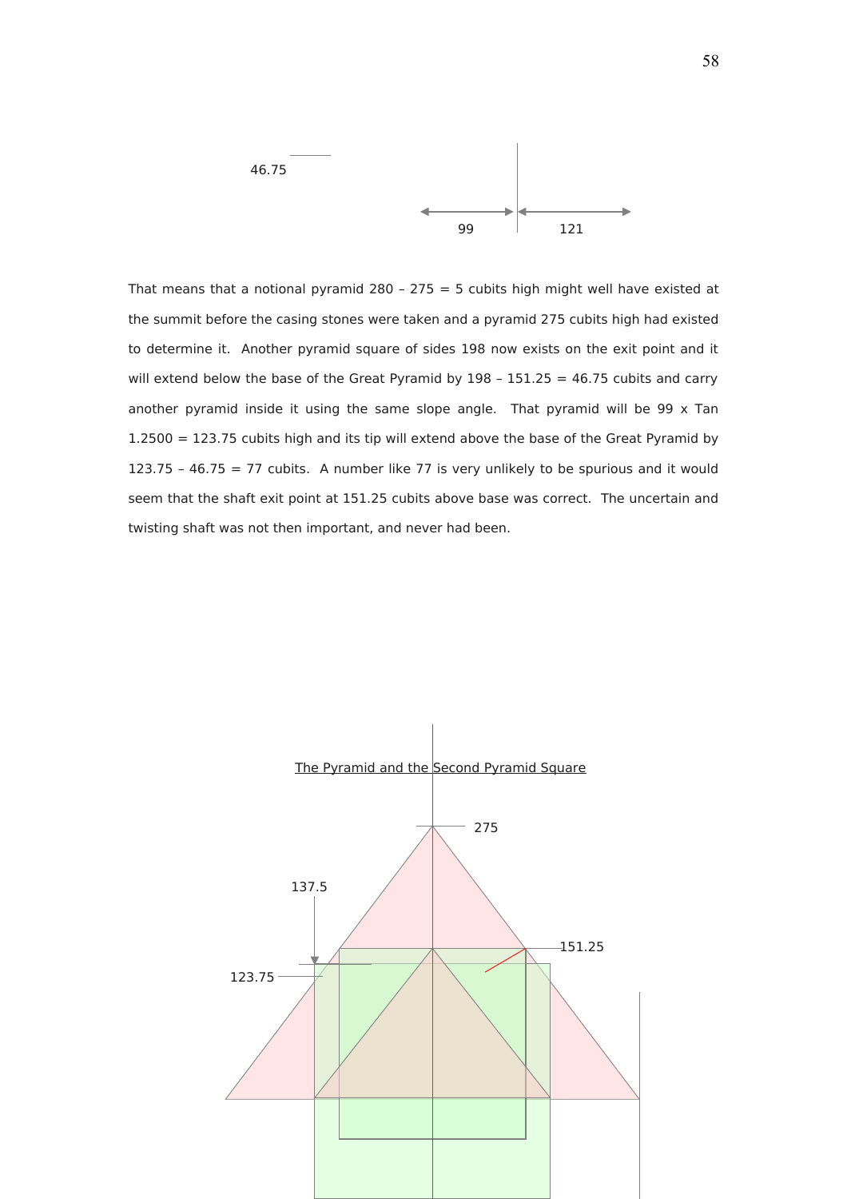46.75

99 121

That means that a notional pyramid 280 – 275 = 5 cubits high might well have existed at the summit before the casing stones were taken and a pyramid 275 cubits high had existed to determine it. Another pyramid square of sides 198 now exists on the exit point and it will extend below the base of the Great Pyramid by 198 – 151.25 = 46.75 cubits and carry another pyramid inside it using the same slope angle. That pyramid will be 99 x Tan 1.2500 = 123.75 cubits high and its tip will extend above the base of the Great Pyramid by 123.75 – 46.75 = 77 cubits. A number like 77 is very unlikely to be spurious and it would seem that the shaft exit point at 151.25 cubits above base was correct. The uncertain and twisting shaft was not then important, and never had been.

The Pyramid and the Second Pyramid Square

275

137.5

151.25

123.75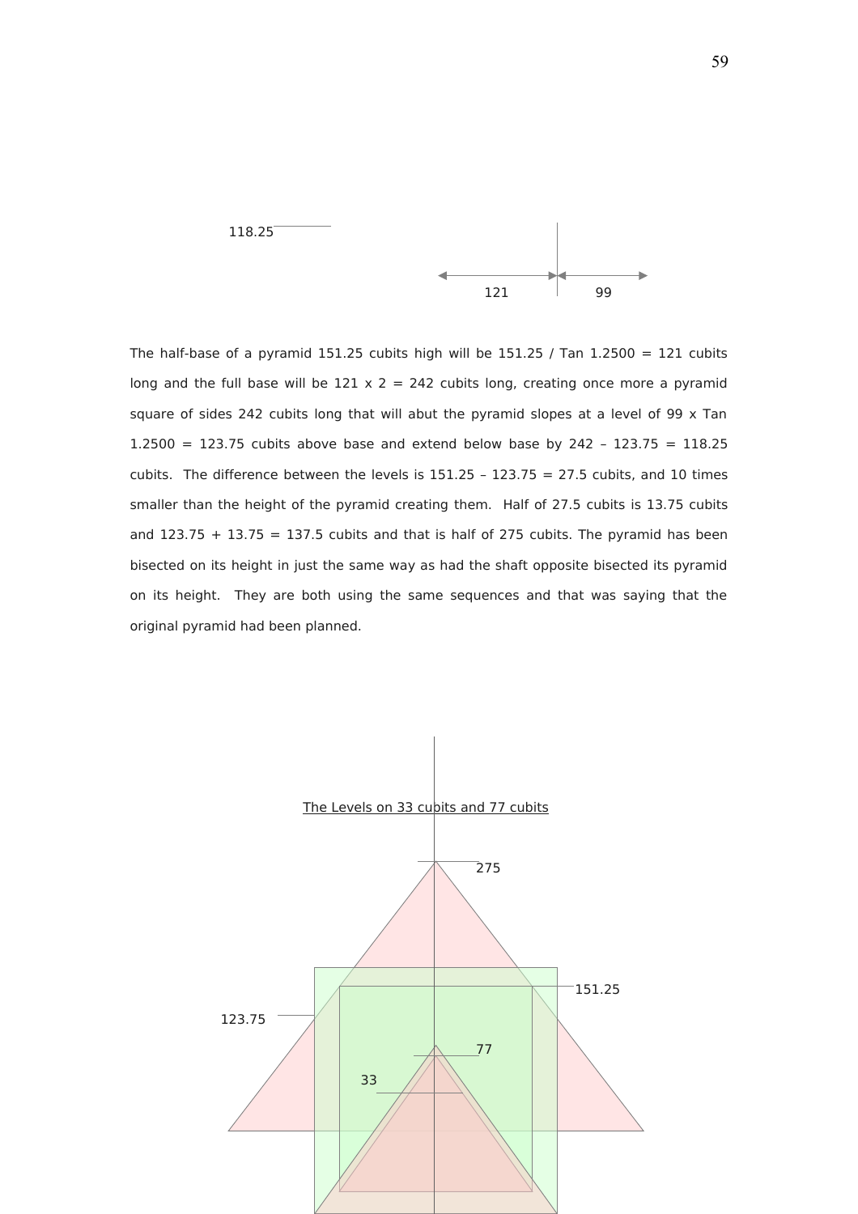The half-base of a pyramid 151.25 cubits high will be 151.25 / Tan 1.2500 = 121 cubits long and the full base will be 121 x 2 = 242 cubits long, creating once more a pyramid square of sides 242 cubits long that will abut the pyramid slopes at a level of 99 x Tan 1.2500 = 123.75 cubits above base and extend below base by 242 – 123.75 = 118.25 cubits. The difference between the levels is 151.25 – 123.75 = 27.5 cubits, and 10 times smaller than the height of the pyramid creating them. Half of 27.5 cubits is 13.75 cubits and 123.75 + 13.75 = 137.5 cubits and that is half of 275 cubits. The pyramid has been bisected on its height in just the same way as had the shaft opposite bisected its pyramid on its height. They are both using the same sequences and that was saying that the original pyramid had been planned.

The Levels on 33 cubits and 77 cubits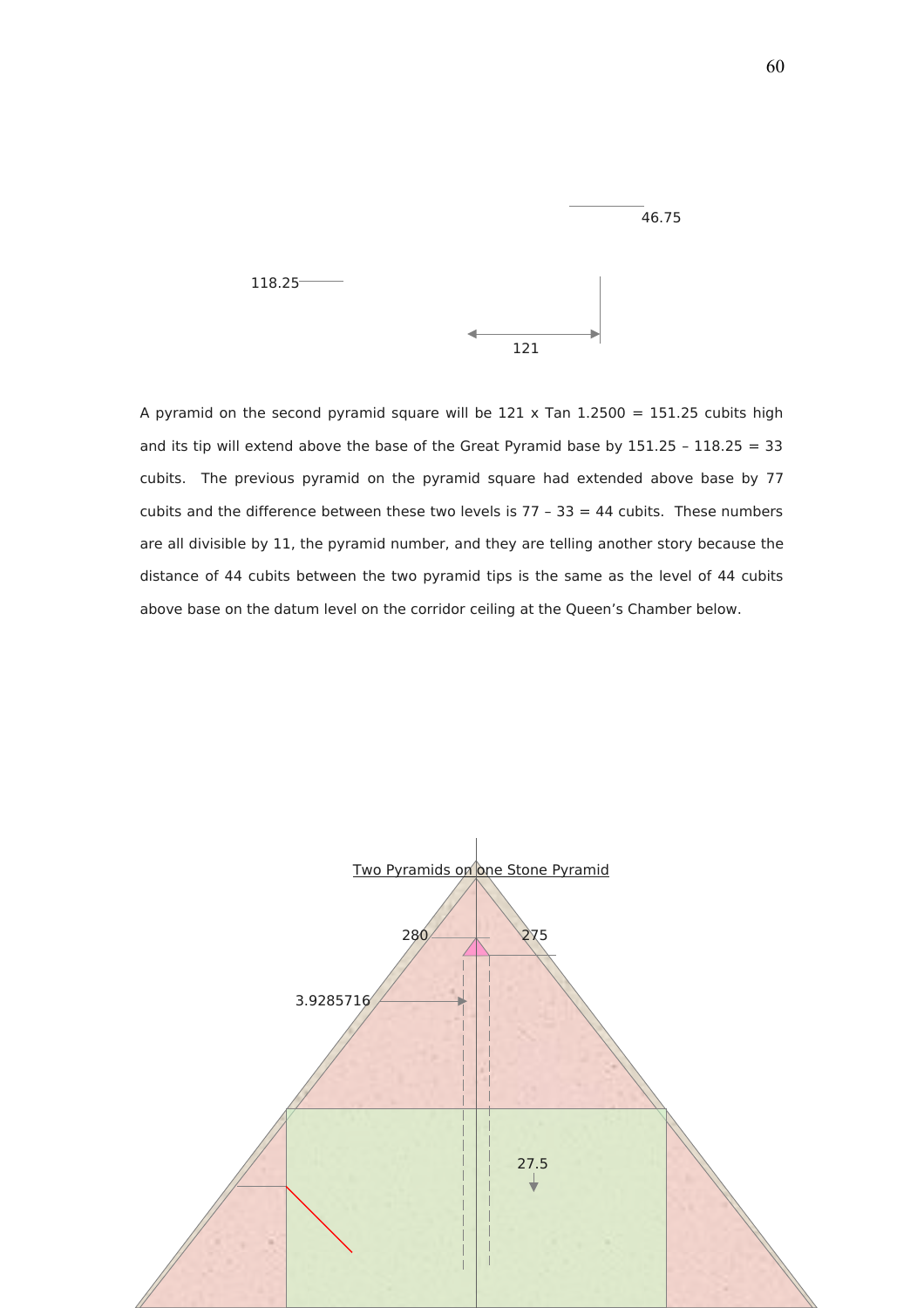46.75

118.25

121

A pyramid on the second pyramid square will be 121 x Tan 1.2500 = 151.25 cubits high and its tip will extend above the base of the Great Pyramid base by 151.25 – 118.25 = 33 cubits. The previous pyramid on the pyramid square had extended above base by 77 cubits and the difference between these two levels is 77 – 33 = 44 cubits. These numbers are all divisible by 11, the pyramid number, and they are telling another story because the distance of 44 cubits between the two pyramid tips is the same as the level of 44 cubits above base on the datum level on the corridor ceiling at the Queen's Chamber below.

Two Pyramids on one Stone Pyramid

280

275

3.9285716

27.5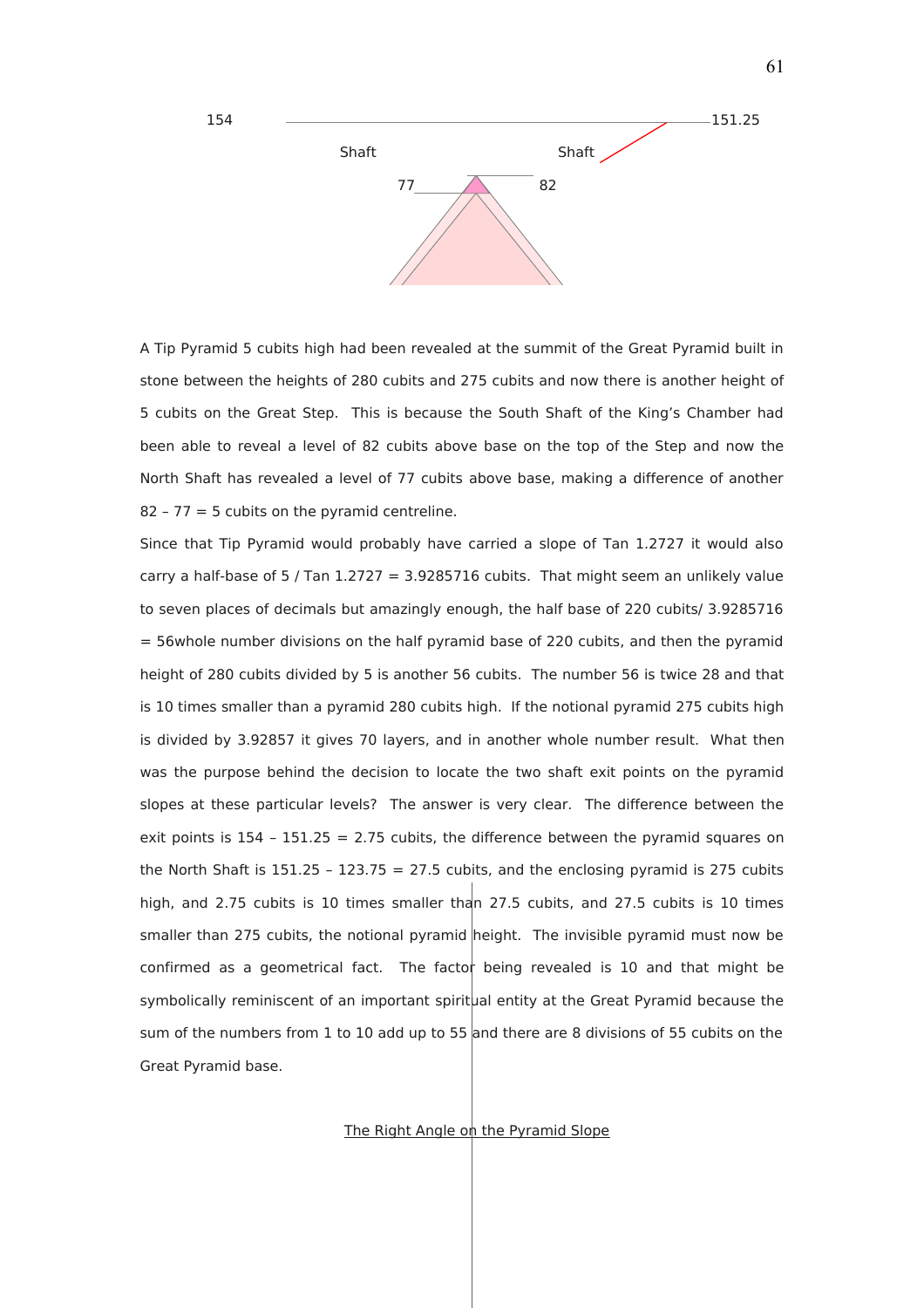154 151.25

Shaft Shaft

77 82

A Tip Pyramid 5 cubits high had been revealed at the summit of the Great Pyramid built in stone between the heights of 280 cubits and 275 cubits and now there is another height of 5 cubits on the Great Step. This is because the South Shaft of the King's Chamber had been able to reveal a level of 82 cubits above base on the top of the Step and now the North Shaft has revealed a level of 77 cubits above base, making a difference of another 82 – 77 = 5 cubits on the pyramid centreline.

Since that Tip Pyramid would probably have carried a slope of Tan 1.2727 it would also carry a half-base of 5 / Tan 1.2727 = 3.9285716 cubits. That might seem an unlikely value to seven places of decimals but amazingly enough, the half base of 220 cubits/ 3.9285716 = 56whole number divisions on the half pyramid base of 220 cubits, and then the pyramid height of 280 cubits divided by 5 is another 56 cubits. The number 56 is twice 28 and that is 10 times smaller than a pyramid 280 cubits high. If the notional pyramid 275 cubits high is divided by 3.92857 it gives 70 layers, and in another whole number result. What then was the purpose behind the decision to locate the two shaft exit points on the pyramid slopes at these particular levels? The answer is very clear. The difference between the exit points is 154 – 151.25 = 2.75 cubits, the difference between the pyramid squares on the North Shaft is 151.25 – 123.75 = 27.5 cubits, and the enclosing pyramid is 275 cubits high, and 2.75 cubits is 10 times smaller than 27.5 cubits, and 27.5 cubits is 10 times smaller than 275 cubits, the notional pyramid height. The invisible pyramid must now be confirmed as a geometrical fact. The factor being revealed is 10 and that might be symbolically reminiscent of an important spiritual entity at the Great Pyramid because the sum of the numbers from 1 to 10 add up to 55 and there are 8 divisions of 55 cubits on the Great Pyramid base.

<u>The Right Angle on the Pyramid Slope</u>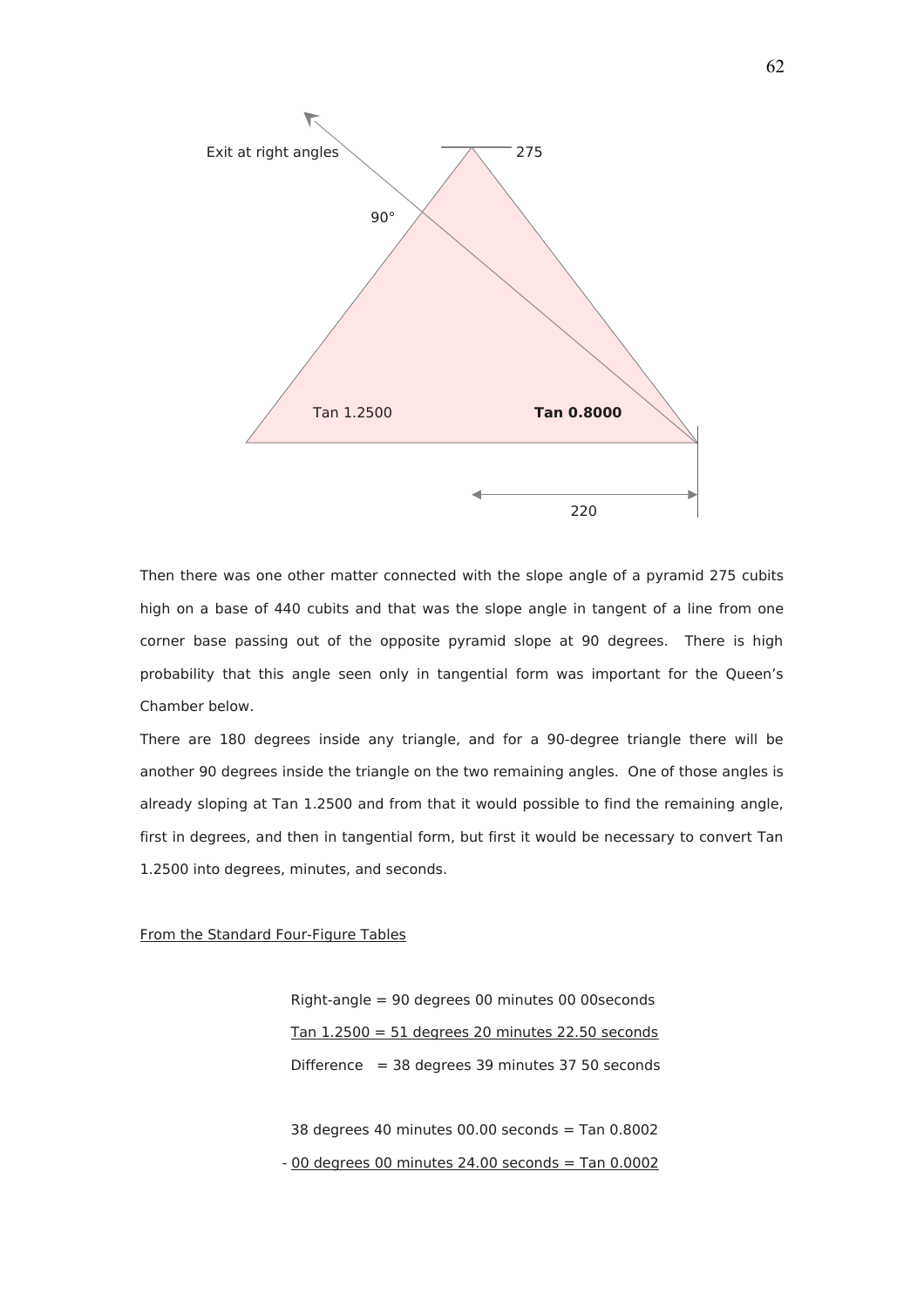Exit at right angles

90°

275

Tan 1.2500

**Tan 0.8000**

220

Then there was one other matter connected with the slope angle of a pyramid 275 cubits high on a base of 440 cubits and that was the slope angle in tangent of a line from one corner base passing out of the opposite pyramid slope at 90 degrees. There is high probability that this angle seen only in tangential form was important for the Queen's Chamber below.

There are 180 degrees inside any triangle, and for a 90-degree triangle there will be another 90 degrees inside the triangle on the two remaining angles. One of those angles is already sloping at Tan 1.2500 and from that it would possible to find the remaining angle, first in degrees, and then in tangential form, but first it would be necessary to convert Tan 1.2500 into degrees, minutes, and seconds.

From the Standard Four-Figure Tables

Right-angle = 90 degrees 00 minutes 00 00seconds

Tan 1.2500 = 51 degrees 20 minutes 22.50 seconds

Difference = 38 degrees 39 minutes 37 50 seconds

38 degrees 40 minutes 00.00 seconds = Tan 0.8002

\- 00 degrees 00 minutes 24.00 seconds = Tan 0.0002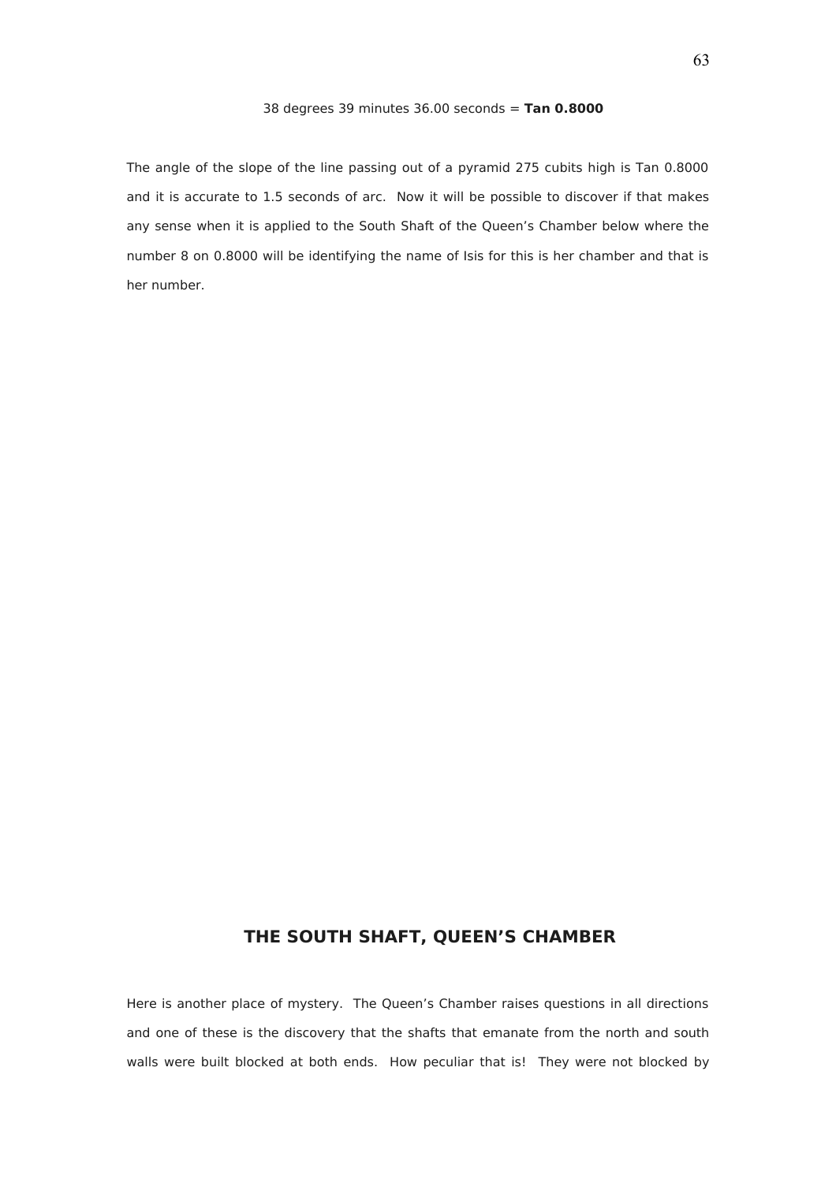38 degrees 39 minutes 36.00 seconds = **Tan 0.8000**

The angle of the slope of the line passing out of a pyramid 275 cubits high is Tan 0.8000 and it is accurate to 1.5 seconds of arc. Now it will be possible to discover if that makes any sense when it is applied to the South Shaft of the Queen's Chamber below where the number 8 on 0.8000 will be identifying the name of Isis for this is her chamber and that is her number.

## THE SOUTH SHAFT, QUEEN'S CHAMBER

Here is another place of mystery. The Queen's Chamber raises questions in all directions and one of these is the discovery that the shafts that emanate from the north and south walls were built blocked at both ends. How peculiar that is! They were not blocked by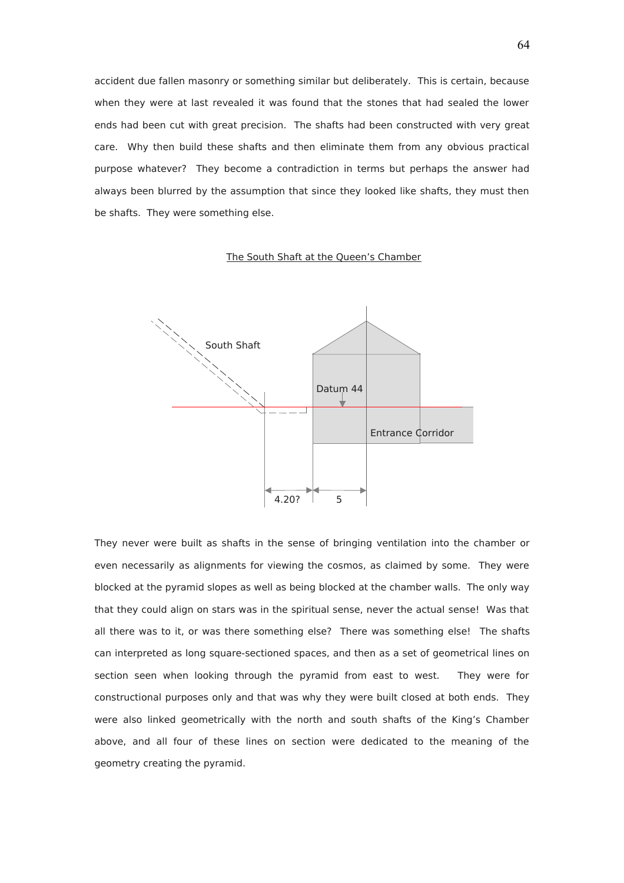accident due fallen masonry or something similar but deliberately. This is certain, because when they were at last revealed it was found that the stones that had sealed the lower ends had been cut with great precision. The shafts had been constructed with very great care. Why then build these shafts and then eliminate them from any obvious practical purpose whatever? They become a contradiction in terms but perhaps the answer had always been blurred by the assumption that since they looked like shafts, they must then be shafts. They were something else.

The South Shaft at the Queen's Chamber

South Shaft

Datum 44

Entrance Corridor

4.20?

5

They never were built as shafts in the sense of bringing ventilation into the chamber or even necessarily as alignments for viewing the cosmos, as claimed by some. They were blocked at the pyramid slopes as well as being blocked at the chamber walls. The only way that they could align on stars was in the spiritual sense, never the actual sense! Was that all there was to it, or was there something else? There was something else! The shafts can interpreted as long square-sectioned spaces, and then as a set of geometrical lines on section seen when looking through the pyramid from east to west. They were for constructional purposes only and that was why they were built closed at both ends. They were also linked geometrically with the north and south shafts of the King's Chamber above, and all four of these lines on section were dedicated to the meaning of the geometry creating the pyramid.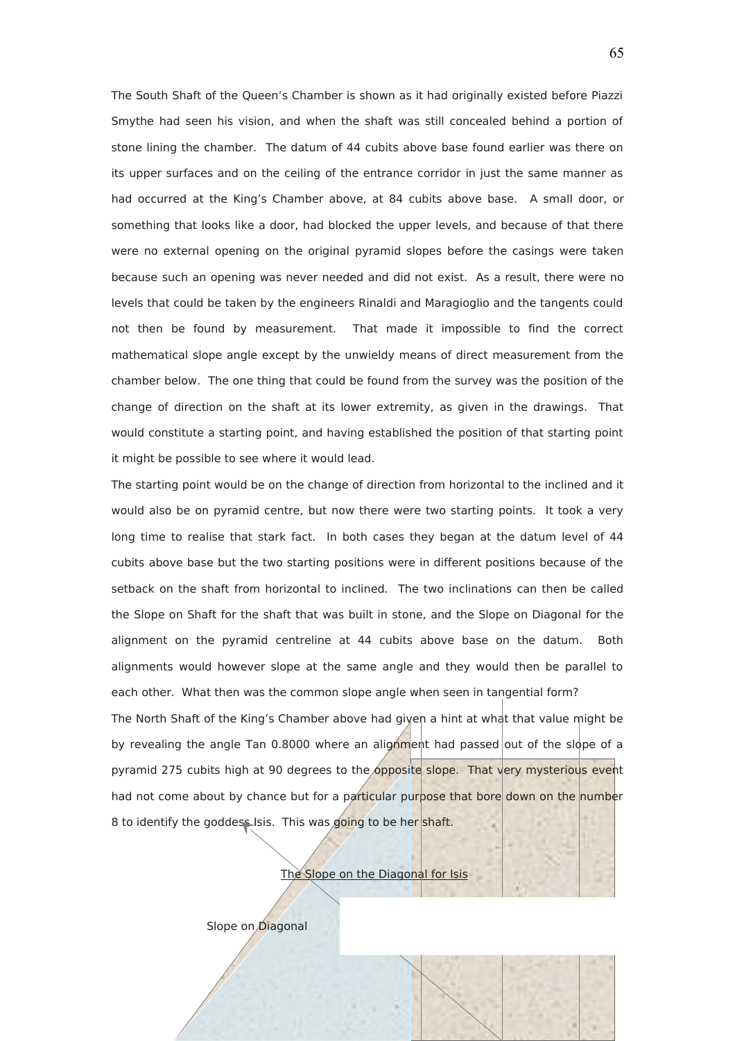The South Shaft of the Queen's Chamber is shown as it had originally existed before Piazzi Smythe had seen his vision, and when the shaft was still concealed behind a portion of stone lining the chamber. The datum of 44 cubits above base found earlier was there on its upper surfaces and on the ceiling of the entrance corridor in just the same manner as had occurred at the King's Chamber above, at 84 cubits above base. A small door, or something that looks like a door, had blocked the upper levels, and because of that there were no external opening on the original pyramid slopes before the casings were taken because such an opening was never needed and did not exist. As a result, there were no levels that could be taken by the engineers Rinaldi and Maragioglio and the tangents could not then be found by measurement. That made it impossible to find the correct mathematical slope angle except by the unwieldy means of direct measurement from the chamber below. The one thing that could be found from the survey was the position of the change of direction on the shaft at its lower extremity, as given in the drawings. That would constitute a starting point, and having established the position of that starting point it might be possible to see where it would lead.

The starting point would be on the change of direction from horizontal to the inclined and it would also be on pyramid centre, but now there were two starting points. It took a very long time to realise that stark fact. In both cases they began at the datum level of 44 cubits above base but the two starting positions were in different positions because of the setback on the shaft from horizontal to inclined. The two inclinations can then be called the Slope on Shaft for the shaft that was built in stone, and the Slope on Diagonal for the alignment on the pyramid centreline at 44 cubits above base on the datum. Both alignments would however slope at the same angle and they would then be parallel to each other. What then was the common slope angle when seen in tangential form?

The North Shaft of the King's Chamber above had given a hint at what that value might be by revealing the angle Tan 0.8000 where an alignment had passed out of the slope of a pyramid 275 cubits high at 90 degrees to the opposite slope. That very mysterious event had not come about by chance but for a particular purpose that bore down on the number 8 to identify the goddess Isis. This was going to be her shaft.

The Slope on the Diagonal for Isis

Slope on Diagonal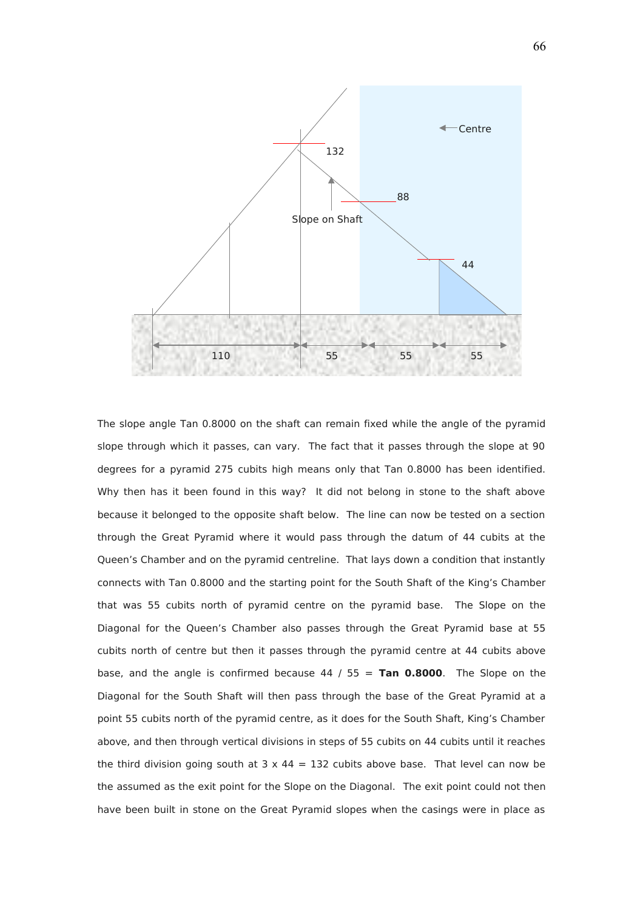The slope angle Tan 0.8000 on the shaft can remain fixed while the angle of the pyramid slope through which it passes, can vary. The fact that it passes through the slope at 90 degrees for a pyramid 275 cubits high means only that Tan 0.8000 has been identified. Why then has it been found in this way? It did not belong in stone to the shaft above because it belonged to the opposite shaft below. The line can now be tested on a section through the Great Pyramid where it would pass through the datum of 44 cubits at the Queen's Chamber and on the pyramid centreline. That lays down a condition that instantly connects with Tan 0.8000 and the starting point for the South Shaft of the King's Chamber that was 55 cubits north of pyramid centre on the pyramid base. The Slope on the Diagonal for the Queen's Chamber also passes through the Great Pyramid base at 55 cubits north of centre but then it passes through the pyramid centre at 44 cubits above base, and the angle is confirmed because 44 / 55 = **Tan 0.8000**. The Slope on the Diagonal for the South Shaft will then pass through the base of the Great Pyramid at a point 55 cubits north of the pyramid centre, as it does for the South Shaft, King's Chamber above, and then through vertical divisions in steps of 55 cubits on 44 cubits until it reaches the third division going south at 3 x 44 = 132 cubits above base. That level can now be the assumed as the exit point for the Slope on the Diagonal. The exit point could not then have been built in stone on the Great Pyramid slopes when the casings were in place as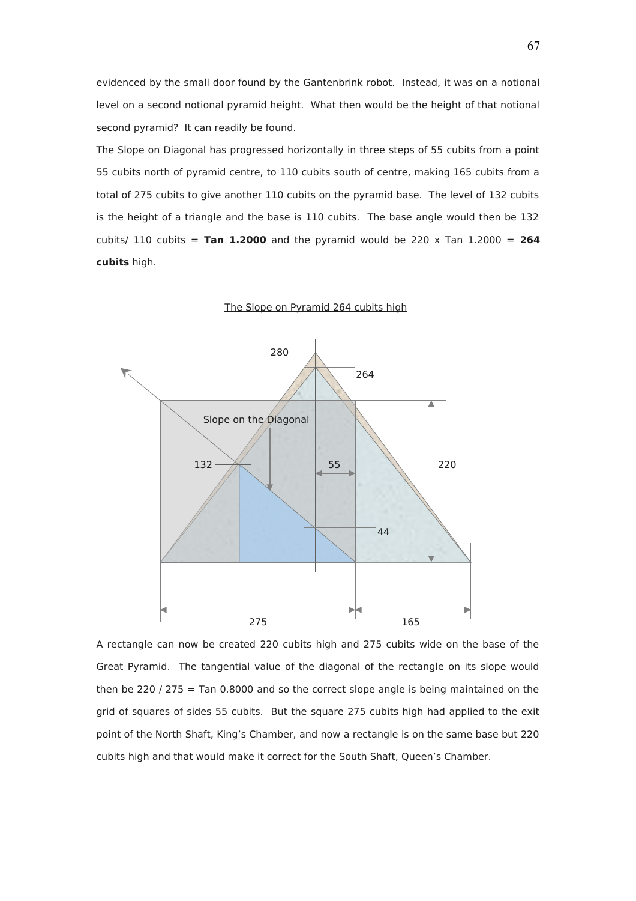evidenced by the small door found by the Gantenbrink robot. Instead, it was on a notional level on a second notional pyramid height. What then would be the height of that notional second pyramid? It can readily be found.

The Slope on Diagonal has progressed horizontally in three steps of 55 cubits from a point 55 cubits north of pyramid centre, to 110 cubits south of centre, making 165 cubits from a total of 275 cubits to give another 110 cubits on the pyramid base. The level of 132 cubits is the height of a triangle and the base is 110 cubits. The base angle would then be 132 cubits/ 110 cubits = **Tan 1.2000** and the pyramid would be 220 x Tan 1.2000 = **264 cubits** high.

The Slope on Pyramid 264 cubits high

A rectangle can now be created 220 cubits high and 275 cubits wide on the base of the Great Pyramid. The tangential value of the diagonal of the rectangle on its slope would then be 220 / 275 = Tan 0.8000 and so the correct slope angle is being maintained on the grid of squares of sides 55 cubits. But the square 275 cubits high had applied to the exit point of the North Shaft, King's Chamber, and now a rectangle is on the same base but 220 cubits high and that would make it correct for the South Shaft, Queen's Chamber.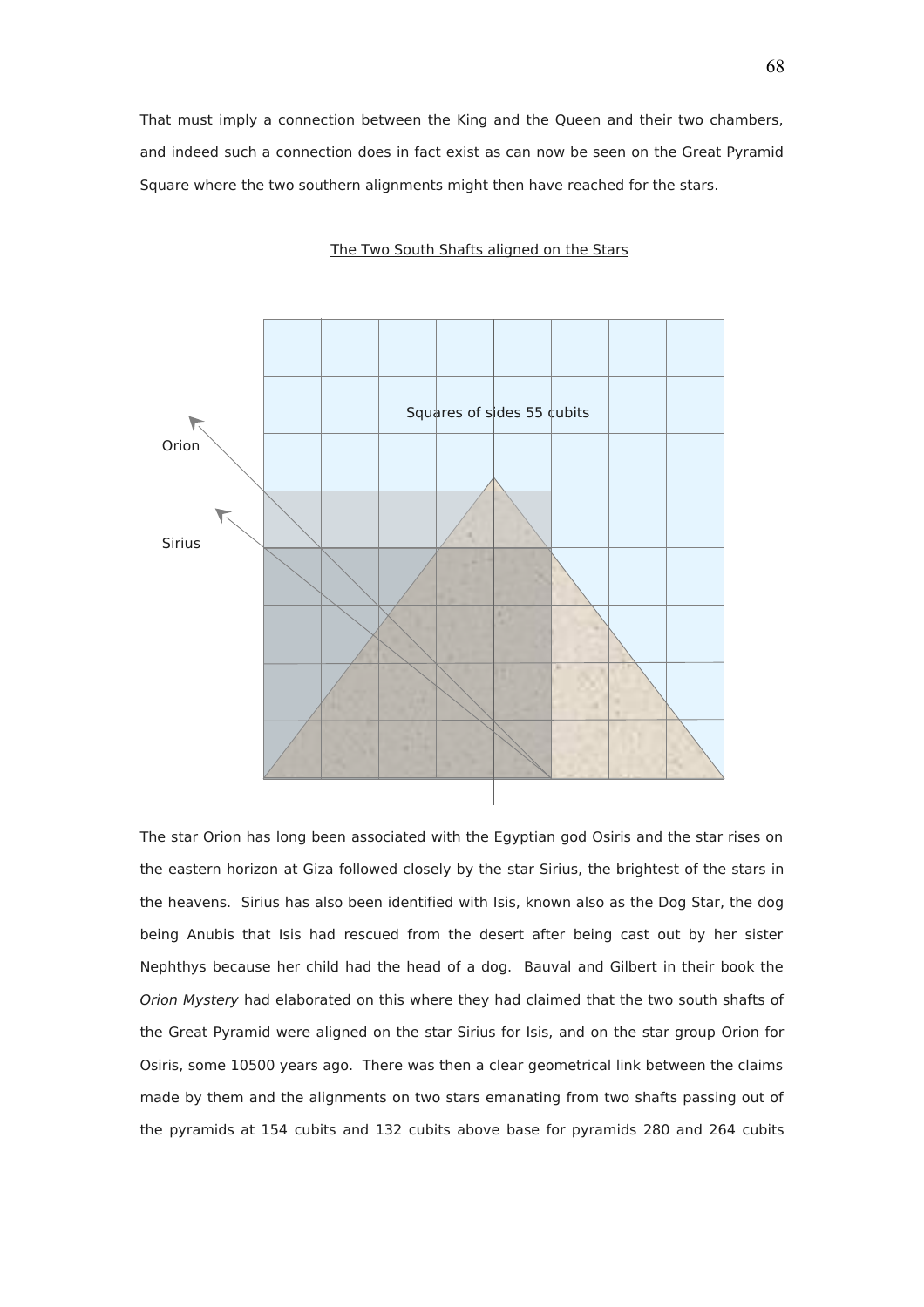That must imply a connection between the King and the Queen and their two chambers, and indeed such a connection does in fact exist as can now be seen on the Great Pyramid Square where the two southern alignments might then have reached for the stars.

The Two South Shafts aligned on the Stars

Squares of sides 55 cubits

Orion

Sirius

The star Orion has long been associated with the Egyptian god Osiris and the star rises on the eastern horizon at Giza followed closely by the star Sirius, the brightest of the stars in the heavens. Sirius has also been identified with Isis, known also as the Dog Star, the dog being Anubis that Isis had rescued from the desert after being cast out by her sister Nephthys because her child had the head of a dog. Bauval and Gilbert in their book the *Orion Mystery* had elaborated on this where they had claimed that the two south shafts of the Great Pyramid were aligned on the star Sirius for Isis, and on the star group Orion for Osiris, some 10500 years ago. There was then a clear geometrical link between the claims made by them and the alignments on two stars emanating from two shafts passing out of the pyramids at 154 cubits and 132 cubits above base for pyramids 280 and 264 cubits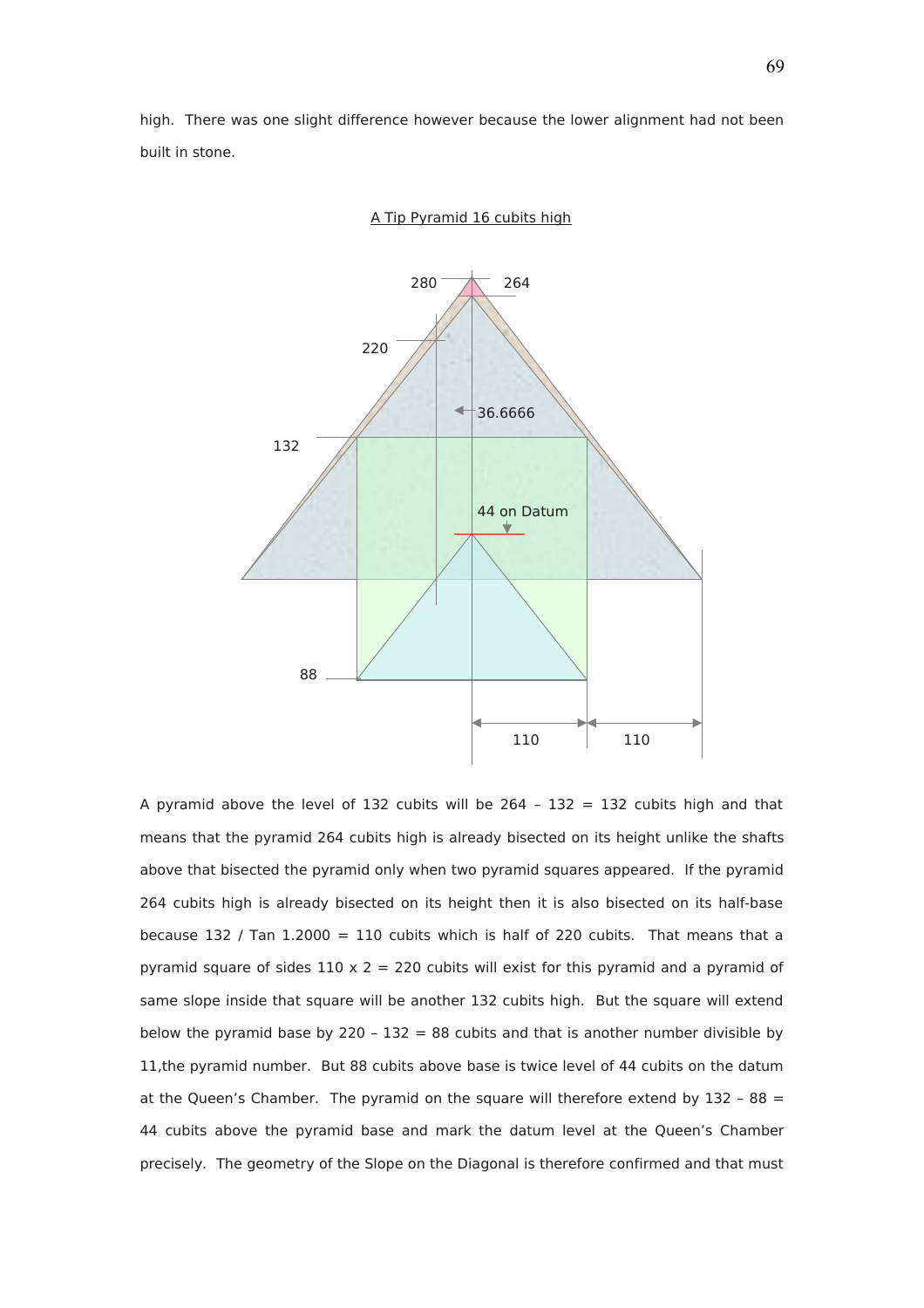high. There was one slight difference however because the lower alignment had not been built in stone.

A Tip Pyramid 16 cubits high

A pyramid above the level of 132 cubits will be 264 – 132 = 132 cubits high and that means that the pyramid 264 cubits high is already bisected on its height unlike the shafts above that bisected the pyramid only when two pyramid squares appeared. If the pyramid 264 cubits high is already bisected on its height then it is also bisected on its half-base because 132 / Tan 1.2000 = 110 cubits which is half of 220 cubits. That means that a pyramid square of sides 110 x 2 = 220 cubits will exist for this pyramid and a pyramid of same slope inside that square will be another 132 cubits high. But the square will extend below the pyramid base by 220 – 132 = 88 cubits and that is another number divisible by 11,the pyramid number. But 88 cubits above base is twice level of 44 cubits on the datum at the Queen's Chamber. The pyramid on the square will therefore extend by 132 – 88 = 44 cubits above the pyramid base and mark the datum level at the Queen's Chamber precisely. The geometry of the Slope on the Diagonal is therefore confirmed and that must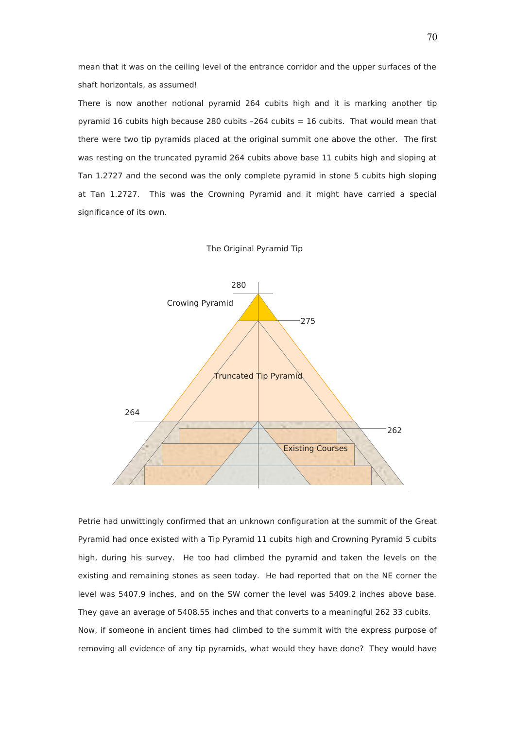mean that it was on the ceiling level of the entrance corridor and the upper surfaces of the shaft horizontals, as assumed!

There is now another notional pyramid 264 cubits high and it is marking another tip pyramid 16 cubits high because 280 cubits –264 cubits = 16 cubits. That would mean that there were two tip pyramids placed at the original summit one above the other. The first was resting on the truncated pyramid 264 cubits above base 11 cubits high and sloping at Tan 1.2727 and the second was the only complete pyramid in stone 5 cubits high sloping at Tan 1.2727. This was the Crowning Pyramid and it might have carried a special significance of its own.

The Original Pyramid Tip

280

Crowing Pyramid

275

Truncated Tip Pyramid

264

262

Existing Courses

Petrie had unwittingly confirmed that an unknown configuration at the summit of the Great Pyramid had once existed with a Tip Pyramid 11 cubits high and Crowning Pyramid 5 cubits high, during his survey. He too had climbed the pyramid and taken the levels on the existing and remaining stones as seen today. He had reported that on the NE corner the level was 5407.9 inches, and on the SW corner the level was 5409.2 inches above base. They gave an average of 5408.55 inches and that converts to a meaningful 262 33 cubits.

Now, if someone in ancient times had climbed to the summit with the express purpose of removing all evidence of any tip pyramids, what would they have done? They would have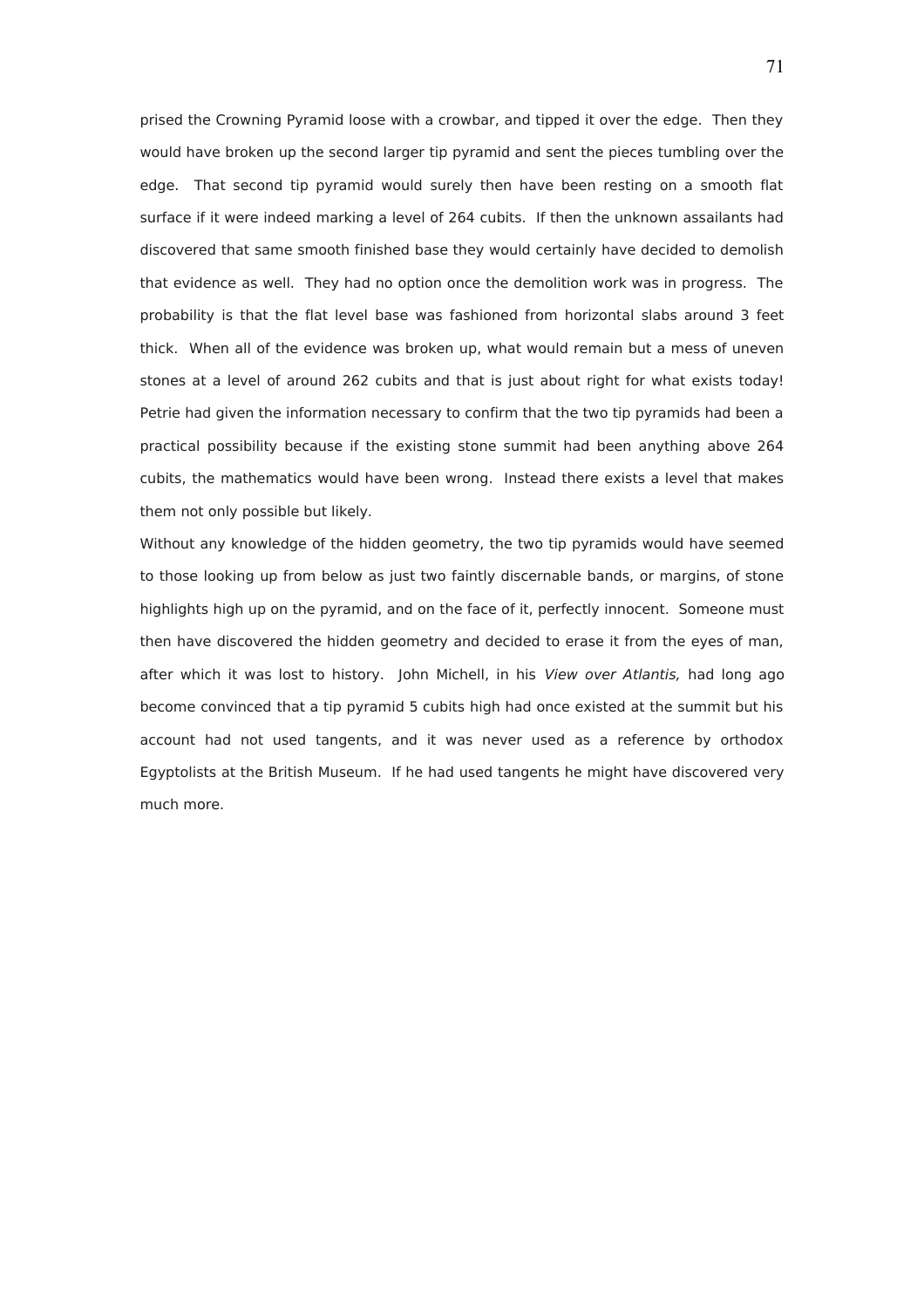prised the Crowning Pyramid loose with a crowbar, and tipped it over the edge. Then they would have broken up the second larger tip pyramid and sent the pieces tumbling over the edge. That second tip pyramid would surely then have been resting on a smooth flat surface if it were indeed marking a level of 264 cubits. If then the unknown assailants had discovered that same smooth finished base they would certainly have decided to demolish that evidence as well. They had no option once the demolition work was in progress. The probability is that the flat level base was fashioned from horizontal slabs around 3 feet thick. When all of the evidence was broken up, what would remain but a mess of uneven stones at a level of around 262 cubits and that is just about right for what exists today! Petrie had given the information necessary to confirm that the two tip pyramids had been a practical possibility because if the existing stone summit had been anything above 264 cubits, the mathematics would have been wrong. Instead there exists a level that makes them not only possible but likely.

Without any knowledge of the hidden geometry, the two tip pyramids would have seemed to those looking up from below as just two faintly discernable bands, or margins, of stone highlights high up on the pyramid, and on the face of it, perfectly innocent. Someone must then have discovered the hidden geometry and decided to erase it from the eyes of man, after which it was lost to history. John Michell, in his *View over Atlantis,* had long ago become convinced that a tip pyramid 5 cubits high had once existed at the summit but his account had not used tangents, and it was never used as a reference by orthodox Egyptolists at the British Museum. If he had used tangents he might have discovered very much more.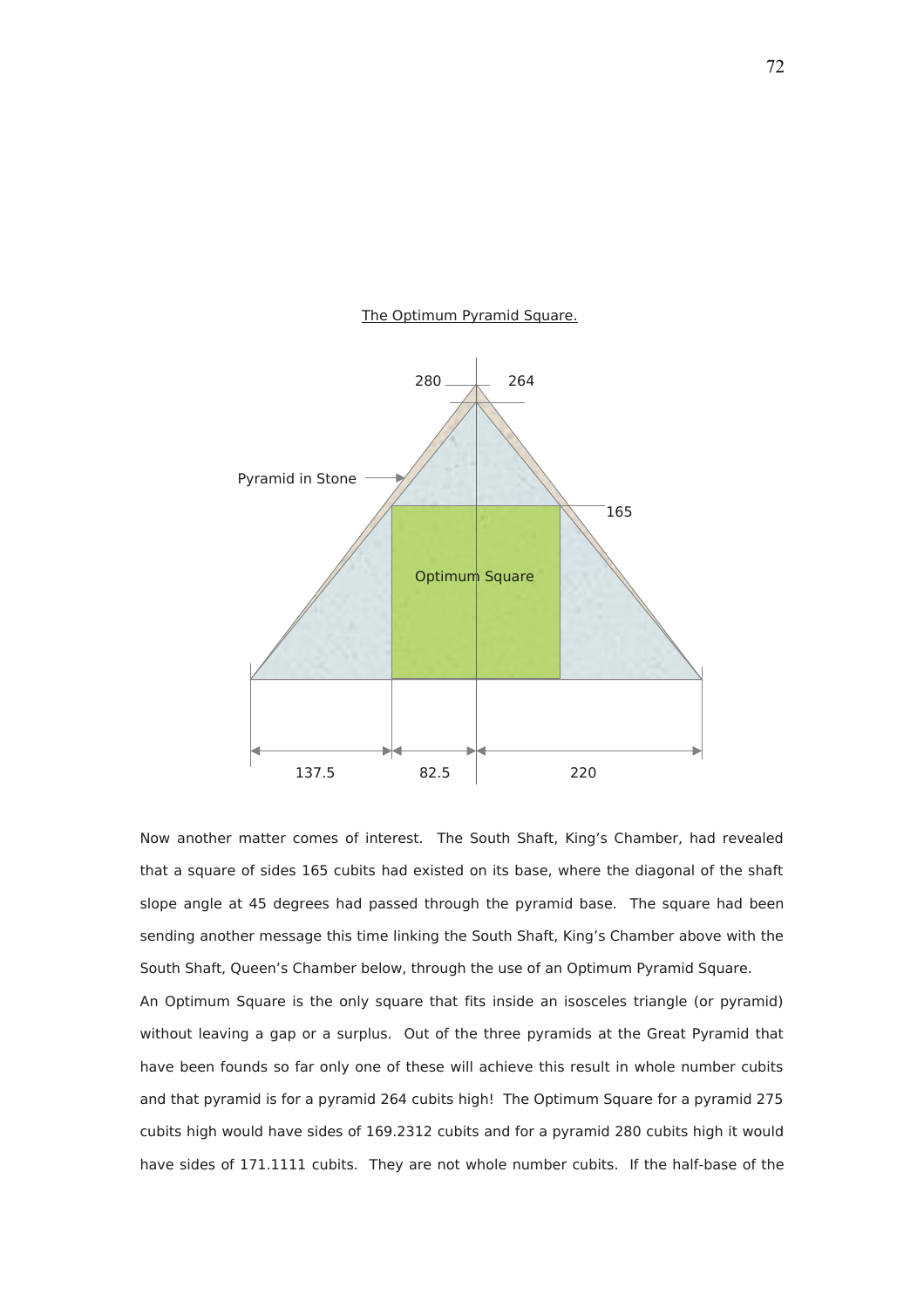The Optimum Pyramid Square.

Now another matter comes of interest. The South Shaft, King's Chamber, had revealed that a square of sides 165 cubits had existed on its base, where the diagonal of the shaft slope angle at 45 degrees had passed through the pyramid base. The square had been sending another message this time linking the South Shaft, King's Chamber above with the South Shaft, Queen's Chamber below, through the use of an Optimum Pyramid Square.

An Optimum Square is the only square that fits inside an isosceles triangle (or pyramid) without leaving a gap or a surplus. Out of the three pyramids at the Great Pyramid that have been founds so far only one of these will achieve this result in whole number cubits and that pyramid is for a pyramid 264 cubits high! The Optimum Square for a pyramid 275 cubits high would have sides of 169.2312 cubits and for a pyramid 280 cubits high it would have sides of 171.1111 cubits. They are not whole number cubits. If the half-base of the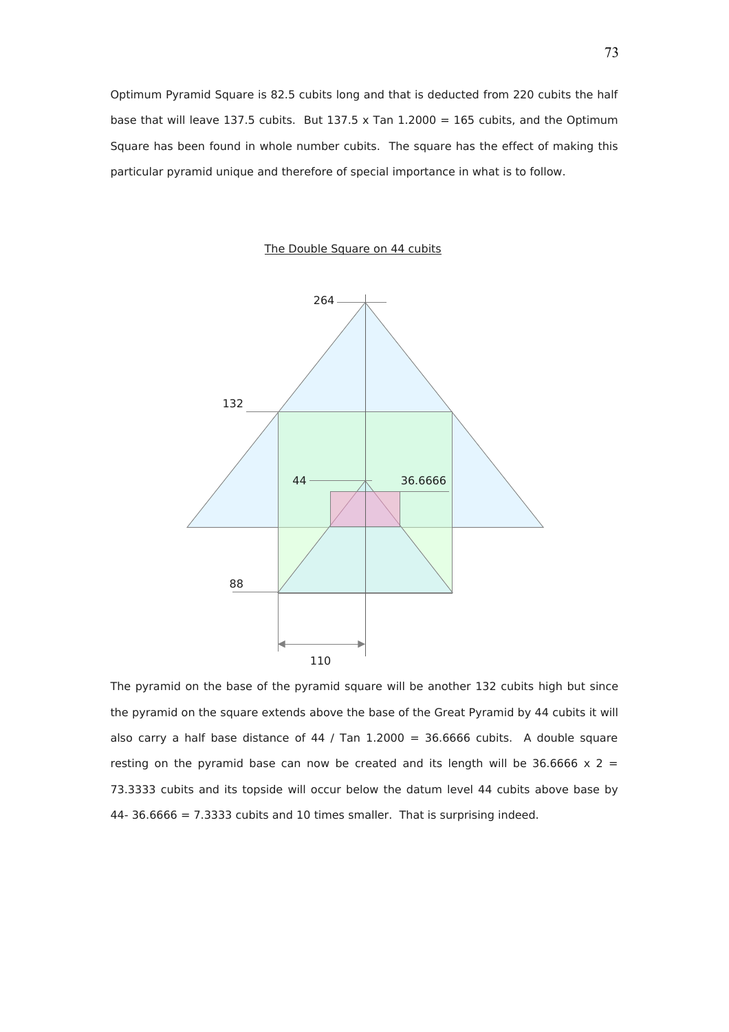Optimum Pyramid Square is 82.5 cubits long and that is deducted from 220 cubits the half base that will leave 137.5 cubits. But 137.5 x Tan 1.2000 = 165 cubits, and the Optimum Square has been found in whole number cubits. The square has the effect of making this particular pyramid unique and therefore of special importance in what is to follow.

<u>The Double Square on 44 cubits</u>

264

132

44 36.6666

88

110

The pyramid on the base of the pyramid square will be another 132 cubits high but since the pyramid on the square extends above the base of the Great Pyramid by 44 cubits it will also carry a half base distance of 44 / Tan 1.2000 = 36.6666 cubits. A double square resting on the pyramid base can now be created and its length will be 36.6666 x 2 = 73.3333 cubits and its topside will occur below the datum level 44 cubits above base by 44- 36.6666 = 7.3333 cubits and 10 times smaller. That is surprising indeed.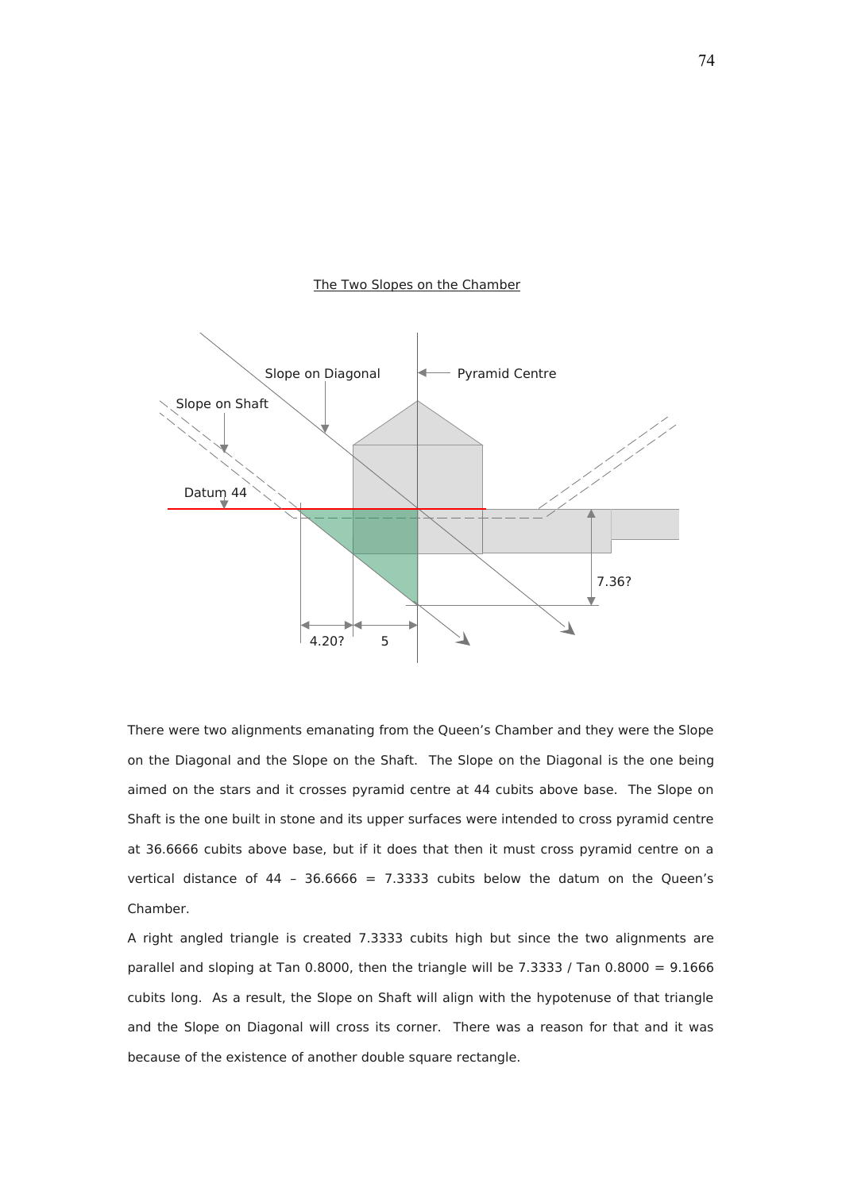The Two Slopes on the Chamber

There were two alignments emanating from the Queen's Chamber and they were the Slope on the Diagonal and the Slope on the Shaft. The Slope on the Diagonal is the one being aimed on the stars and it crosses pyramid centre at 44 cubits above base. The Slope on Shaft is the one built in stone and its upper surfaces were intended to cross pyramid centre at 36.6666 cubits above base, but if it does that then it must cross pyramid centre on a vertical distance of 44 – 36.6666 = 7.3333 cubits below the datum on the Queen's Chamber.

A right angled triangle is created 7.3333 cubits high but since the two alignments are parallel and sloping at Tan 0.8000, then the triangle will be 7.3333 / Tan 0.8000 = 9.1666 cubits long. As a result, the Slope on Shaft will align with the hypotenuse of that triangle and the Slope on Diagonal will cross its corner. There was a reason for that and it was because of the existence of another double square rectangle.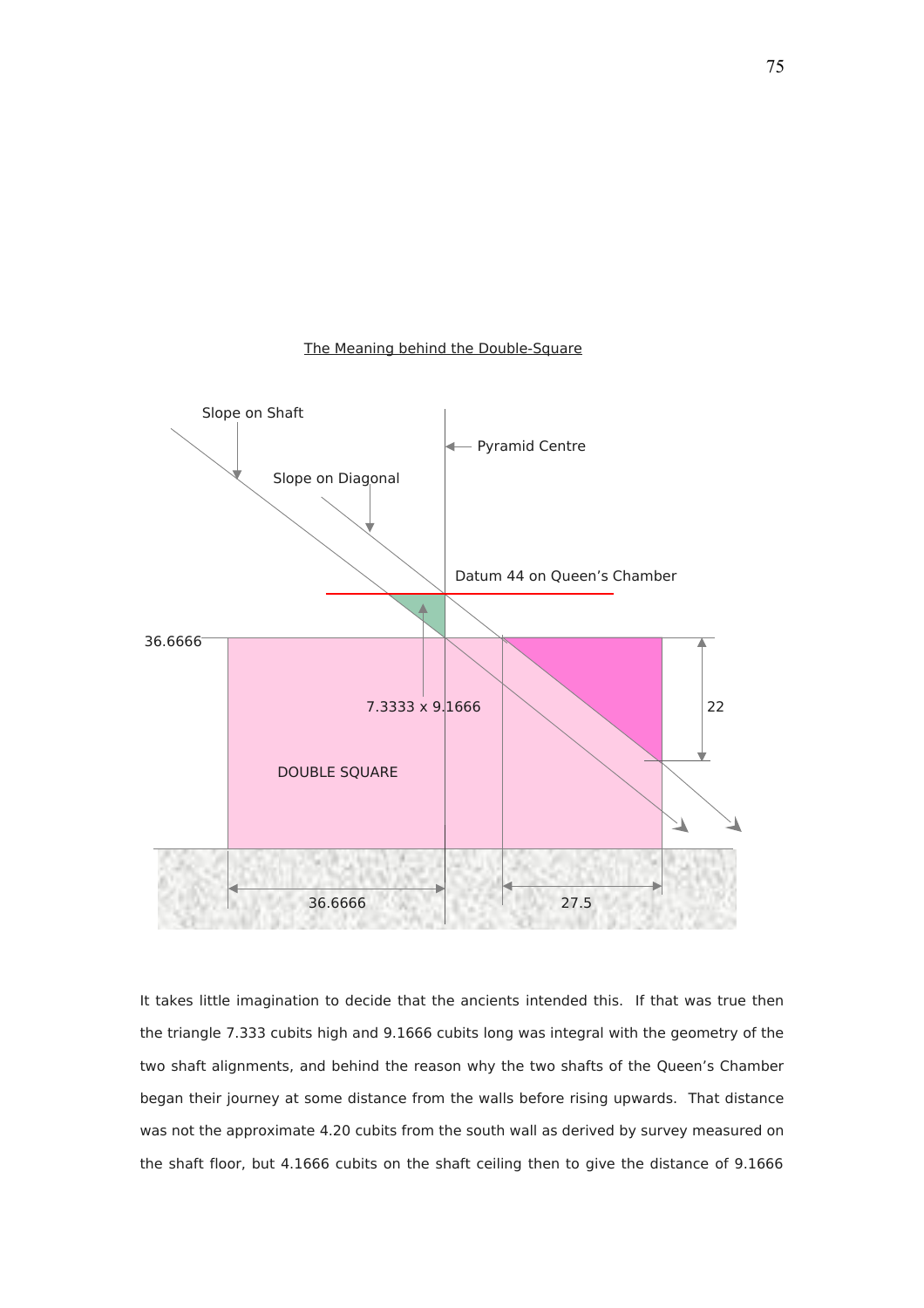The Meaning behind the Double-Square

Slope on Shaft

Pyramid Centre

Slope on Diagonal

Datum 44 on Queen's Chamber

36.6666

7.3333 x 9.1666

22

DOUBLE SQUARE

36.6666

27.5

It takes little imagination to decide that the ancients intended this. If that was true then the triangle 7.333 cubits high and 9.1666 cubits long was integral with the geometry of the two shaft alignments, and behind the reason why the two shafts of the Queen's Chamber began their journey at some distance from the walls before rising upwards. That distance was not the approximate 4.20 cubits from the south wall as derived by survey measured on the shaft floor, but 4.1666 cubits on the shaft ceiling then to give the distance of 9.1666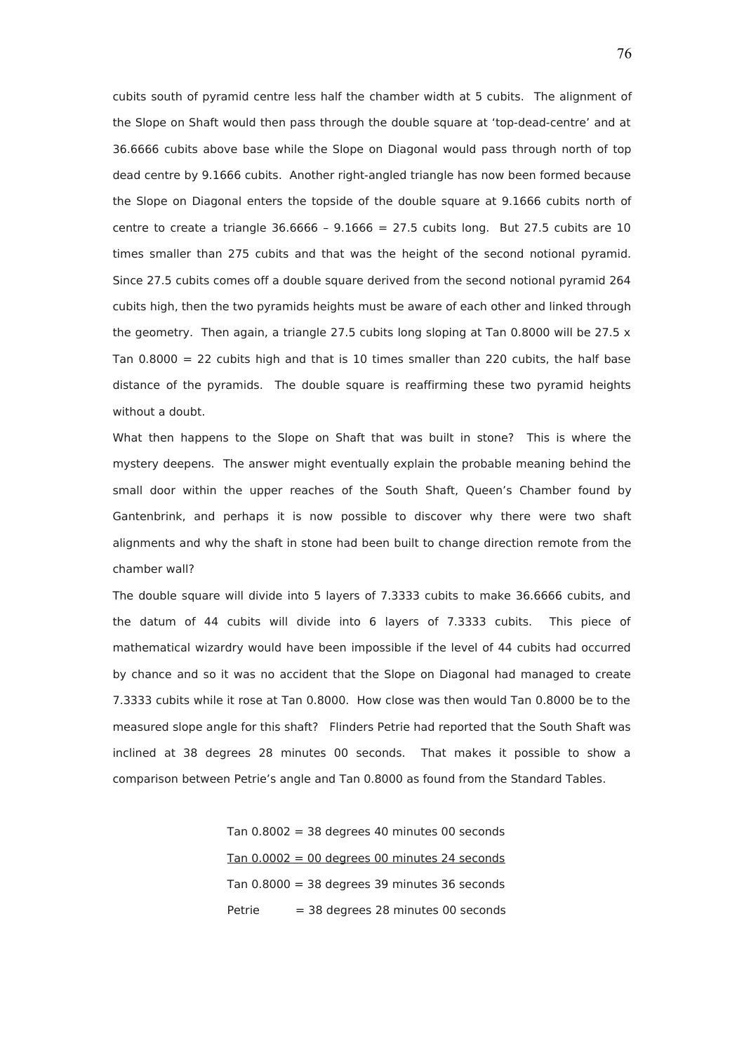cubits south of pyramid centre less half the chamber width at 5 cubits. The alignment of the Slope on Shaft would then pass through the double square at 'top-dead-centre' and at 36.6666 cubits above base while the Slope on Diagonal would pass through north of top dead centre by 9.1666 cubits. Another right-angled triangle has now been formed because the Slope on Diagonal enters the topside of the double square at 9.1666 cubits north of centre to create a triangle 36.6666 – 9.1666 = 27.5 cubits long. But 27.5 cubits are 10 times smaller than 275 cubits and that was the height of the second notional pyramid. Since 27.5 cubits comes off a double square derived from the second notional pyramid 264 cubits high, then the two pyramids heights must be aware of each other and linked through the geometry. Then again, a triangle 27.5 cubits long sloping at Tan 0.8000 will be 27.5 x Tan 0.8000 = 22 cubits high and that is 10 times smaller than 220 cubits, the half base distance of the pyramids. The double square is reaffirming these two pyramid heights without a doubt.

What then happens to the Slope on Shaft that was built in stone? This is where the mystery deepens. The answer might eventually explain the probable meaning behind the small door within the upper reaches of the South Shaft, Queen's Chamber found by Gantenbrink, and perhaps it is now possible to discover why there were two shaft alignments and why the shaft in stone had been built to change direction remote from the chamber wall?

The double square will divide into 5 layers of 7.3333 cubits to make 36.6666 cubits, and the datum of 44 cubits will divide into 6 layers of 7.3333 cubits. This piece of mathematical wizardry would have been impossible if the level of 44 cubits had occurred by chance and so it was no accident that the Slope on Diagonal had managed to create 7.3333 cubits while it rose at Tan 0.8000. How close was then would Tan 0.8000 be to the measured slope angle for this shaft? Flinders Petrie had reported that the South Shaft was inclined at 38 degrees 28 minutes 00 seconds. That makes it possible to show a comparison between Petrie's angle and Tan 0.8000 as found from the Standard Tables.

Tan 0.8002 = 38 degrees 40 minutes 00 seconds

<u>Tan 0.0002 = 00 degrees 00 minutes 24 seconds</u>

Tan 0.8000 = 38 degrees 39 minutes 36 seconds

Petrie = 38 degrees 28 minutes 00 seconds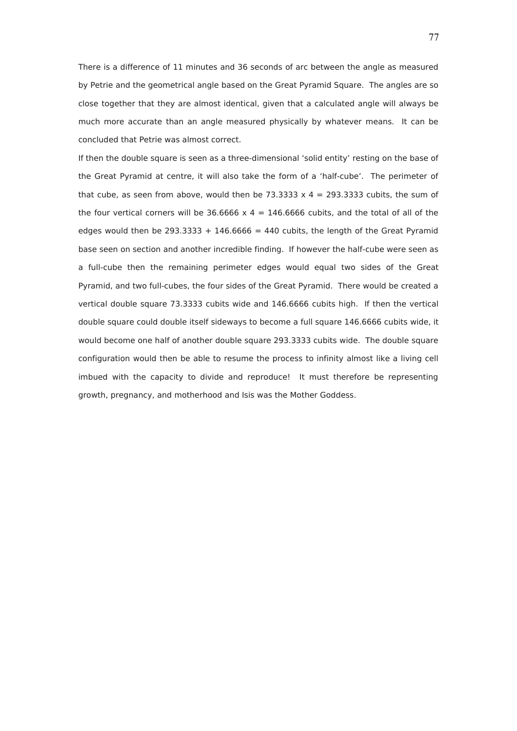There is a difference of 11 minutes and 36 seconds of arc between the angle as measured by Petrie and the geometrical angle based on the Great Pyramid Square. The angles are so close together that they are almost identical, given that a calculated angle will always be much more accurate than an angle measured physically by whatever means. It can be concluded that Petrie was almost correct.

If then the double square is seen as a three-dimensional 'solid entity' resting on the base of the Great Pyramid at centre, it will also take the form of a 'half-cube'. The perimeter of that cube, as seen from above, would then be 73.3333 x 4 = 293.3333 cubits, the sum of the four vertical corners will be 36.6666 x 4 = 146.6666 cubits, and the total of all of the edges would then be 293.3333 + 146.6666 = 440 cubits, the length of the Great Pyramid base seen on section and another incredible finding. If however the half-cube were seen as a full-cube then the remaining perimeter edges would equal two sides of the Great Pyramid, and two full-cubes, the four sides of the Great Pyramid. There would be created a vertical double square 73.3333 cubits wide and 146.6666 cubits high. If then the vertical double square could double itself sideways to become a full square 146.6666 cubits wide, it would become one half of another double square 293.3333 cubits wide. The double square configuration would then be able to resume the process to infinity almost like a living cell imbued with the capacity to divide and reproduce! It must therefore be representing growth, pregnancy, and motherhood and Isis was the Mother Goddess.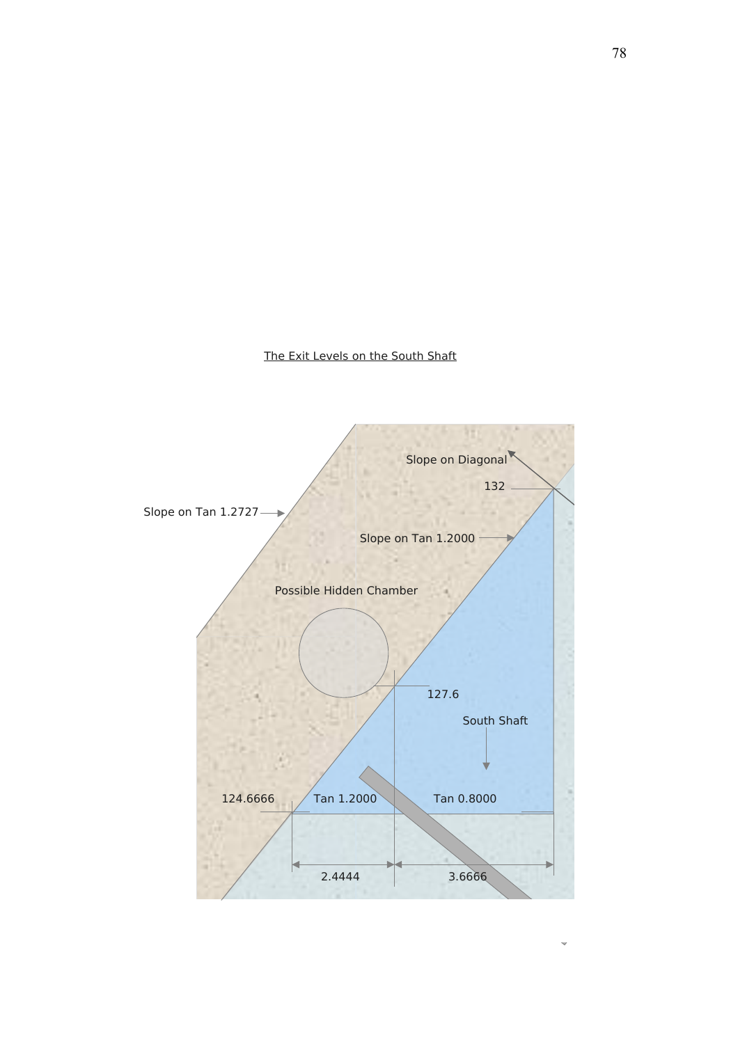The Exit Levels on the South Shaft

Slope on Diagonal

132

Slope on Tan 1.2727

Slope on Tan 1.2000

Possible Hidden Chamber

127.6

South Shaft

124.6666

Tan 1.2000

Tan 0.8000

2.4444

3.6666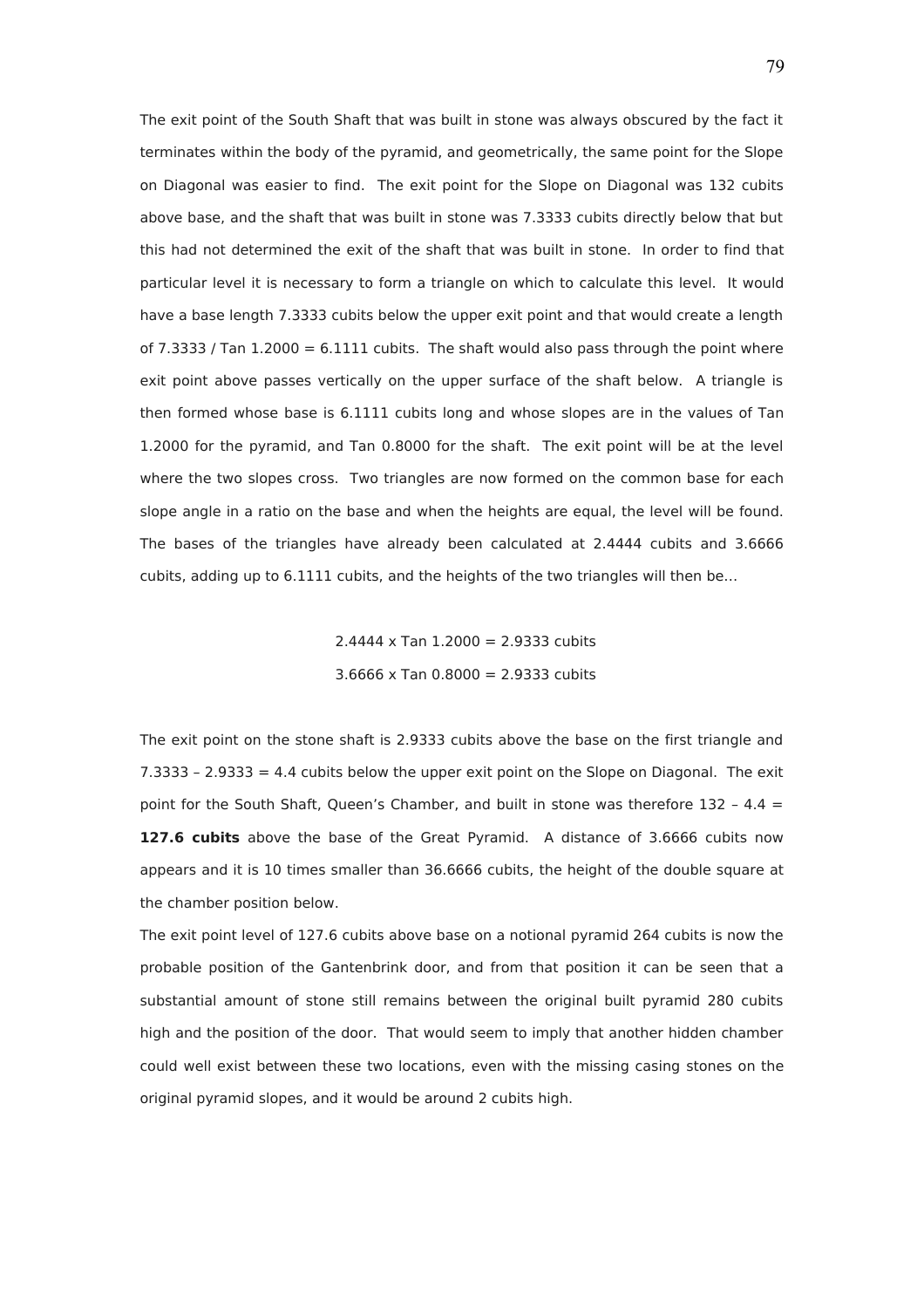The exit point of the South Shaft that was built in stone was always obscured by the fact it terminates within the body of the pyramid, and geometrically, the same point for the Slope on Diagonal was easier to find. The exit point for the Slope on Diagonal was 132 cubits above base, and the shaft that was built in stone was 7.3333 cubits directly below that but this had not determined the exit of the shaft that was built in stone. In order to find that particular level it is necessary to form a triangle on which to calculate this level. It would have a base length 7.3333 cubits below the upper exit point and that would create a length of 7.3333 / Tan 1.2000 = 6.1111 cubits. The shaft would also pass through the point where exit point above passes vertically on the upper surface of the shaft below. A triangle is then formed whose base is 6.1111 cubits long and whose slopes are in the values of Tan 1.2000 for the pyramid, and Tan 0.8000 for the shaft. The exit point will be at the level where the two slopes cross. Two triangles are now formed on the common base for each slope angle in a ratio on the base and when the heights are equal, the level will be found. The bases of the triangles have already been calculated at 2.4444 cubits and 3.6666 cubits, adding up to 6.1111 cubits, and the heights of the two triangles will then be...

2.4444 x Tan 1.2000 = 2.9333 cubits

3.6666 x Tan 0.8000 = 2.9333 cubits

The exit point on the stone shaft is 2.9333 cubits above the base on the first triangle and 7.3333 – 2.9333 = 4.4 cubits below the upper exit point on the Slope on Diagonal. The exit point for the South Shaft, Queen's Chamber, and built in stone was therefore 132 – 4.4 = **127.6 cubits** above the base of the Great Pyramid. A distance of 3.6666 cubits now appears and it is 10 times smaller than 36.6666 cubits, the height of the double square at the chamber position below.

The exit point level of 127.6 cubits above base on a notional pyramid 264 cubits is now the probable position of the Gantenbrink door, and from that position it can be seen that a substantial amount of stone still remains between the original built pyramid 280 cubits high and the position of the door. That would seem to imply that another hidden chamber could well exist between these two locations, even with the missing casing stones on the original pyramid slopes, and it would be around 2 cubits high.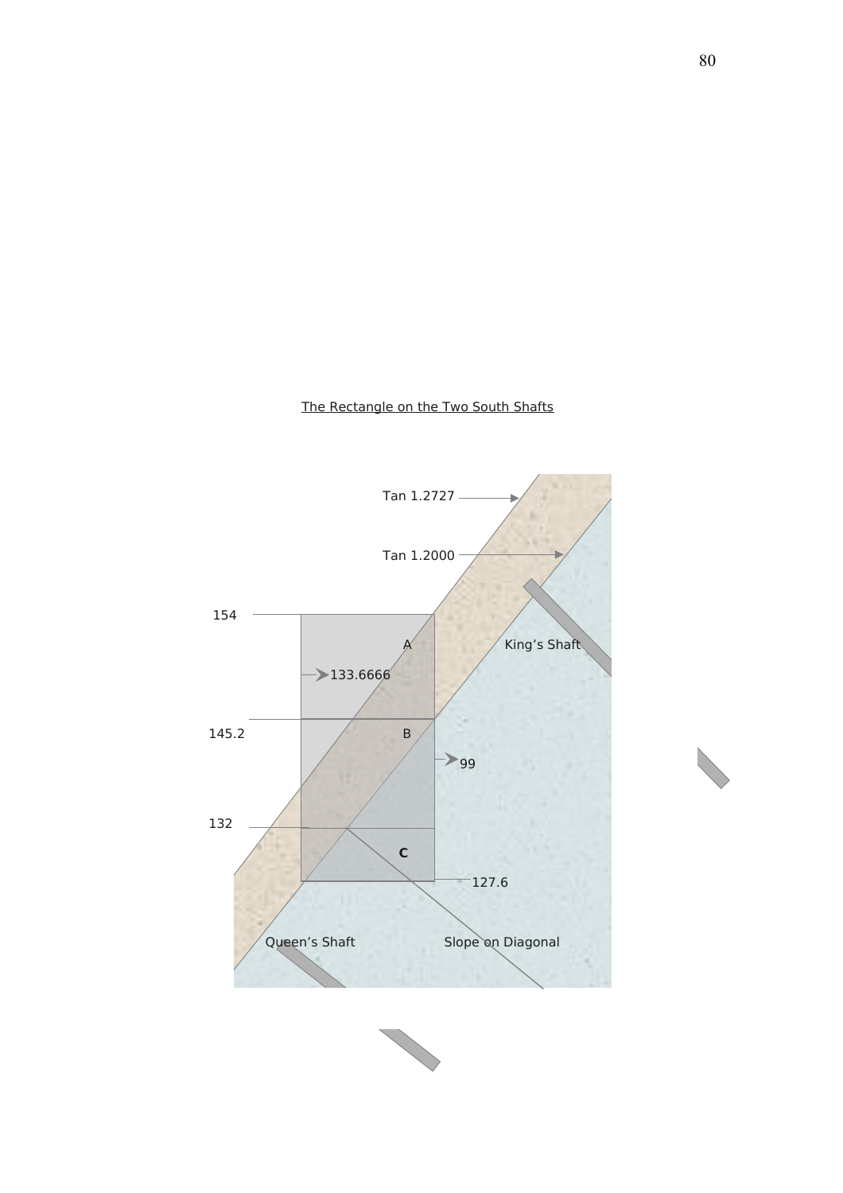The Rectangle on the Two South Shafts

Tan 1.2727

Tan 1.2000

154

A

King's Shaft

133.6666

145.2

B

99

132

C

127.6

Queen's Shaft

Slope on Diagonal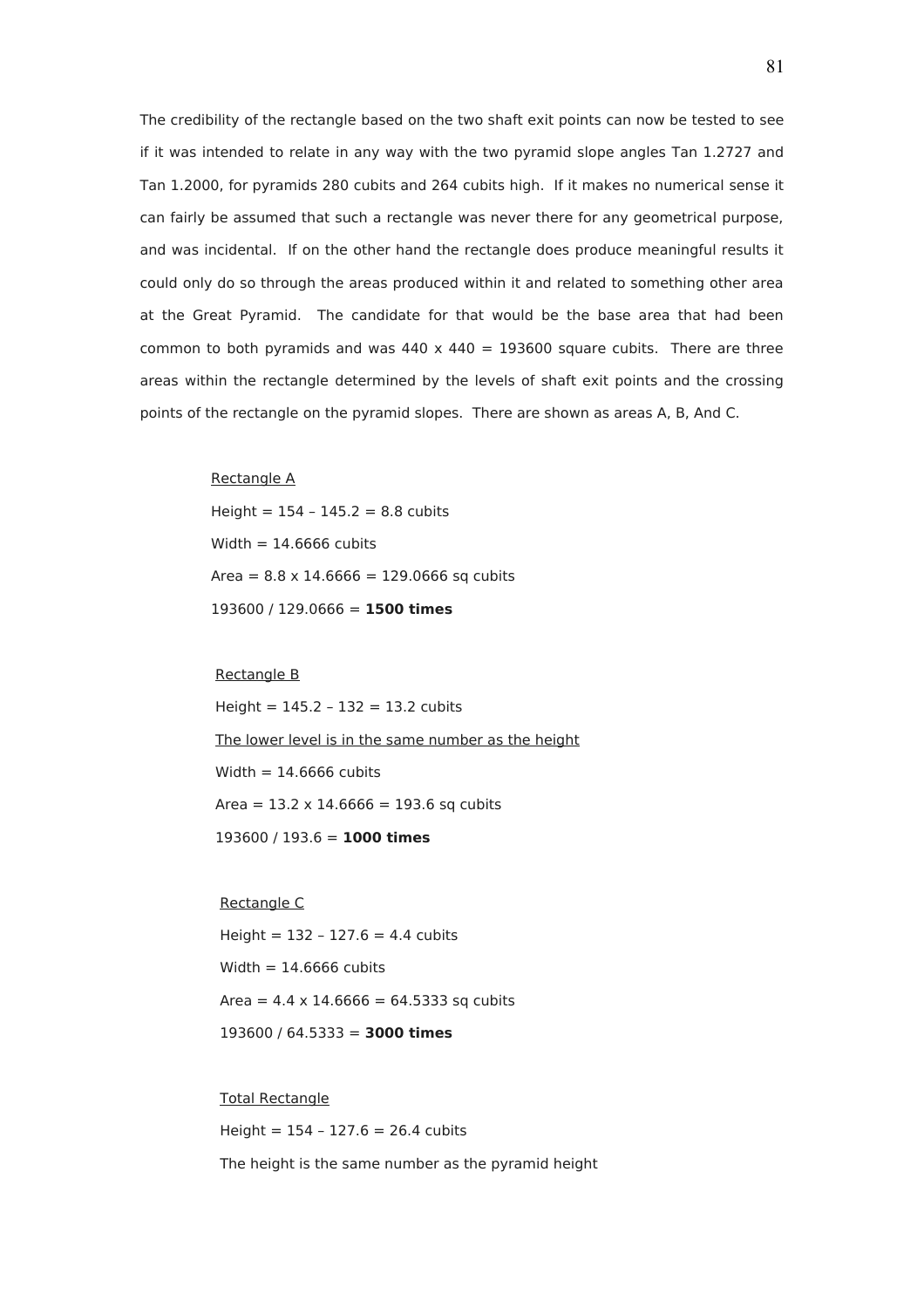The credibility of the rectangle based on the two shaft exit points can now be tested to see if it was intended to relate in any way with the two pyramid slope angles Tan 1.2727 and Tan 1.2000, for pyramids 280 cubits and 264 cubits high. If it makes no numerical sense it can fairly be assumed that such a rectangle was never there for any geometrical purpose, and was incidental. If on the other hand the rectangle does produce meaningful results it could only do so through the areas produced within it and related to something other area at the Great Pyramid. The candidate for that would be the base area that had been common to both pyramids and was 440 x 440 = 193600 square cubits. There are three areas within the rectangle determined by the levels of shaft exit points and the crossing points of the rectangle on the pyramid slopes. There are shown as areas A, B, And C.

<u>Rectangle A</u>

Height = 154 – 145.2 = 8.8 cubits

Width = 14.6666 cubits

Area = 8.8 x 14.6666 = 129.0666 sq cubits

193600 / 129.0666 = **1500 times**

<u>Rectangle B</u>

Height = 145.2 – 132 = 13.2 cubits

<u>The lower level is in the same number as the height</u>

Width = 14.6666 cubits

Area = 13.2 x 14.6666 = 193.6 sq cubits

193600 / 193.6 = **1000 times**

<u>Rectangle C</u>

Height = 132 – 127.6 = 4.4 cubits

Width = 14.6666 cubits

Area = 4.4 x 14.6666 = 64.5333 sq cubits

193600 / 64.5333 = **3000 times**

<u>Total Rectangle</u>

Height = 154 – 127.6 = 26.4 cubits

The height is the same number as the pyramid height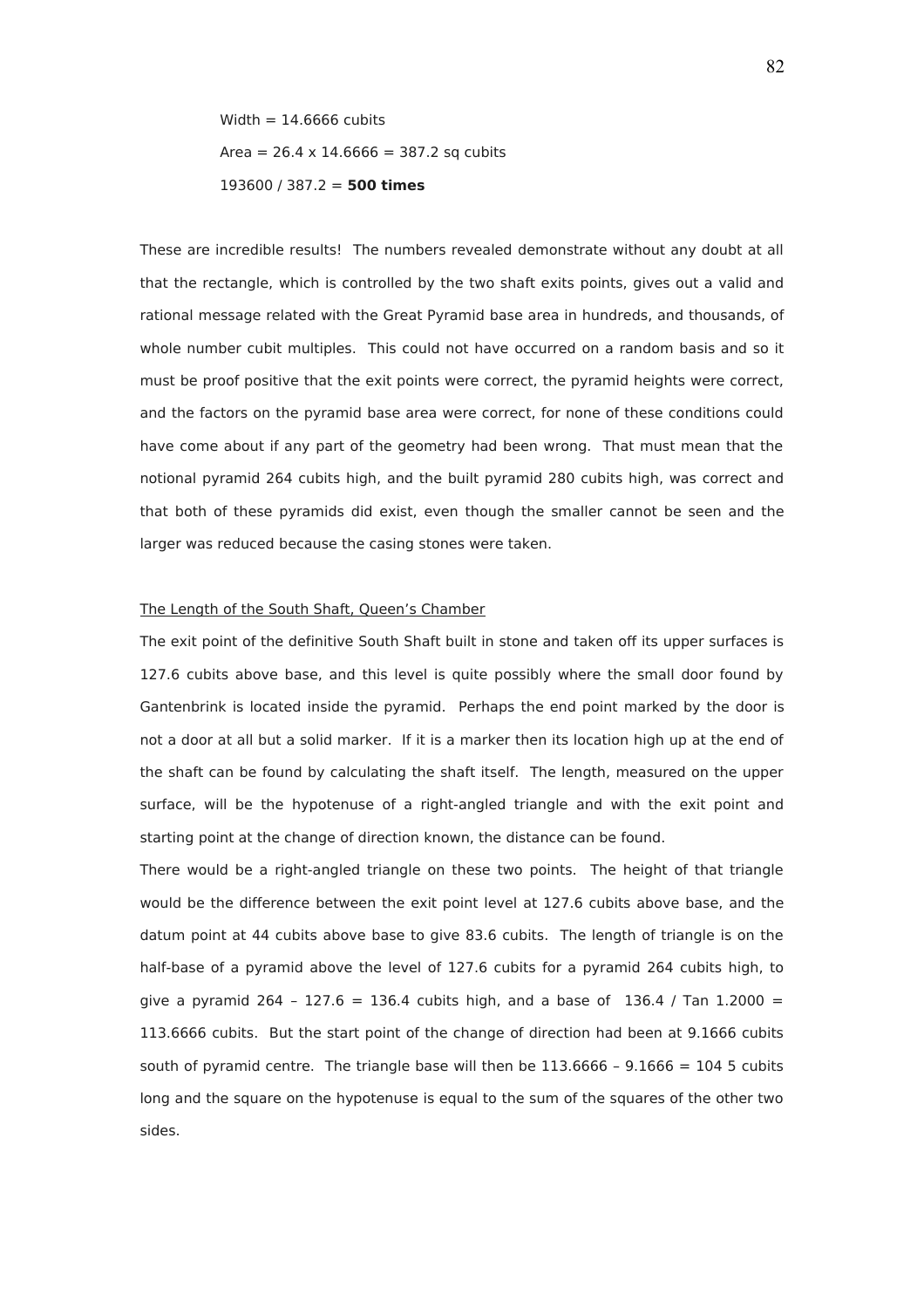Width = 14.6666 cubits

Area = 26.4 x 14.6666 = 387.2 sq cubits

193600 / 387.2 = **500 times**

These are incredible results! The numbers revealed demonstrate without any doubt at all that the rectangle, which is controlled by the two shaft exits points, gives out a valid and rational message related with the Great Pyramid base area in hundreds, and thousands, of whole number cubit multiples. This could not have occurred on a random basis and so it must be proof positive that the exit points were correct, the pyramid heights were correct, and the factors on the pyramid base area were correct, for none of these conditions could have come about if any part of the geometry had been wrong. That must mean that the notional pyramid 264 cubits high, and the built pyramid 280 cubits high, was correct and that both of these pyramids did exist, even though the smaller cannot be seen and the larger was reduced because the casing stones were taken.

<u>The Length of the South Shaft, Queen's Chamber</u>

The exit point of the definitive South Shaft built in stone and taken off its upper surfaces is 127.6 cubits above base, and this level is quite possibly where the small door found by Gantenbrink is located inside the pyramid. Perhaps the end point marked by the door is not a door at all but a solid marker. If it is a marker then its location high up at the end of the shaft can be found by calculating the shaft itself. The length, measured on the upper surface, will be the hypotenuse of a right-angled triangle and with the exit point and starting point at the change of direction known, the distance can be found.

There would be a right-angled triangle on these two points. The height of that triangle would be the difference between the exit point level at 127.6 cubits above base, and the datum point at 44 cubits above base to give 83.6 cubits. The length of triangle is on the half-base of a pyramid above the level of 127.6 cubits for a pyramid 264 cubits high, to give a pyramid 264 – 127.6 = 136.4 cubits high, and a base of 136.4 / Tan 1.2000 = 113.6666 cubits. But the start point of the change of direction had been at 9.1666 cubits south of pyramid centre. The triangle base will then be 113.6666 – 9.1666 = 104 5 cubits long and the square on the hypotenuse is equal to the sum of the squares of the other two sides.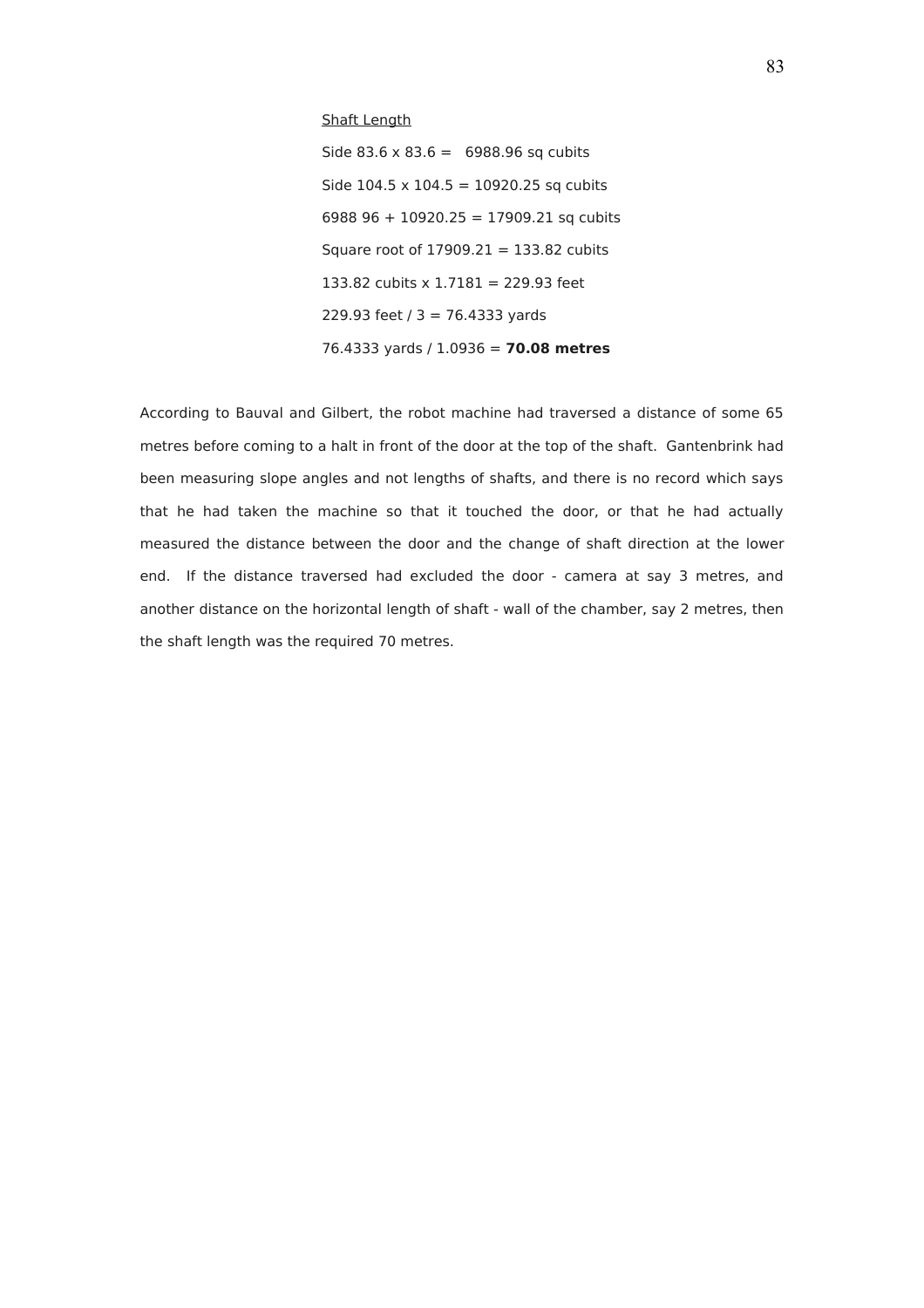<u>Shaft Length</u>

Side 83.6 x 83.6 =   6988.96 sq cubits

Side 104.5 x 104.5 = 10920.25 sq cubits

6988 96 + 10920.25 = 17909.21 sq cubits

Square root of 17909.21 = 133.82 cubits

133.82 cubits x 1.7181 = 229.93 feet

229.93 feet / 3 = 76.4333 yards

76.4333 yards / 1.0936 = **70.08 metres**

According to Bauval and Gilbert, the robot machine had traversed a distance of some 65 metres before coming to a halt in front of the door at the top of the shaft.  Gantenbrink had been measuring slope angles and not lengths of shafts, and there is no record which says that he had taken the machine so that it touched the door, or that he had actually measured the distance between the door and the change of shaft direction at the lower end.  If the distance traversed had excluded the door - camera at say 3 metres, and another distance on the horizontal length of shaft - wall of the chamber, say 2 metres, then the shaft length was the required 70 metres.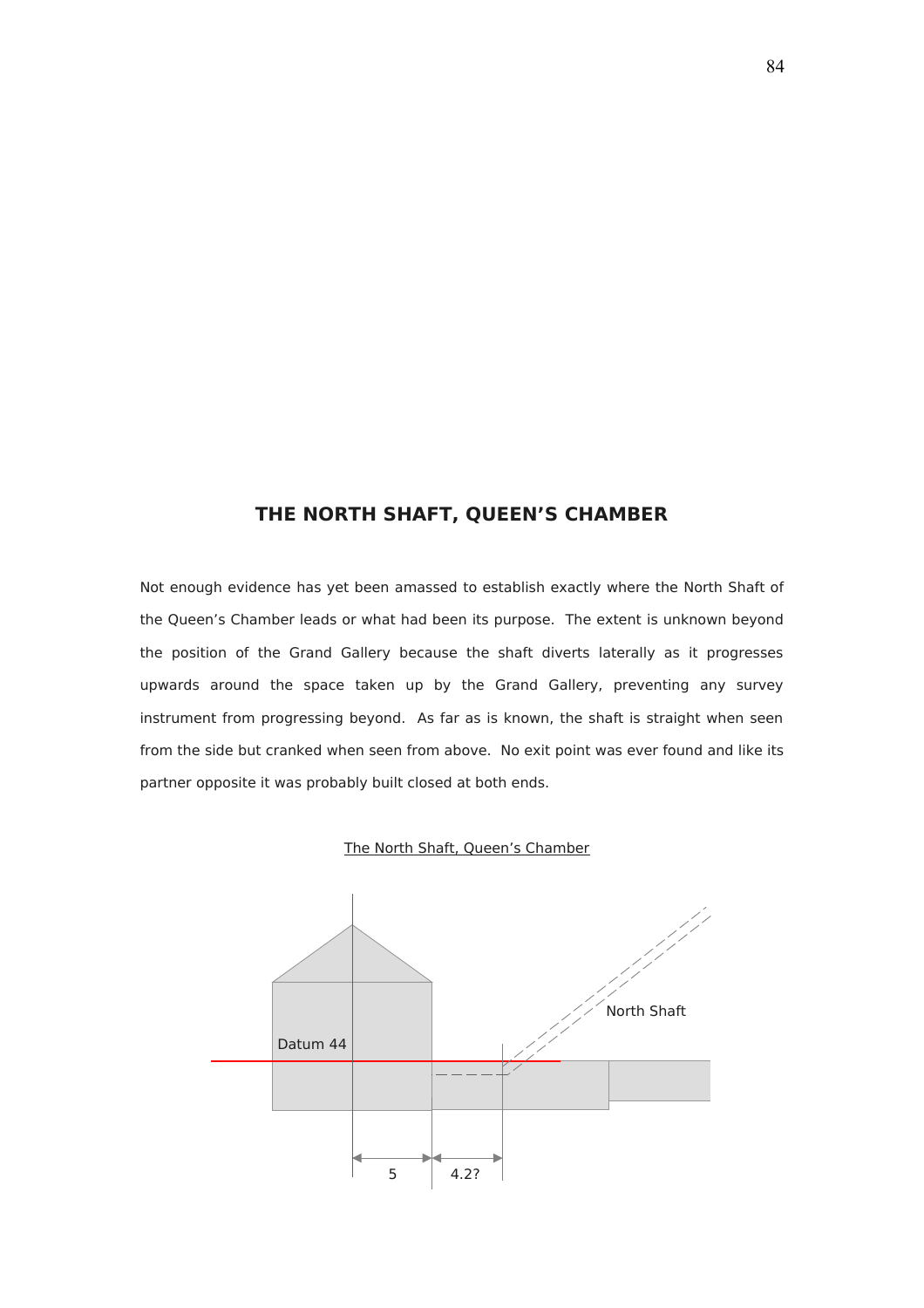## THE NORTH SHAFT, QUEEN'S CHAMBER

Not enough evidence has yet been amassed to establish exactly where the North Shaft of the Queen's Chamber leads or what had been its purpose. The extent is unknown beyond the position of the Grand Gallery because the shaft diverts laterally as it progresses upwards around the space taken up by the Grand Gallery, preventing any survey instrument from progressing beyond. As far as is known, the shaft is straight when seen from the side but cranked when seen from above. No exit point was ever found and like its partner opposite it was probably built closed at both ends.

The North Shaft, Queen's Chamber

North Shaft

Datum 44

5 4.2?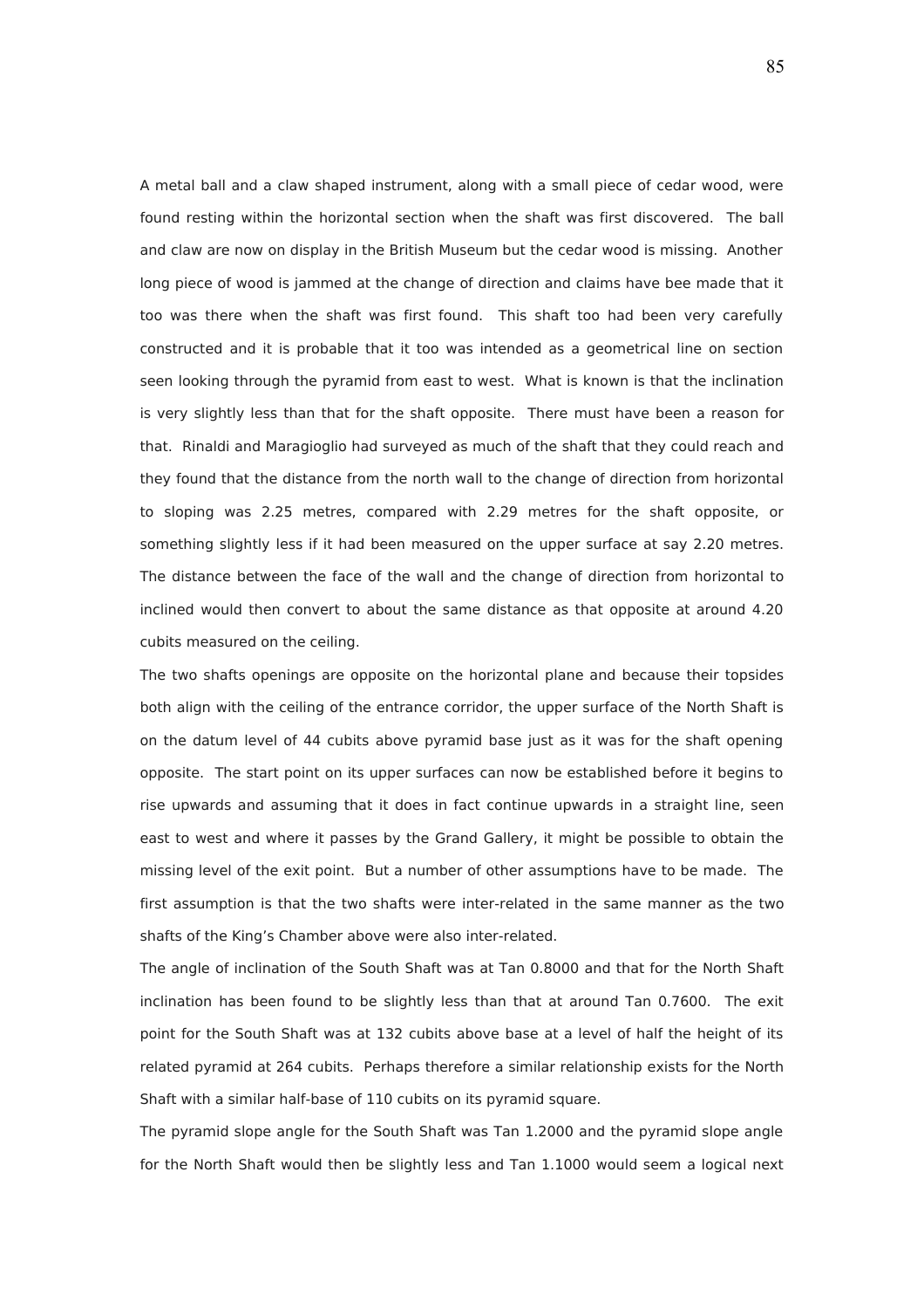A metal ball and a claw shaped instrument, along with a small piece of cedar wood, were found resting within the horizontal section when the shaft was first discovered. The ball and claw are now on display in the British Museum but the cedar wood is missing. Another long piece of wood is jammed at the change of direction and claims have bee made that it too was there when the shaft was first found. This shaft too had been very carefully constructed and it is probable that it too was intended as a geometrical line on section seen looking through the pyramid from east to west. What is known is that the inclination is very slightly less than that for the shaft opposite. There must have been a reason for that. Rinaldi and Maragioglio had surveyed as much of the shaft that they could reach and they found that the distance from the north wall to the change of direction from horizontal to sloping was 2.25 metres, compared with 2.29 metres for the shaft opposite, or something slightly less if it had been measured on the upper surface at say 2.20 metres. The distance between the face of the wall and the change of direction from horizontal to inclined would then convert to about the same distance as that opposite at around 4.20 cubits measured on the ceiling.

The two shafts openings are opposite on the horizontal plane and because their topsides both align with the ceiling of the entrance corridor, the upper surface of the North Shaft is on the datum level of 44 cubits above pyramid base just as it was for the shaft opening opposite. The start point on its upper surfaces can now be established before it begins to rise upwards and assuming that it does in fact continue upwards in a straight line, seen east to west and where it passes by the Grand Gallery, it might be possible to obtain the missing level of the exit point. But a number of other assumptions have to be made. The first assumption is that the two shafts were inter-related in the same manner as the two shafts of the King's Chamber above were also inter-related.

The angle of inclination of the South Shaft was at Tan 0.8000 and that for the North Shaft inclination has been found to be slightly less than that at around Tan 0.7600. The exit point for the South Shaft was at 132 cubits above base at a level of half the height of its related pyramid at 264 cubits. Perhaps therefore a similar relationship exists for the North Shaft with a similar half-base of 110 cubits on its pyramid square.

The pyramid slope angle for the South Shaft was Tan 1.2000 and the pyramid slope angle for the North Shaft would then be slightly less and Tan 1.1000 would seem a logical next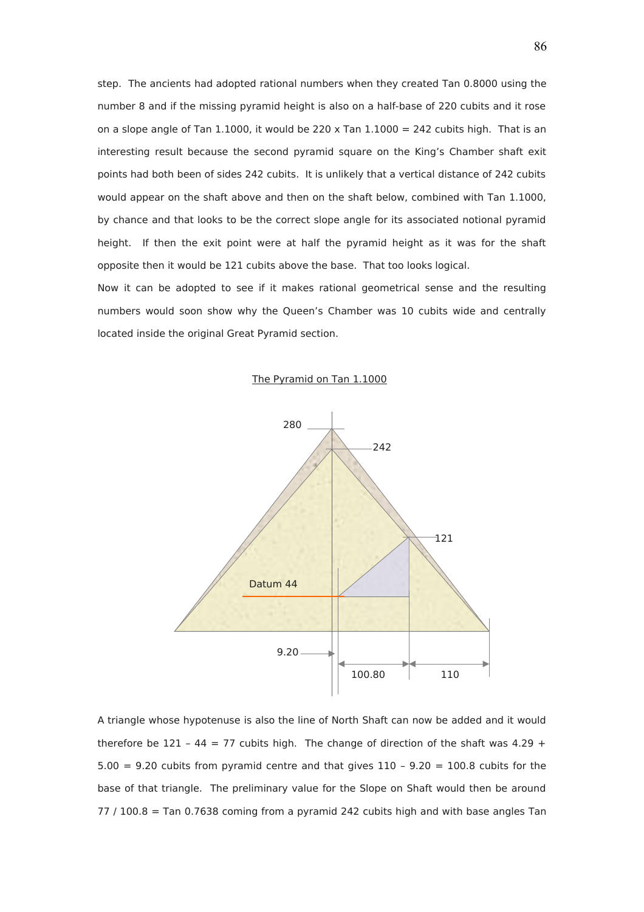step. The ancients had adopted rational numbers when they created Tan 0.8000 using the number 8 and if the missing pyramid height is also on a half-base of 220 cubits and it rose on a slope angle of Tan 1.1000, it would be 220 x Tan 1.1000 = 242 cubits high. That is an interesting result because the second pyramid square on the King's Chamber shaft exit points had both been of sides 242 cubits. It is unlikely that a vertical distance of 242 cubits would appear on the shaft above and then on the shaft below, combined with Tan 1.1000, by chance and that looks to be the correct slope angle for its associated notional pyramid height. If then the exit point were at half the pyramid height as it was for the shaft opposite then it would be 121 cubits above the base. That too looks logical.

Now it can be adopted to see if it makes rational geometrical sense and the resulting numbers would soon show why the Queen's Chamber was 10 cubits wide and centrally located inside the original Great Pyramid section.

The Pyramid on Tan 1.1000

A triangle whose hypotenuse is also the line of North Shaft can now be added and it would therefore be 121 – 44 = 77 cubits high. The change of direction of the shaft was 4.29 + 5.00 = 9.20 cubits from pyramid centre and that gives 110 – 9.20 = 100.8 cubits for the base of that triangle. The preliminary value for the Slope on Shaft would then be around 77 / 100.8 = Tan 0.7638 coming from a pyramid 242 cubits high and with base angles Tan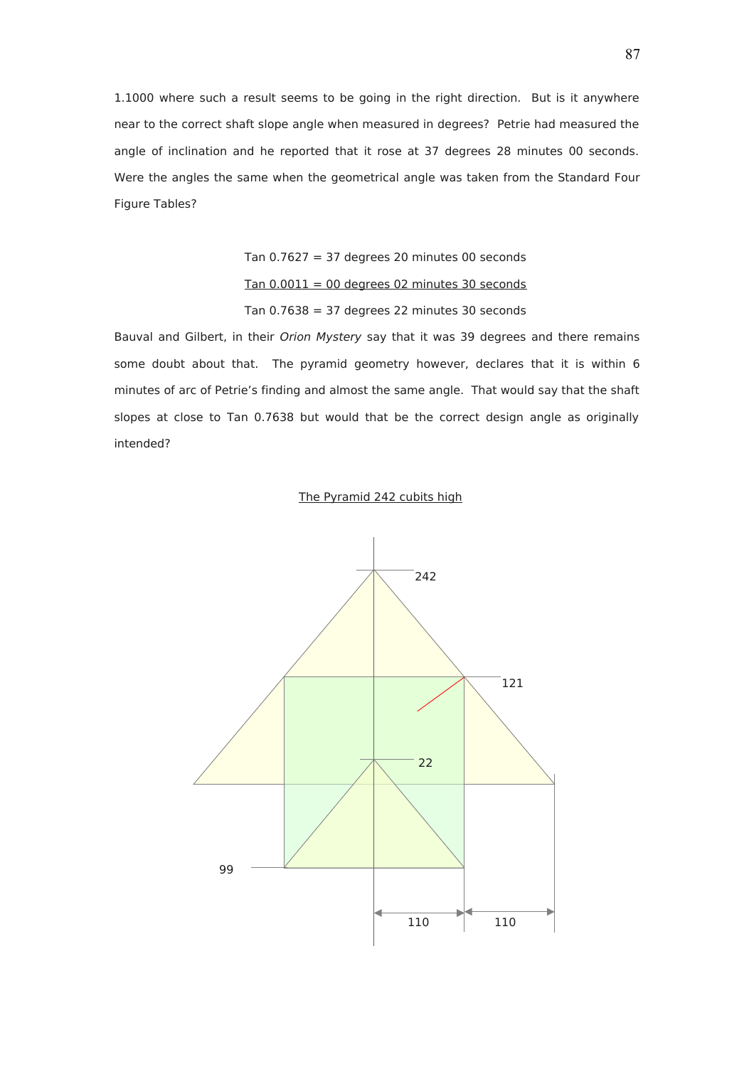1.1000 where such a result seems to be going in the right direction. But is it anywhere near to the correct shaft slope angle when measured in degrees? Petrie had measured the angle of inclination and he reported that it rose at 37 degrees 28 minutes 00 seconds. Were the angles the same when the geometrical angle was taken from the Standard Four Figure Tables?

Tan 0.7627 = 37 degrees 20 minutes 00 seconds

<u>Tan 0.0011 = 00 degrees 02 minutes 30 seconds</u>

Tan 0.7638 = 37 degrees 22 minutes 30 seconds

Bauval and Gilbert, in their *Orion Mystery* say that it was 39 degrees and there remains some doubt about that. The pyramid geometry however, declares that it is within 6 minutes of arc of Petrie's finding and almost the same angle. That would say that the shaft slopes at close to Tan 0.7638 but would that be the correct design angle as originally intended?

<u>The Pyramid 242 cubits high</u>

242

121

22

99

110 110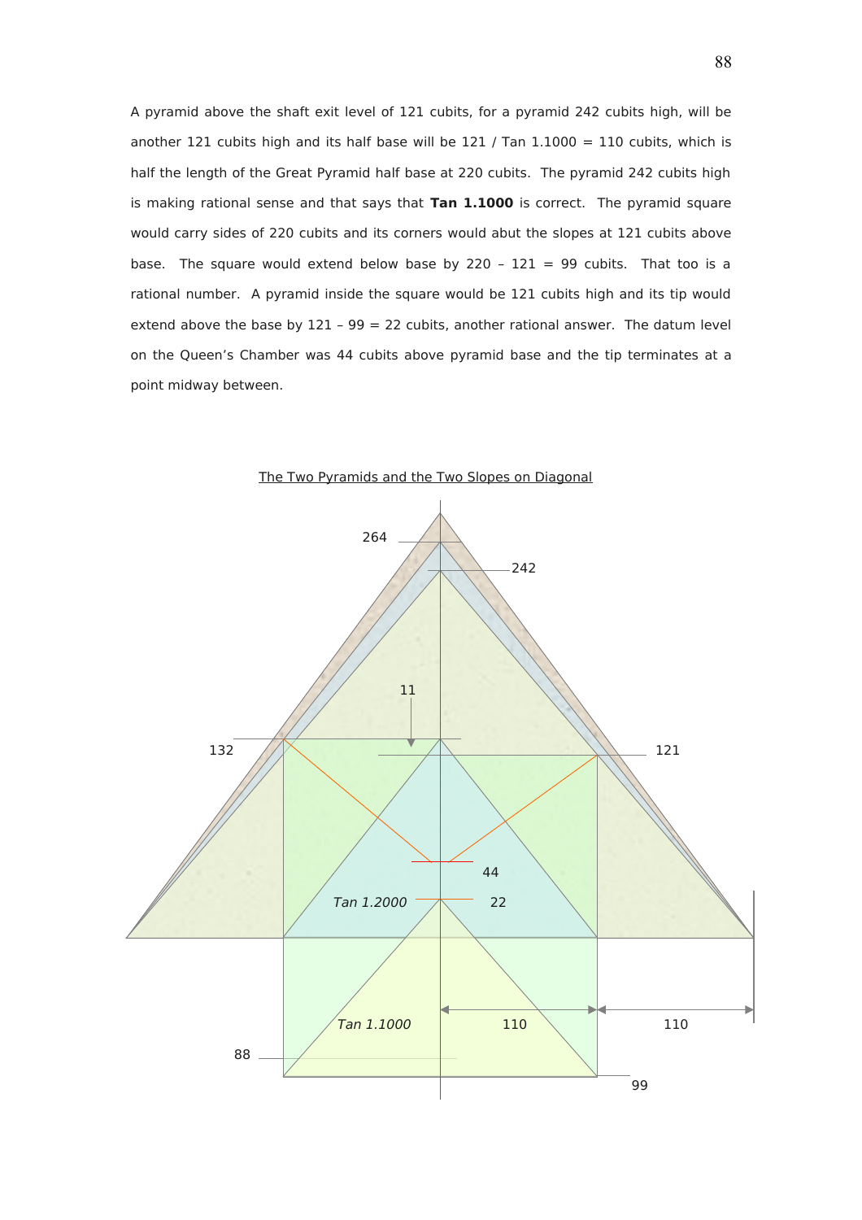A pyramid above the shaft exit level of 121 cubits, for a pyramid 242 cubits high, will be another 121 cubits high and its half base will be 121 / Tan 1.1000 = 110 cubits, which is half the length of the Great Pyramid half base at 220 cubits. The pyramid 242 cubits high is making rational sense and that says that **Tan 1.1000** is correct. The pyramid square would carry sides of 220 cubits and its corners would abut the slopes at 121 cubits above base. The square would extend below base by 220 – 121 = 99 cubits. That too is a rational number. A pyramid inside the square would be 121 cubits high and its tip would extend above the base by 121 – 99 = 22 cubits, another rational answer. The datum level on the Queen's Chamber was 44 cubits above pyramid base and the tip terminates at a point midway between.

The Two Pyramids and the Two Slopes on Diagonal

264

242

11

132

121

44

*Tan 1.2000*

22

*Tan 1.1000*

110

110

88

99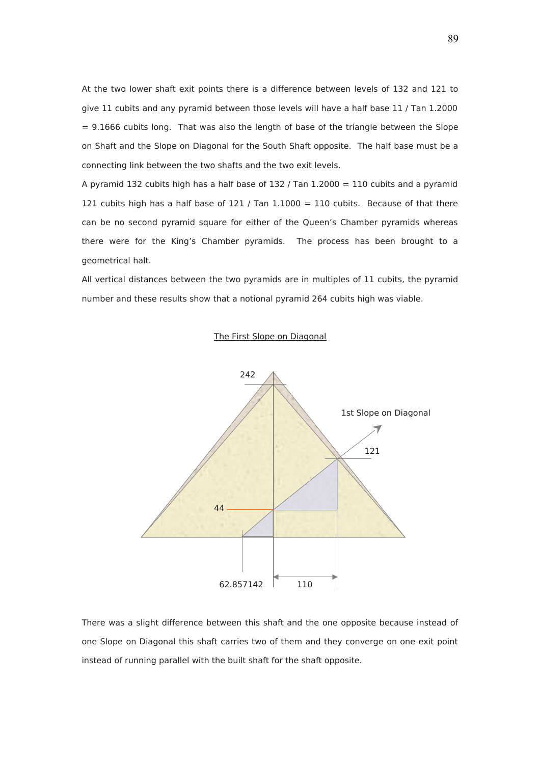At the two lower shaft exit points there is a difference between levels of 132 and 121 to give 11 cubits and any pyramid between those levels will have a half base 11 / Tan 1.2000 = 9.1666 cubits long. That was also the length of base of the triangle between the Slope on Shaft and the Slope on Diagonal for the South Shaft opposite. The half base must be a connecting link between the two shafts and the two exit levels.

A pyramid 132 cubits high has a half base of 132 / Tan 1.2000 = 110 cubits and a pyramid 121 cubits high has a half base of 121 / Tan 1.1000 = 110 cubits. Because of that there can be no second pyramid square for either of the Queen's Chamber pyramids whereas there were for the King's Chamber pyramids. The process has been brought to a geometrical halt.

All vertical distances between the two pyramids are in multiples of 11 cubits, the pyramid number and these results show that a notional pyramid 264 cubits high was viable.

The First Slope on Diagonal

242

1st Slope on Diagonal

121

44

62.857142

110

There was a slight difference between this shaft and the one opposite because instead of one Slope on Diagonal this shaft carries two of them and they converge on one exit point instead of running parallel with the built shaft for the shaft opposite.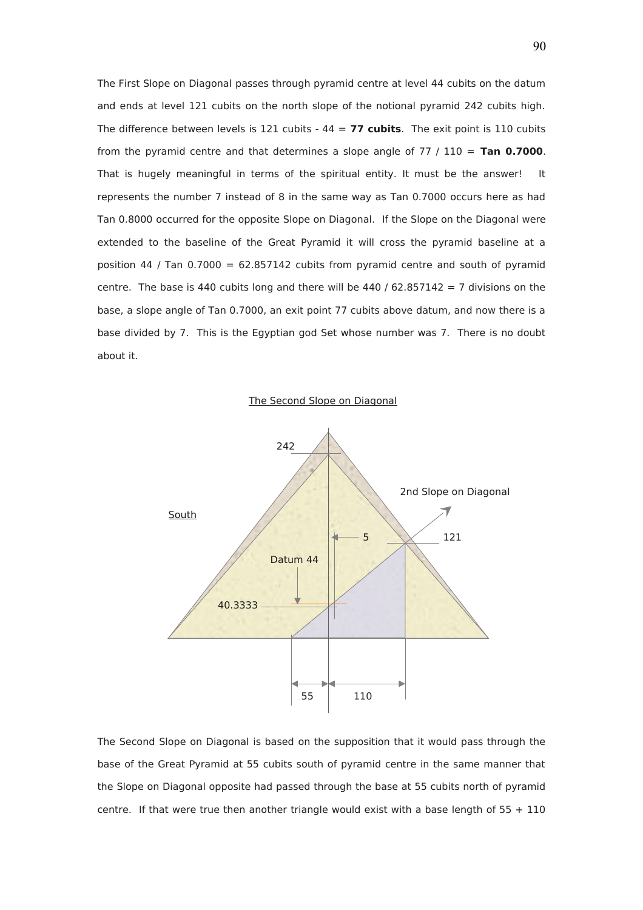The First Slope on Diagonal passes through pyramid centre at level 44 cubits on the datum and ends at level 121 cubits on the north slope of the notional pyramid 242 cubits high. The difference between levels is 121 cubits - 44 = **77 cubits**. The exit point is 110 cubits from the pyramid centre and that determines a slope angle of 77 / 110 = **Tan 0.7000**. That is hugely meaningful in terms of the spiritual entity. It must be the answer! It represents the number 7 instead of 8 in the same way as Tan 0.7000 occurs here as had Tan 0.8000 occurred for the opposite Slope on Diagonal. If the Slope on the Diagonal were extended to the baseline of the Great Pyramid it will cross the pyramid baseline at a position 44 / Tan 0.7000 = 62.857142 cubits from pyramid centre and south of pyramid centre. The base is 440 cubits long and there will be 440 / 62.857142 = 7 divisions on the base, a slope angle of Tan 0.7000, an exit point 77 cubits above datum, and now there is a base divided by 7. This is the Egyptian god Set whose number was 7. There is no doubt about it.

The Second Slope on Diagonal

242

2nd Slope on Diagonal

South

5

121

Datum 44

40.3333

55 110

The Second Slope on Diagonal is based on the supposition that it would pass through the base of the Great Pyramid at 55 cubits south of pyramid centre in the same manner that the Slope on Diagonal opposite had passed through the base at 55 cubits north of pyramid centre. If that were true then another triangle would exist with a base length of 55 + 110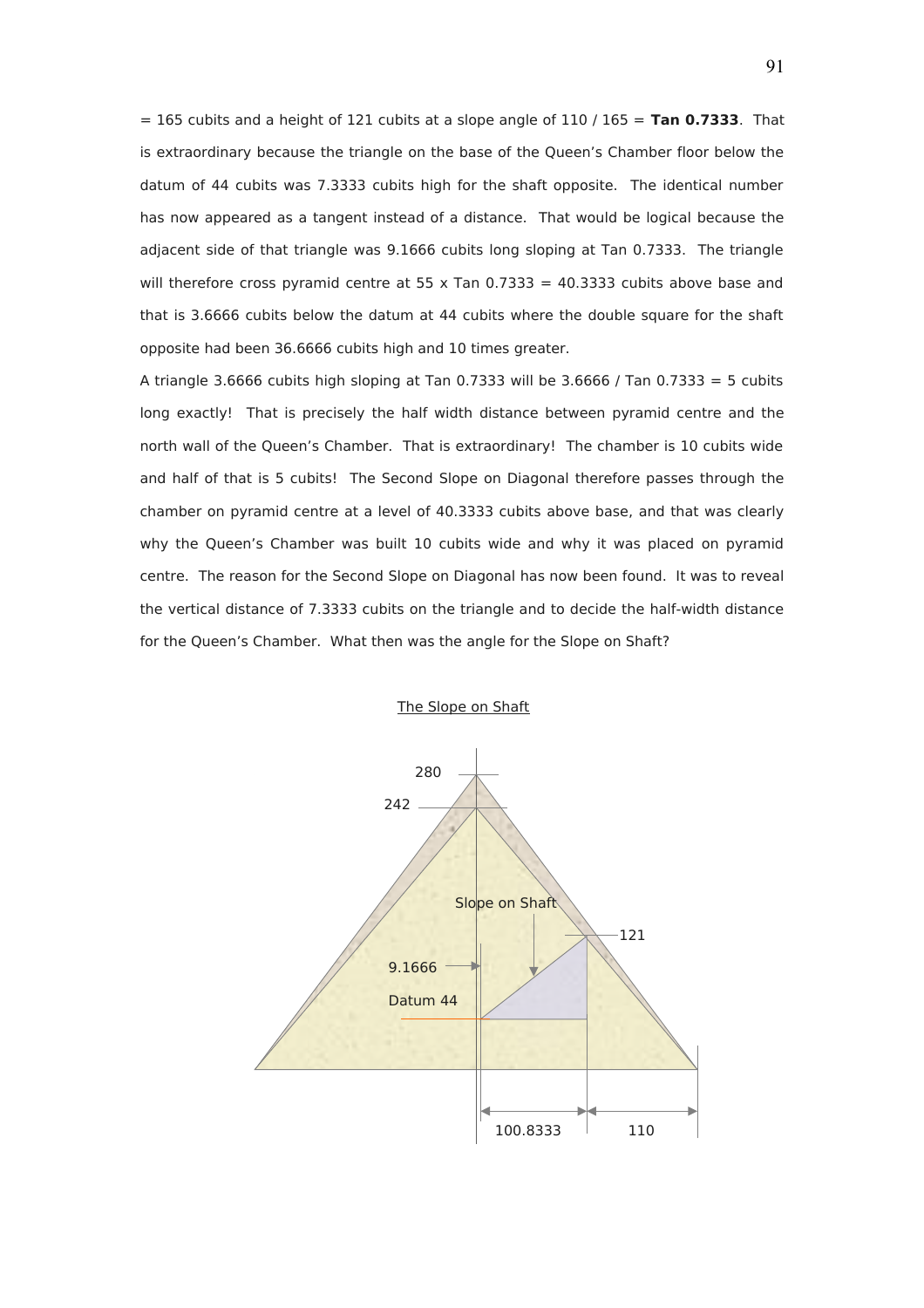= 165 cubits and a height of 121 cubits at a slope angle of 110 / 165 = **Tan 0.7333**. That is extraordinary because the triangle on the base of the Queen's Chamber floor below the datum of 44 cubits was 7.3333 cubits high for the shaft opposite. The identical number has now appeared as a tangent instead of a distance. That would be logical because the adjacent side of that triangle was 9.1666 cubits long sloping at Tan 0.7333. The triangle will therefore cross pyramid centre at 55 x Tan 0.7333 = 40.3333 cubits above base and that is 3.6666 cubits below the datum at 44 cubits where the double square for the shaft opposite had been 36.6666 cubits high and 10 times greater.

A triangle 3.6666 cubits high sloping at Tan 0.7333 will be 3.6666 / Tan 0.7333 = 5 cubits long exactly! That is precisely the half width distance between pyramid centre and the north wall of the Queen's Chamber. That is extraordinary! The chamber is 10 cubits wide and half of that is 5 cubits! The Second Slope on Diagonal therefore passes through the chamber on pyramid centre at a level of 40.3333 cubits above base, and that was clearly why the Queen's Chamber was built 10 cubits wide and why it was placed on pyramid centre. The reason for the Second Slope on Diagonal has now been found. It was to reveal the vertical distance of 7.3333 cubits on the triangle and to decide the half-width distance for the Queen's Chamber. What then was the angle for the Slope on Shaft?

The Slope on Shaft

280

242

Slope on Shaft

121

9.1666

Datum 44

100.8333 110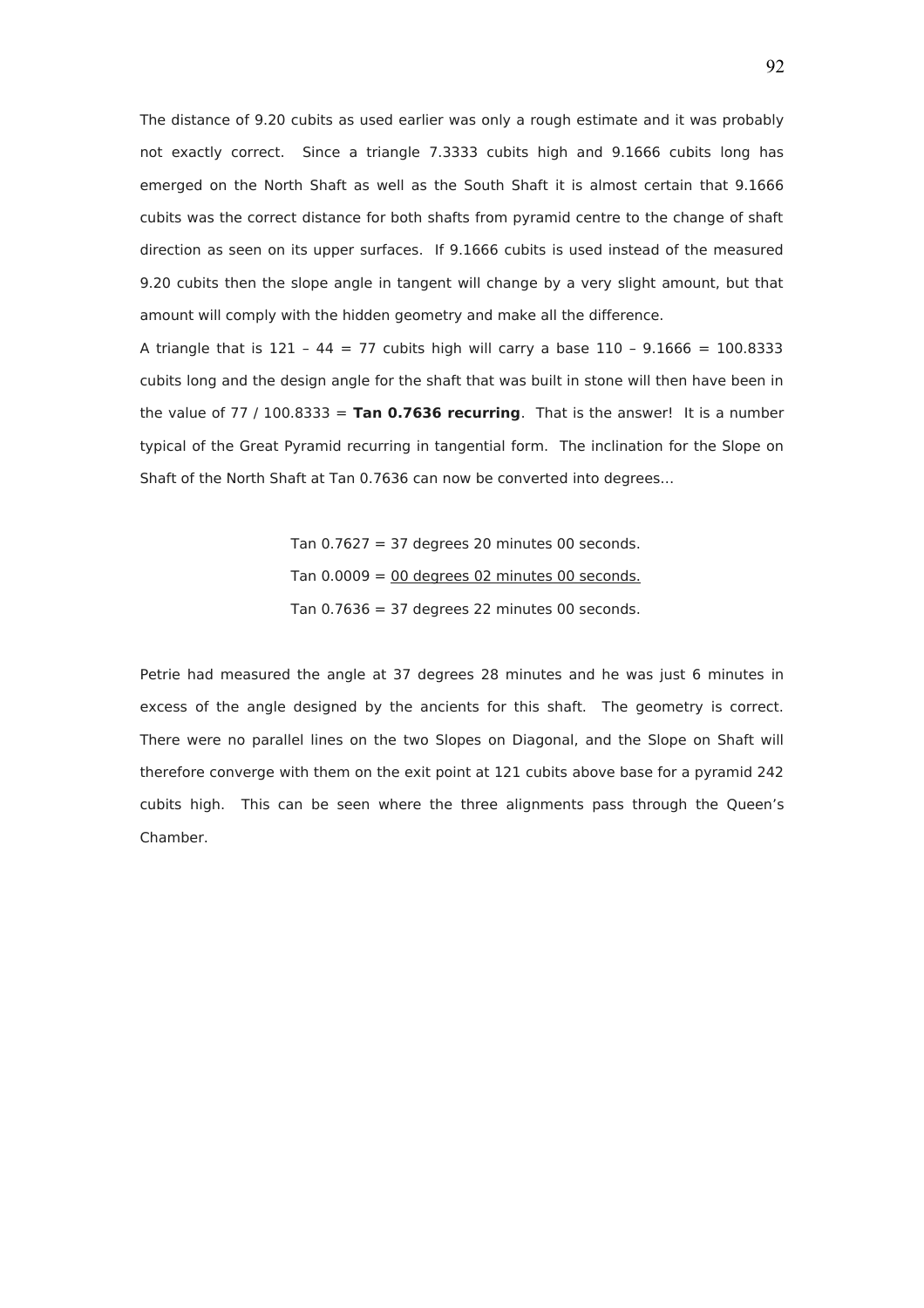The distance of 9.20 cubits as used earlier was only a rough estimate and it was probably not exactly correct. Since a triangle 7.3333 cubits high and 9.1666 cubits long has emerged on the North Shaft as well as the South Shaft it is almost certain that 9.1666 cubits was the correct distance for both shafts from pyramid centre to the change of shaft direction as seen on its upper surfaces. If 9.1666 cubits is used instead of the measured 9.20 cubits then the slope angle in tangent will change by a very slight amount, but that amount will comply with the hidden geometry and make all the difference.

A triangle that is 121 – 44 = 77 cubits high will carry a base 110 – 9.1666 = 100.8333 cubits long and the design angle for the shaft that was built in stone will then have been in the value of 77 / 100.8333 = **Tan 0.7636 recurring**. That is the answer! It is a number typical of the Great Pyramid recurring in tangential form. The inclination for the Slope on Shaft of the North Shaft at Tan 0.7636 can now be converted into degrees...

Tan 0.7627 = 37 degrees 20 minutes 00 seconds.

Tan 0.0009 = 00 degrees 02 minutes 00 seconds.

Tan 0.7636 = 37 degrees 22 minutes 00 seconds.

Petrie had measured the angle at 37 degrees 28 minutes and he was just 6 minutes in excess of the angle designed by the ancients for this shaft. The geometry is correct. There were no parallel lines on the two Slopes on Diagonal, and the Slope on Shaft will therefore converge with them on the exit point at 121 cubits above base for a pyramid 242 cubits high. This can be seen where the three alignments pass through the Queen's Chamber.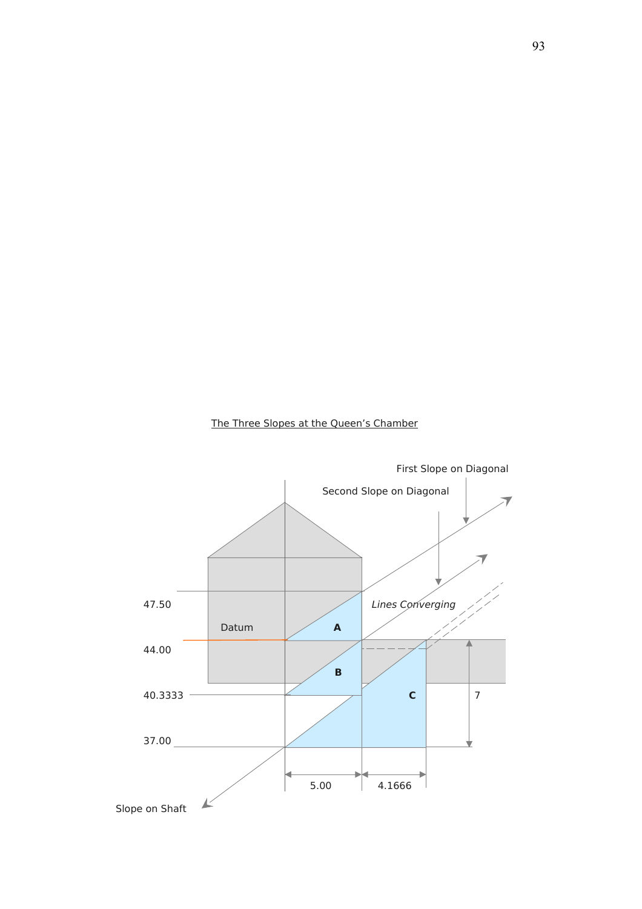The Three Slopes at the Queen's Chamber

First Slope on Diagonal

Second Slope on Diagonal

47.50

*Lines Converging*

Datum

A

44.00

B

40.3333

C

7

37.00

5.00

4.1666

Slope on Shaft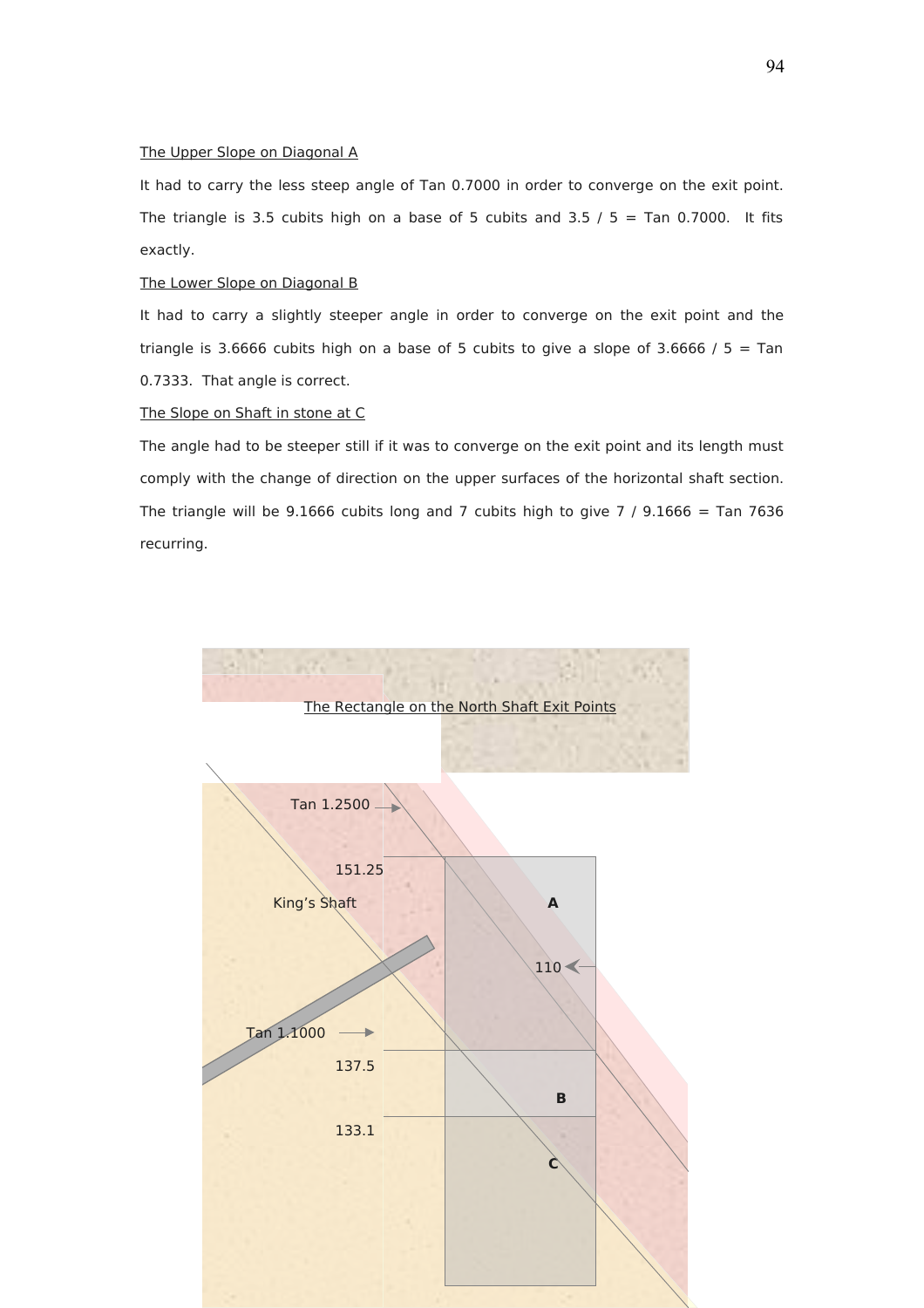<u>The Upper Slope on Diagonal A</u>

It had to carry the less steep angle of Tan 0.7000 in order to converge on the exit point. The triangle is 3.5 cubits high on a base of 5 cubits and 3.5 / 5 = Tan 0.7000. It fits exactly.

<u>The Lower Slope on Diagonal B</u>

It had to carry a slightly steeper angle in order to converge on the exit point and the triangle is 3.6666 cubits high on a base of 5 cubits to give a slope of 3.6666 / 5 = Tan 0.7333. That angle is correct.

<u>The Slope on Shaft in stone at C</u>

The angle had to be steeper still if it was to converge on the exit point and its length must comply with the change of direction on the upper surfaces of the horizontal shaft section. The triangle will be 9.1666 cubits long and 7 cubits high to give 7 / 9.1666 = Tan 7636 recurring.

<u>The Rectangle on the North Shaft Exit Points</u>

Tan 1.2500

151.25

King's Shaft

A

110

Tan 1.1000

137.5

B

133.1

C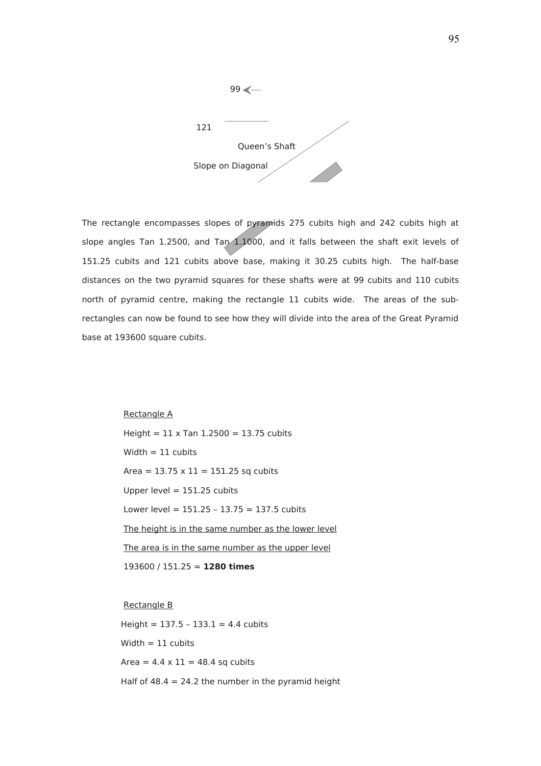99

121

Queen's Shaft

Slope on Diagonal

The rectangle encompasses slopes of pyramids 275 cubits high and 242 cubits high at slope angles Tan 1.2500, and Tan 1.1000, and it falls between the shaft exit levels of 151.25 cubits and 121 cubits above base, making it 30.25 cubits high. The half-base distances on the two pyramid squares for these shafts were at 99 cubits and 110 cubits north of pyramid centre, making the rectangle 11 cubits wide. The areas of the sub-rectangles can now be found to see how they will divide into the area of the Great Pyramid base at 193600 square cubits.

<u>Rectangle A</u>

Height = 11 x Tan 1.2500 = 13.75 cubits

Width = 11 cubits

Area = 13.75 x 11 = 151.25 sq cubits

Upper level = 151.25 cubits

Lower level = 151.25 – 13.75 = 137.5 cubits

<u>The height is in the same number as the lower level</u>

<u>The area is in the same number as the upper level</u>

193600 / 151.25 = **1280 times**

<u>Rectangle B</u>

Height = 137.5 – 133.1 = 4.4 cubits

Width = 11 cubits

Area = 4.4 x 11 = 48.4 sq cubits

Half of 48.4 = 24.2 the number in the pyramid height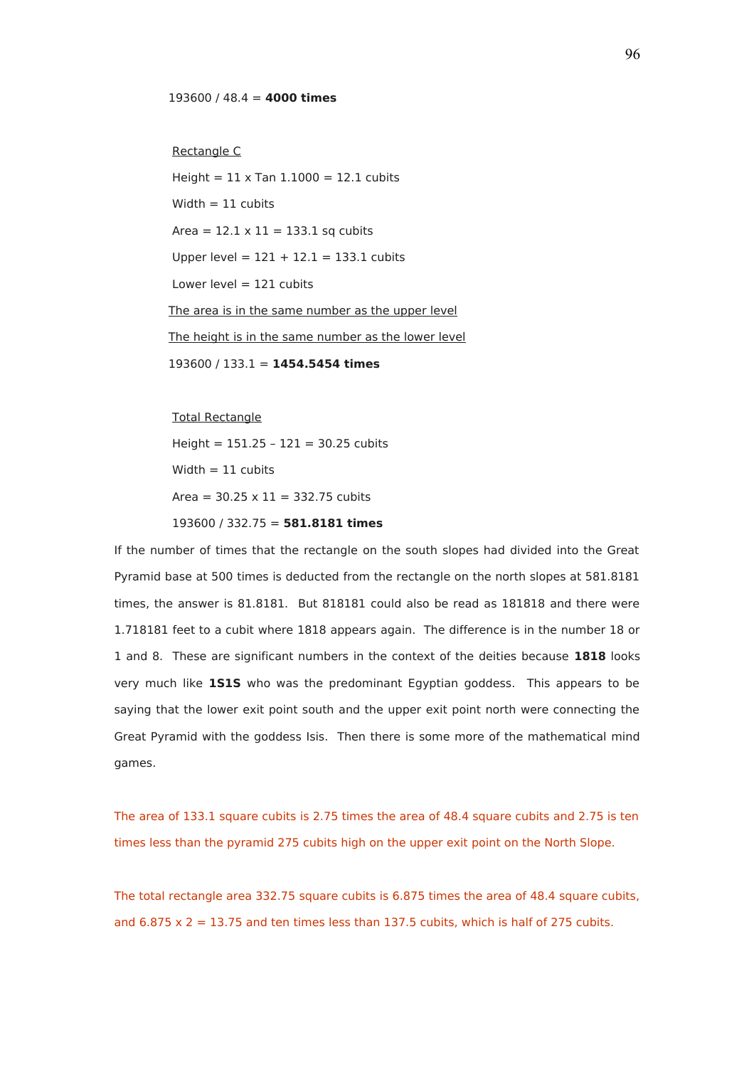193600 / 48.4 = **4000 times**

Rectangle C

Height = 11 x Tan 1.1000 = 12.1 cubits

Width = 11 cubits

Area = 12.1 x 11 = 133.1 sq cubits

Upper level = 121 + 12.1 = 133.1 cubits

Lower level = 121 cubits

The area is in the same number as the upper level

The height is in the same number as the lower level

193600 / 133.1 = **1454.5454 times**

Total Rectangle

Height = 151.25 – 121 = 30.25 cubits

Width = 11 cubits

Area = 30.25 x 11 = 332.75 cubits

193600 / 332.75 = **581.8181 times**

If the number of times that the rectangle on the south slopes had divided into the Great Pyramid base at 500 times is deducted from the rectangle on the north slopes at 581.8181 times, the answer is 81.8181. But 818181 could also be read as 181818 and there were 1.718181 feet to a cubit where 1818 appears again. The difference is in the number 18 or 1 and 8. These are significant numbers in the context of the deities because **1818** looks very much like **1S1S** who was the predominant Egyptian goddess. This appears to be saying that the lower exit point south and the upper exit point north were connecting the Great Pyramid with the goddess Isis. Then there is some more of the mathematical mind games.

The area of 133.1 square cubits is 2.75 times the area of 48.4 square cubits and 2.75 is ten times less than the pyramid 275 cubits high on the upper exit point on the North Slope.

The total rectangle area 332.75 square cubits is 6.875 times the area of 48.4 square cubits, and 6.875 x 2 = 13.75 and ten times less than 137.5 cubits, which is half of 275 cubits.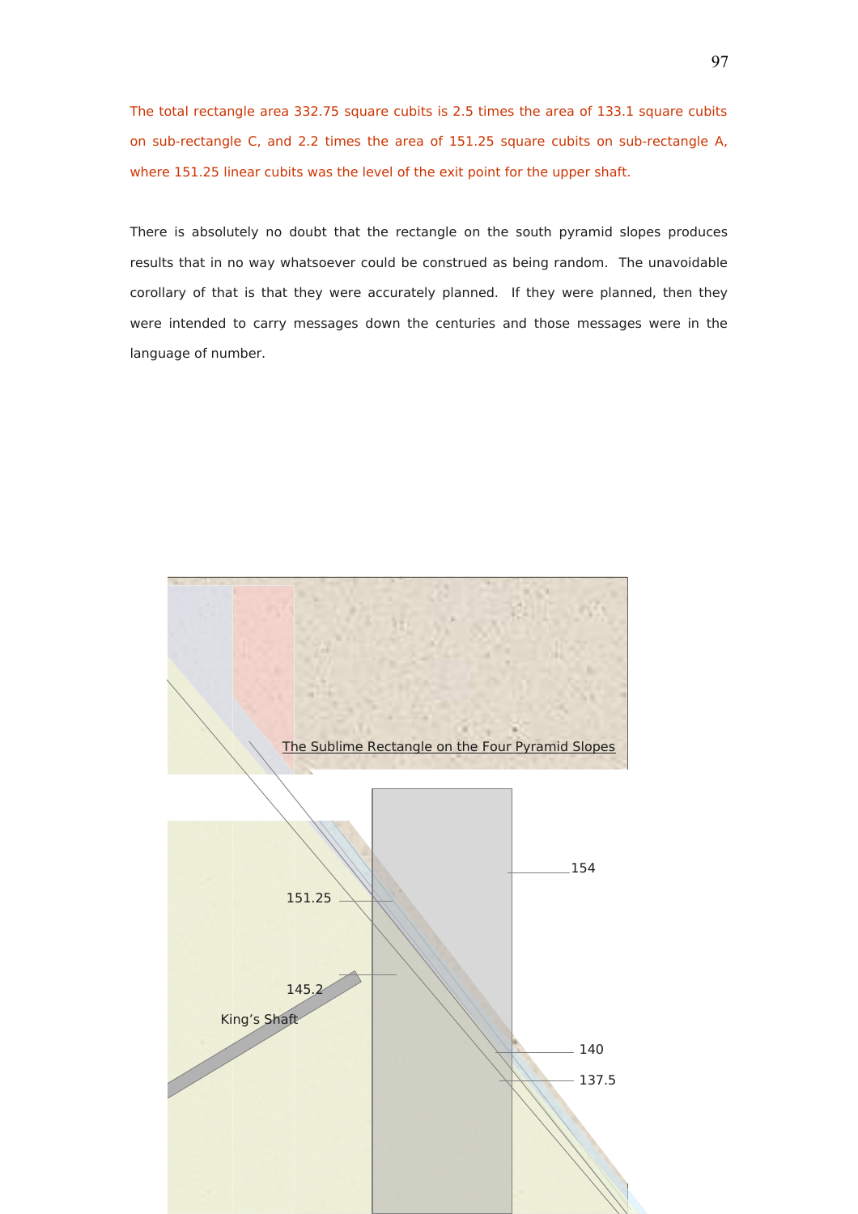The total rectangle area 332.75 square cubits is 2.5 times the area of 133.1 square cubits on sub-rectangle C, and 2.2 times the area of 151.25 square cubits on sub-rectangle A, where 151.25 linear cubits was the level of the exit point for the upper shaft.

There is absolutely no doubt that the rectangle on the south pyramid slopes produces results that in no way whatsoever could be construed as being random. The unavoidable corollary of that is that they were accurately planned. If they were planned, then they were intended to carry messages down the centuries and those messages were in the language of number.

The Sublime Rectangle on the Four Pyramid Slopes

154

151.25

145.2

King's Shaft

140

137.5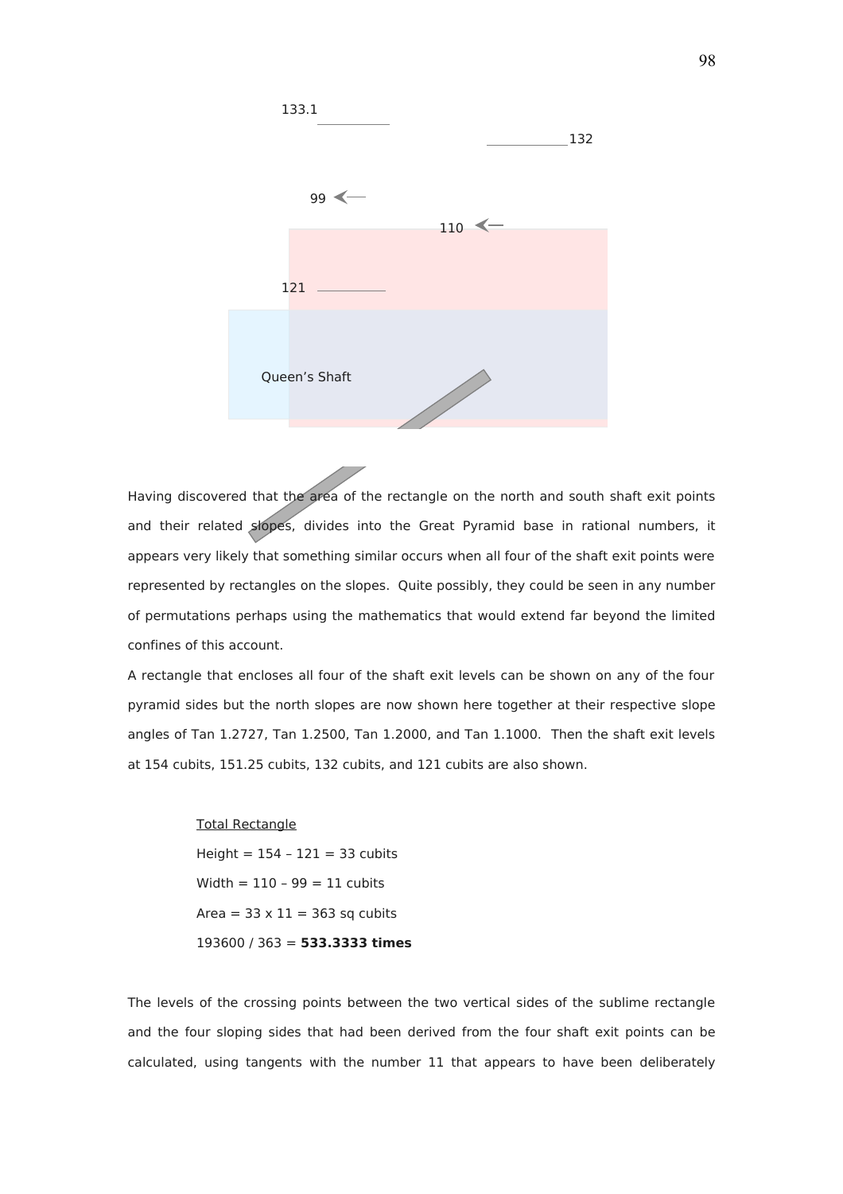133.1

132

99

110

121

Queen’s Shaft

Having discovered that the area of the rectangle on the north and south shaft exit points and their related slopes, divides into the Great Pyramid base in rational numbers, it appears very likely that something similar occurs when all four of the shaft exit points were represented by rectangles on the slopes. Quite possibly, they could be seen in any number of permutations perhaps using the mathematics that would extend far beyond the limited confines of this account.

A rectangle that encloses all four of the shaft exit levels can be shown on any of the four pyramid sides but the north slopes are now shown here together at their respective slope angles of Tan 1.2727, Tan 1.2500, Tan 1.2000, and Tan 1.1000. Then the shaft exit levels at 154 cubits, 151.25 cubits, 132 cubits, and 121 cubits are also shown.

Total Rectangle

Height = 154 – 121 = 33 cubits

Width = 110 – 99 = 11 cubits

Area = 33 x 11 = 363 sq cubits

193600 / 363 = **533.3333 times**

The levels of the crossing points between the two vertical sides of the sublime rectangle and the four sloping sides that had been derived from the four shaft exit points can be calculated, using tangents with the number 11 that appears to have been deliberately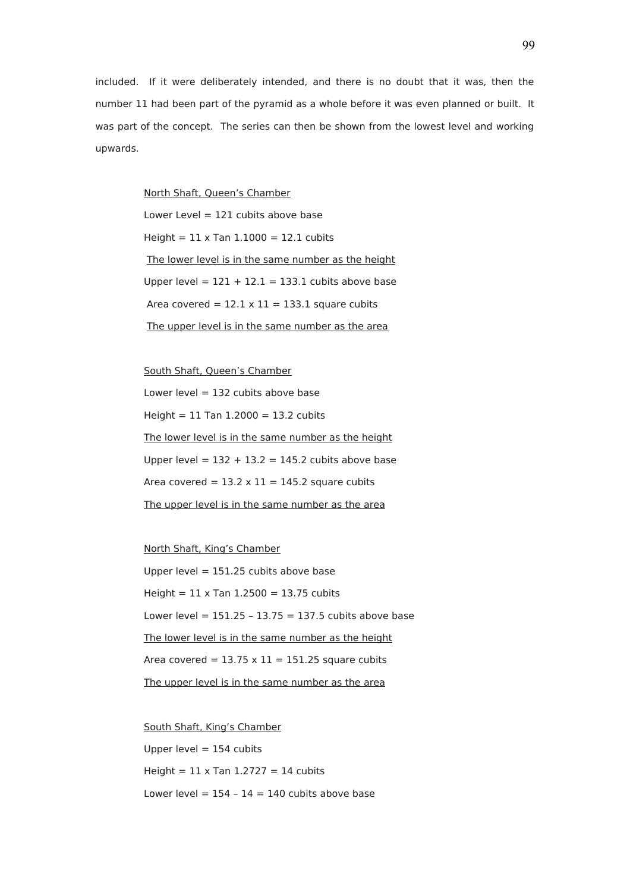included. If it were deliberately intended, and there is no doubt that it was, then the number 11 had been part of the pyramid as a whole before it was even planned or built. It was part of the concept. The series can then be shown from the lowest level and working upwards.

<u>North Shaft, Queen's Chamber</u>

Lower Level = 121 cubits above base

Height = 11 x Tan 1.1000 = 12.1 cubits

<u>The lower level is in the same number as the height</u>

Upper level = 121 + 12.1 = 133.1 cubits above base

Area covered = 12.1 x 11 = 133.1 square cubits

<u>The upper level is in the same number as the area</u>

<u>South Shaft, Queen's Chamber</u>

Lower level = 132 cubits above base

Height = 11 Tan 1.2000 = 13.2 cubits

<u>The lower level is in the same number as the height</u>

Upper level = 132 + 13.2 = 145.2 cubits above base

Area covered = 13.2 x 11 = 145.2 square cubits

<u>The upper level is in the same number as the area</u>

<u>North Shaft, King's Chamber</u>

Upper level = 151.25 cubits above base

Height = 11 x Tan 1.2500 = 13.75 cubits

Lower level = 151.25 – 13.75 = 137.5 cubits above base

<u>The lower level is in the same number as the height</u>

Area covered = 13.75 x 11 = 151.25 square cubits

<u>The upper level is in the same number as the area</u>

<u>South Shaft, King's Chamber</u>

Upper level = 154 cubits

Height = 11 x Tan 1.2727 = 14 cubits

Lower level = 154 – 14 = 140 cubits above base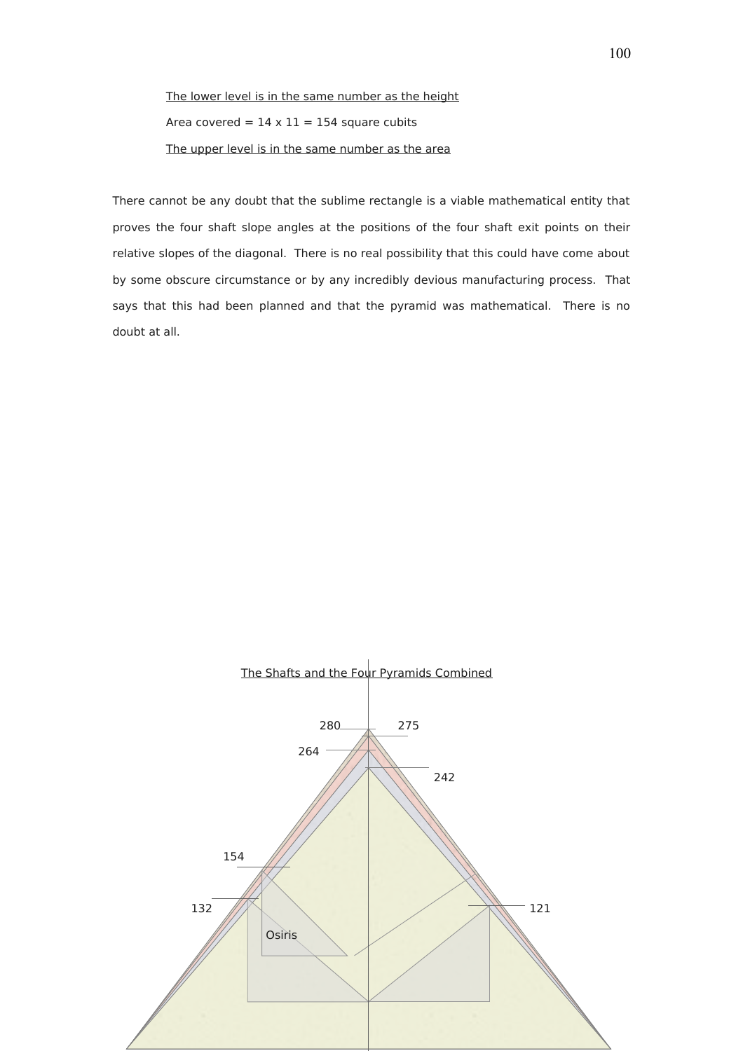The lower level is in the same number as the height

Area covered = 14 x 11 = 154 square cubits

The upper level is in the same number as the area

There cannot be any doubt that the sublime rectangle is a viable mathematical entity that proves the four shaft slope angles at the positions of the four shaft exit points on their relative slopes of the diagonal. There is no real possibility that this could have come about by some obscure circumstance or by any incredibly devious manufacturing process. That says that this had been planned and that the pyramid was mathematical. There is no doubt at all.

The Shafts and the Four Pyramids Combined

280 275 264 242 154 132 121 Osiris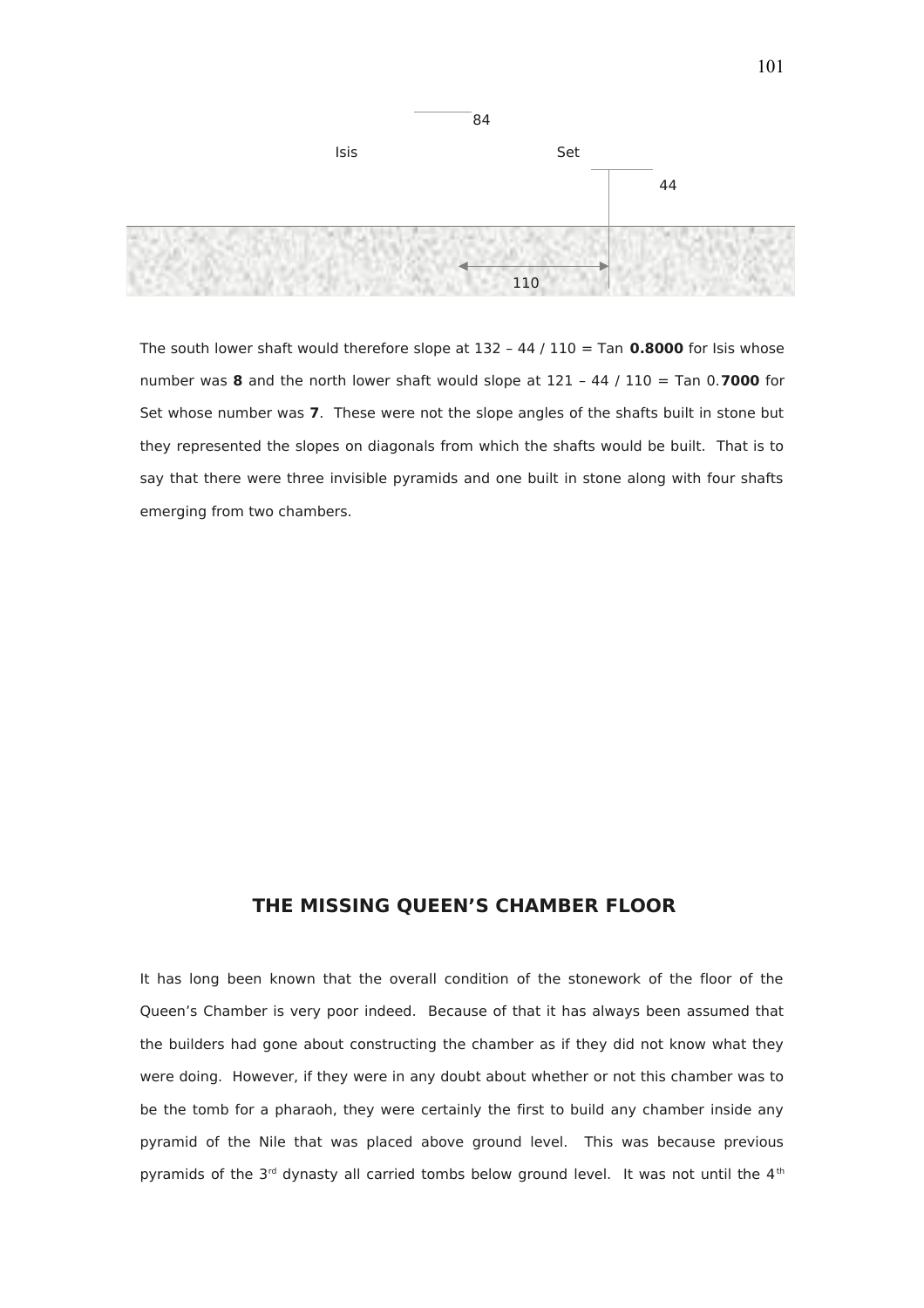84

Isis Set

44

110

The south lower shaft would therefore slope at 132 – 44 / 110 = Tan **0.8000** for Isis whose number was **8** and the north lower shaft would slope at 121 – 44 / 110 = Tan 0.**7000** for Set whose number was **7**. These were not the slope angles of the shafts built in stone but they represented the slopes on diagonals from which the shafts would be built. That is to say that there were three invisible pyramids and one built in stone along with four shafts emerging from two chambers.

## THE MISSING QUEEN'S CHAMBER FLOOR

It has long been known that the overall condition of the stonework of the floor of the Queen's Chamber is very poor indeed. Because of that it has always been assumed that the builders had gone about constructing the chamber as if they did not know what they were doing. However, if they were in any doubt about whether or not this chamber was to be the tomb for a pharaoh, they were certainly the first to build any chamber inside any pyramid of the Nile that was placed above ground level. This was because previous pyramids of the 3rd dynasty all carried tombs below ground level. It was not until the 4th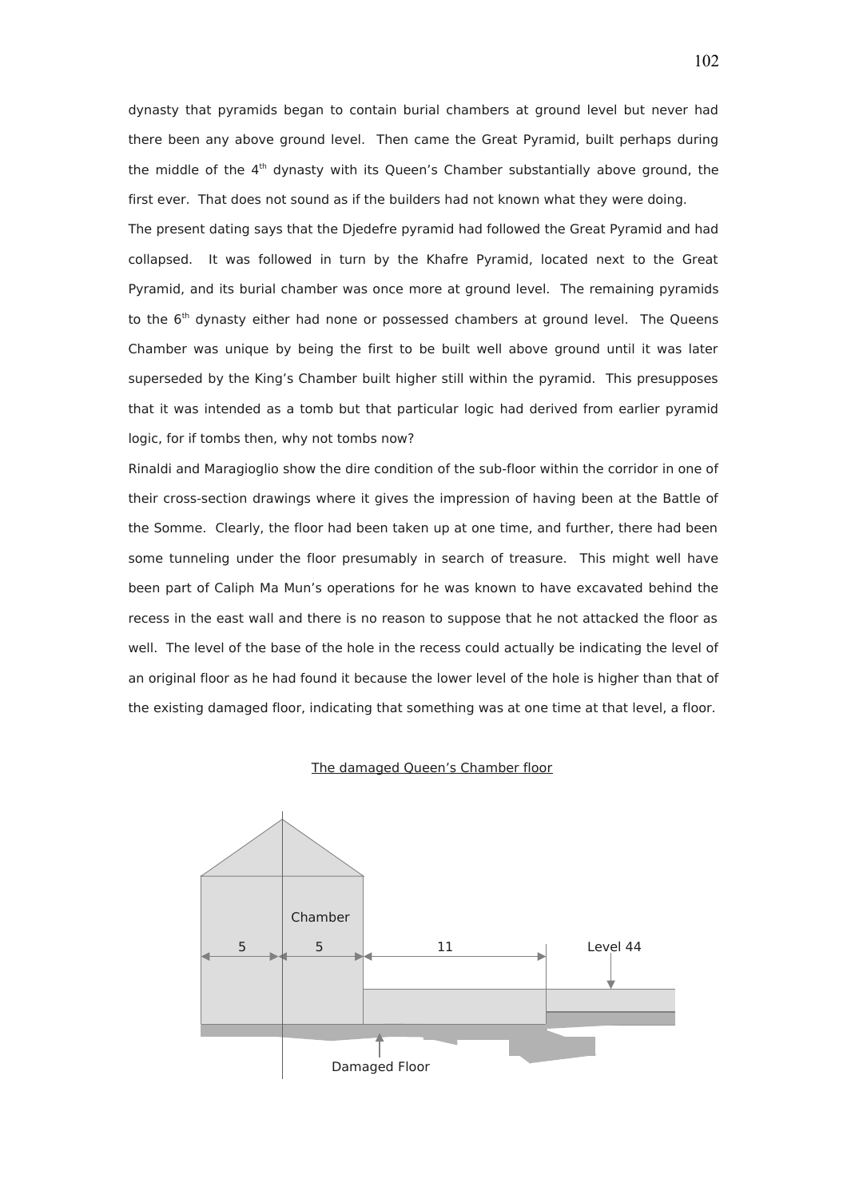dynasty that pyramids began to contain burial chambers at ground level but never had there been any above ground level. Then came the Great Pyramid, built perhaps during the middle of the 4th dynasty with its Queen's Chamber substantially above ground, the first ever. That does not sound as if the builders had not known what they were doing.

The present dating says that the Djedefre pyramid had followed the Great Pyramid and had collapsed. It was followed in turn by the Khafre Pyramid, located next to the Great Pyramid, and its burial chamber was once more at ground level. The remaining pyramids to the 6th dynasty either had none or possessed chambers at ground level. The Queens Chamber was unique by being the first to be built well above ground until it was later superseded by the King's Chamber built higher still within the pyramid. This presupposes that it was intended as a tomb but that particular logic had derived from earlier pyramid logic, for if tombs then, why not tombs now?

Rinaldi and Maragioglio show the dire condition of the sub-floor within the corridor in one of their cross-section drawings where it gives the impression of having been at the Battle of the Somme. Clearly, the floor had been taken up at one time, and further, there had been some tunneling under the floor presumably in search of treasure. This might well have been part of Caliph Ma Mun's operations for he was known to have excavated behind the recess in the east wall and there is no reason to suppose that he not attacked the floor as well. The level of the base of the hole in the recess could actually be indicating the level of an original floor as he had found it because the lower level of the hole is higher than that of the existing damaged floor, indicating that something was at one time at that level, a floor.

The damaged Queen's Chamber floor

Chamber

5 5 11 Level 44

Damaged Floor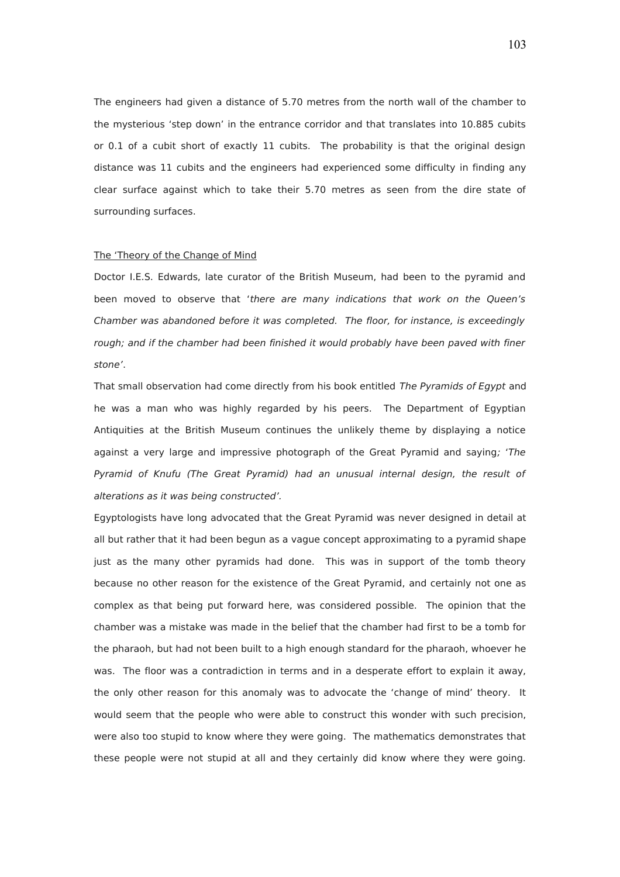The engineers had given a distance of 5.70 metres from the north wall of the chamber to the mysterious 'step down' in the entrance corridor and that translates into 10.885 cubits or 0.1 of a cubit short of exactly 11 cubits. The probability is that the original design distance was 11 cubits and the engineers had experienced some difficulty in finding any clear surface against which to take their 5.70 metres as seen from the dire state of surrounding surfaces.

<u>The 'Theory of the Change of Mind</u>

Doctor I.E.S. Edwards, late curator of the British Museum, had been to the pyramid and been moved to observe that '*there are many indications that work on the Queen's Chamber was abandoned before it was completed. The floor, for instance, is exceedingly rough; and if the chamber had been finished it would probably have been paved with finer stone'*.

That small observation had come directly from his book entitled *The Pyramids of Egypt* and he was a man who was highly regarded by his peers. The Department of Egyptian Antiquities at the British Museum continues the unlikely theme by displaying a notice against a very large and impressive photograph of the Great Pyramid and saying; '*The Pyramid of Knufu (The Great Pyramid) had an unusual internal design, the result of alterations as it was being constructed'*.

Egyptologists have long advocated that the Great Pyramid was never designed in detail at all but rather that it had been begun as a vague concept approximating to a pyramid shape just as the many other pyramids had done. This was in support of the tomb theory because no other reason for the existence of the Great Pyramid, and certainly not one as complex as that being put forward here, was considered possible. The opinion that the chamber was a mistake was made in the belief that the chamber had first to be a tomb for the pharaoh, but had not been built to a high enough standard for the pharaoh, whoever he was. The floor was a contradiction in terms and in a desperate effort to explain it away, the only other reason for this anomaly was to advocate the 'change of mind' theory. It would seem that the people who were able to construct this wonder with such precision, were also too stupid to know where they were going. The mathematics demonstrates that these people were not stupid at all and they certainly did know where they were going.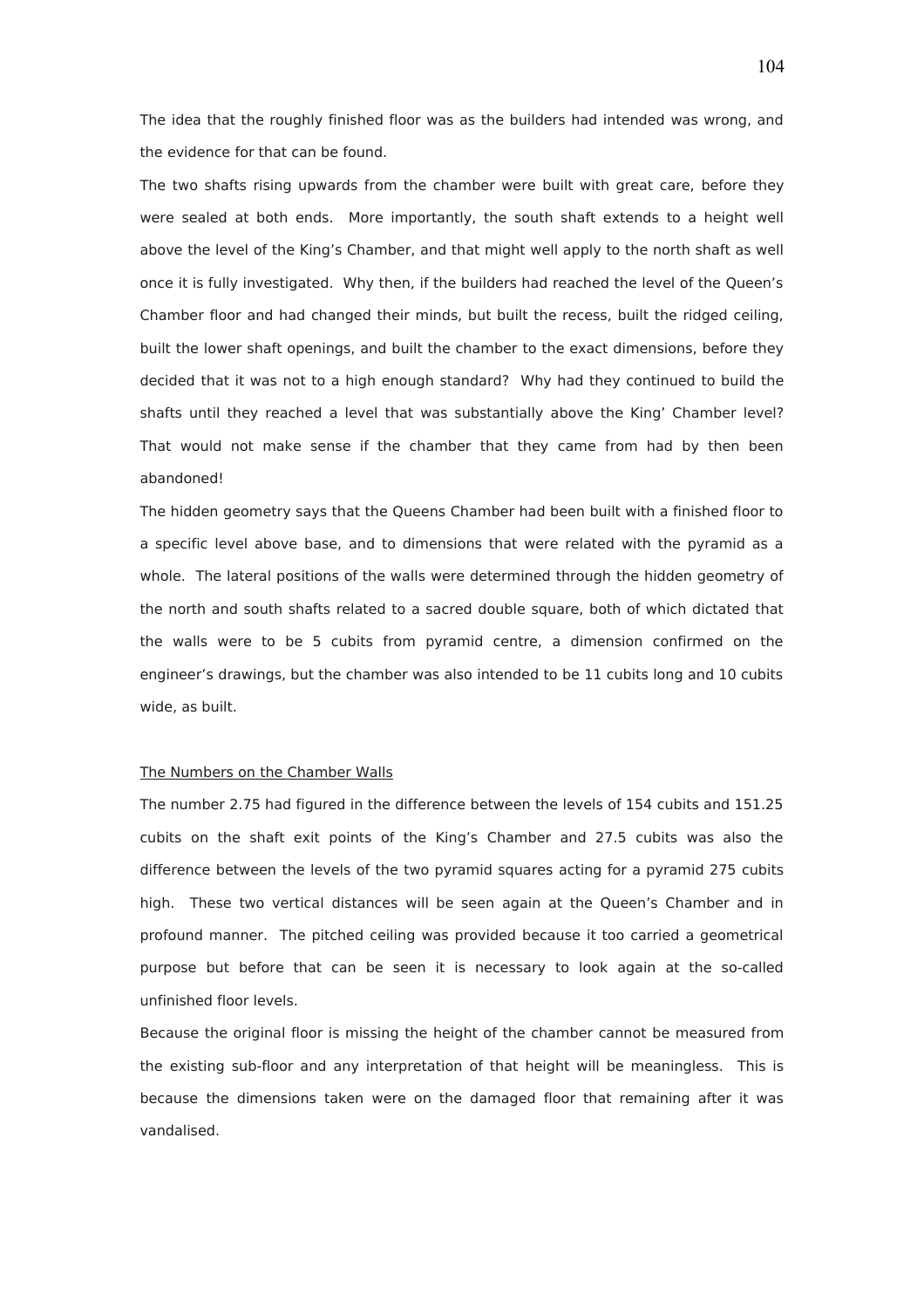The idea that the roughly finished floor was as the builders had intended was wrong, and the evidence for that can be found.

The two shafts rising upwards from the chamber were built with great care, before they were sealed at both ends. More importantly, the south shaft extends to a height well above the level of the King's Chamber, and that might well apply to the north shaft as well once it is fully investigated. Why then, if the builders had reached the level of the Queen's Chamber floor and had changed their minds, but built the recess, built the ridged ceiling, built the lower shaft openings, and built the chamber to the exact dimensions, before they decided that it was not to a high enough standard? Why had they continued to build the shafts until they reached a level that was substantially above the King' Chamber level? That would not make sense if the chamber that they came from had by then been abandoned!

The hidden geometry says that the Queens Chamber had been built with a finished floor to a specific level above base, and to dimensions that were related with the pyramid as a whole. The lateral positions of the walls were determined through the hidden geometry of the north and south shafts related to a sacred double square, both of which dictated that the walls were to be 5 cubits from pyramid centre, a dimension confirmed on the engineer's drawings, but the chamber was also intended to be 11 cubits long and 10 cubits wide, as built.

<u>The Numbers on the Chamber Walls</u>

The number 2.75 had figured in the difference between the levels of 154 cubits and 151.25 cubits on the shaft exit points of the King's Chamber and 27.5 cubits was also the difference between the levels of the two pyramid squares acting for a pyramid 275 cubits high. These two vertical distances will be seen again at the Queen's Chamber and in profound manner. The pitched ceiling was provided because it too carried a geometrical purpose but before that can be seen it is necessary to look again at the so-called unfinished floor levels.

Because the original floor is missing the height of the chamber cannot be measured from the existing sub-floor and any interpretation of that height will be meaningless. This is because the dimensions taken were on the damaged floor that remaining after it was vandalised.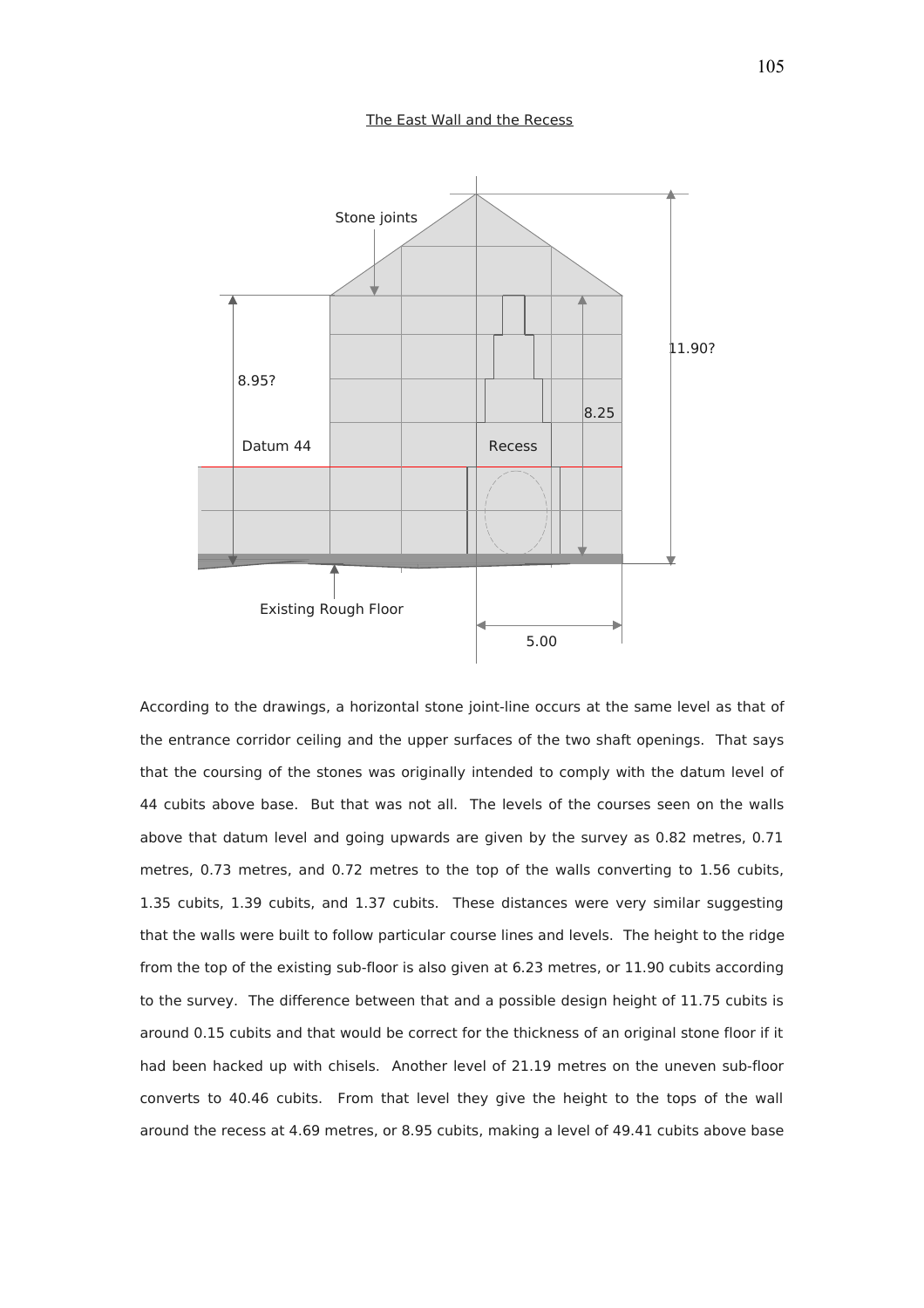The East Wall and the Recess

Stone joints

8.95?

Datum 44

Recess

8.25

11.90?

Existing Rough Floor

5.00

According to the drawings, a horizontal stone joint-line occurs at the same level as that of the entrance corridor ceiling and the upper surfaces of the two shaft openings. That says that the coursing of the stones was originally intended to comply with the datum level of 44 cubits above base. But that was not all. The levels of the courses seen on the walls above that datum level and going upwards are given by the survey as 0.82 metres, 0.71 metres, 0.73 metres, and 0.72 metres to the top of the walls converting to 1.56 cubits, 1.35 cubits, 1.39 cubits, and 1.37 cubits. These distances were very similar suggesting that the walls were built to follow particular course lines and levels. The height to the ridge from the top of the existing sub-floor is also given at 6.23 metres, or 11.90 cubits according to the survey. The difference between that and a possible design height of 11.75 cubits is around 0.15 cubits and that would be correct for the thickness of an original stone floor if it had been hacked up with chisels. Another level of 21.19 metres on the uneven sub-floor converts to 40.46 cubits. From that level they give the height to the tops of the wall around the recess at 4.69 metres, or 8.95 cubits, making a level of 49.41 cubits above base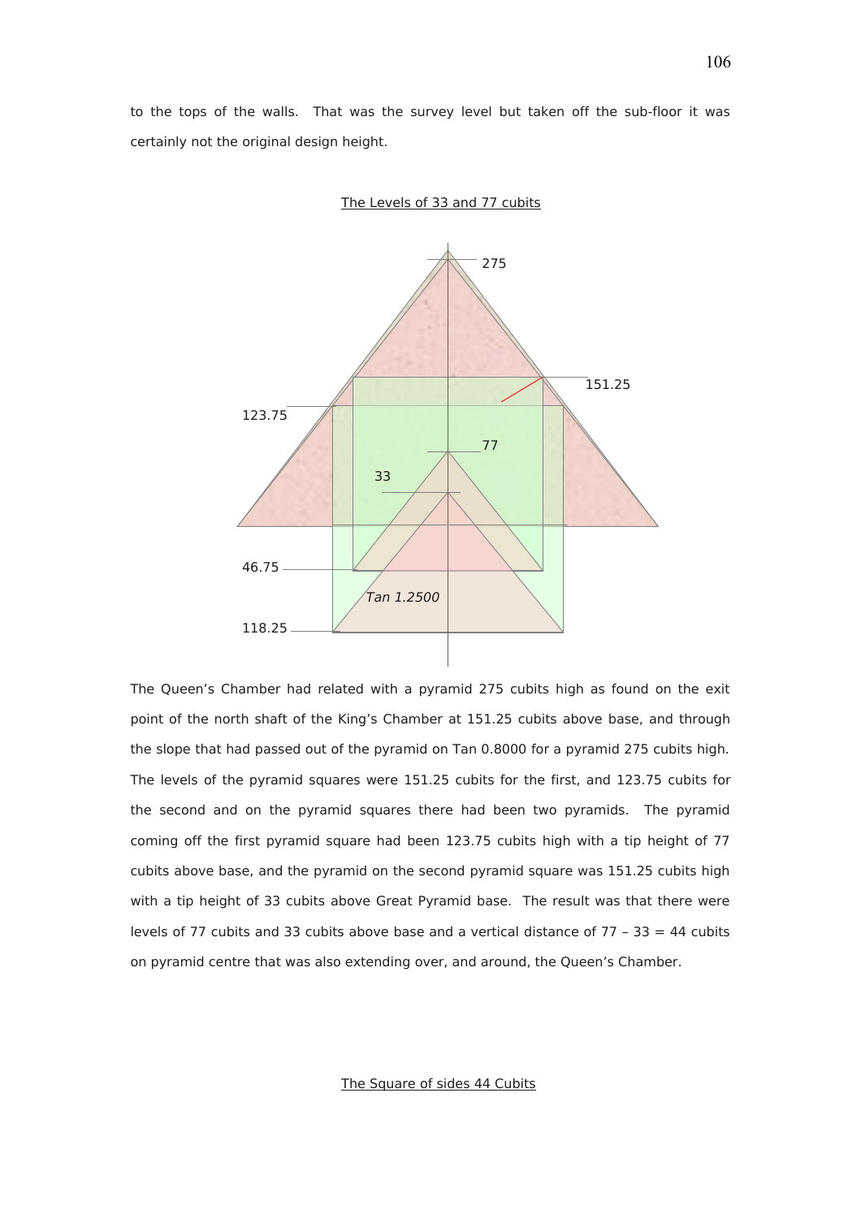to the tops of the walls. That was the survey level but taken off the sub-floor it was certainly not the original design height.

The Levels of 33 and 77 cubits

The Queen's Chamber had related with a pyramid 275 cubits high as found on the exit point of the north shaft of the King's Chamber at 151.25 cubits above base, and through the slope that had passed out of the pyramid on Tan 0.8000 for a pyramid 275 cubits high. The levels of the pyramid squares were 151.25 cubits for the first, and 123.75 cubits for the second and on the pyramid squares there had been two pyramids. The pyramid coming off the first pyramid square had been 123.75 cubits high with a tip height of 77 cubits above base, and the pyramid on the second pyramid square was 151.25 cubits high with a tip height of 33 cubits above Great Pyramid base. The result was that there were levels of 77 cubits and 33 cubits above base and a vertical distance of 77 – 33 = 44 cubits on pyramid centre that was also extending over, and around, the Queen's Chamber.

The Square of sides 44 Cubits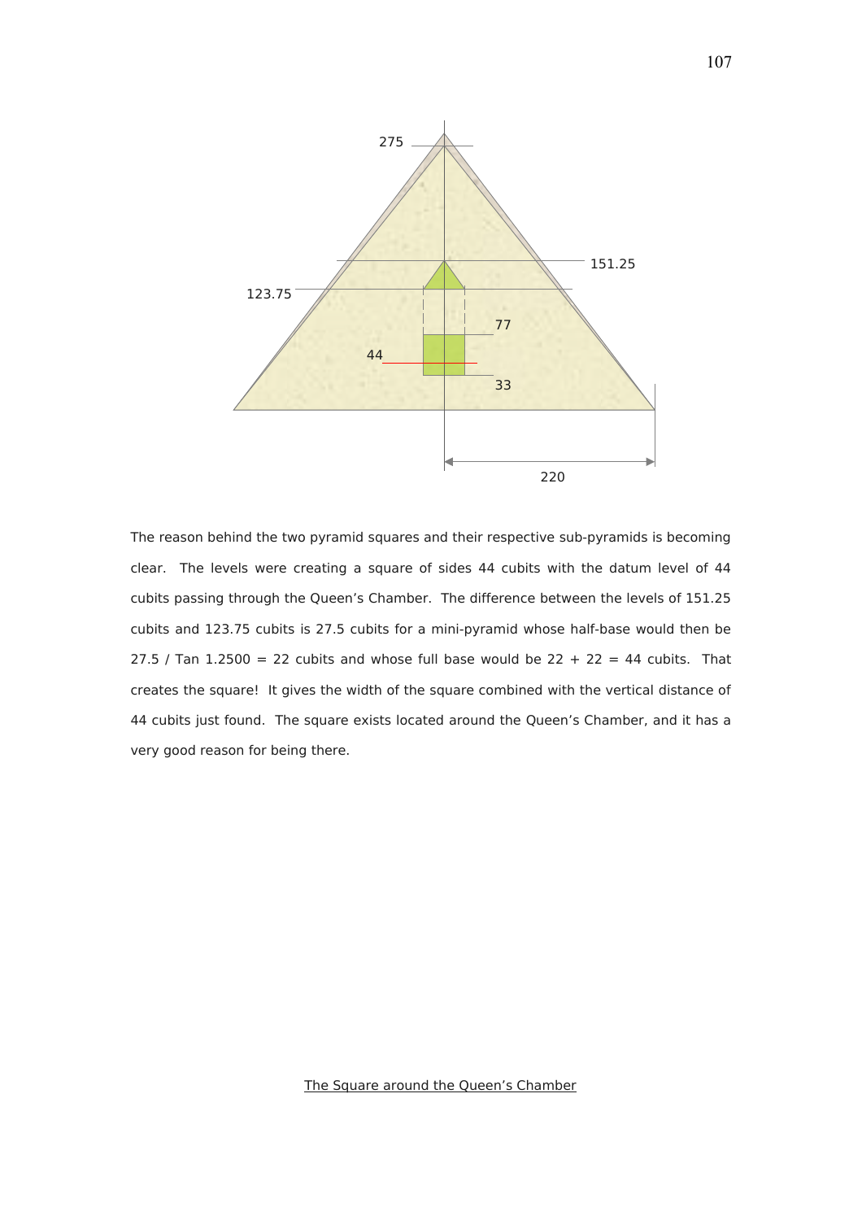The reason behind the two pyramid squares and their respective sub-pyramids is becoming clear. The levels were creating a square of sides 44 cubits with the datum level of 44 cubits passing through the Queen's Chamber. The difference between the levels of 151.25 cubits and 123.75 cubits is 27.5 cubits for a mini-pyramid whose half-base would then be 27.5 / Tan 1.2500 = 22 cubits and whose full base would be 22 + 22 = 44 cubits. That creates the square! It gives the width of the square combined with the vertical distance of 44 cubits just found. The square exists located around the Queen's Chamber, and it has a very good reason for being there.

The Square around the Queen's Chamber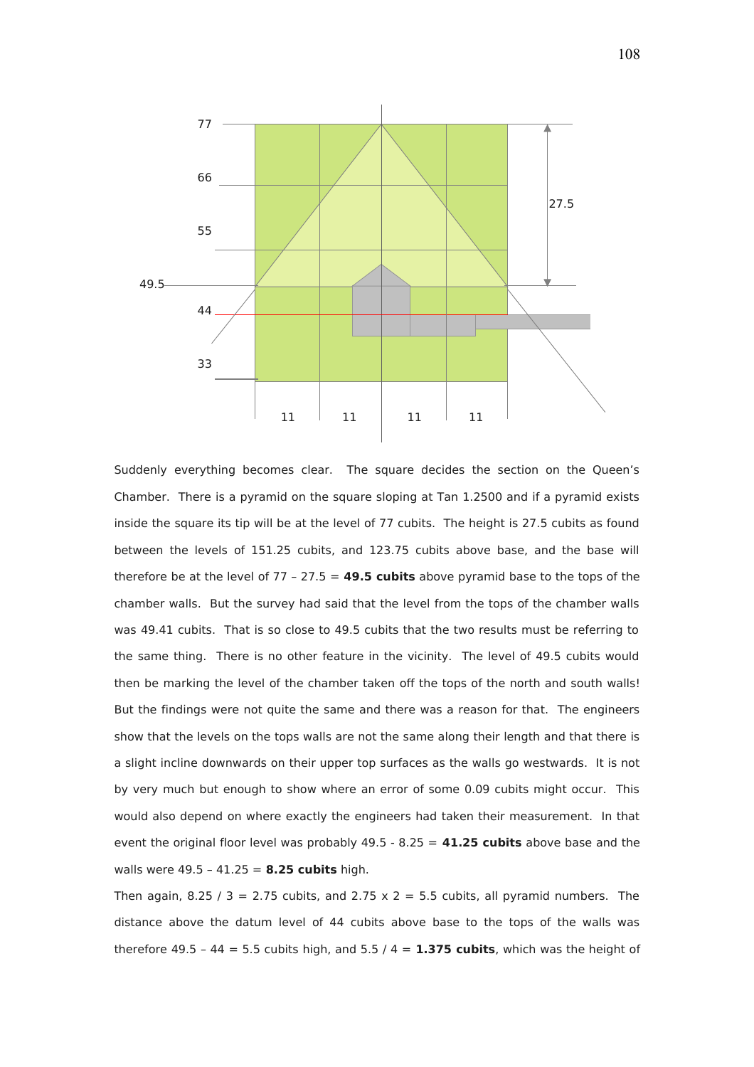Suddenly everything becomes clear. The square decides the section on the Queen's Chamber. There is a pyramid on the square sloping at Tan 1.2500 and if a pyramid exists inside the square its tip will be at the level of 77 cubits. The height is 27.5 cubits as found between the levels of 151.25 cubits, and 123.75 cubits above base, and the base will therefore be at the level of 77 – 27.5 = **49.5 cubits** above pyramid base to the tops of the chamber walls. But the survey had said that the level from the tops of the chamber walls was 49.41 cubits. That is so close to 49.5 cubits that the two results must be referring to the same thing. There is no other feature in the vicinity. The level of 49.5 cubits would then be marking the level of the chamber taken off the tops of the north and south walls! But the findings were not quite the same and there was a reason for that. The engineers show that the levels on the tops walls are not the same along their length and that there is a slight incline downwards on their upper top surfaces as the walls go westwards. It is not by very much but enough to show where an error of some 0.09 cubits might occur. This would also depend on where exactly the engineers had taken their measurement. In that event the original floor level was probably 49.5 - 8.25 = **41.25 cubits** above base and the walls were 49.5 – 41.25 = **8.25 cubits** high.

Then again, 8.25 / 3 = 2.75 cubits, and 2.75 x 2 = 5.5 cubits, all pyramid numbers. The distance above the datum level of 44 cubits above base to the tops of the walls was therefore 49.5 – 44 = 5.5 cubits high, and 5.5 / 4 = **1.375 cubits**, which was the height of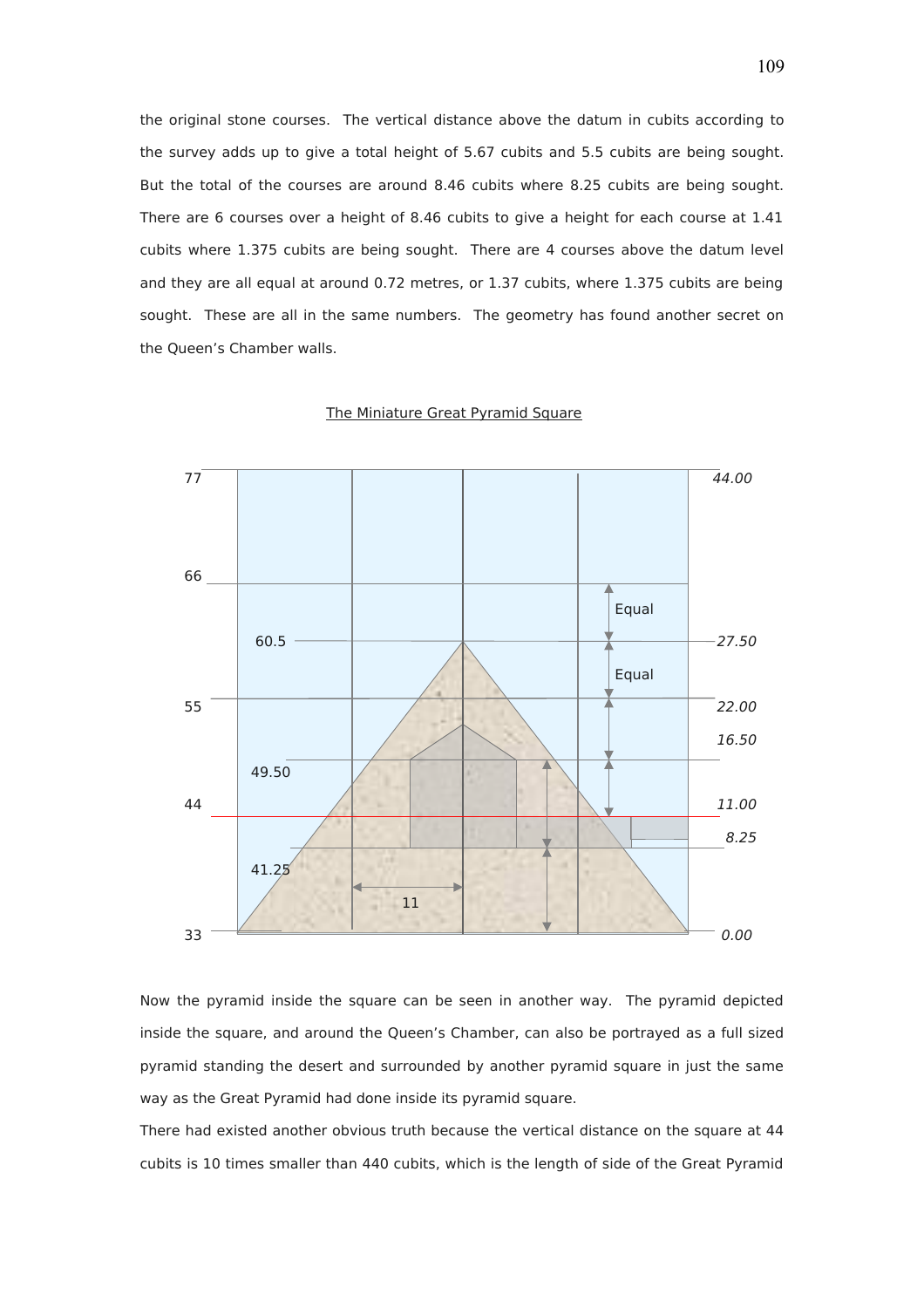the original stone courses. The vertical distance above the datum in cubits according to the survey adds up to give a total height of 5.67 cubits and 5.5 cubits are being sought. But the total of the courses are around 8.46 cubits where 8.25 cubits are being sought. There are 6 courses over a height of 8.46 cubits to give a height for each course at 1.41 cubits where 1.375 cubits are being sought. There are 4 courses above the datum level and they are all equal at around 0.72 metres, or 1.37 cubits, where 1.375 cubits are being sought. These are all in the same numbers. The geometry has found another secret on the Queen's Chamber walls.

The Miniature Great Pyramid Square

77 44.00
66
60.5 27.50
55 22.00
16.50
49.50
44 11.00
8.25
41.25
11
33 0.00

Equal
Equal

Now the pyramid inside the square can be seen in another way. The pyramid depicted inside the square, and around the Queen's Chamber, can also be portrayed as a full sized pyramid standing the desert and surrounded by another pyramid square in just the same way as the Great Pyramid had done inside its pyramid square.

There had existed another obvious truth because the vertical distance on the square at 44 cubits is 10 times smaller than 440 cubits, which is the length of side of the Great Pyramid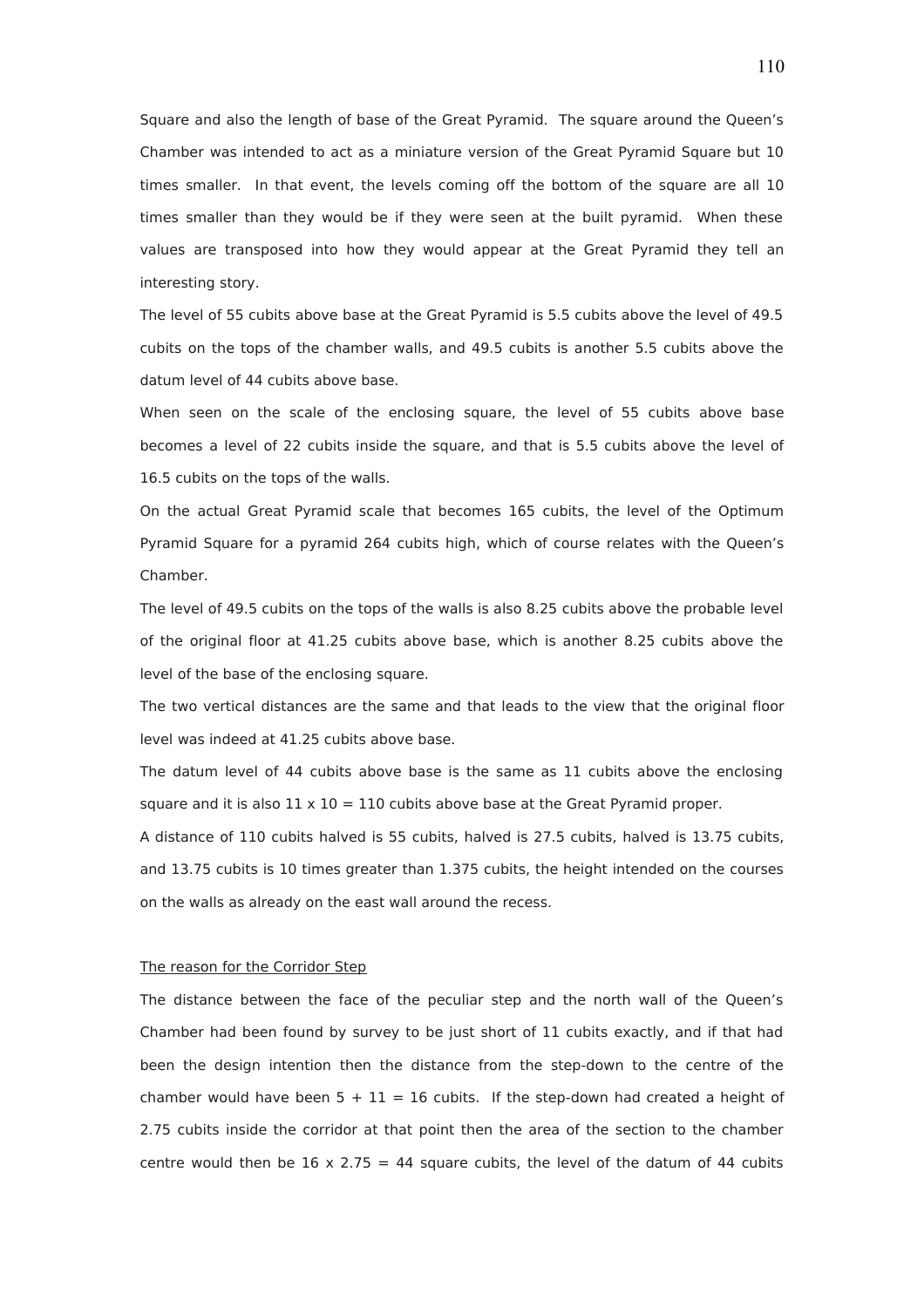Square and also the length of base of the Great Pyramid. The square around the Queen's Chamber was intended to act as a miniature version of the Great Pyramid Square but 10 times smaller. In that event, the levels coming off the bottom of the square are all 10 times smaller than they would be if they were seen at the built pyramid. When these values are transposed into how they would appear at the Great Pyramid they tell an interesting story.

The level of 55 cubits above base at the Great Pyramid is 5.5 cubits above the level of 49.5 cubits on the tops of the chamber walls, and 49.5 cubits is another 5.5 cubits above the datum level of 44 cubits above base.

When seen on the scale of the enclosing square, the level of 55 cubits above base becomes a level of 22 cubits inside the square, and that is 5.5 cubits above the level of 16.5 cubits on the tops of the walls.

On the actual Great Pyramid scale that becomes 165 cubits, the level of the Optimum Pyramid Square for a pyramid 264 cubits high, which of course relates with the Queen's Chamber.

The level of 49.5 cubits on the tops of the walls is also 8.25 cubits above the probable level of the original floor at 41.25 cubits above base, which is another 8.25 cubits above the level of the base of the enclosing square.

The two vertical distances are the same and that leads to the view that the original floor level was indeed at 41.25 cubits above base.

The datum level of 44 cubits above base is the same as 11 cubits above the enclosing square and it is also $11 \times 10 = 110$ cubits above base at the Great Pyramid proper.

A distance of 110 cubits halved is 55 cubits, halved is 27.5 cubits, halved is 13.75 cubits, and 13.75 cubits is 10 times greater than 1.375 cubits, the height intended on the courses on the walls as already on the east wall around the recess.

<u>The reason for the Corridor Step</u>

The distance between the face of the peculiar step and the north wall of the Queen's Chamber had been found by survey to be just short of 11 cubits exactly, and if that had been the design intention then the distance from the step-down to the centre of the chamber would have been $5 + 11 = 16$ cubits. If the step-down had created a height of 2.75 cubits inside the corridor at that point then the area of the section to the chamber centre would then be $16 \times 2.75 = 44$ square cubits, the level of the datum of 44 cubits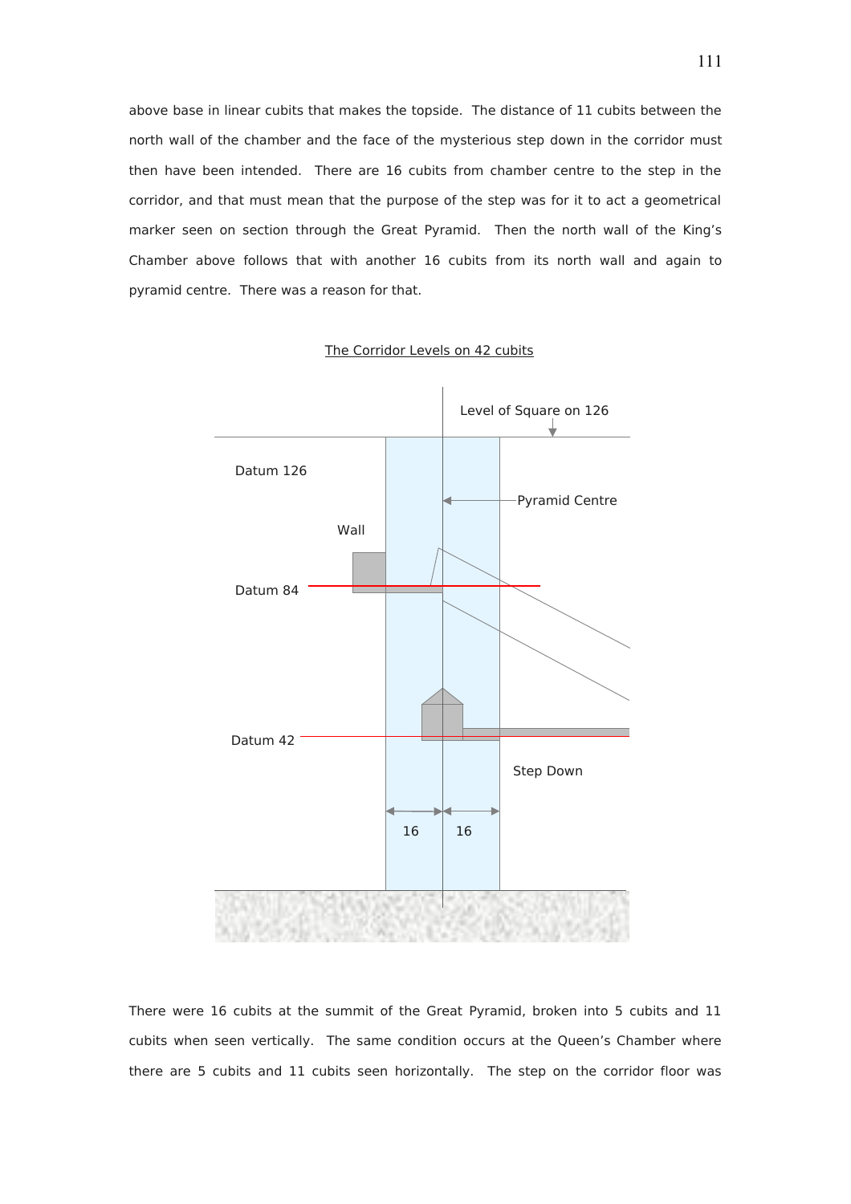above base in linear cubits that makes the topside. The distance of 11 cubits between the north wall of the chamber and the face of the mysterious step down in the corridor must then have been intended. There are 16 cubits from chamber centre to the step in the corridor, and that must mean that the purpose of the step was for it to act a geometrical marker seen on section through the Great Pyramid. Then the north wall of the King's Chamber above follows that with another 16 cubits from its north wall and again to pyramid centre. There was a reason for that.

The Corridor Levels on 42 cubits

Level of Square on 126

Datum 126

Pyramid Centre

Wall

Datum 84

Datum 42

Step Down

16 16

There were 16 cubits at the summit of the Great Pyramid, broken into 5 cubits and 11 cubits when seen vertically. The same condition occurs at the Queen's Chamber where there are 5 cubits and 11 cubits seen horizontally. The step on the corridor floor was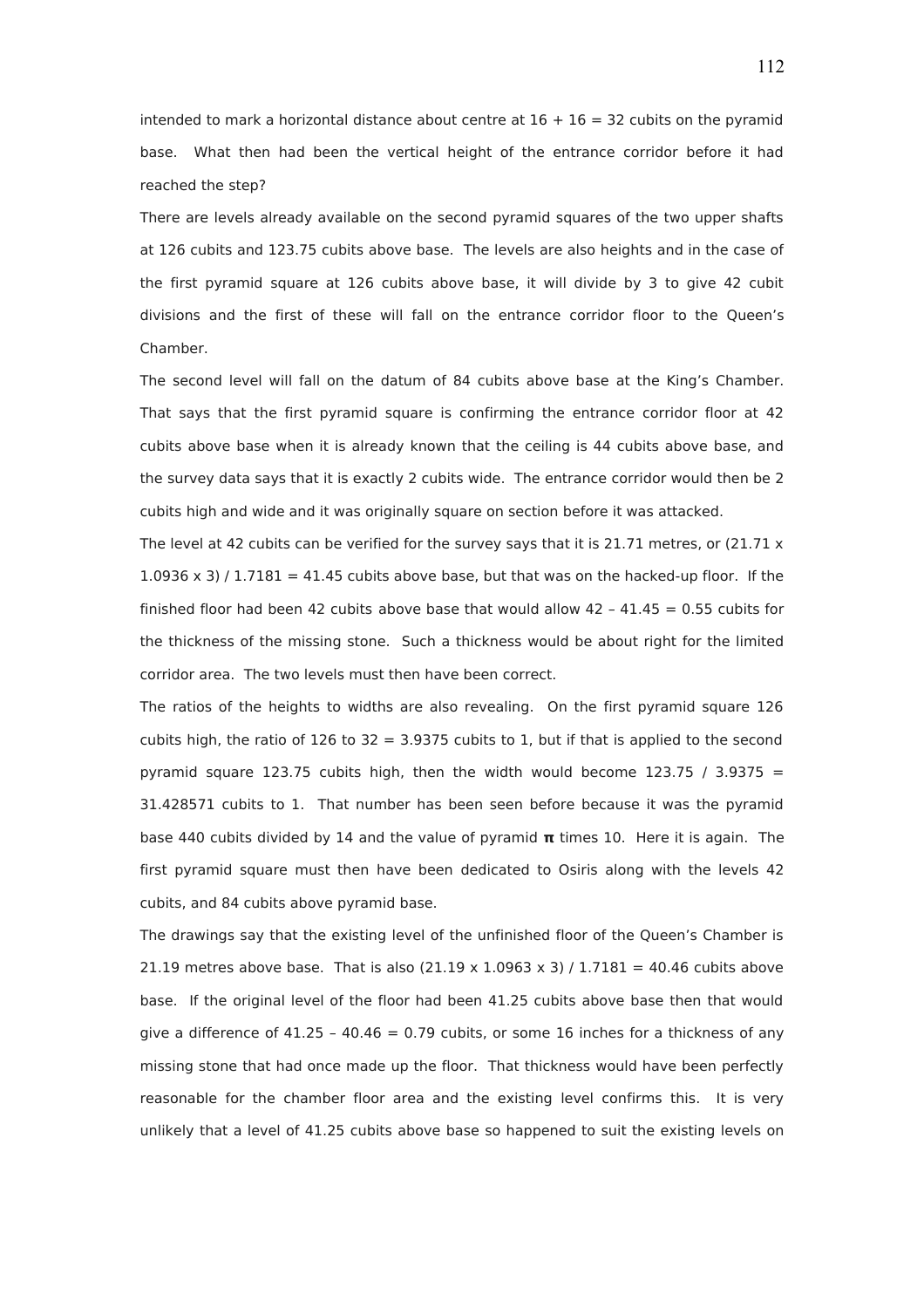intended to mark a horizontal distance about centre at 16 + 16 = 32 cubits on the pyramid base. What then had been the vertical height of the entrance corridor before it had reached the step?

There are levels already available on the second pyramid squares of the two upper shafts at 126 cubits and 123.75 cubits above base. The levels are also heights and in the case of the first pyramid square at 126 cubits above base, it will divide by 3 to give 42 cubit divisions and the first of these will fall on the entrance corridor floor to the Queen's Chamber.

The second level will fall on the datum of 84 cubits above base at the King's Chamber. That says that the first pyramid square is confirming the entrance corridor floor at 42 cubits above base when it is already known that the ceiling is 44 cubits above base, and the survey data says that it is exactly 2 cubits wide. The entrance corridor would then be 2 cubits high and wide and it was originally square on section before it was attacked.

The level at 42 cubits can be verified for the survey says that it is 21.71 metres, or (21.71 x 1.0936 x 3) / 1.7181 = 41.45 cubits above base, but that was on the hacked-up floor. If the finished floor had been 42 cubits above base that would allow 42 – 41.45 = 0.55 cubits for the thickness of the missing stone. Such a thickness would be about right for the limited corridor area. The two levels must then have been correct.

The ratios of the heights to widths are also revealing. On the first pyramid square 126 cubits high, the ratio of 126 to 32 = 3.9375 cubits to 1, but if that is applied to the second pyramid square 123.75 cubits high, then the width would become 123.75 / 3.9375 = 31.428571 cubits to 1. That number has been seen before because it was the pyramid base 440 cubits divided by 14 and the value of pyramid **π** times 10. Here it is again. The first pyramid square must then have been dedicated to Osiris along with the levels 42 cubits, and 84 cubits above pyramid base.

The drawings say that the existing level of the unfinished floor of the Queen's Chamber is 21.19 metres above base. That is also (21.19 x 1.0963 x 3) / 1.7181 = 40.46 cubits above base. If the original level of the floor had been 41.25 cubits above base then that would give a difference of 41.25 – 40.46 = 0.79 cubits, or some 16 inches for a thickness of any missing stone that had once made up the floor. That thickness would have been perfectly reasonable for the chamber floor area and the existing level confirms this. It is very unlikely that a level of 41.25 cubits above base so happened to suit the existing levels on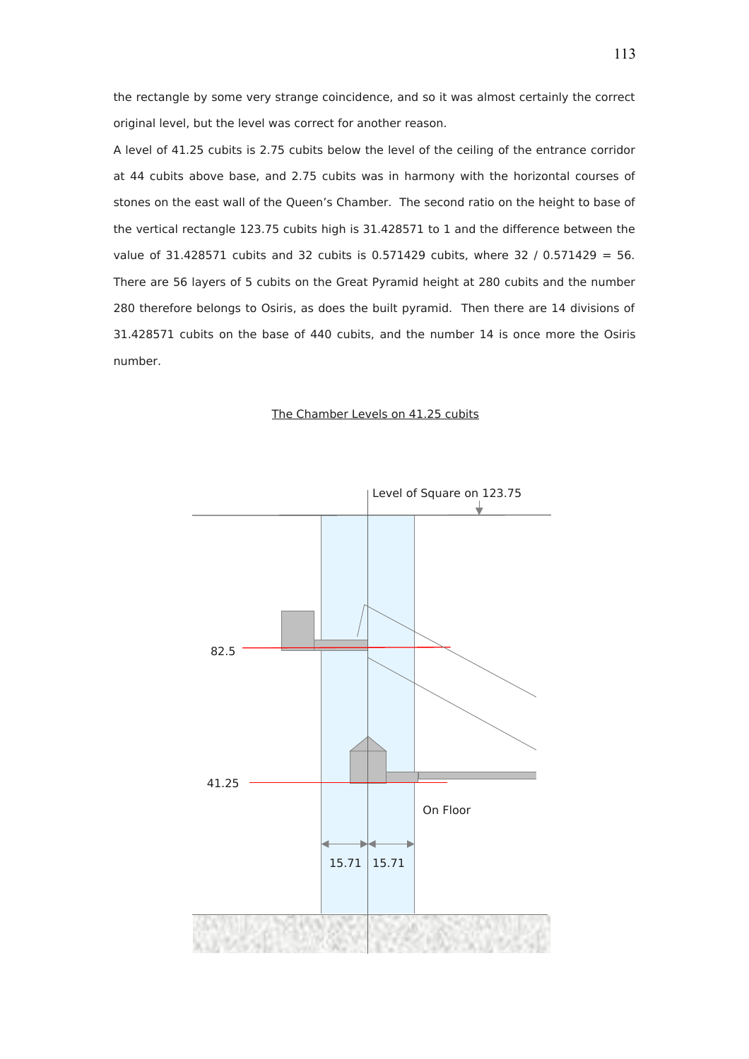the rectangle by some very strange coincidence, and so it was almost certainly the correct original level, but the level was correct for another reason.

A level of 41.25 cubits is 2.75 cubits below the level of the ceiling of the entrance corridor at 44 cubits above base, and 2.75 cubits was in harmony with the horizontal courses of stones on the east wall of the Queen's Chamber. The second ratio on the height to base of the vertical rectangle 123.75 cubits high is 31.428571 to 1 and the difference between the value of 31.428571 cubits and 32 cubits is 0.571429 cubits, where 32 / 0.571429 = 56. There are 56 layers of 5 cubits on the Great Pyramid height at 280 cubits and the number 280 therefore belongs to Osiris, as does the built pyramid. Then there are 14 divisions of 31.428571 cubits on the base of 440 cubits, and the number 14 is once more the Osiris number.

The Chamber Levels on 41.25 cubits

Level of Square on 123.75

82.5

41.25

On Floor

15.71 15.71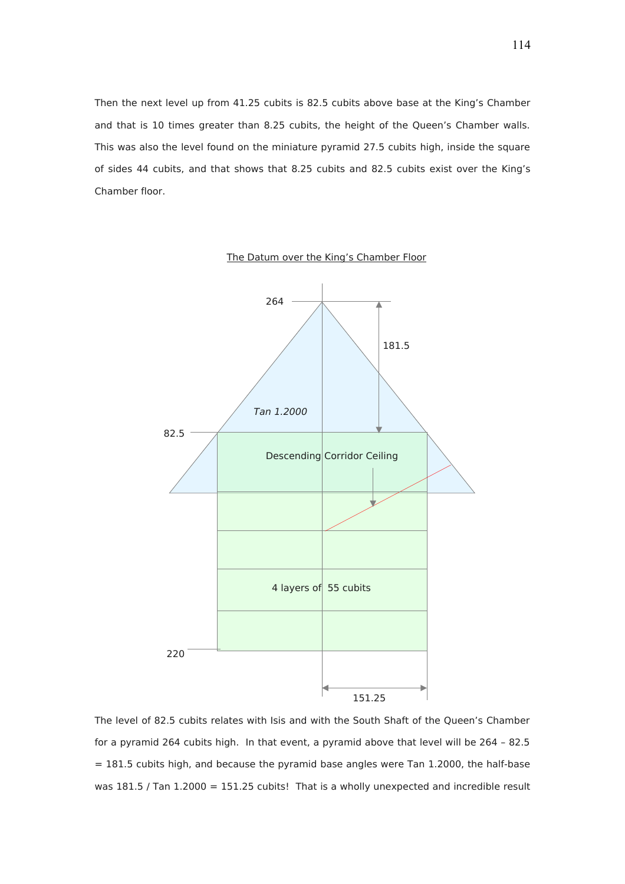Then the next level up from 41.25 cubits is 82.5 cubits above base at the King's Chamber and that is 10 times greater than 8.25 cubits, the height of the Queen's Chamber walls. This was also the level found on the miniature pyramid 27.5 cubits high, inside the square of sides 44 cubits, and that shows that 8.25 cubits and 82.5 cubits exist over the King's Chamber floor.

The Datum over the King's Chamber Floor

264

181.5

*Tan 1.2000*

82.5

Descending Corridor Ceiling

4 layers of 55 cubits

220

151.25

The level of 82.5 cubits relates with Isis and with the South Shaft of the Queen's Chamber for a pyramid 264 cubits high. In that event, a pyramid above that level will be 264 – 82.5 = 181.5 cubits high, and because the pyramid base angles were Tan 1.2000, the half-base was 181.5 / Tan 1.2000 = 151.25 cubits! That is a wholly unexpected and incredible result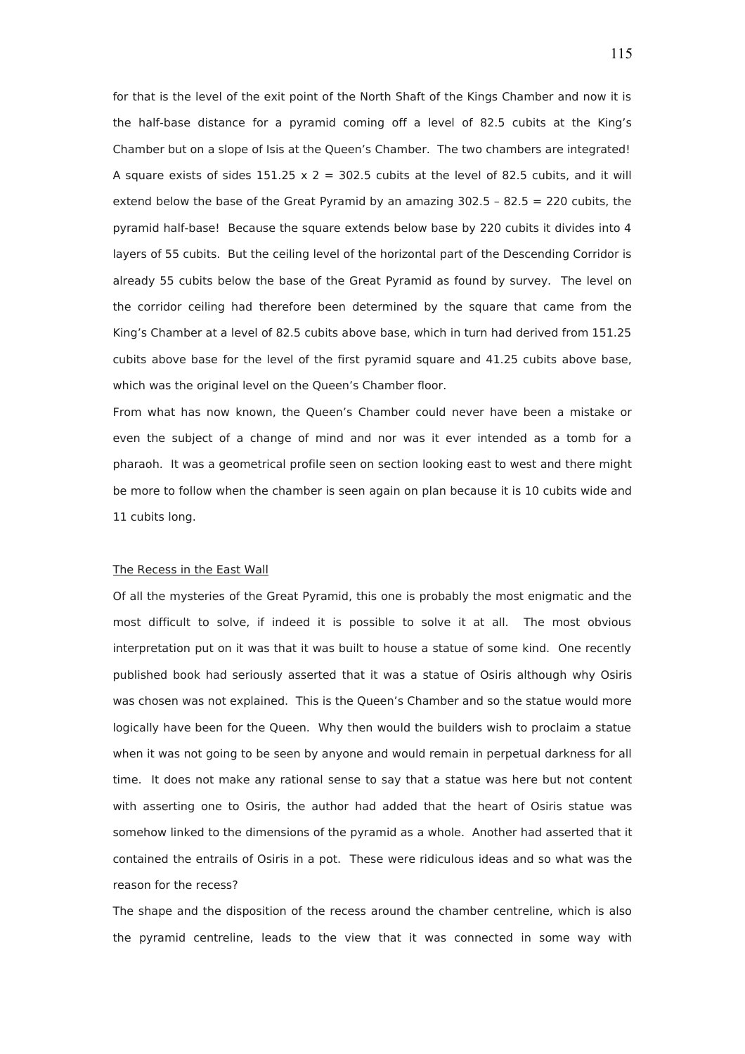for that is the level of the exit point of the North Shaft of the Kings Chamber and now it is the half-base distance for a pyramid coming off a level of 82.5 cubits at the King's Chamber but on a slope of Isis at the Queen's Chamber. The two chambers are integrated! A square exists of sides 151.25 x 2 = 302.5 cubits at the level of 82.5 cubits, and it will extend below the base of the Great Pyramid by an amazing 302.5 – 82.5 = 220 cubits, the pyramid half-base! Because the square extends below base by 220 cubits it divides into 4 layers of 55 cubits. But the ceiling level of the horizontal part of the Descending Corridor is already 55 cubits below the base of the Great Pyramid as found by survey. The level on the corridor ceiling had therefore been determined by the square that came from the King's Chamber at a level of 82.5 cubits above base, which in turn had derived from 151.25 cubits above base for the level of the first pyramid square and 41.25 cubits above base, which was the original level on the Queen's Chamber floor.

From what has now known, the Queen's Chamber could never have been a mistake or even the subject of a change of mind and nor was it ever intended as a tomb for a pharaoh. It was a geometrical profile seen on section looking east to west and there might be more to follow when the chamber is seen again on plan because it is 10 cubits wide and 11 cubits long.

<u>The Recess in the East Wall</u>

Of all the mysteries of the Great Pyramid, this one is probably the most enigmatic and the most difficult to solve, if indeed it is possible to solve it at all. The most obvious interpretation put on it was that it was built to house a statue of some kind. One recently published book had seriously asserted that it was a statue of Osiris although why Osiris was chosen was not explained. This is the Queen's Chamber and so the statue would more logically have been for the Queen. Why then would the builders wish to proclaim a statue when it was not going to be seen by anyone and would remain in perpetual darkness for all time. It does not make any rational sense to say that a statue was here but not content with asserting one to Osiris, the author had added that the heart of Osiris statue was somehow linked to the dimensions of the pyramid as a whole. Another had asserted that it contained the entrails of Osiris in a pot. These were ridiculous ideas and so what was the reason for the recess?

The shape and the disposition of the recess around the chamber centreline, which is also the pyramid centreline, leads to the view that it was connected in some way with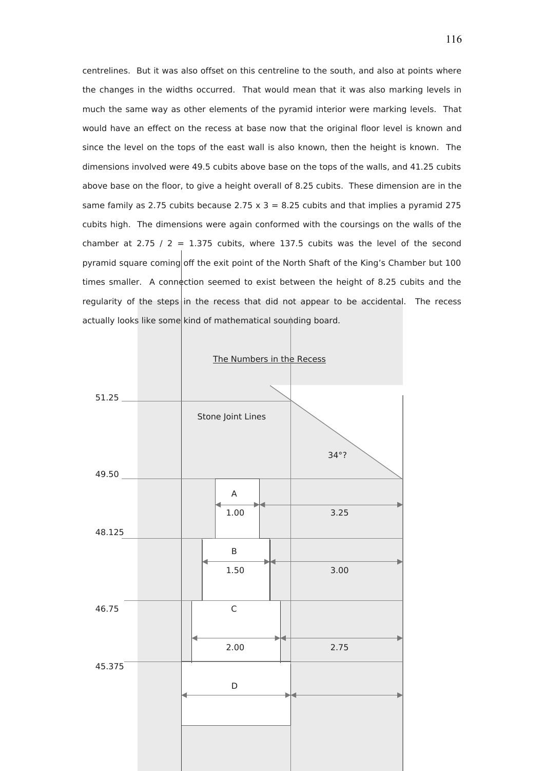centrelines. But it was also offset on this centreline to the south, and also at points where the changes in the widths occurred. That would mean that it was also marking levels in much the same way as other elements of the pyramid interior were marking levels. That would have an effect on the recess at base now that the original floor level is known and since the level on the tops of the east wall is also known, then the height is known. The dimensions involved were 49.5 cubits above base on the tops of the walls, and 41.25 cubits above base on the floor, to give a height overall of 8.25 cubits. These dimension are in the same family as 2.75 cubits because 2.75 x 3 = 8.25 cubits and that implies a pyramid 275 cubits high. The dimensions were again conformed with the coursings on the walls of the chamber at 2.75 / 2 = 1.375 cubits, where 137.5 cubits was the level of the second pyramid square coming off the exit point of the North Shaft of the King's Chamber but 100 times smaller. A connection seemed to exist between the height of 8.25 cubits and the regularity of the steps in the recess that did not appear to be accidental. The recess actually looks like some kind of mathematical sounding board.

<u>The Numbers in the Recess</u>

51.25

Stone Joint Lines

34°?

49.50

A

1.00 | 3.25

48.125

B

1.50 | 3.00

46.75

C

2.00 | 2.75

45.375

D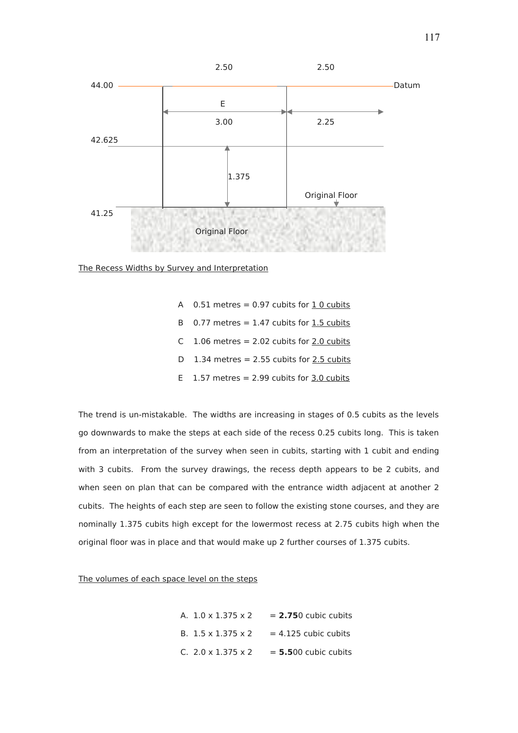2.50 2.50

44.00 Datum

E

3.00 2.25

42.625

1.375

Original Floor

41.25

Original Floor

The Recess Widths by Survey and Interpretation

A 0.51 metres = 0.97 cubits for 1 0 cubits

B 0.77 metres = 1.47 cubits for 1.5 cubits

C 1.06 metres = 2.02 cubits for 2.0 cubits

D 1.34 metres = 2.55 cubits for 2.5 cubits

E 1.57 metres = 2.99 cubits for 3.0 cubits

The trend is un-mistakable. The widths are increasing in stages of 0.5 cubits as the levels go downwards to make the steps at each side of the recess 0.25 cubits long. This is taken from an interpretation of the survey when seen in cubits, starting with 1 cubit and ending with 3 cubits. From the survey drawings, the recess depth appears to be 2 cubits, and when seen on plan that can be compared with the entrance width adjacent at another 2 cubits. The heights of each step are seen to follow the existing stone courses, and they are nominally 1.375 cubits high except for the lowermost recess at 2.75 cubits high when the original floor was in place and that would make up 2 further courses of 1.375 cubits.

The volumes of each space level on the steps

A. 1.0 x 1.375 x 2 = **2.75**0 cubic cubits

B. 1.5 x 1.375 x 2 = 4.125 cubic cubits

C. 2.0 x 1.375 x 2 = **5.5**00 cubic cubits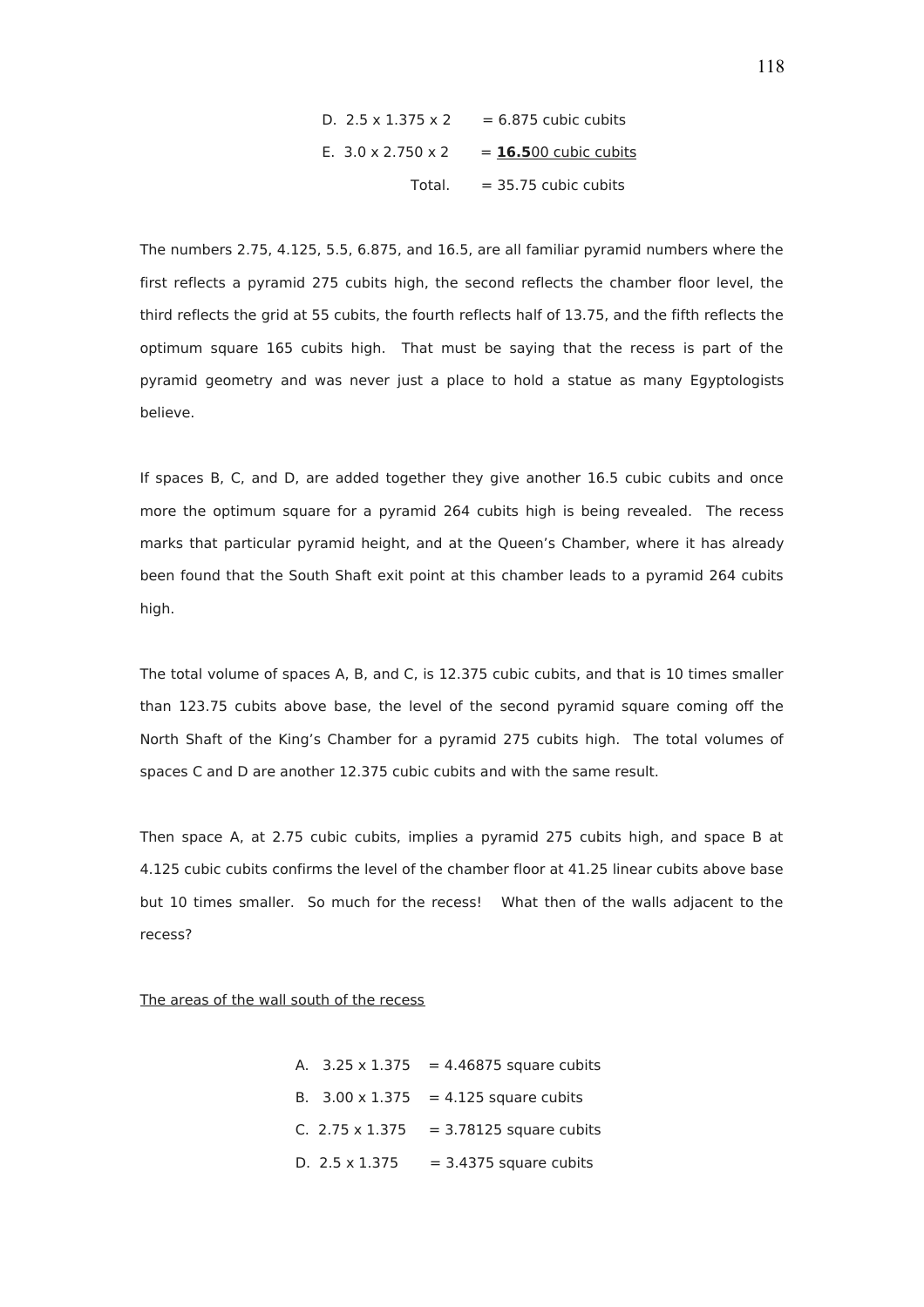D. 2.5 x 1.375 x 2 = 6.875 cubic cubits

E. 3.0 x 2.750 x 2 = <u>**16.5**00 cubic cubits</u>

Total. = 35.75 cubic cubits

The numbers 2.75, 4.125, 5.5, 6.875, and 16.5, are all familiar pyramid numbers where the first reflects a pyramid 275 cubits high, the second reflects the chamber floor level, the third reflects the grid at 55 cubits, the fourth reflects half of 13.75, and the fifth reflects the optimum square 165 cubits high. That must be saying that the recess is part of the pyramid geometry and was never just a place to hold a statue as many Egyptologists believe.

If spaces B, C, and D, are added together they give another 16.5 cubic cubits and once more the optimum square for a pyramid 264 cubits high is being revealed. The recess marks that particular pyramid height, and at the Queen's Chamber, where it has already been found that the South Shaft exit point at this chamber leads to a pyramid 264 cubits high.

The total volume of spaces A, B, and C, is 12.375 cubic cubits, and that is 10 times smaller than 123.75 cubits above base, the level of the second pyramid square coming off the North Shaft of the King's Chamber for a pyramid 275 cubits high. The total volumes of spaces C and D are another 12.375 cubic cubits and with the same result.

Then space A, at 2.75 cubic cubits, implies a pyramid 275 cubits high, and space B at 4.125 cubic cubits confirms the level of the chamber floor at 41.25 linear cubits above base but 10 times smaller. So much for the recess! What then of the walls adjacent to the recess?

<u>The areas of the wall south of the recess</u>

A. 3.25 x 1.375 = 4.46875 square cubits

B. 3.00 x 1.375 = 4.125 square cubits

C. 2.75 x 1.375 = 3.78125 square cubits

D. 2.5 x 1.375 = 3.4375 square cubits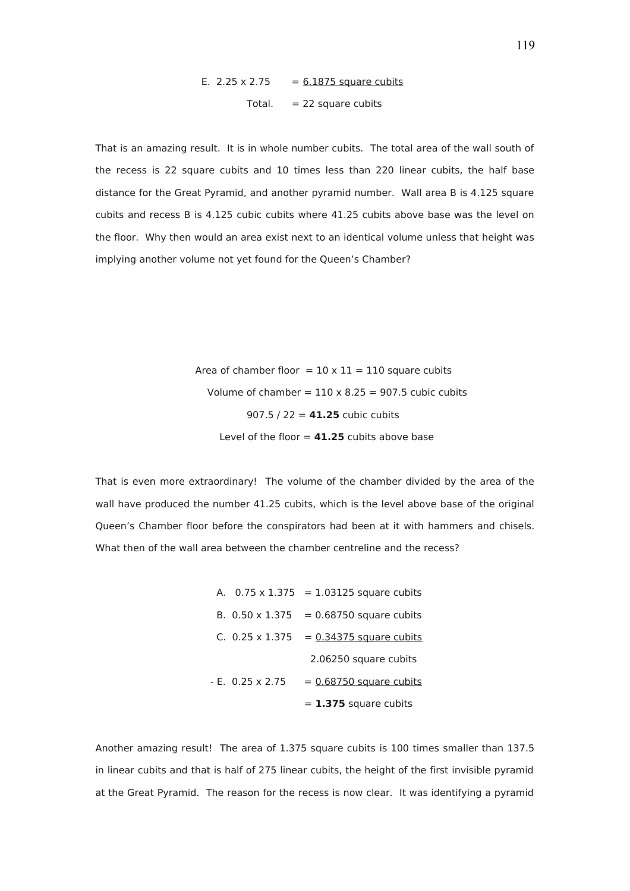E. 2.25 x 2.75 = <u>6.1875 square cubits</u>

Total. = 22 square cubits

That is an amazing result. It is in whole number cubits. The total area of the wall south of the recess is 22 square cubits and 10 times less than 220 linear cubits, the half base distance for the Great Pyramid, and another pyramid number. Wall area B is 4.125 square cubits and recess B is 4.125 cubic cubits where 41.25 cubits above base was the level on the floor. Why then would an area exist next to an identical volume unless that height was implying another volume not yet found for the Queen's Chamber?

Area of chamber floor = 10 x 11 = 110 square cubits

Volume of chamber = 110 x 8.25 = 907.5 cubic cubits

907.5 / 22 = **41.25** cubic cubits

Level of the floor = **41.25** cubits above base

That is even more extraordinary! The volume of the chamber divided by the area of the wall have produced the number 41.25 cubits, which is the level above base of the original Queen's Chamber floor before the conspirators had been at it with hammers and chisels. What then of the wall area between the chamber centreline and the recess?

A. 0.75 x 1.375 = 1.03125 square cubits

B. 0.50 x 1.375 = 0.68750 square cubits

C. 0.25 x 1.375 = <u>0.34375 square cubits</u>

2.06250 square cubits

\- E. 0.25 x 2.75 = <u>0.68750 square cubits</u>

= **1.375** square cubits

Another amazing result! The area of 1.375 square cubits is 100 times smaller than 137.5 in linear cubits and that is half of 275 linear cubits, the height of the first invisible pyramid at the Great Pyramid. The reason for the recess is now clear. It was identifying a pyramid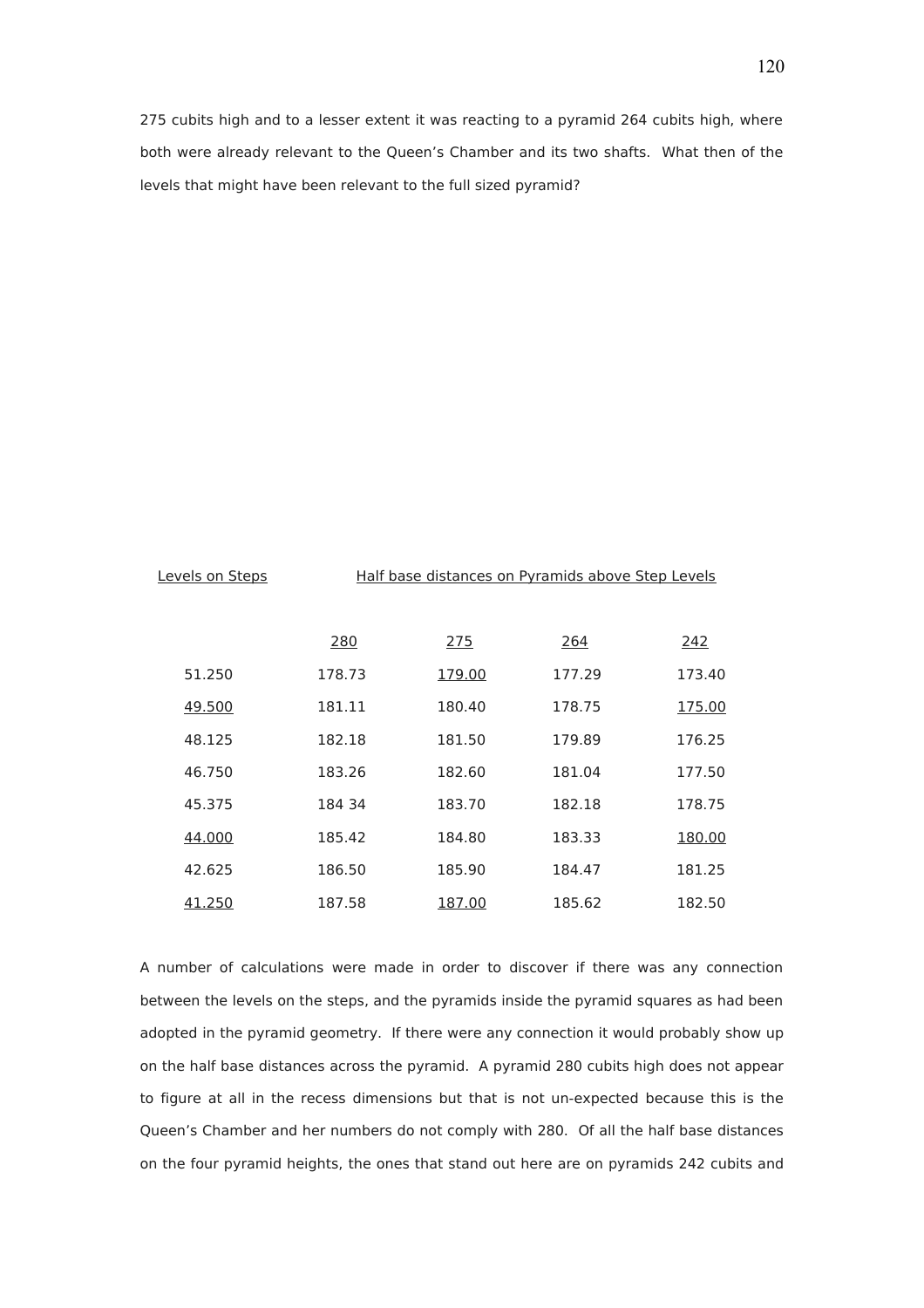275 cubits high and to a lesser extent it was reacting to a pyramid 264 cubits high, where both were already relevant to the Queen's Chamber and its two shafts. What then of the levels that might have been relevant to the full sized pyramid?

| Levels on Steps | Half base distances on Pyramids above Step Levels | | | |
|---|---|---|---|---|
| | 280 | 275 | 264 | 242 |
| 51.250 | 178.73 | 179.00 | 177.29 | 173.40 |
| 49.500 | 181.11 | 180.40 | 178.75 | 175.00 |
| 48.125 | 182.18 | 181.50 | 179.89 | 176.25 |
| 46.750 | 183.26 | 182.60 | 181.04 | 177.50 |
| 45.375 | 184 34 | 183.70 | 182.18 | 178.75 |
| 44.000 | 185.42 | 184.80 | 183.33 | 180.00 |
| 42.625 | 186.50 | 185.90 | 184.47 | 181.25 |
| 41.250 | 187.58 | 187.00 | 185.62 | 182.50 |

A number of calculations were made in order to discover if there was any connection between the levels on the steps, and the pyramids inside the pyramid squares as had been adopted in the pyramid geometry. If there were any connection it would probably show up on the half base distances across the pyramid. A pyramid 280 cubits high does not appear to figure at all in the recess dimensions but that is not un-expected because this is the Queen's Chamber and her numbers do not comply with 280. Of all the half base distances on the four pyramid heights, the ones that stand out here are on pyramids 242 cubits and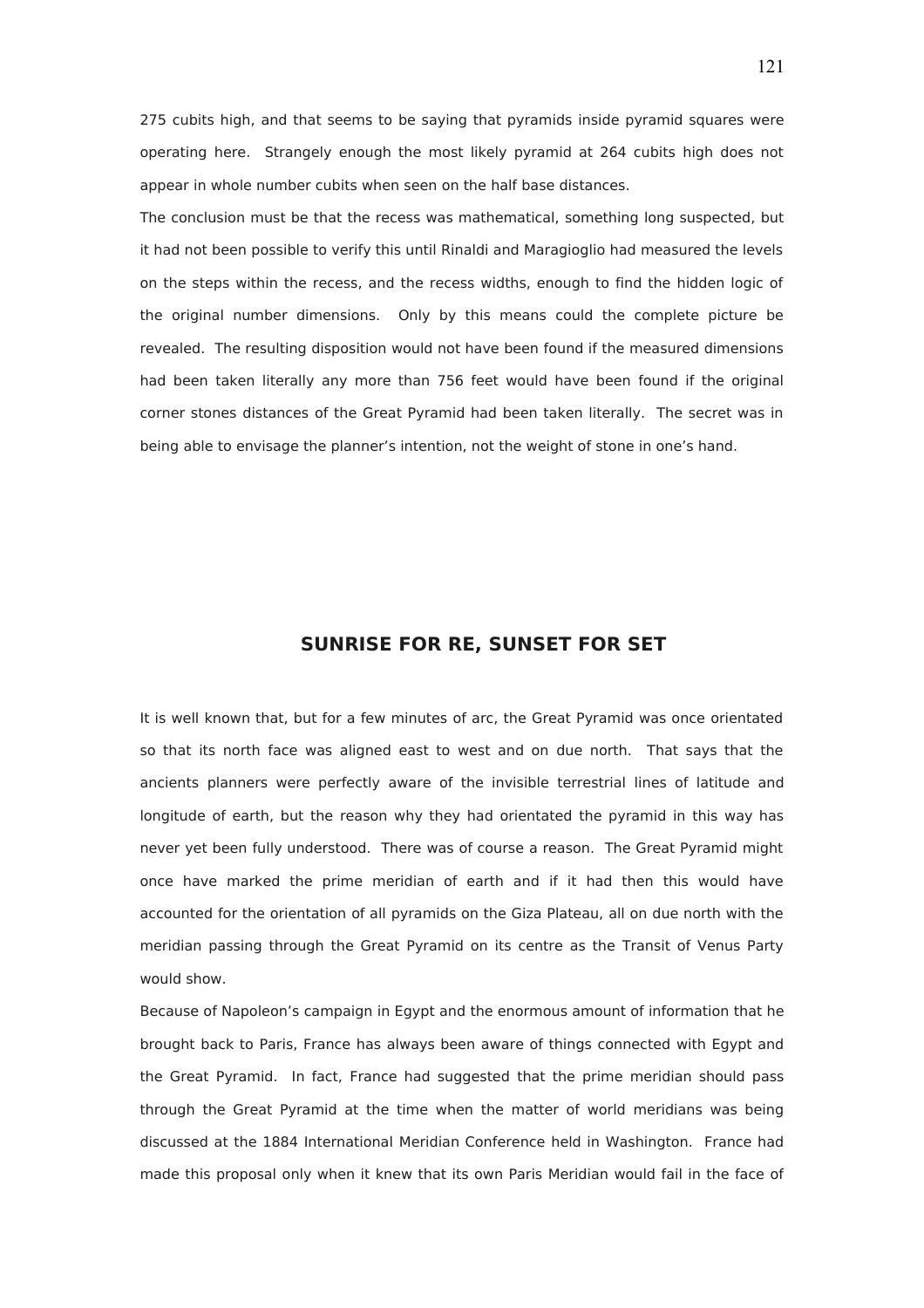275 cubits high, and that seems to be saying that pyramids inside pyramid squares were operating here. Strangely enough the most likely pyramid at 264 cubits high does not appear in whole number cubits when seen on the half base distances.

The conclusion must be that the recess was mathematical, something long suspected, but it had not been possible to verify this until Rinaldi and Maragioglio had measured the levels on the steps within the recess, and the recess widths, enough to find the hidden logic of the original number dimensions. Only by this means could the complete picture be revealed. The resulting disposition would not have been found if the measured dimensions had been taken literally any more than 756 feet would have been found if the original corner stones distances of the Great Pyramid had been taken literally. The secret was in being able to envisage the planner's intention, not the weight of stone in one's hand.

## SUNRISE FOR RE, SUNSET FOR SET

It is well known that, but for a few minutes of arc, the Great Pyramid was once orientated so that its north face was aligned east to west and on due north. That says that the ancients planners were perfectly aware of the invisible terrestrial lines of latitude and longitude of earth, but the reason why they had orientated the pyramid in this way has never yet been fully understood. There was of course a reason. The Great Pyramid might once have marked the prime meridian of earth and if it had then this would have accounted for the orientation of all pyramids on the Giza Plateau, all on due north with the meridian passing through the Great Pyramid on its centre as the Transit of Venus Party would show.

Because of Napoleon's campaign in Egypt and the enormous amount of information that he brought back to Paris, France has always been aware of things connected with Egypt and the Great Pyramid. In fact, France had suggested that the prime meridian should pass through the Great Pyramid at the time when the matter of world meridians was being discussed at the 1884 International Meridian Conference held in Washington. France had made this proposal only when it knew that its own Paris Meridian would fail in the face of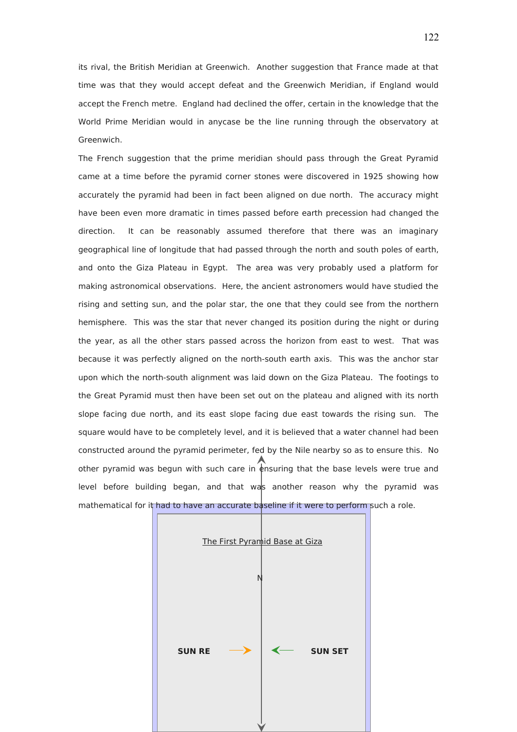its rival, the British Meridian at Greenwich. Another suggestion that France made at that time was that they would accept defeat and the Greenwich Meridian, if England would accept the French metre. England had declined the offer, certain in the knowledge that the World Prime Meridian would in anycase be the line running through the observatory at Greenwich.

The French suggestion that the prime meridian should pass through the Great Pyramid came at a time before the pyramid corner stones were discovered in 1925 showing how accurately the pyramid had been in fact been aligned on due north. The accuracy might have been even more dramatic in times passed before earth precession had changed the direction. It can be reasonably assumed therefore that there was an imaginary geographical line of longitude that had passed through the north and south poles of earth, and onto the Giza Plateau in Egypt. The area was very probably used a platform for making astronomical observations. Here, the ancient astronomers would have studied the rising and setting sun, and the polar star, the one that they could see from the northern hemisphere. This was the star that never changed its position during the night or during the year, as all the other stars passed across the horizon from east to west. That was because it was perfectly aligned on the north-south earth axis. This was the anchor star upon which the north-south alignment was laid down on the Giza Plateau. The footings to the Great Pyramid must then have been set out on the plateau and aligned with its north slope facing due north, and its east slope facing due east towards the rising sun. The square would have to be completely level, and it is believed that a water channel had been constructed around the pyramid perimeter, fed by the Nile nearby so as to ensure this. No other pyramid was begun with such care in ensuring that the base levels were true and level before building began, and that was another reason why the pyramid was mathematical for it had to have an accurate baseline if it were to perform such a role.

The First Pyramid Base at Giza

N

**SUN RE** → ← **SUN SET**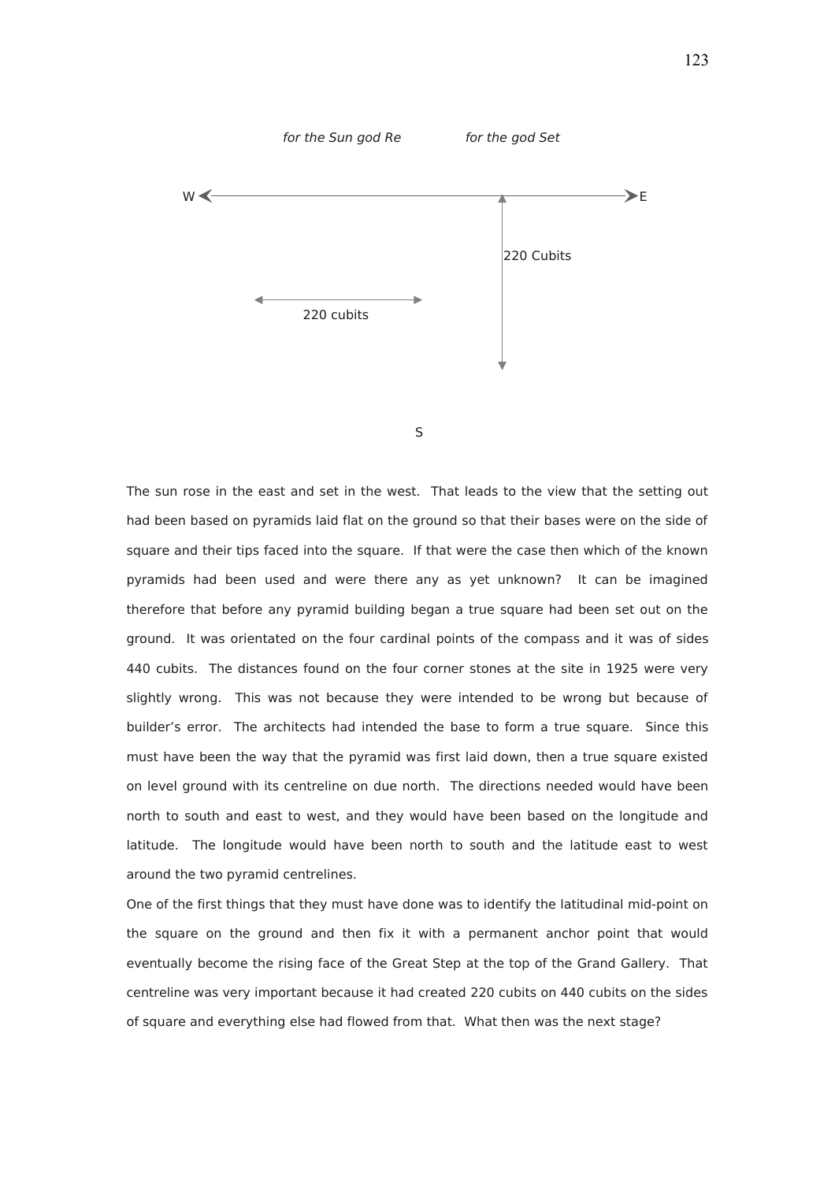*for the Sun god Re* *for the god Set*

W E

220 Cubits

220 cubits

S

The sun rose in the east and set in the west. That leads to the view that the setting out had been based on pyramids laid flat on the ground so that their bases were on the side of square and their tips faced into the square. If that were the case then which of the known pyramids had been used and were there any as yet unknown? It can be imagined therefore that before any pyramid building began a true square had been set out on the ground. It was orientated on the four cardinal points of the compass and it was of sides 440 cubits. The distances found on the four corner stones at the site in 1925 were very slightly wrong. This was not because they were intended to be wrong but because of builder's error. The architects had intended the base to form a true square. Since this must have been the way that the pyramid was first laid down, then a true square existed on level ground with its centreline on due north. The directions needed would have been north to south and east to west, and they would have been based on the longitude and latitude. The longitude would have been north to south and the latitude east to west around the two pyramid centrelines.

One of the first things that they must have done was to identify the latitudinal mid-point on the square on the ground and then fix it with a permanent anchor point that would eventually become the rising face of the Great Step at the top of the Grand Gallery. That centreline was very important because it had created 220 cubits on 440 cubits on the sides of square and everything else had flowed from that. What then was the next stage?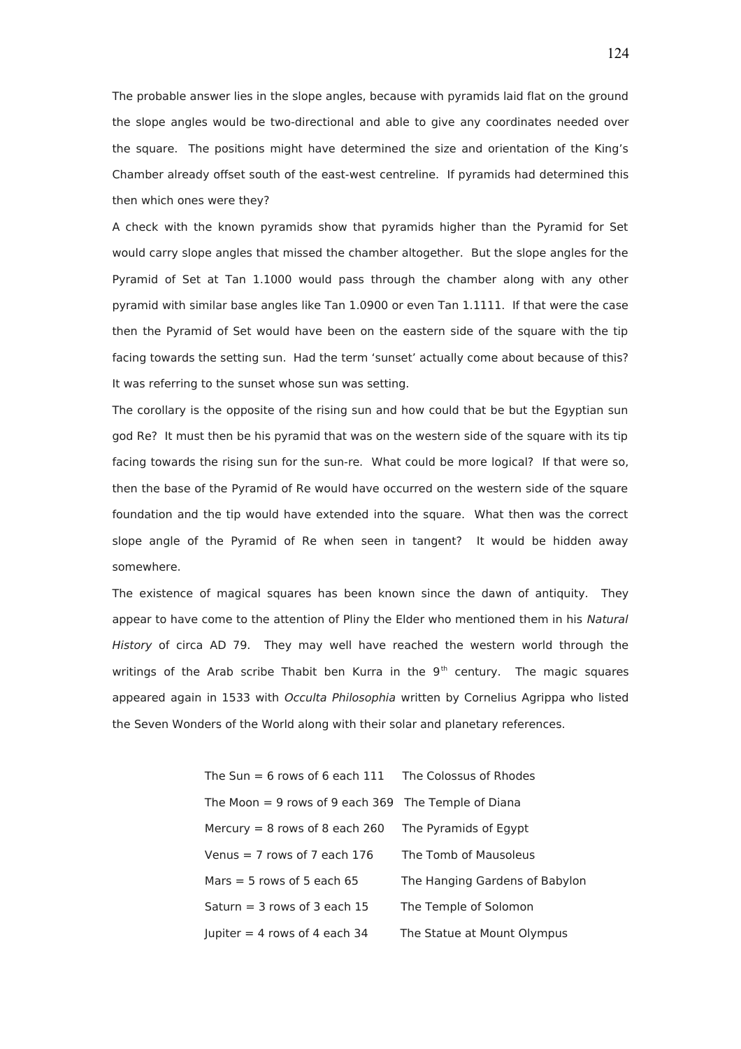The probable answer lies in the slope angles, because with pyramids laid flat on the ground the slope angles would be two-directional and able to give any coordinates needed over the square. The positions might have determined the size and orientation of the King's Chamber already offset south of the east-west centreline. If pyramids had determined this then which ones were they?

A check with the known pyramids show that pyramids higher than the Pyramid for Set would carry slope angles that missed the chamber altogether. But the slope angles for the Pyramid of Set at Tan 1.1000 would pass through the chamber along with any other pyramid with similar base angles like Tan 1.0900 or even Tan 1.1111. If that were the case then the Pyramid of Set would have been on the eastern side of the square with the tip facing towards the setting sun. Had the term 'sunset' actually come about because of this? It was referring to the sunset whose sun was setting.

The corollary is the opposite of the rising sun and how could that be but the Egyptian sun god Re? It must then be his pyramid that was on the western side of the square with its tip facing towards the rising sun for the sun-re. What could be more logical? If that were so, then the base of the Pyramid of Re would have occurred on the western side of the square foundation and the tip would have extended into the square. What then was the correct slope angle of the Pyramid of Re when seen in tangent? It would be hidden away somewhere.

The existence of magical squares has been known since the dawn of antiquity. They appear to have come to the attention of Pliny the Elder who mentioned them in his *Natural History* of circa AD 79. They may well have reached the western world through the writings of the Arab scribe Thabit ben Kurra in the 9th century. The magic squares appeared again in 1533 with *Occulta Philosophia* written by Cornelius Agrippa who listed the Seven Wonders of the World along with their solar and planetary references.

| | |
|---|---|
| The Sun = 6 rows of 6 each 111 | The Colossus of Rhodes |
| The Moon = 9 rows of 9 each 369 | The Temple of Diana |
| Mercury = 8 rows of 8 each 260 | The Pyramids of Egypt |
| Venus = 7 rows of 7 each 176 | The Tomb of Mausoleus |
| Mars = 5 rows of 5 each 65 | The Hanging Gardens of Babylon |
| Saturn = 3 rows of 3 each 15 | The Temple of Solomon |
| Jupiter = 4 rows of 4 each 34 | The Statue at Mount Olympus |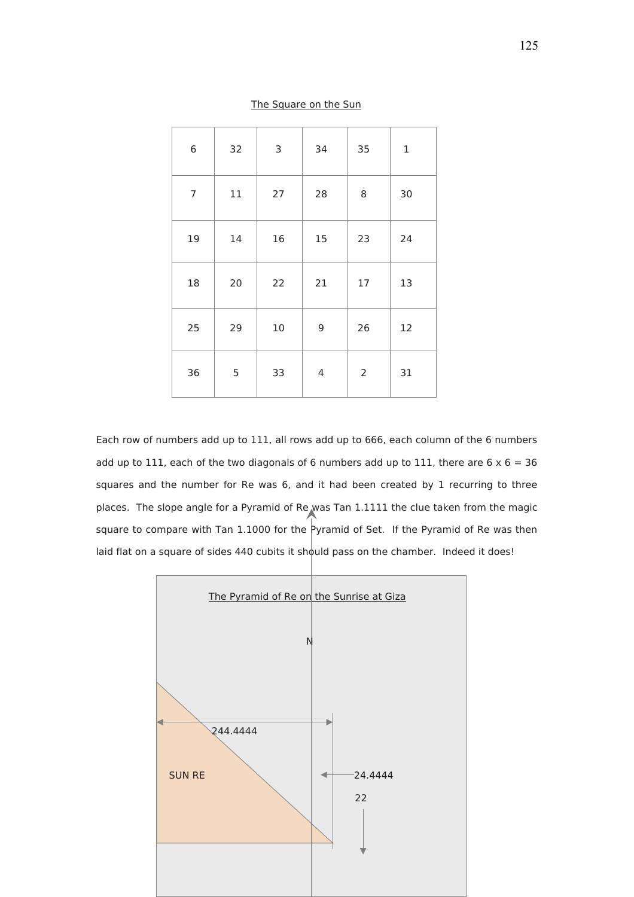The Square on the Sun

| 6 | 32 | 3 | 34 | 35 | 1 |
|---|---|---|---|---|---|
| 7 | 11 | 27 | 28 | 8 | 30 |
| 19 | 14 | 16 | 15 | 23 | 24 |
| 18 | 20 | 22 | 21 | 17 | 13 |
| 25 | 29 | 10 | 9 | 26 | 12 |
| 36 | 5 | 33 | 4 | 2 | 31 |

Each row of numbers add up to 111, all rows add up to 666, each column of the 6 numbers add up to 111, each of the two diagonals of 6 numbers add up to 111, there are 6 x 6 = 36 squares and the number for Re was 6, and it had been created by 1 recurring to three places. The slope angle for a Pyramid of Re was Tan 1.1111 the clue taken from the magic square to compare with Tan 1.1000 for the Pyramid of Set. If the Pyramid of Re was then laid flat on a square of sides 440 cubits it should pass on the chamber. Indeed it does!

The Pyramid of Re on the Sunrise at Giza

N

244.4444

SUN RE

24.4444

22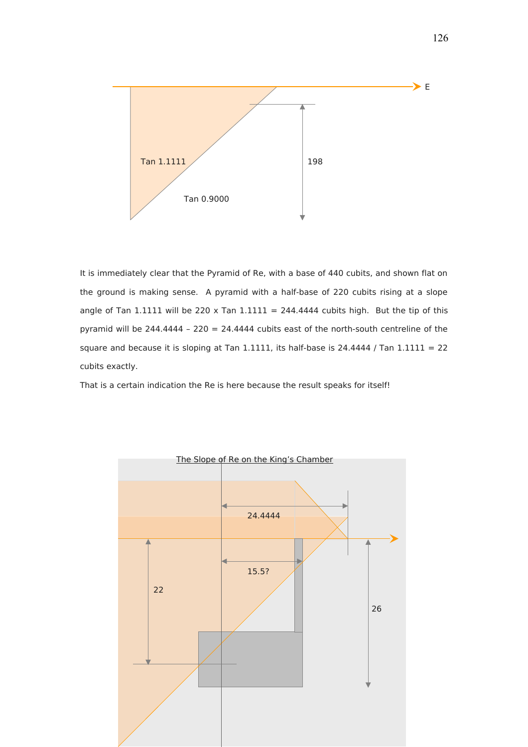It is immediately clear that the Pyramid of Re, with a base of 440 cubits, and shown flat on the ground is making sense. A pyramid with a half-base of 220 cubits rising at a slope angle of Tan 1.1111 will be 220 x Tan 1.1111 = 244.4444 cubits high. But the tip of this pyramid will be 244.4444 – 220 = 24.4444 cubits east of the north-south centreline of the square and because it is sloping at Tan 1.1111, its half-base is 24.4444 / Tan 1.1111 = 22 cubits exactly.

That is a certain indication the Re is here because the result speaks for itself!

The Slope of Re on the King's Chamber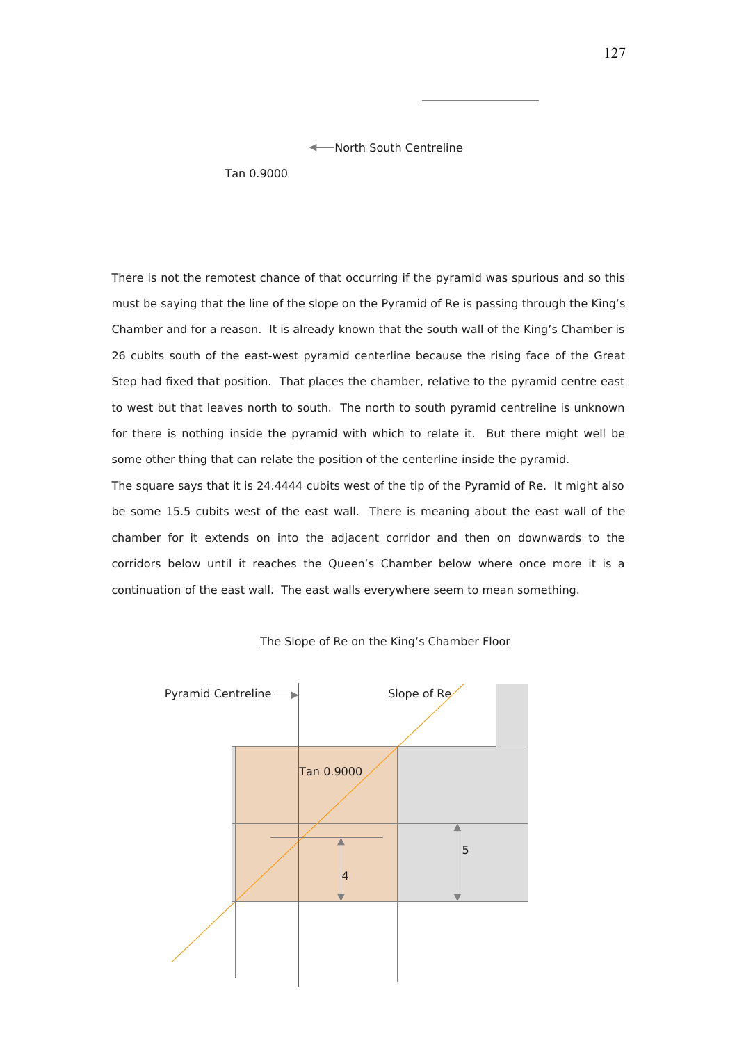North South Centreline

Tan 0.9000

There is not the remotest chance of that occurring if the pyramid was spurious and so this must be saying that the line of the slope on the Pyramid of Re is passing through the King's Chamber and for a reason. It is already known that the south wall of the King's Chamber is 26 cubits south of the east-west pyramid centerline because the rising face of the Great Step had fixed that position. That places the chamber, relative to the pyramid centre east to west but that leaves north to south. The north to south pyramid centreline is unknown for there is nothing inside the pyramid with which to relate it. But there might well be some other thing that can relate the position of the centerline inside the pyramid.

The square says that it is 24.4444 cubits west of the tip of the Pyramid of Re. It might also be some 15.5 cubits west of the east wall. There is meaning about the east wall of the chamber for it extends on into the adjacent corridor and then on downwards to the corridors below until it reaches the Queen's Chamber below where once more it is a continuation of the east wall. The east walls everywhere seem to mean something.

The Slope of Re on the King's Chamber Floor

Pyramid Centreline

Slope of Re

Tan 0.9000

4

5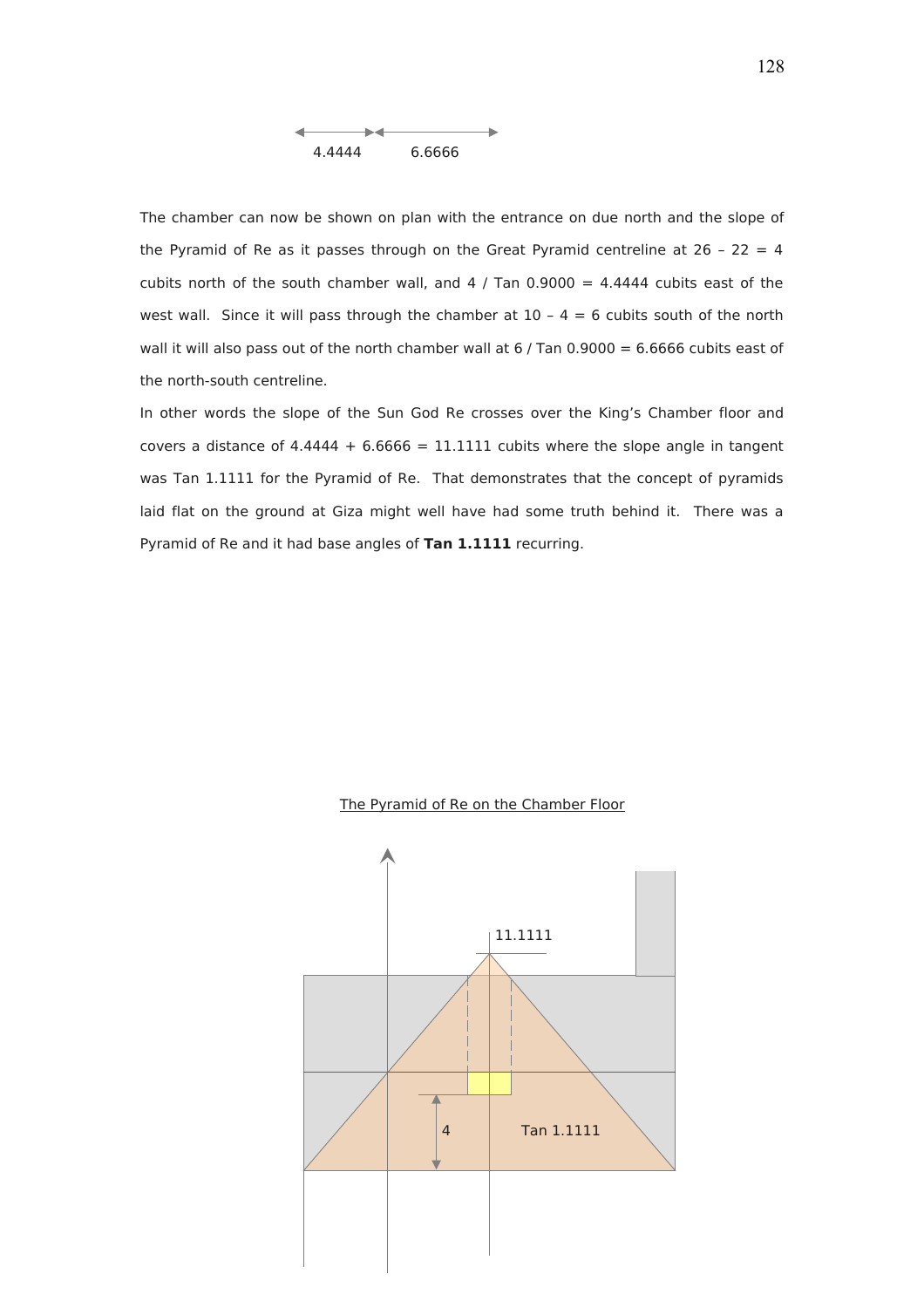4.4444 6.6666

The chamber can now be shown on plan with the entrance on due north and the slope of the Pyramid of Re as it passes through on the Great Pyramid centreline at 26 – 22 = 4 cubits north of the south chamber wall, and 4 / Tan 0.9000 = 4.4444 cubits east of the west wall. Since it will pass through the chamber at 10 – 4 = 6 cubits south of the north wall it will also pass out of the north chamber wall at 6 / Tan 0.9000 = 6.6666 cubits east of the north-south centreline.

In other words the slope of the Sun God Re crosses over the King's Chamber floor and covers a distance of 4.4444 + 6.6666 = 11.1111 cubits where the slope angle in tangent was Tan 1.1111 for the Pyramid of Re. That demonstrates that the concept of pyramids laid flat on the ground at Giza might well have had some truth behind it. There was a Pyramid of Re and it had base angles of **Tan 1.1111** recurring.

The Pyramid of Re on the Chamber Floor

11.1111

4

Tan 1.1111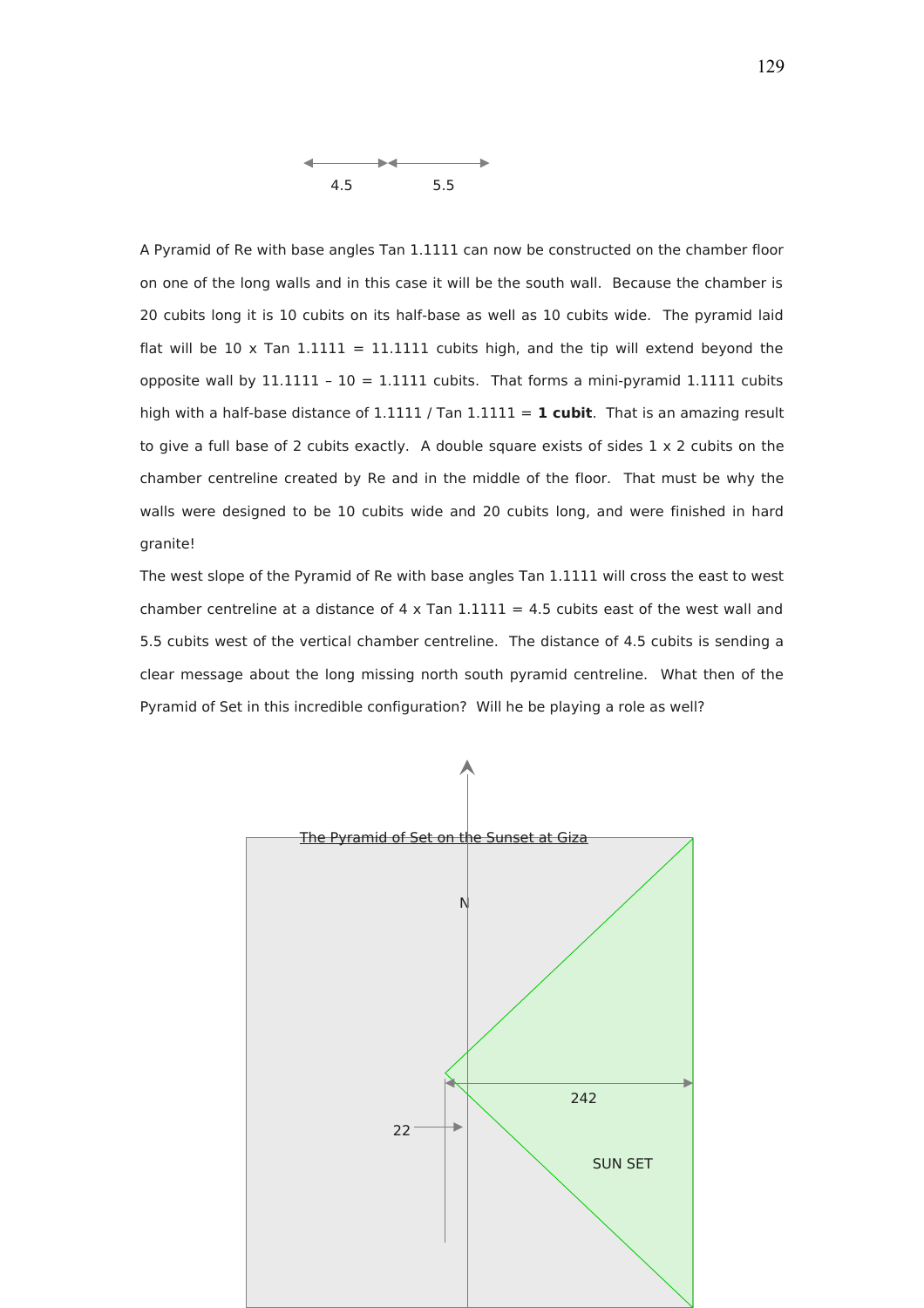4.5 &nbsp;&nbsp;&nbsp; 5.5

A Pyramid of Re with base angles Tan 1.1111 can now be constructed on the chamber floor on one of the long walls and in this case it will be the south wall. Because the chamber is 20 cubits long it is 10 cubits on its half-base as well as 10 cubits wide. The pyramid laid flat will be 10 x Tan 1.1111 = 11.1111 cubits high, and the tip will extend beyond the opposite wall by 11.1111 – 10 = 1.1111 cubits. That forms a mini-pyramid 1.1111 cubits high with a half-base distance of 1.1111 / Tan 1.1111 = **1 cubit**. That is an amazing result to give a full base of 2 cubits exactly. A double square exists of sides 1 x 2 cubits on the chamber centreline created by Re and in the middle of the floor. That must be why the walls were designed to be 10 cubits wide and 20 cubits long, and were finished in hard granite!

The west slope of the Pyramid of Re with base angles Tan 1.1111 will cross the east to west chamber centreline at a distance of 4 x Tan 1.1111 = 4.5 cubits east of the west wall and 5.5 cubits west of the vertical chamber centreline. The distance of 4.5 cubits is sending a clear message about the long missing north south pyramid centreline. What then of the Pyramid of Set in this incredible configuration? Will he be playing a role as well?

The Pyramid of Set on the Sunset at Giza

N

242

22

SUN SET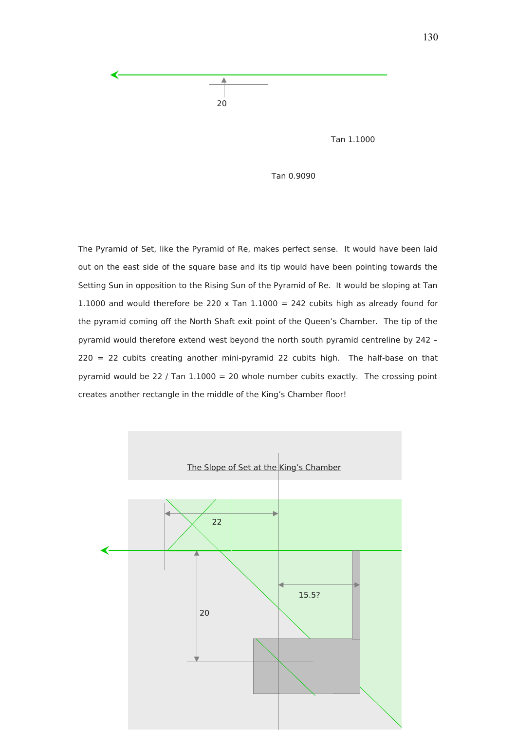20

Tan 1.1000

Tan 0.9090

The Pyramid of Set, like the Pyramid of Re, makes perfect sense. It would have been laid out on the east side of the square base and its tip would have been pointing towards the Setting Sun in opposition to the Rising Sun of the Pyramid of Re. It would be sloping at Tan 1.1000 and would therefore be 220 x Tan 1.1000 = 242 cubits high as already found for the pyramid coming off the North Shaft exit point of the Queen's Chamber. The tip of the pyramid would therefore extend west beyond the north south pyramid centreline by 242 – 220 = 22 cubits creating another mini-pyramid 22 cubits high. The half-base on that pyramid would be 22 / Tan 1.1000 = 20 whole number cubits exactly. The crossing point creates another rectangle in the middle of the King's Chamber floor!

The Slope of Set at the King's Chamber

22

15.5?

20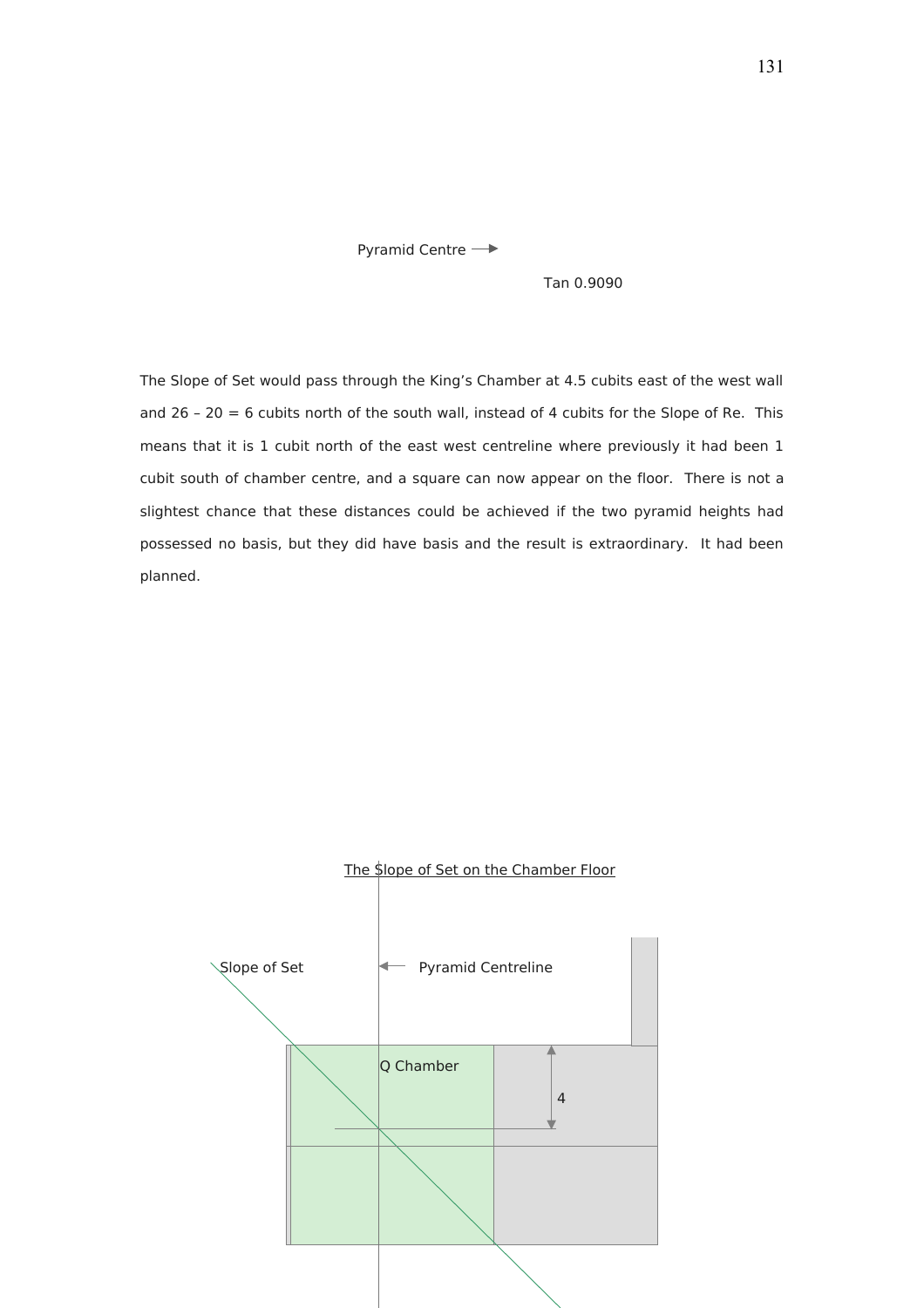Pyramid Centre ⟶

Tan 0.9090

The Slope of Set would pass through the King's Chamber at 4.5 cubits east of the west wall and 26 – 20 = 6 cubits north of the south wall, instead of 4 cubits for the Slope of Re. This means that it is 1 cubit north of the east west centreline where previously it had been 1 cubit south of chamber centre, and a square can now appear on the floor. There is not a slightest chance that these distances could be achieved if the two pyramid heights had possessed no basis, but they did have basis and the result is extraordinary. It had been planned.

The Slope of Set on the Chamber Floor

Slope of Set

Pyramid Centreline

Q Chamber

4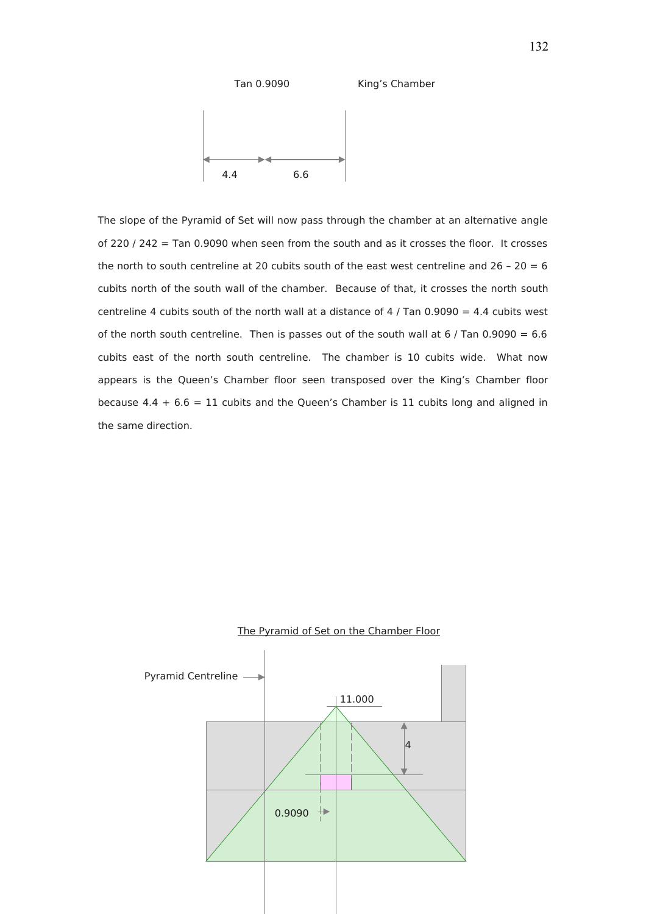Tan 0.9090 King's Chamber

4.4 6.6

The slope of the Pyramid of Set will now pass through the chamber at an alternative angle of 220 / 242 = Tan 0.9090 when seen from the south and as it crosses the floor. It crosses the north to south centreline at 20 cubits south of the east west centreline and 26 – 20 = 6 cubits north of the south wall of the chamber. Because of that, it crosses the north south centreline 4 cubits south of the north wall at a distance of 4 / Tan 0.9090 = 4.4 cubits west of the north south centreline. Then is passes out of the south wall at 6 / Tan 0.9090 = 6.6 cubits east of the north south centreline. The chamber is 10 cubits wide. What now appears is the Queen's Chamber floor seen transposed over the King's Chamber floor because 4.4 + 6.6 = 11 cubits and the Queen's Chamber is 11 cubits long and aligned in the same direction.

The Pyramid of Set on the Chamber Floor

Pyramid Centreline

11.000

4

0.9090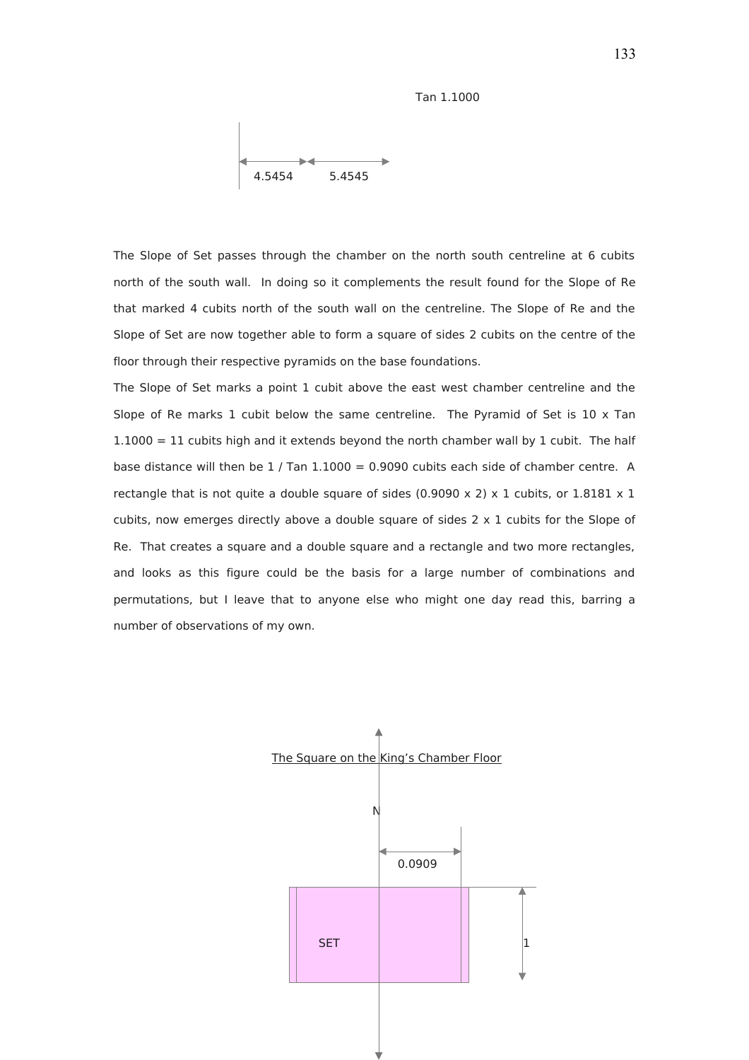Tan 1.1000

4.5454 5.4545

The Slope of Set passes through the chamber on the north south centreline at 6 cubits north of the south wall. In doing so it complements the result found for the Slope of Re that marked 4 cubits north of the south wall on the centreline. The Slope of Re and the Slope of Set are now together able to form a square of sides 2 cubits on the centre of the floor through their respective pyramids on the base foundations.

The Slope of Set marks a point 1 cubit above the east west chamber centreline and the Slope of Re marks 1 cubit below the same centreline. The Pyramid of Set is 10 x Tan 1.1000 = 11 cubits high and it extends beyond the north chamber wall by 1 cubit. The half base distance will then be 1 / Tan 1.1000 = 0.9090 cubits each side of chamber centre. A rectangle that is not quite a double square of sides (0.9090 x 2) x 1 cubits, or 1.8181 x 1 cubits, now emerges directly above a double square of sides 2 x 1 cubits for the Slope of Re. That creates a square and a double square and a rectangle and two more rectangles, and looks as this figure could be the basis for a large number of combinations and permutations, but I leave that to anyone else who might one day read this, barring a number of observations of my own.

The Square on the King's Chamber Floor

N

0.0909

SET

1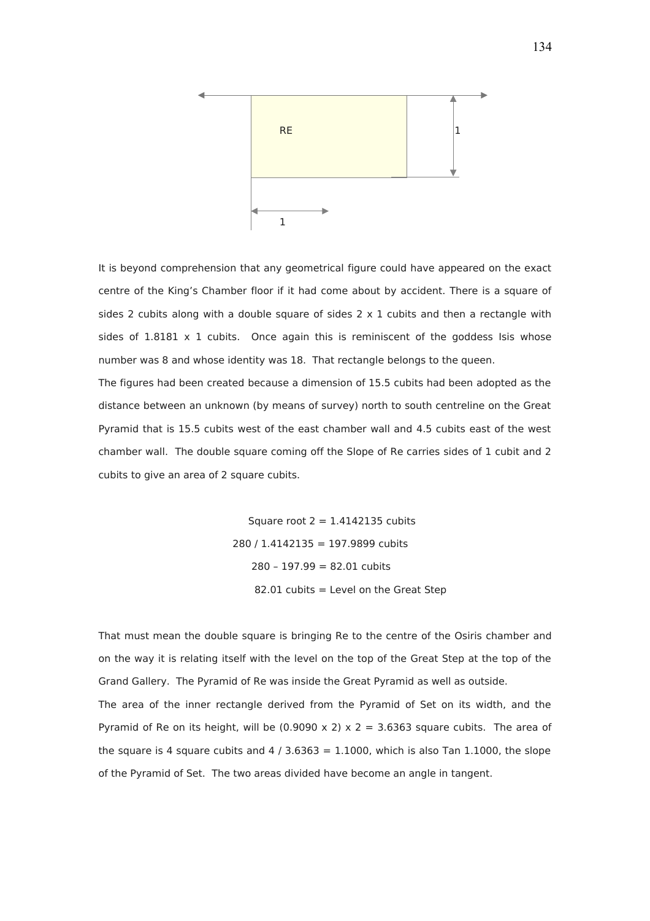RE

1

1

It is beyond comprehension that any geometrical figure could have appeared on the exact centre of the King's Chamber floor if it had come about by accident. There is a square of sides 2 cubits along with a double square of sides 2 x 1 cubits and then a rectangle with sides of 1.8181 x 1 cubits. Once again this is reminiscent of the goddess Isis whose number was 8 and whose identity was 18. That rectangle belongs to the queen.

The figures had been created because a dimension of 15.5 cubits had been adopted as the distance between an unknown (by means of survey) north to south centreline on the Great Pyramid that is 15.5 cubits west of the east chamber wall and 4.5 cubits east of the west chamber wall. The double square coming off the Slope of Re carries sides of 1 cubit and 2 cubits to give an area of 2 square cubits.

Square root 2 = 1.4142135 cubits

280 / 1.4142135 = 197.9899 cubits

280 – 197.99 = 82.01 cubits

82.01 cubits = Level on the Great Step

That must mean the double square is bringing Re to the centre of the Osiris chamber and on the way it is relating itself with the level on the top of the Great Step at the top of the Grand Gallery. The Pyramid of Re was inside the Great Pyramid as well as outside.

The area of the inner rectangle derived from the Pyramid of Set on its width, and the Pyramid of Re on its height, will be (0.9090 x 2) x 2 = 3.6363 square cubits. The area of the square is 4 square cubits and 4 / 3.6363 = 1.1000, which is also Tan 1.1000, the slope of the Pyramid of Set. The two areas divided have become an angle in tangent.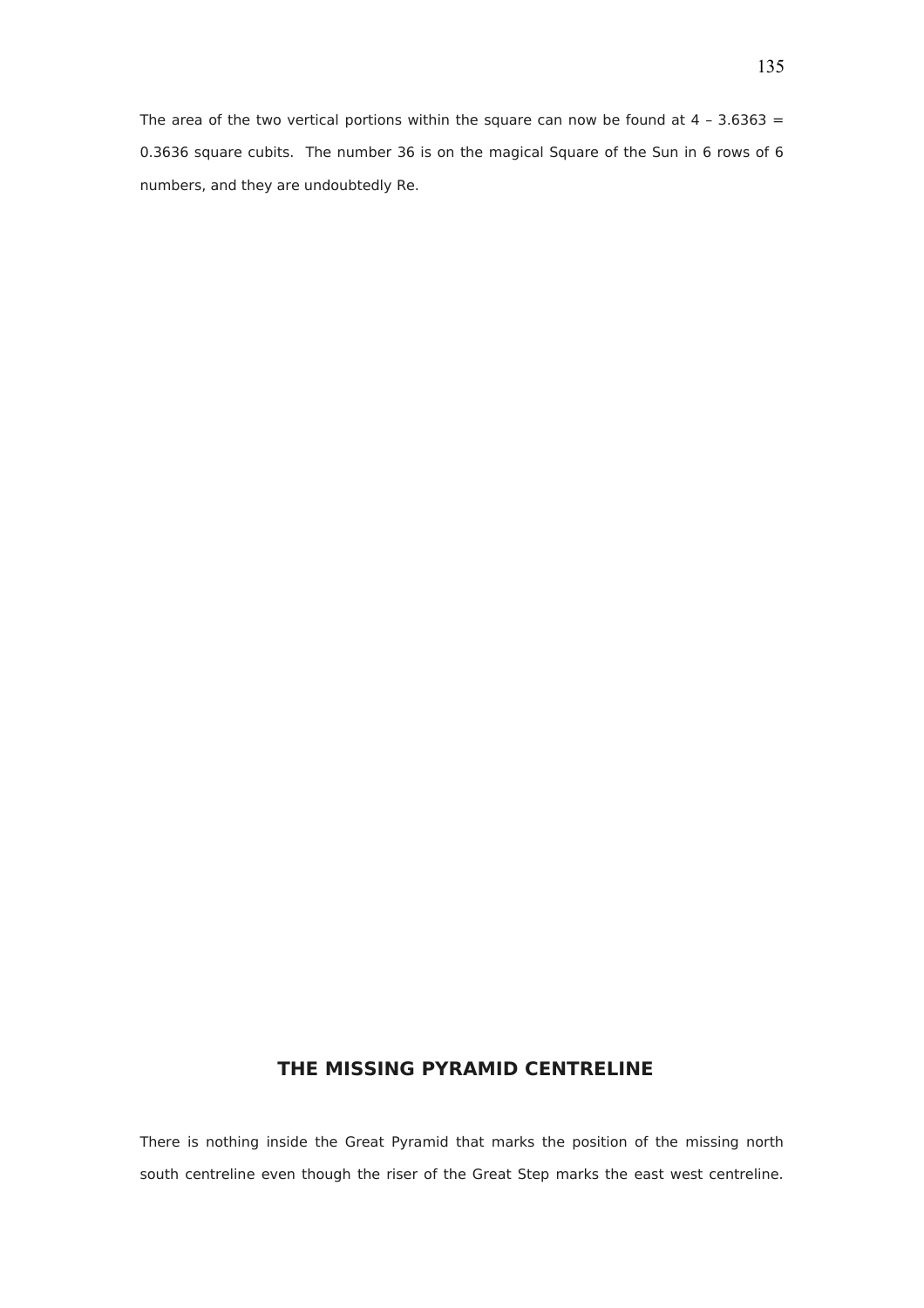The area of the two vertical portions within the square can now be found at 4 – 3.6363 = 0.3636 square cubits. The number 36 is on the magical Square of the Sun in 6 rows of 6 numbers, and they are undoubtedly Re.

## THE MISSING PYRAMID CENTRELINE

There is nothing inside the Great Pyramid that marks the position of the missing north south centreline even though the riser of the Great Step marks the east west centreline.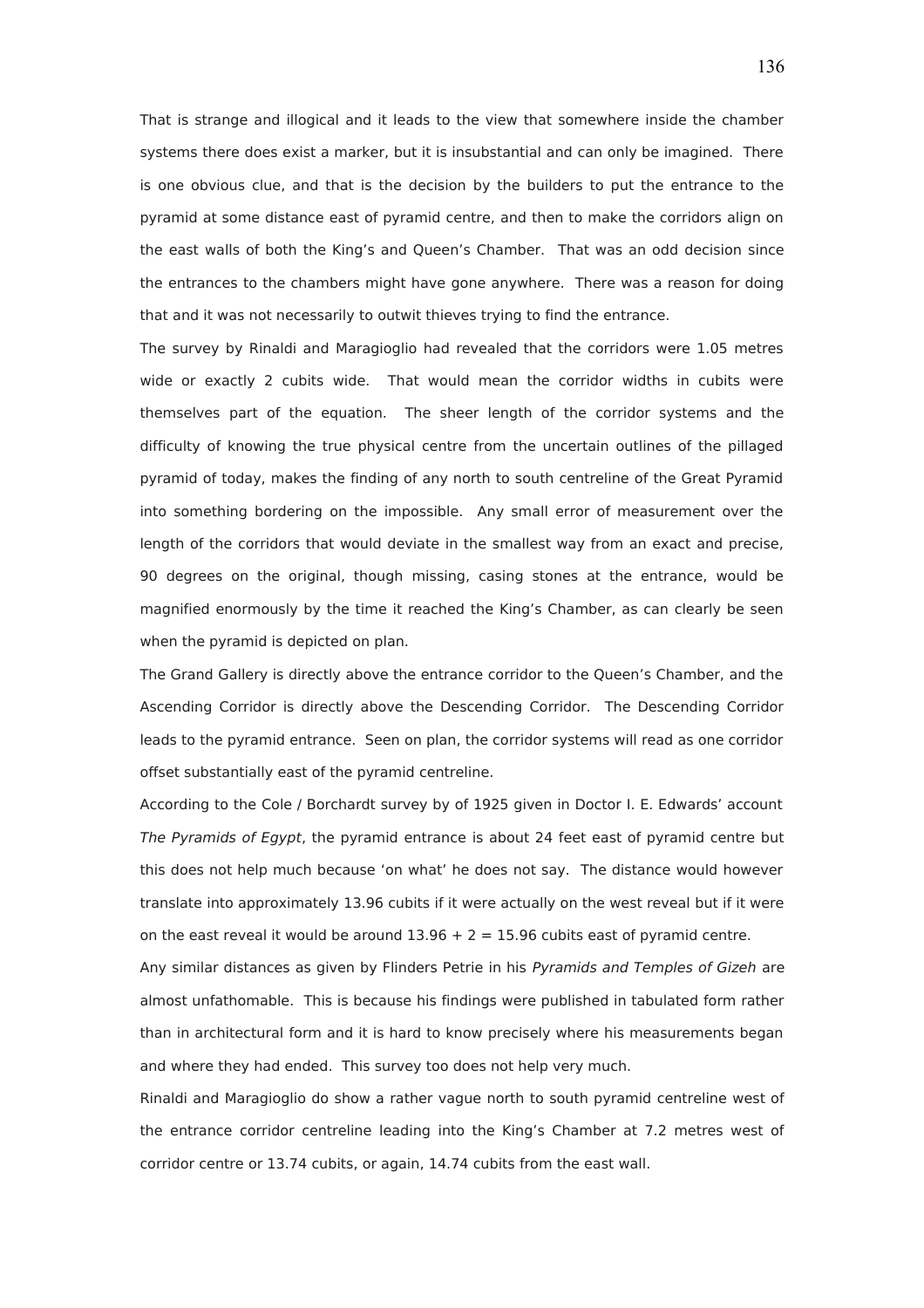That is strange and illogical and it leads to the view that somewhere inside the chamber systems there does exist a marker, but it is insubstantial and can only be imagined. There is one obvious clue, and that is the decision by the builders to put the entrance to the pyramid at some distance east of pyramid centre, and then to make the corridors align on the east walls of both the King's and Queen's Chamber. That was an odd decision since the entrances to the chambers might have gone anywhere. There was a reason for doing that and it was not necessarily to outwit thieves trying to find the entrance.

The survey by Rinaldi and Maragioglio had revealed that the corridors were 1.05 metres wide or exactly 2 cubits wide. That would mean the corridor widths in cubits were themselves part of the equation. The sheer length of the corridor systems and the difficulty of knowing the true physical centre from the uncertain outlines of the pillaged pyramid of today, makes the finding of any north to south centreline of the Great Pyramid into something bordering on the impossible. Any small error of measurement over the length of the corridors that would deviate in the smallest way from an exact and precise, 90 degrees on the original, though missing, casing stones at the entrance, would be magnified enormously by the time it reached the King's Chamber, as can clearly be seen when the pyramid is depicted on plan.

The Grand Gallery is directly above the entrance corridor to the Queen's Chamber, and the Ascending Corridor is directly above the Descending Corridor. The Descending Corridor leads to the pyramid entrance. Seen on plan, the corridor systems will read as one corridor offset substantially east of the pyramid centreline.

According to the Cole / Borchardt survey by of 1925 given in Doctor I. E. Edwards' account *The Pyramids of Egypt*, the pyramid entrance is about 24 feet east of pyramid centre but this does not help much because 'on what' he does not say. The distance would however translate into approximately 13.96 cubits if it were actually on the west reveal but if it were on the east reveal it would be around 13.96 + 2 = 15.96 cubits east of pyramid centre.

Any similar distances as given by Flinders Petrie in his *Pyramids and Temples of Gizeh* are almost unfathomable. This is because his findings were published in tabulated form rather than in architectural form and it is hard to know precisely where his measurements began and where they had ended. This survey too does not help very much.

Rinaldi and Maragioglio do show a rather vague north to south pyramid centreline west of the entrance corridor centreline leading into the King's Chamber at 7.2 metres west of corridor centre or 13.74 cubits, or again, 14.74 cubits from the east wall.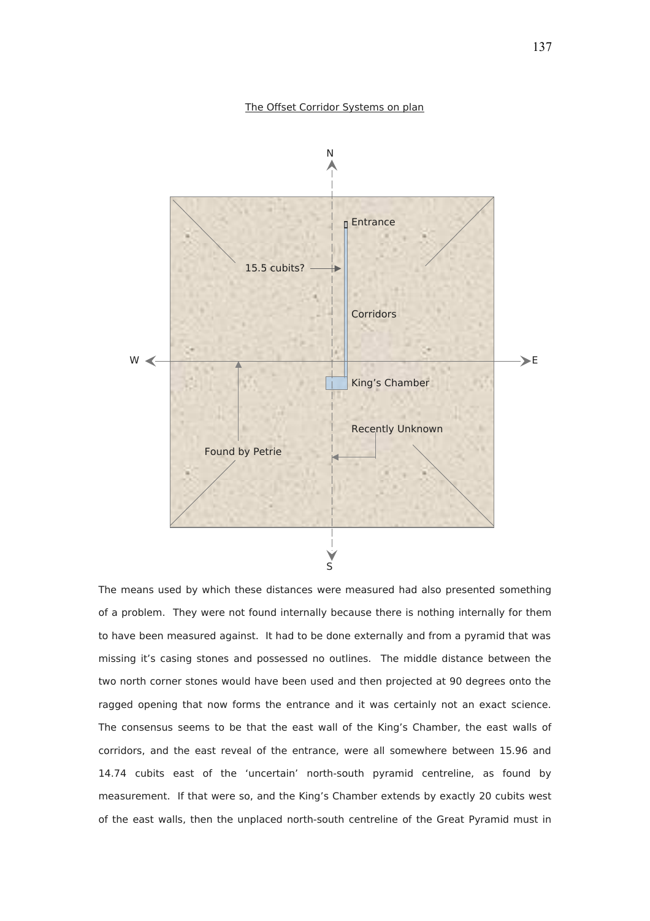The Offset Corridor Systems on plan

N

Entrance

15.5 cubits?

Corridors

W

E

King's Chamber

Recently Unknown

Found by Petrie

S

The means used by which these distances were measured had also presented something of a problem. They were not found internally because there is nothing internally for them to have been measured against. It had to be done externally and from a pyramid that was missing it's casing stones and possessed no outlines. The middle distance between the two north corner stones would have been used and then projected at 90 degrees onto the ragged opening that now forms the entrance and it was certainly not an exact science. The consensus seems to be that the east wall of the King's Chamber, the east walls of corridors, and the east reveal of the entrance, were all somewhere between 15.96 and 14.74 cubits east of the 'uncertain' north-south pyramid centreline, as found by measurement. If that were so, and the King's Chamber extends by exactly 20 cubits west of the east walls, then the unplaced north-south centreline of the Great Pyramid must in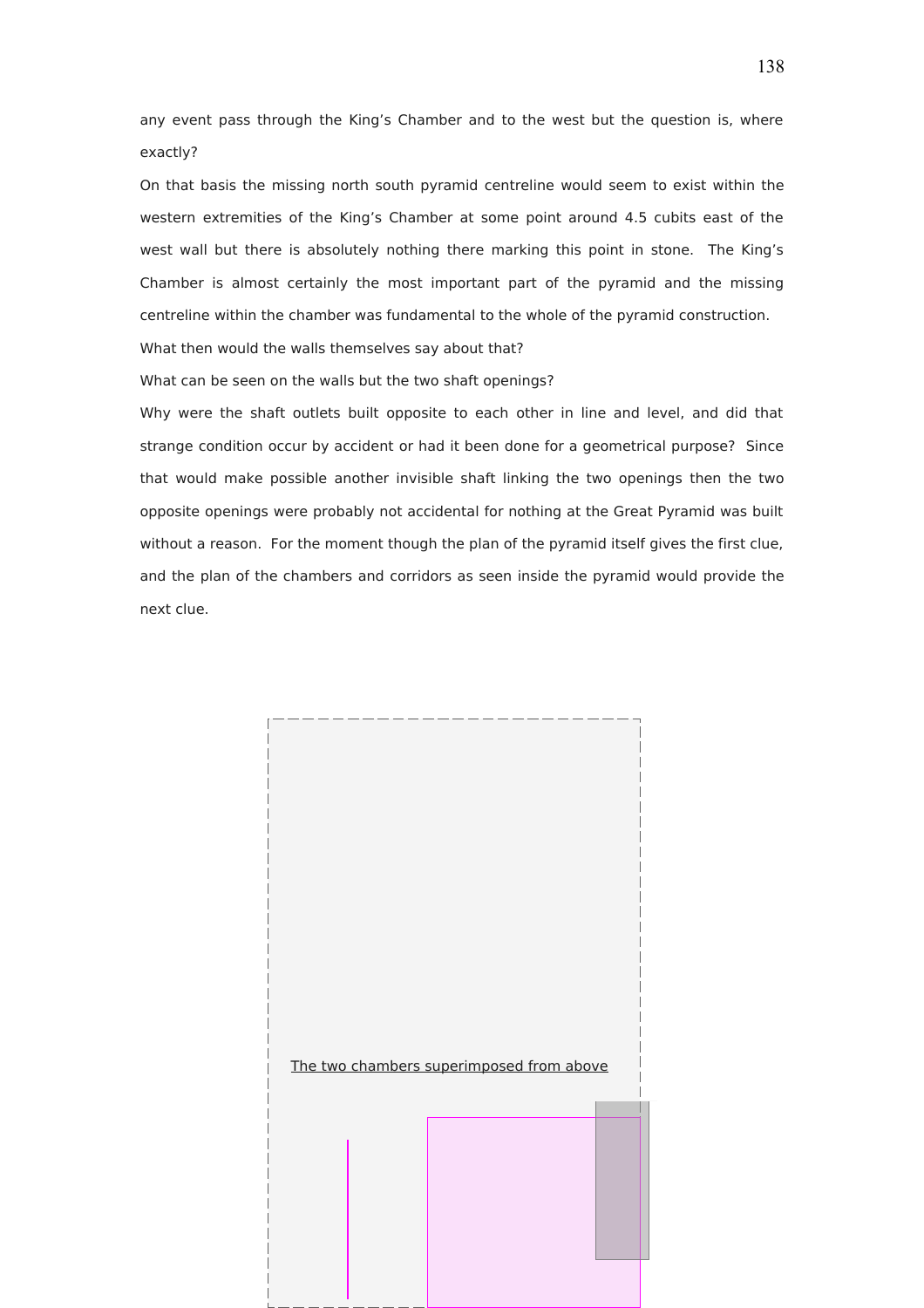any event pass through the King's Chamber and to the west but the question is, where exactly?

On that basis the missing north south pyramid centreline would seem to exist within the western extremities of the King's Chamber at some point around 4.5 cubits east of the west wall but there is absolutely nothing there marking this point in stone. The King's Chamber is almost certainly the most important part of the pyramid and the missing centreline within the chamber was fundamental to the whole of the pyramid construction.

What then would the walls themselves say about that?

What can be seen on the walls but the two shaft openings?

Why were the shaft outlets built opposite to each other in line and level, and did that strange condition occur by accident or had it been done for a geometrical purpose? Since that would make possible another invisible shaft linking the two openings then the two opposite openings were probably not accidental for nothing at the Great Pyramid was built without a reason. For the moment though the plan of the pyramid itself gives the first clue, and the plan of the chambers and corridors as seen inside the pyramid would provide the next clue.

The two chambers superimposed from above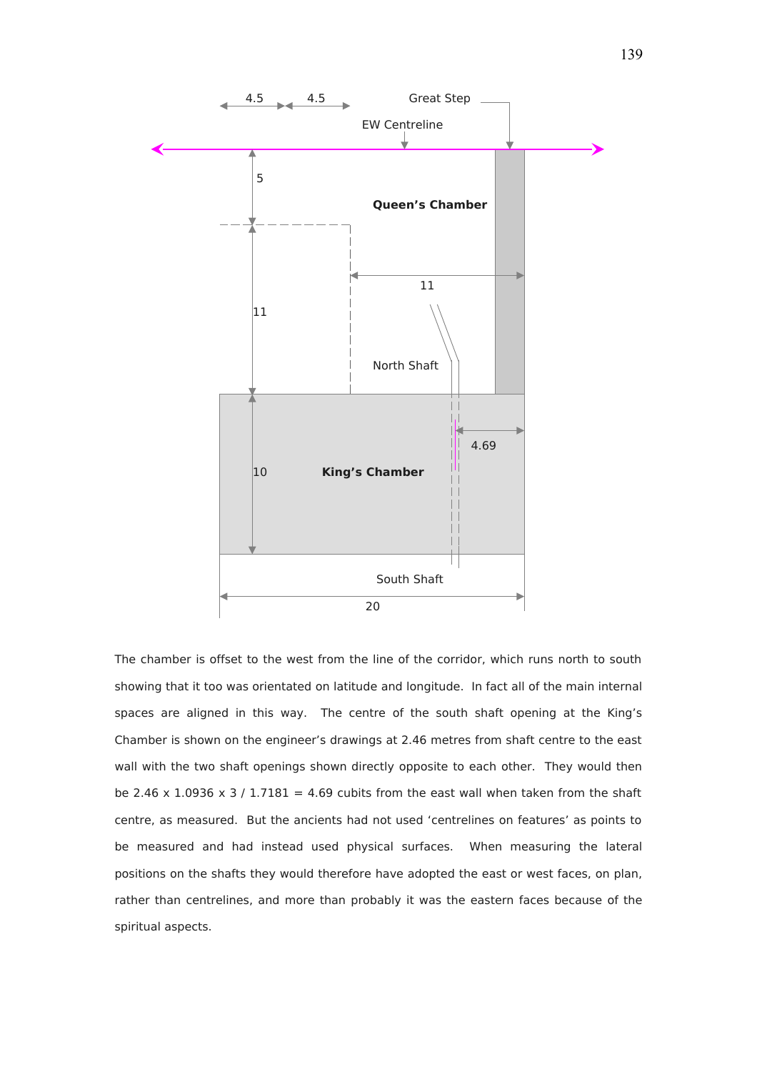The chamber is offset to the west from the line of the corridor, which runs north to south showing that it too was orientated on latitude and longitude. In fact all of the main internal spaces are aligned in this way. The centre of the south shaft opening at the King's Chamber is shown on the engineer's drawings at 2.46 metres from shaft centre to the east wall with the two shaft openings shown directly opposite to each other. They would then be 2.46 x 1.0936 x 3 / 1.7181 = 4.69 cubits from the east wall when taken from the shaft centre, as measured. But the ancients had not used 'centrelines on features' as points to be measured and had instead used physical surfaces. When measuring the lateral positions on the shafts they would therefore have adopted the east or west faces, on plan, rather than centrelines, and more than probably it was the eastern faces because of the spiritual aspects.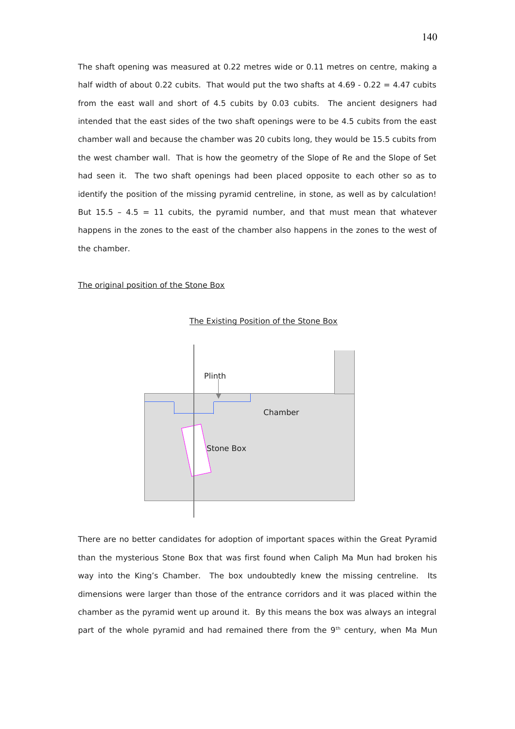The shaft opening was measured at 0.22 metres wide or 0.11 metres on centre, making a half width of about 0.22 cubits. That would put the two shafts at 4.69 - 0.22 = 4.47 cubits from the east wall and short of 4.5 cubits by 0.03 cubits. The ancient designers had intended that the east sides of the two shaft openings were to be 4.5 cubits from the east chamber wall and because the chamber was 20 cubits long, they would be 15.5 cubits from the west chamber wall. That is how the geometry of the Slope of Re and the Slope of Set had seen it. The two shaft openings had been placed opposite to each other so as to identify the position of the missing pyramid centreline, in stone, as well as by calculation! But 15.5 – 4.5 = 11 cubits, the pyramid number, and that must mean that whatever happens in the zones to the east of the chamber also happens in the zones to the west of the chamber.

The original position of the Stone Box

The Existing Position of the Stone Box

Plinth

Chamber

Stone Box

There are no better candidates for adoption of important spaces within the Great Pyramid than the mysterious Stone Box that was first found when Caliph Ma Mun had broken his way into the King's Chamber. The box undoubtedly knew the missing centreline. Its dimensions were larger than those of the entrance corridors and it was placed within the chamber as the pyramid went up around it. By this means the box was always an integral part of the whole pyramid and had remained there from the 9th century, when Ma Mun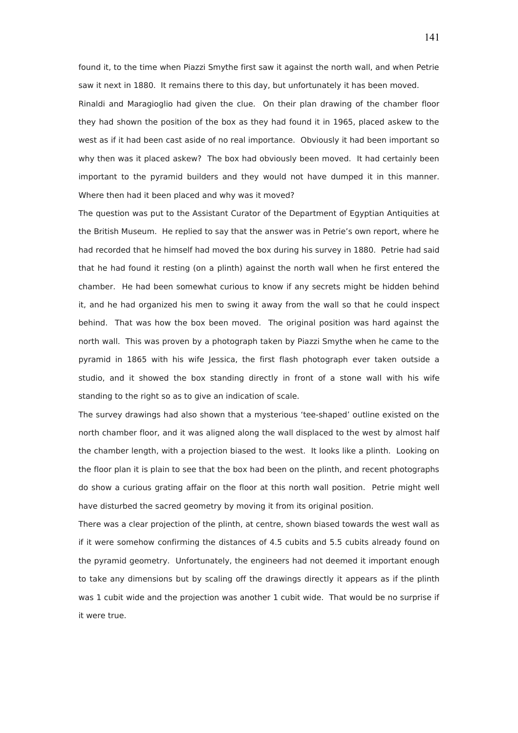found it, to the time when Piazzi Smythe first saw it against the north wall, and when Petrie saw it next in 1880. It remains there to this day, but unfortunately it has been moved.

Rinaldi and Maragioglio had given the clue. On their plan drawing of the chamber floor they had shown the position of the box as they had found it in 1965, placed askew to the west as if it had been cast aside of no real importance. Obviously it had been important so why then was it placed askew? The box had obviously been moved. It had certainly been important to the pyramid builders and they would not have dumped it in this manner. Where then had it been placed and why was it moved?

The question was put to the Assistant Curator of the Department of Egyptian Antiquities at the British Museum. He replied to say that the answer was in Petrie's own report, where he had recorded that he himself had moved the box during his survey in 1880. Petrie had said that he had found it resting (on a plinth) against the north wall when he first entered the chamber. He had been somewhat curious to know if any secrets might be hidden behind it, and he had organized his men to swing it away from the wall so that he could inspect behind. That was how the box been moved. The original position was hard against the north wall. This was proven by a photograph taken by Piazzi Smythe when he came to the pyramid in 1865 with his wife Jessica, the first flash photograph ever taken outside a studio, and it showed the box standing directly in front of a stone wall with his wife standing to the right so as to give an indication of scale.

The survey drawings had also shown that a mysterious 'tee-shaped' outline existed on the north chamber floor, and it was aligned along the wall displaced to the west by almost half the chamber length, with a projection biased to the west. It looks like a plinth. Looking on the floor plan it is plain to see that the box had been on the plinth, and recent photographs do show a curious grating affair on the floor at this north wall position. Petrie might well have disturbed the sacred geometry by moving it from its original position.

There was a clear projection of the plinth, at centre, shown biased towards the west wall as if it were somehow confirming the distances of 4.5 cubits and 5.5 cubits already found on the pyramid geometry. Unfortunately, the engineers had not deemed it important enough to take any dimensions but by scaling off the drawings directly it appears as if the plinth was 1 cubit wide and the projection was another 1 cubit wide. That would be no surprise if it were true.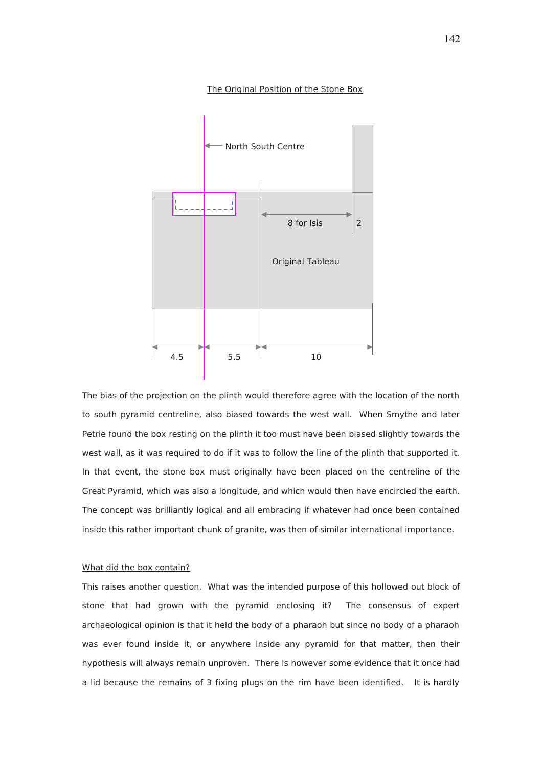The Original Position of the Stone Box

North South Centre

8 for Isis

2

Original Tableau

4.5

5.5

10

The bias of the projection on the plinth would therefore agree with the location of the north to south pyramid centreline, also biased towards the west wall. When Smythe and later Petrie found the box resting on the plinth it too must have been biased slightly towards the west wall, as it was required to do if it was to follow the line of the plinth that supported it. In that event, the stone box must originally have been placed on the centreline of the Great Pyramid, which was also a longitude, and which would then have encircled the earth. The concept was brilliantly logical and all embracing if whatever had once been contained inside this rather important chunk of granite, was then of similar international importance.

## What did the box contain?

This raises another question. What was the intended purpose of this hollowed out block of stone that had grown with the pyramid enclosing it? The consensus of expert archaeological opinion is that it held the body of a pharaoh but since no body of a pharaoh was ever found inside it, or anywhere inside any pyramid for that matter, then their hypothesis will always remain unproven. There is however some evidence that it once had a lid because the remains of 3 fixing plugs on the rim have been identified. It is hardly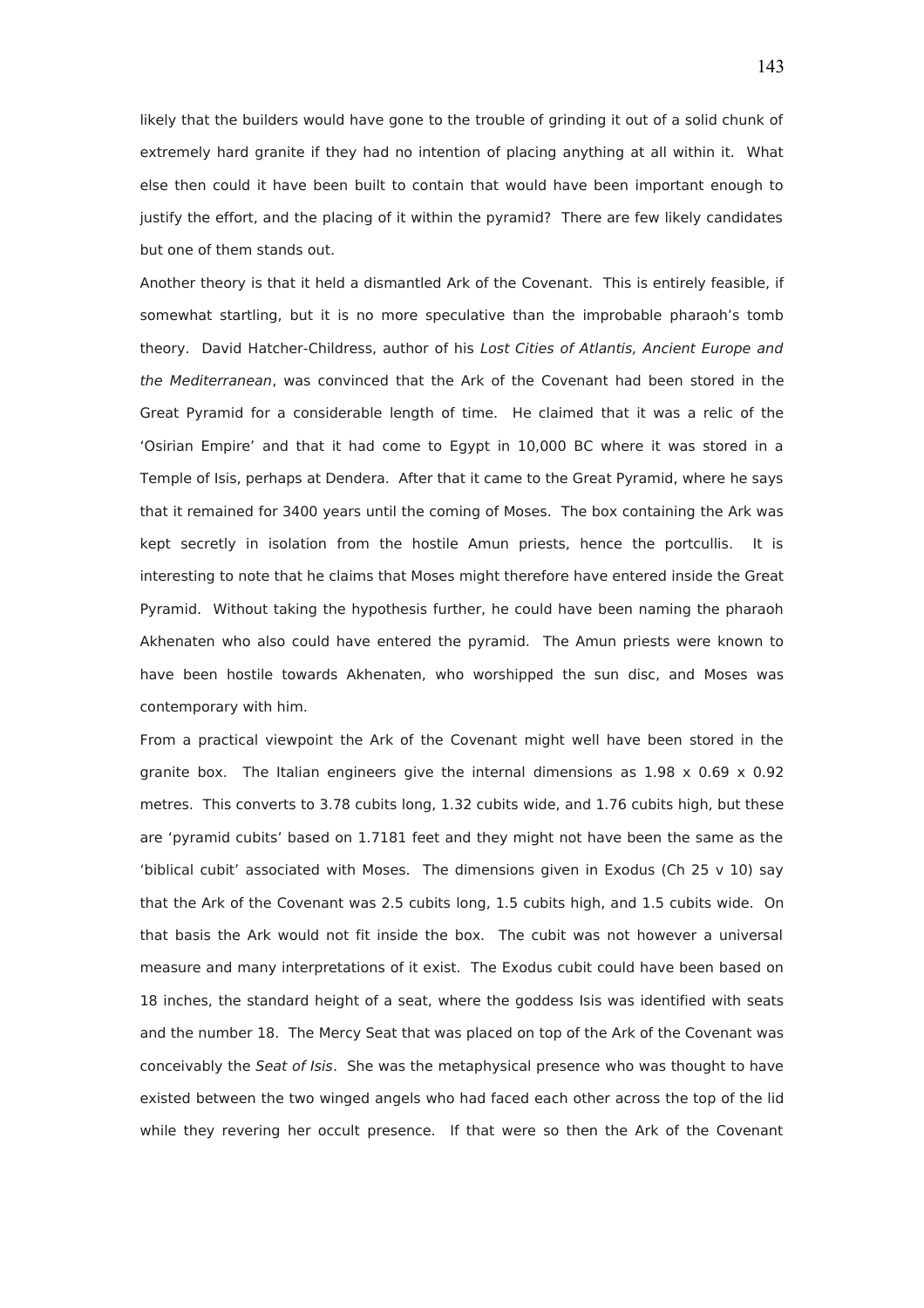likely that the builders would have gone to the trouble of grinding it out of a solid chunk of extremely hard granite if they had no intention of placing anything at all within it. What else then could it have been built to contain that would have been important enough to justify the effort, and the placing of it within the pyramid? There are few likely candidates but one of them stands out.

Another theory is that it held a dismantled Ark of the Covenant. This is entirely feasible, if somewhat startling, but it is no more speculative than the improbable pharaoh's tomb theory. David Hatcher-Childress, author of his *Lost Cities of Atlantis, Ancient Europe and the Mediterranean*, was convinced that the Ark of the Covenant had been stored in the Great Pyramid for a considerable length of time. He claimed that it was a relic of the 'Osirian Empire' and that it had come to Egypt in 10,000 BC where it was stored in a Temple of Isis, perhaps at Dendera. After that it came to the Great Pyramid, where he says that it remained for 3400 years until the coming of Moses. The box containing the Ark was kept secretly in isolation from the hostile Amun priests, hence the portcullis. It is interesting to note that he claims that Moses might therefore have entered inside the Great Pyramid. Without taking the hypothesis further, he could have been naming the pharaoh Akhenaten who also could have entered the pyramid. The Amun priests were known to have been hostile towards Akhenaten, who worshipped the sun disc, and Moses was contemporary with him.

From a practical viewpoint the Ark of the Covenant might well have been stored in the granite box. The Italian engineers give the internal dimensions as 1.98 x 0.69 x 0.92 metres. This converts to 3.78 cubits long, 1.32 cubits wide, and 1.76 cubits high, but these are 'pyramid cubits' based on 1.7181 feet and they might not have been the same as the 'biblical cubit' associated with Moses. The dimensions given in Exodus (Ch 25 v 10) say that the Ark of the Covenant was 2.5 cubits long, 1.5 cubits high, and 1.5 cubits wide. On that basis the Ark would not fit inside the box. The cubit was not however a universal measure and many interpretations of it exist. The Exodus cubit could have been based on 18 inches, the standard height of a seat, where the goddess Isis was identified with seats and the number 18. The Mercy Seat that was placed on top of the Ark of the Covenant was conceivably the *Seat of Isis*. She was the metaphysical presence who was thought to have existed between the two winged angels who had faced each other across the top of the lid while they revering her occult presence. If that were so then the Ark of the Covenant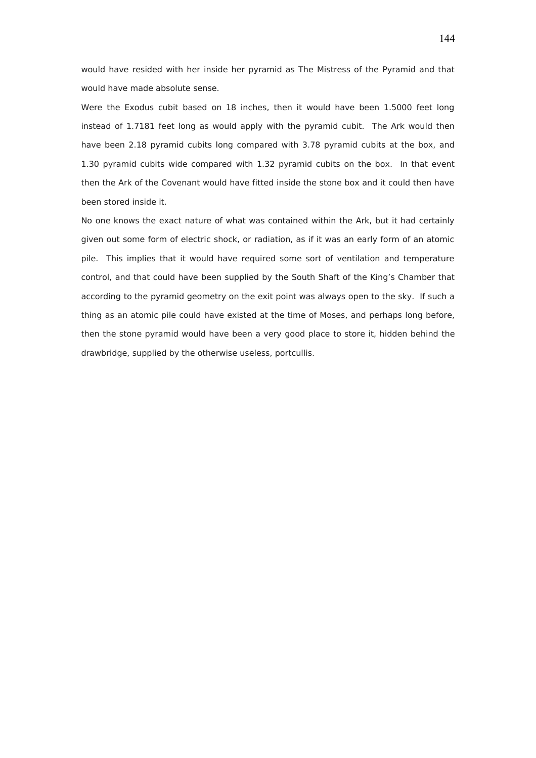would have resided with her inside her pyramid as The Mistress of the Pyramid and that would have made absolute sense.

Were the Exodus cubit based on 18 inches, then it would have been 1.5000 feet long instead of 1.7181 feet long as would apply with the pyramid cubit. The Ark would then have been 2.18 pyramid cubits long compared with 3.78 pyramid cubits at the box, and 1.30 pyramid cubits wide compared with 1.32 pyramid cubits on the box. In that event then the Ark of the Covenant would have fitted inside the stone box and it could then have been stored inside it.

No one knows the exact nature of what was contained within the Ark, but it had certainly given out some form of electric shock, or radiation, as if it was an early form of an atomic pile. This implies that it would have required some sort of ventilation and temperature control, and that could have been supplied by the South Shaft of the King's Chamber that according to the pyramid geometry on the exit point was always open to the sky. If such a thing as an atomic pile could have existed at the time of Moses, and perhaps long before, then the stone pyramid would have been a very good place to store it, hidden behind the drawbridge, supplied by the otherwise useless, portcullis.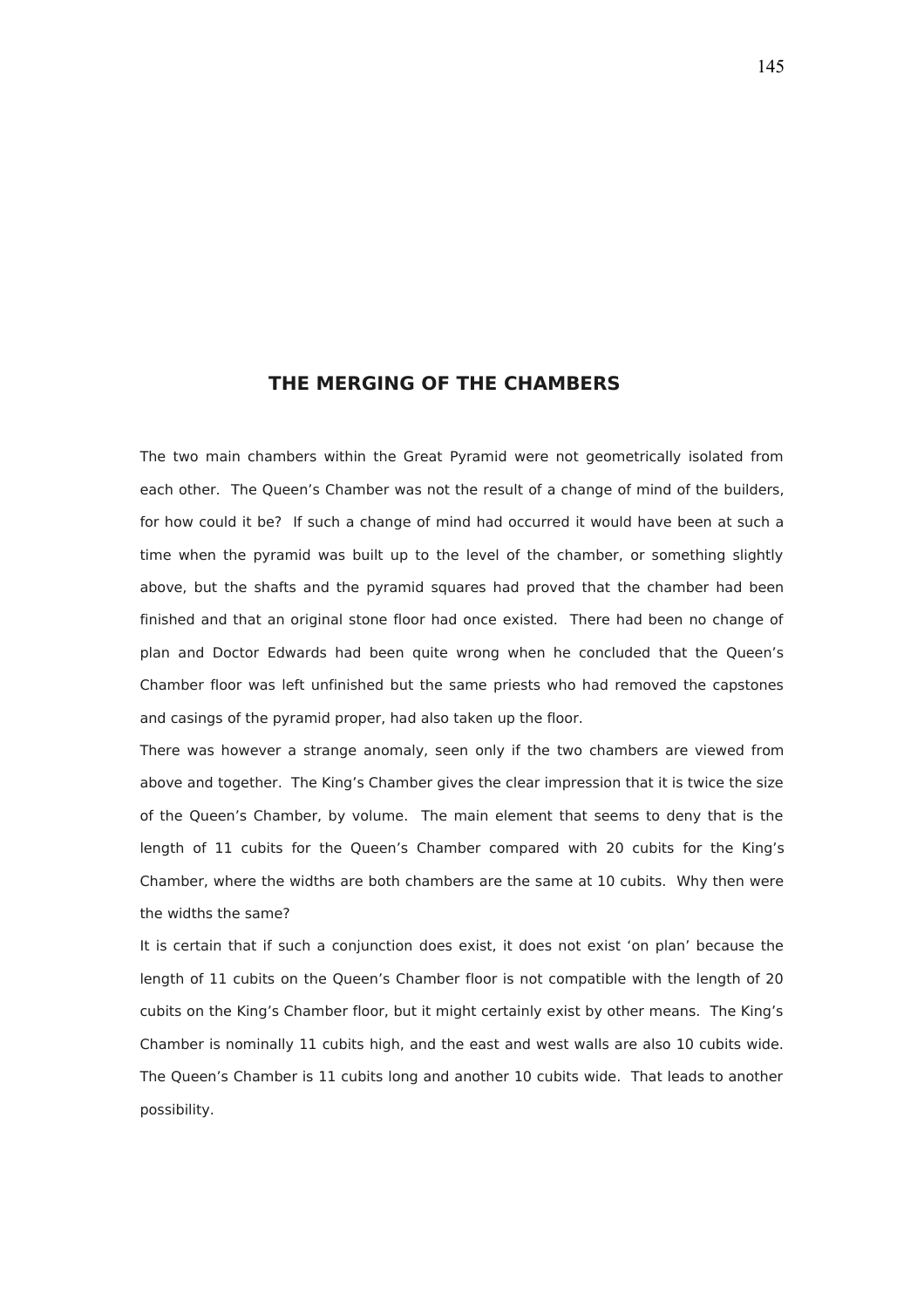## THE MERGING OF THE CHAMBERS

The two main chambers within the Great Pyramid were not geometrically isolated from each other. The Queen's Chamber was not the result of a change of mind of the builders, for how could it be? If such a change of mind had occurred it would have been at such a time when the pyramid was built up to the level of the chamber, or something slightly above, but the shafts and the pyramid squares had proved that the chamber had been finished and that an original stone floor had once existed. There had been no change of plan and Doctor Edwards had been quite wrong when he concluded that the Queen's Chamber floor was left unfinished but the same priests who had removed the capstones and casings of the pyramid proper, had also taken up the floor.

There was however a strange anomaly, seen only if the two chambers are viewed from above and together. The King's Chamber gives the clear impression that it is twice the size of the Queen's Chamber, by volume. The main element that seems to deny that is the length of 11 cubits for the Queen's Chamber compared with 20 cubits for the King's Chamber, where the widths are both chambers are the same at 10 cubits. Why then were the widths the same?

It is certain that if such a conjunction does exist, it does not exist 'on plan' because the length of 11 cubits on the Queen's Chamber floor is not compatible with the length of 20 cubits on the King's Chamber floor, but it might certainly exist by other means. The King's Chamber is nominally 11 cubits high, and the east and west walls are also 10 cubits wide. The Queen's Chamber is 11 cubits long and another 10 cubits wide. That leads to another possibility.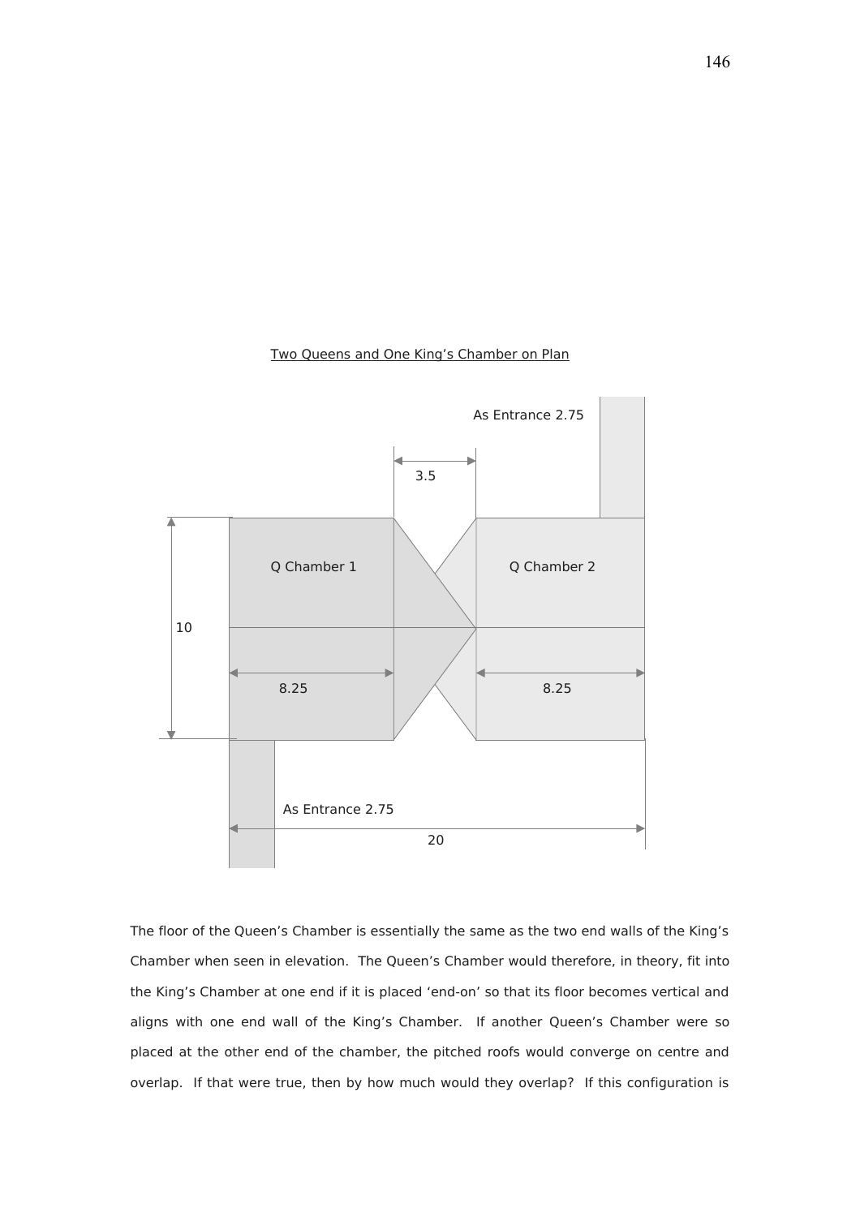Two Queens and One King's Chamber on Plan

As Entrance 2.75

3.5

Q Chamber 1

Q Chamber 2

10

8.25

8.25

As Entrance 2.75

20

The floor of the Queen's Chamber is essentially the same as the two end walls of the King's Chamber when seen in elevation. The Queen's Chamber would therefore, in theory, fit into the King's Chamber at one end if it is placed 'end-on' so that its floor becomes vertical and aligns with one end wall of the King's Chamber. If another Queen's Chamber were so placed at the other end of the chamber, the pitched roofs would converge on centre and overlap. If that were true, then by how much would they overlap? If this configuration is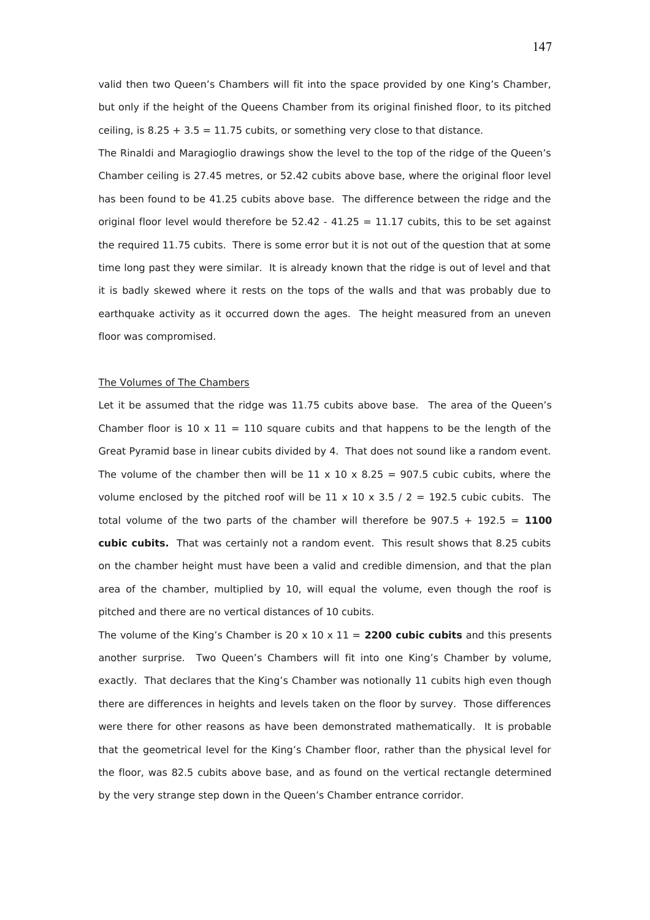valid then two Queen's Chambers will fit into the space provided by one King's Chamber, but only if the height of the Queens Chamber from its original finished floor, to its pitched ceiling, is 8.25 + 3.5 = 11.75 cubits, or something very close to that distance.

The Rinaldi and Maragioglio drawings show the level to the top of the ridge of the Queen's Chamber ceiling is 27.45 metres, or 52.42 cubits above base, where the original floor level has been found to be 41.25 cubits above base. The difference between the ridge and the original floor level would therefore be 52.42 - 41.25 = 11.17 cubits, this to be set against the required 11.75 cubits. There is some error but it is not out of the question that at some time long past they were similar. It is already known that the ridge is out of level and that it is badly skewed where it rests on the tops of the walls and that was probably due to earthquake activity as it occurred down the ages. The height measured from an uneven floor was compromised.

<u>The Volumes of The Chambers</u>

Let it be assumed that the ridge was 11.75 cubits above base. The area of the Queen's Chamber floor is 10 x 11 = 110 square cubits and that happens to be the length of the Great Pyramid base in linear cubits divided by 4. That does not sound like a random event. The volume of the chamber then will be 11 x 10 x 8.25 = 907.5 cubic cubits, where the volume enclosed by the pitched roof will be 11 x 10 x 3.5 / 2 = 192.5 cubic cubits. The total volume of the two parts of the chamber will therefore be 907.5 + 192.5 = **1100 cubic cubits.** That was certainly not a random event. This result shows that 8.25 cubits on the chamber height must have been a valid and credible dimension, and that the plan area of the chamber, multiplied by 10, will equal the volume, even though the roof is pitched and there are no vertical distances of 10 cubits.

The volume of the King's Chamber is 20 x 10 x 11 = **2200 cubic cubits** and this presents another surprise. Two Queen's Chambers will fit into one King's Chamber by volume, exactly. That declares that the King's Chamber was notionally 11 cubits high even though there are differences in heights and levels taken on the floor by survey. Those differences were there for other reasons as have been demonstrated mathematically. It is probable that the geometrical level for the King's Chamber floor, rather than the physical level for the floor, was 82.5 cubits above base, and as found on the vertical rectangle determined by the very strange step down in the Queen's Chamber entrance corridor.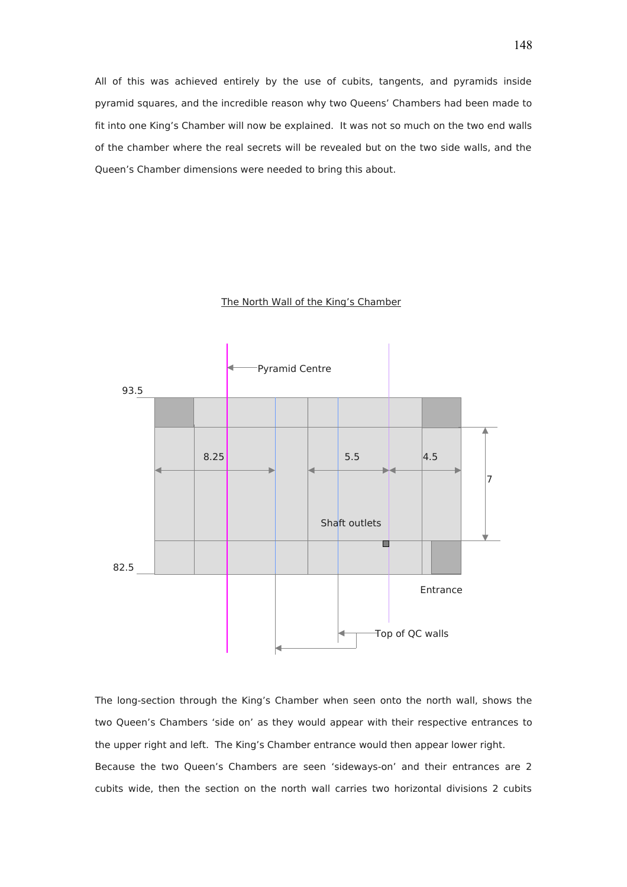All of this was achieved entirely by the use of cubits, tangents, and pyramids inside pyramid squares, and the incredible reason why two Queens' Chambers had been made to fit into one King's Chamber will now be explained. It was not so much on the two end walls of the chamber where the real secrets will be revealed but on the two side walls, and the Queen's Chamber dimensions were needed to bring this about.

The North Wall of the King's Chamber

Pyramid Centre

93.5

8.25 5.5 4.5

7

Shaft outlets

82.5

Entrance

Top of QC walls

The long-section through the King's Chamber when seen onto the north wall, shows the two Queen's Chambers 'side on' as they would appear with their respective entrances to the upper right and left. The King's Chamber entrance would then appear lower right.

Because the two Queen's Chambers are seen 'sideways-on' and their entrances are 2 cubits wide, then the section on the north wall carries two horizontal divisions 2 cubits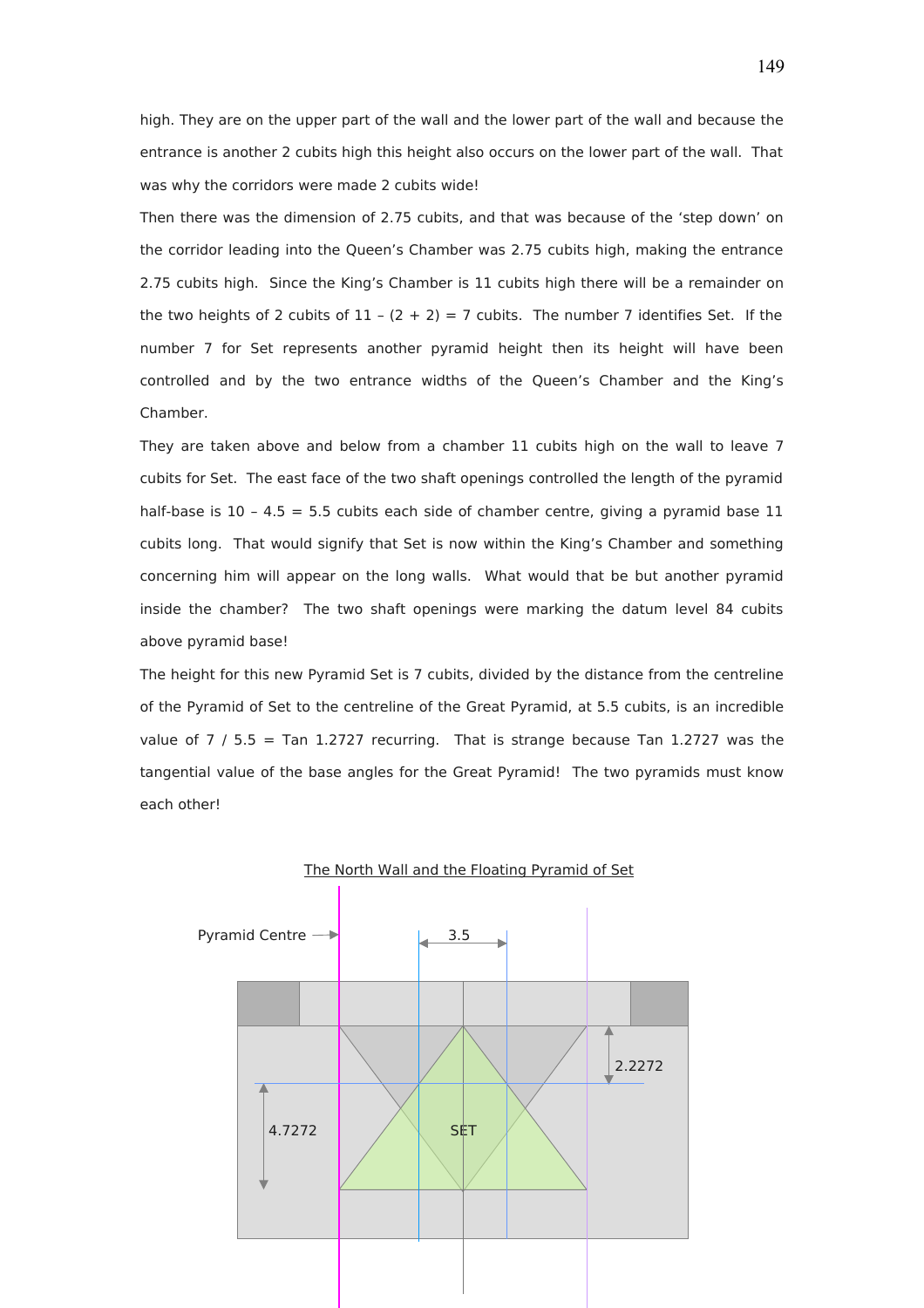high. They are on the upper part of the wall and the lower part of the wall and because the entrance is another 2 cubits high this height also occurs on the lower part of the wall. That was why the corridors were made 2 cubits wide!

Then there was the dimension of 2.75 cubits, and that was because of the 'step down' on the corridor leading into the Queen's Chamber was 2.75 cubits high, making the entrance 2.75 cubits high. Since the King's Chamber is 11 cubits high there will be a remainder on the two heights of 2 cubits of 11 – (2 + 2) = 7 cubits. The number 7 identifies Set. If the number 7 for Set represents another pyramid height then its height will have been controlled and by the two entrance widths of the Queen's Chamber and the King's Chamber.

They are taken above and below from a chamber 11 cubits high on the wall to leave 7 cubits for Set. The east face of the two shaft openings controlled the length of the pyramid half-base is 10 – 4.5 = 5.5 cubits each side of chamber centre, giving a pyramid base 11 cubits long. That would signify that Set is now within the King's Chamber and something concerning him will appear on the long walls. What would that be but another pyramid inside the chamber? The two shaft openings were marking the datum level 84 cubits above pyramid base!

The height for this new Pyramid Set is 7 cubits, divided by the distance from the centreline of the Pyramid of Set to the centreline of the Great Pyramid, at 5.5 cubits, is an incredible value of 7 / 5.5 = Tan 1.2727 recurring. That is strange because Tan 1.2727 was the tangential value of the base angles for the Great Pyramid! The two pyramids must know each other!

The North Wall and the Floating Pyramid of Set

Pyramid Centre

3.5

2.2272

4.7272

SET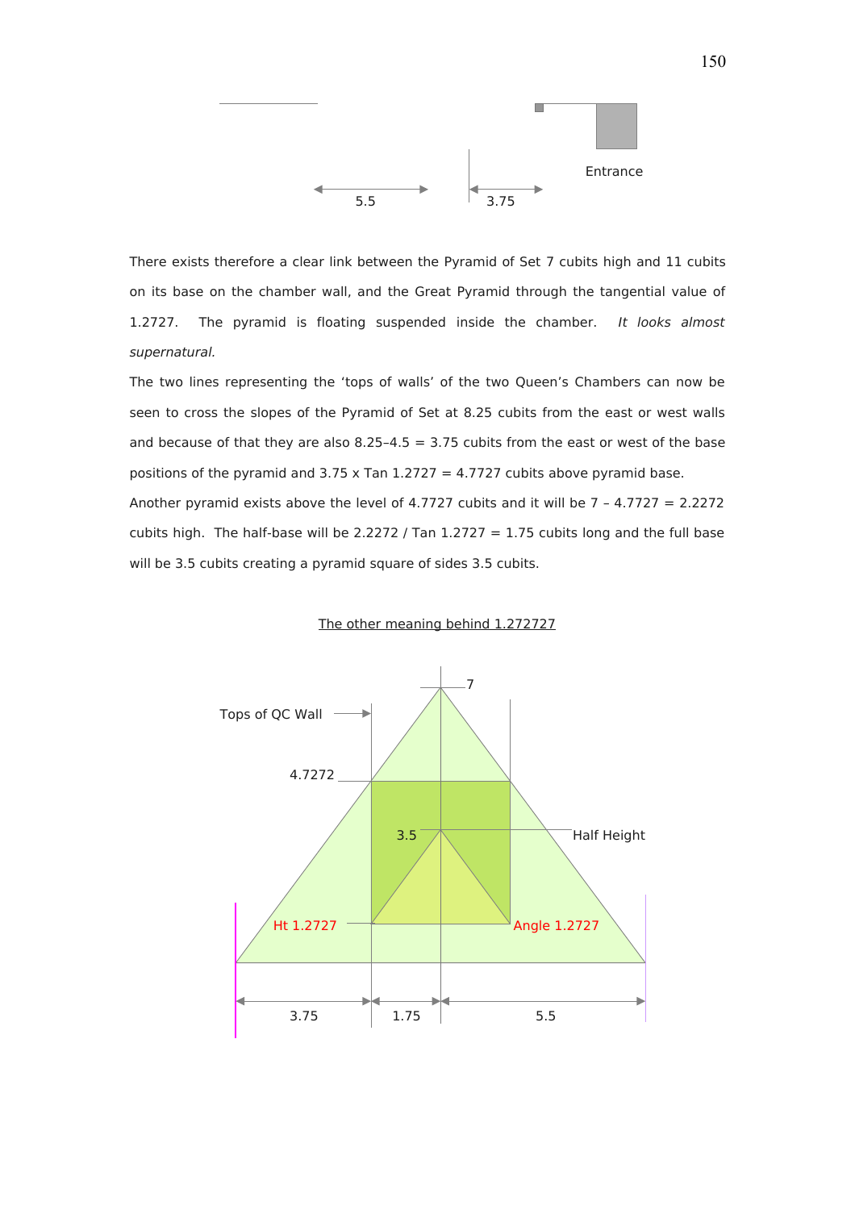Entrance

5.5 3.75

There exists therefore a clear link between the Pyramid of Set 7 cubits high and 11 cubits on its base on the chamber wall, and the Great Pyramid through the tangential value of 1.2727. The pyramid is floating suspended inside the chamber. *It looks almost supernatural.*

The two lines representing the 'tops of walls' of the two Queen's Chambers can now be seen to cross the slopes of the Pyramid of Set at 8.25 cubits from the east or west walls and because of that they are also 8.25–4.5 = 3.75 cubits from the east or west of the base positions of the pyramid and 3.75 x Tan 1.2727 = 4.7727 cubits above pyramid base.

Another pyramid exists above the level of 4.7727 cubits and it will be 7 – 4.7727 = 2.2272 cubits high. The half-base will be 2.2272 / Tan 1.2727 = 1.75 cubits long and the full base will be 3.5 cubits creating a pyramid square of sides 3.5 cubits.

The other meaning behind 1.272727

7

Tops of QC Wall

4.7272

3.5

Half Height

Ht 1.2727

Angle 1.2727

3.75 1.75 5.5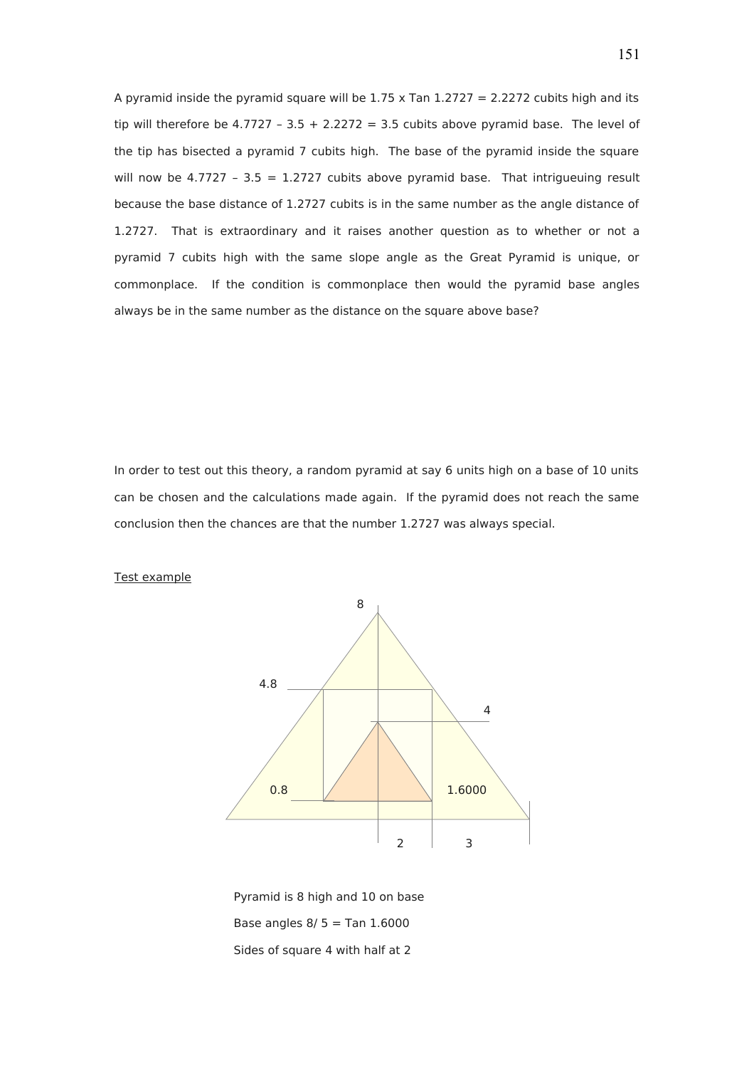A pyramid inside the pyramid square will be 1.75 x Tan 1.2727 = 2.2272 cubits high and its tip will therefore be 4.7727 – 3.5 + 2.2272 = 3.5 cubits above pyramid base. The level of the tip has bisected a pyramid 7 cubits high. The base of the pyramid inside the square will now be 4.7727 – 3.5 = 1.2727 cubits above pyramid base. That intrigueuing result because the base distance of 1.2727 cubits is in the same number as the angle distance of 1.2727. That is extraordinary and it raises another question as to whether or not a pyramid 7 cubits high with the same slope angle as the Great Pyramid is unique, or commonplace. If the condition is commonplace then would the pyramid base angles always be in the same number as the distance on the square above base?

In order to test out this theory, a random pyramid at say 6 units high on a base of 10 units can be chosen and the calculations made again. If the pyramid does not reach the same conclusion then the chances are that the number 1.2727 was always special.

<u>Test example</u>

Pyramid is 8 high and 10 on base

Base angles 8/ 5 = Tan 1.6000

Sides of square 4 with half at 2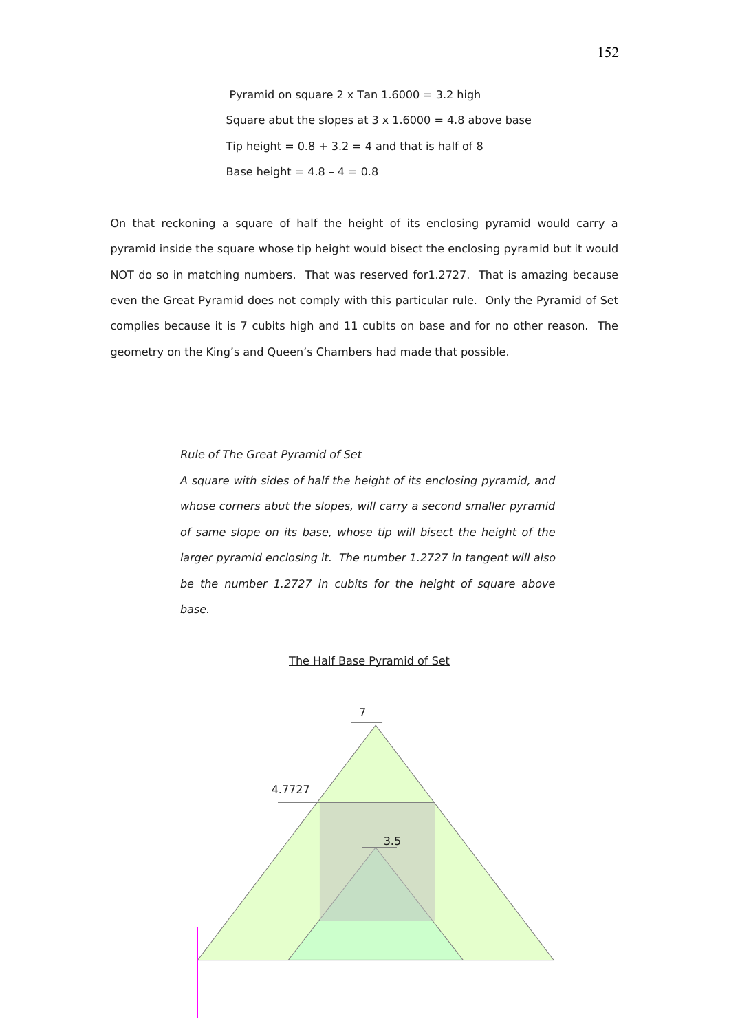Pyramid on square 2 x Tan 1.6000 = 3.2 high

Square abut the slopes at 3 x 1.6000 = 4.8 above base

Tip height = 0.8 + 3.2 = 4 and that is half of 8

Base height = 4.8 – 4 = 0.8

On that reckoning a square of half the height of its enclosing pyramid would carry a pyramid inside the square whose tip height would bisect the enclosing pyramid but it would NOT do so in matching numbers. That was reserved for1.2727. That is amazing because even the Great Pyramid does not comply with this particular rule. Only the Pyramid of Set complies because it is 7 cubits high and 11 cubits on base and for no other reason. The geometry on the King's and Queen's Chambers had made that possible.

<u>*Rule of The Great Pyramid of Set*</u>

*A square with sides of half the height of its enclosing pyramid, and whose corners abut the slopes, will carry a second smaller pyramid of same slope on its base, whose tip will bisect the height of the larger pyramid enclosing it. The number 1.2727 in tangent will also be the number 1.2727 in cubits for the height of square above base.*

<u>The Half Base Pyramid of Set</u>

7

4.7727

3.5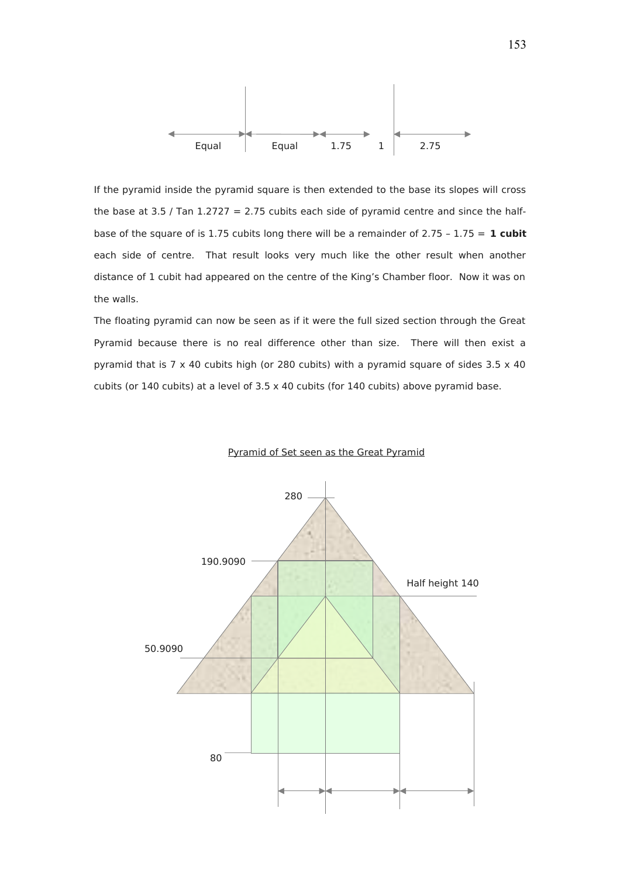Equal | Equal | 1.75 | 1 | 2.75

If the pyramid inside the pyramid square is then extended to the base its slopes will cross the base at 3.5 / Tan 1.2727 = 2.75 cubits each side of pyramid centre and since the half-base of the square of is 1.75 cubits long there will be a remainder of 2.75 – 1.75 = **1 cubit** each side of centre. That result looks very much like the other result when another distance of 1 cubit had appeared on the centre of the King's Chamber floor. Now it was on the walls.

The floating pyramid can now be seen as if it were the full sized section through the Great Pyramid because there is no real difference other than size. There will then exist a pyramid that is 7 x 40 cubits high (or 280 cubits) with a pyramid square of sides 3.5 x 40 cubits (or 140 cubits) at a level of 3.5 x 40 cubits (for 140 cubits) above pyramid base.

Pyramid of Set seen as the Great Pyramid

280

190.9090

Half height 140

50.9090

80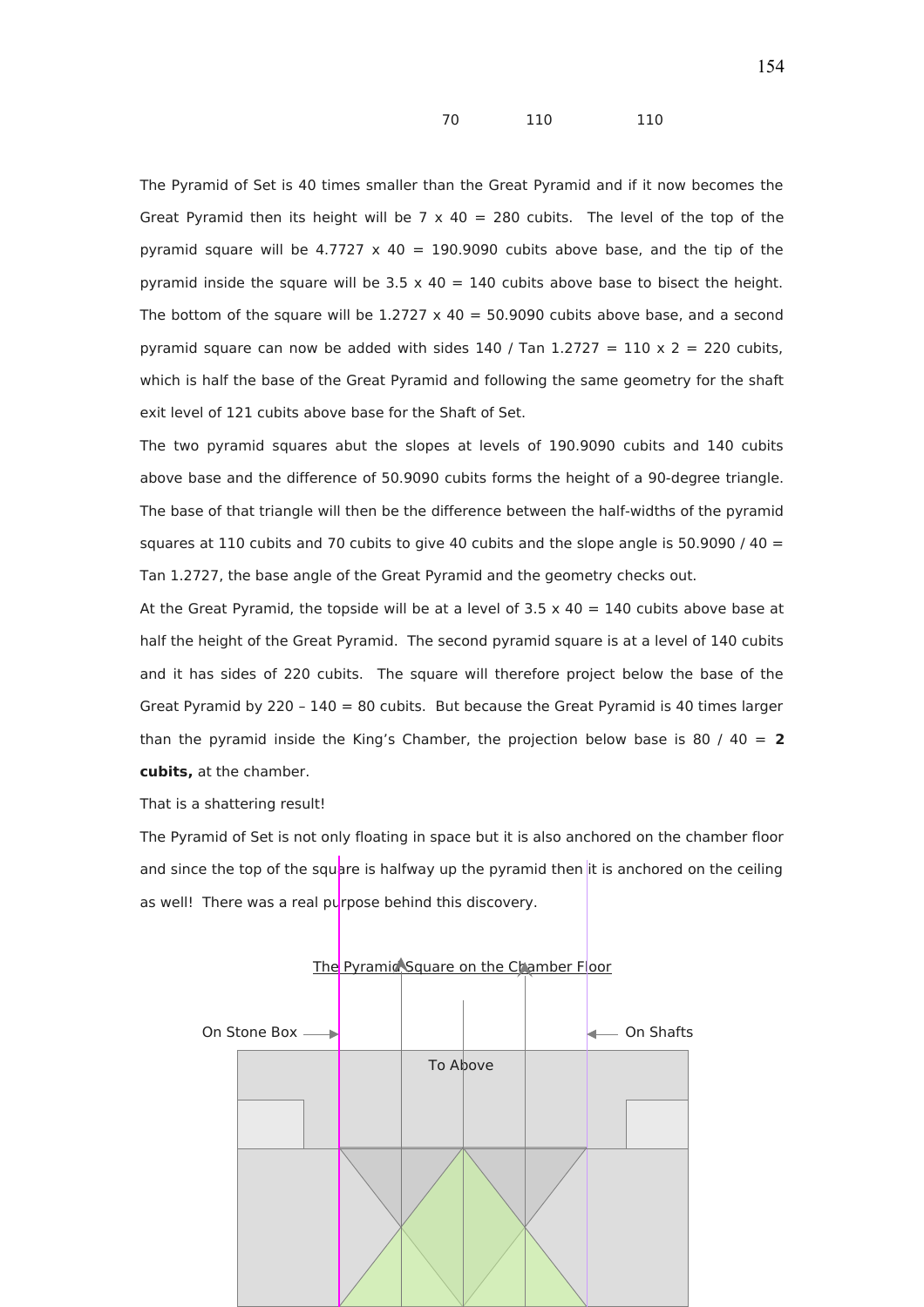70 110 110

The Pyramid of Set is 40 times smaller than the Great Pyramid and if it now becomes the Great Pyramid then its height will be 7 x 40 = 280 cubits. The level of the top of the pyramid square will be 4.7727 x 40 = 190.9090 cubits above base, and the tip of the pyramid inside the square will be 3.5 x 40 = 140 cubits above base to bisect the height. The bottom of the square will be 1.2727 x 40 = 50.9090 cubits above base, and a second pyramid square can now be added with sides 140 / Tan 1.2727 = 110 x 2 = 220 cubits, which is half the base of the Great Pyramid and following the same geometry for the shaft exit level of 121 cubits above base for the Shaft of Set.

The two pyramid squares abut the slopes at levels of 190.9090 cubits and 140 cubits above base and the difference of 50.9090 cubits forms the height of a 90-degree triangle. The base of that triangle will then be the difference between the half-widths of the pyramid squares at 110 cubits and 70 cubits to give 40 cubits and the slope angle is 50.9090 / 40 = Tan 1.2727, the base angle of the Great Pyramid and the geometry checks out.

At the Great Pyramid, the topside will be at a level of 3.5 x 40 = 140 cubits above base at half the height of the Great Pyramid. The second pyramid square is at a level of 140 cubits and it has sides of 220 cubits. The square will therefore project below the base of the Great Pyramid by 220 – 140 = 80 cubits. But because the Great Pyramid is 40 times larger than the pyramid inside the King's Chamber, the projection below base is 80 / 40 = **2 cubits,** at the chamber.

That is a shattering result!

The Pyramid of Set is not only floating in space but it is also anchored on the chamber floor and since the top of the square is halfway up the pyramid then it is anchored on the ceiling as well! There was a real purpose behind this discovery.

The Pyramid Square on the Chamber Floor

On Stone Box

On Shafts

To Above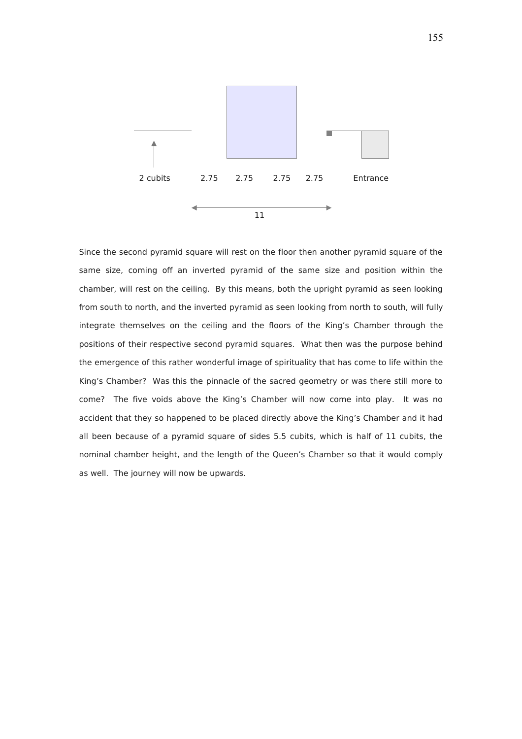2 cubits 2.75 2.75 2.75 2.75 Entrance

11

Since the second pyramid square will rest on the floor then another pyramid square of the same size, coming off an inverted pyramid of the same size and position within the chamber, will rest on the ceiling. By this means, both the upright pyramid as seen looking from south to north, and the inverted pyramid as seen looking from north to south, will fully integrate themselves on the ceiling and the floors of the King's Chamber through the positions of their respective second pyramid squares. What then was the purpose behind the emergence of this rather wonderful image of spirituality that has come to life within the King's Chamber? Was this the pinnacle of the sacred geometry or was there still more to come? The five voids above the King's Chamber will now come into play. It was no accident that they so happened to be placed directly above the King's Chamber and it had all been because of a pyramid square of sides 5.5 cubits, which is half of 11 cubits, the nominal chamber height, and the length of the Queen's Chamber so that it would comply as well. The journey will now be upwards.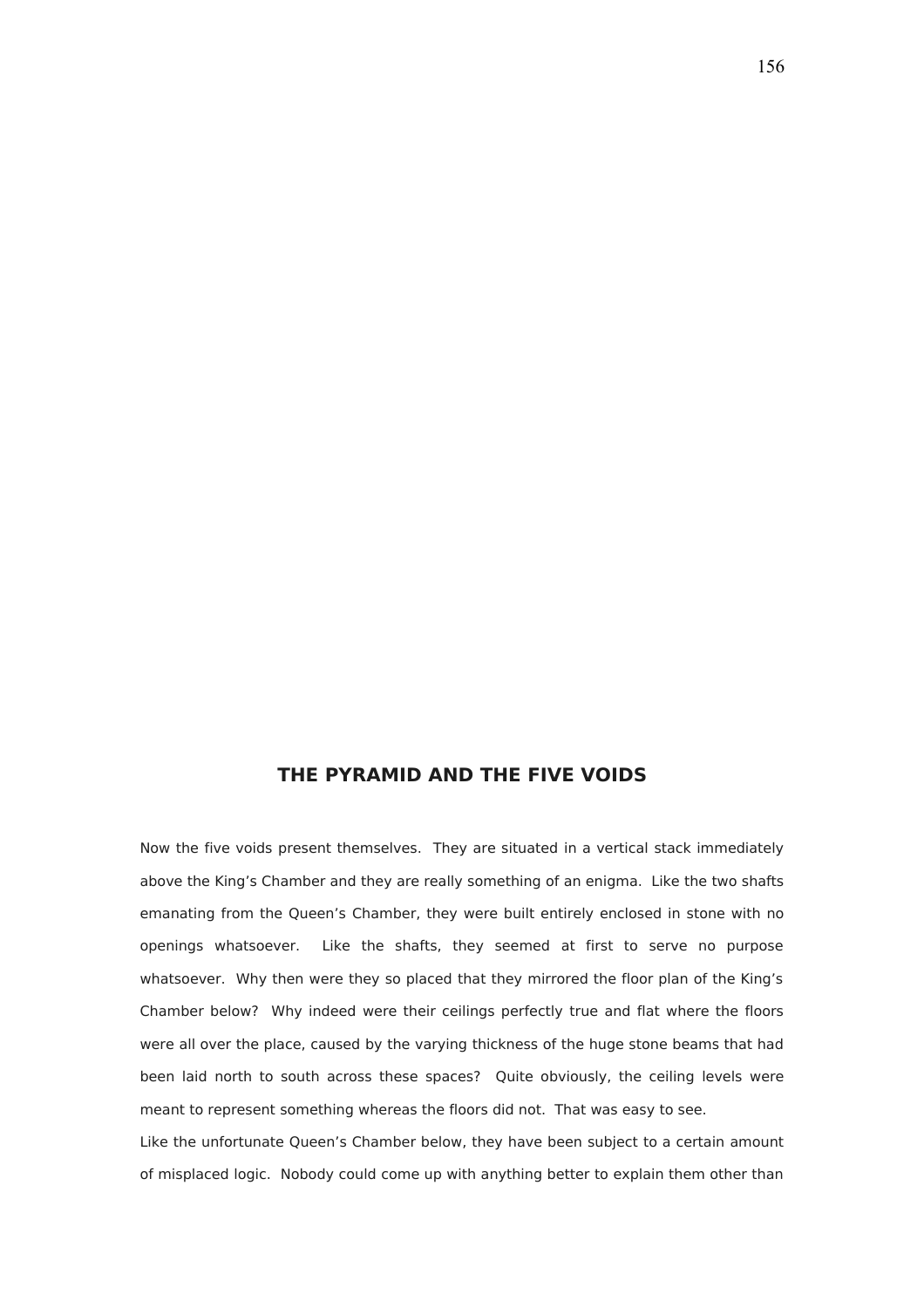## THE PYRAMID AND THE FIVE VOIDS

Now the five voids present themselves. They are situated in a vertical stack immediately above the King's Chamber and they are really something of an enigma. Like the two shafts emanating from the Queen's Chamber, they were built entirely enclosed in stone with no openings whatsoever. Like the shafts, they seemed at first to serve no purpose whatsoever. Why then were they so placed that they mirrored the floor plan of the King's Chamber below? Why indeed were their ceilings perfectly true and flat where the floors were all over the place, caused by the varying thickness of the huge stone beams that had been laid north to south across these spaces? Quite obviously, the ceiling levels were meant to represent something whereas the floors did not. That was easy to see.

Like the unfortunate Queen's Chamber below, they have been subject to a certain amount of misplaced logic. Nobody could come up with anything better to explain them other than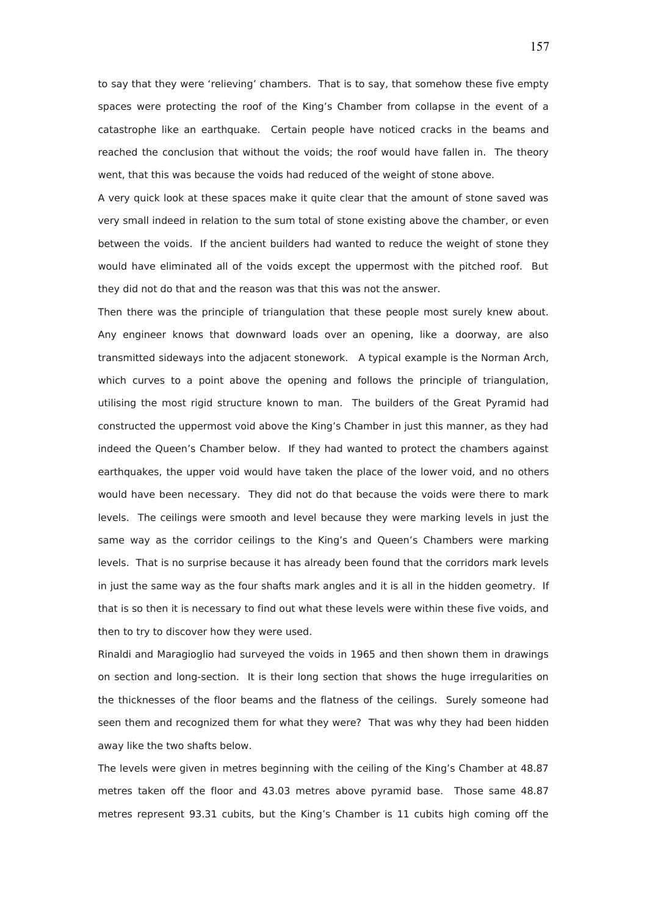to say that they were 'relieving' chambers. That is to say, that somehow these five empty spaces were protecting the roof of the King's Chamber from collapse in the event of a catastrophe like an earthquake. Certain people have noticed cracks in the beams and reached the conclusion that without the voids; the roof would have fallen in. The theory went, that this was because the voids had reduced of the weight of stone above.

A very quick look at these spaces make it quite clear that the amount of stone saved was very small indeed in relation to the sum total of stone existing above the chamber, or even between the voids. If the ancient builders had wanted to reduce the weight of stone they would have eliminated all of the voids except the uppermost with the pitched roof. But they did not do that and the reason was that this was not the answer.

Then there was the principle of triangulation that these people most surely knew about. Any engineer knows that downward loads over an opening, like a doorway, are also transmitted sideways into the adjacent stonework. A typical example is the Norman Arch, which curves to a point above the opening and follows the principle of triangulation, utilising the most rigid structure known to man. The builders of the Great Pyramid had constructed the uppermost void above the King's Chamber in just this manner, as they had indeed the Queen's Chamber below. If they had wanted to protect the chambers against earthquakes, the upper void would have taken the place of the lower void, and no others would have been necessary. They did not do that because the voids were there to mark levels. The ceilings were smooth and level because they were marking levels in just the same way as the corridor ceilings to the King's and Queen's Chambers were marking levels. That is no surprise because it has already been found that the corridors mark levels in just the same way as the four shafts mark angles and it is all in the hidden geometry. If that is so then it is necessary to find out what these levels were within these five voids, and then to try to discover how they were used.

Rinaldi and Maragioglio had surveyed the voids in 1965 and then shown them in drawings on section and long-section. It is their long section that shows the huge irregularities on the thicknesses of the floor beams and the flatness of the ceilings. Surely someone had seen them and recognized them for what they were? That was why they had been hidden away like the two shafts below.

The levels were given in metres beginning with the ceiling of the King's Chamber at 48.87 metres taken off the floor and 43.03 metres above pyramid base. Those same 48.87 metres represent 93.31 cubits, but the King's Chamber is 11 cubits high coming off the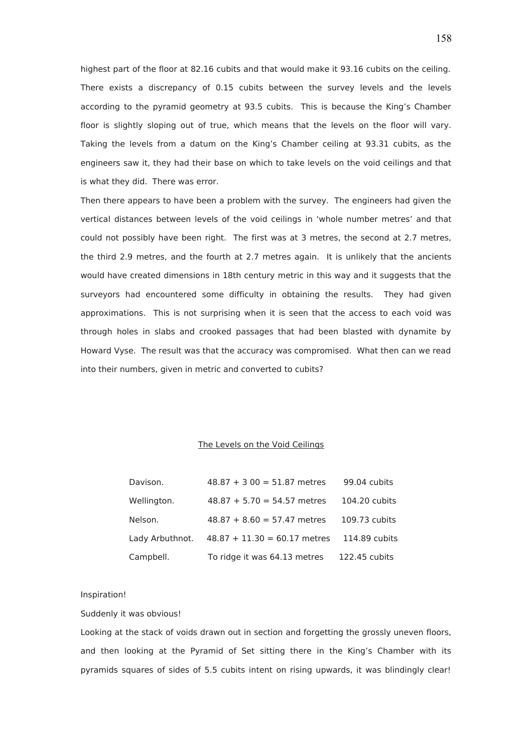highest part of the floor at 82.16 cubits and that would make it 93.16 cubits on the ceiling. There exists a discrepancy of 0.15 cubits between the survey levels and the levels according to the pyramid geometry at 93.5 cubits. This is because the King's Chamber floor is slightly sloping out of true, which means that the levels on the floor will vary. Taking the levels from a datum on the King's Chamber ceiling at 93.31 cubits, as the engineers saw it, they had their base on which to take levels on the void ceilings and that is what they did. There was error.

Then there appears to have been a problem with the survey. The engineers had given the vertical distances between levels of the void ceilings in 'whole number metres' and that could not possibly have been right. The first was at 3 metres, the second at 2.7 metres, the third 2.9 metres, and the fourth at 2.7 metres again. It is unlikely that the ancients would have created dimensions in 18th century metric in this way and it suggests that the surveyors had encountered some difficulty in obtaining the results. They had given approximations. This is not surprising when it is seen that the access to each void was through holes in slabs and crooked passages that had been blasted with dynamite by Howard Vyse. The result was that the accuracy was compromised. What then can we read into their numbers, given in metric and converted to cubits?

<u>The Levels on the Void Ceilings</u>

| | | |
|---|---|---|
| Davison. | 48.87 + 3 00 = 51.87 metres | 99.04 cubits |
| Wellington. | 48.87 + 5.70 = 54.57 metres | 104.20 cubits |
| Nelson. | 48.87 + 8.60 = 57.47 metres | 109.73 cubits |
| Lady Arbuthnot. | 48.87 + 11.30 = 60.17 metres | 114.89 cubits |
| Campbell. | To ridge it was 64.13 metres | 122.45 cubits |

Inspiration!

Suddenly it was obvious!

Looking at the stack of voids drawn out in section and forgetting the grossly uneven floors, and then looking at the Pyramid of Set sitting there in the King's Chamber with its pyramids squares of sides of 5.5 cubits intent on rising upwards, it was blindingly clear!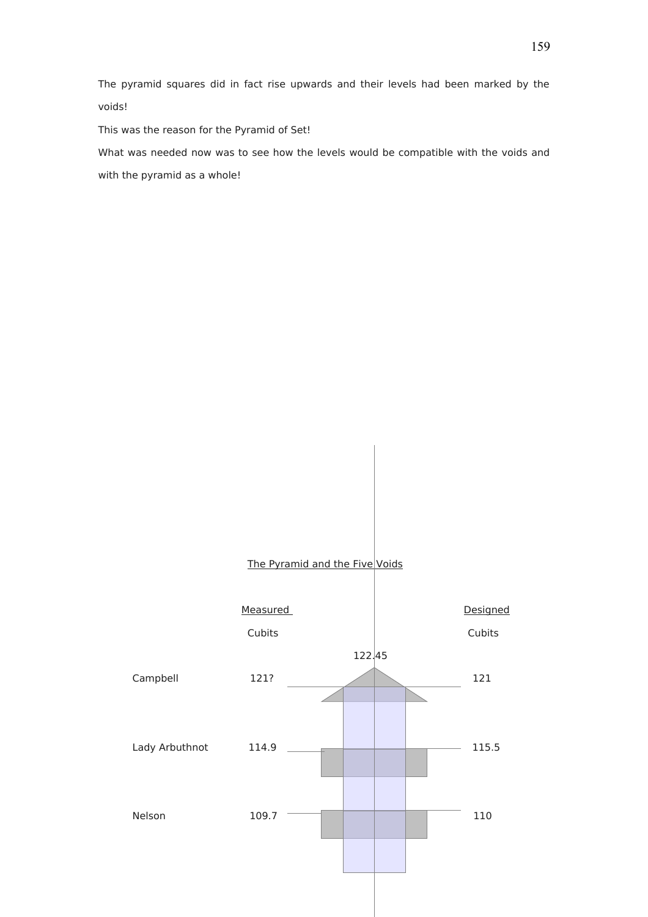The pyramid squares did in fact rise upwards and their levels had been marked by the voids!

This was the reason for the Pyramid of Set!

What was needed now was to see how the levels would be compatible with the voids and with the pyramid as a whole!

The Pyramid and the Five Voids

| | Measured Cubits | | Designed Cubits |
|---|---|---|---|
| | | 122.45 | |
| Campbell | 121? | | 121 |
| Lady Arbuthnot | 114.9 | | 115.5 |
| Nelson | 109.7 | | 110 |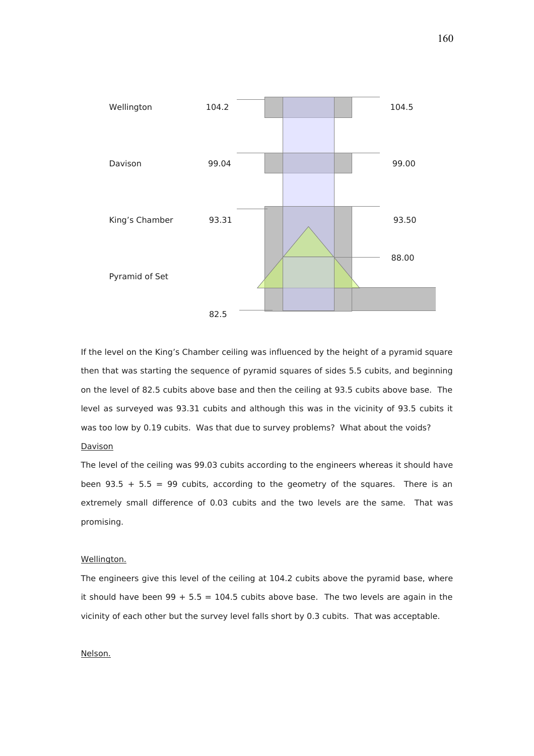| | Surveyed | | Geometry |
|---|---|---|---|
| Wellington | 104.2 | | 104.5 |
| Davison | 99.04 | | 99.00 |
| King's Chamber | 93.31 | | 93.50 |
| | | | 88.00 |
| Pyramid of Set | | | |
| | 82.5 | | |

If the level on the King's Chamber ceiling was influenced by the height of a pyramid square then that was starting the sequence of pyramid squares of sides 5.5 cubits, and beginning on the level of 82.5 cubits above base and then the ceiling at 93.5 cubits above base. The level as surveyed was 93.31 cubits and although this was in the vicinity of 93.5 cubits it was too low by 0.19 cubits. Was that due to survey problems? What about the voids?

Davison

The level of the ceiling was 99.03 cubits according to the engineers whereas it should have been 93.5 + 5.5 = 99 cubits, according to the geometry of the squares. There is an extremely small difference of 0.03 cubits and the two levels are the same. That was promising.

Wellington.

The engineers give this level of the ceiling at 104.2 cubits above the pyramid base, where it should have been 99 + 5.5 = 104.5 cubits above base. The two levels are again in the vicinity of each other but the survey level falls short by 0.3 cubits. That was acceptable.

Nelson.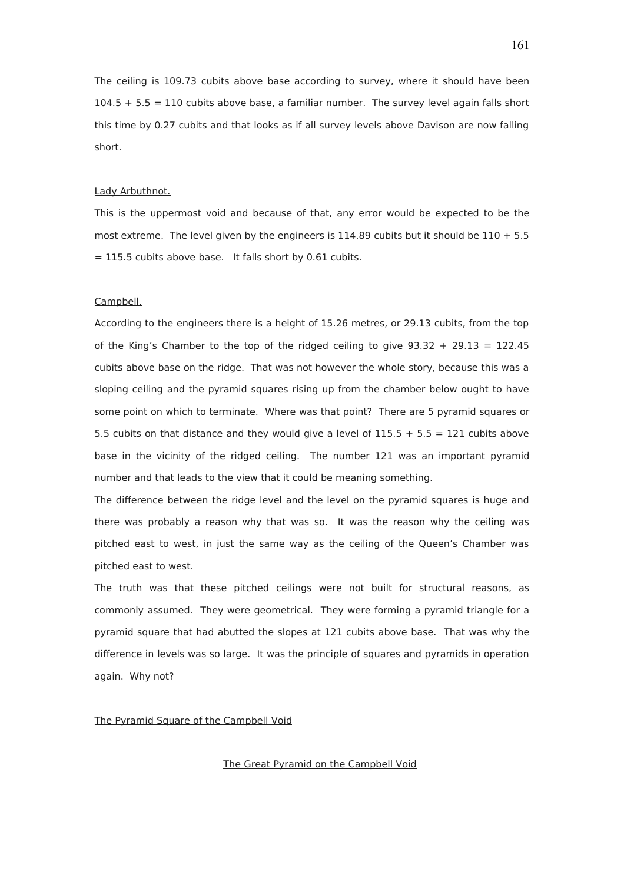The ceiling is 109.73 cubits above base according to survey, where it should have been 104.5 + 5.5 = 110 cubits above base, a familiar number. The survey level again falls short this time by 0.27 cubits and that looks as if all survey levels above Davison are now falling short.

<u>Lady Arbuthnot.</u>

This is the uppermost void and because of that, any error would be expected to be the most extreme. The level given by the engineers is 114.89 cubits but it should be 110 + 5.5 = 115.5 cubits above base. It falls short by 0.61 cubits.

<u>Campbell.</u>

According to the engineers there is a height of 15.26 metres, or 29.13 cubits, from the top of the King's Chamber to the top of the ridged ceiling to give 93.32 + 29.13 = 122.45 cubits above base on the ridge. That was not however the whole story, because this was a sloping ceiling and the pyramid squares rising up from the chamber below ought to have some point on which to terminate. Where was that point? There are 5 pyramid squares or 5.5 cubits on that distance and they would give a level of 115.5 + 5.5 = 121 cubits above base in the vicinity of the ridged ceiling. The number 121 was an important pyramid number and that leads to the view that it could be meaning something.

The difference between the ridge level and the level on the pyramid squares is huge and there was probably a reason why that was so. It was the reason why the ceiling was pitched east to west, in just the same way as the ceiling of the Queen's Chamber was pitched east to west.

The truth was that these pitched ceilings were not built for structural reasons, as commonly assumed. They were geometrical. They were forming a pyramid triangle for a pyramid square that had abutted the slopes at 121 cubits above base. That was why the difference in levels was so large. It was the principle of squares and pyramids in operation again. Why not?

<u>The Pyramid Square of the Campbell Void</u>

<u>The Great Pyramid on the Campbell Void</u>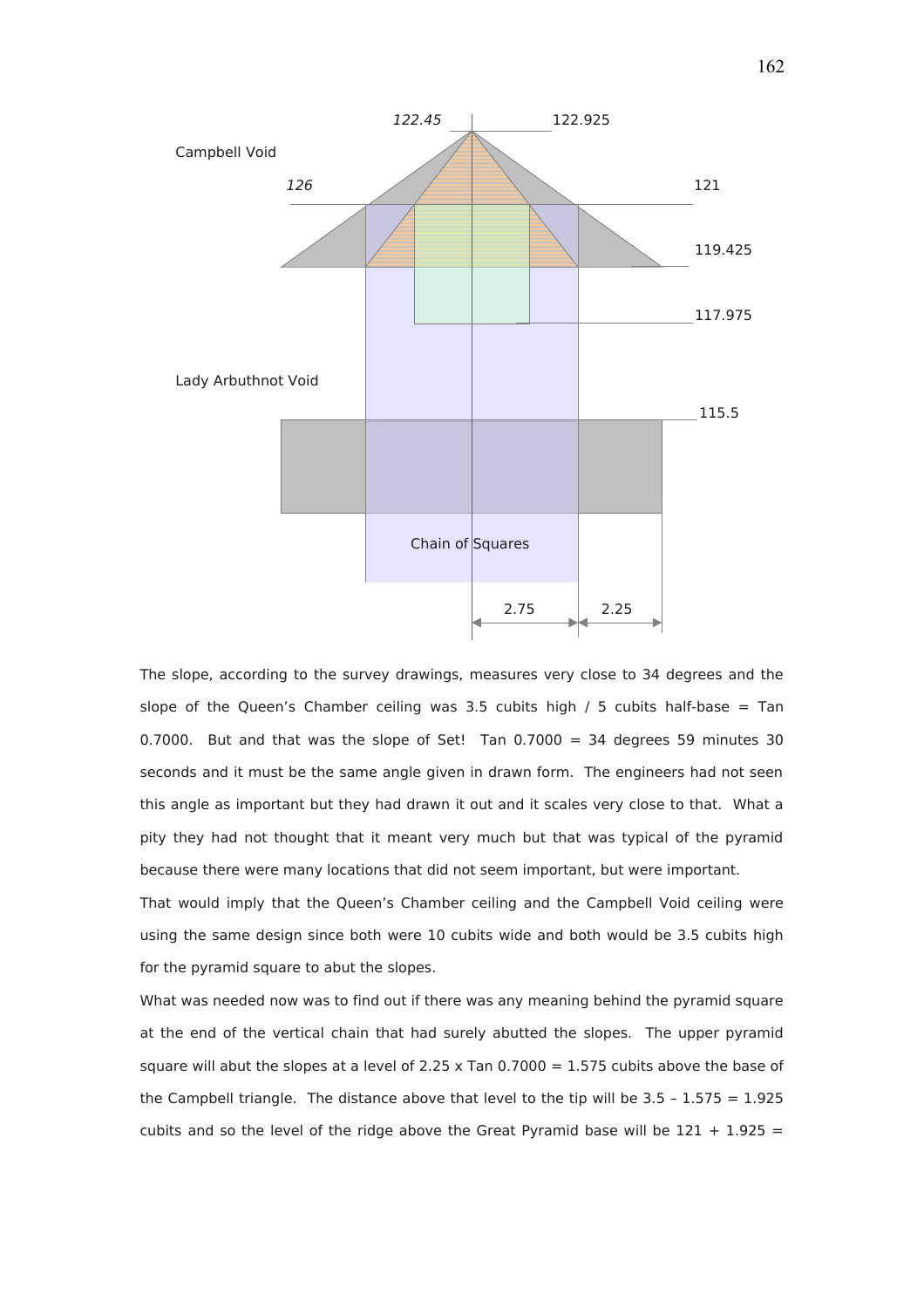Campbell Void

122.45

122.925

126

121

119.425

117.975

Lady Arbuthnot Void

115.5

Chain of Squares

2.75

2.25

The slope, according to the survey drawings, measures very close to 34 degrees and the slope of the Queen's Chamber ceiling was 3.5 cubits high / 5 cubits half-base = Tan 0.7000. But and that was the slope of Set! Tan 0.7000 = 34 degrees 59 minutes 30 seconds and it must be the same angle given in drawn form. The engineers had not seen this angle as important but they had drawn it out and it scales very close to that. What a pity they had not thought that it meant very much but that was typical of the pyramid because there were many locations that did not seem important, but were important.

That would imply that the Queen's Chamber ceiling and the Campbell Void ceiling were using the same design since both were 10 cubits wide and both would be 3.5 cubits high for the pyramid square to abut the slopes.

What was needed now was to find out if there was any meaning behind the pyramid square at the end of the vertical chain that had surely abutted the slopes. The upper pyramid square will abut the slopes at a level of 2.25 x Tan 0.7000 = 1.575 cubits above the base of the Campbell triangle. The distance above that level to the tip will be 3.5 – 1.575 = 1.925 cubits and so the level of the ridge above the Great Pyramid base will be 121 + 1.925 =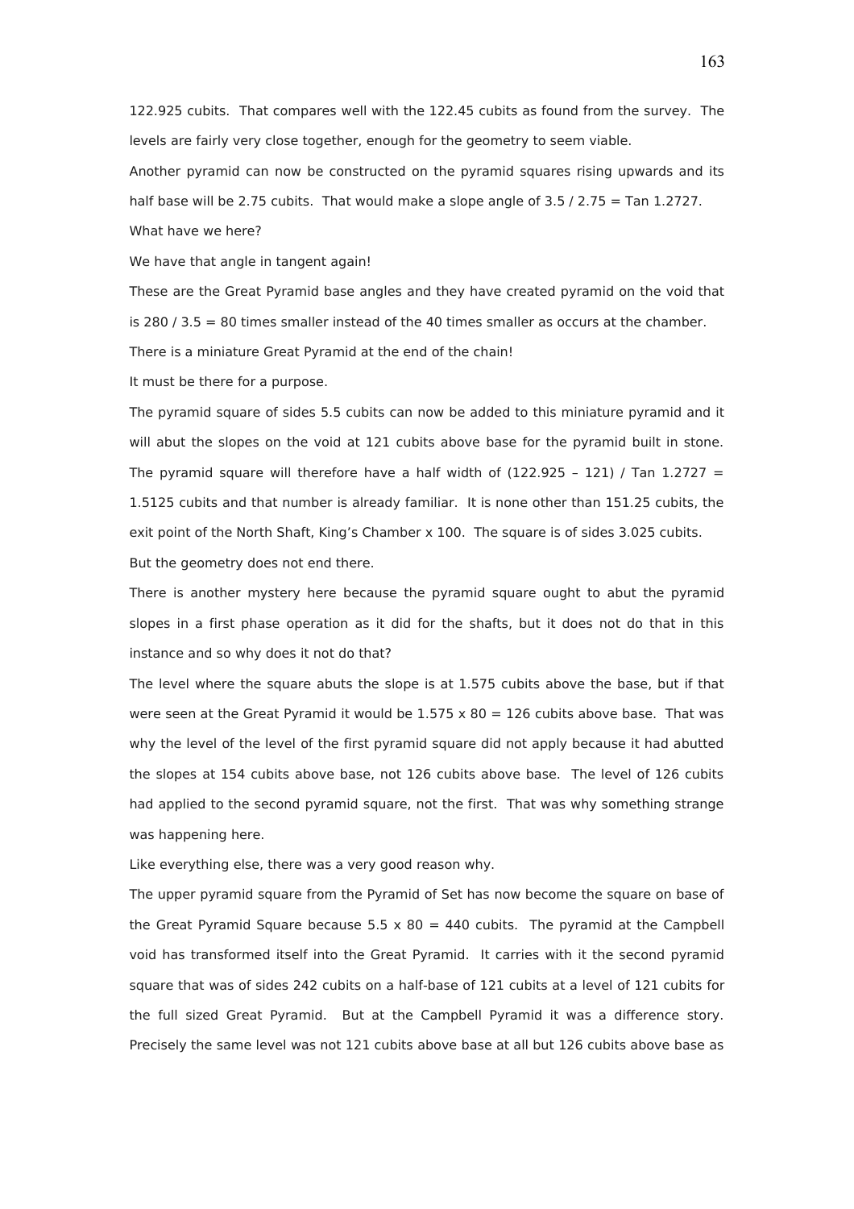122.925 cubits. That compares well with the 122.45 cubits as found from the survey. The levels are fairly very close together, enough for the geometry to seem viable.

Another pyramid can now be constructed on the pyramid squares rising upwards and its half base will be 2.75 cubits. That would make a slope angle of 3.5 / 2.75 = Tan 1.2727.

What have we here?

We have that angle in tangent again!

These are the Great Pyramid base angles and they have created pyramid on the void that is 280 / 3.5 = 80 times smaller instead of the 40 times smaller as occurs at the chamber.

There is a miniature Great Pyramid at the end of the chain!

It must be there for a purpose.

The pyramid square of sides 5.5 cubits can now be added to this miniature pyramid and it will abut the slopes on the void at 121 cubits above base for the pyramid built in stone. The pyramid square will therefore have a half width of (122.925 – 121) / Tan 1.2727 = 1.5125 cubits and that number is already familiar. It is none other than 151.25 cubits, the exit point of the North Shaft, King's Chamber x 100. The square is of sides 3.025 cubits.

But the geometry does not end there.

There is another mystery here because the pyramid square ought to abut the pyramid slopes in a first phase operation as it did for the shafts, but it does not do that in this instance and so why does it not do that?

The level where the square abuts the slope is at 1.575 cubits above the base, but if that were seen at the Great Pyramid it would be 1.575 x 80 = 126 cubits above base. That was why the level of the level of the first pyramid square did not apply because it had abutted the slopes at 154 cubits above base, not 126 cubits above base. The level of 126 cubits had applied to the second pyramid square, not the first. That was why something strange was happening here.

Like everything else, there was a very good reason why.

The upper pyramid square from the Pyramid of Set has now become the square on base of the Great Pyramid Square because 5.5 x 80 = 440 cubits. The pyramid at the Campbell void has transformed itself into the Great Pyramid. It carries with it the second pyramid square that was of sides 242 cubits on a half-base of 121 cubits at a level of 121 cubits for the full sized Great Pyramid. But at the Campbell Pyramid it was a difference story. Precisely the same level was not 121 cubits above base at all but 126 cubits above base as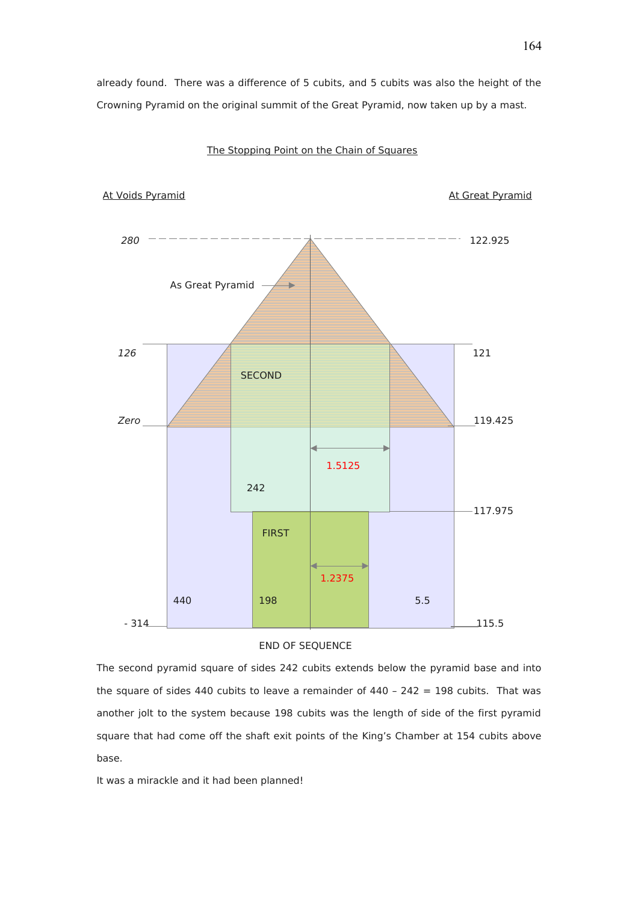already found. There was a difference of 5 cubits, and 5 cubits was also the height of the Crowning Pyramid on the original summit of the Great Pyramid, now taken up by a mast.

The Stopping Point on the Chain of Squares

At Voids Pyramid | At Great Pyramid

280 — 122.925

As Great Pyramid

126 — 121

SECOND

Zero — 119.425

1.5125

242

117.975

FIRST

1.2375

440 198 5.5

- 314 — 115.5

END OF SEQUENCE

The second pyramid square of sides 242 cubits extends below the pyramid base and into the square of sides 440 cubits to leave a remainder of 440 – 242 = 198 cubits. That was another jolt to the system because 198 cubits was the length of side of the first pyramid square that had come off the shaft exit points of the King's Chamber at 154 cubits above base.

It was a mirackle and it had been planned!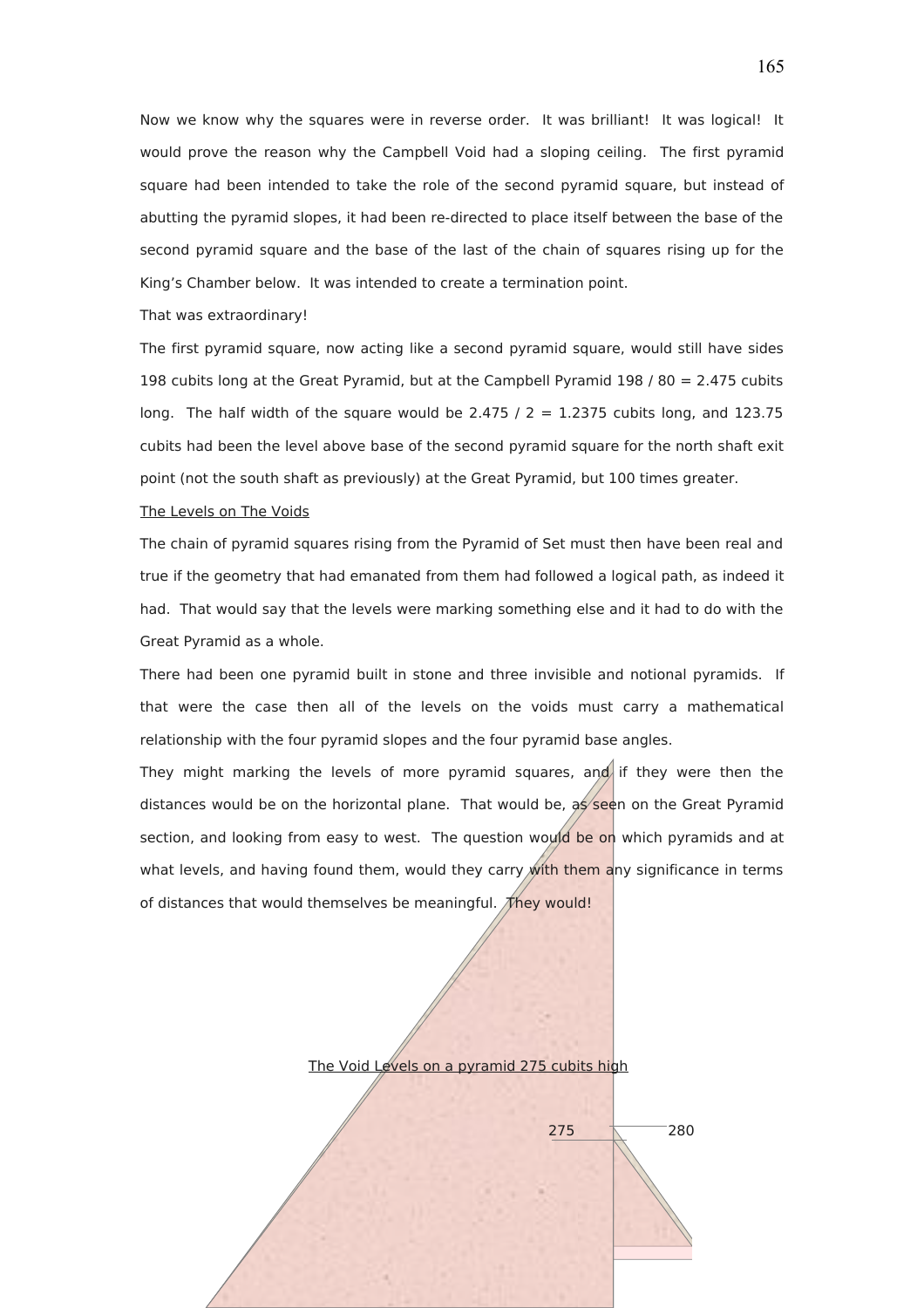Now we know why the squares were in reverse order. It was brilliant! It was logical! It would prove the reason why the Campbell Void had a sloping ceiling. The first pyramid square had been intended to take the role of the second pyramid square, but instead of abutting the pyramid slopes, it had been re-directed to place itself between the base of the second pyramid square and the base of the last of the chain of squares rising up for the King's Chamber below. It was intended to create a termination point.

That was extraordinary!

The first pyramid square, now acting like a second pyramid square, would still have sides 198 cubits long at the Great Pyramid, but at the Campbell Pyramid 198 / 80 = 2.475 cubits long. The half width of the square would be 2.475 / 2 = 1.2375 cubits long, and 123.75 cubits had been the level above base of the second pyramid square for the north shaft exit point (not the south shaft as previously) at the Great Pyramid, but 100 times greater.

<u>The Levels on The Voids</u>

The chain of pyramid squares rising from the Pyramid of Set must then have been real and true if the geometry that had emanated from them had followed a logical path, as indeed it had. That would say that the levels were marking something else and it had to do with the Great Pyramid as a whole.

There had been one pyramid built in stone and three invisible and notional pyramids. If that were the case then all of the levels on the voids must carry a mathematical relationship with the four pyramid slopes and the four pyramid base angles.

They might marking the levels of more pyramid squares, and if they were then the distances would be on the horizontal plane. That would be, as seen on the Great Pyramid section, and looking from easy to west. The question would be on which pyramids and at what levels, and having found them, would they carry with them any significance in terms of distances that would themselves be meaningful. They would!

<u>The Void Levels on a pyramid 275 cubits high</u>

275

280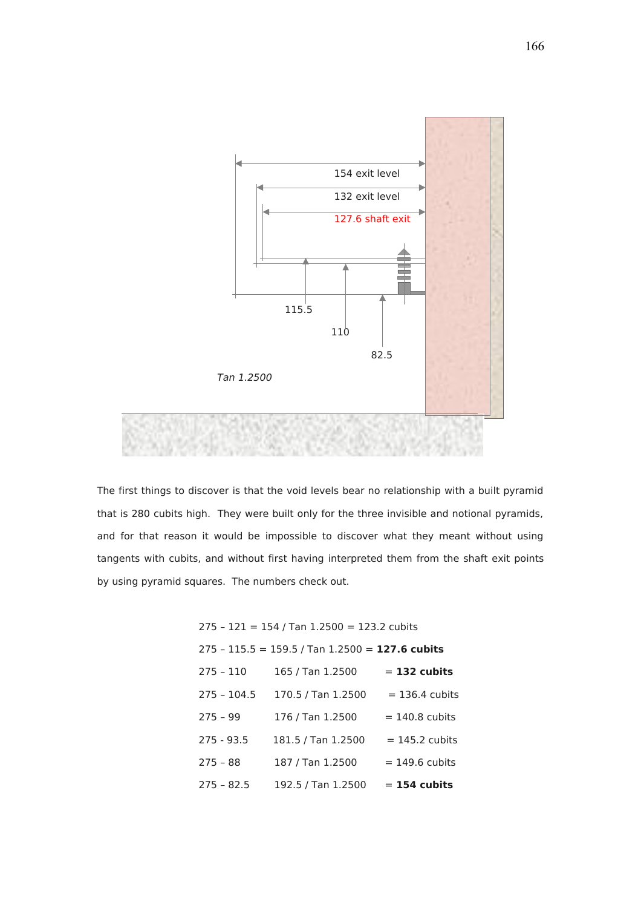154 exit level

132 exit level

127.6 shaft exit

115.5

110

82.5

*Tan 1.2500*

The first things to discover is that the void levels bear no relationship with a built pyramid that is 280 cubits high. They were built only for the three invisible and notional pyramids, and for that reason it would be impossible to discover what they meant without using tangents with cubits, and without first having interpreted them from the shaft exit points by using pyramid squares. The numbers check out.

275 – 121 = 154 / Tan 1.2500 = 123.2 cubits

275 – 115.5 = 159.5 / Tan 1.2500 = **127.6 cubits**

| | | |
|---|---|---|
| 275 – 110 | 165 / Tan 1.2500 | = **132 cubits** |
| 275 – 104.5 | 170.5 / Tan 1.2500 | = 136.4 cubits |
| 275 – 99 | 176 / Tan 1.2500 | = 140.8 cubits |
| 275 - 93.5 | 181.5 / Tan 1.2500 | = 145.2 cubits |
| 275 – 88 | 187 / Tan 1.2500 | = 149.6 cubits |
| 275 – 82.5 | 192.5 / Tan 1.2500 | = **154 cubits** |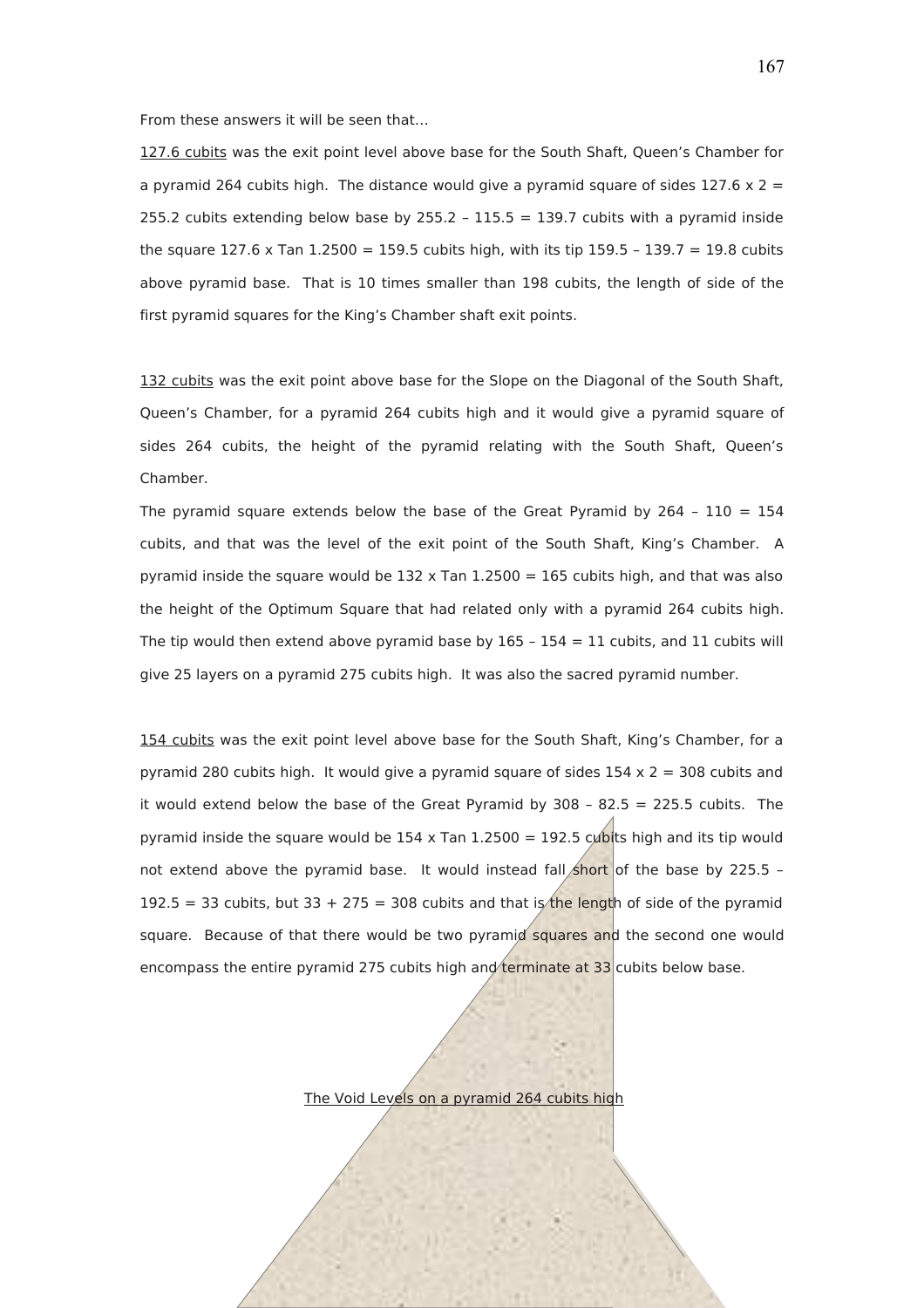From these answers it will be seen that…

<u>127.6 cubits</u> was the exit point level above base for the South Shaft, Queen's Chamber for a pyramid 264 cubits high. The distance would give a pyramid square of sides 127.6 x 2 = 255.2 cubits extending below base by 255.2 – 115.5 = 139.7 cubits with a pyramid inside the square 127.6 x Tan 1.2500 = 159.5 cubits high, with its tip 159.5 – 139.7 = 19.8 cubits above pyramid base. That is 10 times smaller than 198 cubits, the length of side of the first pyramid squares for the King's Chamber shaft exit points.

<u>132 cubits</u> was the exit point above base for the Slope on the Diagonal of the South Shaft, Queen's Chamber, for a pyramid 264 cubits high and it would give a pyramid square of sides 264 cubits, the height of the pyramid relating with the South Shaft, Queen's Chamber.

The pyramid square extends below the base of the Great Pyramid by 264 – 110 = 154 cubits, and that was the level of the exit point of the South Shaft, King's Chamber. A pyramid inside the square would be 132 x Tan 1.2500 = 165 cubits high, and that was also the height of the Optimum Square that had related only with a pyramid 264 cubits high. The tip would then extend above pyramid base by 165 – 154 = 11 cubits, and 11 cubits will give 25 layers on a pyramid 275 cubits high. It was also the sacred pyramid number.

<u>154 cubits</u> was the exit point level above base for the South Shaft, King's Chamber, for a pyramid 280 cubits high. It would give a pyramid square of sides 154 x 2 = 308 cubits and it would extend below the base of the Great Pyramid by 308 – 82.5 = 225.5 cubits. The pyramid inside the square would be 154 x Tan 1.2500 = 192.5 cubits high and its tip would not extend above the pyramid base. It would instead fall short of the base by 225.5 – 192.5 = 33 cubits, but 33 + 275 = 308 cubits and that is the length of side of the pyramid square. Because of that there would be two pyramid squares and the second one would encompass the entire pyramid 275 cubits high and terminate at 33 cubits below base.

<u>The Void Levels on a pyramid 264 cubits high</u>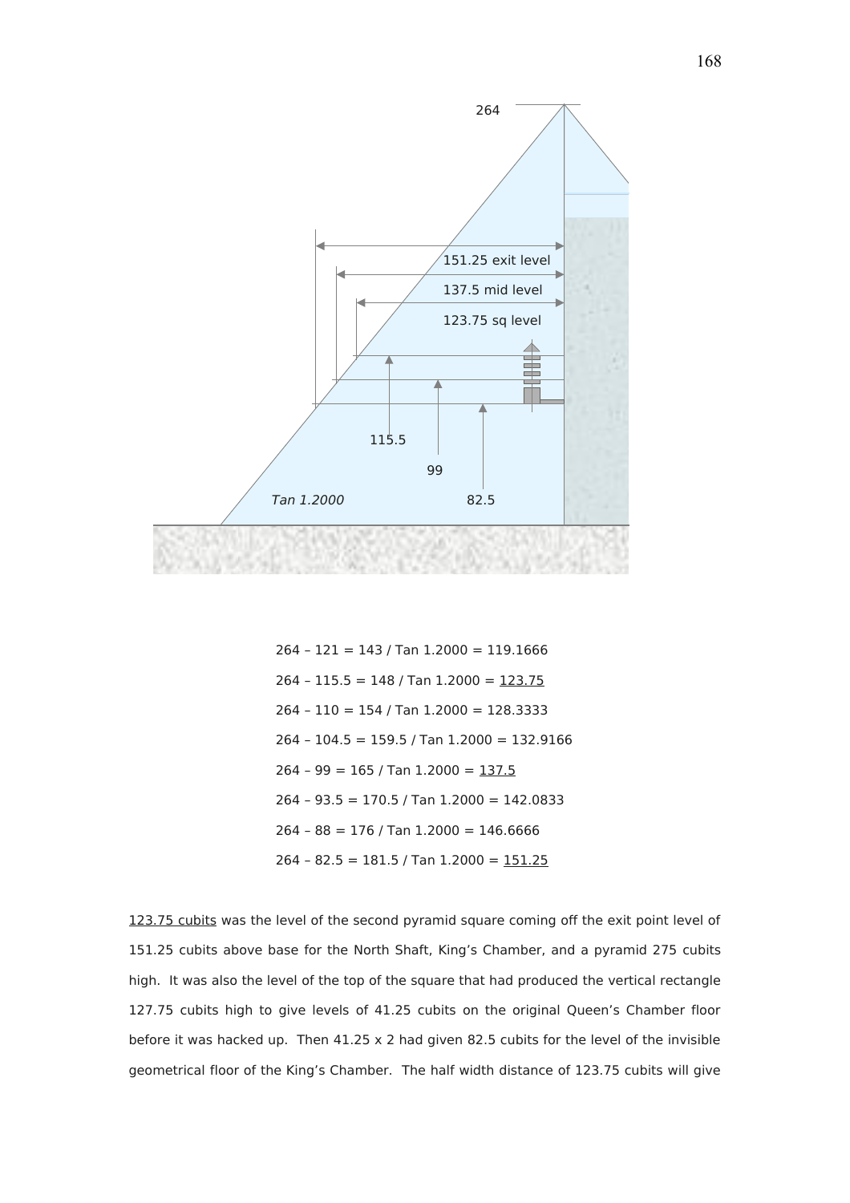264 – 121 = 143 / Tan 1.2000 = 119.1666

264 – 115.5 = 148 / Tan 1.2000 = <u>123.75</u>

264 – 110 = 154 / Tan 1.2000 = 128.3333

264 – 104.5 = 159.5 / Tan 1.2000 = 132.9166

264 – 99 = 165 / Tan 1.2000 = <u>137.5</u>

264 – 93.5 = 170.5 / Tan 1.2000 = 142.0833

264 – 88 = 176 / Tan 1.2000 = 146.6666

264 – 82.5 = 181.5 / Tan 1.2000 = <u>151.25</u>

<u>123.75 cubits</u> was the level of the second pyramid square coming off the exit point level of 151.25 cubits above base for the North Shaft, King's Chamber, and a pyramid 275 cubits high. It was also the level of the top of the square that had produced the vertical rectangle 127.75 cubits high to give levels of 41.25 cubits on the original Queen's Chamber floor before it was hacked up. Then 41.25 x 2 had given 82.5 cubits for the level of the invisible geometrical floor of the King's Chamber. The half width distance of 123.75 cubits will give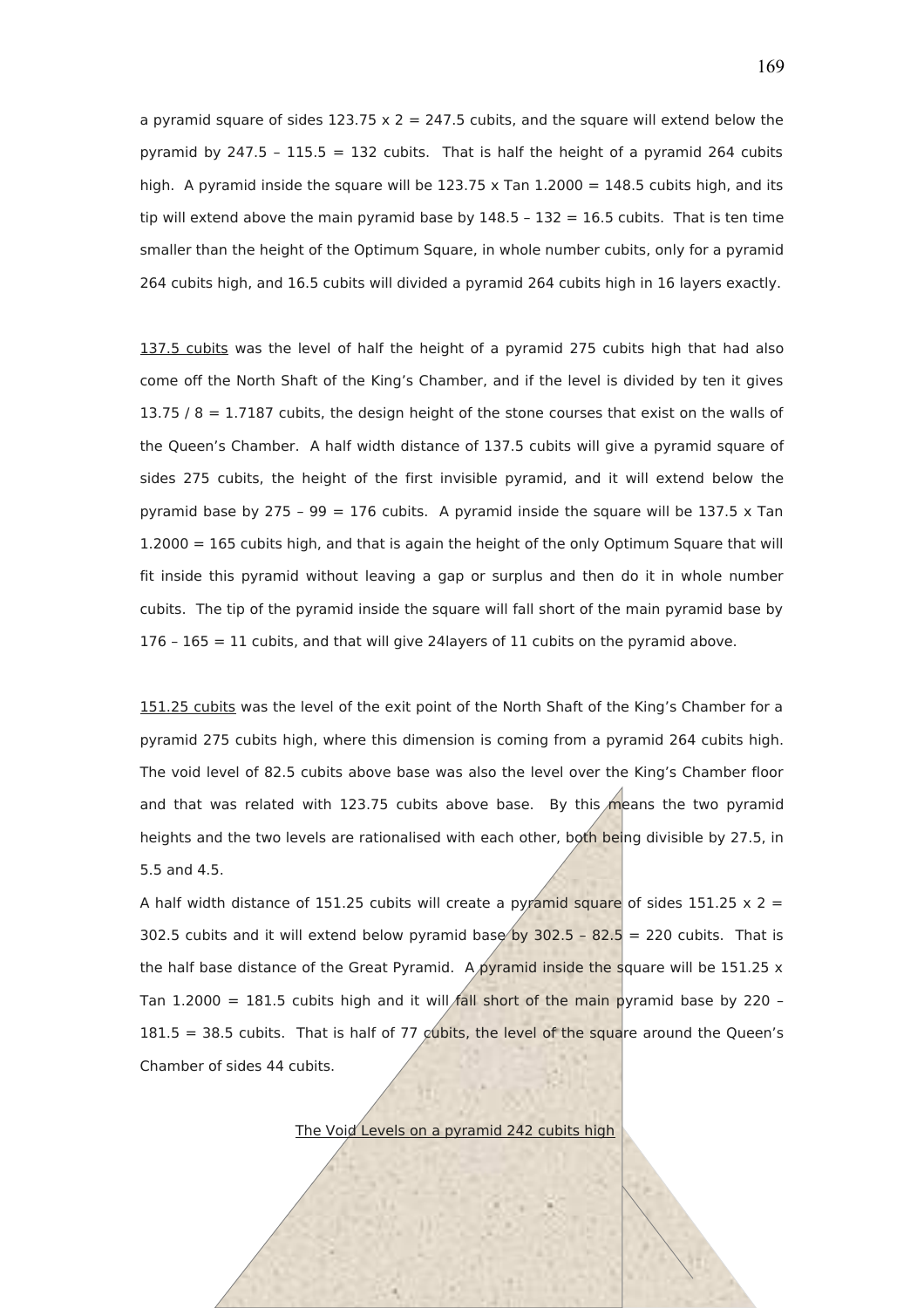a pyramid square of sides 123.75 x 2 = 247.5 cubits, and the square will extend below the pyramid by 247.5 – 115.5 = 132 cubits. That is half the height of a pyramid 264 cubits high. A pyramid inside the square will be 123.75 x Tan 1.2000 = 148.5 cubits high, and its tip will extend above the main pyramid base by 148.5 – 132 = 16.5 cubits. That is ten time smaller than the height of the Optimum Square, in whole number cubits, only for a pyramid 264 cubits high, and 16.5 cubits will divided a pyramid 264 cubits high in 16 layers exactly.

<u>137.5 cubits</u> was the level of half the height of a pyramid 275 cubits high that had also come off the North Shaft of the King's Chamber, and if the level is divided by ten it gives 13.75 / 8 = 1.7187 cubits, the design height of the stone courses that exist on the walls of the Queen's Chamber. A half width distance of 137.5 cubits will give a pyramid square of sides 275 cubits, the height of the first invisible pyramid, and it will extend below the pyramid base by 275 – 99 = 176 cubits. A pyramid inside the square will be 137.5 x Tan 1.2000 = 165 cubits high, and that is again the height of the only Optimum Square that will fit inside this pyramid without leaving a gap or surplus and then do it in whole number cubits. The tip of the pyramid inside the square will fall short of the main pyramid base by 176 – 165 = 11 cubits, and that will give 24layers of 11 cubits on the pyramid above.

<u>151.25 cubits</u> was the level of the exit point of the North Shaft of the King's Chamber for a pyramid 275 cubits high, where this dimension is coming from a pyramid 264 cubits high. The void level of 82.5 cubits above base was also the level over the King's Chamber floor and that was related with 123.75 cubits above base. By this means the two pyramid heights and the two levels are rationalised with each other, both being divisible by 27.5, in 5.5 and 4.5.

A half width distance of 151.25 cubits will create a pyramid square of sides 151.25 x 2 = 302.5 cubits and it will extend below pyramid base by 302.5 – 82.5 = 220 cubits. That is the half base distance of the Great Pyramid. A pyramid inside the square will be 151.25 x Tan 1.2000 = 181.5 cubits high and it will fall short of the main pyramid base by 220 – 181.5 = 38.5 cubits. That is half of 77 cubits, the level of the square around the Queen's Chamber of sides 44 cubits.

<u>The Void Levels on a pyramid 242 cubits high</u>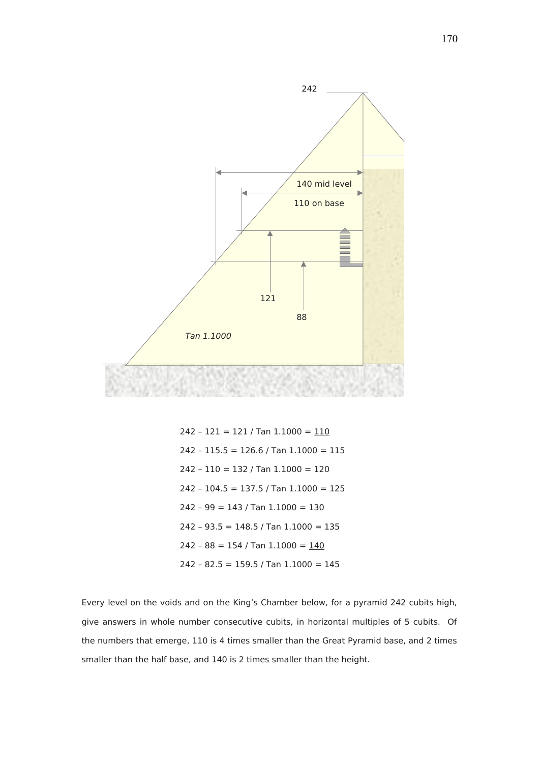242

140 mid level

110 on base

121

88

*Tan 1.1000*

242 – 121 = 121 / Tan 1.1000 = <u>110</u>

242 – 115.5 = 126.6 / Tan 1.1000 = 115

242 – 110 = 132 / Tan 1.1000 = 120

242 – 104.5 = 137.5 / Tan 1.1000 = 125

242 – 99 = 143 / Tan 1.1000 = 130

242 – 93.5 = 148.5 / Tan 1.1000 = 135

242 – 88 = 154 / Tan 1.1000 = <u>140</u>

242 – 82.5 = 159.5 / Tan 1.1000 = 145

Every level on the voids and on the King's Chamber below, for a pyramid 242 cubits high, give answers in whole number consecutive cubits, in horizontal multiples of 5 cubits. Of the numbers that emerge, 110 is 4 times smaller than the Great Pyramid base, and 2 times smaller than the half base, and 140 is 2 times smaller than the height.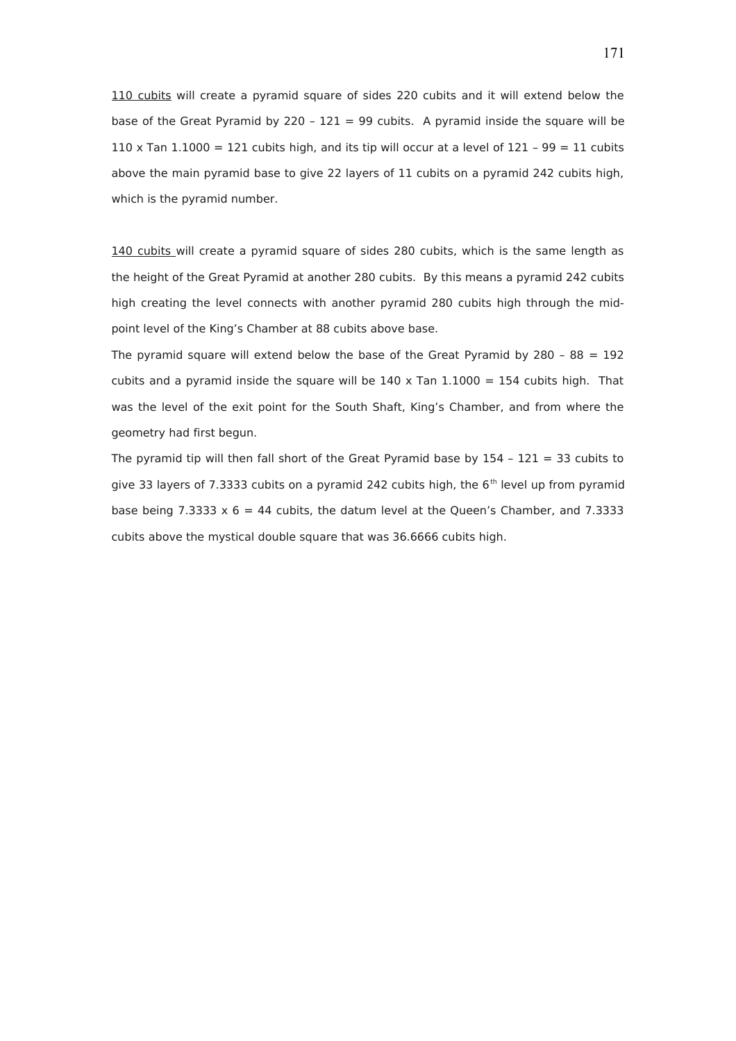<u>110 cubits</u> will create a pyramid square of sides 220 cubits and it will extend below the base of the Great Pyramid by 220 – 121 = 99 cubits. A pyramid inside the square will be 110 x Tan 1.1000 = 121 cubits high, and its tip will occur at a level of 121 – 99 = 11 cubits above the main pyramid base to give 22 layers of 11 cubits on a pyramid 242 cubits high, which is the pyramid number.

<u>140 cubits</u> will create a pyramid square of sides 280 cubits, which is the same length as the height of the Great Pyramid at another 280 cubits. By this means a pyramid 242 cubits high creating the level connects with another pyramid 280 cubits high through the mid-point level of the King's Chamber at 88 cubits above base.

The pyramid square will extend below the base of the Great Pyramid by 280 – 88 = 192 cubits and a pyramid inside the square will be 140 x Tan 1.1000 = 154 cubits high. That was the level of the exit point for the South Shaft, King's Chamber, and from where the geometry had first begun.

The pyramid tip will then fall short of the Great Pyramid base by 154 – 121 = 33 cubits to give 33 layers of 7.3333 cubits on a pyramid 242 cubits high, the $6^{th}$ level up from pyramid base being 7.3333 x 6 = 44 cubits, the datum level at the Queen's Chamber, and 7.3333 cubits above the mystical double square that was 36.6666 cubits high.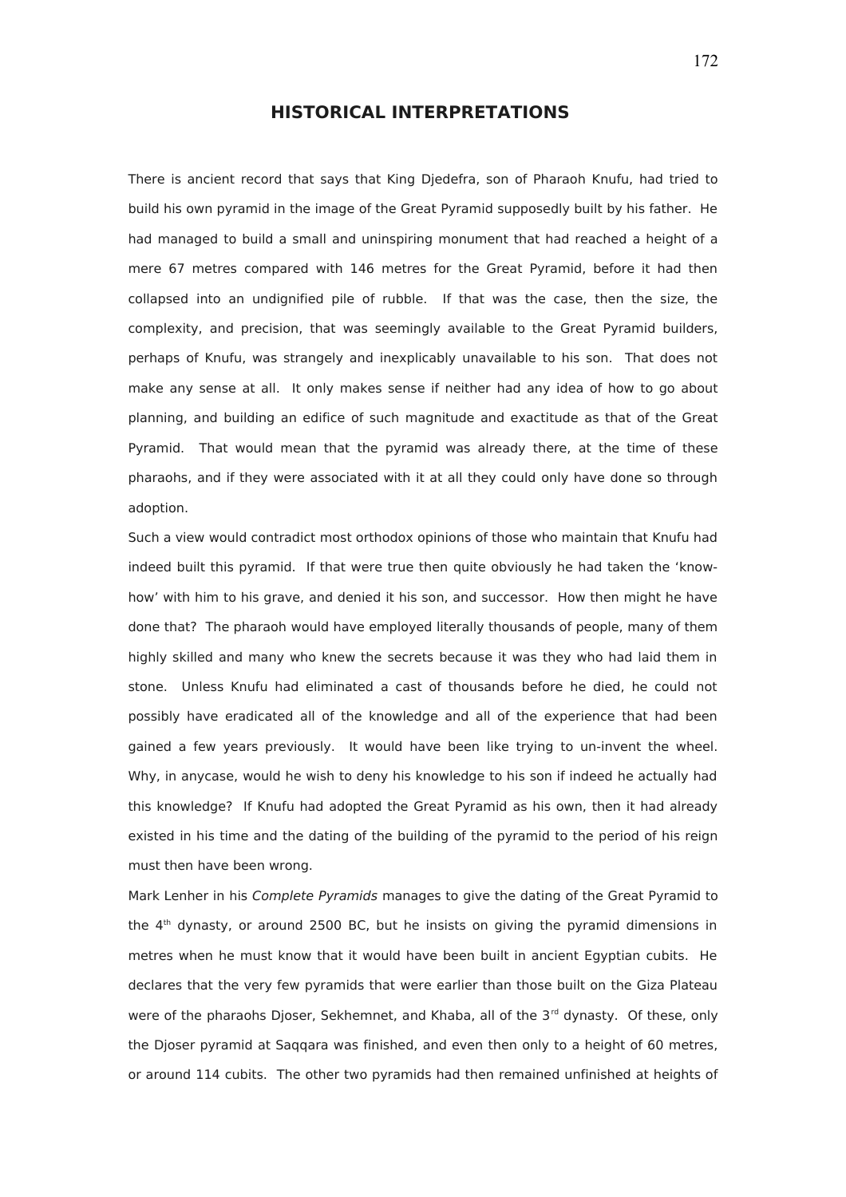## HISTORICAL INTERPRETATIONS

There is ancient record that says that King Djedefra, son of Pharaoh Knufu, had tried to build his own pyramid in the image of the Great Pyramid supposedly built by his father. He had managed to build a small and uninspiring monument that had reached a height of a mere 67 metres compared with 146 metres for the Great Pyramid, before it had then collapsed into an undignified pile of rubble. If that was the case, then the size, the complexity, and precision, that was seemingly available to the Great Pyramid builders, perhaps of Knufu, was strangely and inexplicably unavailable to his son. That does not make any sense at all. It only makes sense if neither had any idea of how to go about planning, and building an edifice of such magnitude and exactitude as that of the Great Pyramid. That would mean that the pyramid was already there, at the time of these pharaohs, and if they were associated with it at all they could only have done so through adoption.

Such a view would contradict most orthodox opinions of those who maintain that Knufu had indeed built this pyramid. If that were true then quite obviously he had taken the 'know-how' with him to his grave, and denied it his son, and successor. How then might he have done that? The pharaoh would have employed literally thousands of people, many of them highly skilled and many who knew the secrets because it was they who had laid them in stone. Unless Knufu had eliminated a cast of thousands before he died, he could not possibly have eradicated all of the knowledge and all of the experience that had been gained a few years previously. It would have been like trying to un-invent the wheel. Why, in anycase, would he wish to deny his knowledge to his son if indeed he actually had this knowledge? If Knufu had adopted the Great Pyramid as his own, then it had already existed in his time and the dating of the building of the pyramid to the period of his reign must then have been wrong.

Mark Lenher in his *Complete Pyramids* manages to give the dating of the Great Pyramid to the 4th dynasty, or around 2500 BC, but he insists on giving the pyramid dimensions in metres when he must know that it would have been built in ancient Egyptian cubits. He declares that the very few pyramids that were earlier than those built on the Giza Plateau were of the pharaohs Djoser, Sekhemnet, and Khaba, all of the 3rd dynasty. Of these, only the Djoser pyramid at Saqqara was finished, and even then only to a height of 60 metres, or around 114 cubits. The other two pyramids had then remained unfinished at heights of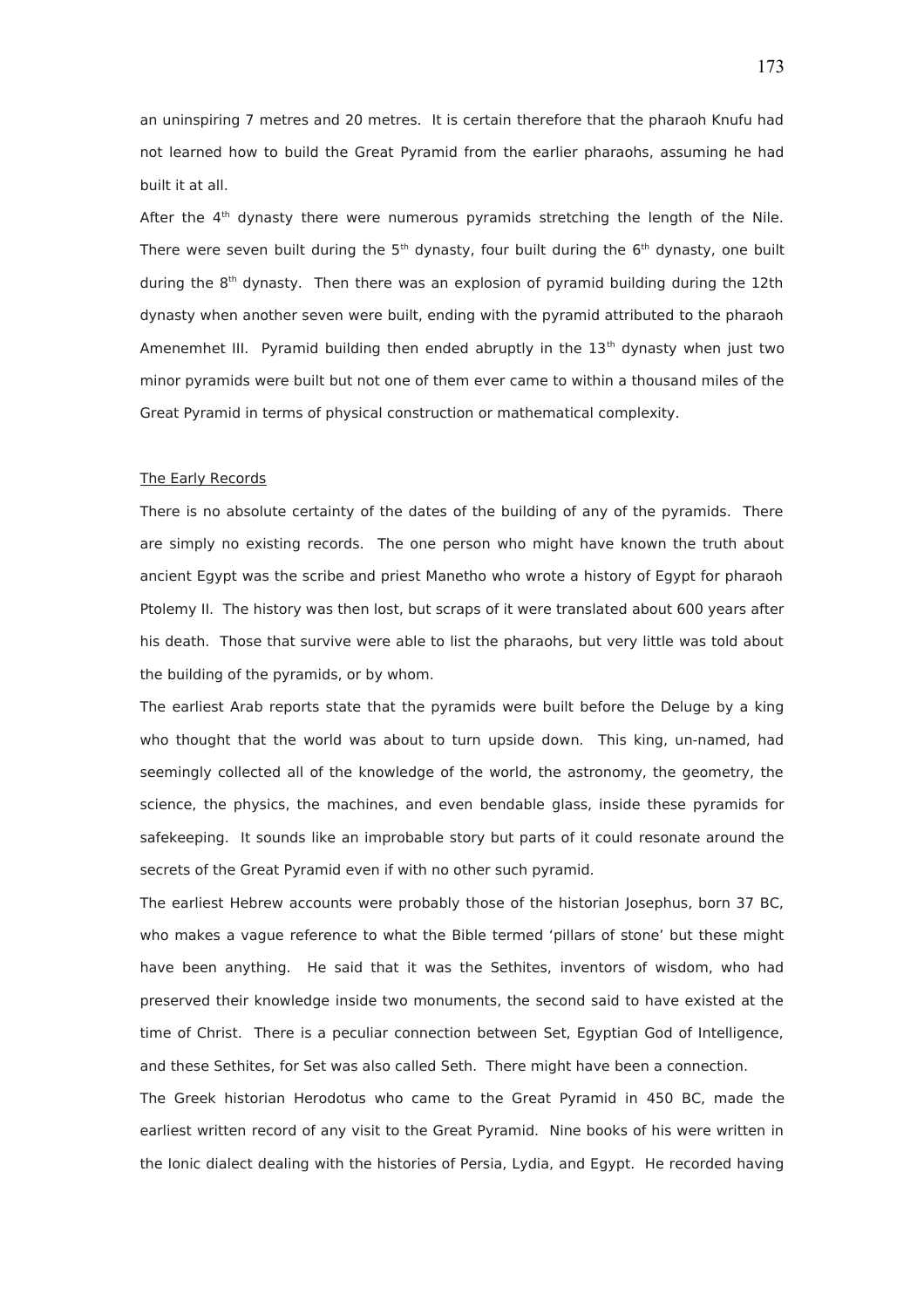an uninspiring 7 metres and 20 metres. It is certain therefore that the pharaoh Knufu had not learned how to build the Great Pyramid from the earlier pharaohs, assuming he had built it at all.

After the 4th dynasty there were numerous pyramids stretching the length of the Nile. There were seven built during the 5th dynasty, four built during the 6th dynasty, one built during the 8th dynasty. Then there was an explosion of pyramid building during the 12th dynasty when another seven were built, ending with the pyramid attributed to the pharaoh Amenemhet III. Pyramid building then ended abruptly in the 13th dynasty when just two minor pyramids were built but not one of them ever came to within a thousand miles of the Great Pyramid in terms of physical construction or mathematical complexity.

## The Early Records

There is no absolute certainty of the dates of the building of any of the pyramids. There are simply no existing records. The one person who might have known the truth about ancient Egypt was the scribe and priest Manetho who wrote a history of Egypt for pharaoh Ptolemy II. The history was then lost, but scraps of it were translated about 600 years after his death. Those that survive were able to list the pharaohs, but very little was told about the building of the pyramids, or by whom.

The earliest Arab reports state that the pyramids were built before the Deluge by a king who thought that the world was about to turn upside down. This king, un-named, had seemingly collected all of the knowledge of the world, the astronomy, the geometry, the science, the physics, the machines, and even bendable glass, inside these pyramids for safekeeping. It sounds like an improbable story but parts of it could resonate around the secrets of the Great Pyramid even if with no other such pyramid.

The earliest Hebrew accounts were probably those of the historian Josephus, born 37 BC, who makes a vague reference to what the Bible termed 'pillars of stone' but these might have been anything. He said that it was the Sethites, inventors of wisdom, who had preserved their knowledge inside two monuments, the second said to have existed at the time of Christ. There is a peculiar connection between Set, Egyptian God of Intelligence, and these Sethites, for Set was also called Seth. There might have been a connection.

The Greek historian Herodotus who came to the Great Pyramid in 450 BC, made the earliest written record of any visit to the Great Pyramid. Nine books of his were written in the Ionic dialect dealing with the histories of Persia, Lydia, and Egypt. He recorded having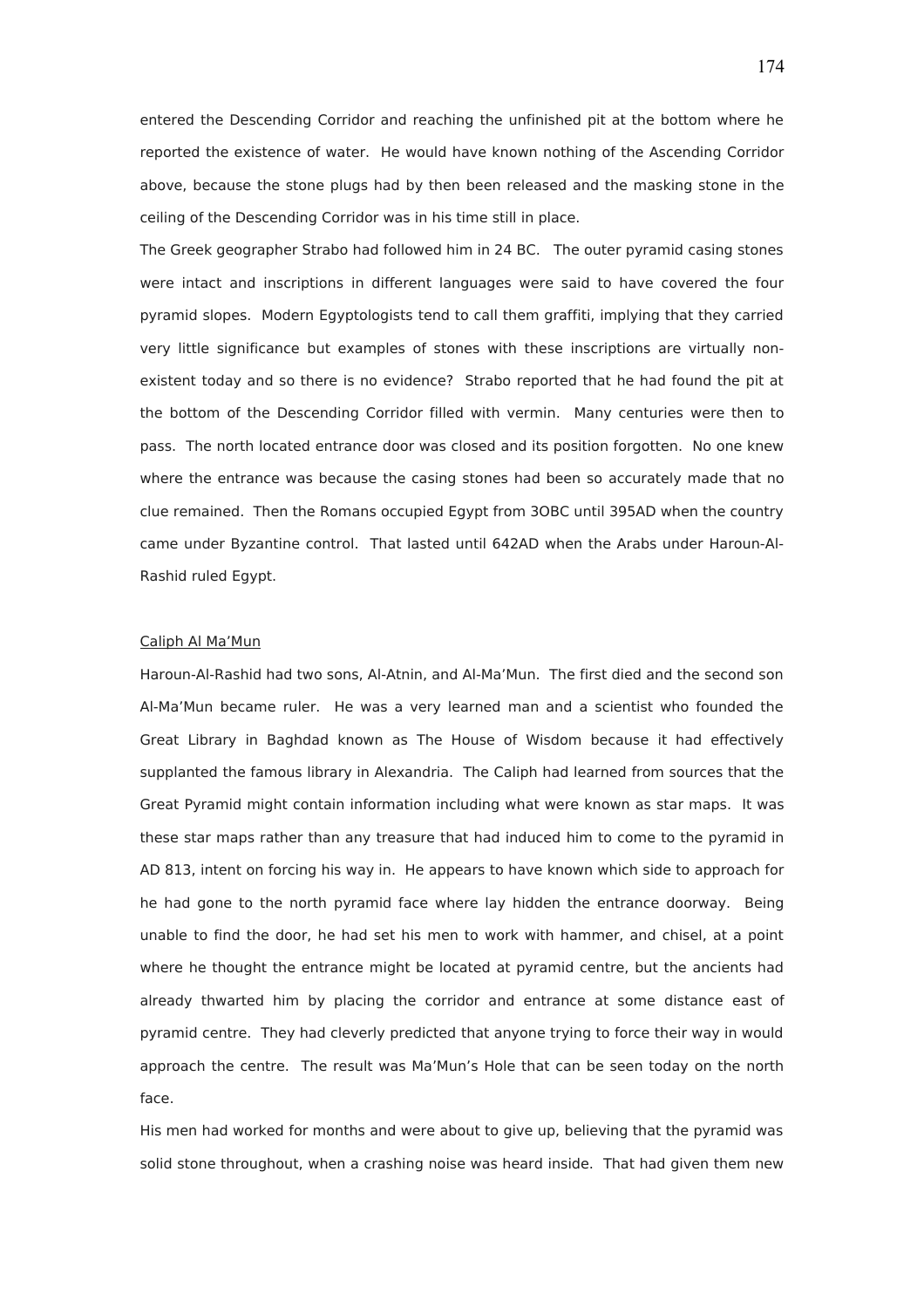entered the Descending Corridor and reaching the unfinished pit at the bottom where he reported the existence of water. He would have known nothing of the Ascending Corridor above, because the stone plugs had by then been released and the masking stone in the ceiling of the Descending Corridor was in his time still in place.

The Greek geographer Strabo had followed him in 24 BC. The outer pyramid casing stones were intact and inscriptions in different languages were said to have covered the four pyramid slopes. Modern Egyptologists tend to call them graffiti, implying that they carried very little significance but examples of stones with these inscriptions are virtually non-existent today and so there is no evidence? Strabo reported that he had found the pit at the bottom of the Descending Corridor filled with vermin. Many centuries were then to pass. The north located entrance door was closed and its position forgotten. No one knew where the entrance was because the casing stones had been so accurately made that no clue remained. Then the Romans occupied Egypt from 3OBC until 395AD when the country came under Byzantine control. That lasted until 642AD when the Arabs under Haroun-Al-Rashid ruled Egypt.

<u>Caliph Al Ma'Mun</u>

Haroun-Al-Rashid had two sons, Al-Atnin, and Al-Ma'Mun. The first died and the second son Al-Ma'Mun became ruler. He was a very learned man and a scientist who founded the Great Library in Baghdad known as The House of Wisdom because it had effectively supplanted the famous library in Alexandria. The Caliph had learned from sources that the Great Pyramid might contain information including what were known as star maps. It was these star maps rather than any treasure that had induced him to come to the pyramid in AD 813, intent on forcing his way in. He appears to have known which side to approach for he had gone to the north pyramid face where lay hidden the entrance doorway. Being unable to find the door, he had set his men to work with hammer, and chisel, at a point where he thought the entrance might be located at pyramid centre, but the ancients had already thwarted him by placing the corridor and entrance at some distance east of pyramid centre. They had cleverly predicted that anyone trying to force their way in would approach the centre. The result was Ma'Mun's Hole that can be seen today on the north face.

His men had worked for months and were about to give up, believing that the pyramid was solid stone throughout, when a crashing noise was heard inside. That had given them new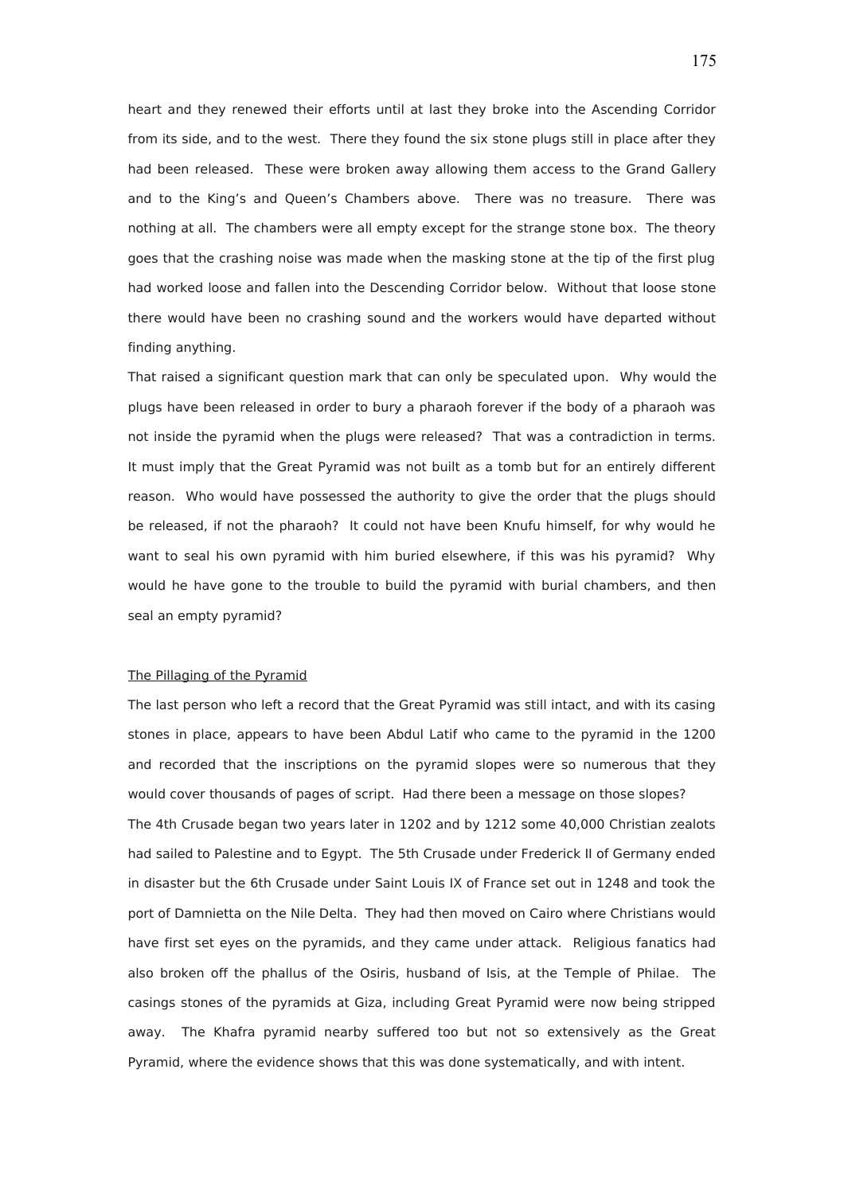heart and they renewed their efforts until at last they broke into the Ascending Corridor from its side, and to the west. There they found the six stone plugs still in place after they had been released. These were broken away allowing them access to the Grand Gallery and to the King's and Queen's Chambers above. There was no treasure. There was nothing at all. The chambers were all empty except for the strange stone box. The theory goes that the crashing noise was made when the masking stone at the tip of the first plug had worked loose and fallen into the Descending Corridor below. Without that loose stone there would have been no crashing sound and the workers would have departed without finding anything.

That raised a significant question mark that can only be speculated upon. Why would the plugs have been released in order to bury a pharaoh forever if the body of a pharaoh was not inside the pyramid when the plugs were released? That was a contradiction in terms. It must imply that the Great Pyramid was not built as a tomb but for an entirely different reason. Who would have possessed the authority to give the order that the plugs should be released, if not the pharaoh? It could not have been Knufu himself, for why would he want to seal his own pyramid with him buried elsewhere, if this was his pyramid? Why would he have gone to the trouble to build the pyramid with burial chambers, and then seal an empty pyramid?

<u>The Pillaging of the Pyramid</u>

The last person who left a record that the Great Pyramid was still intact, and with its casing stones in place, appears to have been Abdul Latif who came to the pyramid in the 1200 and recorded that the inscriptions on the pyramid slopes were so numerous that they would cover thousands of pages of script. Had there been a message on those slopes?

The 4th Crusade began two years later in 1202 and by 1212 some 40,000 Christian zealots had sailed to Palestine and to Egypt. The 5th Crusade under Frederick II of Germany ended in disaster but the 6th Crusade under Saint Louis IX of France set out in 1248 and took the port of Damnietta on the Nile Delta. They had then moved on Cairo where Christians would have first set eyes on the pyramids, and they came under attack. Religious fanatics had also broken off the phallus of the Osiris, husband of Isis, at the Temple of Philae. The casings stones of the pyramids at Giza, including Great Pyramid were now being stripped away. The Khafra pyramid nearby suffered too but not so extensively as the Great Pyramid, where the evidence shows that this was done systematically, and with intent.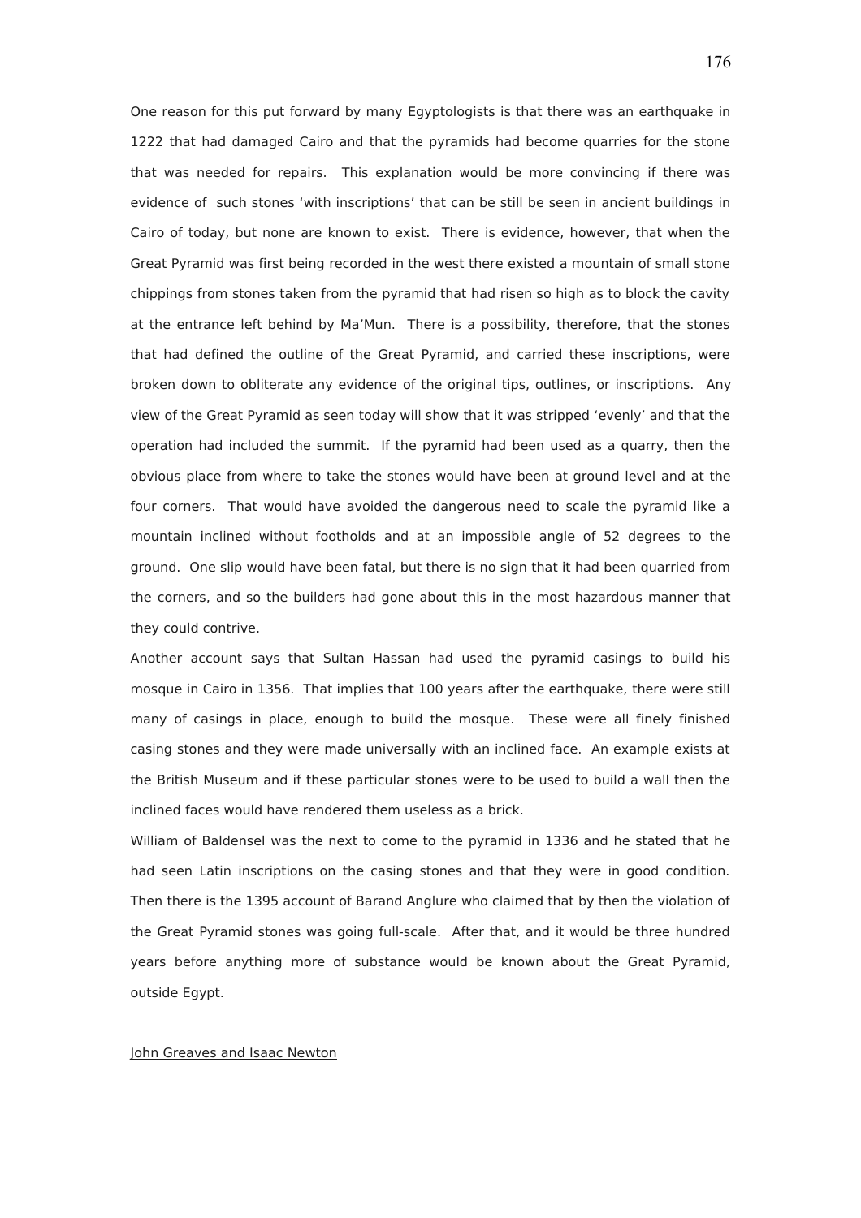One reason for this put forward by many Egyptologists is that there was an earthquake in 1222 that had damaged Cairo and that the pyramids had become quarries for the stone that was needed for repairs. This explanation would be more convincing if there was evidence of such stones 'with inscriptions' that can be still be seen in ancient buildings in Cairo of today, but none are known to exist. There is evidence, however, that when the Great Pyramid was first being recorded in the west there existed a mountain of small stone chippings from stones taken from the pyramid that had risen so high as to block the cavity at the entrance left behind by Ma'Mun. There is a possibility, therefore, that the stones that had defined the outline of the Great Pyramid, and carried these inscriptions, were broken down to obliterate any evidence of the original tips, outlines, or inscriptions. Any view of the Great Pyramid as seen today will show that it was stripped 'evenly' and that the operation had included the summit. If the pyramid had been used as a quarry, then the obvious place from where to take the stones would have been at ground level and at the four corners. That would have avoided the dangerous need to scale the pyramid like a mountain inclined without footholds and at an impossible angle of 52 degrees to the ground. One slip would have been fatal, but there is no sign that it had been quarried from the corners, and so the builders had gone about this in the most hazardous manner that they could contrive.

Another account says that Sultan Hassan had used the pyramid casings to build his mosque in Cairo in 1356. That implies that 100 years after the earthquake, there were still many of casings in place, enough to build the mosque. These were all finely finished casing stones and they were made universally with an inclined face. An example exists at the British Museum and if these particular stones were to be used to build a wall then the inclined faces would have rendered them useless as a brick.

William of Baldensel was the next to come to the pyramid in 1336 and he stated that he had seen Latin inscriptions on the casing stones and that they were in good condition. Then there is the 1395 account of Barand Anglure who claimed that by then the violation of the Great Pyramid stones was going full-scale. After that, and it would be three hundred years before anything more of substance would be known about the Great Pyramid, outside Egypt.

## John Greaves and Isaac Newton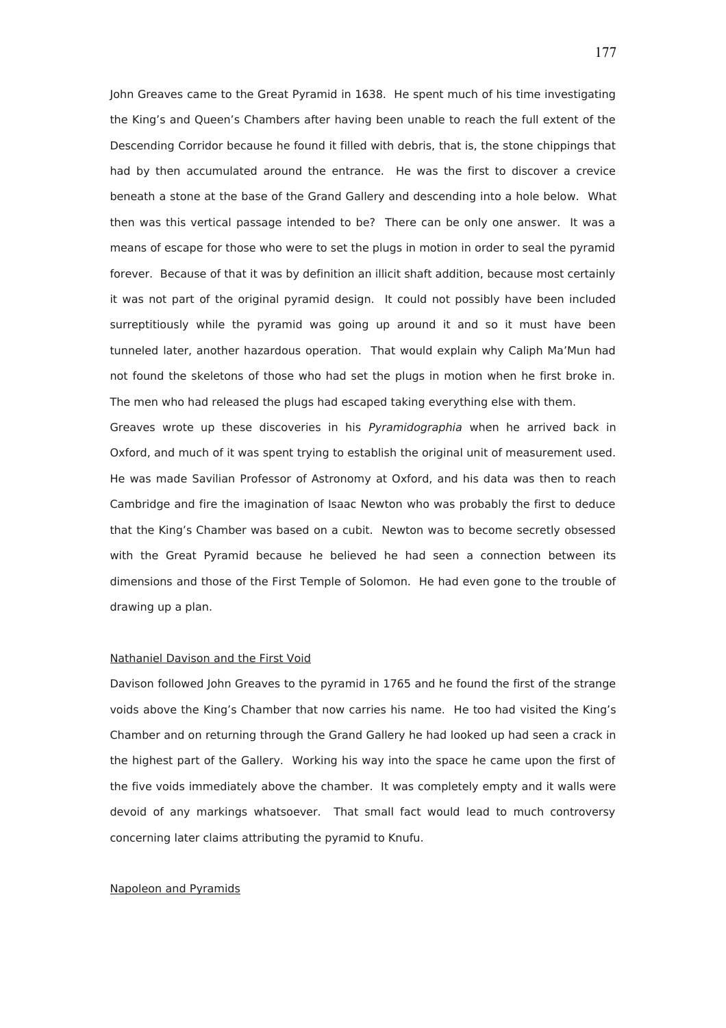John Greaves came to the Great Pyramid in 1638. He spent much of his time investigating the King's and Queen's Chambers after having been unable to reach the full extent of the Descending Corridor because he found it filled with debris, that is, the stone chippings that had by then accumulated around the entrance. He was the first to discover a crevice beneath a stone at the base of the Grand Gallery and descending into a hole below. What then was this vertical passage intended to be? There can be only one answer. It was a means of escape for those who were to set the plugs in motion in order to seal the pyramid forever. Because of that it was by definition an illicit shaft addition, because most certainly it was not part of the original pyramid design. It could not possibly have been included surreptitiously while the pyramid was going up around it and so it must have been tunneled later, another hazardous operation. That would explain why Caliph Ma'Mun had not found the skeletons of those who had set the plugs in motion when he first broke in. The men who had released the plugs had escaped taking everything else with them.

Greaves wrote up these discoveries in his *Pyramidographia* when he arrived back in Oxford, and much of it was spent trying to establish the original unit of measurement used. He was made Savilian Professor of Astronomy at Oxford, and his data was then to reach Cambridge and fire the imagination of Isaac Newton who was probably the first to deduce that the King's Chamber was based on a cubit. Newton was to become secretly obsessed with the Great Pyramid because he believed he had seen a connection between its dimensions and those of the First Temple of Solomon. He had even gone to the trouble of drawing up a plan.

## Nathaniel Davison and the First Void

Davison followed John Greaves to the pyramid in 1765 and he found the first of the strange voids above the King's Chamber that now carries his name. He too had visited the King's Chamber and on returning through the Grand Gallery he had looked up had seen a crack in the highest part of the Gallery. Working his way into the space he came upon the first of the five voids immediately above the chamber. It was completely empty and it walls were devoid of any markings whatsoever. That small fact would lead to much controversy concerning later claims attributing the pyramid to Knufu.

## Napoleon and Pyramids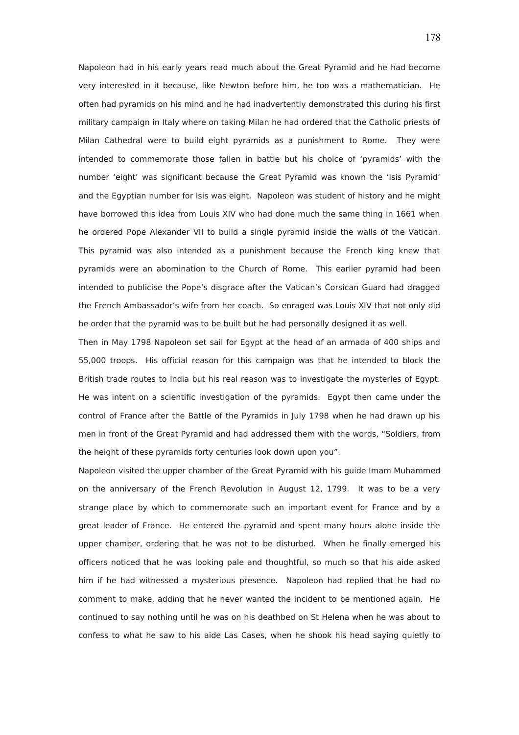Napoleon had in his early years read much about the Great Pyramid and he had become very interested in it because, like Newton before him, he too was a mathematician. He often had pyramids on his mind and he had inadvertently demonstrated this during his first military campaign in Italy where on taking Milan he had ordered that the Catholic priests of Milan Cathedral were to build eight pyramids as a punishment to Rome. They were intended to commemorate those fallen in battle but his choice of 'pyramids' with the number 'eight' was significant because the Great Pyramid was known the 'Isis Pyramid' and the Egyptian number for Isis was eight. Napoleon was student of history and he might have borrowed this idea from Louis XIV who had done much the same thing in 1661 when he ordered Pope Alexander VII to build a single pyramid inside the walls of the Vatican. This pyramid was also intended as a punishment because the French king knew that pyramids were an abomination to the Church of Rome. This earlier pyramid had been intended to publicise the Pope's disgrace after the Vatican's Corsican Guard had dragged the French Ambassador's wife from her coach. So enraged was Louis XIV that not only did he order that the pyramid was to be built but he had personally designed it as well.

Then in May 1798 Napoleon set sail for Egypt at the head of an armada of 400 ships and 55,000 troops. His official reason for this campaign was that he intended to block the British trade routes to India but his real reason was to investigate the mysteries of Egypt. He was intent on a scientific investigation of the pyramids. Egypt then came under the control of France after the Battle of the Pyramids in July 1798 when he had drawn up his men in front of the Great Pyramid and had addressed them with the words, "Soldiers, from the height of these pyramids forty centuries look down upon you".

Napoleon visited the upper chamber of the Great Pyramid with his guide Imam Muhammed on the anniversary of the French Revolution in August 12, 1799. It was to be a very strange place by which to commemorate such an important event for France and by a great leader of France. He entered the pyramid and spent many hours alone inside the upper chamber, ordering that he was not to be disturbed. When he finally emerged his officers noticed that he was looking pale and thoughtful, so much so that his aide asked him if he had witnessed a mysterious presence. Napoleon had replied that he had no comment to make, adding that he never wanted the incident to be mentioned again. He continued to say nothing until he was on his deathbed on St Helena when he was about to confess to what he saw to his aide Las Cases, when he shook his head saying quietly to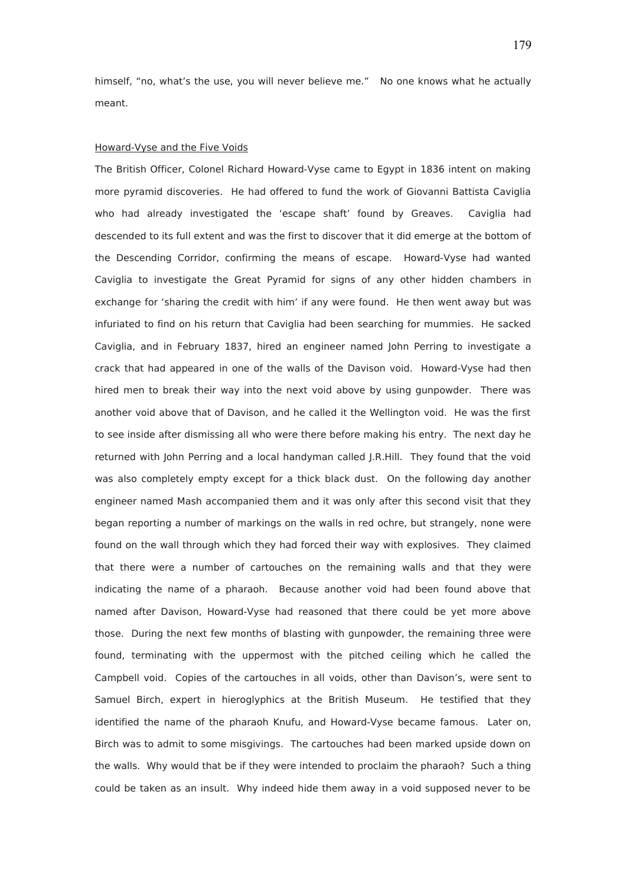himself, “no, what’s the use, you will never believe me.” No one knows what he actually meant.

<u>Howard-Vyse and the Five Voids</u>

The British Officer, Colonel Richard Howard-Vyse came to Egypt in 1836 intent on making more pyramid discoveries. He had offered to fund the work of Giovanni Battista Caviglia who had already investigated the ‘escape shaft’ found by Greaves. Caviglia had descended to its full extent and was the first to discover that it did emerge at the bottom of the Descending Corridor, confirming the means of escape. Howard-Vyse had wanted Caviglia to investigate the Great Pyramid for signs of any other hidden chambers in exchange for ‘sharing the credit with him’ if any were found. He then went away but was infuriated to find on his return that Caviglia had been searching for mummies. He sacked Caviglia, and in February 1837, hired an engineer named John Perring to investigate a crack that had appeared in one of the walls of the Davison void. Howard-Vyse had then hired men to break their way into the next void above by using gunpowder. There was another void above that of Davison, and he called it the Wellington void. He was the first to see inside after dismissing all who were there before making his entry. The next day he returned with John Perring and a local handyman called J.R.Hill. They found that the void was also completely empty except for a thick black dust. On the following day another engineer named Mash accompanied them and it was only after this second visit that they began reporting a number of markings on the walls in red ochre, but strangely, none were found on the wall through which they had forced their way with explosives. They claimed that there were a number of cartouches on the remaining walls and that they were indicating the name of a pharaoh. Because another void had been found above that named after Davison, Howard-Vyse had reasoned that there could be yet more above those. During the next few months of blasting with gunpowder, the remaining three were found, terminating with the uppermost with the pitched ceiling which he called the Campbell void. Copies of the cartouches in all voids, other than Davison’s, were sent to Samuel Birch, expert in hieroglyphics at the British Museum. He testified that they identified the name of the pharaoh Knufu, and Howard-Vyse became famous. Later on, Birch was to admit to some misgivings. The cartouches had been marked upside down on the walls. Why would that be if they were intended to proclaim the pharaoh? Such a thing could be taken as an insult. Why indeed hide them away in a void supposed never to be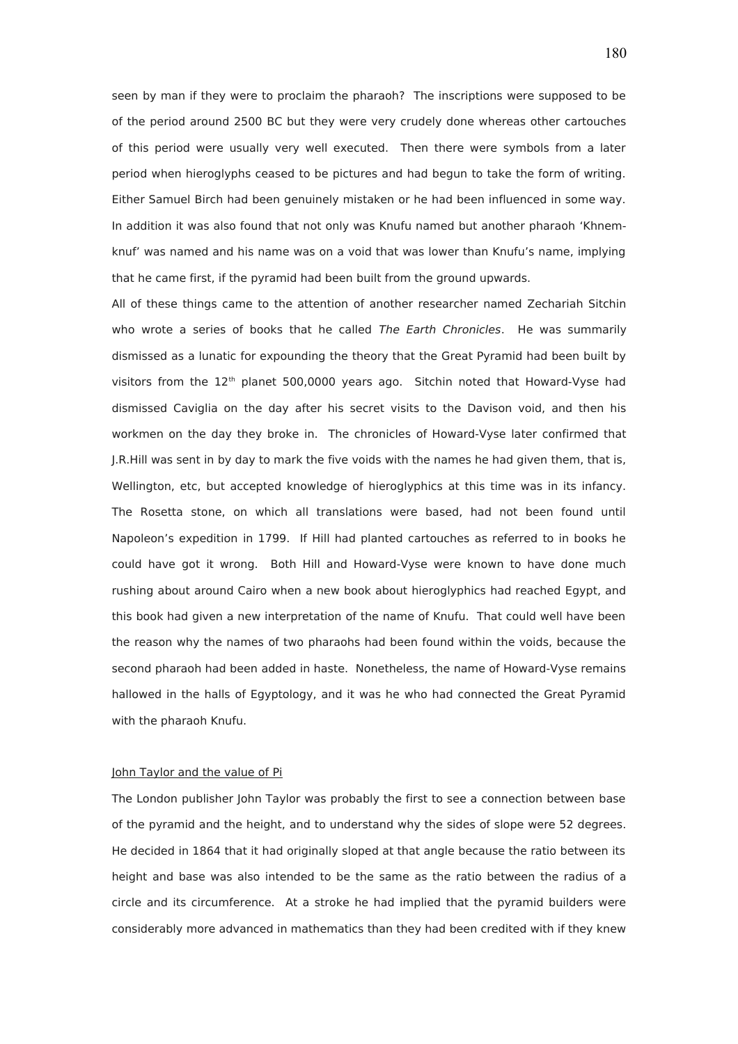seen by man if they were to proclaim the pharaoh? The inscriptions were supposed to be of the period around 2500 BC but they were very crudely done whereas other cartouches of this period were usually very well executed. Then there were symbols from a later period when hieroglyphs ceased to be pictures and had begun to take the form of writing. Either Samuel Birch had been genuinely mistaken or he had been influenced in some way. In addition it was also found that not only was Knufu named but another pharaoh 'Khnem-knuf' was named and his name was on a void that was lower than Knufu's name, implying that he came first, if the pyramid had been built from the ground upwards.

All of these things came to the attention of another researcher named Zechariah Sitchin who wrote a series of books that he called *The Earth Chronicles*. He was summarily dismissed as a lunatic for expounding the theory that the Great Pyramid had been built by visitors from the 12th planet 500,0000 years ago. Sitchin noted that Howard-Vyse had dismissed Caviglia on the day after his secret visits to the Davison void, and then his workmen on the day they broke in. The chronicles of Howard-Vyse later confirmed that J.R.Hill was sent in by day to mark the five voids with the names he had given them, that is, Wellington, etc, but accepted knowledge of hieroglyphics at this time was in its infancy. The Rosetta stone, on which all translations were based, had not been found until Napoleon's expedition in 1799. If Hill had planted cartouches as referred to in books he could have got it wrong. Both Hill and Howard-Vyse were known to have done much rushing about around Cairo when a new book about hieroglyphics had reached Egypt, and this book had given a new interpretation of the name of Knufu. That could well have been the reason why the names of two pharaohs had been found within the voids, because the second pharaoh had been added in haste. Nonetheless, the name of Howard-Vyse remains hallowed in the halls of Egyptology, and it was he who had connected the Great Pyramid with the pharaoh Knufu.

<u>John Taylor and the value of Pi</u>

The London publisher John Taylor was probably the first to see a connection between base of the pyramid and the height, and to understand why the sides of slope were 52 degrees. He decided in 1864 that it had originally sloped at that angle because the ratio between its height and base was also intended to be the same as the ratio between the radius of a circle and its circumference. At a stroke he had implied that the pyramid builders were considerably more advanced in mathematics than they had been credited with if they knew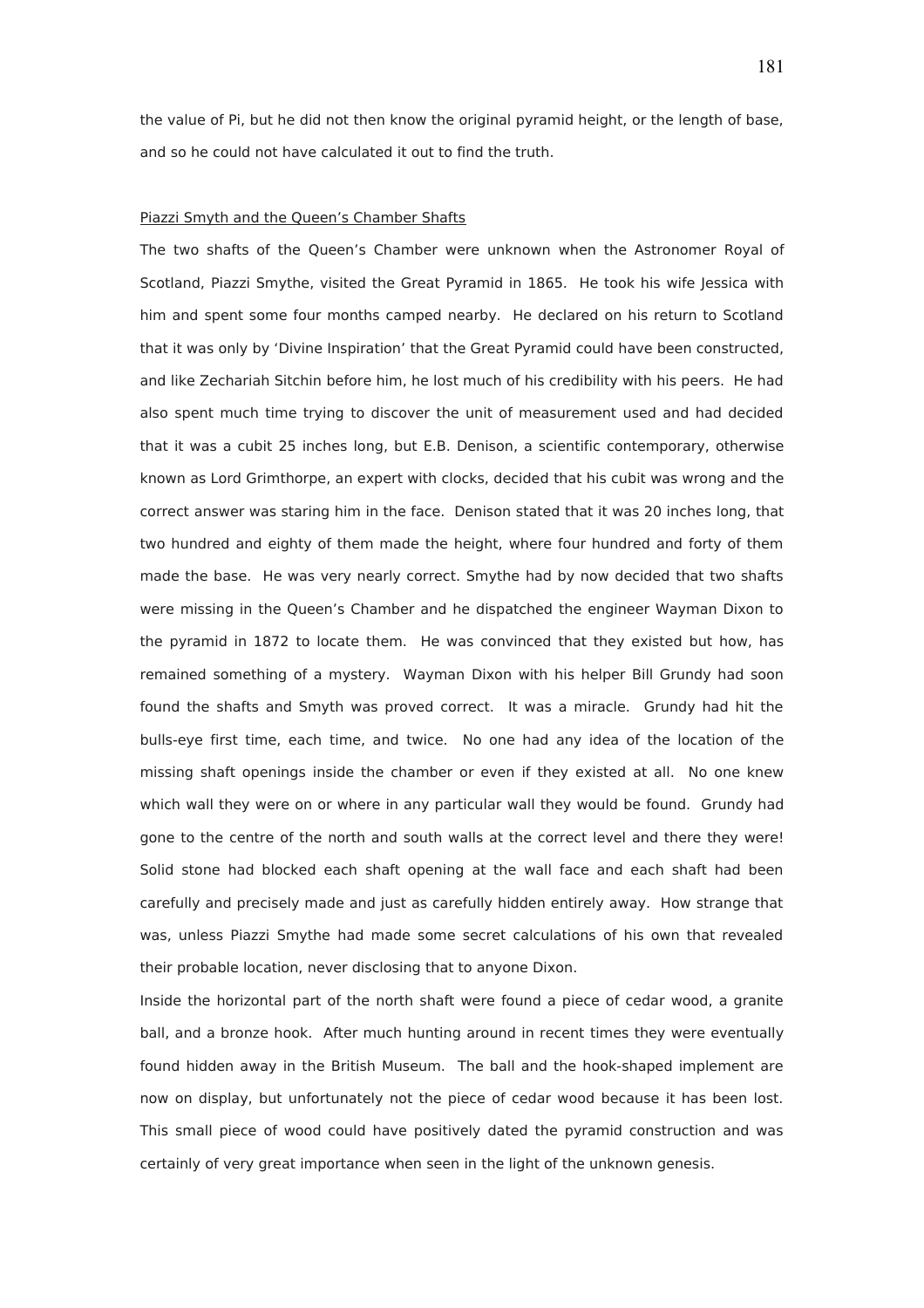the value of Pi, but he did not then know the original pyramid height, or the length of base, and so he could not have calculated it out to find the truth.

<u>Piazzi Smyth and the Queen's Chamber Shafts</u>

The two shafts of the Queen's Chamber were unknown when the Astronomer Royal of Scotland, Piazzi Smythe, visited the Great Pyramid in 1865. He took his wife Jessica with him and spent some four months camped nearby. He declared on his return to Scotland that it was only by 'Divine Inspiration' that the Great Pyramid could have been constructed, and like Zechariah Sitchin before him, he lost much of his credibility with his peers. He had also spent much time trying to discover the unit of measurement used and had decided that it was a cubit 25 inches long, but E.B. Denison, a scientific contemporary, otherwise known as Lord Grimthorpe, an expert with clocks, decided that his cubit was wrong and the correct answer was staring him in the face. Denison stated that it was 20 inches long, that two hundred and eighty of them made the height, where four hundred and forty of them made the base. He was very nearly correct. Smythe had by now decided that two shafts were missing in the Queen's Chamber and he dispatched the engineer Wayman Dixon to the pyramid in 1872 to locate them. He was convinced that they existed but how, has remained something of a mystery. Wayman Dixon with his helper Bill Grundy had soon found the shafts and Smyth was proved correct. It was a miracle. Grundy had hit the bulls-eye first time, each time, and twice. No one had any idea of the location of the missing shaft openings inside the chamber or even if they existed at all. No one knew which wall they were on or where in any particular wall they would be found. Grundy had gone to the centre of the north and south walls at the correct level and there they were! Solid stone had blocked each shaft opening at the wall face and each shaft had been carefully and precisely made and just as carefully hidden entirely away. How strange that was, unless Piazzi Smythe had made some secret calculations of his own that revealed their probable location, never disclosing that to anyone Dixon.

Inside the horizontal part of the north shaft were found a piece of cedar wood, a granite ball, and a bronze hook. After much hunting around in recent times they were eventually found hidden away in the British Museum. The ball and the hook-shaped implement are now on display, but unfortunately not the piece of cedar wood because it has been lost. This small piece of wood could have positively dated the pyramid construction and was certainly of very great importance when seen in the light of the unknown genesis.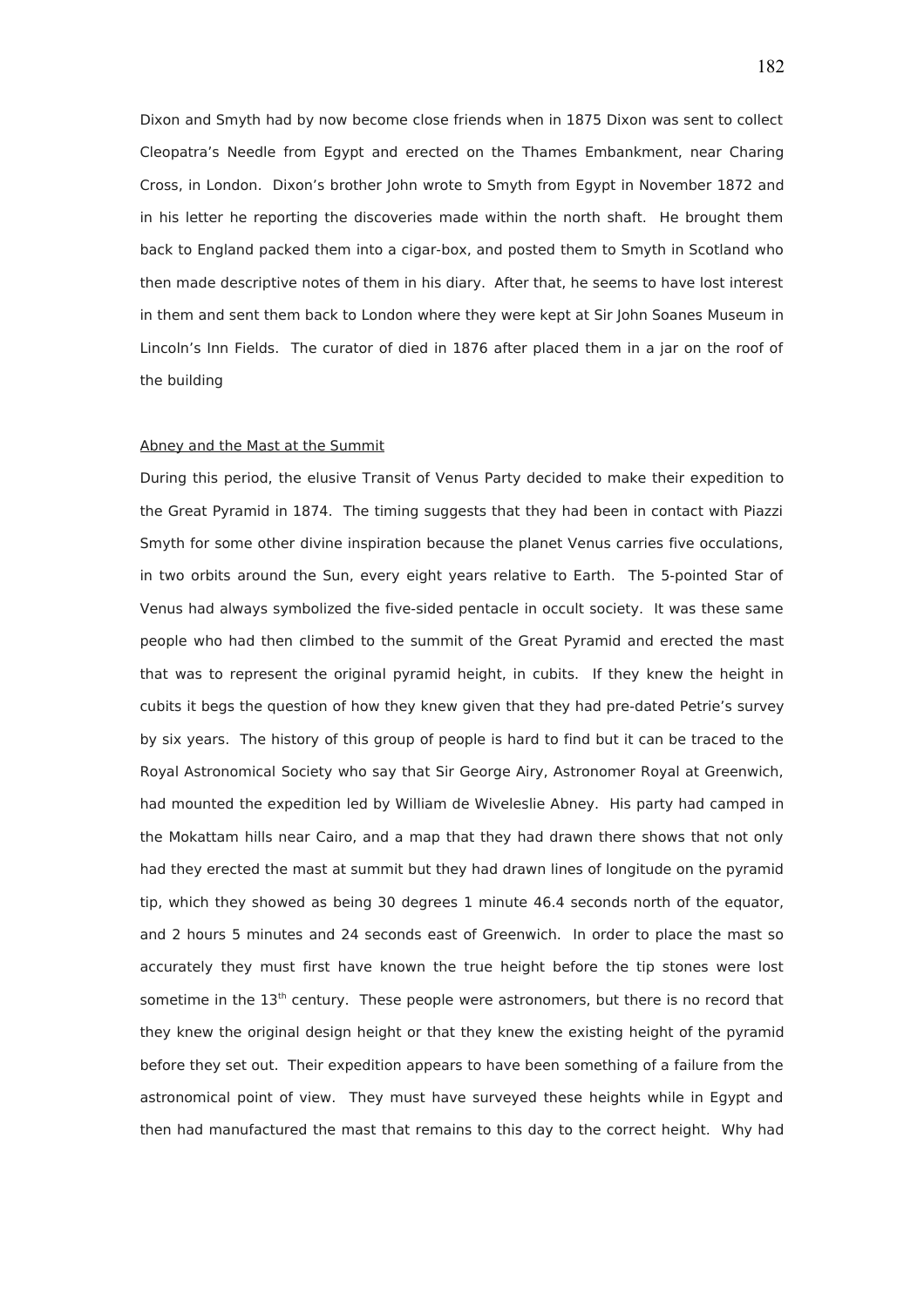Dixon and Smyth had by now become close friends when in 1875 Dixon was sent to collect Cleopatra's Needle from Egypt and erected on the Thames Embankment, near Charing Cross, in London. Dixon's brother John wrote to Smyth from Egypt in November 1872 and in his letter he reporting the discoveries made within the north shaft. He brought them back to England packed them into a cigar-box, and posted them to Smyth in Scotland who then made descriptive notes of them in his diary. After that, he seems to have lost interest in them and sent them back to London where they were kept at Sir John Soanes Museum in Lincoln's Inn Fields. The curator of died in 1876 after placed them in a jar on the roof of the building

<u>Abney and the Mast at the Summit</u>

During this period, the elusive Transit of Venus Party decided to make their expedition to the Great Pyramid in 1874. The timing suggests that they had been in contact with Piazzi Smyth for some other divine inspiration because the planet Venus carries five occulations, in two orbits around the Sun, every eight years relative to Earth. The 5-pointed Star of Venus had always symbolized the five-sided pentacle in occult society. It was these same people who had then climbed to the summit of the Great Pyramid and erected the mast that was to represent the original pyramid height, in cubits. If they knew the height in cubits it begs the question of how they knew given that they had pre-dated Petrie's survey by six years. The history of this group of people is hard to find but it can be traced to the Royal Astronomical Society who say that Sir George Airy, Astronomer Royal at Greenwich, had mounted the expedition led by William de Wiveleslie Abney. His party had camped in the Mokattam hills near Cairo, and a map that they had drawn there shows that not only had they erected the mast at summit but they had drawn lines of longitude on the pyramid tip, which they showed as being 30 degrees 1 minute 46.4 seconds north of the equator, and 2 hours 5 minutes and 24 seconds east of Greenwich. In order to place the mast so accurately they must first have known the true height before the tip stones were lost sometime in the 13th century. These people were astronomers, but there is no record that they knew the original design height or that they knew the existing height of the pyramid before they set out. Their expedition appears to have been something of a failure from the astronomical point of view. They must have surveyed these heights while in Egypt and then had manufactured the mast that remains to this day to the correct height. Why had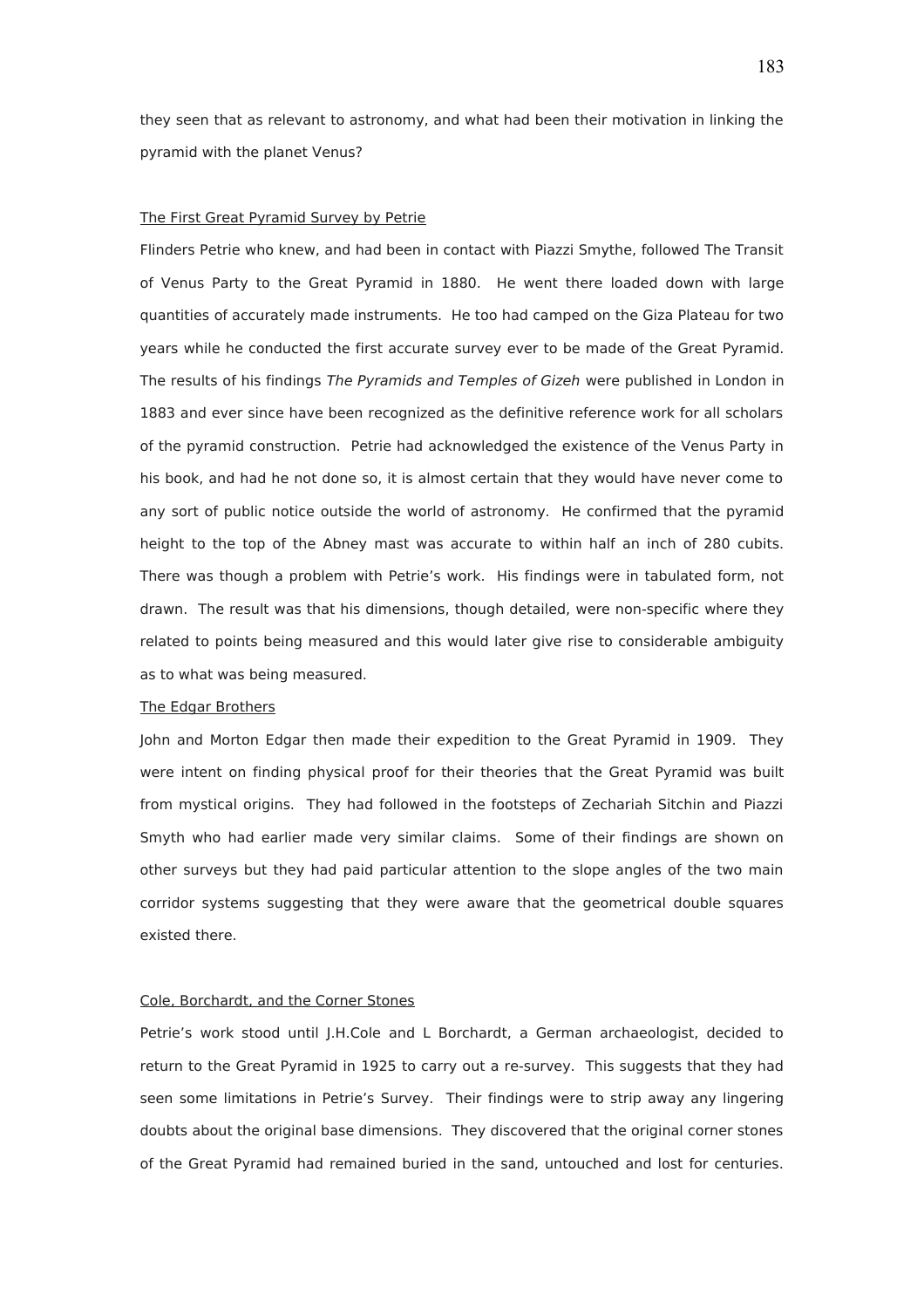they seen that as relevant to astronomy, and what had been their motivation in linking the pyramid with the planet Venus?

The First Great Pyramid Survey by Petrie

Flinders Petrie who knew, and had been in contact with Piazzi Smythe, followed The Transit of Venus Party to the Great Pyramid in 1880. He went there loaded down with large quantities of accurately made instruments. He too had camped on the Giza Plateau for two years while he conducted the first accurate survey ever to be made of the Great Pyramid. The results of his findings *The Pyramids and Temples of Gizeh* were published in London in 1883 and ever since have been recognized as the definitive reference work for all scholars of the pyramid construction. Petrie had acknowledged the existence of the Venus Party in his book, and had he not done so, it is almost certain that they would have never come to any sort of public notice outside the world of astronomy. He confirmed that the pyramid height to the top of the Abney mast was accurate to within half an inch of 280 cubits. There was though a problem with Petrie's work. His findings were in tabulated form, not drawn. The result was that his dimensions, though detailed, were non-specific where they related to points being measured and this would later give rise to considerable ambiguity as to what was being measured.

The Edgar Brothers

John and Morton Edgar then made their expedition to the Great Pyramid in 1909. They were intent on finding physical proof for their theories that the Great Pyramid was built from mystical origins. They had followed in the footsteps of Zechariah Sitchin and Piazzi Smyth who had earlier made very similar claims. Some of their findings are shown on other surveys but they had paid particular attention to the slope angles of the two main corridor systems suggesting that they were aware that the geometrical double squares existed there.

Cole, Borchardt, and the Corner Stones

Petrie's work stood until J.H.Cole and L Borchardt, a German archaeologist, decided to return to the Great Pyramid in 1925 to carry out a re-survey. This suggests that they had seen some limitations in Petrie's Survey. Their findings were to strip away any lingering doubts about the original base dimensions. They discovered that the original corner stones of the Great Pyramid had remained buried in the sand, untouched and lost for centuries.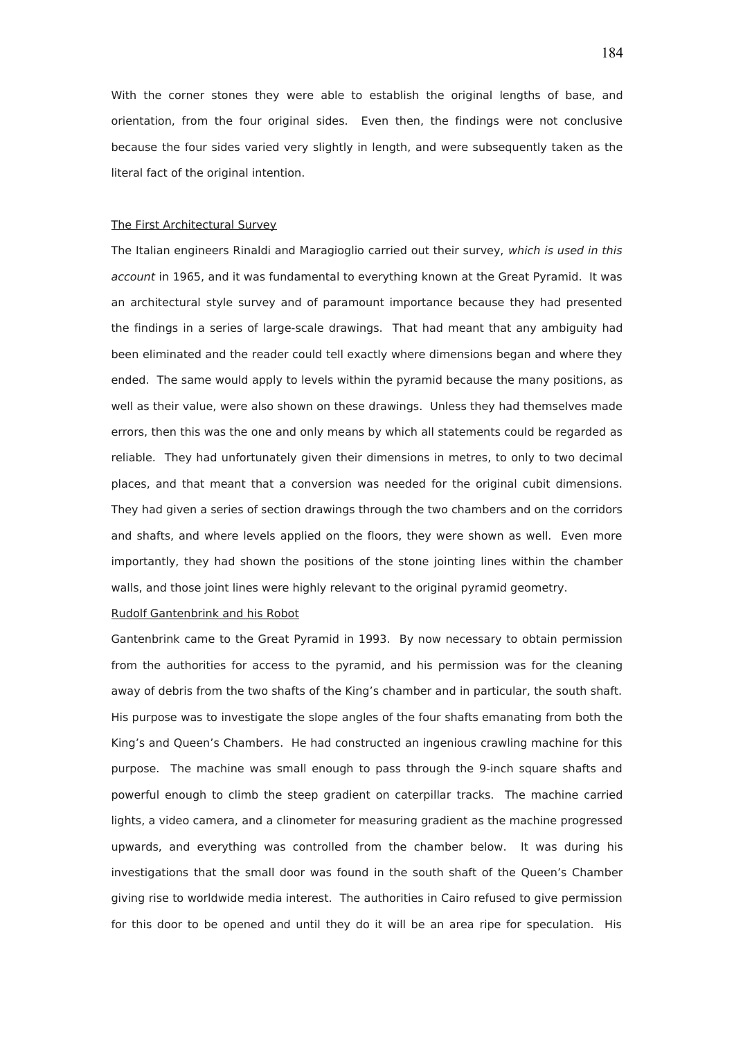With the corner stones they were able to establish the original lengths of base, and orientation, from the four original sides. Even then, the findings were not conclusive because the four sides varied very slightly in length, and were subsequently taken as the literal fact of the original intention.

<u>The First Architectural Survey</u>

The Italian engineers Rinaldi and Maragioglio carried out their survey, *which is used in this account* in 1965, and it was fundamental to everything known at the Great Pyramid. It was an architectural style survey and of paramount importance because they had presented the findings in a series of large-scale drawings. That had meant that any ambiguity had been eliminated and the reader could tell exactly where dimensions began and where they ended. The same would apply to levels within the pyramid because the many positions, as well as their value, were also shown on these drawings. Unless they had themselves made errors, then this was the one and only means by which all statements could be regarded as reliable. They had unfortunately given their dimensions in metres, to only to two decimal places, and that meant that a conversion was needed for the original cubit dimensions. They had given a series of section drawings through the two chambers and on the corridors and shafts, and where levels applied on the floors, they were shown as well. Even more importantly, they had shown the positions of the stone jointing lines within the chamber walls, and those joint lines were highly relevant to the original pyramid geometry.

<u>Rudolf Gantenbrink and his Robot</u>

Gantenbrink came to the Great Pyramid in 1993. By now necessary to obtain permission from the authorities for access to the pyramid, and his permission was for the cleaning away of debris from the two shafts of the King's chamber and in particular, the south shaft. His purpose was to investigate the slope angles of the four shafts emanating from both the King's and Queen's Chambers. He had constructed an ingenious crawling machine for this purpose. The machine was small enough to pass through the 9-inch square shafts and powerful enough to climb the steep gradient on caterpillar tracks. The machine carried lights, a video camera, and a clinometer for measuring gradient as the machine progressed upwards, and everything was controlled from the chamber below. It was during his investigations that the small door was found in the south shaft of the Queen's Chamber giving rise to worldwide media interest. The authorities in Cairo refused to give permission for this door to be opened and until they do it will be an area ripe for speculation. His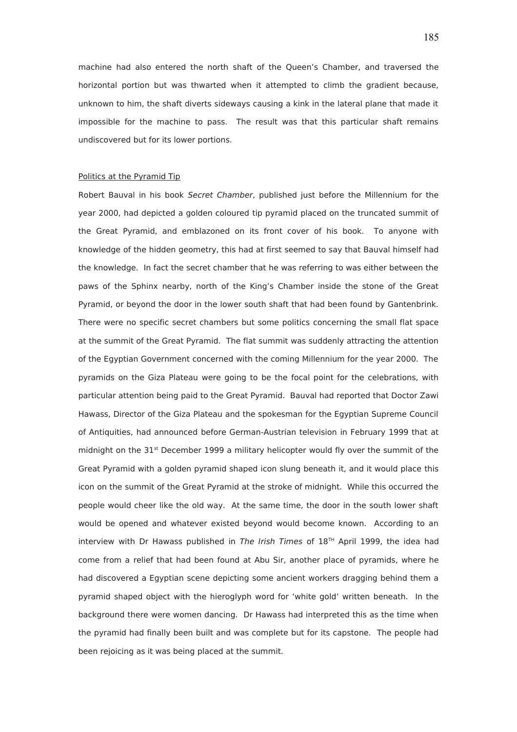machine had also entered the north shaft of the Queen's Chamber, and traversed the horizontal portion but was thwarted when it attempted to climb the gradient because, unknown to him, the shaft diverts sideways causing a kink in the lateral plane that made it impossible for the machine to pass. The result was that this particular shaft remains undiscovered but for its lower portions.

<u>Politics at the Pyramid Tip</u>

Robert Bauval in his book *Secret Chamber*, published just before the Millennium for the year 2000, had depicted a golden coloured tip pyramid placed on the truncated summit of the Great Pyramid, and emblazoned on its front cover of his book. To anyone with knowledge of the hidden geometry, this had at first seemed to say that Bauval himself had the knowledge. In fact the secret chamber that he was referring to was either between the paws of the Sphinx nearby, north of the King's Chamber inside the stone of the Great Pyramid, or beyond the door in the lower south shaft that had been found by Gantenbrink. There were no specific secret chambers but some politics concerning the small flat space at the summit of the Great Pyramid. The flat summit was suddenly attracting the attention of the Egyptian Government concerned with the coming Millennium for the year 2000. The pyramids on the Giza Plateau were going to be the focal point for the celebrations, with particular attention being paid to the Great Pyramid. Bauval had reported that Doctor Zawi Hawass, Director of the Giza Plateau and the spokesman for the Egyptian Supreme Council of Antiquities, had announced before German-Austrian television in February 1999 that at midnight on the 31st December 1999 a military helicopter would fly over the summit of the Great Pyramid with a golden pyramid shaped icon slung beneath it, and it would place this icon on the summit of the Great Pyramid at the stroke of midnight. While this occurred the people would cheer like the old way. At the same time, the door in the south lower shaft would be opened and whatever existed beyond would become known. According to an interview with Dr Hawass published in *The Irish Times* of 18TH April 1999, the idea had come from a relief that had been found at Abu Sir, another place of pyramids, where he had discovered a Egyptian scene depicting some ancient workers dragging behind them a pyramid shaped object with the hieroglyph word for 'white gold' written beneath. In the background there were women dancing. Dr Hawass had interpreted this as the time when the pyramid had finally been built and was complete but for its capstone. The people had been rejoicing as it was being placed at the summit.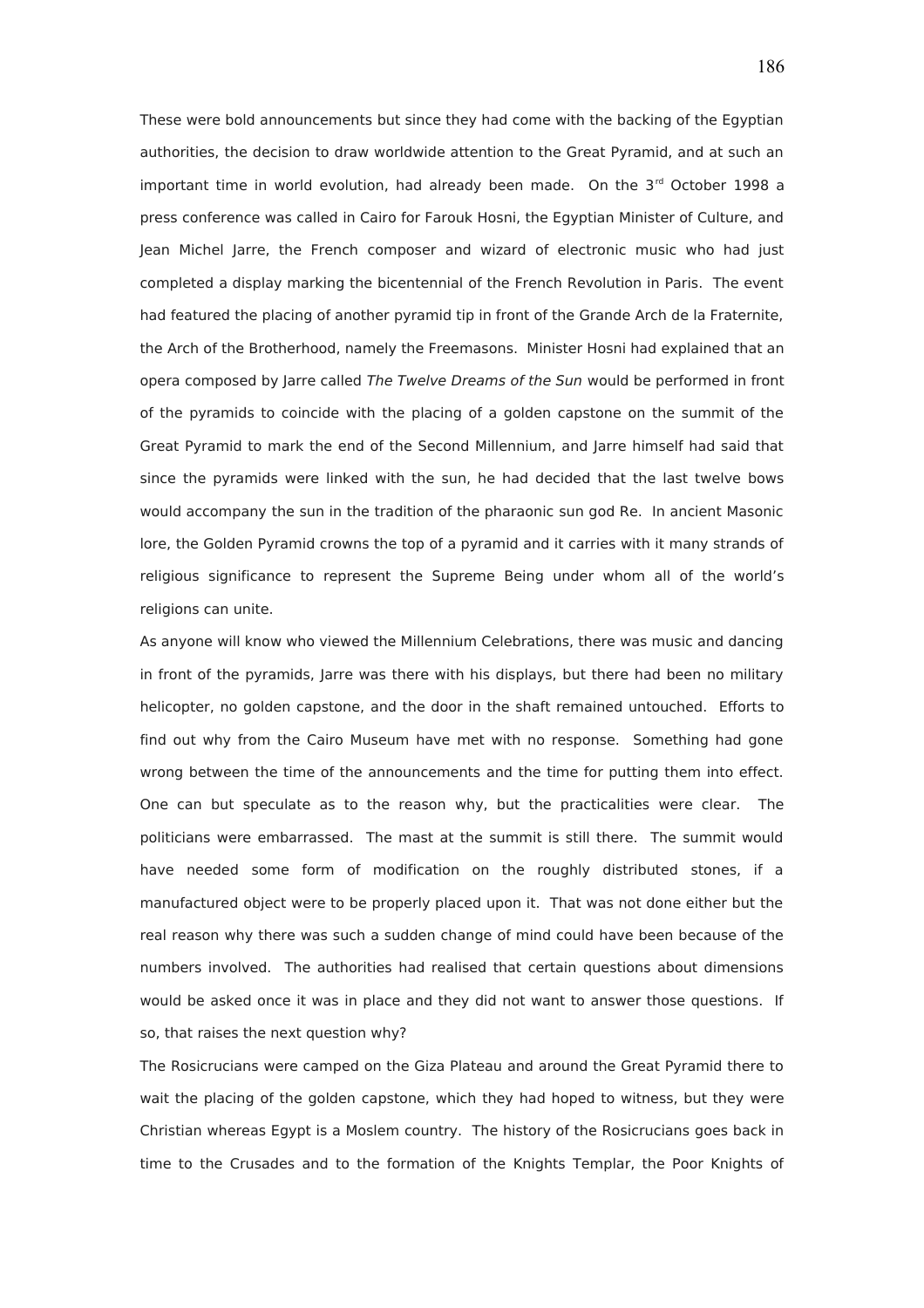These were bold announcements but since they had come with the backing of the Egyptian authorities, the decision to draw worldwide attention to the Great Pyramid, and at such an important time in world evolution, had already been made. On the 3rd October 1998 a press conference was called in Cairo for Farouk Hosni, the Egyptian Minister of Culture, and Jean Michel Jarre, the French composer and wizard of electronic music who had just completed a display marking the bicentennial of the French Revolution in Paris. The event had featured the placing of another pyramid tip in front of the Grande Arch de la Fraternite, the Arch of the Brotherhood, namely the Freemasons. Minister Hosni had explained that an opera composed by Jarre called *The Twelve Dreams of the Sun* would be performed in front of the pyramids to coincide with the placing of a golden capstone on the summit of the Great Pyramid to mark the end of the Second Millennium, and Jarre himself had said that since the pyramids were linked with the sun, he had decided that the last twelve bows would accompany the sun in the tradition of the pharaonic sun god Re. In ancient Masonic lore, the Golden Pyramid crowns the top of a pyramid and it carries with it many strands of religious significance to represent the Supreme Being under whom all of the world's religions can unite.

As anyone will know who viewed the Millennium Celebrations, there was music and dancing in front of the pyramids, Jarre was there with his displays, but there had been no military helicopter, no golden capstone, and the door in the shaft remained untouched. Efforts to find out why from the Cairo Museum have met with no response. Something had gone wrong between the time of the announcements and the time for putting them into effect. One can but speculate as to the reason why, but the practicalities were clear. The politicians were embarrassed. The mast at the summit is still there. The summit would have needed some form of modification on the roughly distributed stones, if a manufactured object were to be properly placed upon it. That was not done either but the real reason why there was such a sudden change of mind could have been because of the numbers involved. The authorities had realised that certain questions about dimensions would be asked once it was in place and they did not want to answer those questions. If so, that raises the next question why?

The Rosicrucians were camped on the Giza Plateau and around the Great Pyramid there to wait the placing of the golden capstone, which they had hoped to witness, but they were Christian whereas Egypt is a Moslem country. The history of the Rosicrucians goes back in time to the Crusades and to the formation of the Knights Templar, the Poor Knights of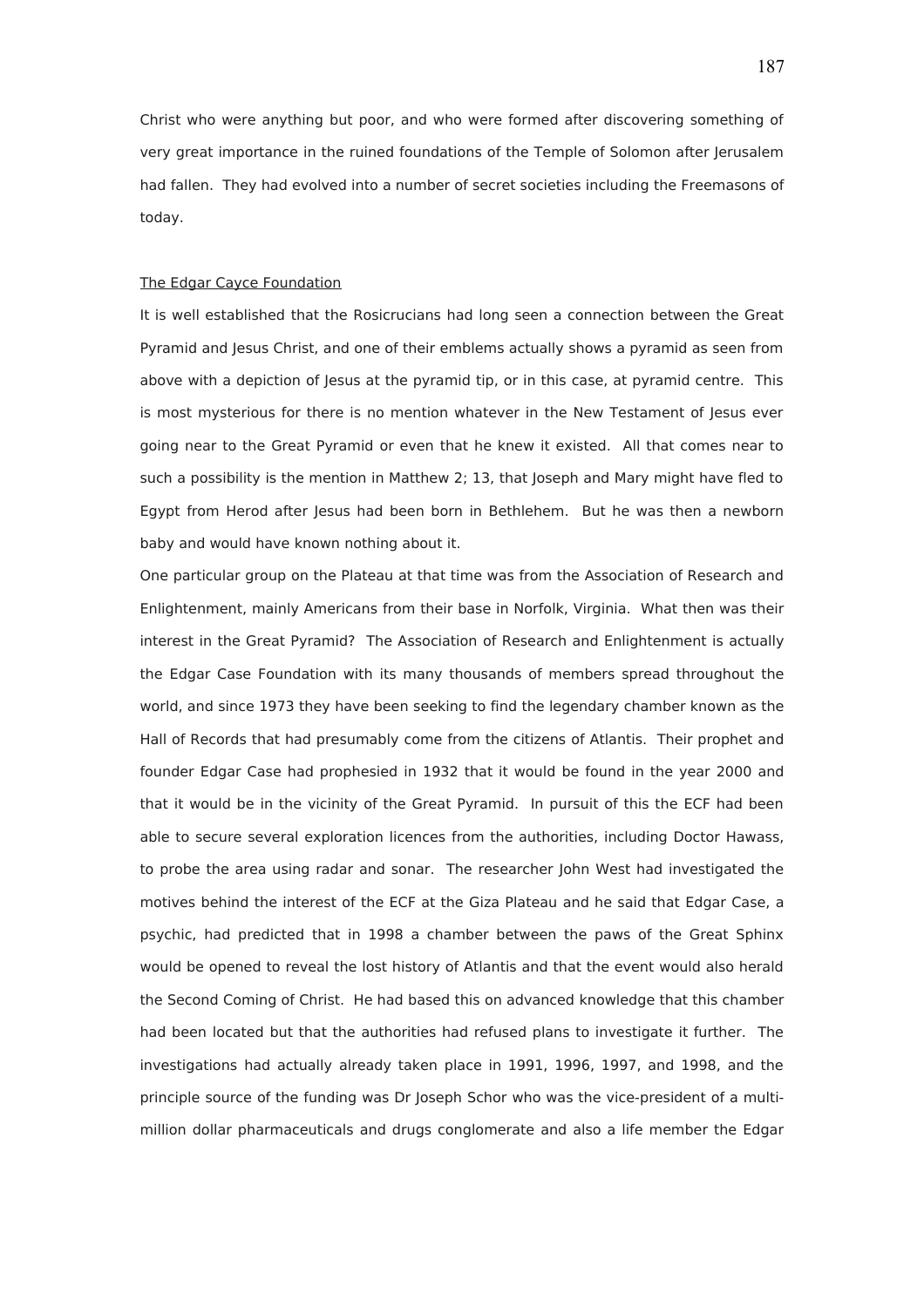Christ who were anything but poor, and who were formed after discovering something of very great importance in the ruined foundations of the Temple of Solomon after Jerusalem had fallen. They had evolved into a number of secret societies including the Freemasons of today.

<u>The Edgar Cayce Foundation</u>

It is well established that the Rosicrucians had long seen a connection between the Great Pyramid and Jesus Christ, and one of their emblems actually shows a pyramid as seen from above with a depiction of Jesus at the pyramid tip, or in this case, at pyramid centre. This is most mysterious for there is no mention whatever in the New Testament of Jesus ever going near to the Great Pyramid or even that he knew it existed. All that comes near to such a possibility is the mention in Matthew 2; 13, that Joseph and Mary might have fled to Egypt from Herod after Jesus had been born in Bethlehem. But he was then a newborn baby and would have known nothing about it.

One particular group on the Plateau at that time was from the Association of Research and Enlightenment, mainly Americans from their base in Norfolk, Virginia. What then was their interest in the Great Pyramid? The Association of Research and Enlightenment is actually the Edgar Case Foundation with its many thousands of members spread throughout the world, and since 1973 they have been seeking to find the legendary chamber known as the Hall of Records that had presumably come from the citizens of Atlantis. Their prophet and founder Edgar Case had prophesied in 1932 that it would be found in the year 2000 and that it would be in the vicinity of the Great Pyramid. In pursuit of this the ECF had been able to secure several exploration licences from the authorities, including Doctor Hawass, to probe the area using radar and sonar. The researcher John West had investigated the motives behind the interest of the ECF at the Giza Plateau and he said that Edgar Case, a psychic, had predicted that in 1998 a chamber between the paws of the Great Sphinx would be opened to reveal the lost history of Atlantis and that the event would also herald the Second Coming of Christ. He had based this on advanced knowledge that this chamber had been located but that the authorities had refused plans to investigate it further. The investigations had actually already taken place in 1991, 1996, 1997, and 1998, and the principle source of the funding was Dr Joseph Schor who was the vice-president of a multi-million dollar pharmaceuticals and drugs conglomerate and also a life member the Edgar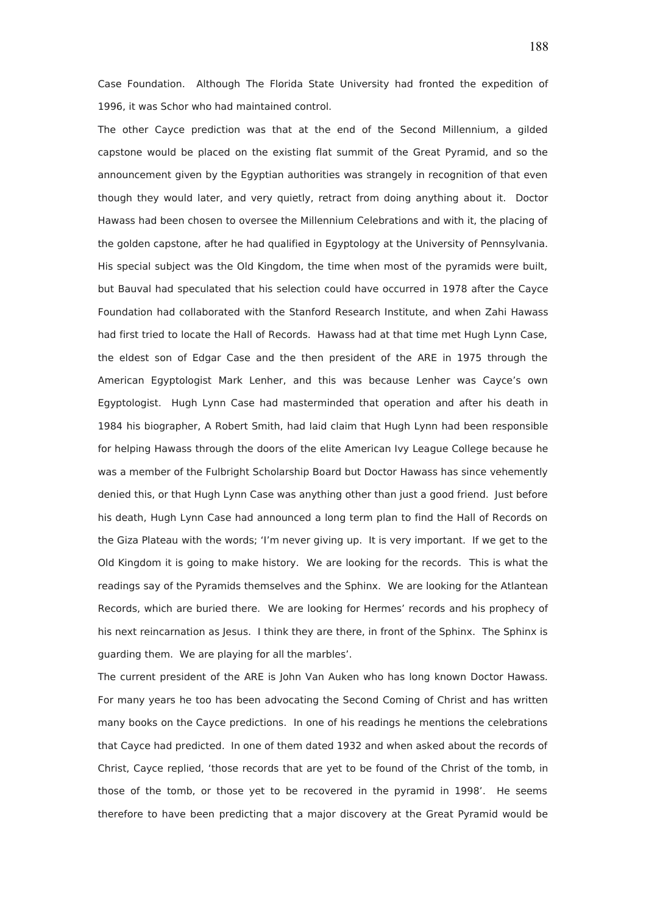Case Foundation. Although The Florida State University had fronted the expedition of 1996, it was Schor who had maintained control.

The other Cayce prediction was that at the end of the Second Millennium, a gilded capstone would be placed on the existing flat summit of the Great Pyramid, and so the announcement given by the Egyptian authorities was strangely in recognition of that even though they would later, and very quietly, retract from doing anything about it. Doctor Hawass had been chosen to oversee the Millennium Celebrations and with it, the placing of the golden capstone, after he had qualified in Egyptology at the University of Pennsylvania. His special subject was the Old Kingdom, the time when most of the pyramids were built, but Bauval had speculated that his selection could have occurred in 1978 after the Cayce Foundation had collaborated with the Stanford Research Institute, and when Zahi Hawass had first tried to locate the Hall of Records. Hawass had at that time met Hugh Lynn Case, the eldest son of Edgar Case and the then president of the ARE in 1975 through the American Egyptologist Mark Lenher, and this was because Lenher was Cayce's own Egyptologist. Hugh Lynn Case had masterminded that operation and after his death in 1984 his biographer, A Robert Smith, had laid claim that Hugh Lynn had been responsible for helping Hawass through the doors of the elite American Ivy League College because he was a member of the Fulbright Scholarship Board but Doctor Hawass has since vehemently denied this, or that Hugh Lynn Case was anything other than just a good friend. Just before his death, Hugh Lynn Case had announced a long term plan to find the Hall of Records on the Giza Plateau with the words; 'I'm never giving up. It is very important. If we get to the Old Kingdom it is going to make history. We are looking for the records. This is what the readings say of the Pyramids themselves and the Sphinx. We are looking for the Atlantean Records, which are buried there. We are looking for Hermes' records and his prophecy of his next reincarnation as Jesus. I think they are there, in front of the Sphinx. The Sphinx is guarding them. We are playing for all the marbles'.

The current president of the ARE is John Van Auken who has long known Doctor Hawass. For many years he too has been advocating the Second Coming of Christ and has written many books on the Cayce predictions. In one of his readings he mentions the celebrations that Cayce had predicted. In one of them dated 1932 and when asked about the records of Christ, Cayce replied, 'those records that are yet to be found of the Christ of the tomb, in those of the tomb, or those yet to be recovered in the pyramid in 1998'. He seems therefore to have been predicting that a major discovery at the Great Pyramid would be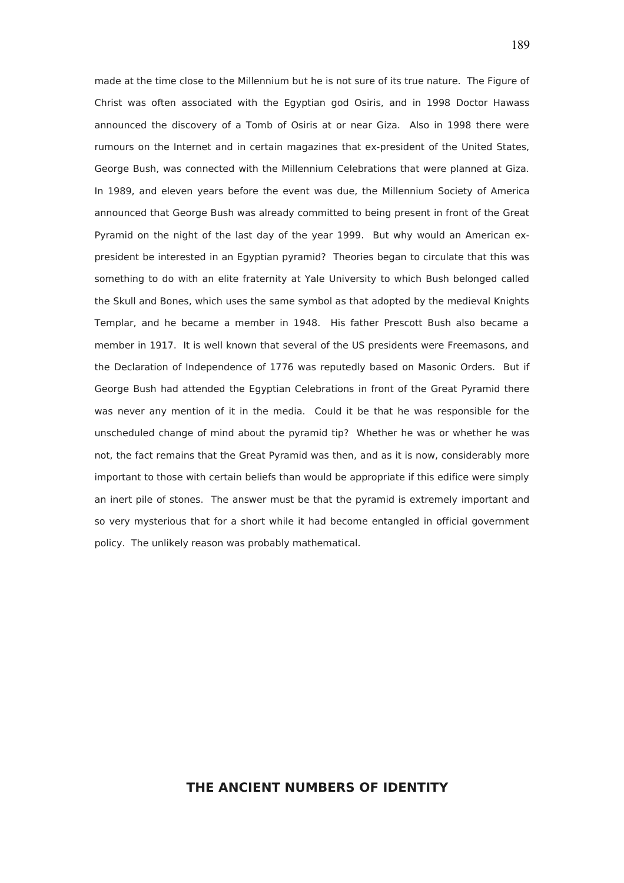made at the time close to the Millennium but he is not sure of its true nature. The Figure of Christ was often associated with the Egyptian god Osiris, and in 1998 Doctor Hawass announced the discovery of a Tomb of Osiris at or near Giza. Also in 1998 there were rumours on the Internet and in certain magazines that ex-president of the United States, George Bush, was connected with the Millennium Celebrations that were planned at Giza. In 1989, and eleven years before the event was due, the Millennium Society of America announced that George Bush was already committed to being present in front of the Great Pyramid on the night of the last day of the year 1999. But why would an American ex-president be interested in an Egyptian pyramid? Theories began to circulate that this was something to do with an elite fraternity at Yale University to which Bush belonged called the Skull and Bones, which uses the same symbol as that adopted by the medieval Knights Templar, and he became a member in 1948. His father Prescott Bush also became a member in 1917. It is well known that several of the US presidents were Freemasons, and the Declaration of Independence of 1776 was reputedly based on Masonic Orders. But if George Bush had attended the Egyptian Celebrations in front of the Great Pyramid there was never any mention of it in the media. Could it be that he was responsible for the unscheduled change of mind about the pyramid tip? Whether he was or whether he was not, the fact remains that the Great Pyramid was then, and as it is now, considerably more important to those with certain beliefs than would be appropriate if this edifice were simply an inert pile of stones. The answer must be that the pyramid is extremely important and so very mysterious that for a short while it had become entangled in official government policy. The unlikely reason was probably mathematical.

## THE ANCIENT NUMBERS OF IDENTITY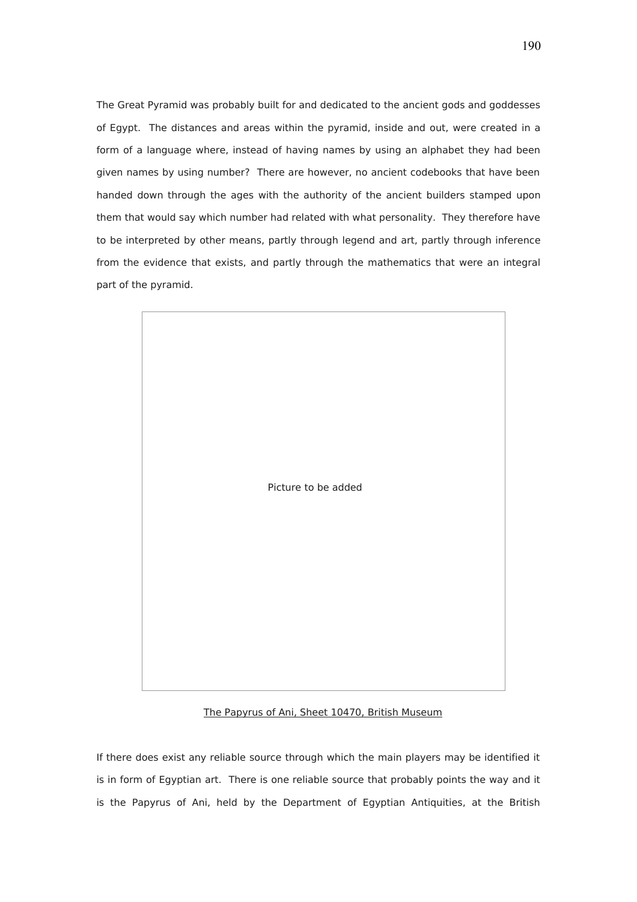The Great Pyramid was probably built for and dedicated to the ancient gods and goddesses of Egypt. The distances and areas within the pyramid, inside and out, were created in a form of a language where, instead of having names by using an alphabet they had been given names by using number? There are however, no ancient codebooks that have been handed down through the ages with the authority of the ancient builders stamped upon them that would say which number had related with what personality. They therefore have to be interpreted by other means, partly through legend and art, partly through inference from the evidence that exists, and partly through the mathematics that were an integral part of the pyramid.

Picture to be added

The Papyrus of Ani, Sheet 10470, British Museum

If there does exist any reliable source through which the main players may be identified it is in form of Egyptian art. There is one reliable source that probably points the way and it is the Papyrus of Ani, held by the Department of Egyptian Antiquities, at the British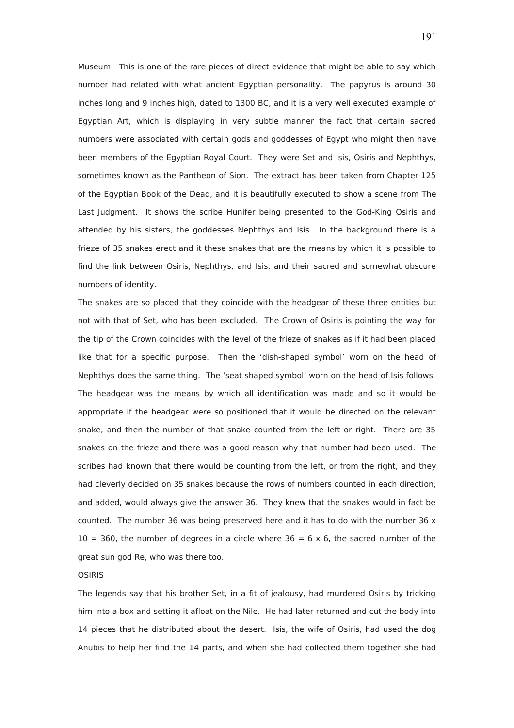Museum. This is one of the rare pieces of direct evidence that might be able to say which number had related with what ancient Egyptian personality. The papyrus is around 30 inches long and 9 inches high, dated to 1300 BC, and it is a very well executed example of Egyptian Art, which is displaying in very subtle manner the fact that certain sacred numbers were associated with certain gods and goddesses of Egypt who might then have been members of the Egyptian Royal Court. They were Set and Isis, Osiris and Nephthys, sometimes known as the Pantheon of Sion. The extract has been taken from Chapter 125 of the Egyptian Book of the Dead, and it is beautifully executed to show a scene from The Last Judgment. It shows the scribe Hunifer being presented to the God-King Osiris and attended by his sisters, the goddesses Nephthys and Isis. In the background there is a frieze of 35 snakes erect and it these snakes that are the means by which it is possible to find the link between Osiris, Nephthys, and Isis, and their sacred and somewhat obscure numbers of identity.

The snakes are so placed that they coincide with the headgear of these three entities but not with that of Set, who has been excluded. The Crown of Osiris is pointing the way for the tip of the Crown coincides with the level of the frieze of snakes as if it had been placed like that for a specific purpose. Then the 'dish-shaped symbol' worn on the head of Nephthys does the same thing. The 'seat shaped symbol' worn on the head of Isis follows. The headgear was the means by which all identification was made and so it would be appropriate if the headgear were so positioned that it would be directed on the relevant snake, and then the number of that snake counted from the left or right. There are 35 snakes on the frieze and there was a good reason why that number had been used. The scribes had known that there would be counting from the left, or from the right, and they had cleverly decided on 35 snakes because the rows of numbers counted in each direction, and added, would always give the answer 36. They knew that the snakes would in fact be counted. The number 36 was being preserved here and it has to do with the number 36 x 10 = 360, the number of degrees in a circle where 36 = 6 x 6, the sacred number of the great sun god Re, who was there too.

<u>OSIRIS</u>

The legends say that his brother Set, in a fit of jealousy, had murdered Osiris by tricking him into a box and setting it afloat on the Nile. He had later returned and cut the body into 14 pieces that he distributed about the desert. Isis, the wife of Osiris, had used the dog Anubis to help her find the 14 parts, and when she had collected them together she had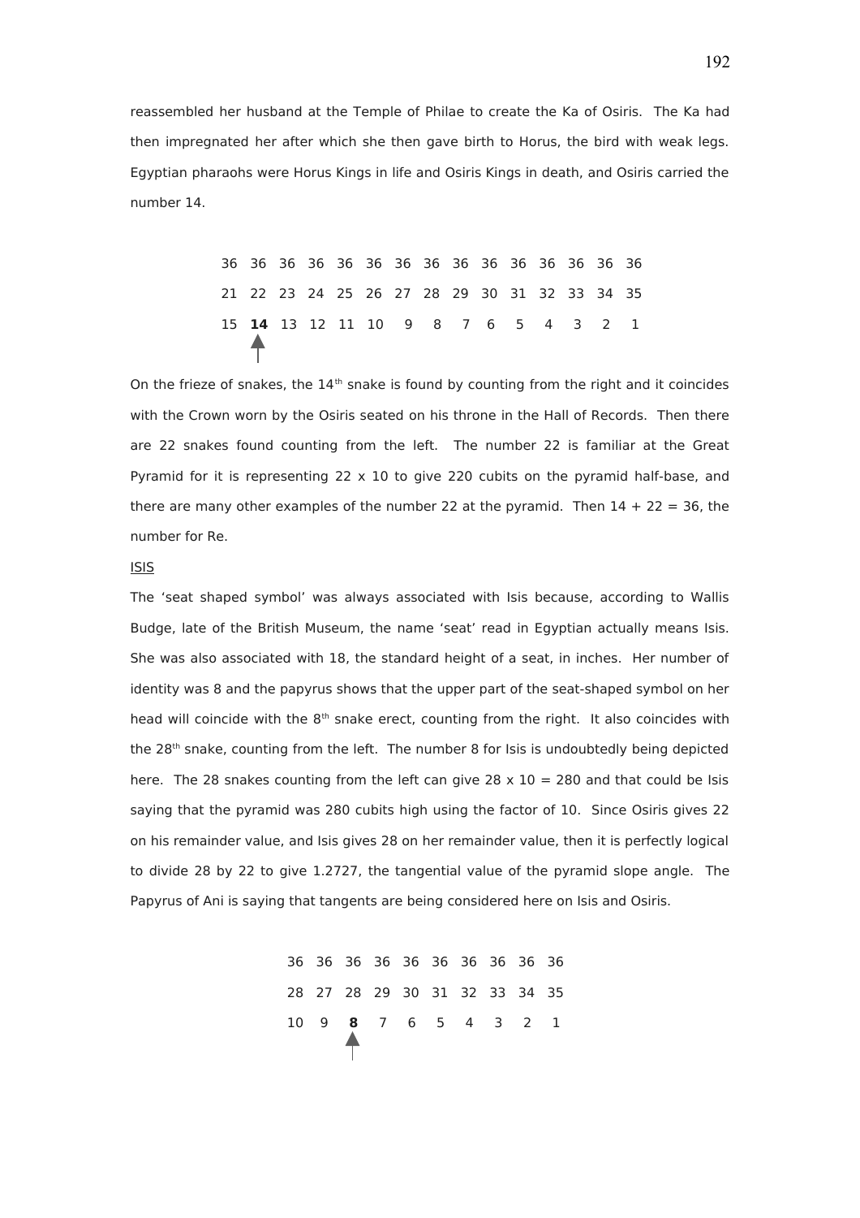reassembled her husband at the Temple of Philae to create the Ka of Osiris. The Ka had then impregnated her after which she then gave birth to Horus, the bird with weak legs. Egyptian pharaohs were Horus Kings in life and Osiris Kings in death, and Osiris carried the number 14.

| | | | | | | | | | | | | | | |
|---|---|---|---|---|---|---|---|---|---|---|---|---|---|---|
| 36 | 36 | 36 | 36 | 36 | 36 | 36 | 36 | 36 | 36 | 36 | 36 | 36 | 36 | 36 |
| 21 | 22 | 23 | 24 | 25 | 26 | 27 | 28 | 29 | 30 | 31 | 32 | 33 | 34 | 35 |
| 15 | **14** | 13 | 12 | 11 | 10 | 9 | 8 | 7 | 6 | 5 | 4 | 3 | 2 | 1 |
| | ↑ | | | | | | | | | | | | | |

On the frieze of snakes, the 14th snake is found by counting from the right and it coincides with the Crown worn by the Osiris seated on his throne in the Hall of Records. Then there are 22 snakes found counting from the left. The number 22 is familiar at the Great Pyramid for it is representing 22 x 10 to give 220 cubits on the pyramid half-base, and there are many other examples of the number 22 at the pyramid. Then 14 + 22 = 36, the number for Re.

<u>ISIS</u>

The 'seat shaped symbol' was always associated with Isis because, according to Wallis Budge, late of the British Museum, the name 'seat' read in Egyptian actually means Isis. She was also associated with 18, the standard height of a seat, in inches. Her number of identity was 8 and the papyrus shows that the upper part of the seat-shaped symbol on her head will coincide with the 8th snake erect, counting from the right. It also coincides with the 28th snake, counting from the left. The number 8 for Isis is undoubtedly being depicted here. The 28 snakes counting from the left can give 28 x 10 = 280 and that could be Isis saying that the pyramid was 280 cubits high using the factor of 10. Since Osiris gives 22 on his remainder value, and Isis gives 28 on her remainder value, then it is perfectly logical to divide 28 by 22 to give 1.2727, the tangential value of the pyramid slope angle. The Papyrus of Ani is saying that tangents are being considered here on Isis and Osiris.

| | | | | | | | | | |
|---|---|---|---|---|---|---|---|---|---|
| 36 | 36 | 36 | 36 | 36 | 36 | 36 | 36 | 36 | 36 |
| 28 | 27 | 28 | 29 | 30 | 31 | 32 | 33 | 34 | 35 |
| 10 | 9 | **8** | 7 | 6 | 5 | 4 | 3 | 2 | 1 |
| | | ↑ | | | | | | | |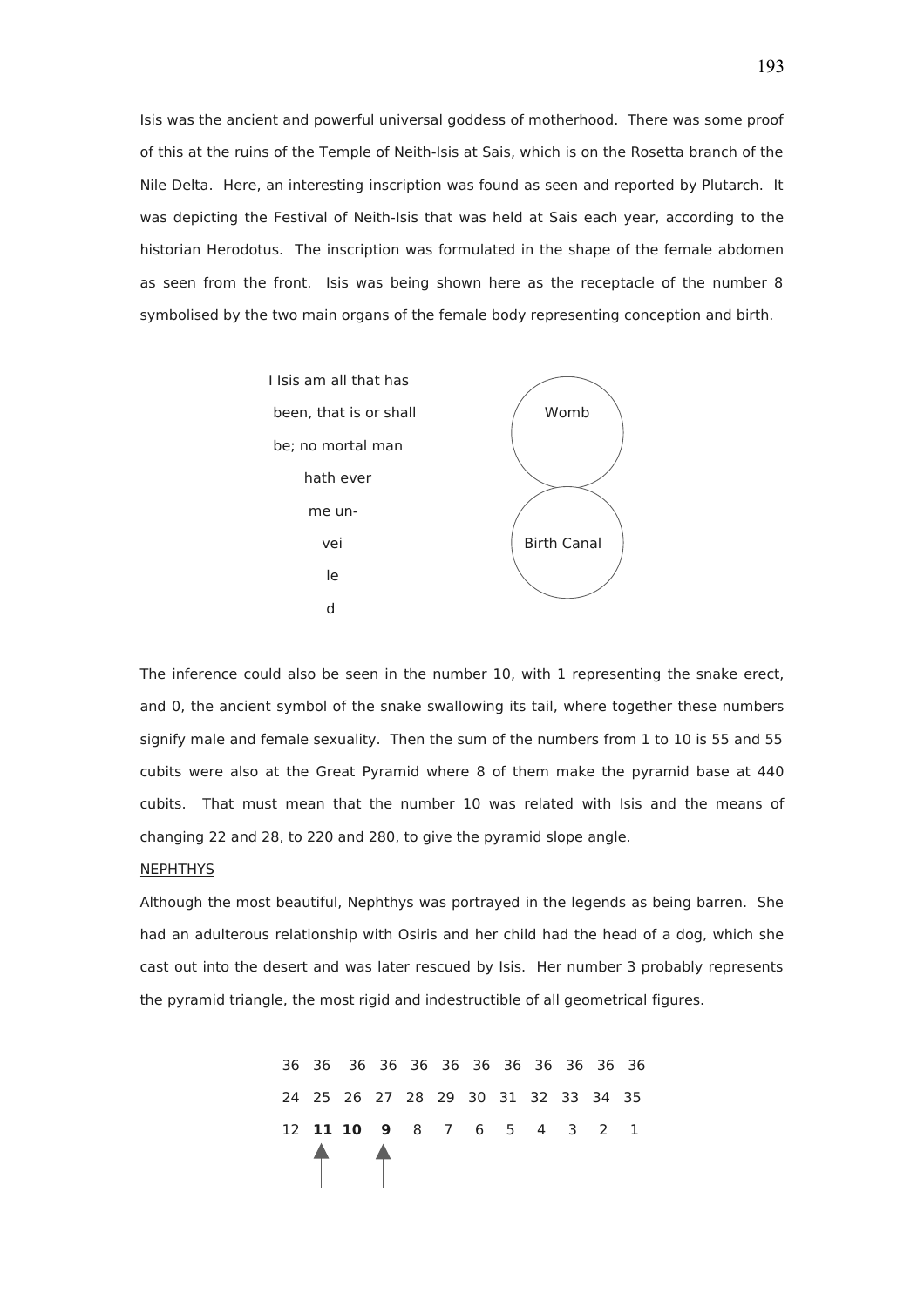Isis was the ancient and powerful universal goddess of motherhood. There was some proof of this at the ruins of the Temple of Neith-Isis at Sais, which is on the Rosetta branch of the Nile Delta. Here, an interesting inscription was found as seen and reported by Plutarch. It was depicting the Festival of Neith-Isis that was held at Sais each year, according to the historian Herodotus. The inscription was formulated in the shape of the female abdomen as seen from the front. Isis was being shown here as the receptacle of the number 8 symbolised by the two main organs of the female body representing conception and birth.

I Isis am all that has
been, that is or shall
be; no mortal man
hath ever
me un-
vei
le
d

Womb

Birth Canal

The inference could also be seen in the number 10, with 1 representing the snake erect, and 0, the ancient symbol of the snake swallowing its tail, where together these numbers signify male and female sexuality. Then the sum of the numbers from 1 to 10 is 55 and 55 cubits were also at the Great Pyramid where 8 of them make the pyramid base at 440 cubits. That must mean that the number 10 was related with Isis and the means of changing 22 and 28, to 220 and 280, to give the pyramid slope angle.

NEPHTHYS

Although the most beautiful, Nephthys was portrayed in the legends as being barren. She had an adulterous relationship with Osiris and her child had the head of a dog, which she cast out into the desert and was later rescued by Isis. Her number 3 probably represents the pyramid triangle, the most rigid and indestructible of all geometrical figures.

| 36 | 36 | 36 | 36 | 36 | 36 | 36 | 36 | 36 | 36 | 36 | 36 |
|---|---|---|---|---|---|---|---|---|---|---|---|
| 24 | 25 | 26 | 27 | 28 | 29 | 30 | 31 | 32 | 33 | 34 | 35 |
| 12 | **11** | **10** | **9** | 8 | 7 | 6 | 5 | 4 | 3 | 2 | 1 |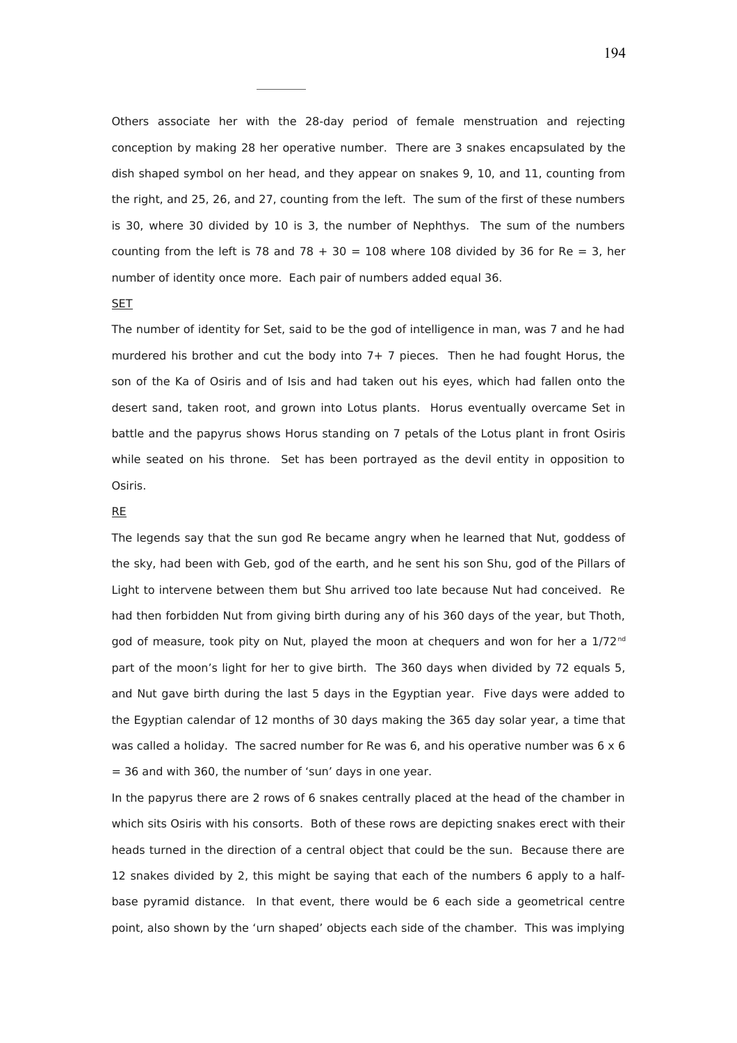Others associate her with the 28-day period of female menstruation and rejecting conception by making 28 her operative number. There are 3 snakes encapsulated by the dish shaped symbol on her head, and they appear on snakes 9, 10, and 11, counting from the right, and 25, 26, and 27, counting from the left. The sum of the first of these numbers is 30, where 30 divided by 10 is 3, the number of Nephthys. The sum of the numbers counting from the left is 78 and 78 + 30 = 108 where 108 divided by 36 for Re = 3, her number of identity once more. Each pair of numbers added equal 36.

SET

The number of identity for Set, said to be the god of intelligence in man, was 7 and he had murdered his brother and cut the body into 7+ 7 pieces. Then he had fought Horus, the son of the Ka of Osiris and of Isis and had taken out his eyes, which had fallen onto the desert sand, taken root, and grown into Lotus plants. Horus eventually overcame Set in battle and the papyrus shows Horus standing on 7 petals of the Lotus plant in front Osiris while seated on his throne. Set has been portrayed as the devil entity in opposition to Osiris.

RE

The legends say that the sun god Re became angry when he learned that Nut, goddess of the sky, had been with Geb, god of the earth, and he sent his son Shu, god of the Pillars of Light to intervene between them but Shu arrived too late because Nut had conceived. Re had then forbidden Nut from giving birth during any of his 360 days of the year, but Thoth, god of measure, took pity on Nut, played the moon at chequers and won for her a 1/72nd part of the moon's light for her to give birth. The 360 days when divided by 72 equals 5, and Nut gave birth during the last 5 days in the Egyptian year. Five days were added to the Egyptian calendar of 12 months of 30 days making the 365 day solar year, a time that was called a holiday. The sacred number for Re was 6, and his operative number was 6 x 6 = 36 and with 360, the number of 'sun' days in one year.

In the papyrus there are 2 rows of 6 snakes centrally placed at the head of the chamber in which sits Osiris with his consorts. Both of these rows are depicting snakes erect with their heads turned in the direction of a central object that could be the sun. Because there are 12 snakes divided by 2, this might be saying that each of the numbers 6 apply to a half-base pyramid distance. In that event, there would be 6 each side a geometrical centre point, also shown by the 'urn shaped' objects each side of the chamber. This was implying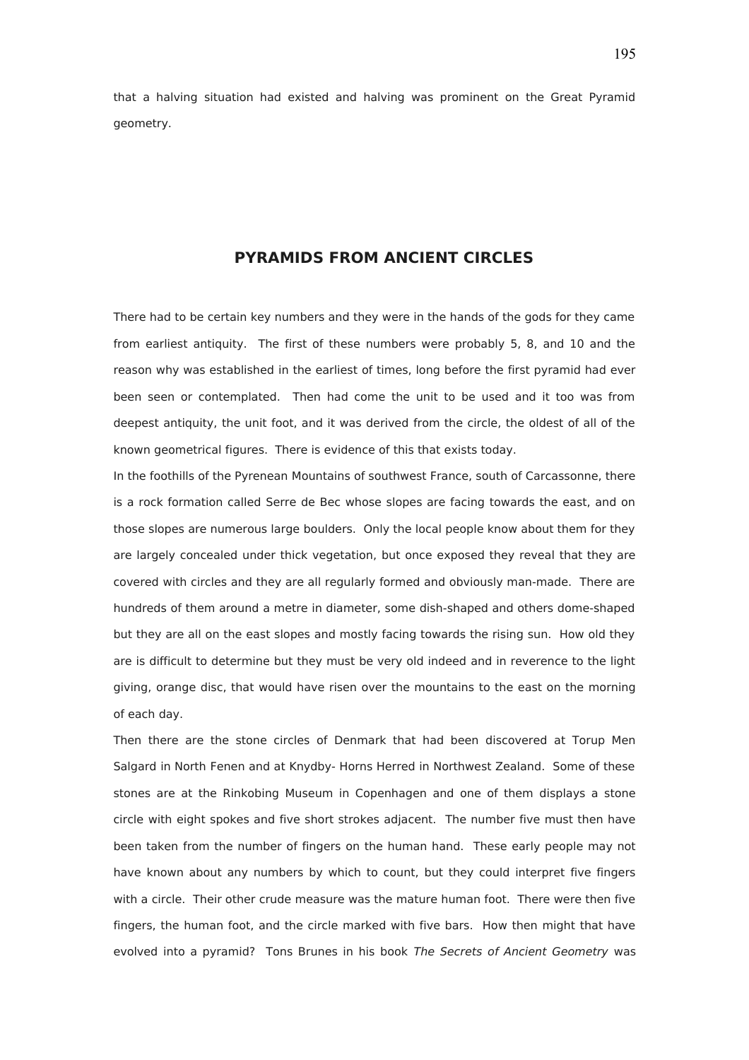that a halving situation had existed and halving was prominent on the Great Pyramid geometry.

## PYRAMIDS FROM ANCIENT CIRCLES

There had to be certain key numbers and they were in the hands of the gods for they came from earliest antiquity. The first of these numbers were probably 5, 8, and 10 and the reason why was established in the earliest of times, long before the first pyramid had ever been seen or contemplated. Then had come the unit to be used and it too was from deepest antiquity, the unit foot, and it was derived from the circle, the oldest of all of the known geometrical figures. There is evidence of this that exists today.

In the foothills of the Pyrenean Mountains of southwest France, south of Carcassonne, there is a rock formation called Serre de Bec whose slopes are facing towards the east, and on those slopes are numerous large boulders. Only the local people know about them for they are largely concealed under thick vegetation, but once exposed they reveal that they are covered with circles and they are all regularly formed and obviously man-made. There are hundreds of them around a metre in diameter, some dish-shaped and others dome-shaped but they are all on the east slopes and mostly facing towards the rising sun. How old they are is difficult to determine but they must be very old indeed and in reverence to the light giving, orange disc, that would have risen over the mountains to the east on the morning of each day.

Then there are the stone circles of Denmark that had been discovered at Torup Men Salgard in North Fenen and at Knydby- Horns Herred in Northwest Zealand. Some of these stones are at the Rinkobing Museum in Copenhagen and one of them displays a stone circle with eight spokes and five short strokes adjacent. The number five must then have been taken from the number of fingers on the human hand. These early people may not have known about any numbers by which to count, but they could interpret five fingers with a circle. Their other crude measure was the mature human foot. There were then five fingers, the human foot, and the circle marked with five bars. How then might that have evolved into a pyramid? Tons Brunes in his book *The Secrets of Ancient Geometry* was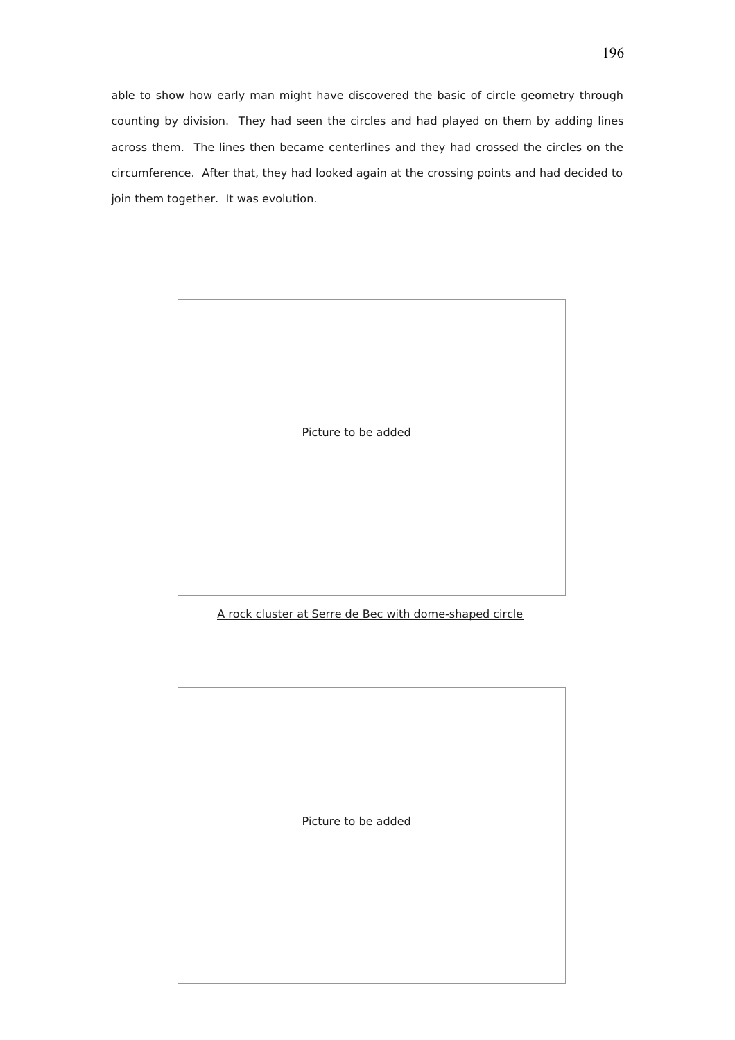able to show how early man might have discovered the basic of circle geometry through counting by division. They had seen the circles and had played on them by adding lines across them. The lines then became centerlines and they had crossed the circles on the circumference. After that, they had looked again at the crossing points and had decided to join them together. It was evolution.

Picture to be added

A rock cluster at Serre de Bec with dome-shaped circle

Picture to be added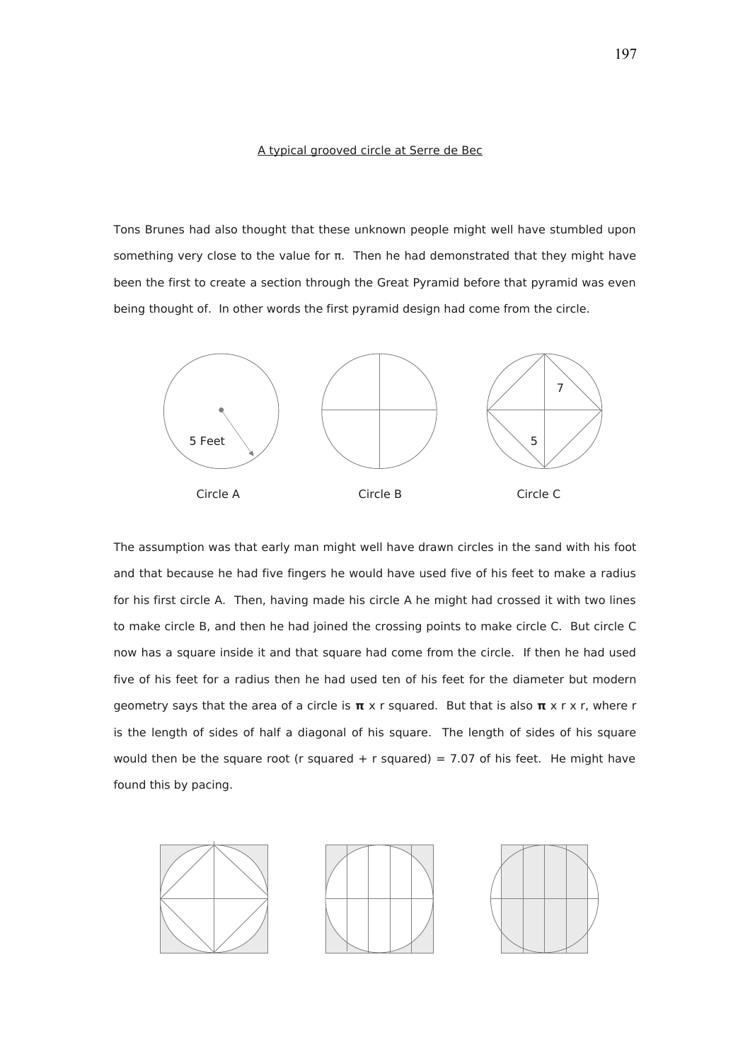A typical grooved circle at Serre de Bec

Tons Brunes had also thought that these unknown people might well have stumbled upon something very close to the value for π. Then he had demonstrated that they might have been the first to create a section through the Great Pyramid before that pyramid was even being thought of. In other words the first pyramid design had come from the circle.

5 Feet

Circle A

Circle B

7

5

Circle C

The assumption was that early man might well have drawn circles in the sand with his foot and that because he had five fingers he would have used five of his feet to make a radius for his first circle A. Then, having made his circle A he might had crossed it with two lines to make circle B, and then he had joined the crossing points to make circle C. But circle C now has a square inside it and that square had come from the circle. If then he had used five of his feet for a radius then he had used ten of his feet for the diameter but modern geometry says that the area of a circle is **π** x r squared. But that is also **π** x r x r, where r is the length of sides of half a diagonal of his square. The length of sides of his square would then be the square root (r squared + r squared) = 7.07 of his feet. He might have found this by pacing.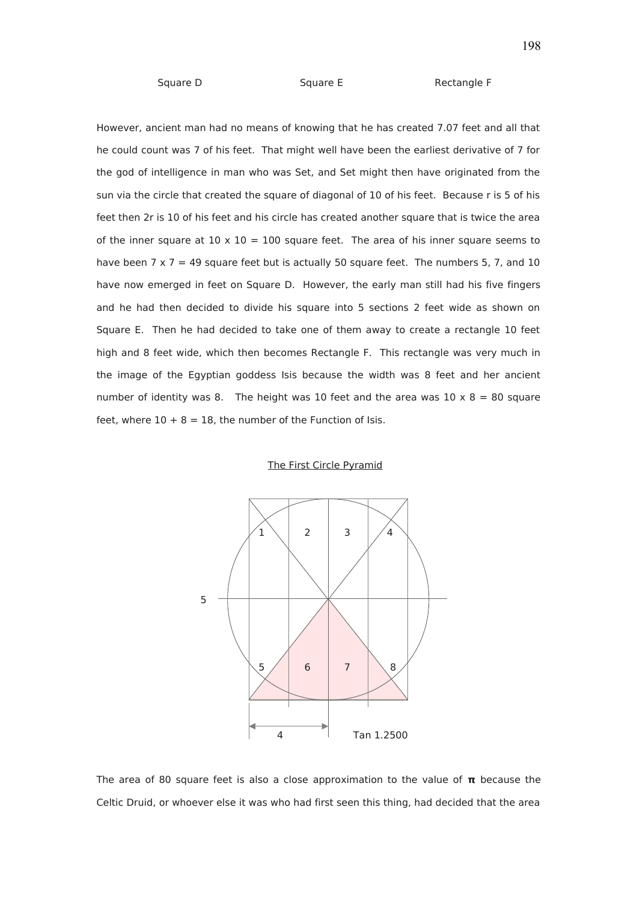Square D Square E Rectangle F

However, ancient man had no means of knowing that he has created 7.07 feet and all that he could count was 7 of his feet. That might well have been the earliest derivative of 7 for the god of intelligence in man who was Set, and Set might then have originated from the sun via the circle that created the square of diagonal of 10 of his feet. Because r is 5 of his feet then 2r is 10 of his feet and his circle has created another square that is twice the area of the inner square at 10 x 10 = 100 square feet. The area of his inner square seems to have been 7 x 7 = 49 square feet but is actually 50 square feet. The numbers 5, 7, and 10 have now emerged in feet on Square D. However, the early man still had his five fingers and he had then decided to divide his square into 5 sections 2 feet wide as shown on Square E. Then he had decided to take one of them away to create a rectangle 10 feet high and 8 feet wide, which then becomes Rectangle F. This rectangle was very much in the image of the Egyptian goddess Isis because the width was 8 feet and her ancient number of identity was 8. The height was 10 feet and the area was 10 x 8 = 80 square feet, where 10 + 8 = 18, the number of the Function of Isis.

<u>The First Circle Pyramid</u>

1 2 3 4

5

5 6 7 8

4 Tan 1.2500

The area of 80 square feet is also a close approximation to the value of **π** because the Celtic Druid, or whoever else it was who had first seen this thing, had decided that the area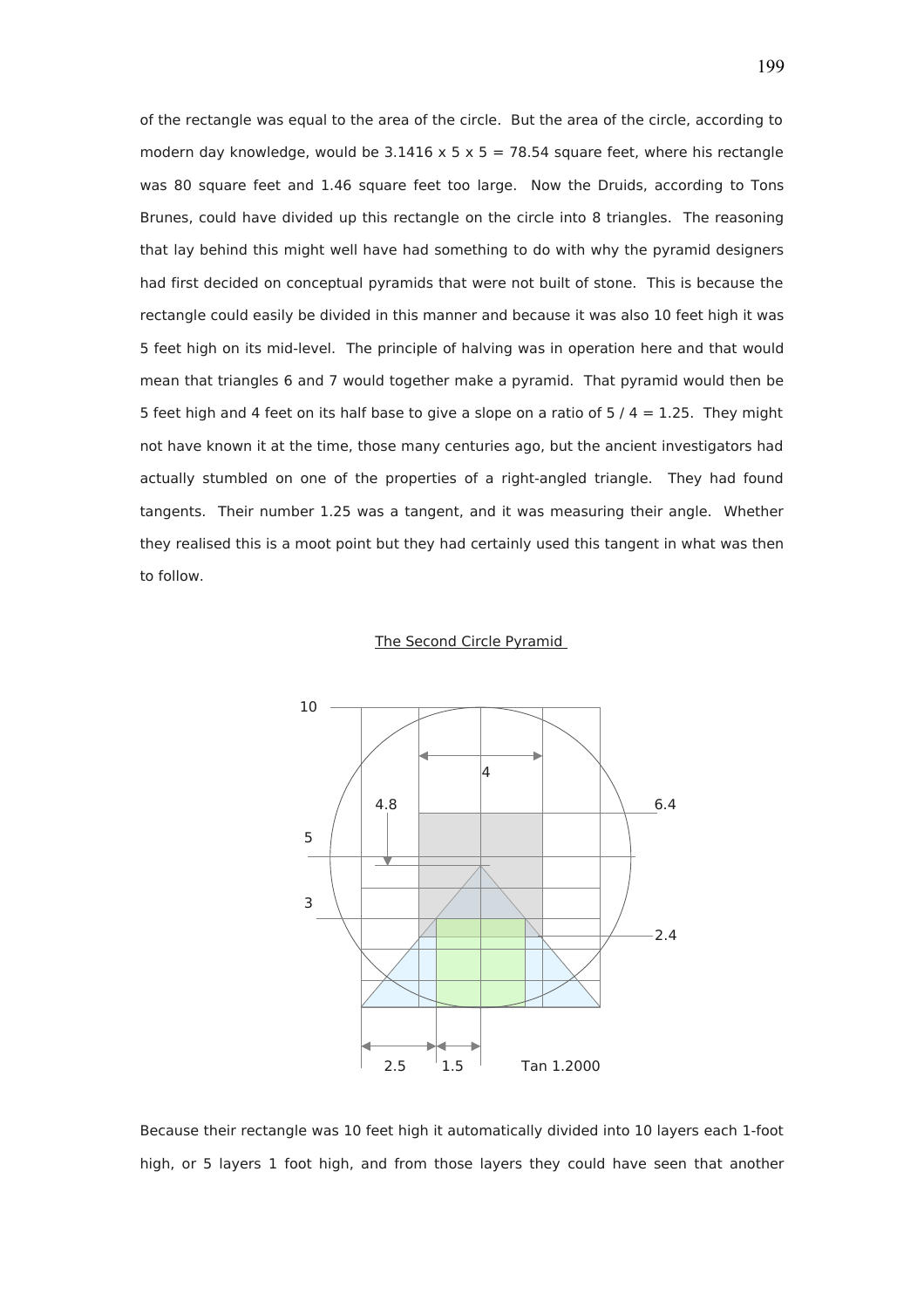of the rectangle was equal to the area of the circle. But the area of the circle, according to modern day knowledge, would be 3.1416 x 5 x 5 = 78.54 square feet, where his rectangle was 80 square feet and 1.46 square feet too large. Now the Druids, according to Tons Brunes, could have divided up this rectangle on the circle into 8 triangles. The reasoning that lay behind this might well have had something to do with why the pyramid designers had first decided on conceptual pyramids that were not built of stone. This is because the rectangle could easily be divided in this manner and because it was also 10 feet high it was 5 feet high on its mid-level. The principle of halving was in operation here and that would mean that triangles 6 and 7 would together make a pyramid. That pyramid would then be 5 feet high and 4 feet on its half base to give a slope on a ratio of 5 / 4 = 1.25. They might not have known it at the time, those many centuries ago, but the ancient investigators had actually stumbled on one of the properties of a right-angled triangle. They had found tangents. Their number 1.25 was a tangent, and it was measuring their angle. Whether they realised this is a moot point but they had certainly used this tangent in what was then to follow.

The Second Circle Pyramid

10

4

4.8

6.4

5

3

2.4

2.5 1.5 Tan 1.2000

Because their rectangle was 10 feet high it automatically divided into 10 layers each 1-foot high, or 5 layers 1 foot high, and from those layers they could have seen that another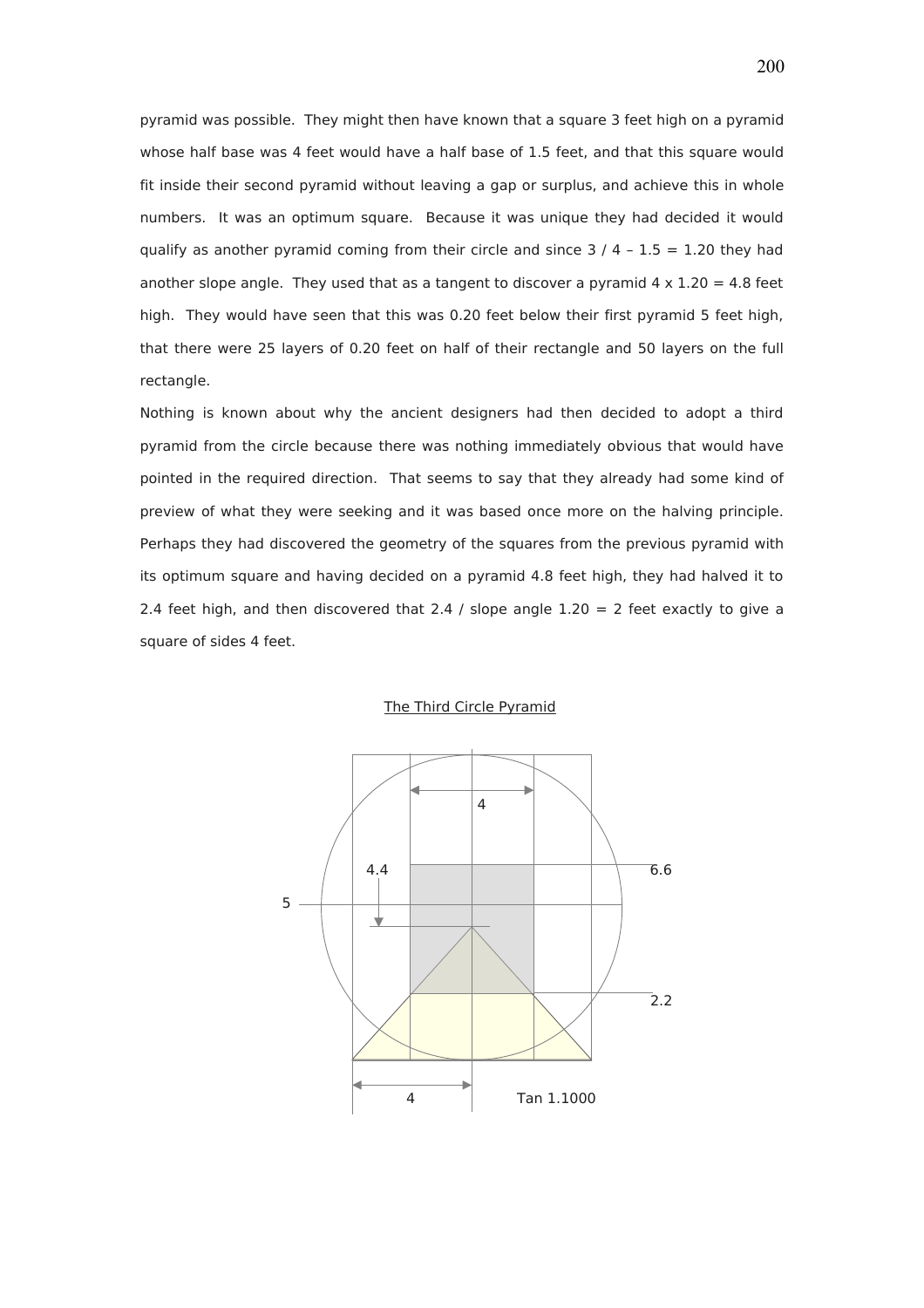pyramid was possible. They might then have known that a square 3 feet high on a pyramid whose half base was 4 feet would have a half base of 1.5 feet, and that this square would fit inside their second pyramid without leaving a gap or surplus, and achieve this in whole numbers. It was an optimum square. Because it was unique they had decided it would qualify as another pyramid coming from their circle and since 3 / 4 – 1.5 = 1.20 they had another slope angle. They used that as a tangent to discover a pyramid 4 x 1.20 = 4.8 feet high. They would have seen that this was 0.20 feet below their first pyramid 5 feet high, that there were 25 layers of 0.20 feet on half of their rectangle and 50 layers on the full rectangle.

Nothing is known about why the ancient designers had then decided to adopt a third pyramid from the circle because there was nothing immediately obvious that would have pointed in the required direction. That seems to say that they already had some kind of preview of what they were seeking and it was based once more on the halving principle. Perhaps they had discovered the geometry of the squares from the previous pyramid with its optimum square and having decided on a pyramid 4.8 feet high, they had halved it to 2.4 feet high, and then discovered that 2.4 / slope angle 1.20 = 2 feet exactly to give a square of sides 4 feet.

The Third Circle Pyramid

4

4.4

6.6

5

2.2

4

Tan 1.1000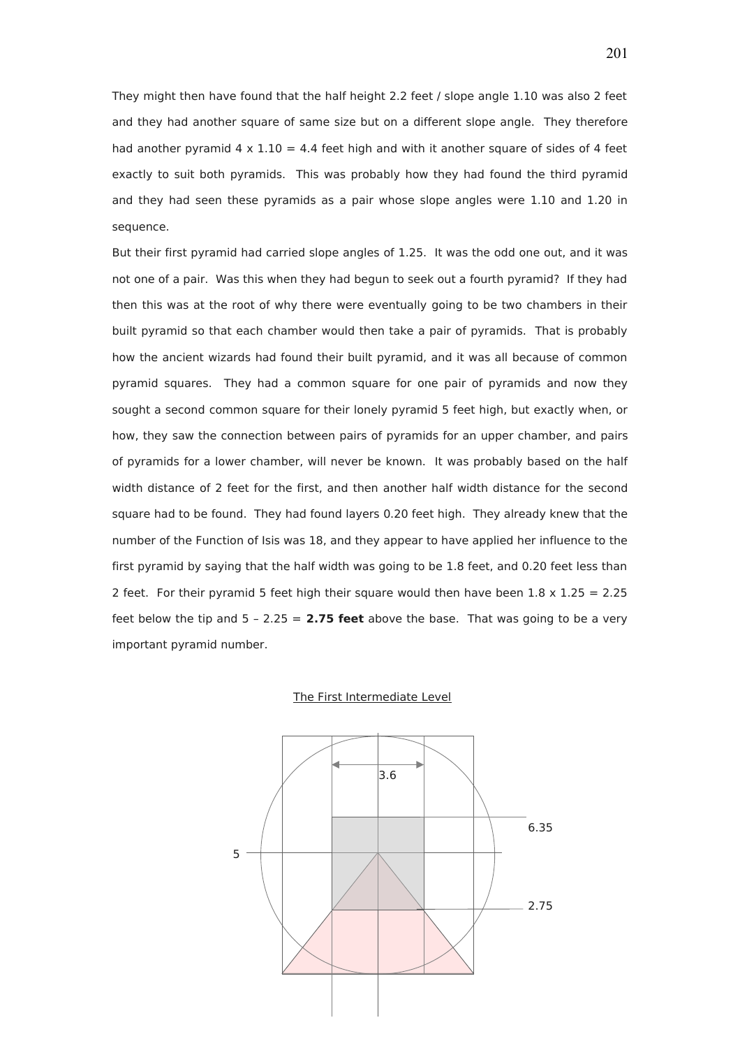They might then have found that the half height 2.2 feet / slope angle 1.10 was also 2 feet and they had another square of same size but on a different slope angle. They therefore had another pyramid 4 x 1.10 = 4.4 feet high and with it another square of sides of 4 feet exactly to suit both pyramids. This was probably how they had found the third pyramid and they had seen these pyramids as a pair whose slope angles were 1.10 and 1.20 in sequence.

But their first pyramid had carried slope angles of 1.25. It was the odd one out, and it was not one of a pair. Was this when they had begun to seek out a fourth pyramid? If they had then this was at the root of why there were eventually going to be two chambers in their built pyramid so that each chamber would then take a pair of pyramids. That is probably how the ancient wizards had found their built pyramid, and it was all because of common pyramid squares. They had a common square for one pair of pyramids and now they sought a second common square for their lonely pyramid 5 feet high, but exactly when, or how, they saw the connection between pairs of pyramids for an upper chamber, and pairs of pyramids for a lower chamber, will never be known. It was probably based on the half width distance of 2 feet for the first, and then another half width distance for the second square had to be found. They had found layers 0.20 feet high. They already knew that the number of the Function of Isis was 18, and they appear to have applied her influence to the first pyramid by saying that the half width was going to be 1.8 feet, and 0.20 feet less than 2 feet. For their pyramid 5 feet high their square would then have been 1.8 x 1.25 = 2.25 feet below the tip and 5 – 2.25 = **2.75 feet** above the base. That was going to be a very important pyramid number.

The First Intermediate Level

3.6

6.35

5

2.75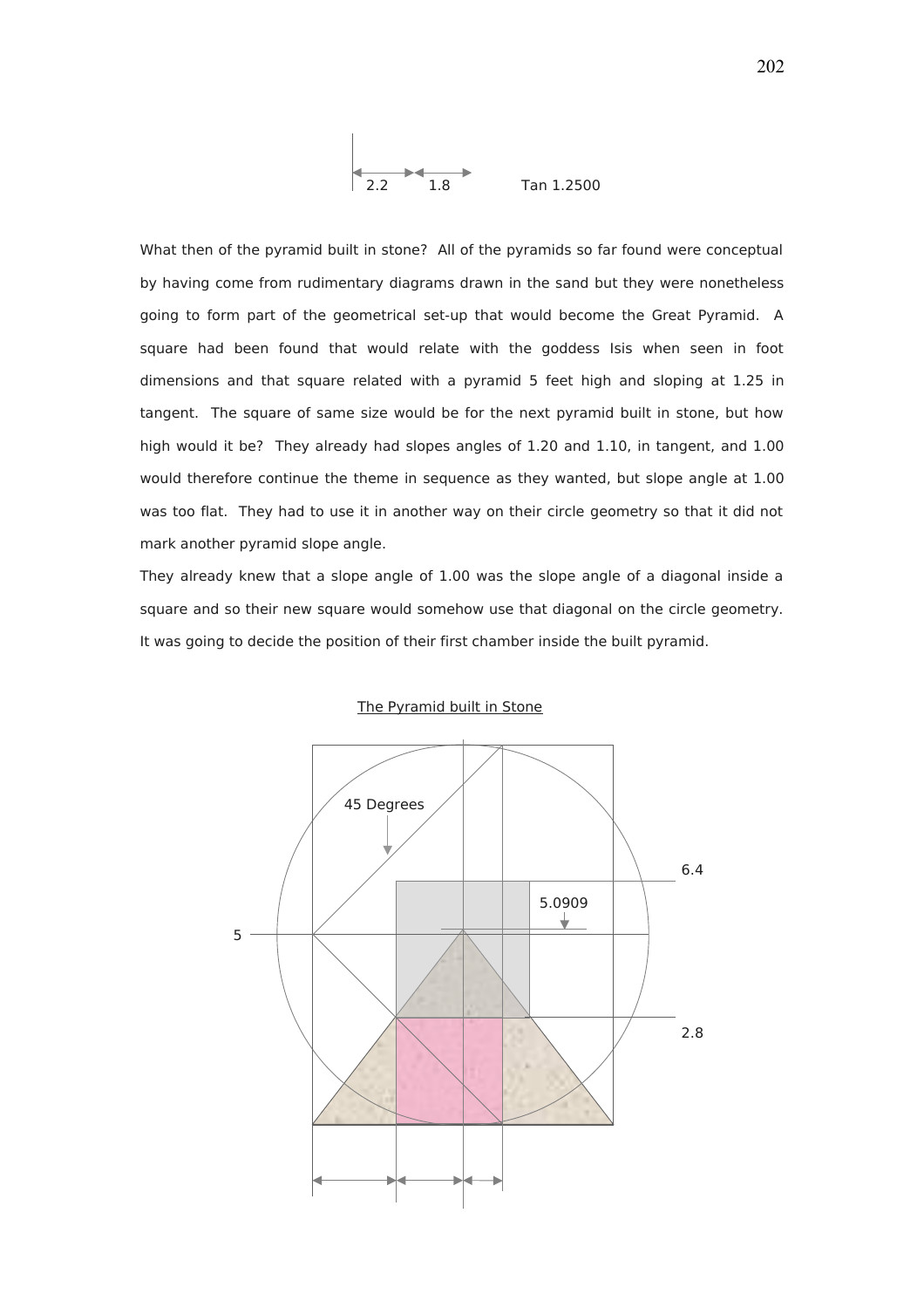2.2 1.8 Tan 1.2500

What then of the pyramid built in stone? All of the pyramids so far found were conceptual by having come from rudimentary diagrams drawn in the sand but they were nonetheless going to form part of the geometrical set-up that would become the Great Pyramid. A square had been found that would relate with the goddess Isis when seen in foot dimensions and that square related with a pyramid 5 feet high and sloping at 1.25 in tangent. The square of same size would be for the next pyramid built in stone, but how high would it be? They already had slopes angles of 1.20 and 1.10, in tangent, and 1.00 would therefore continue the theme in sequence as they wanted, but slope angle at 1.00 was too flat. They had to use it in another way on their circle geometry so that it did not mark another pyramid slope angle.

They already knew that a slope angle of 1.00 was the slope angle of a diagonal inside a square and so their new square would somehow use that diagonal on the circle geometry. It was going to decide the position of their first chamber inside the built pyramid.

The Pyramid built in Stone

45 Degrees

6.4

5.0909

5

2.8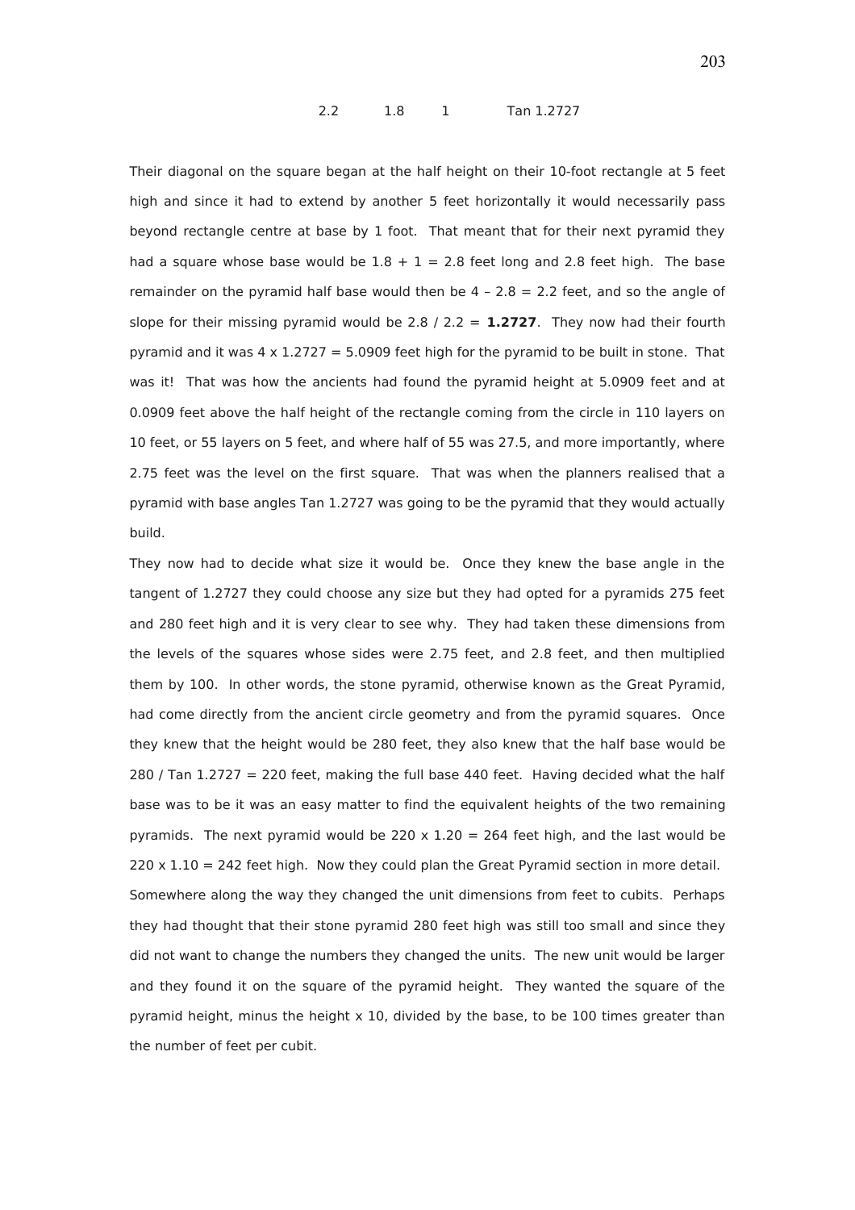2.2     1.8     1     Tan 1.2727

Their diagonal on the square began at the half height on their 10-foot rectangle at 5 feet high and since it had to extend by another 5 feet horizontally it would necessarily pass beyond rectangle centre at base by 1 foot. That meant that for their next pyramid they had a square whose base would be 1.8 + 1 = 2.8 feet long and 2.8 feet high. The base remainder on the pyramid half base would then be 4 – 2.8 = 2.2 feet, and so the angle of slope for their missing pyramid would be 2.8 / 2.2 = **1.2727**. They now had their fourth pyramid and it was 4 x 1.2727 = 5.0909 feet high for the pyramid to be built in stone. That was it! That was how the ancients had found the pyramid height at 5.0909 feet and at 0.0909 feet above the half height of the rectangle coming from the circle in 110 layers on 10 feet, or 55 layers on 5 feet, and where half of 55 was 27.5, and more importantly, where 2.75 feet was the level on the first square. That was when the planners realised that a pyramid with base angles Tan 1.2727 was going to be the pyramid that they would actually build.

They now had to decide what size it would be. Once they knew the base angle in the tangent of 1.2727 they could choose any size but they had opted for a pyramids 275 feet and 280 feet high and it is very clear to see why. They had taken these dimensions from the levels of the squares whose sides were 2.75 feet, and 2.8 feet, and then multiplied them by 100. In other words, the stone pyramid, otherwise known as the Great Pyramid, had come directly from the ancient circle geometry and from the pyramid squares. Once they knew that the height would be 280 feet, they also knew that the half base would be 280 / Tan 1.2727 = 220 feet, making the full base 440 feet. Having decided what the half base was to be it was an easy matter to find the equivalent heights of the two remaining pyramids. The next pyramid would be 220 x 1.20 = 264 feet high, and the last would be 220 x 1.10 = 242 feet high. Now they could plan the Great Pyramid section in more detail.

Somewhere along the way they changed the unit dimensions from feet to cubits. Perhaps they had thought that their stone pyramid 280 feet high was still too small and since they did not want to change the numbers they changed the units. The new unit would be larger and they found it on the square of the pyramid height. They wanted the square of the pyramid height, minus the height x 10, divided by the base, to be 100 times greater than the number of feet per cubit.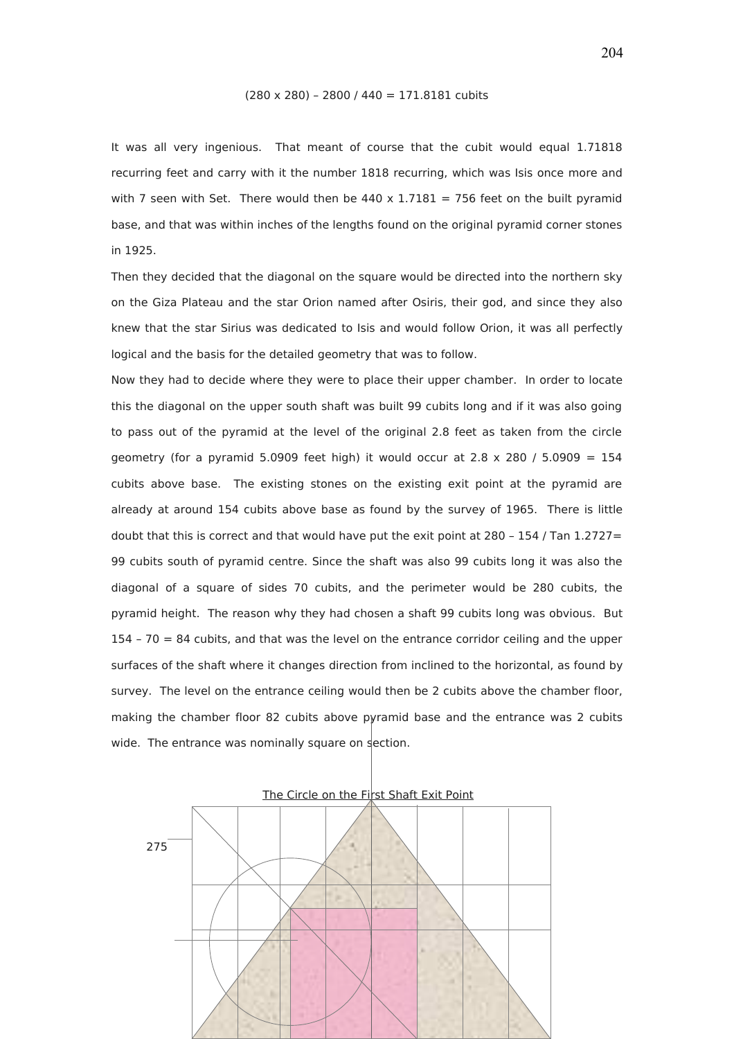$$(280 \times 280) – 2800 / 440 = 171.8181 \text{ cubits}$$

It was all very ingenious. That meant of course that the cubit would equal 1.71818 recurring feet and carry with it the number 1818 recurring, which was Isis once more and with 7 seen with Set. There would then be 440 x 1.7181 = 756 feet on the built pyramid base, and that was within inches of the lengths found on the original pyramid corner stones in 1925.

Then they decided that the diagonal on the square would be directed into the northern sky on the Giza Plateau and the star Orion named after Osiris, their god, and since they also knew that the star Sirius was dedicated to Isis and would follow Orion, it was all perfectly logical and the basis for the detailed geometry that was to follow.

Now they had to decide where they were to place their upper chamber. In order to locate this the diagonal on the upper south shaft was built 99 cubits long and if it was also going to pass out of the pyramid at the level of the original 2.8 feet as taken from the circle geometry (for a pyramid 5.0909 feet high) it would occur at 2.8 x 280 / 5.0909 = 154 cubits above base. The existing stones on the existing exit point at the pyramid are already at around 154 cubits above base as found by the survey of 1965. There is little doubt that this is correct and that would have put the exit point at 280 – 154 / Tan 1.2727= 99 cubits south of pyramid centre. Since the shaft was also 99 cubits long it was also the diagonal of a square of sides 70 cubits, and the perimeter would be 280 cubits, the pyramid height. The reason why they had chosen a shaft 99 cubits long was obvious. But 154 – 70 = 84 cubits, and that was the level on the entrance corridor ceiling and the upper surfaces of the shaft where it changes direction from inclined to the horizontal, as found by survey. The level on the entrance ceiling would then be 2 cubits above the chamber floor, making the chamber floor 82 cubits above pyramid base and the entrance was 2 cubits wide. The entrance was nominally square on section.

The Circle on the First Shaft Exit Point

275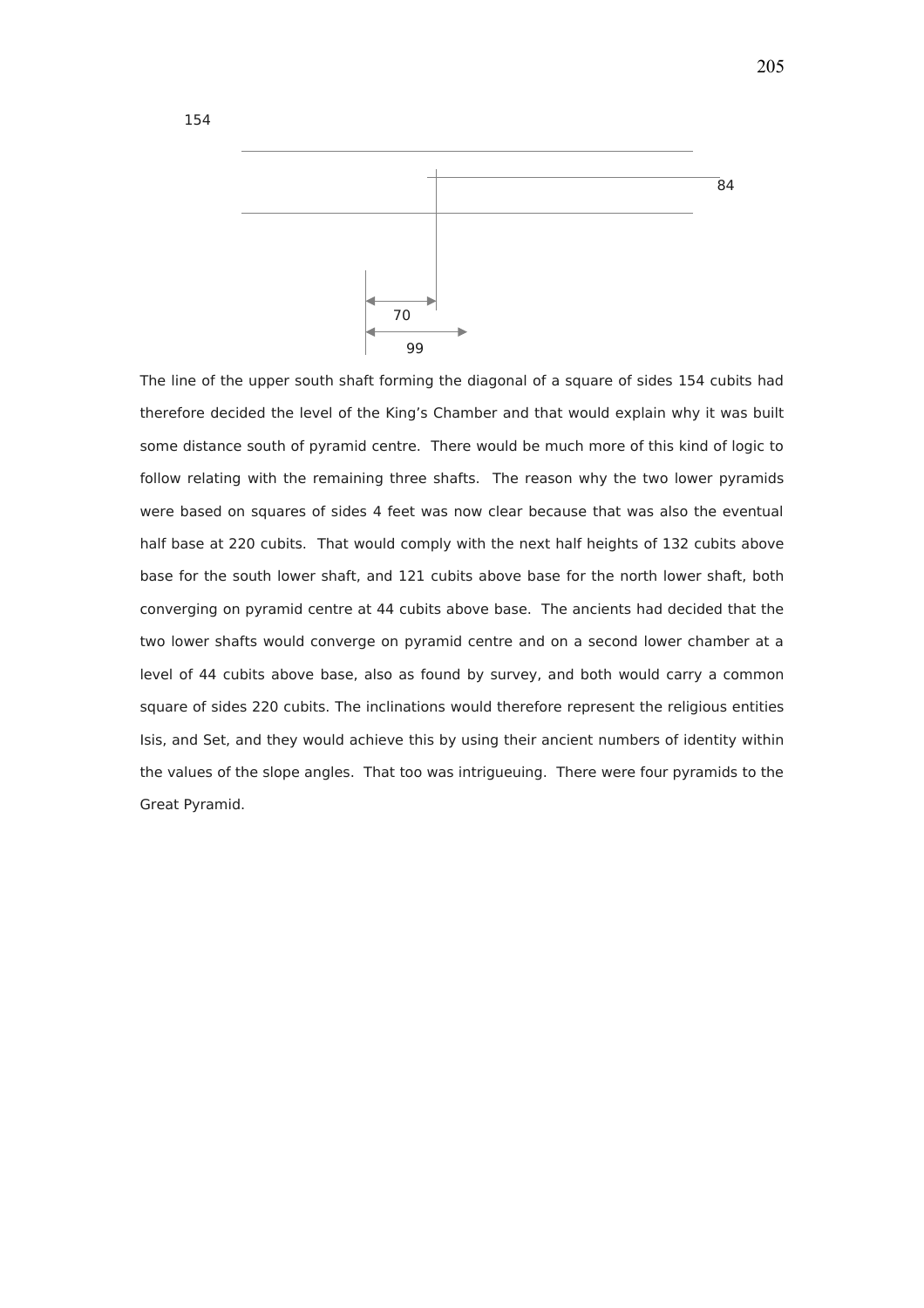154

84

70

99

The line of the upper south shaft forming the diagonal of a square of sides 154 cubits had therefore decided the level of the King's Chamber and that would explain why it was built some distance south of pyramid centre. There would be much more of this kind of logic to follow relating with the remaining three shafts. The reason why the two lower pyramids were based on squares of sides 4 feet was now clear because that was also the eventual half base at 220 cubits. That would comply with the next half heights of 132 cubits above base for the south lower shaft, and 121 cubits above base for the north lower shaft, both converging on pyramid centre at 44 cubits above base. The ancients had decided that the two lower shafts would converge on pyramid centre and on a second lower chamber at a level of 44 cubits above base, also as found by survey, and both would carry a common square of sides 220 cubits. The inclinations would therefore represent the religious entities Isis, and Set, and they would achieve this by using their ancient numbers of identity within the values of the slope angles. That too was intrigueuing. There were four pyramids to the Great Pyramid.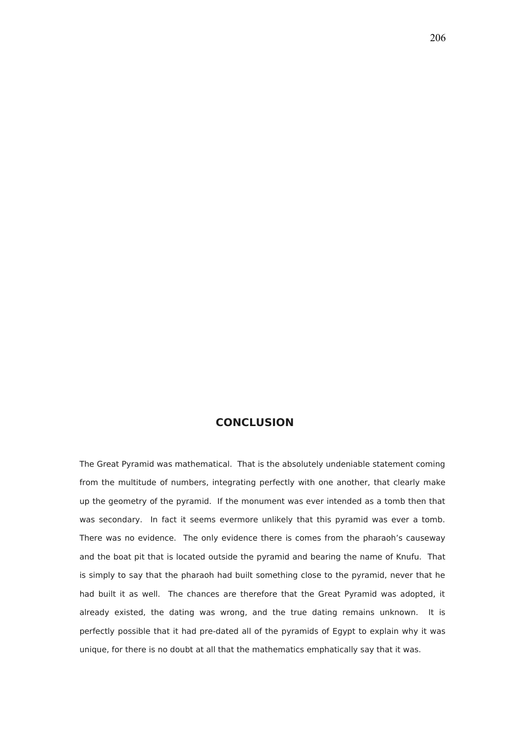## CONCLUSION

The Great Pyramid was mathematical. That is the absolutely undeniable statement coming from the multitude of numbers, integrating perfectly with one another, that clearly make up the geometry of the pyramid. If the monument was ever intended as a tomb then that was secondary. In fact it seems evermore unlikely that this pyramid was ever a tomb. There was no evidence. The only evidence there is comes from the pharaoh's causeway and the boat pit that is located outside the pyramid and bearing the name of Knufu. That is simply to say that the pharaoh had built something close to the pyramid, never that he had built it as well. The chances are therefore that the Great Pyramid was adopted, it already existed, the dating was wrong, and the true dating remains unknown. It is perfectly possible that it had pre-dated all of the pyramids of Egypt to explain why it was unique, for there is no doubt at all that the mathematics emphatically say that it was.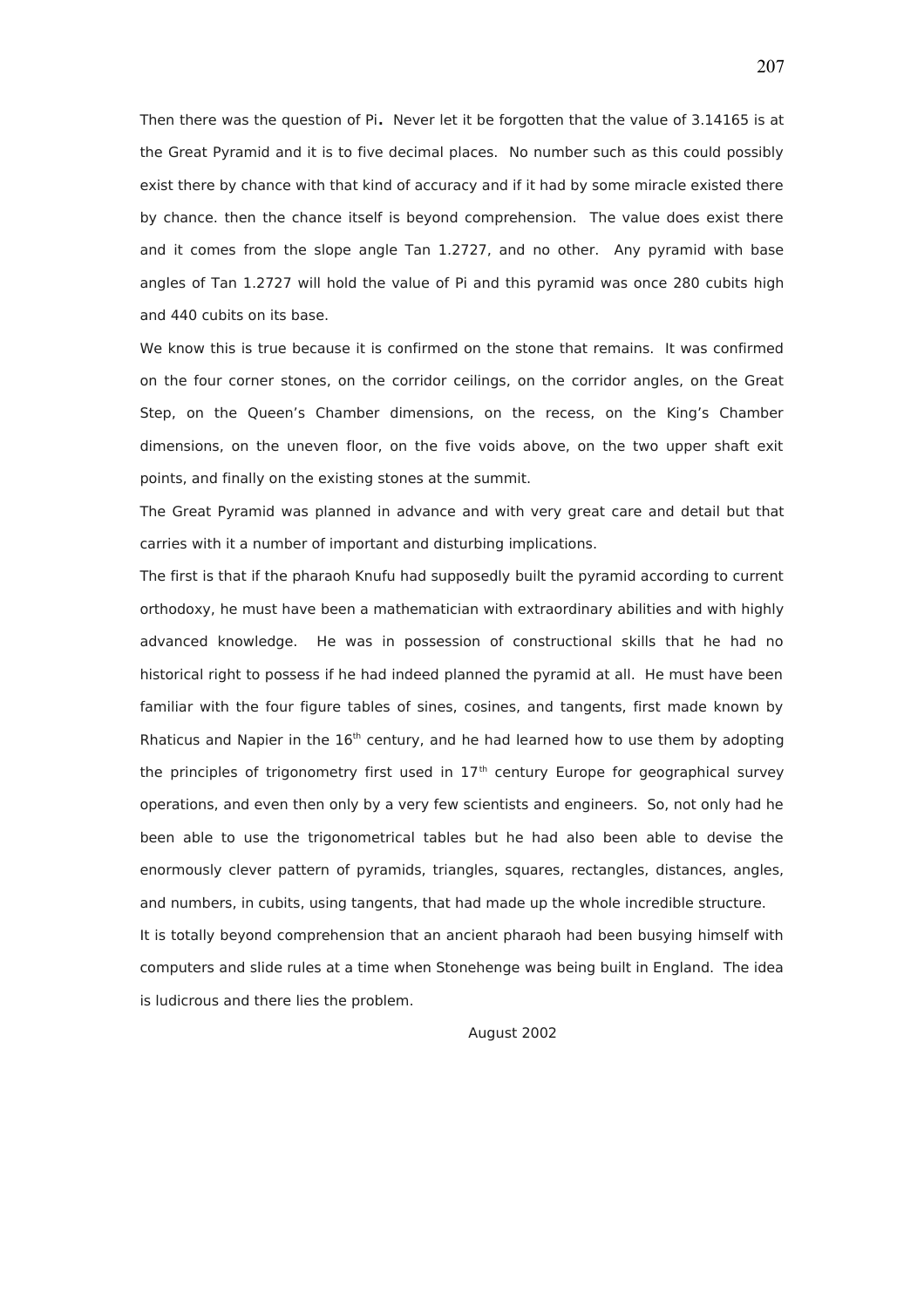Then there was the question of Pi**.** Never let it be forgotten that the value of 3.14165 is at the Great Pyramid and it is to five decimal places. No number such as this could possibly exist there by chance with that kind of accuracy and if it had by some miracle existed there by chance. then the chance itself is beyond comprehension. The value does exist there and it comes from the slope angle Tan 1.2727, and no other. Any pyramid with base angles of Tan 1.2727 will hold the value of Pi and this pyramid was once 280 cubits high and 440 cubits on its base.

We know this is true because it is confirmed on the stone that remains. It was confirmed on the four corner stones, on the corridor ceilings, on the corridor angles, on the Great Step, on the Queen's Chamber dimensions, on the recess, on the King's Chamber dimensions, on the uneven floor, on the five voids above, on the two upper shaft exit points, and finally on the existing stones at the summit.

The Great Pyramid was planned in advance and with very great care and detail but that carries with it a number of important and disturbing implications.

The first is that if the pharaoh Knufu had supposedly built the pyramid according to current orthodoxy, he must have been a mathematician with extraordinary abilities and with highly advanced knowledge. He was in possession of constructional skills that he had no historical right to possess if he had indeed planned the pyramid at all. He must have been familiar with the four figure tables of sines, cosines, and tangents, first made known by Rhaticus and Napier in the $16^{th}$ century, and he had learned how to use them by adopting the principles of trigonometry first used in $17^{th}$ century Europe for geographical survey operations, and even then only by a very few scientists and engineers. So, not only had he been able to use the trigonometrical tables but he had also been able to devise the enormously clever pattern of pyramids, triangles, squares, rectangles, distances, angles, and numbers, in cubits, using tangents, that had made up the whole incredible structure.

It is totally beyond comprehension that an ancient pharaoh had been busying himself with computers and slide rules at a time when Stonehenge was being built in England. The idea is ludicrous and there lies the problem.

August 2002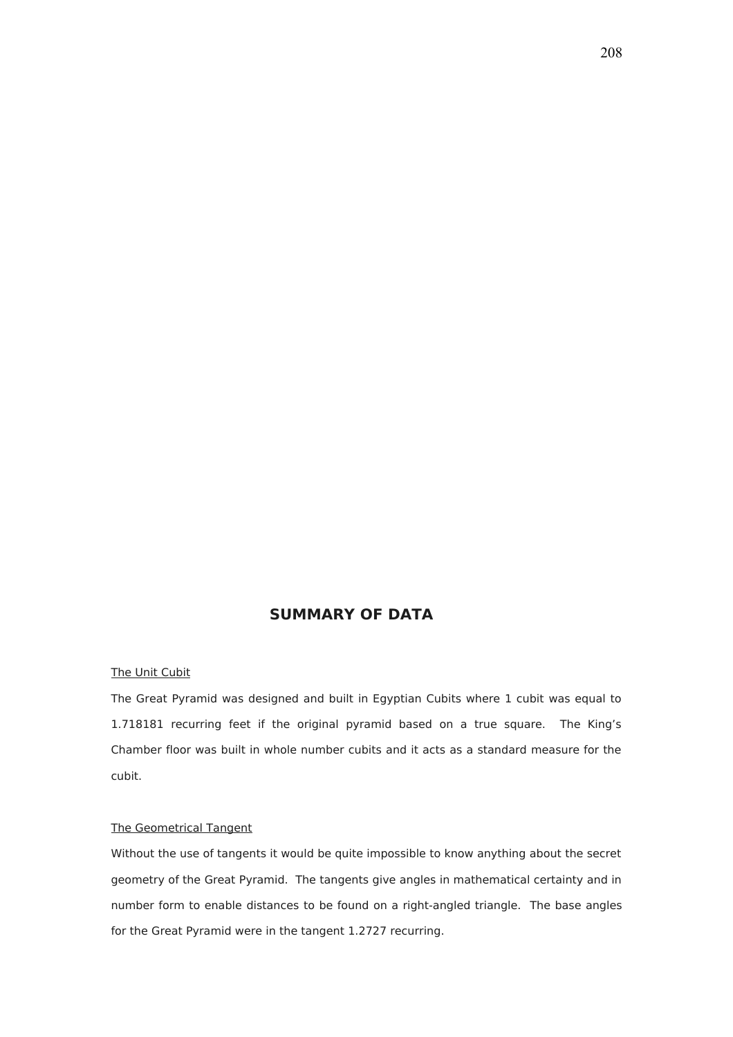## SUMMARY OF DATA

The Unit Cubit

The Great Pyramid was designed and built in Egyptian Cubits where 1 cubit was equal to 1.718181 recurring feet if the original pyramid based on a true square. The King's Chamber floor was built in whole number cubits and it acts as a standard measure for the cubit.

The Geometrical Tangent

Without the use of tangents it would be quite impossible to know anything about the secret geometry of the Great Pyramid. The tangents give angles in mathematical certainty and in number form to enable distances to be found on a right-angled triangle. The base angles for the Great Pyramid were in the tangent 1.2727 recurring.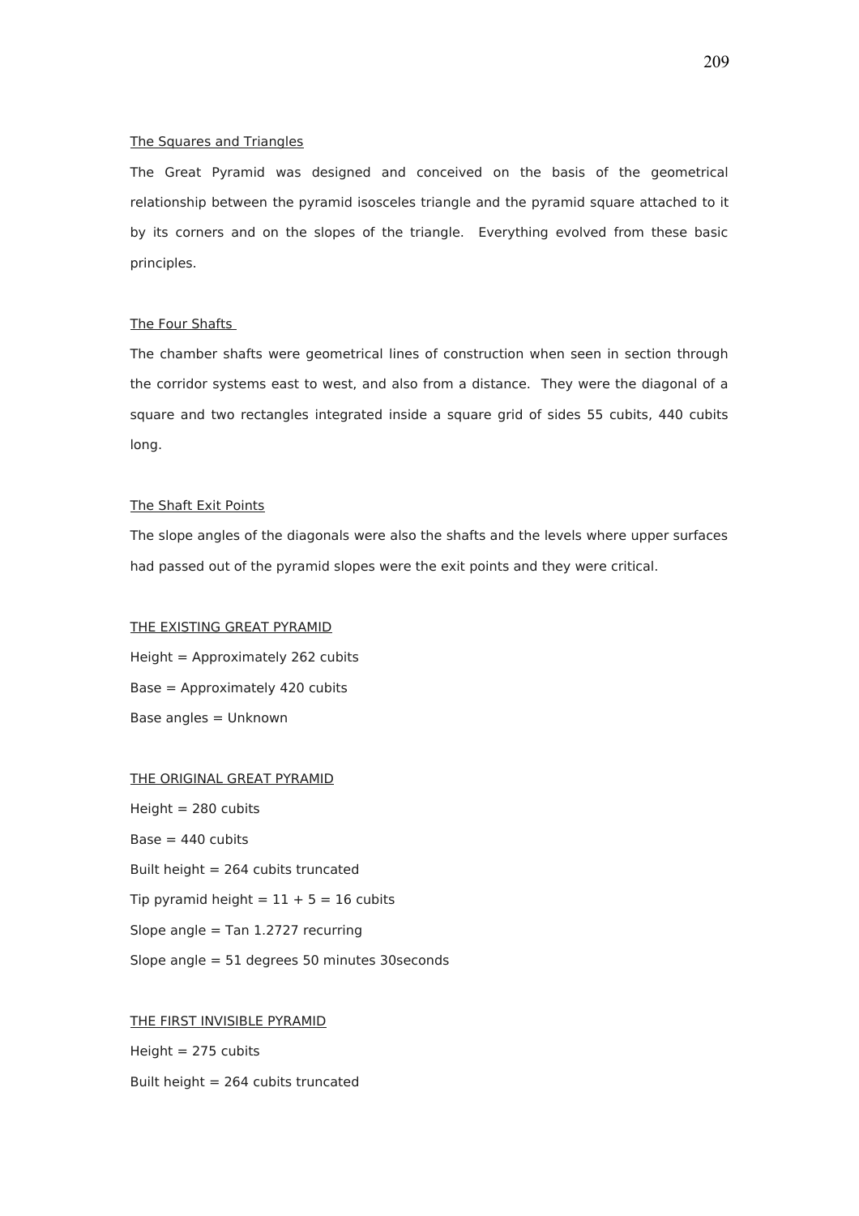<u>The Squares and Triangles</u>

The Great Pyramid was designed and conceived on the basis of the geometrical relationship between the pyramid isosceles triangle and the pyramid square attached to it by its corners and on the slopes of the triangle. Everything evolved from these basic principles.

<u>The Four Shafts</u>

The chamber shafts were geometrical lines of construction when seen in section through the corridor systems east to west, and also from a distance. They were the diagonal of a square and two rectangles integrated inside a square grid of sides 55 cubits, 440 cubits long.

<u>The Shaft Exit Points</u>

The slope angles of the diagonals were also the shafts and the levels where upper surfaces had passed out of the pyramid slopes were the exit points and they were critical.

<u>THE EXISTING GREAT PYRAMID</u>

Height = Approximately 262 cubits

Base = Approximately 420 cubits

Base angles = Unknown

<u>THE ORIGINAL GREAT PYRAMID</u>

Height = 280 cubits

Base = 440 cubits

Built height = 264 cubits truncated

Tip pyramid height = 11 + 5 = 16 cubits

Slope angle = Tan 1.2727 recurring

Slope angle = 51 degrees 50 minutes 30seconds

<u>THE FIRST INVISIBLE PYRAMID</u>

Height = 275 cubits

Built height = 264 cubits truncated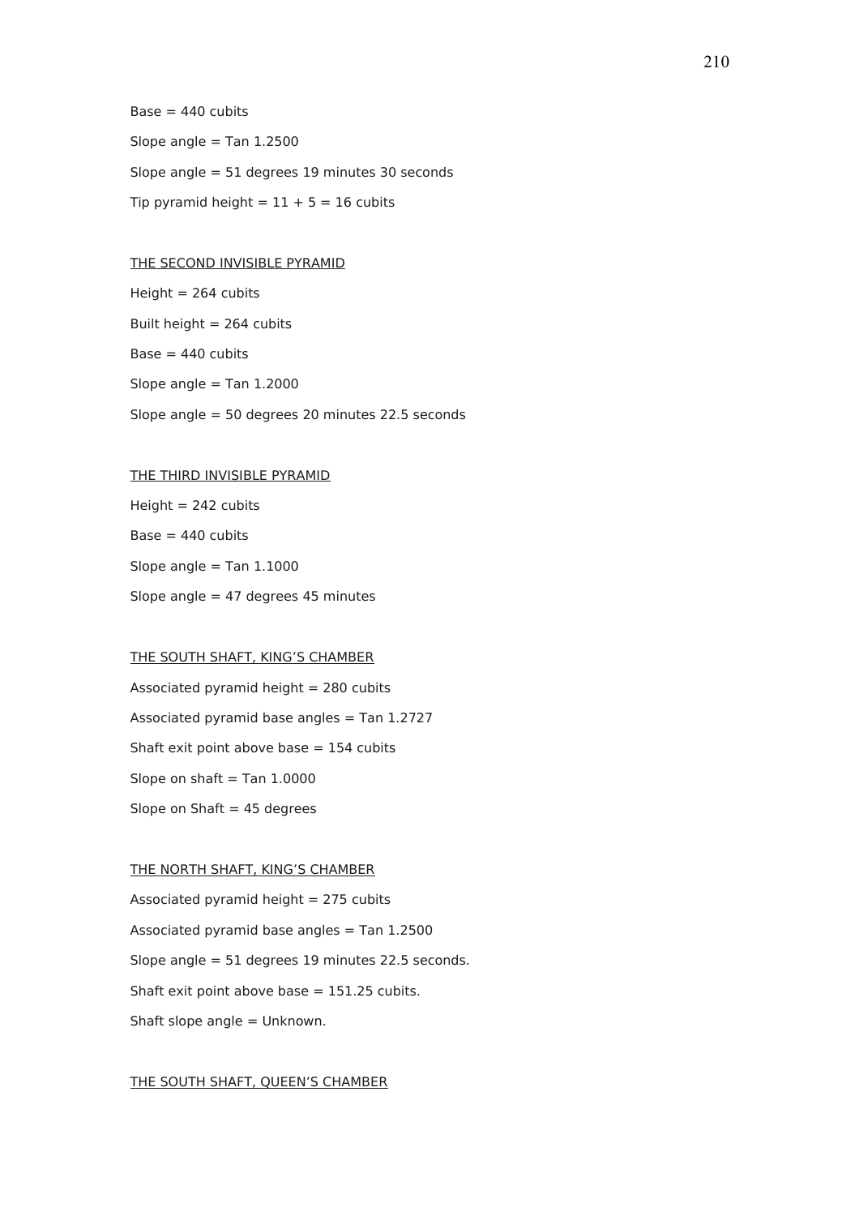Base = 440 cubits

Slope angle = Tan 1.2500

Slope angle = 51 degrees 19 minutes 30 seconds

Tip pyramid height = 11 + 5 = 16 cubits

THE SECOND INVISIBLE PYRAMID

Height = 264 cubits

Built height = 264 cubits

Base = 440 cubits

Slope angle = Tan 1.2000

Slope angle = 50 degrees 20 minutes 22.5 seconds

THE THIRD INVISIBLE PYRAMID

Height = 242 cubits

Base = 440 cubits

Slope angle = Tan 1.1000

Slope angle = 47 degrees 45 minutes

THE SOUTH SHAFT, KING'S CHAMBER

Associated pyramid height = 280 cubits

Associated pyramid base angles = Tan 1.2727

Shaft exit point above base = 154 cubits

Slope on shaft = Tan 1.0000

Slope on Shaft = 45 degrees

THE NORTH SHAFT, KING'S CHAMBER

Associated pyramid height = 275 cubits

Associated pyramid base angles = Tan 1.2500

Slope angle = 51 degrees 19 minutes 22.5 seconds.

Shaft exit point above base = 151.25 cubits.

Shaft slope angle = Unknown.

THE SOUTH SHAFT, QUEEN'S CHAMBER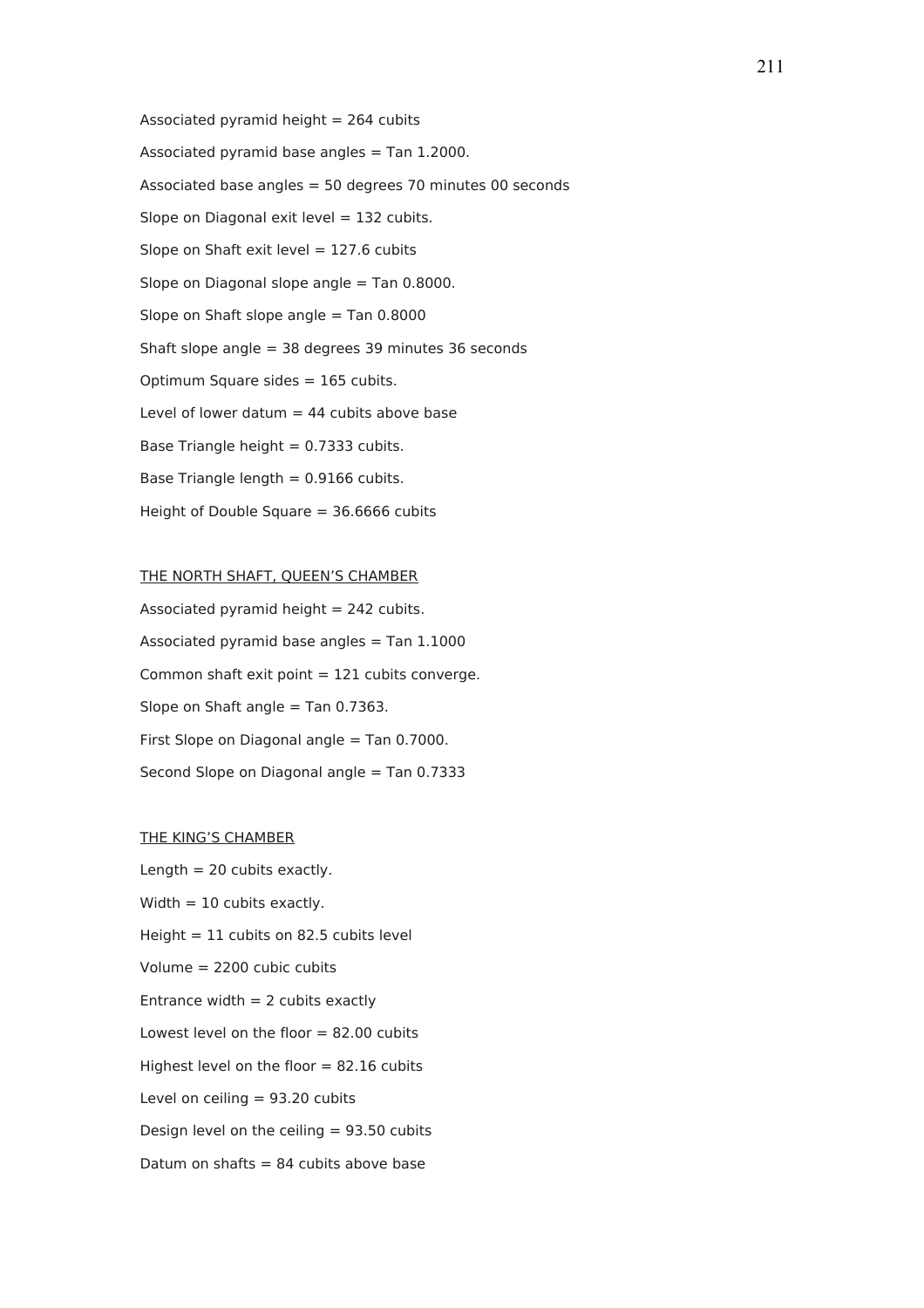Associated pyramid height = 264 cubits

Associated pyramid base angles = Tan 1.2000.

Associated base angles = 50 degrees 70 minutes 00 seconds

Slope on Diagonal exit level = 132 cubits.

Slope on Shaft exit level = 127.6 cubits

Slope on Diagonal slope angle = Tan 0.8000.

Slope on Shaft slope angle = Tan 0.8000

Shaft slope angle = 38 degrees 39 minutes 36 seconds

Optimum Square sides = 165 cubits.

Level of lower datum = 44 cubits above base

Base Triangle height = 0.7333 cubits.

Base Triangle length = 0.9166 cubits.

Height of Double Square = 36.6666 cubits

<u>THE NORTH SHAFT, QUEEN'S CHAMBER</u>

Associated pyramid height = 242 cubits.

Associated pyramid base angles = Tan 1.1000

Common shaft exit point = 121 cubits converge.

Slope on Shaft angle = Tan 0.7363.

First Slope on Diagonal angle = Tan 0.7000.

Second Slope on Diagonal angle = Tan 0.7333

<u>THE KING'S CHAMBER</u>

Length = 20 cubits exactly.

Width = 10 cubits exactly.

Height = 11 cubits on 82.5 cubits level

Volume = 2200 cubic cubits

Entrance width = 2 cubits exactly

Lowest level on the floor = 82.00 cubits

Highest level on the floor = 82.16 cubits

Level on ceiling = 93.20 cubits

Design level on the ceiling = 93.50 cubits

Datum on shafts = 84 cubits above base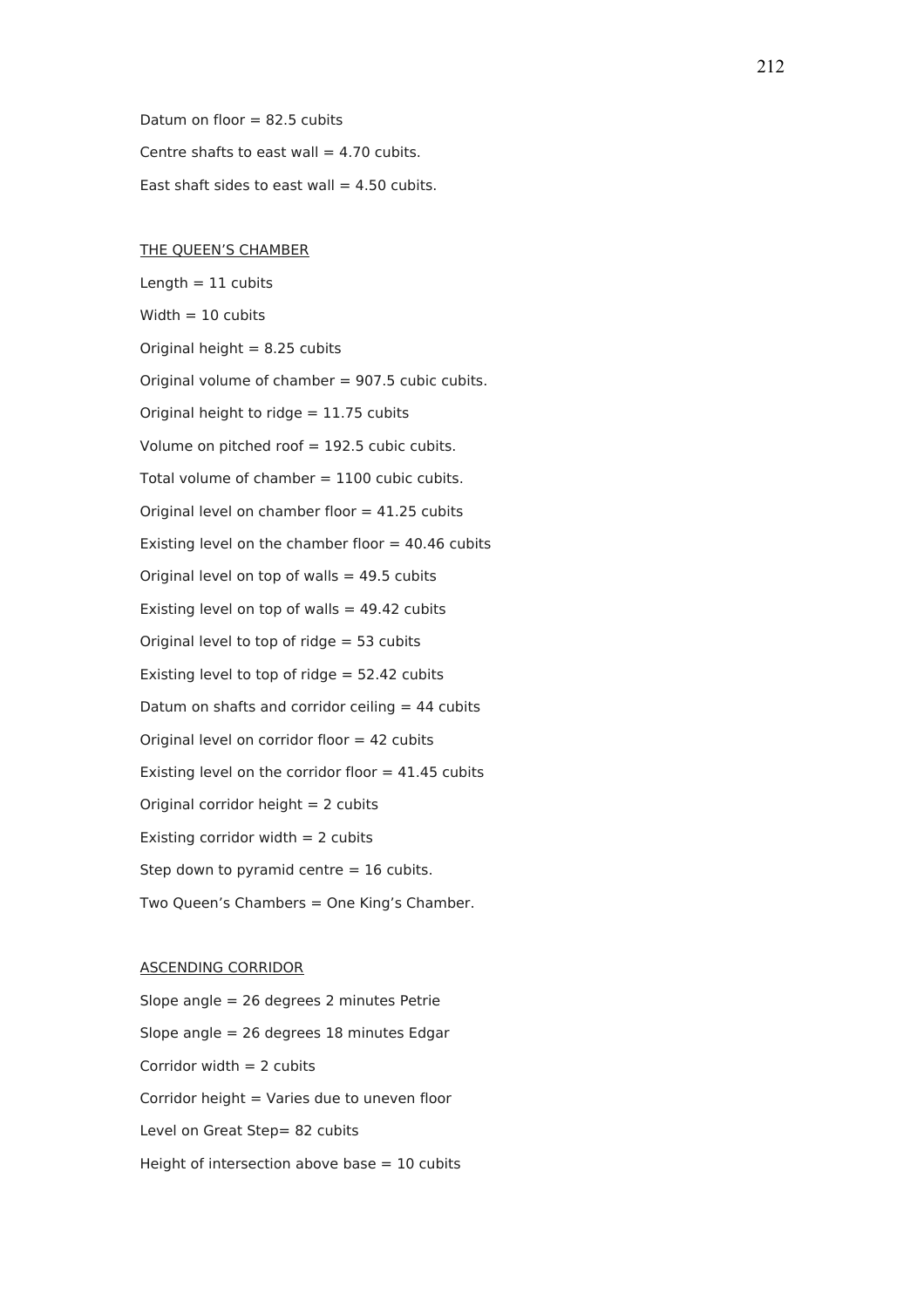Datum on floor = 82.5 cubits

Centre shafts to east wall = 4.70 cubits.

East shaft sides to east wall = 4.50 cubits.

<u>THE QUEEN'S CHAMBER</u>

Length = 11 cubits

Width = 10 cubits

Original height = 8.25 cubits

Original volume of chamber = 907.5 cubic cubits.

Original height to ridge = 11.75 cubits

Volume on pitched roof = 192.5 cubic cubits.

Total volume of chamber = 1100 cubic cubits.

Original level on chamber floor = 41.25 cubits

Existing level on the chamber floor = 40.46 cubits

Original level on top of walls = 49.5 cubits

Existing level on top of walls = 49.42 cubits

Original level to top of ridge = 53 cubits

Existing level to top of ridge = 52.42 cubits

Datum on shafts and corridor ceiling = 44 cubits

Original level on corridor floor = 42 cubits

Existing level on the corridor floor = 41.45 cubits

Original corridor height = 2 cubits

Existing corridor width = 2 cubits

Step down to pyramid centre = 16 cubits.

Two Queen's Chambers = One King's Chamber.

<u>ASCENDING CORRIDOR</u>

Slope angle = 26 degrees 2 minutes Petrie

Slope angle = 26 degrees 18 minutes Edgar

Corridor width = 2 cubits

Corridor height = Varies due to uneven floor

Level on Great Step= 82 cubits

Height of intersection above base = 10 cubits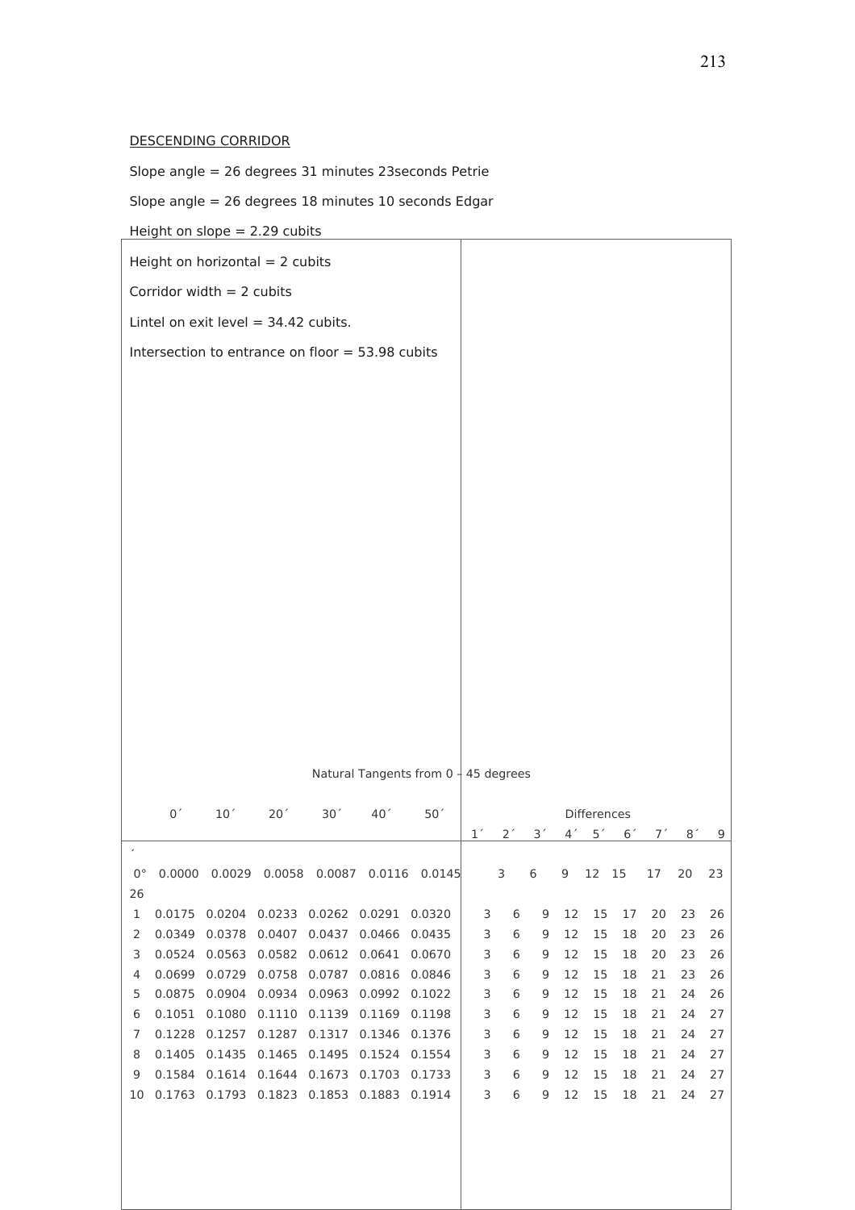DESCENDING CORRIDOR

Slope angle = 26 degrees 31 minutes 23seconds Petrie

Slope angle = 26 degrees 18 minutes 10 seconds Edgar

Height on slope = 2.29 cubits

Height on horizontal = 2 cubits

Corridor width = 2 cubits

Lintel on exit level = 34.42 cubits.

Intersection to entrance on floor = 53.98 cubits

Natural Tangents from 0 - 45 degrees

| ′ | 0′ | 10′ | 20′ | 30′ | 40′ | 50′ | 1′ | 2′ | 3′ | 4′ | 5′ | 6′ | 7′ | 8′ | 9 |
|---|---|---|---|---|---|---|---|---|---|---|---|---|---|---|---|
| | | | | | | | Differences | | | | | | | | |
| 0° | 0.0000 | 0.0029 | 0.0058 | 0.0087 | 0.0116 | 0.0145 | 3 | 6 | 9 | 12 | 15 | 17 | 20 | 23 | 26 |
| 1 | 0.0175 | 0.0204 | 0.0233 | 0.0262 | 0.0291 | 0.0320 | 3 | 6 | 9 | 12 | 15 | 17 | 20 | 23 | 26 |
| 2 | 0.0349 | 0.0378 | 0.0407 | 0.0437 | 0.0466 | 0.0435 | 3 | 6 | 9 | 12 | 15 | 18 | 20 | 23 | 26 |
| 3 | 0.0524 | 0.0563 | 0.0582 | 0.0612 | 0.0641 | 0.0670 | 3 | 6 | 9 | 12 | 15 | 18 | 20 | 23 | 26 |
| 4 | 0.0699 | 0.0729 | 0.0758 | 0.0787 | 0.0816 | 0.0846 | 3 | 6 | 9 | 12 | 15 | 18 | 21 | 23 | 26 |
| 5 | 0.0875 | 0.0904 | 0.0934 | 0.0963 | 0.0992 | 0.1022 | 3 | 6 | 9 | 12 | 15 | 18 | 21 | 24 | 26 |
| 6 | 0.1051 | 0.1080 | 0.1110 | 0.1139 | 0.1169 | 0.1198 | 3 | 6 | 9 | 12 | 15 | 18 | 21 | 24 | 27 |
| 7 | 0.1228 | 0.1257 | 0.1287 | 0.1317 | 0.1346 | 0.1376 | 3 | 6 | 9 | 12 | 15 | 18 | 21 | 24 | 27 |
| 8 | 0.1405 | 0.1435 | 0.1465 | 0.1495 | 0.1524 | 0.1554 | 3 | 6 | 9 | 12 | 15 | 18 | 21 | 24 | 27 |
| 9 | 0.1584 | 0.1614 | 0.1644 | 0.1673 | 0.1703 | 0.1733 | 3 | 6 | 9 | 12 | 15 | 18 | 21 | 24 | 27 |
| 10 | 0.1763 | 0.1793 | 0.1823 | 0.1853 | 0.1883 | 0.1914 | 3 | 6 | 9 | 12 | 15 | 18 | 21 | 24 | 27 |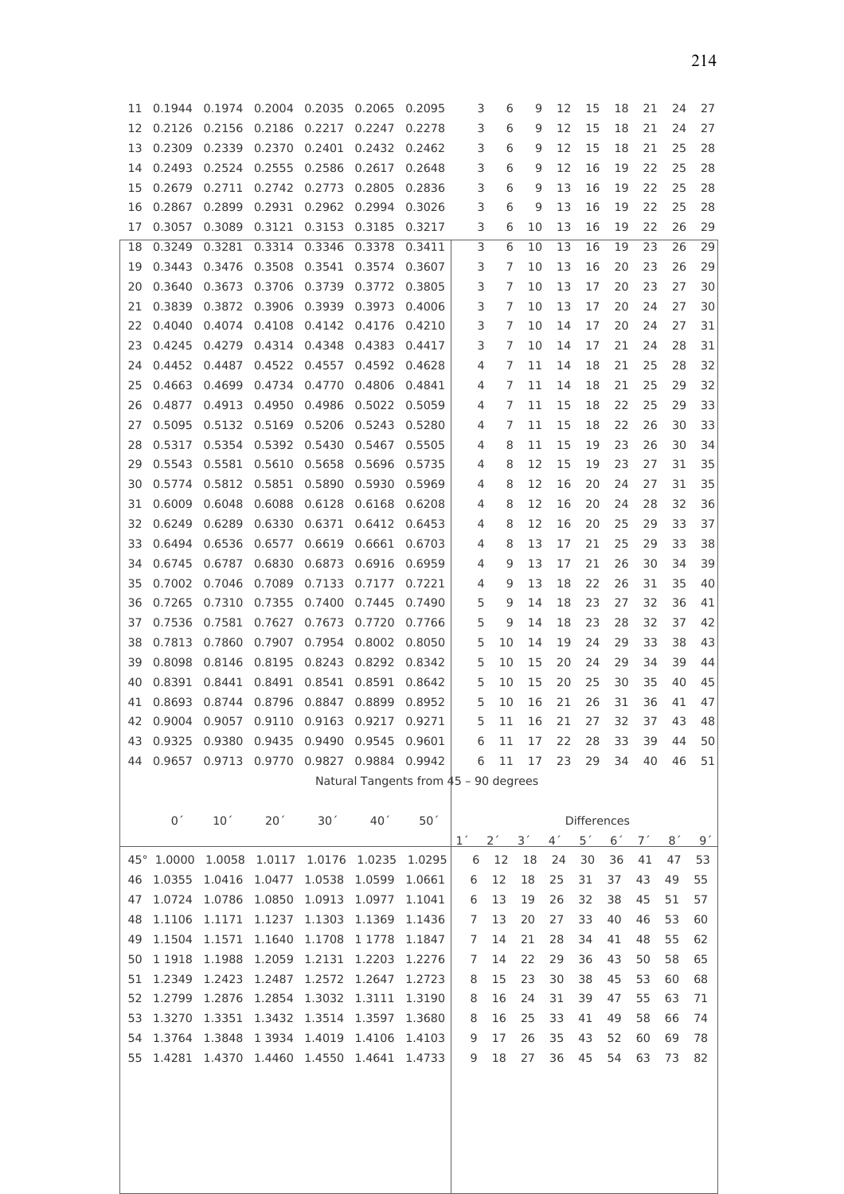| | | | | | | | | | | | | | | | |
|---|---|---|---|---|---|---|---|---|---|---|---|---|---|---|---|
| 11 | 0.1944 | 0.1974 | 0.2004 | 0.2035 | 0.2065 | 0.2095 | 3 | 6 | 9 | 12 | 15 | 18 | 21 | 24 | 27 |
| 12 | 0.2126 | 0.2156 | 0.2186 | 0.2217 | 0.2247 | 0.2278 | 3 | 6 | 9 | 12 | 15 | 18 | 21 | 24 | 27 |
| 13 | 0.2309 | 0.2339 | 0.2370 | 0.2401 | 0.2432 | 0.2462 | 3 | 6 | 9 | 12 | 15 | 18 | 21 | 25 | 28 |
| 14 | 0.2493 | 0.2524 | 0.2555 | 0.2586 | 0.2617 | 0.2648 | 3 | 6 | 9 | 12 | 16 | 19 | 22 | 25 | 28 |
| 15 | 0.2679 | 0.2711 | 0.2742 | 0.2773 | 0.2805 | 0.2836 | 3 | 6 | 9 | 13 | 16 | 19 | 22 | 25 | 28 |
| 16 | 0.2867 | 0.2899 | 0.2931 | 0.2962 | 0.2994 | 0.3026 | 3 | 6 | 9 | 13 | 16 | 19 | 22 | 25 | 28 |
| 17 | 0.3057 | 0.3089 | 0.3121 | 0.3153 | 0.3185 | 0.3217 | 3 | 6 | 10 | 13 | 16 | 19 | 22 | 26 | 29 |
| 18 | 0.3249 | 0.3281 | 0.3314 | 0.3346 | 0.3378 | 0.3411 | 3 | 6 | 10 | 13 | 16 | 19 | 23 | 26 | 29 |
| 19 | 0.3443 | 0.3476 | 0.3508 | 0.3541 | 0.3574 | 0.3607 | 3 | 7 | 10 | 13 | 16 | 20 | 23 | 26 | 29 |
| 20 | 0.3640 | 0.3673 | 0.3706 | 0.3739 | 0.3772 | 0.3805 | 3 | 7 | 10 | 13 | 17 | 20 | 23 | 27 | 30 |
| 21 | 0.3839 | 0.3872 | 0.3906 | 0.3939 | 0.3973 | 0.4006 | 3 | 7 | 10 | 13 | 17 | 20 | 24 | 27 | 30 |
| 22 | 0.4040 | 0.4074 | 0.4108 | 0.4142 | 0.4176 | 0.4210 | 3 | 7 | 10 | 14 | 17 | 20 | 24 | 27 | 31 |
| 23 | 0.4245 | 0.4279 | 0.4314 | 0.4348 | 0.4383 | 0.4417 | 3 | 7 | 10 | 14 | 17 | 21 | 24 | 28 | 31 |
| 24 | 0.4452 | 0.4487 | 0.4522 | 0.4557 | 0.4592 | 0.4628 | 4 | 7 | 11 | 14 | 18 | 21 | 25 | 28 | 32 |
| 25 | 0.4663 | 0.4699 | 0.4734 | 0.4770 | 0.4806 | 0.4841 | 4 | 7 | 11 | 14 | 18 | 21 | 25 | 29 | 32 |
| 26 | 0.4877 | 0.4913 | 0.4950 | 0.4986 | 0.5022 | 0.5059 | 4 | 7 | 11 | 15 | 18 | 22 | 25 | 29 | 33 |
| 27 | 0.5095 | 0.5132 | 0.5169 | 0.5206 | 0.5243 | 0.5280 | 4 | 7 | 11 | 15 | 18 | 22 | 26 | 30 | 33 |
| 28 | 0.5317 | 0.5354 | 0.5392 | 0.5430 | 0.5467 | 0.5505 | 4 | 8 | 11 | 15 | 19 | 23 | 26 | 30 | 34 |
| 29 | 0.5543 | 0.5581 | 0.5610 | 0.5658 | 0.5696 | 0.5735 | 4 | 8 | 12 | 15 | 19 | 23 | 27 | 31 | 35 |
| 30 | 0.5774 | 0.5812 | 0.5851 | 0.5890 | 0.5930 | 0.5969 | 4 | 8 | 12 | 16 | 20 | 24 | 27 | 31 | 35 |
| 31 | 0.6009 | 0.6048 | 0.6088 | 0.6128 | 0.6168 | 0.6208 | 4 | 8 | 12 | 16 | 20 | 24 | 28 | 32 | 36 |
| 32 | 0.6249 | 0.6289 | 0.6330 | 0.6371 | 0.6412 | 0.6453 | 4 | 8 | 12 | 16 | 20 | 25 | 29 | 33 | 37 |
| 33 | 0.6494 | 0.6536 | 0.6577 | 0.6619 | 0.6661 | 0.6703 | 4 | 8 | 13 | 17 | 21 | 25 | 29 | 33 | 38 |
| 34 | 0.6745 | 0.6787 | 0.6830 | 0.6873 | 0.6916 | 0.6959 | 4 | 9 | 13 | 17 | 21 | 26 | 30 | 34 | 39 |
| 35 | 0.7002 | 0.7046 | 0.7089 | 0.7133 | 0.7177 | 0.7221 | 4 | 9 | 13 | 18 | 22 | 26 | 31 | 35 | 40 |
| 36 | 0.7265 | 0.7310 | 0.7355 | 0.7400 | 0.7445 | 0.7490 | 5 | 9 | 14 | 18 | 23 | 27 | 32 | 36 | 41 |
| 37 | 0.7536 | 0.7581 | 0.7627 | 0.7673 | 0.7720 | 0.7766 | 5 | 9 | 14 | 18 | 23 | 28 | 32 | 37 | 42 |
| 38 | 0.7813 | 0.7860 | 0.7907 | 0.7954 | 0.8002 | 0.8050 | 5 | 10 | 14 | 19 | 24 | 29 | 33 | 38 | 43 |
| 39 | 0.8098 | 0.8146 | 0.8195 | 0.8243 | 0.8292 | 0.8342 | 5 | 10 | 15 | 20 | 24 | 29 | 34 | 39 | 44 |
| 40 | 0.8391 | 0.8441 | 0.8491 | 0.8541 | 0.8591 | 0.8642 | 5 | 10 | 15 | 20 | 25 | 30 | 35 | 40 | 45 |
| 41 | 0.8693 | 0.8744 | 0.8796 | 0.8847 | 0.8899 | 0.8952 | 5 | 10 | 16 | 21 | 26 | 31 | 36 | 41 | 47 |
| 42 | 0.9004 | 0.9057 | 0.9110 | 0.9163 | 0.9217 | 0.9271 | 5 | 11 | 16 | 21 | 27 | 32 | 37 | 43 | 48 |
| 43 | 0.9325 | 0.9380 | 0.9435 | 0.9490 | 0.9545 | 0.9601 | 6 | 11 | 17 | 22 | 28 | 33 | 39 | 44 | 50 |
| 44 | 0.9657 | 0.9713 | 0.9770 | 0.9827 | 0.9884 | 0.9942 | 6 | 11 | 17 | 23 | 29 | 34 | 40 | 46 | 51 |

Natural Tangents from 45 – 90 degrees

| | 0′ | 10′ | 20′ | 30′ | 40′ | 50′ | Differences | | | | | | | | |
|---|---|---|---|---|---|---|---|---|---|---|---|---|---|---|---|
| | | | | | | | 1′ | 2′ | 3′ | 4′ | 5′ | 6′ | 7′ | 8′ | 9′ |
| 45° | 1.0000 | 1.0058 | 1.0117 | 1.0176 | 1.0235 | 1.0295 | 6 | 12 | 18 | 24 | 30 | 36 | 41 | 47 | 53 |
| 46 | 1.0355 | 1.0416 | 1.0477 | 1.0538 | 1.0599 | 1.0661 | 6 | 12 | 18 | 25 | 31 | 37 | 43 | 49 | 55 |
| 47 | 1.0724 | 1.0786 | 1.0850 | 1.0913 | 1.0977 | 1.1041 | 6 | 13 | 19 | 26 | 32 | 38 | 45 | 51 | 57 |
| 48 | 1.1106 | 1.1171 | 1.1237 | 1.1303 | 1.1369 | 1.1436 | 7 | 13 | 20 | 27 | 33 | 40 | 46 | 53 | 60 |
| 49 | 1.1504 | 1.1571 | 1.1640 | 1.1708 | 1 1778 | 1.1847 | 7 | 14 | 21 | 28 | 34 | 41 | 48 | 55 | 62 |
| 50 | 1 1918 | 1.1988 | 1.2059 | 1.2131 | 1.2203 | 1.2276 | 7 | 14 | 22 | 29 | 36 | 43 | 50 | 58 | 65 |
| 51 | 1.2349 | 1.2423 | 1.2487 | 1.2572 | 1.2647 | 1.2723 | 8 | 15 | 23 | 30 | 38 | 45 | 53 | 60 | 68 |
| 52 | 1.2799 | 1.2876 | 1.2854 | 1.3032 | 1.3111 | 1.3190 | 8 | 16 | 24 | 31 | 39 | 47 | 55 | 63 | 71 |
| 53 | 1.3270 | 1.3351 | 1.3432 | 1.3514 | 1.3597 | 1.3680 | 8 | 16 | 25 | 33 | 41 | 49 | 58 | 66 | 74 |
| 54 | 1.3764 | 1.3848 | 1 3934 | 1.4019 | 1.4106 | 1.4103 | 9 | 17 | 26 | 35 | 43 | 52 | 60 | 69 | 78 |
| 55 | 1.4281 | 1.4370 | 1.4460 | 1.4550 | 1.4641 | 1.4733 | 9 | 18 | 27 | 36 | 45 | 54 | 63 | 73 | 82 |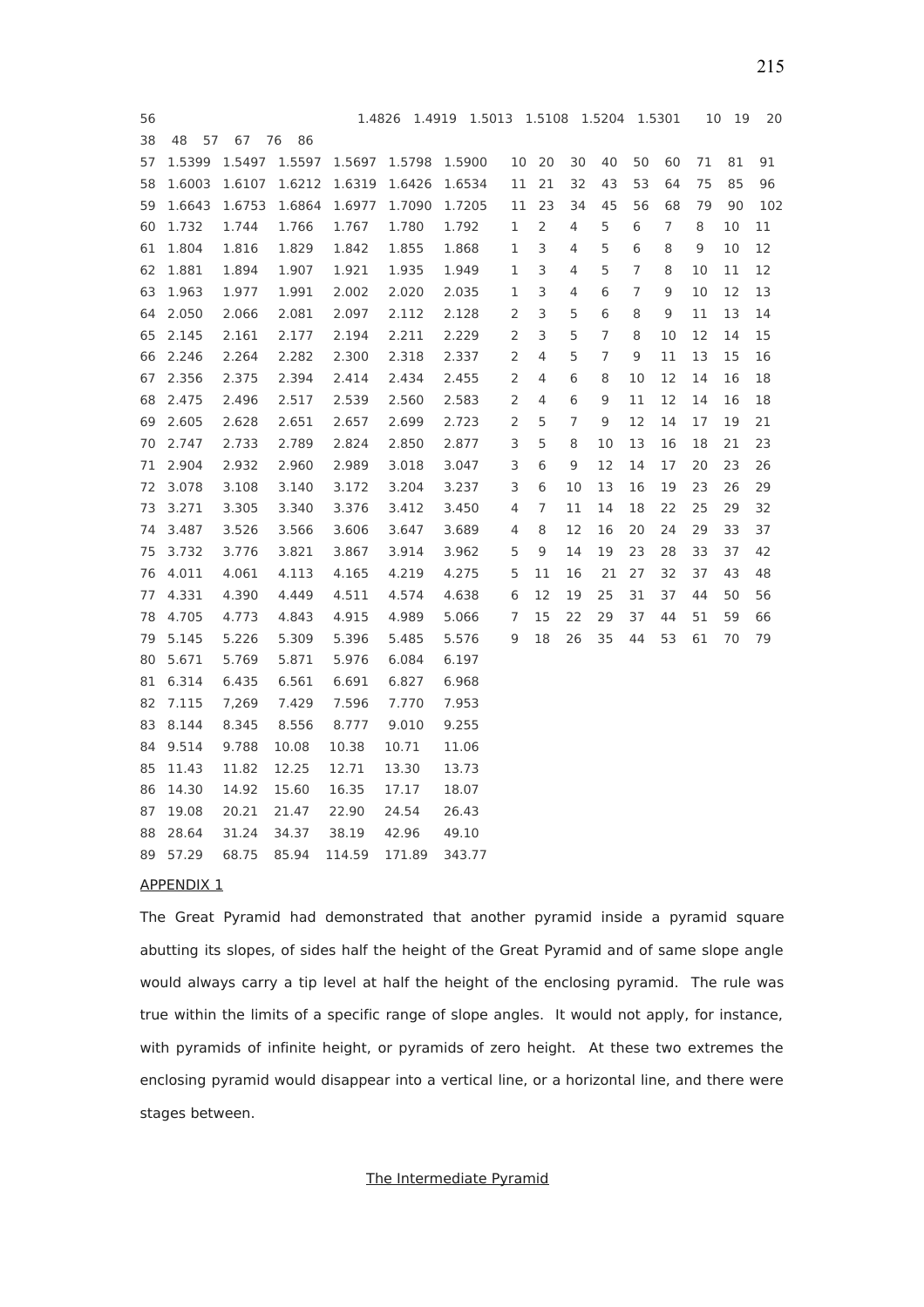| 56 | | | | 1.4826 | 1.4919 | 1.5013 | 1.5108 | 1.5204 | 1.5301 | | 10 | 19 | 20 |
|---|---|---|---|---|---|---|---|---|---|---|---|---|---|---|---|
| 38 | 48 | 57 | 67 | 76 | 86 | | | | | | | | | | |
| 57 | 1.5399 | 1.5497 | 1.5597 | 1.5697 | 1.5798 | 1.5900 | 10 | 20 | 30 | 40 | 50 | 60 | 71 | 81 | 91 |
| 58 | 1.6003 | 1.6107 | 1.6212 | 1.6319 | 1.6426 | 1.6534 | 11 | 21 | 32 | 43 | 53 | 64 | 75 | 85 | 96 |
| 59 | 1.6643 | 1.6753 | 1.6864 | 1.6977 | 1.7090 | 1.7205 | 11 | 23 | 34 | 45 | 56 | 68 | 79 | 90 | 102 |
| 60 | 1.732 | 1.744 | 1.766 | 1.767 | 1.780 | 1.792 | 1 | 2 | 4 | 5 | 6 | 7 | 8 | 10 | 11 |
| 61 | 1.804 | 1.816 | 1.829 | 1.842 | 1.855 | 1.868 | 1 | 3 | 4 | 5 | 6 | 8 | 9 | 10 | 12 |
| 62 | 1.881 | 1.894 | 1.907 | 1.921 | 1.935 | 1.949 | 1 | 3 | 4 | 5 | 7 | 8 | 10 | 11 | 12 |
| 63 | 1.963 | 1.977 | 1.991 | 2.002 | 2.020 | 2.035 | 1 | 3 | 4 | 6 | 7 | 9 | 10 | 12 | 13 |
| 64 | 2.050 | 2.066 | 2.081 | 2.097 | 2.112 | 2.128 | 2 | 3 | 5 | 6 | 8 | 9 | 11 | 13 | 14 |
| 65 | 2.145 | 2.161 | 2.177 | 2.194 | 2.211 | 2.229 | 2 | 3 | 5 | 7 | 8 | 10 | 12 | 14 | 15 |
| 66 | 2.246 | 2.264 | 2.282 | 2.300 | 2.318 | 2.337 | 2 | 4 | 5 | 7 | 9 | 11 | 13 | 15 | 16 |
| 67 | 2.356 | 2.375 | 2.394 | 2.414 | 2.434 | 2.455 | 2 | 4 | 6 | 8 | 10 | 12 | 14 | 16 | 18 |
| 68 | 2.475 | 2.496 | 2.517 | 2.539 | 2.560 | 2.583 | 2 | 4 | 6 | 9 | 11 | 12 | 14 | 16 | 18 |
| 69 | 2.605 | 2.628 | 2.651 | 2.657 | 2.699 | 2.723 | 2 | 5 | 7 | 9 | 12 | 14 | 17 | 19 | 21 |
| 70 | 2.747 | 2.733 | 2.789 | 2.824 | 2.850 | 2.877 | 3 | 5 | 8 | 10 | 13 | 16 | 18 | 21 | 23 |
| 71 | 2.904 | 2.932 | 2.960 | 2.989 | 3.018 | 3.047 | 3 | 6 | 9 | 12 | 14 | 17 | 20 | 23 | 26 |
| 72 | 3.078 | 3.108 | 3.140 | 3.172 | 3.204 | 3.237 | 3 | 6 | 10 | 13 | 16 | 19 | 23 | 26 | 29 |
| 73 | 3.271 | 3.305 | 3.340 | 3.376 | 3.412 | 3.450 | 4 | 7 | 11 | 14 | 18 | 22 | 25 | 29 | 32 |
| 74 | 3.487 | 3.526 | 3.566 | 3.606 | 3.647 | 3.689 | 4 | 8 | 12 | 16 | 20 | 24 | 29 | 33 | 37 |
| 75 | 3.732 | 3.776 | 3.821 | 3.867 | 3.914 | 3.962 | 5 | 9 | 14 | 19 | 23 | 28 | 33 | 37 | 42 |
| 76 | 4.011 | 4.061 | 4.113 | 4.165 | 4.219 | 4.275 | 5 | 11 | 16 | 21 | 27 | 32 | 37 | 43 | 48 |
| 77 | 4.331 | 4.390 | 4.449 | 4.511 | 4.574 | 4.638 | 6 | 12 | 19 | 25 | 31 | 37 | 44 | 50 | 56 |
| 78 | 4.705 | 4.773 | 4.843 | 4.915 | 4.989 | 5.066 | 7 | 15 | 22 | 29 | 37 | 44 | 51 | 59 | 66 |
| 79 | 5.145 | 5.226 | 5.309 | 5.396 | 5.485 | 5.576 | 9 | 18 | 26 | 35 | 44 | 53 | 61 | 70 | 79 |
| 80 | 5.671 | 5.769 | 5.871 | 5.976 | 6.084 | 6.197 | | | | | | | | | |
| 81 | 6.314 | 6.435 | 6.561 | 6.691 | 6.827 | 6.968 | | | | | | | | | |
| 82 | 7.115 | 7,269 | 7.429 | 7.596 | 7.770 | 7.953 | | | | | | | | | |
| 83 | 8.144 | 8.345 | 8.556 | 8.777 | 9.010 | 9.255 | | | | | | | | | |
| 84 | 9.514 | 9.788 | 10.08 | 10.38 | 10.71 | 11.06 | | | | | | | | | |
| 85 | 11.43 | 11.82 | 12.25 | 12.71 | 13.30 | 13.73 | | | | | | | | | |
| 86 | 14.30 | 14.92 | 15.60 | 16.35 | 17.17 | 18.07 | | | | | | | | | |
| 87 | 19.08 | 20.21 | 21.47 | 22.90 | 24.54 | 26.43 | | | | | | | | | |
| 88 | 28.64 | 31.24 | 34.37 | 38.19 | 42.96 | 49.10 | | | | | | | | | |
| 89 | 57.29 | 68.75 | 85.94 | 114.59 | 171.89 | 343.77 | | | | | | | | | |

APPENDIX 1

The Great Pyramid had demonstrated that another pyramid inside a pyramid square abutting its slopes, of sides half the height of the Great Pyramid and of same slope angle would always carry a tip level at half the height of the enclosing pyramid. The rule was true within the limits of a specific range of slope angles. It would not apply, for instance, with pyramids of infinite height, or pyramids of zero height. At these two extremes the enclosing pyramid would disappear into a vertical line, or a horizontal line, and there were stages between.

The Intermediate Pyramid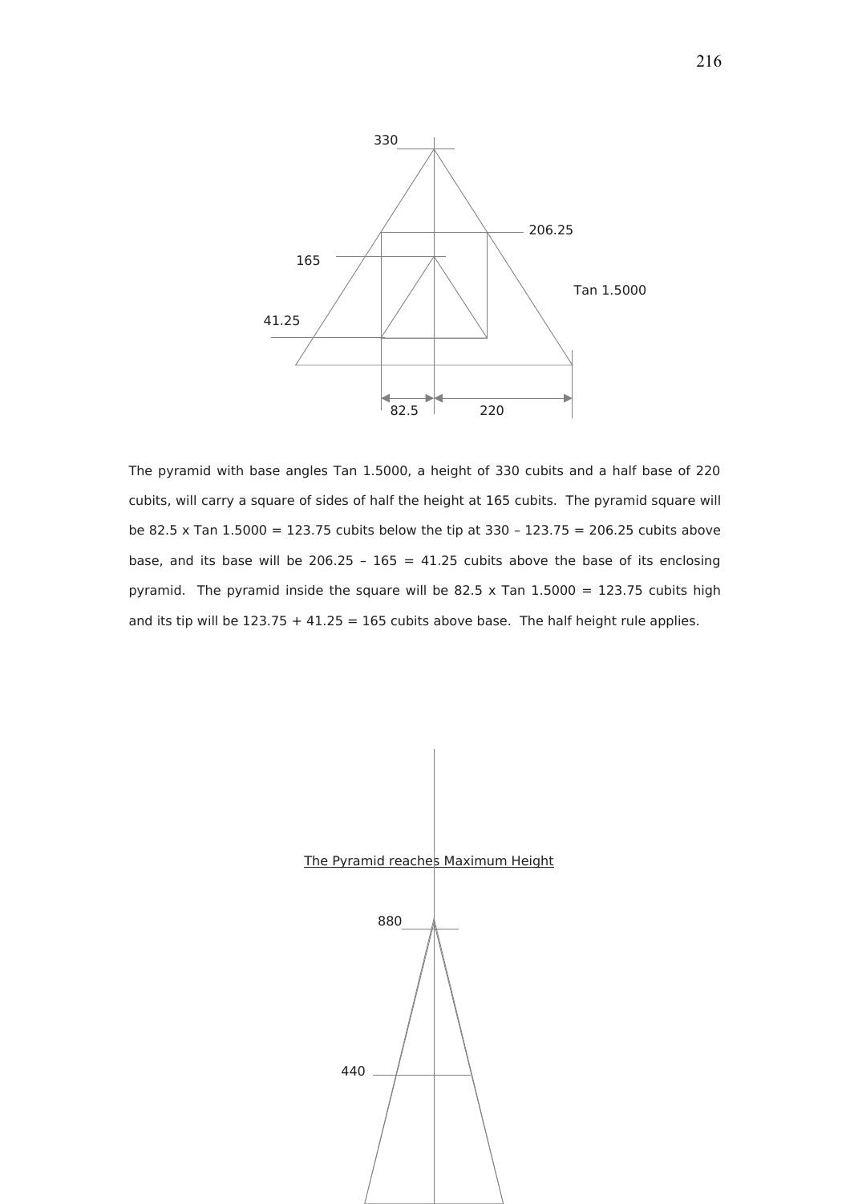The pyramid with base angles Tan 1.5000, a height of 330 cubits and a half base of 220 cubits, will carry a square of sides of half the height at 165 cubits. The pyramid square will be 82.5 x Tan 1.5000 = 123.75 cubits below the tip at 330 – 123.75 = 206.25 cubits above base, and its base will be 206.25 – 165 = 41.25 cubits above the base of its enclosing pyramid. The pyramid inside the square will be 82.5 x Tan 1.5000 = 123.75 cubits high and its tip will be 123.75 + 41.25 = 165 cubits above base. The half height rule applies.

<u>The Pyramid reaches Maximum Height</u>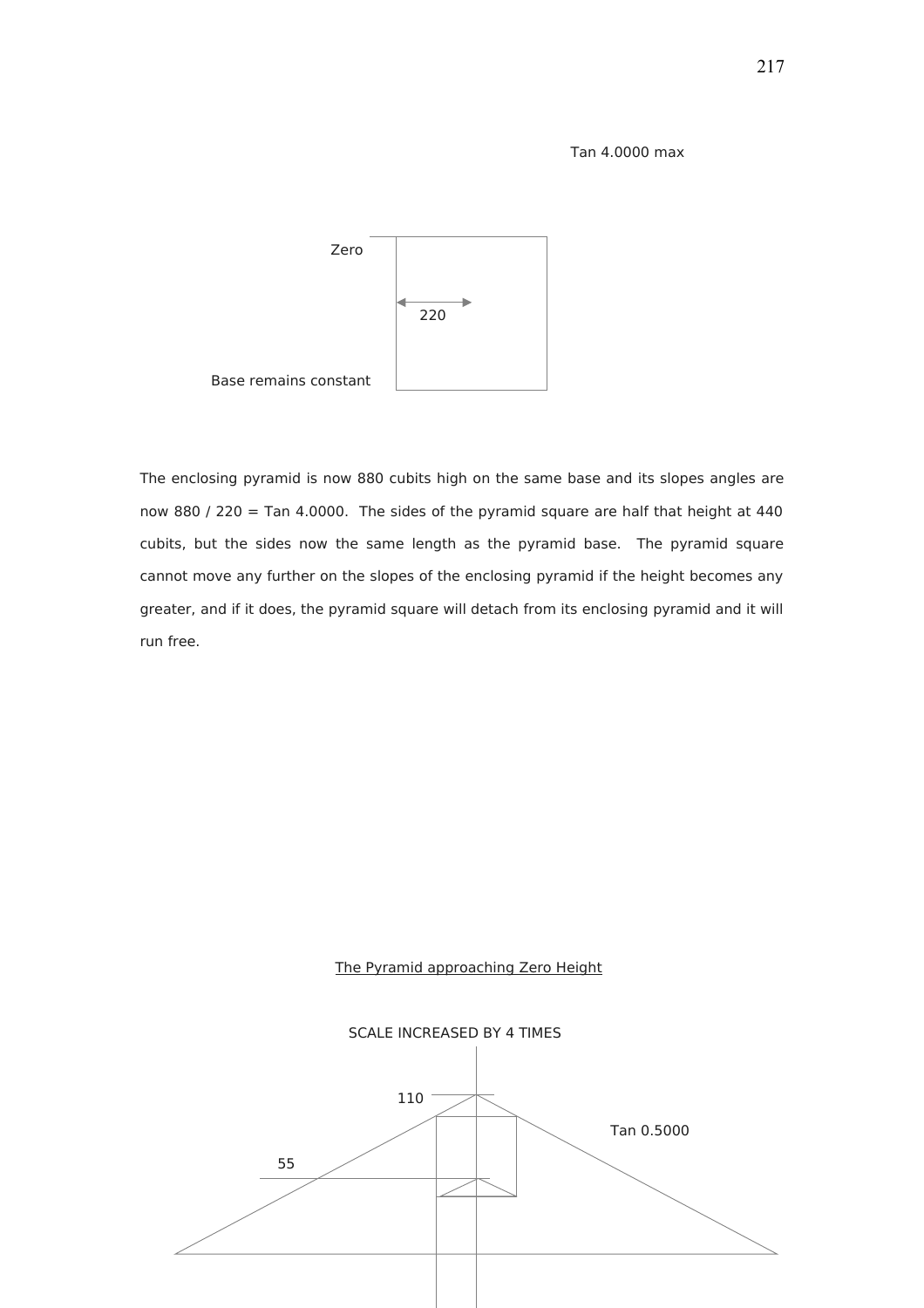Tan 4.0000 max

Zero

220

Base remains constant

The enclosing pyramid is now 880 cubits high on the same base and its slopes angles are now 880 / 220 = Tan 4.0000. The sides of the pyramid square are half that height at 440 cubits, but the sides now the same length as the pyramid base. The pyramid square cannot move any further on the slopes of the enclosing pyramid if the height becomes any greater, and if it does, the pyramid square will detach from its enclosing pyramid and it will run free.

<u>The Pyramid approaching Zero Height</u>

SCALE INCREASED BY 4 TIMES

110

Tan 0.5000

55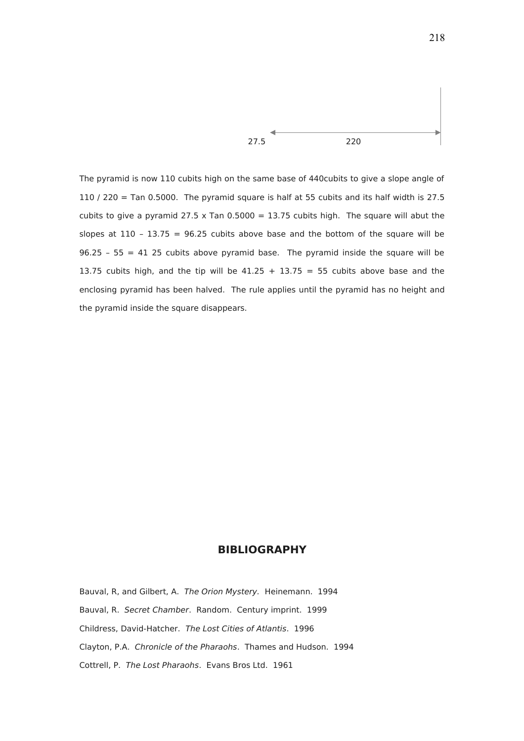27.5 220

The pyramid is now 110 cubits high on the same base of 440cubits to give a slope angle of 110 / 220 = Tan 0.5000. The pyramid square is half at 55 cubits and its half width is 27.5 cubits to give a pyramid 27.5 x Tan 0.5000 = 13.75 cubits high. The square will abut the slopes at 110 – 13.75 = 96.25 cubits above base and the bottom of the square will be 96.25 – 55 = 41 25 cubits above pyramid base. The pyramid inside the square will be 13.75 cubits high, and the tip will be 41.25 + 13.75 = 55 cubits above base and the enclosing pyramid has been halved. The rule applies until the pyramid has no height and the pyramid inside the square disappears.

## BIBLIOGRAPHY

Bauval, R, and Gilbert, A. *The Orion Mystery*. Heinemann. 1994

Bauval, R. *Secret Chamber*. Random. Century imprint. 1999

Childress, David-Hatcher. *The Lost Cities of Atlantis*. 1996

Clayton, P.A. *Chronicle of the Pharaohs*. Thames and Hudson. 1994

Cottrell, P. *The Lost Pharaohs*. Evans Bros Ltd. 1961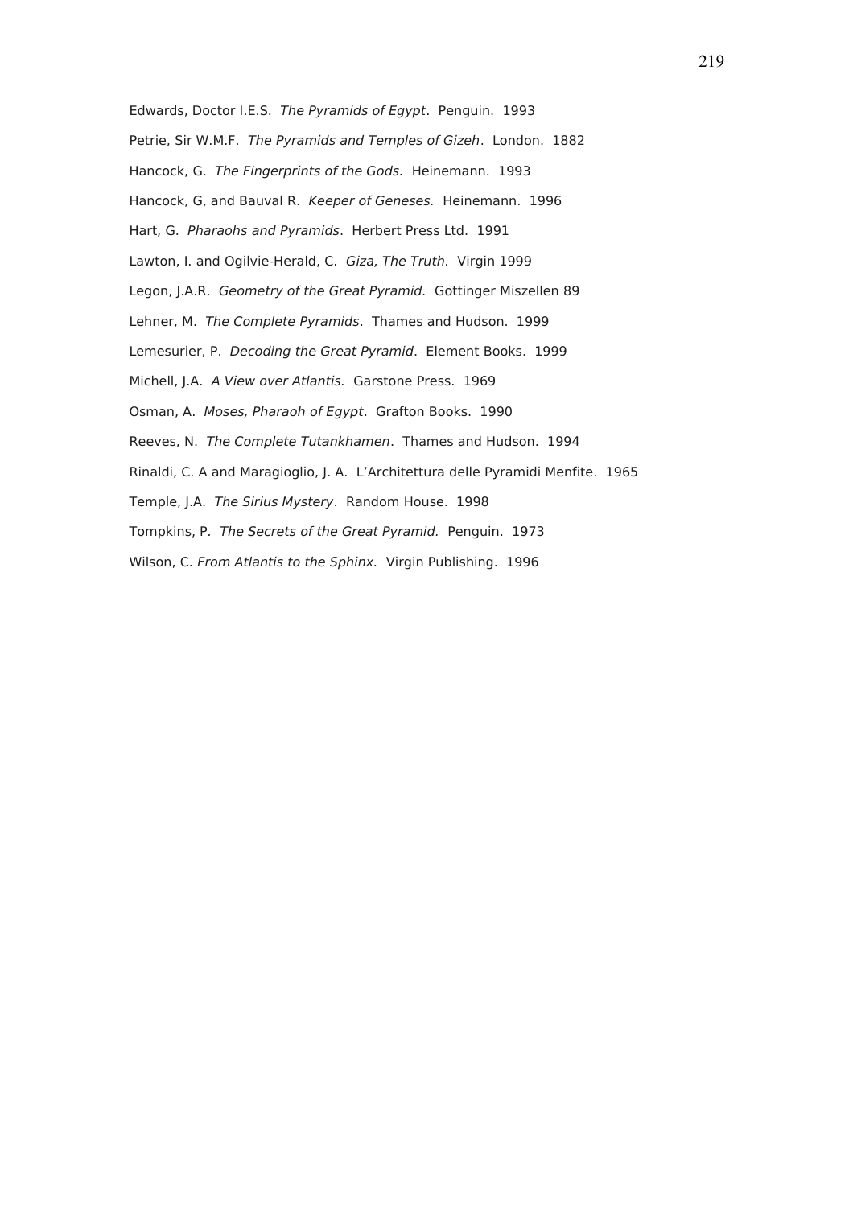Edwards, Doctor I.E.S. *The Pyramids of Egypt*. Penguin. 1993

Petrie, Sir W.M.F. *The Pyramids and Temples of Gizeh*. London. 1882

Hancock, G. *The Fingerprints of the Gods.* Heinemann. 1993

Hancock, G, and Bauval R. *Keeper of Geneses.* Heinemann. 1996

Hart, G. *Pharaohs and Pyramids*. Herbert Press Ltd. 1991

Lawton, I. and Ogilvie-Herald, C. *Giza, The Truth.* Virgin 1999

Legon, J.A.R. *Geometry of the Great Pyramid.* Gottinger Miszellen 89

Lehner, M. *The Complete Pyramids*. Thames and Hudson. 1999

Lemesurier, P. *Decoding the Great Pyramid*. Element Books. 1999

Michell, J.A. *A View over Atlantis.* Garstone Press. 1969

Osman, A. *Moses, Pharaoh of Egypt*. Grafton Books. 1990

Reeves, N. *The Complete Tutankhamen*. Thames and Hudson. 1994

Rinaldi, C. A and Maragioglio, J. A. L'Architettura delle Pyramidi Menfite. 1965

Temple, J.A. *The Sirius Mystery*. Random House. 1998

Tompkins, P. *The Secrets of the Great Pyramid.* Penguin. 1973

Wilson, C. *From Atlantis to the Sphinx.* Virgin Publishing. 1996